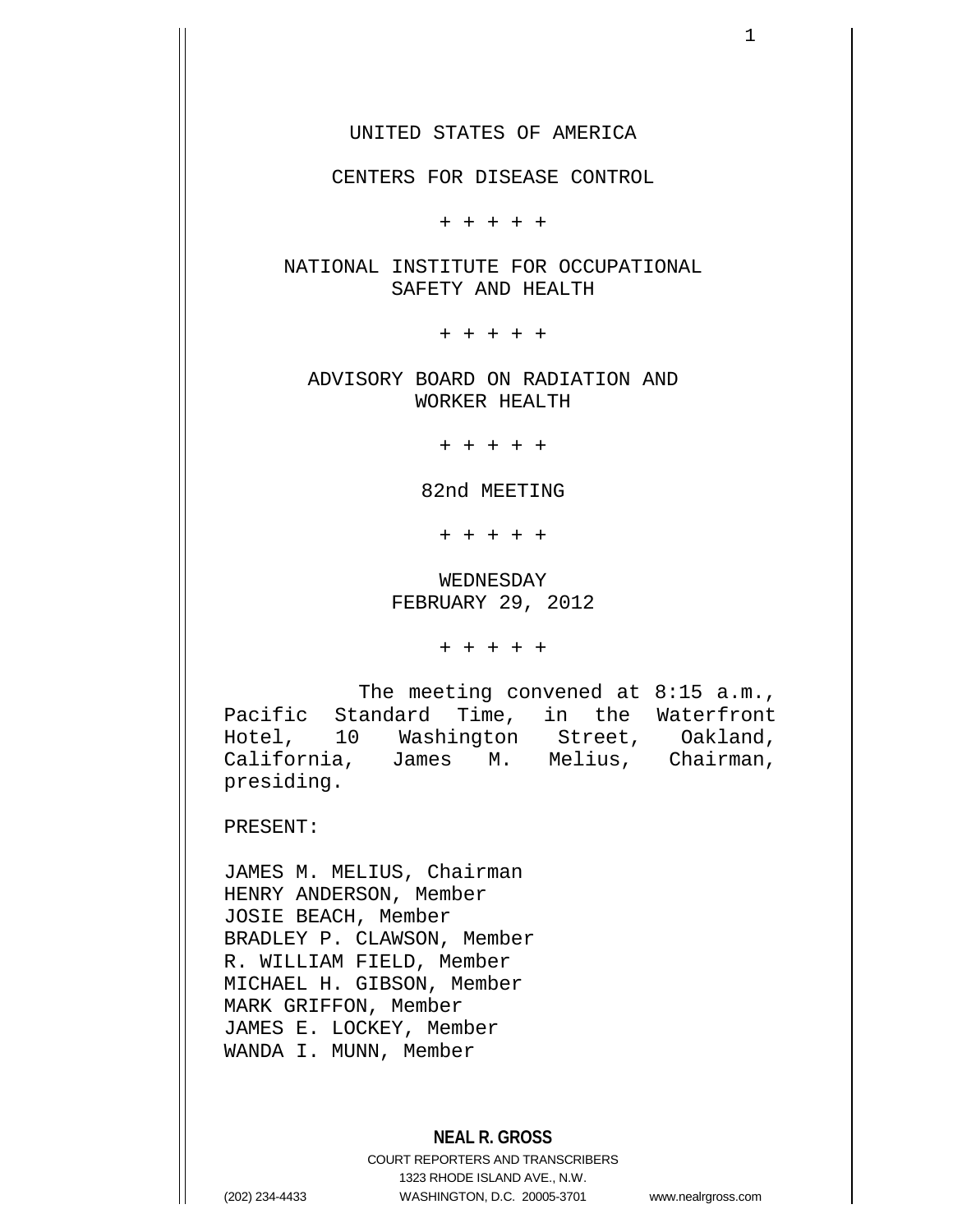UNITED STATES OF AMERICA

CENTERS FOR DISEASE CONTROL

+ + + + +

NATIONAL INSTITUTE FOR OCCUPATIONAL SAFETY AND HEALTH

+ + + + +

ADVISORY BOARD ON RADIATION AND WORKER HEALTH

+ + + + +

82nd MEETING

+ + + + +

WEDNESDAY
FEBRUARY 29, 2012

+ + + + +

The meeting convened at 8:15 a.m., Pacific Standard Time, in the Waterfront Hotel, 10 Washington Street, Oakland, California, James M. Melius, Chairman, presiding.

PRESENT:

JAMES M. MELIUS, Chairman
HENRY ANDERSON, Member
JOSIE BEACH, Member
BRADLEY P. CLAWSON, Member
R. WILLIAM FIELD, Member
MICHAEL H. GIBSON, Member
MARK GRIFFON, Member
JAMES E. LOCKEY, Member
WANDA I. MUNN, Member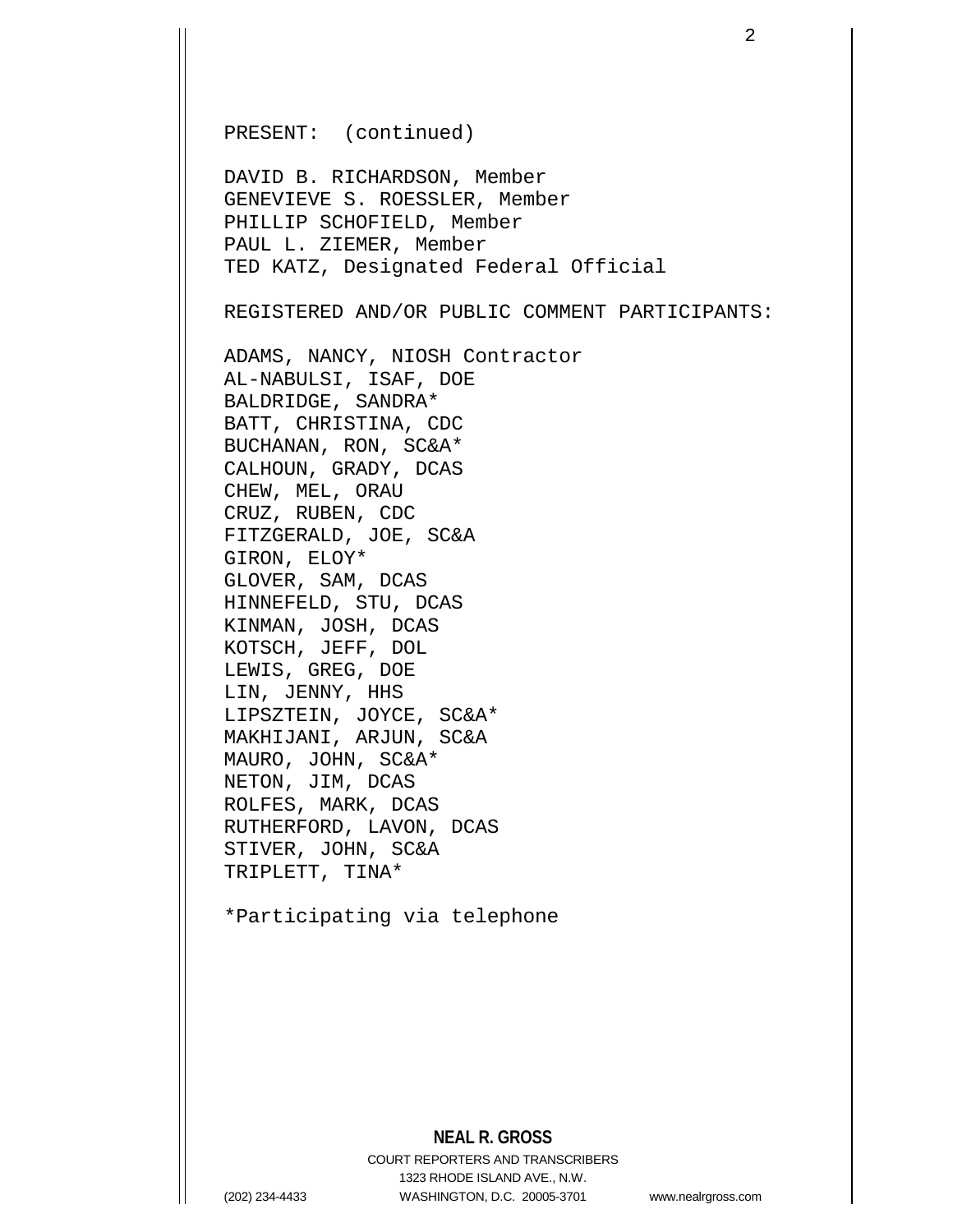PRESENT: (continued)

DAVID B. RICHARDSON, Member
GENEVIEVE S. ROESSLER, Member
PHILLIP SCHOFIELD, Member
PAUL L. ZIEMER, Member
TED KATZ, Designated Federal Official

REGISTERED AND/OR PUBLIC COMMENT PARTICIPANTS:

ADAMS, NANCY, NIOSH Contractor
AL-NABULSI, ISAF, DOE
BALDRIDGE, SANDRA*
BATT, CHRISTINA, CDC
BUCHANAN, RON, SC&A*
CALHOUN, GRADY, DCAS
CHEW, MEL, ORAU
CRUZ, RUBEN, CDC
FITZGERALD, JOE, SC&A
GIRON, ELOY*
GLOVER, SAM, DCAS
HINNEFELD, STU, DCAS
KINMAN, JOSH, DCAS
KOTSCH, JEFF, DOL
LEWIS, GREG, DOE
LIN, JENNY, HHS
LIPSZTEIN, JOYCE, SC&A*
MAKHIJANI, ARJUN, SC&A
MAURO, JOHN, SC&A*
NETON, JIM, DCAS
ROLFES, MARK, DCAS
RUTHERFORD, LAVON, DCAS
STIVER, JOHN, SC&A
TRIPLETT, TINA*

*Participating via telephone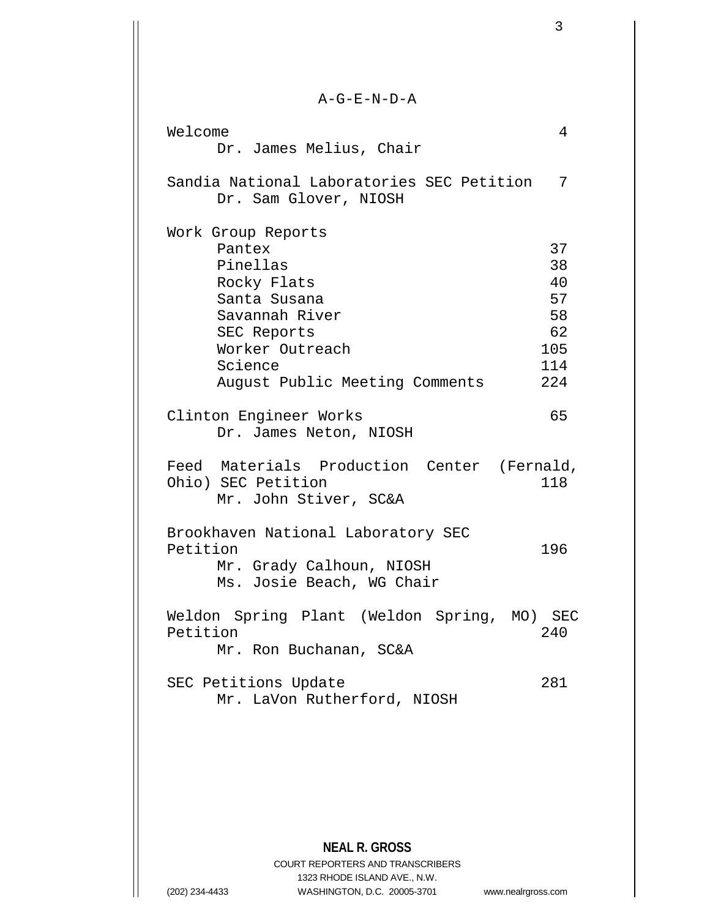# A-G-E-N-D-A

| | |
|---|---|
| Welcome<br>Dr. James Melius, Chair | 4 |
| Sandia National Laboratories SEC Petition<br>Dr. Sam Glover, NIOSH | 7 |
| Work Group Reports | |
| Pantex | 37 |
| Pinellas | 38 |
| Rocky Flats | 40 |
| Santa Susana | 57 |
| Savannah River | 58 |
| SEC Reports | 62 |
| Worker Outreach | 105 |
| Science | 114 |
| August Public Meeting Comments | 224 |
| Clinton Engineer Works<br>Dr. James Neton, NIOSH | 65 |
| Feed Materials Production Center (Fernald, Ohio) SEC Petition<br>Mr. John Stiver, SC&A | 118 |
| Brookhaven National Laboratory SEC Petition<br>Mr. Grady Calhoun, NIOSH<br>Ms. Josie Beach, WG Chair | 196 |
| Weldon Spring Plant (Weldon Spring, MO) SEC Petition<br>Mr. Ron Buchanan, SC&A | 240 |
| SEC Petitions Update<br>Mr. LaVon Rutherford, NIOSH | 281 |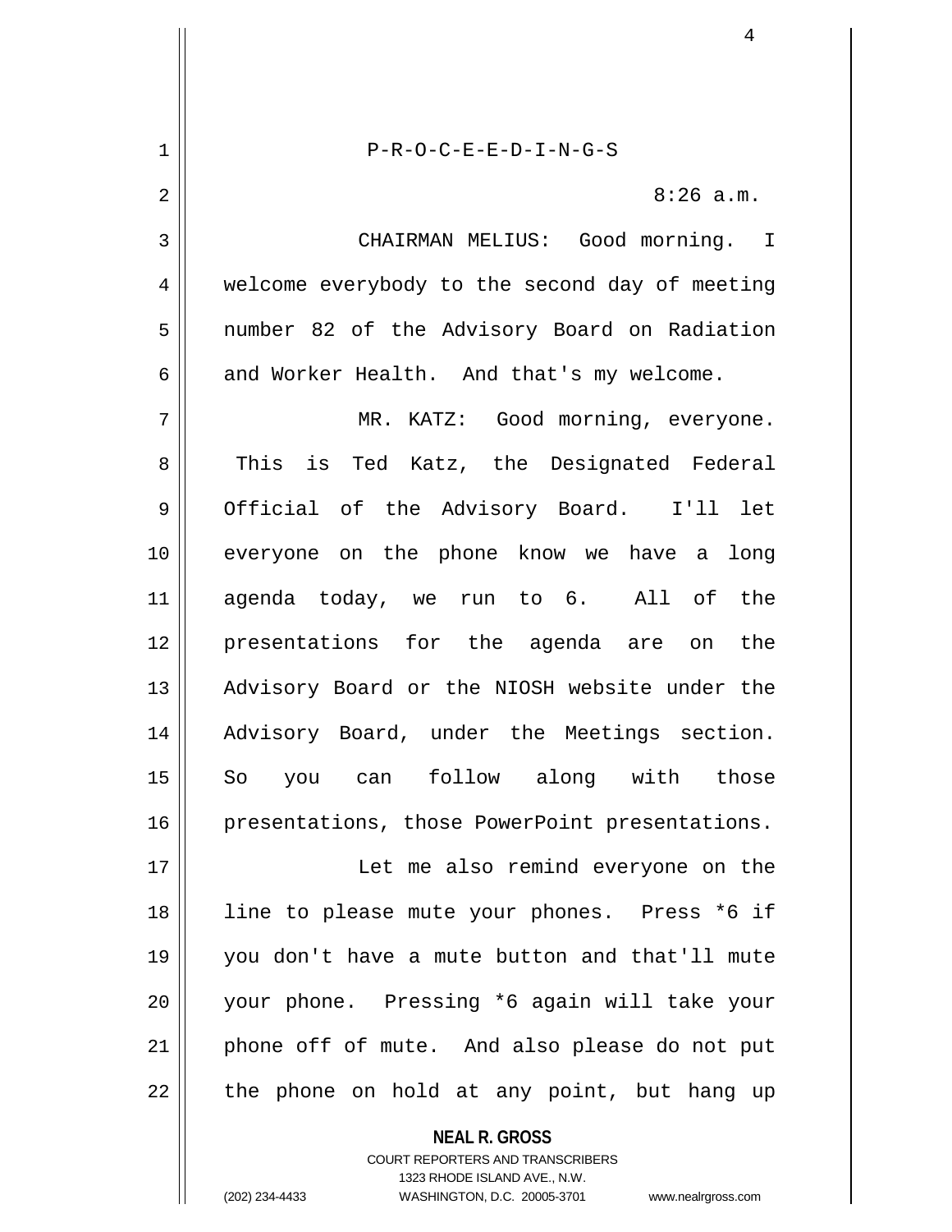P-R-O-C-E-E-D-I-N-G-S

8:26 a.m.

CHAIRMAN MELIUS: Good morning. I welcome everybody to the second day of meeting number 82 of the Advisory Board on Radiation and Worker Health. And that's my welcome.

MR. KATZ: Good morning, everyone. This is Ted Katz, the Designated Federal Official of the Advisory Board. I'll let everyone on the phone know we have a long agenda today, we run to 6. All of the presentations for the agenda are on the Advisory Board or the NIOSH website under the Advisory Board, under the Meetings section. So you can follow along with those presentations, those PowerPoint presentations.

Let me also remind everyone on the line to please mute your phones. Press *6 if you don't have a mute button and that'll mute your phone. Pressing *6 again will take your phone off of mute. And also please do not put the phone on hold at any point, but hang up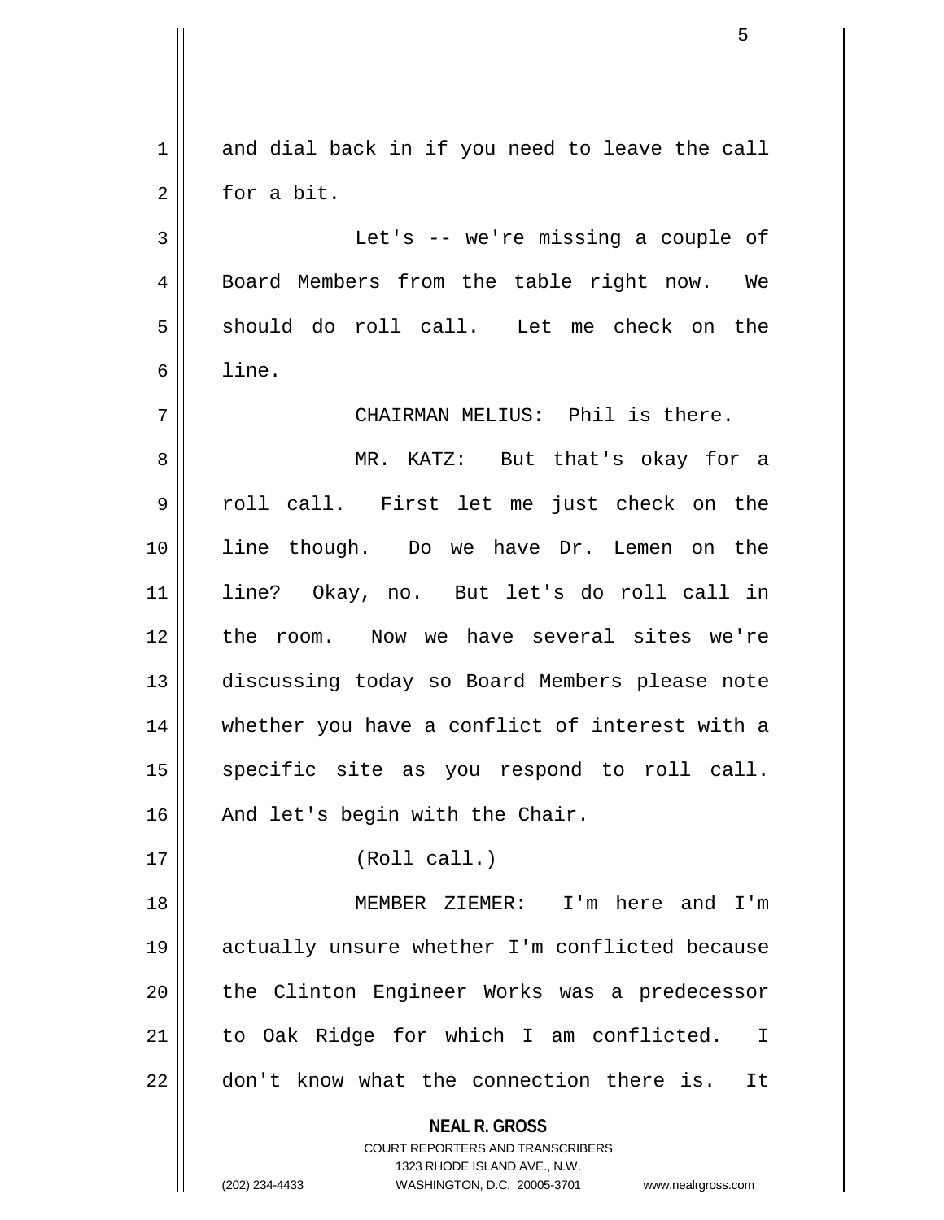and dial back in if you need to leave the call for a bit.

Let's -- we're missing a couple of Board Members from the table right now. We should do roll call. Let me check on the line.

CHAIRMAN MELIUS: Phil is there.

MR. KATZ: But that's okay for a roll call. First let me just check on the line though. Do we have Dr. Lemen on the line? Okay, no. But let's do roll call in the room. Now we have several sites we're discussing today so Board Members please note whether you have a conflict of interest with a specific site as you respond to roll call. And let's begin with the Chair.

(Roll call.)

MEMBER ZIEMER: I'm here and I'm actually unsure whether I'm conflicted because the Clinton Engineer Works was a predecessor to Oak Ridge for which I am conflicted. I don't know what the connection there is. It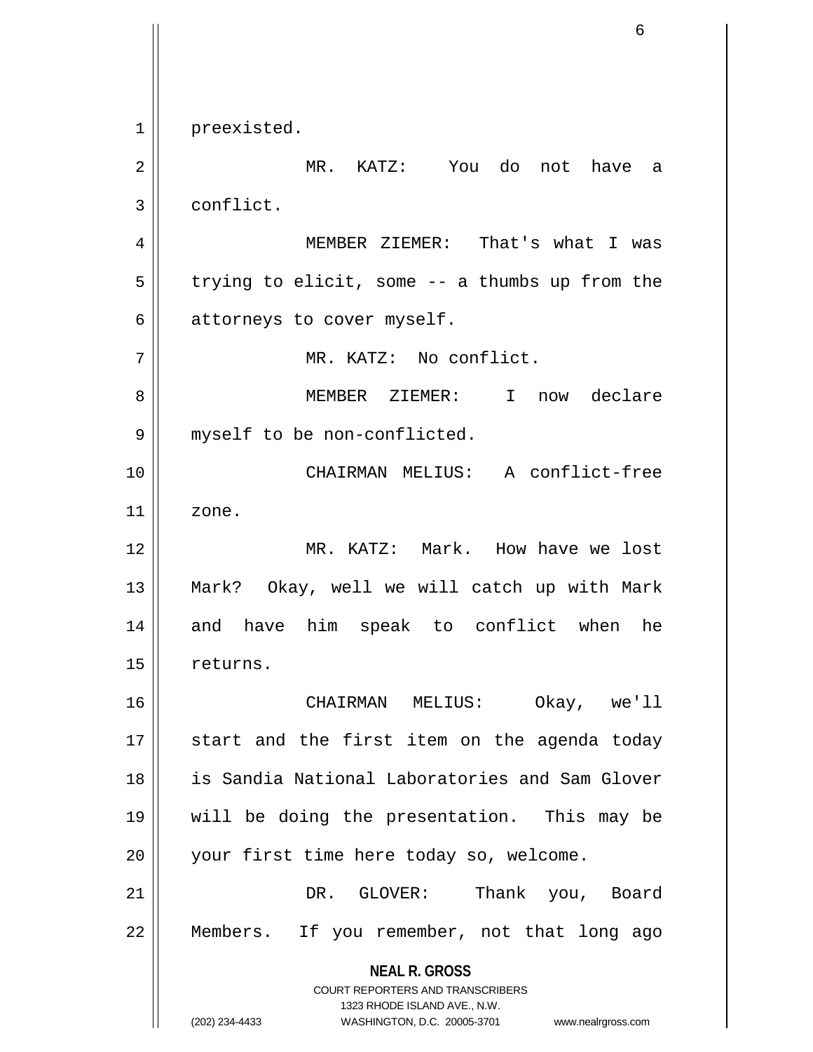preexisted.

MR. KATZ: You do not have a conflict.

MEMBER ZIEMER: That's what I was trying to elicit, some -- a thumbs up from the attorneys to cover myself.

MR. KATZ: No conflict.

MEMBER ZIEMER: I now declare myself to be non-conflicted.

CHAIRMAN MELIUS: A conflict-free zone.

MR. KATZ: Mark. How have we lost Mark? Okay, well we will catch up with Mark and have him speak to conflict when he returns.

CHAIRMAN MELIUS: Okay, we'll start and the first item on the agenda today is Sandia National Laboratories and Sam Glover will be doing the presentation. This may be your first time here today so, welcome.

DR. GLOVER: Thank you, Board Members. If you remember, not that long ago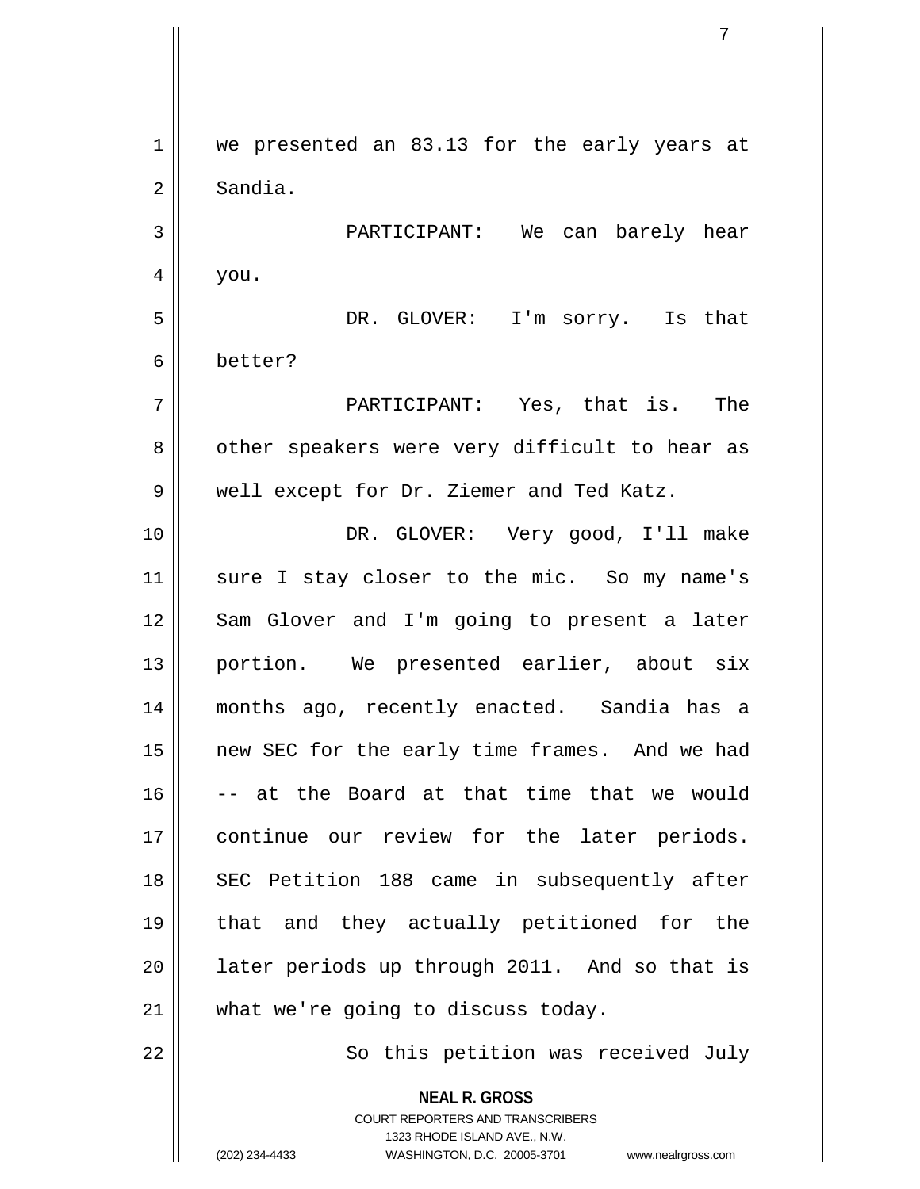we presented an 83.13 for the early years at Sandia.

PARTICIPANT: We can barely hear you.

DR. GLOVER: I'm sorry. Is that better?

PARTICIPANT: Yes, that is. The other speakers were very difficult to hear as well except for Dr. Ziemer and Ted Katz.

DR. GLOVER: Very good, I'll make sure I stay closer to the mic. So my name's Sam Glover and I'm going to present a later portion. We presented earlier, about six months ago, recently enacted. Sandia has a new SEC for the early time frames. And we had -- at the Board at that time that we would continue our review for the later periods. SEC Petition 188 came in subsequently after that and they actually petitioned for the later periods up through 2011. And so that is what we're going to discuss today.

So this petition was received July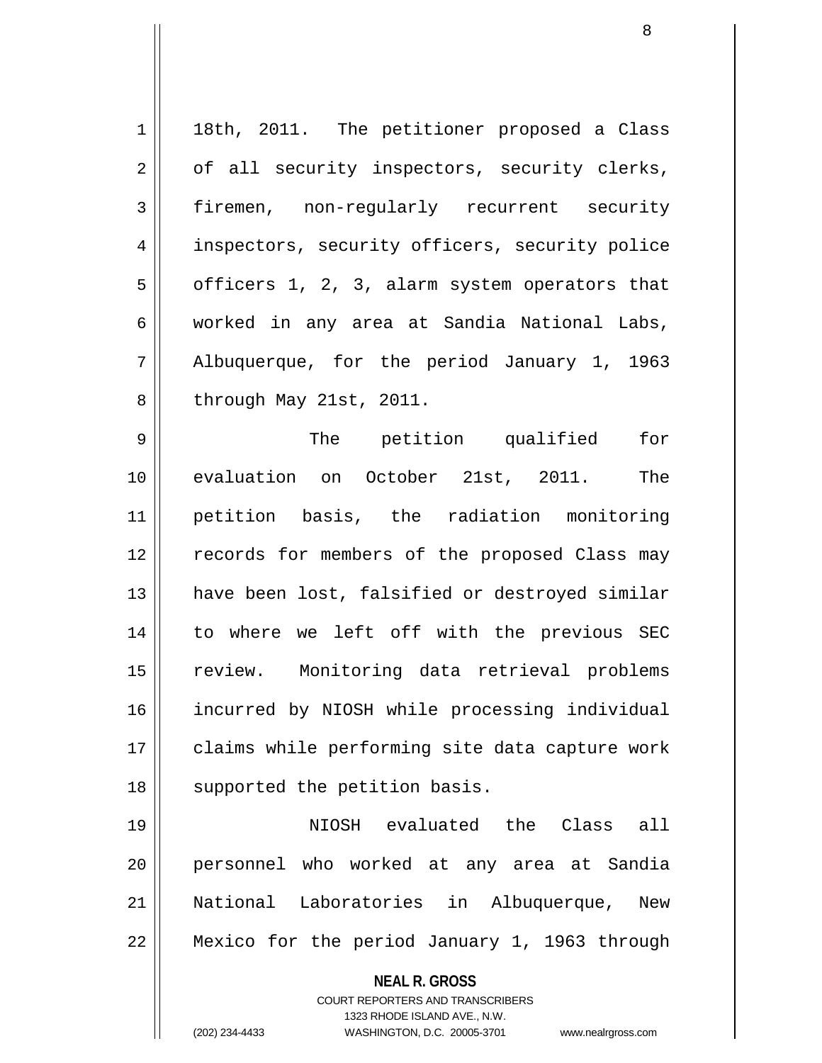18th, 2011. The petitioner proposed a Class of all security inspectors, security clerks, firemen, non-regularly recurrent security inspectors, security officers, security police officers 1, 2, 3, alarm system operators that worked in any area at Sandia National Labs, Albuquerque, for the period January 1, 1963 through May 21st, 2011.

The petition qualified for evaluation on October 21st, 2011. The petition basis, the radiation monitoring records for members of the proposed Class may have been lost, falsified or destroyed similar to where we left off with the previous SEC review. Monitoring data retrieval problems incurred by NIOSH while processing individual claims while performing site data capture work supported the petition basis.

NIOSH evaluated the Class all personnel who worked at any area at Sandia National Laboratories in Albuquerque, New Mexico for the period January 1, 1963 through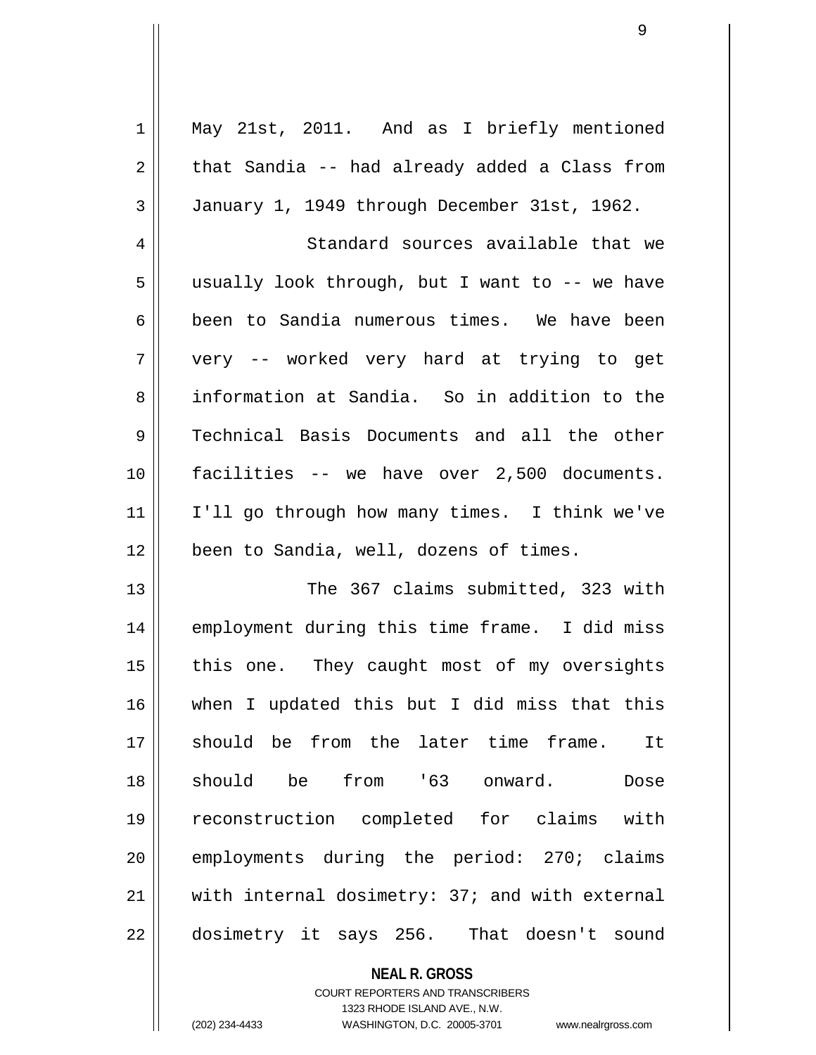May 21st, 2011. And as I briefly mentioned that Sandia -- had already added a Class from January 1, 1949 through December 31st, 1962.

Standard sources available that we usually look through, but I want to -- we have been to Sandia numerous times. We have been very -- worked very hard at trying to get information at Sandia. So in addition to the Technical Basis Documents and all the other facilities -- we have over 2,500 documents. I'll go through how many times. I think we've been to Sandia, well, dozens of times.

The 367 claims submitted, 323 with employment during this time frame. I did miss this one. They caught most of my oversights when I updated this but I did miss that this should be from the later time frame. It should be from '63 onward. Dose reconstruction completed for claims with employments during the period: 270; claims with internal dosimetry: 37; and with external dosimetry it says 256. That doesn't sound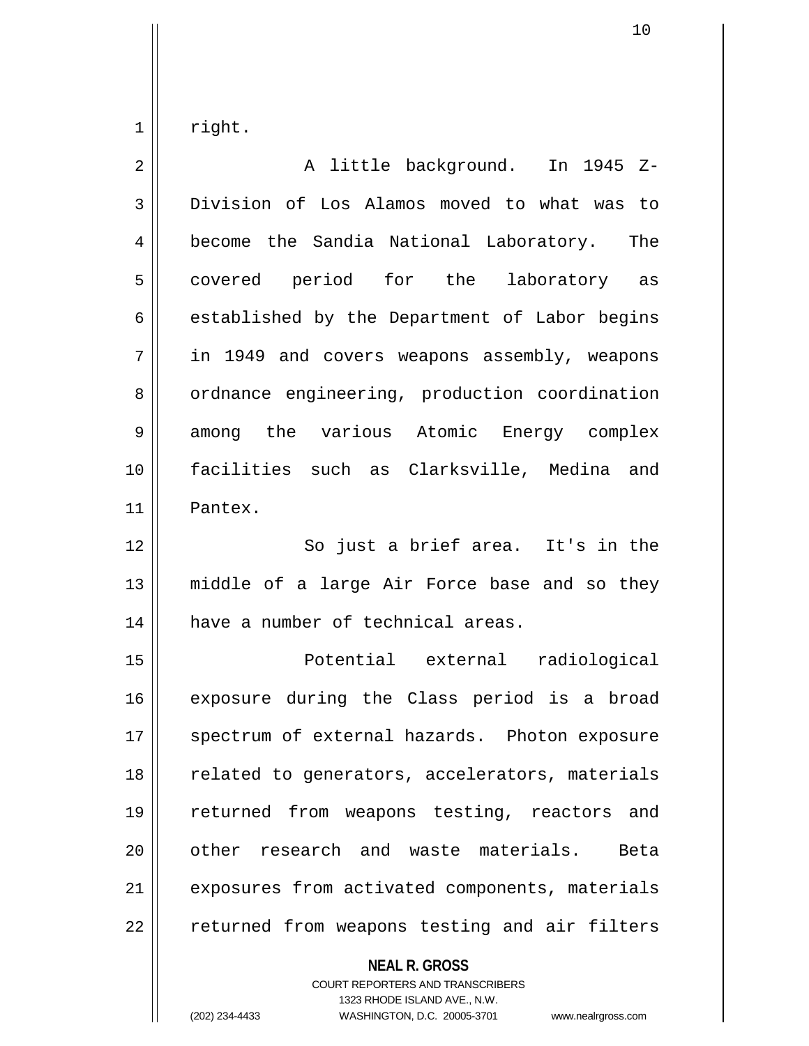right.

A little background. In 1945 Z-Division of Los Alamos moved to what was to become the Sandia National Laboratory. The covered period for the laboratory as established by the Department of Labor begins in 1949 and covers weapons assembly, weapons ordnance engineering, production coordination among the various Atomic Energy complex facilities such as Clarksville, Medina and Pantex.

So just a brief area. It's in the middle of a large Air Force base and so they have a number of technical areas.

Potential external radiological exposure during the Class period is a broad spectrum of external hazards. Photon exposure related to generators, accelerators, materials returned from weapons testing, reactors and other research and waste materials. Beta exposures from activated components, materials returned from weapons testing and air filters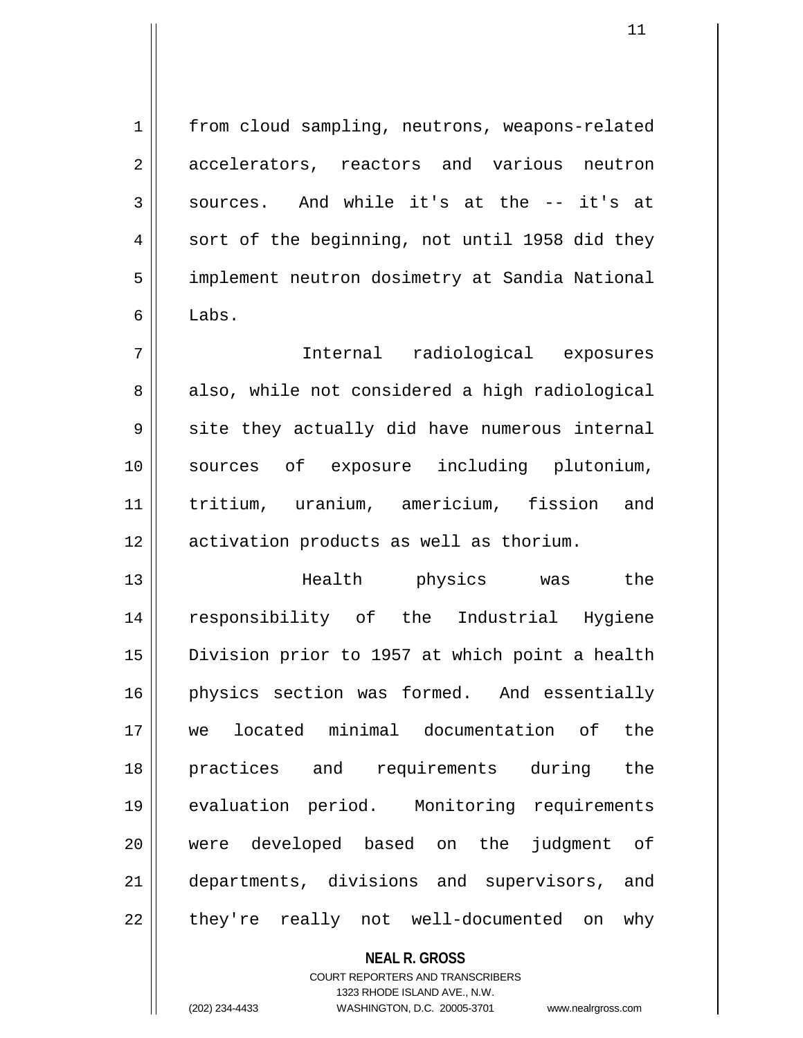from cloud sampling, neutrons, weapons-related accelerators, reactors and various neutron sources. And while it's at the -- it's at sort of the beginning, not until 1958 did they implement neutron dosimetry at Sandia National Labs.

Internal radiological exposures also, while not considered a high radiological site they actually did have numerous internal sources of exposure including plutonium, tritium, uranium, americium, fission and activation products as well as thorium.

Health physics was the responsibility of the Industrial Hygiene Division prior to 1957 at which point a health physics section was formed. And essentially we located minimal documentation of the practices and requirements during the evaluation period. Monitoring requirements were developed based on the judgment of departments, divisions and supervisors, and they're really not well-documented on why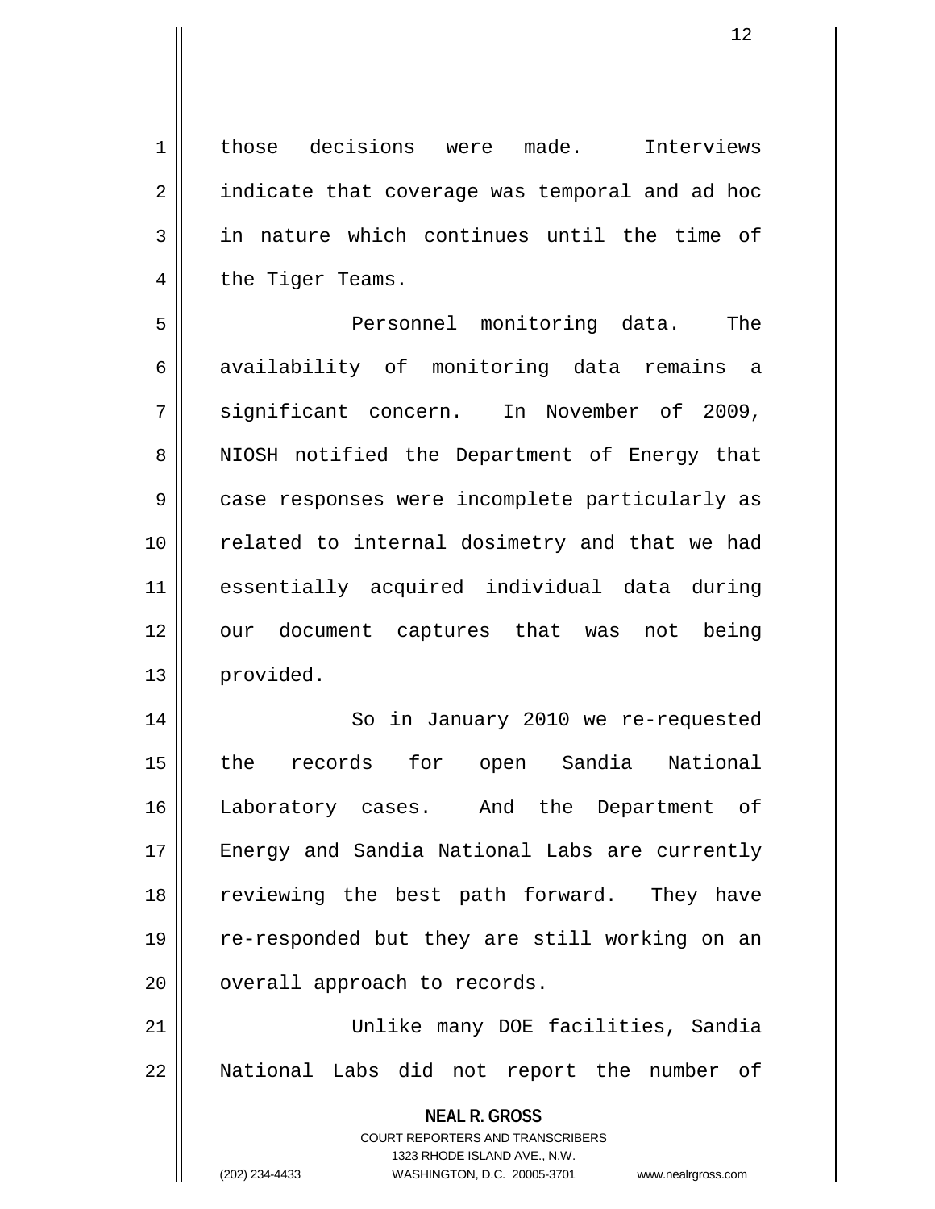those decisions were made. Interviews indicate that coverage was temporal and ad hoc in nature which continues until the time of the Tiger Teams.

Personnel monitoring data. The availability of monitoring data remains a significant concern. In November of 2009, NIOSH notified the Department of Energy that case responses were incomplete particularly as related to internal dosimetry and that we had essentially acquired individual data during our document captures that was not being provided.

So in January 2010 we re-requested the records for open Sandia National Laboratory cases. And the Department of Energy and Sandia National Labs are currently reviewing the best path forward. They have re-responded but they are still working on an overall approach to records.

Unlike many DOE facilities, Sandia National Labs did not report the number of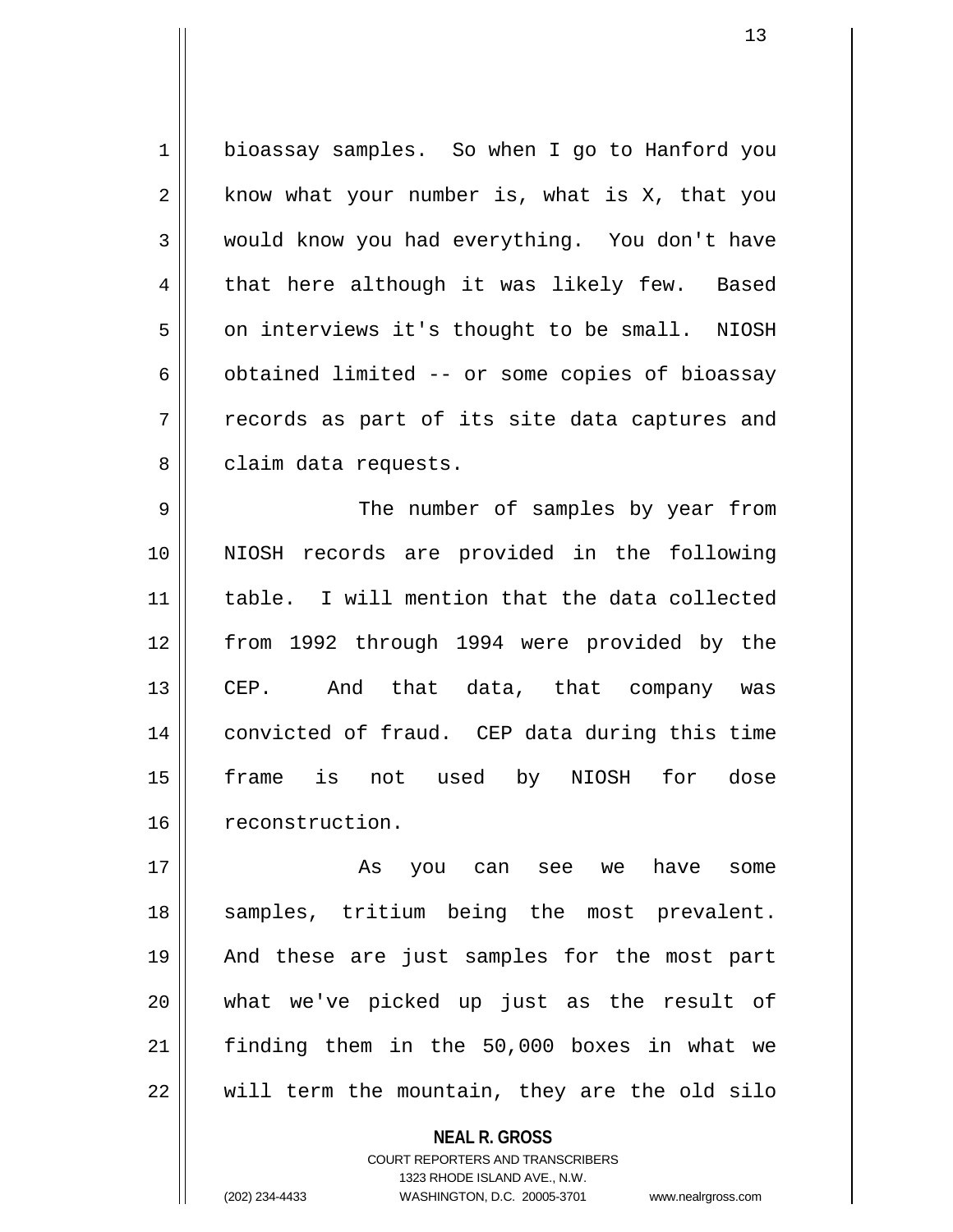bioassay samples. So when I go to Hanford you know what your number is, what is X, that you would know you had everything. You don't have that here although it was likely few. Based on interviews it's thought to be small. NIOSH obtained limited -- or some copies of bioassay records as part of its site data captures and claim data requests.

The number of samples by year from NIOSH records are provided in the following table. I will mention that the data collected from 1992 through 1994 were provided by the CEP. And that data, that company was convicted of fraud. CEP data during this time frame is not used by NIOSH for dose reconstruction.

As you can see we have some samples, tritium being the most prevalent. And these are just samples for the most part what we've picked up just as the result of finding them in the 50,000 boxes in what we will term the mountain, they are the old silo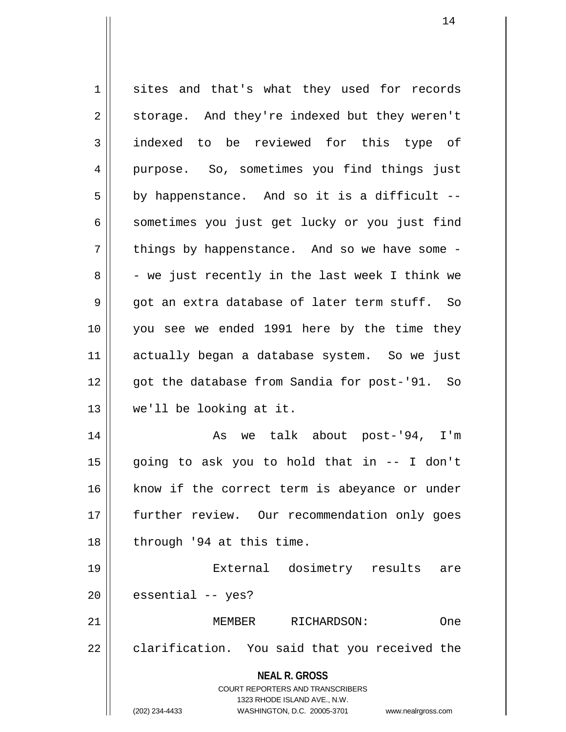sites and that's what they used for records storage. And they're indexed but they weren't indexed to be reviewed for this type of purpose. So, sometimes you find things just by happenstance. And so it is a difficult -- sometimes you just get lucky or you just find things by happenstance. And so we have some -- we just recently in the last week I think we got an extra database of later term stuff. So you see we ended 1991 here by the time they actually began a database system. So we just got the database from Sandia for post-'91. So we'll be looking at it.

As we talk about post-'94, I'm going to ask you to hold that in -- I don't know if the correct term is abeyance or under further review. Our recommendation only goes through '94 at this time.

External dosimetry results are essential -- yes?

MEMBER RICHARDSON: One clarification. You said that you received the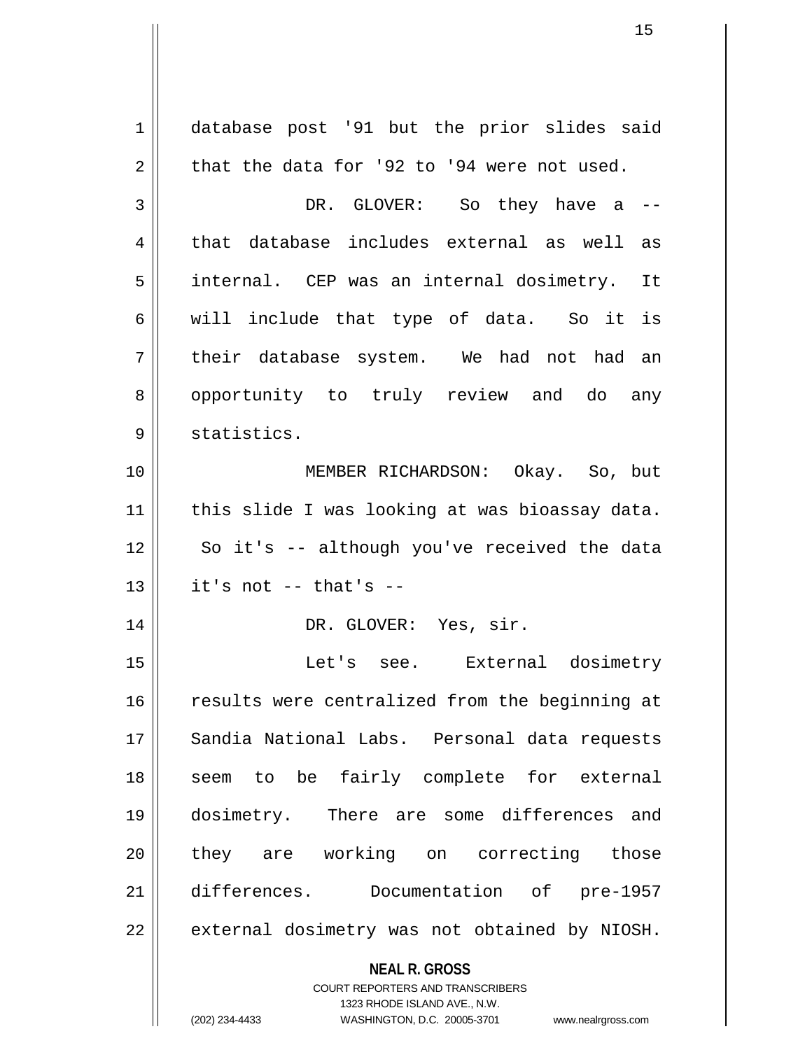database post '91 but the prior slides said that the data for '92 to '94 were not used.

DR. GLOVER: So they have a -- that database includes external as well as internal. CEP was an internal dosimetry. It will include that type of data. So it is their database system. We had not had an opportunity to truly review and do any statistics.

MEMBER RICHARDSON: Okay. So, but this slide I was looking at was bioassay data. So it's -- although you've received the data it's not -- that's --

DR. GLOVER: Yes, sir.

Let's see. External dosimetry results were centralized from the beginning at Sandia National Labs. Personal data requests seem to be fairly complete for external dosimetry. There are some differences and they are working on correcting those differences. Documentation of pre-1957 external dosimetry was not obtained by NIOSH.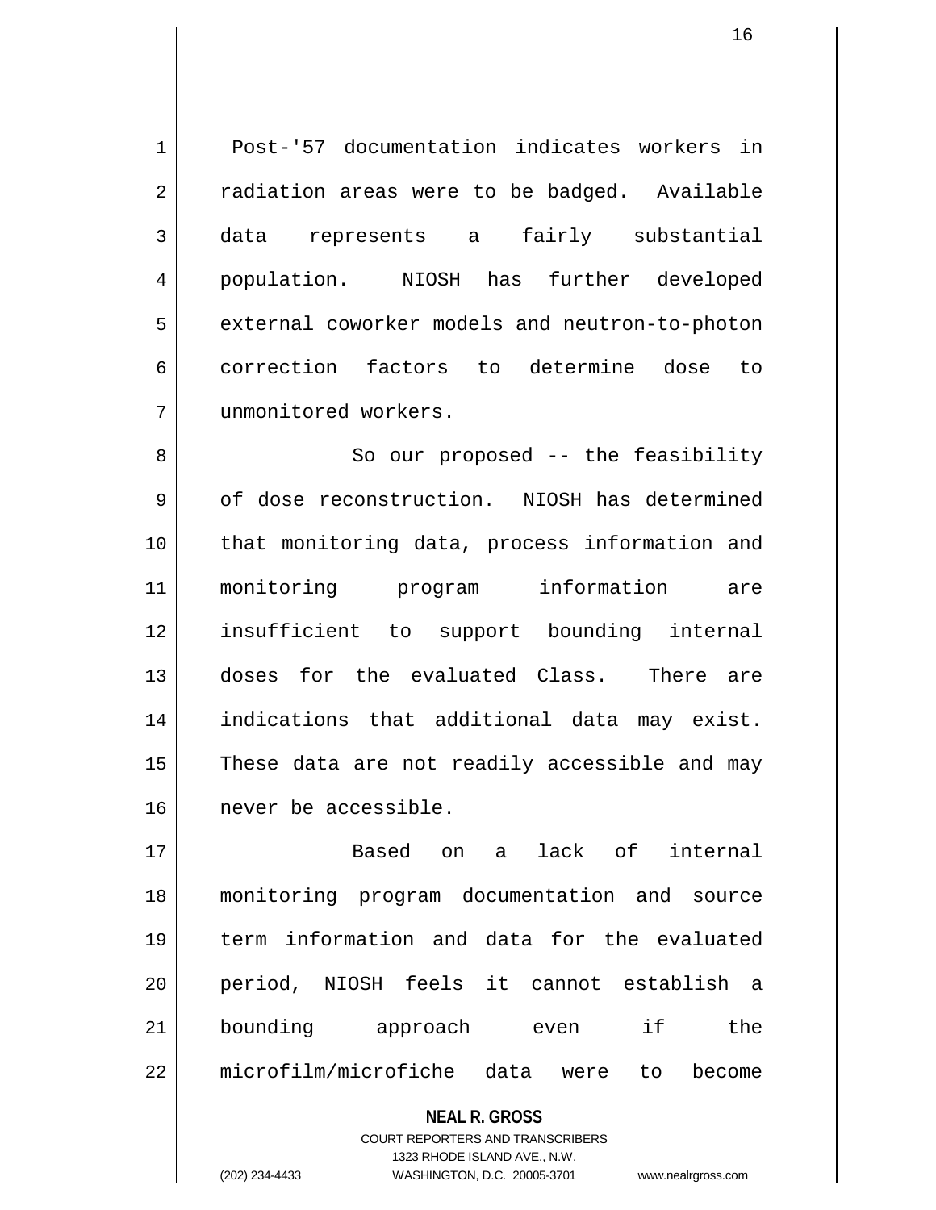Post-'57 documentation indicates workers in radiation areas were to be badged. Available data represents a fairly substantial population. NIOSH has further developed external coworker models and neutron-to-photon correction factors to determine dose to unmonitored workers.

So our proposed -- the feasibility of dose reconstruction. NIOSH has determined that monitoring data, process information and monitoring program information are insufficient to support bounding internal doses for the evaluated Class. There are indications that additional data may exist. These data are not readily accessible and may never be accessible.

Based on a lack of internal monitoring program documentation and source term information and data for the evaluated period, NIOSH feels it cannot establish a bounding approach even if the microfilm/microfiche data were to become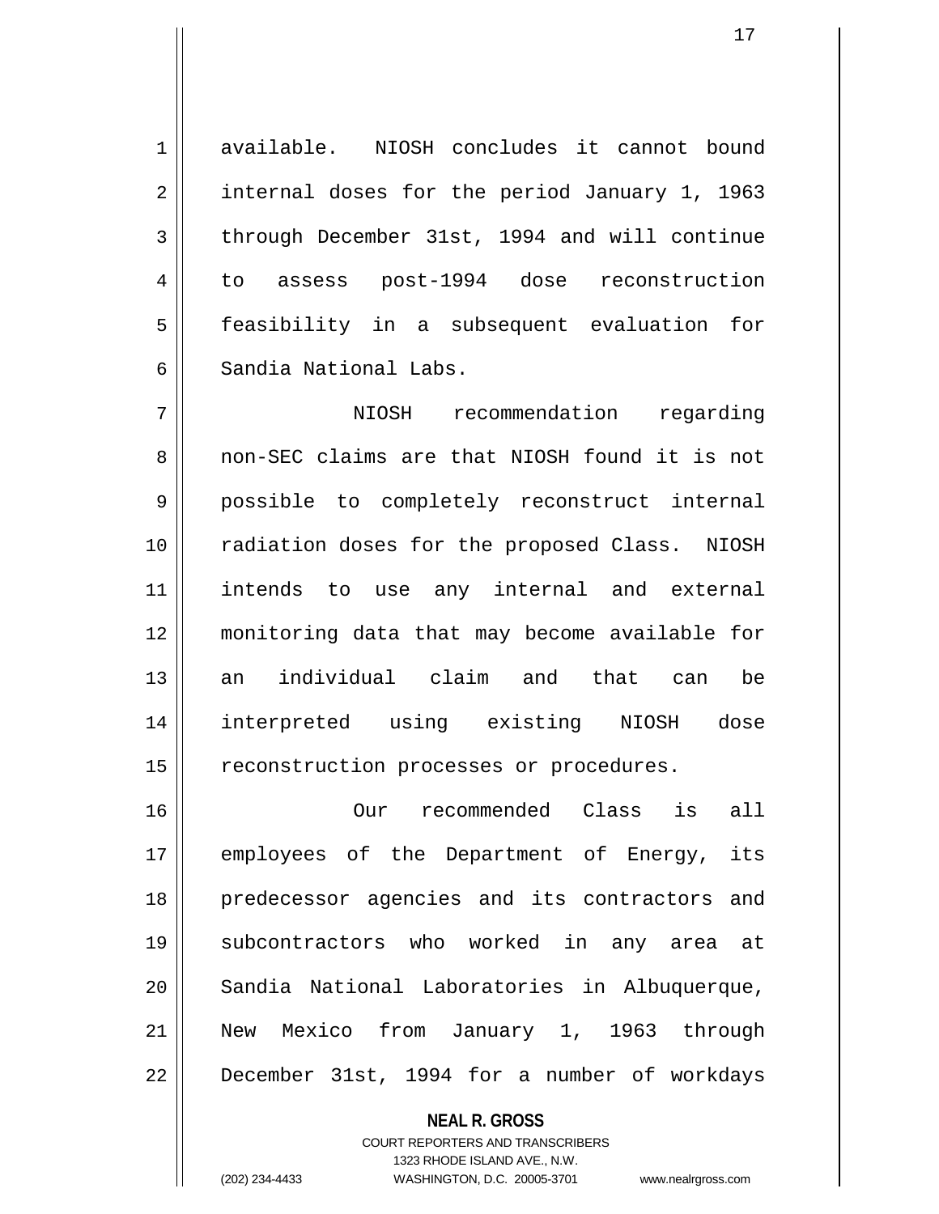available. NIOSH concludes it cannot bound internal doses for the period January 1, 1963 through December 31st, 1994 and will continue to assess post-1994 dose reconstruction feasibility in a subsequent evaluation for Sandia National Labs.

NIOSH recommendation regarding non-SEC claims are that NIOSH found it is not possible to completely reconstruct internal radiation doses for the proposed Class. NIOSH intends to use any internal and external monitoring data that may become available for an individual claim and that can be interpreted using existing NIOSH dose reconstruction processes or procedures.

Our recommended Class is all employees of the Department of Energy, its predecessor agencies and its contractors and subcontractors who worked in any area at Sandia National Laboratories in Albuquerque, New Mexico from January 1, 1963 through December 31st, 1994 for a number of workdays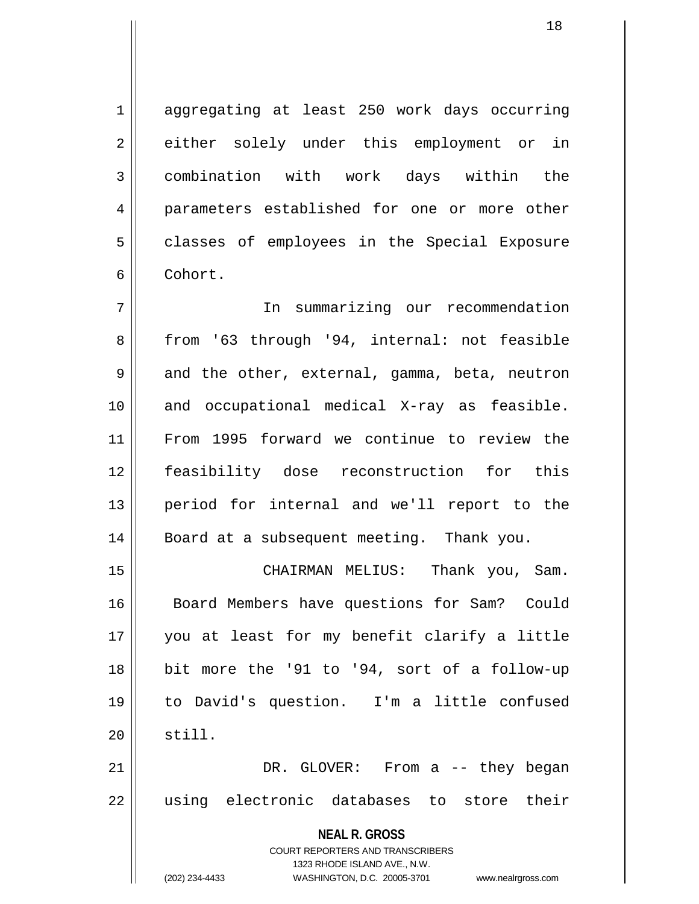aggregating at least 250 work days occurring either solely under this employment or in combination with work days within the parameters established for one or more other classes of employees in the Special Exposure Cohort.

In summarizing our recommendation from '63 through '94, internal: not feasible and the other, external, gamma, beta, neutron and occupational medical X-ray as feasible. From 1995 forward we continue to review the feasibility dose reconstruction for this period for internal and we'll report to the Board at a subsequent meeting. Thank you.

CHAIRMAN MELIUS: Thank you, Sam. Board Members have questions for Sam? Could you at least for my benefit clarify a little bit more the '91 to '94, sort of a follow-up to David's question. I'm a little confused still.

DR. GLOVER: From a -- they began using electronic databases to store their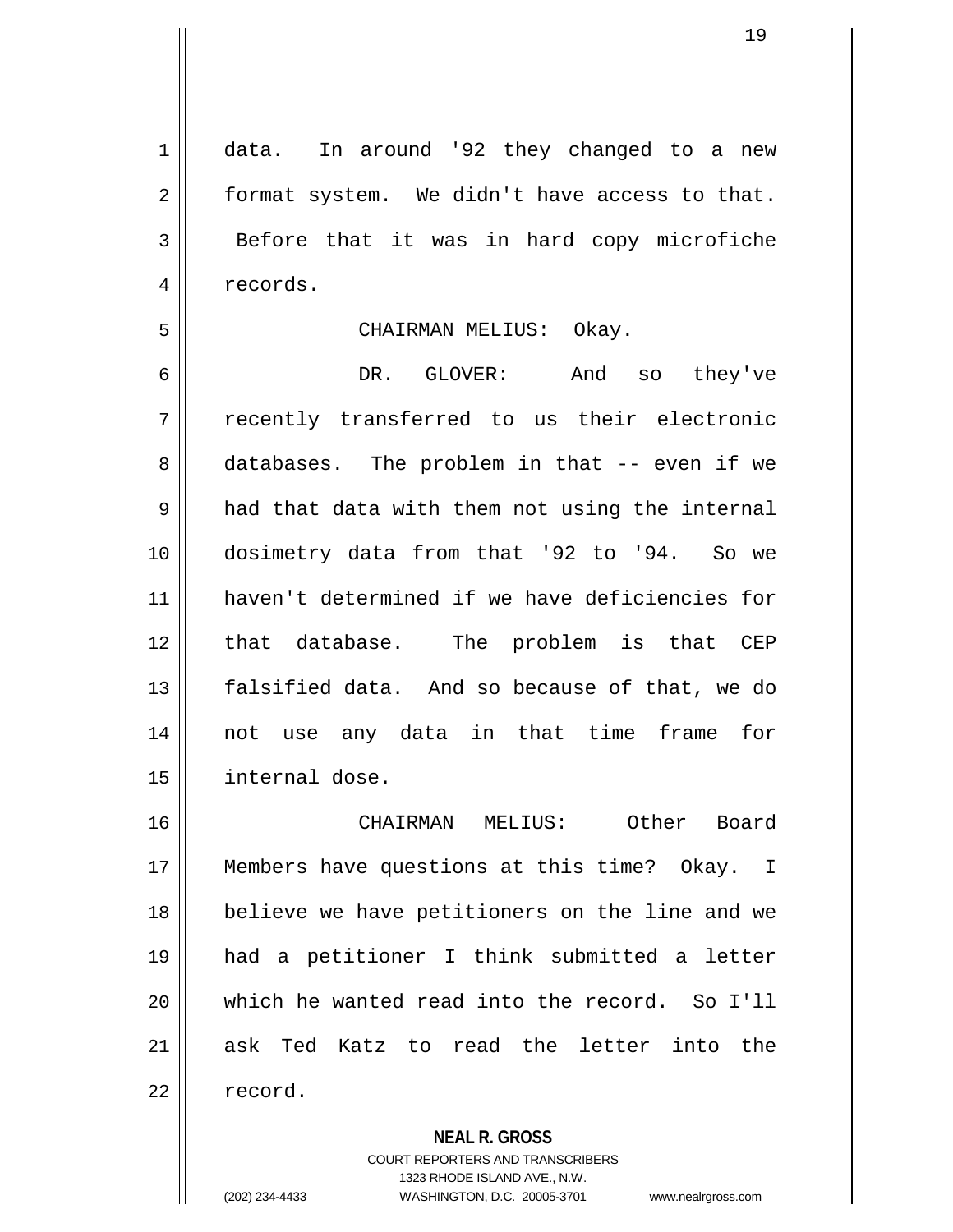data. In around '92 they changed to a new format system. We didn't have access to that. Before that it was in hard copy microfiche records.

CHAIRMAN MELIUS: Okay.

DR. GLOVER: And so they've recently transferred to us their electronic databases. The problem in that -- even if we had that data with them not using the internal dosimetry data from that '92 to '94. So we haven't determined if we have deficiencies for that database. The problem is that CEP falsified data. And so because of that, we do not use any data in that time frame for internal dose.

CHAIRMAN MELIUS: Other Board Members have questions at this time? Okay. I believe we have petitioners on the line and we had a petitioner I think submitted a letter which he wanted read into the record. So I'll ask Ted Katz to read the letter into the record.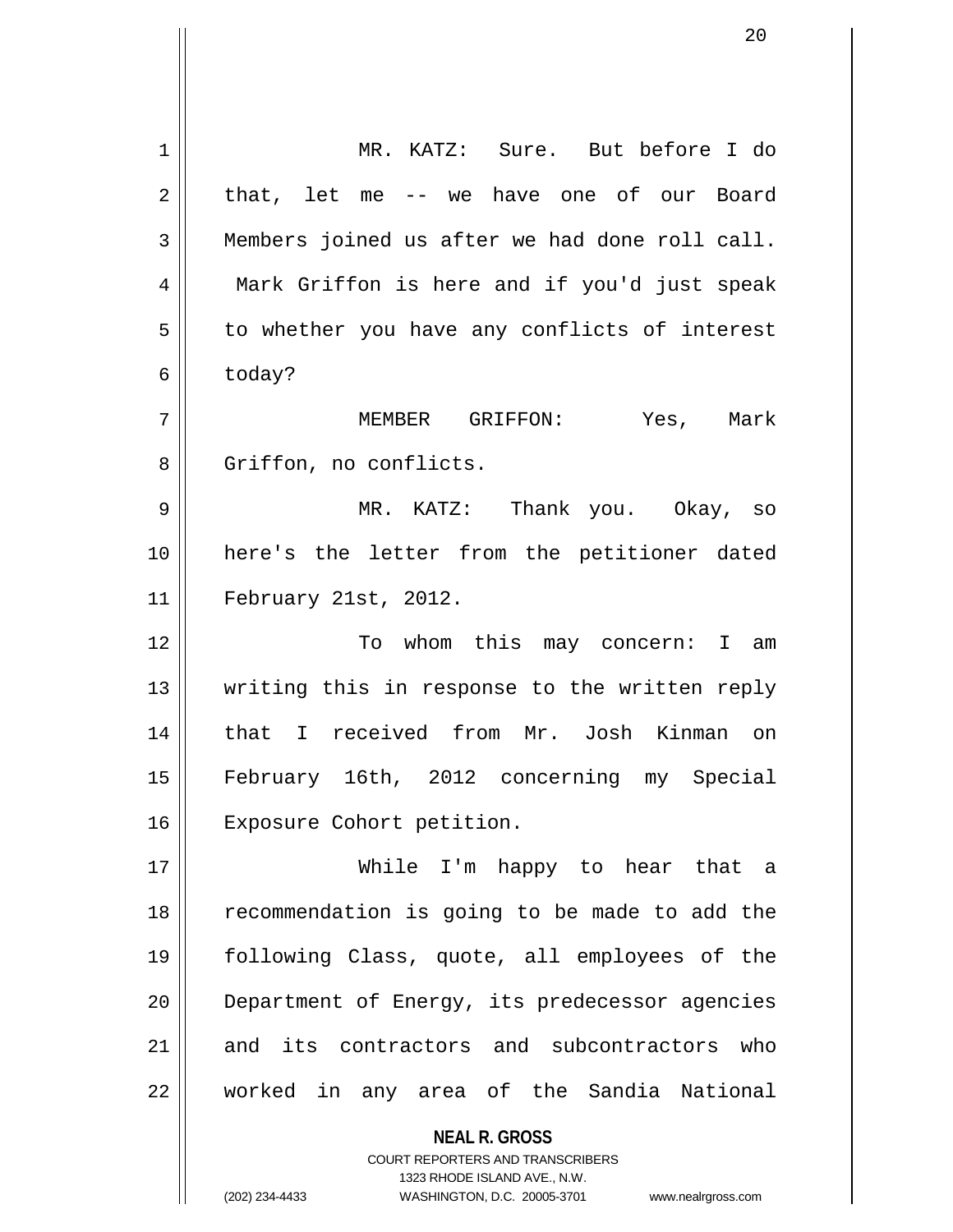MR. KATZ: Sure. But before I do that, let me -- we have one of our Board Members joined us after we had done roll call. Mark Griffon is here and if you'd just speak to whether you have any conflicts of interest today?

MEMBER GRIFFON: Yes, Mark Griffon, no conflicts.

MR. KATZ: Thank you. Okay, so here's the letter from the petitioner dated February 21st, 2012.

To whom this may concern: I am writing this in response to the written reply that I received from Mr. Josh Kinman on February 16th, 2012 concerning my Special Exposure Cohort petition.

While I'm happy to hear that a recommendation is going to be made to add the following Class, quote, all employees of the Department of Energy, its predecessor agencies and its contractors and subcontractors who worked in any area of the Sandia National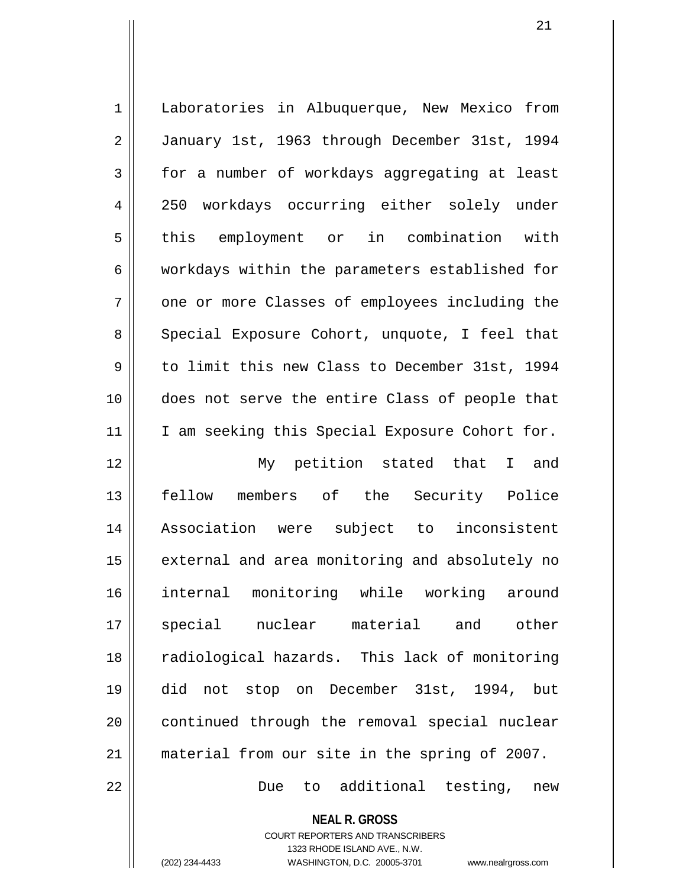Laboratories in Albuquerque, New Mexico from January 1st, 1963 through December 31st, 1994 for a number of workdays aggregating at least 250 workdays occurring either solely under this employment or in combination with workdays within the parameters established for one or more Classes of employees including the Special Exposure Cohort, unquote, I feel that to limit this new Class to December 31st, 1994 does not serve the entire Class of people that I am seeking this Special Exposure Cohort for.

My petition stated that I and fellow members of the Security Police Association were subject to inconsistent external and area monitoring and absolutely no internal monitoring while working around special nuclear material and other radiological hazards. This lack of monitoring did not stop on December 31st, 1994, but continued through the removal special nuclear material from our site in the spring of 2007.

Due to additional testing, new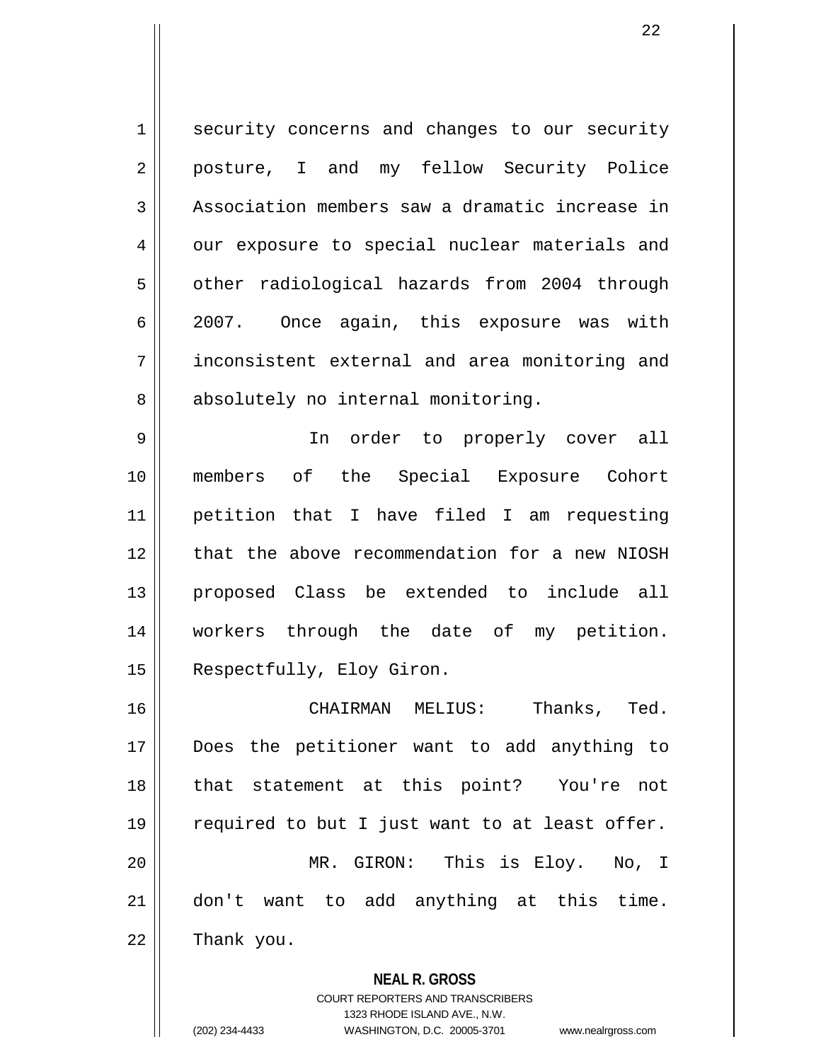security concerns and changes to our security posture, I and my fellow Security Police Association members saw a dramatic increase in our exposure to special nuclear materials and other radiological hazards from 2004 through 2007. Once again, this exposure was with inconsistent external and area monitoring and absolutely no internal monitoring.

In order to properly cover all members of the Special Exposure Cohort petition that I have filed I am requesting that the above recommendation for a new NIOSH proposed Class be extended to include all workers through the date of my petition. Respectfully, Eloy Giron.

CHAIRMAN MELIUS: Thanks, Ted. Does the petitioner want to add anything to that statement at this point? You're not required to but I just want to at least offer.

MR. GIRON: This is Eloy. No, I don't want to add anything at this time. Thank you.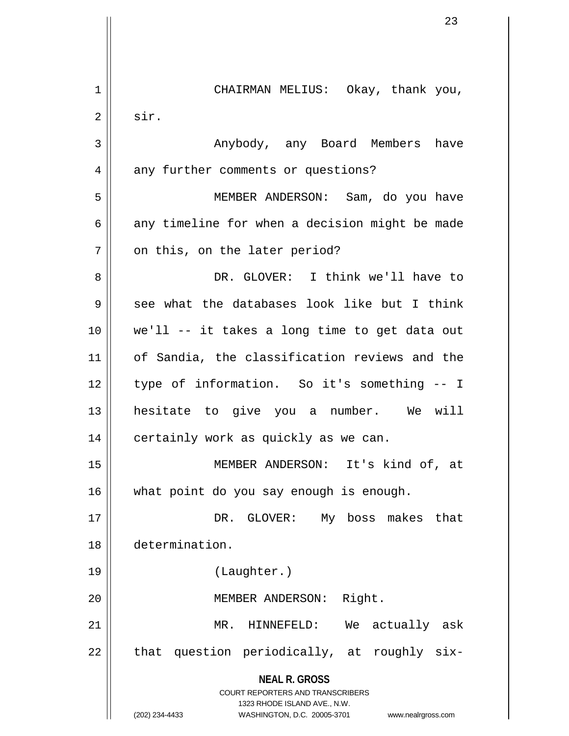CHAIRMAN MELIUS: Okay, thank you, sir.

Anybody, any Board Members have any further comments or questions?

MEMBER ANDERSON: Sam, do you have any timeline for when a decision might be made on this, on the later period?

DR. GLOVER: I think we'll have to see what the databases look like but I think we'll -- it takes a long time to get data out of Sandia, the classification reviews and the type of information. So it's something -- I hesitate to give you a number. We will certainly work as quickly as we can.

MEMBER ANDERSON: It's kind of, at what point do you say enough is enough.

DR. GLOVER: My boss makes that determination.

(Laughter.)

MEMBER ANDERSON: Right.

MR. HINNEFELD: We actually ask that question periodically, at roughly six-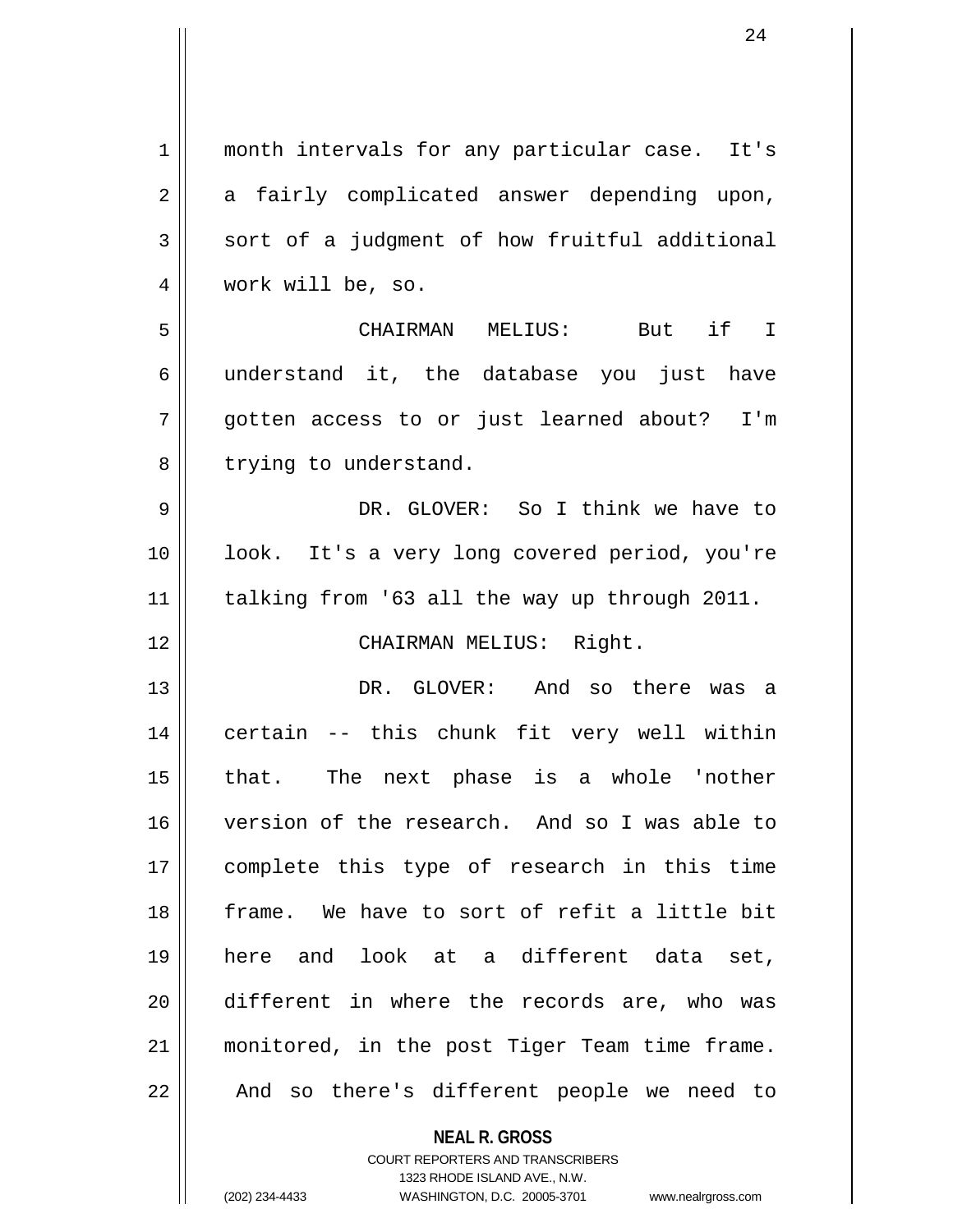month intervals for any particular case. It's a fairly complicated answer depending upon, sort of a judgment of how fruitful additional work will be, so.

CHAIRMAN MELIUS: But if I understand it, the database you just have gotten access to or just learned about? I'm trying to understand.

DR. GLOVER: So I think we have to look. It's a very long covered period, you're talking from '63 all the way up through 2011.

CHAIRMAN MELIUS: Right.

DR. GLOVER: And so there was a certain -- this chunk fit very well within that. The next phase is a whole 'nother version of the research. And so I was able to complete this type of research in this time frame. We have to sort of refit a little bit here and look at a different data set, different in where the records are, who was monitored, in the post Tiger Team time frame. And so there's different people we need to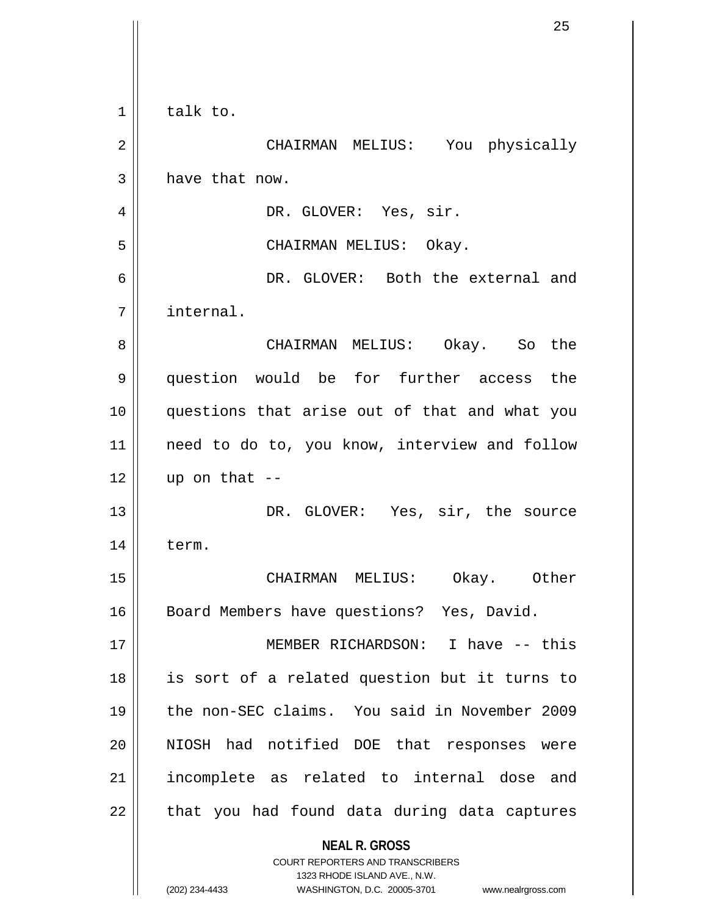talk to.

CHAIRMAN MELIUS: You physically have that now.

DR. GLOVER: Yes, sir.

CHAIRMAN MELIUS: Okay.

DR. GLOVER: Both the external and internal.

CHAIRMAN MELIUS: Okay. So the question would be for further access the questions that arise out of that and what you need to do to, you know, interview and follow up on that --

DR. GLOVER: Yes, sir, the source term.

CHAIRMAN MELIUS: Okay. Other Board Members have questions? Yes, David.

MEMBER RICHARDSON: I have -- this is sort of a related question but it turns to the non-SEC claims. You said in November 2009 NIOSH had notified DOE that responses were incomplete as related to internal dose and that you had found data during data captures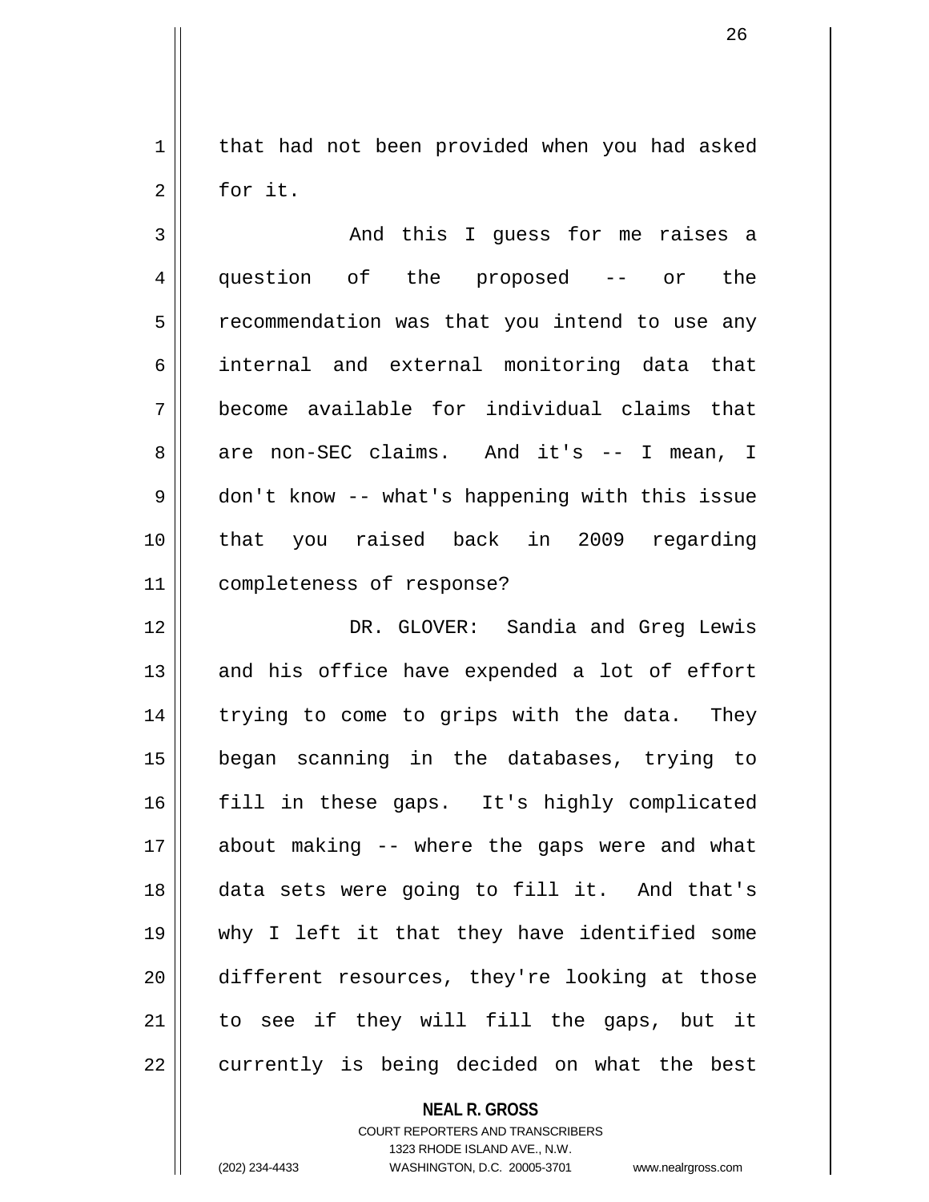that had not been provided when you had asked for it.

And this I guess for me raises a question of the proposed -- or the recommendation was that you intend to use any internal and external monitoring data that become available for individual claims that are non-SEC claims. And it's -- I mean, I don't know -- what's happening with this issue that you raised back in 2009 regarding completeness of response?

DR. GLOVER: Sandia and Greg Lewis and his office have expended a lot of effort trying to come to grips with the data. They began scanning in the databases, trying to fill in these gaps. It's highly complicated about making -- where the gaps were and what data sets were going to fill it. And that's why I left it that they have identified some different resources, they're looking at those to see if they will fill the gaps, but it currently is being decided on what the best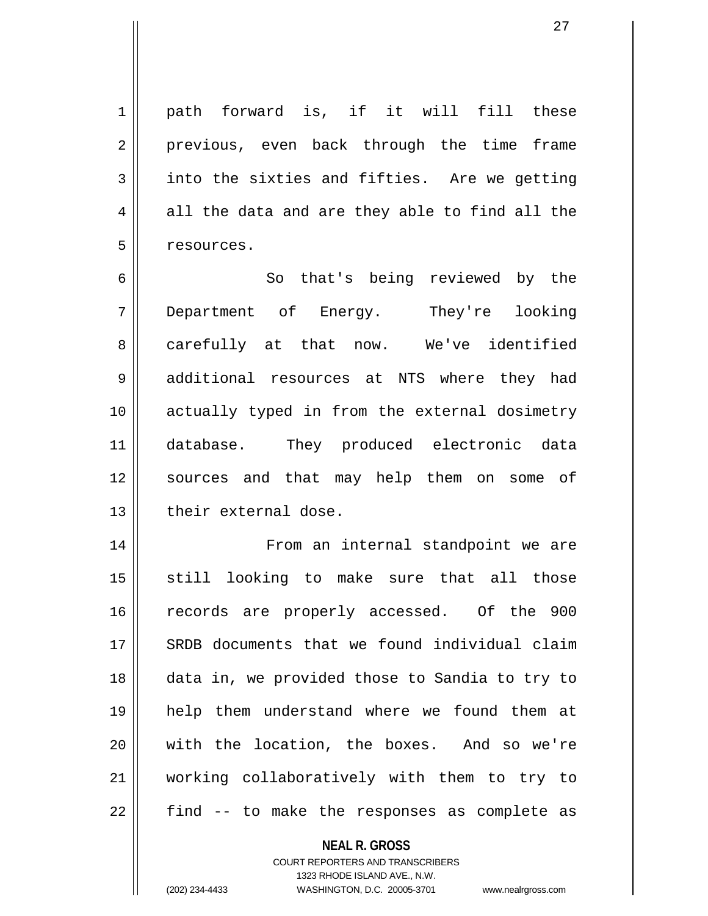path forward is, if it will fill these previous, even back through the time frame into the sixties and fifties. Are we getting all the data and are they able to find all the resources.

So that's being reviewed by the Department of Energy. They're looking carefully at that now. We've identified additional resources at NTS where they had actually typed in from the external dosimetry database. They produced electronic data sources and that may help them on some of their external dose.

From an internal standpoint we are still looking to make sure that all those records are properly accessed. Of the 900 SRDB documents that we found individual claim data in, we provided those to Sandia to try to help them understand where we found them at with the location, the boxes. And so we're working collaboratively with them to try to find -- to make the responses as complete as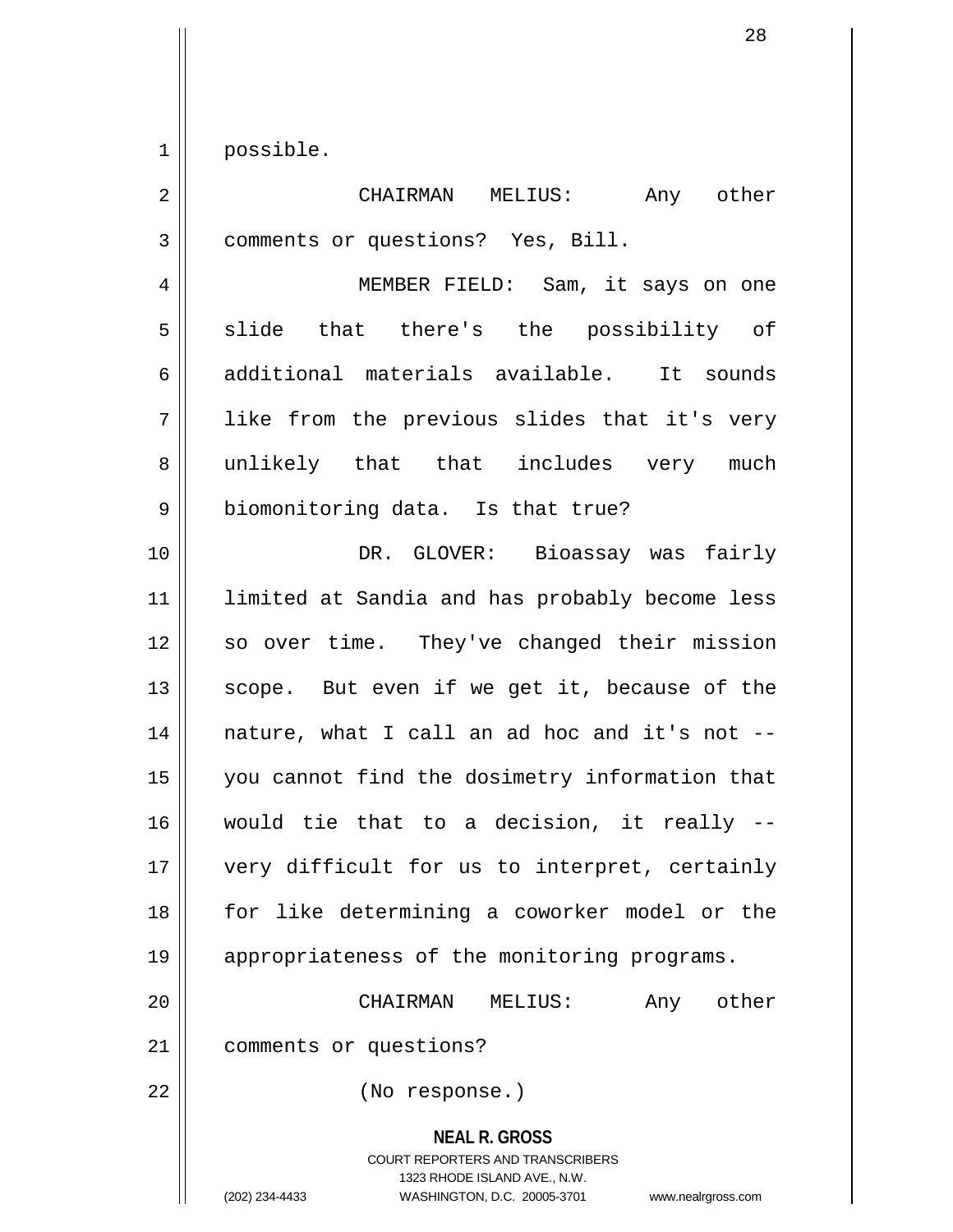possible.

CHAIRMAN MELIUS: Any other comments or questions? Yes, Bill.

MEMBER FIELD: Sam, it says on one slide that there's the possibility of additional materials available. It sounds like from the previous slides that it's very unlikely that that includes very much biomonitoring data. Is that true?

DR. GLOVER: Bioassay was fairly limited at Sandia and has probably become less so over time. They've changed their mission scope. But even if we get it, because of the nature, what I call an ad hoc and it's not -- you cannot find the dosimetry information that would tie that to a decision, it really -- very difficult for us to interpret, certainly for like determining a coworker model or the appropriateness of the monitoring programs.

CHAIRMAN MELIUS: Any other comments or questions?

(No response.)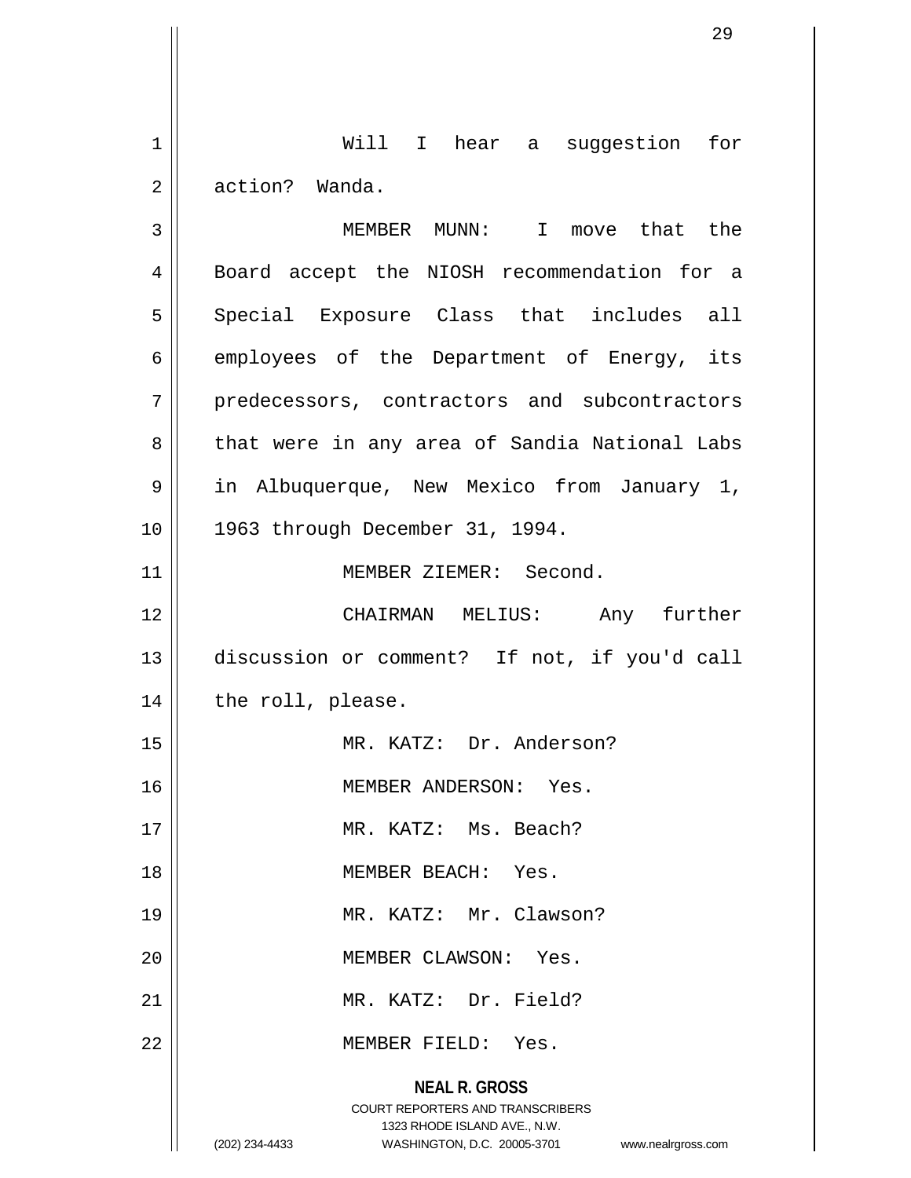Will I hear a suggestion for action? Wanda.

MEMBER MUNN: I move that the Board accept the NIOSH recommendation for a Special Exposure Class that includes all employees of the Department of Energy, its predecessors, contractors and subcontractors that were in any area of Sandia National Labs in Albuquerque, New Mexico from January 1, 1963 through December 31, 1994.

MEMBER ZIEMER: Second.

CHAIRMAN MELIUS: Any further discussion or comment? If not, if you'd call the roll, please.

MR. KATZ: Dr. Anderson?

MEMBER ANDERSON: Yes.

MR. KATZ: Ms. Beach?

MEMBER BEACH: Yes.

MR. KATZ: Mr. Clawson?

MEMBER CLAWSON: Yes.

MR. KATZ: Dr. Field?

MEMBER FIELD: Yes.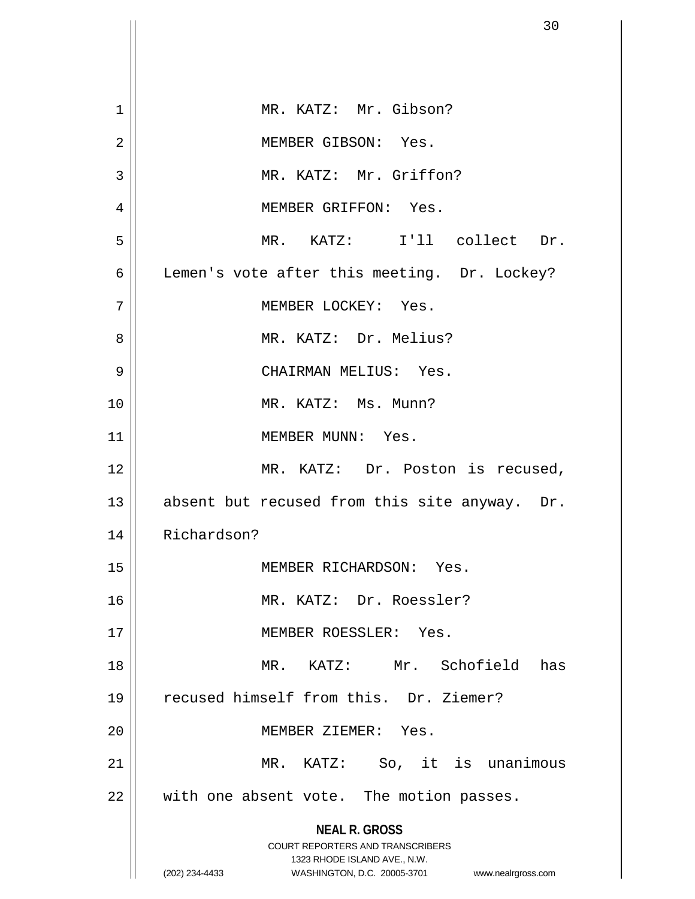MR. KATZ: Mr. Gibson?

MEMBER GIBSON: Yes.

MR. KATZ: Mr. Griffon?

MEMBER GRIFFON: Yes.

MR. KATZ: I'll collect Dr. Lemen's vote after this meeting. Dr. Lockey?

MEMBER LOCKEY: Yes.

MR. KATZ: Dr. Melius?

CHAIRMAN MELIUS: Yes.

MR. KATZ: Ms. Munn?

MEMBER MUNN: Yes.

MR. KATZ: Dr. Poston is recused, absent but recused from this site anyway. Dr. Richardson?

MEMBER RICHARDSON: Yes.

MR. KATZ: Dr. Roessler?

MEMBER ROESSLER: Yes.

MR. KATZ: Mr. Schofield has recused himself from this. Dr. Ziemer?

MEMBER ZIEMER: Yes.

MR. KATZ: So, it is unanimous with one absent vote. The motion passes.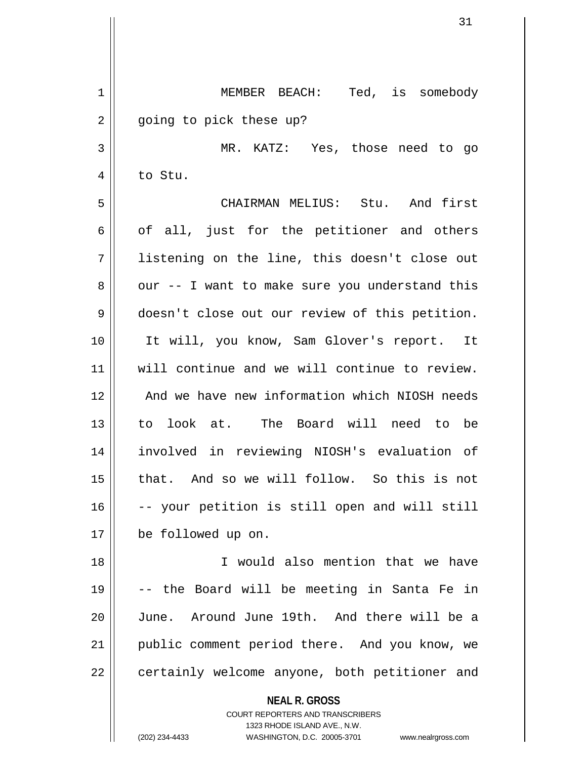MEMBER BEACH: Ted, is somebody going to pick these up?

MR. KATZ: Yes, those need to go to Stu.

CHAIRMAN MELIUS: Stu. And first of all, just for the petitioner and others listening on the line, this doesn't close out our -- I want to make sure you understand this doesn't close out our review of this petition. It will, you know, Sam Glover's report. It will continue and we will continue to review. And we have new information which NIOSH needs to look at. The Board will need to be involved in reviewing NIOSH's evaluation of that. And so we will follow. So this is not -- your petition is still open and will still be followed up on.

I would also mention that we have -- the Board will be meeting in Santa Fe in June. Around June 19th. And there will be a public comment period there. And you know, we certainly welcome anyone, both petitioner and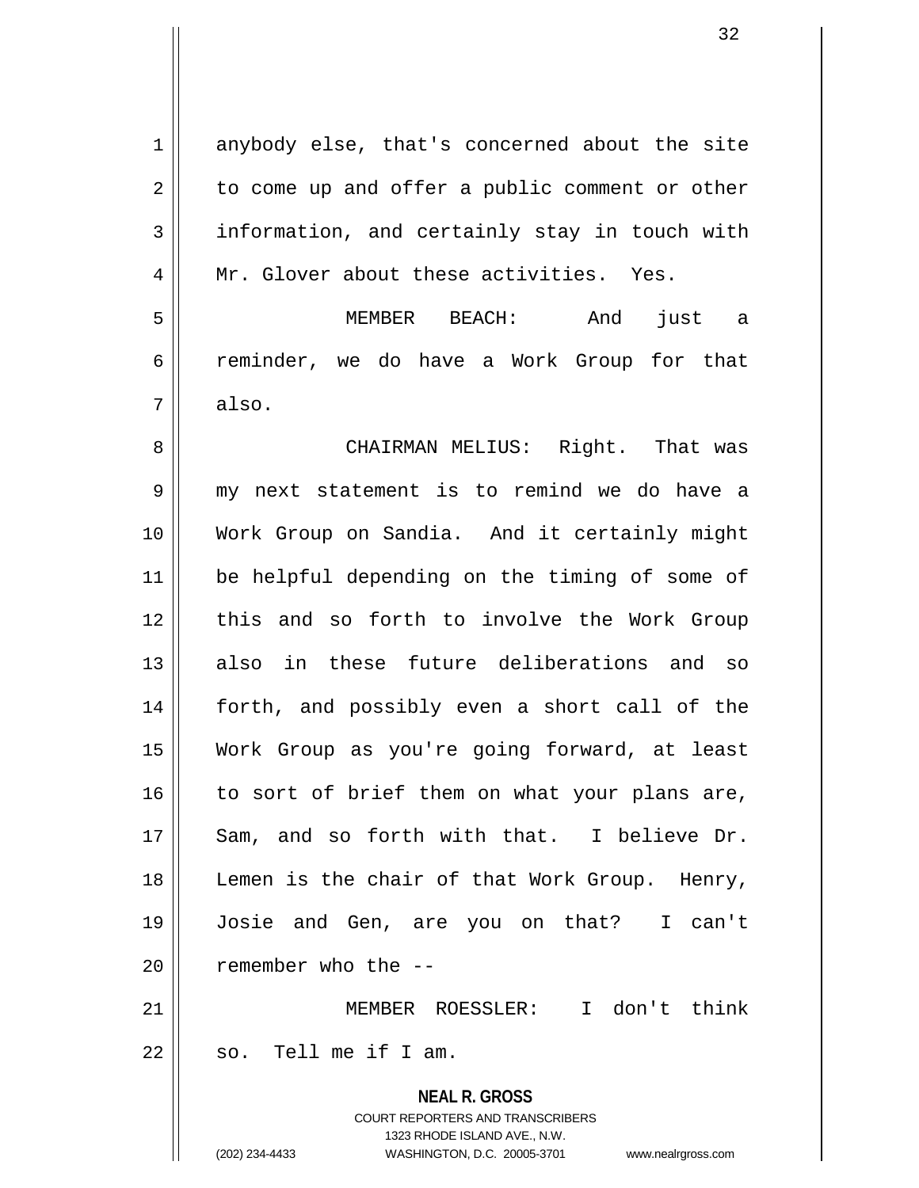anybody else, that's concerned about the site to come up and offer a public comment or other information, and certainly stay in touch with Mr. Glover about these activities. Yes.

MEMBER BEACH: And just a reminder, we do have a Work Group for that also.

CHAIRMAN MELIUS: Right. That was my next statement is to remind we do have a Work Group on Sandia. And it certainly might be helpful depending on the timing of some of this and so forth to involve the Work Group also in these future deliberations and so forth, and possibly even a short call of the Work Group as you're going forward, at least to sort of brief them on what your plans are, Sam, and so forth with that. I believe Dr. Lemen is the chair of that Work Group. Henry, Josie and Gen, are you on that? I can't remember who the --

MEMBER ROESSLER: I don't think so. Tell me if I am.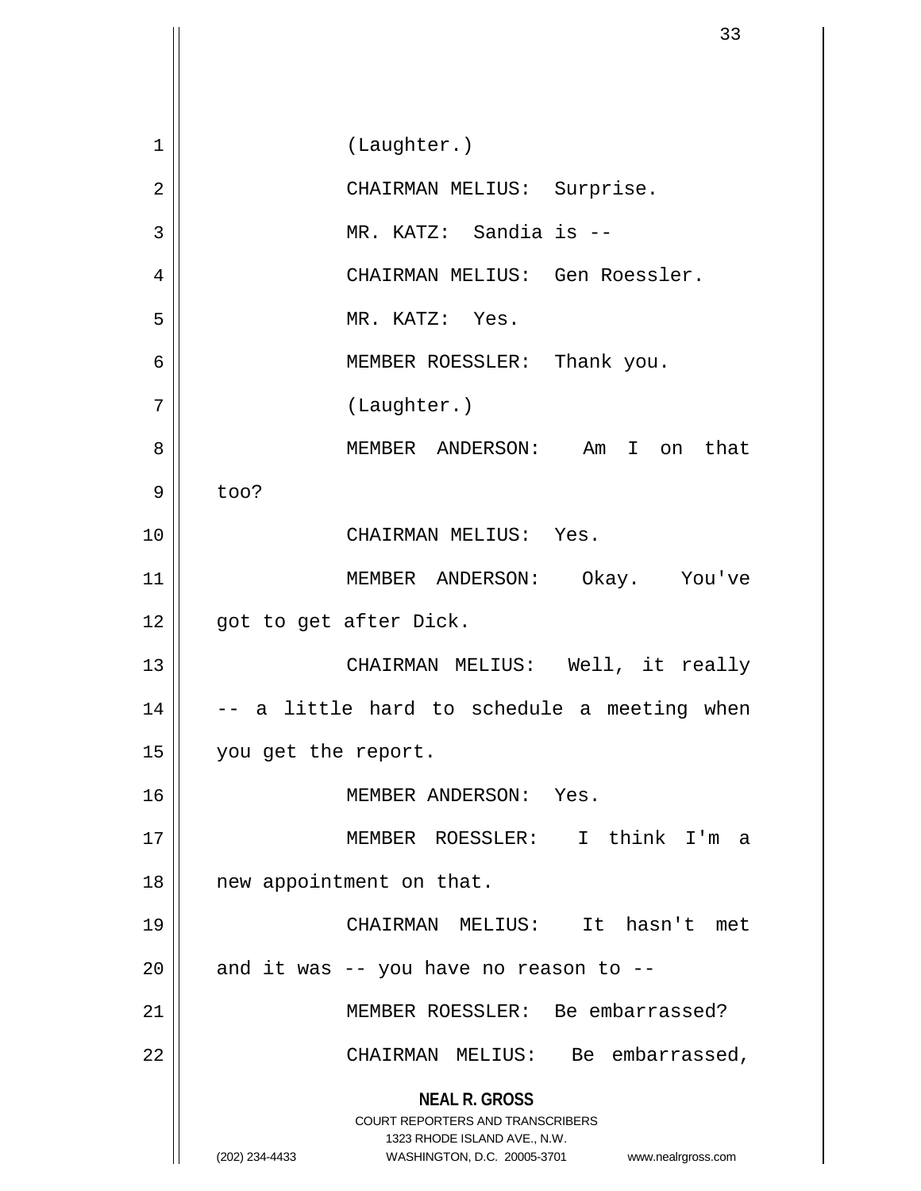(Laughter.)

CHAIRMAN MELIUS: Surprise.

MR. KATZ: Sandia is --

CHAIRMAN MELIUS: Gen Roessler.

MR. KATZ: Yes.

MEMBER ROESSLER: Thank you.

(Laughter.)

MEMBER ANDERSON: Am I on that too?

CHAIRMAN MELIUS: Yes.

MEMBER ANDERSON: Okay. You've got to get after Dick.

CHAIRMAN MELIUS: Well, it really -- a little hard to schedule a meeting when you get the report.

MEMBER ANDERSON: Yes.

MEMBER ROESSLER: I think I'm a new appointment on that.

CHAIRMAN MELIUS: It hasn't met and it was -- you have no reason to --

MEMBER ROESSLER: Be embarrassed?

CHAIRMAN MELIUS: Be embarrassed,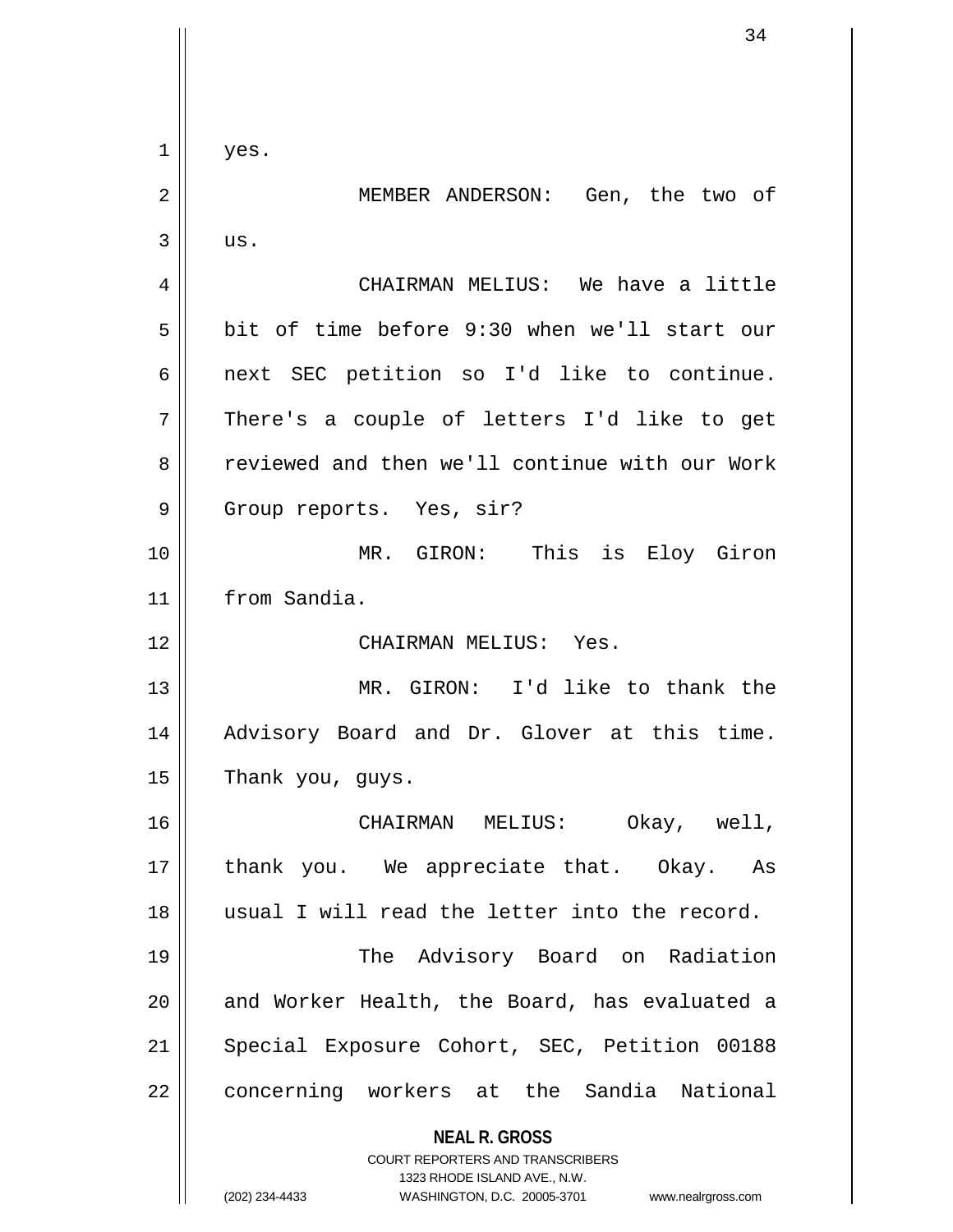yes.

MEMBER ANDERSON: Gen, the two of us.

CHAIRMAN MELIUS: We have a little bit of time before 9:30 when we'll start our next SEC petition so I'd like to continue. There's a couple of letters I'd like to get reviewed and then we'll continue with our Work Group reports. Yes, sir?

MR. GIRON: This is Eloy Giron from Sandia.

CHAIRMAN MELIUS: Yes.

MR. GIRON: I'd like to thank the Advisory Board and Dr. Glover at this time. Thank you, guys.

CHAIRMAN MELIUS: Okay, well, thank you. We appreciate that. Okay. As usual I will read the letter into the record.

The Advisory Board on Radiation and Worker Health, the Board, has evaluated a Special Exposure Cohort, SEC, Petition 00188 concerning workers at the Sandia National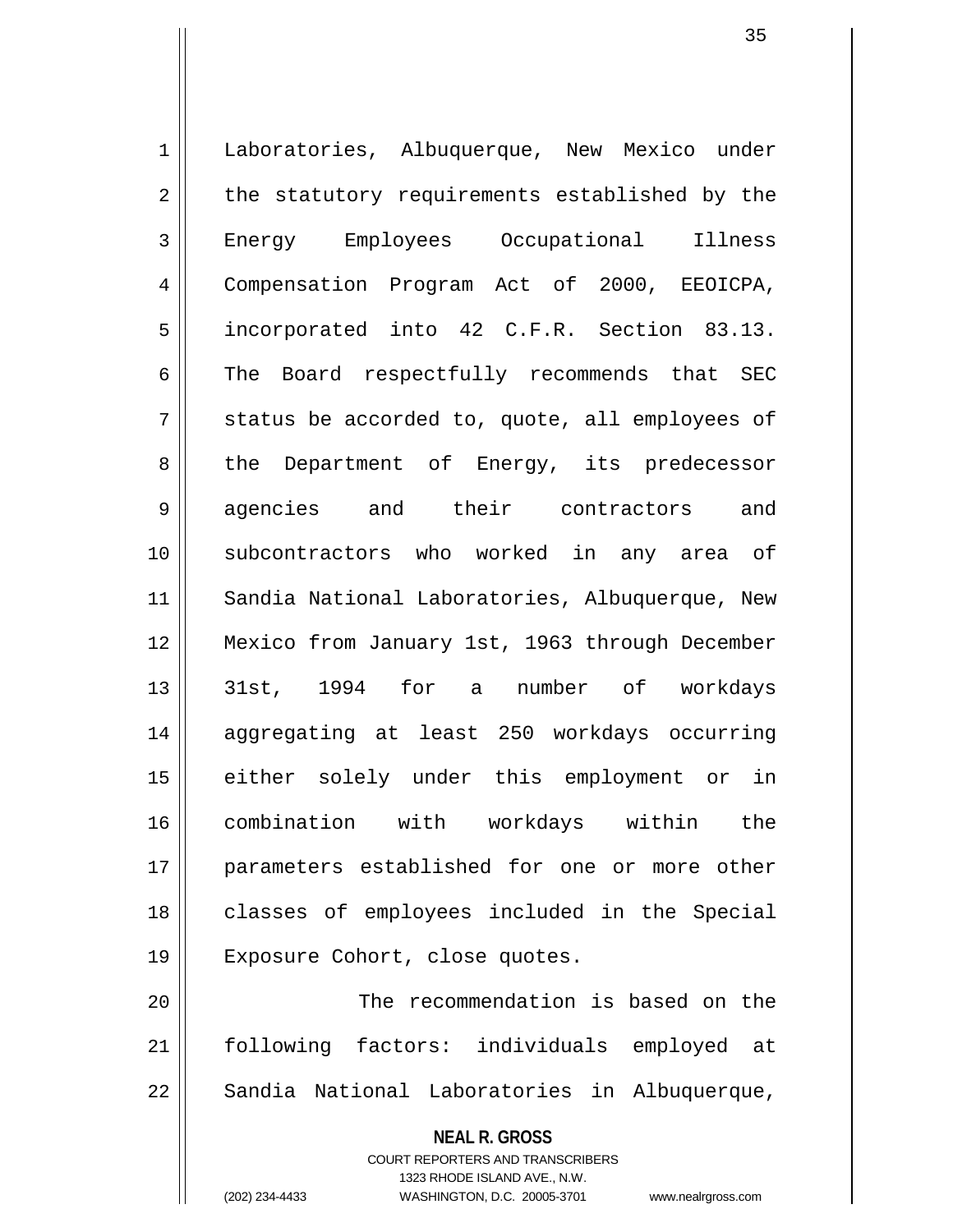Laboratories, Albuquerque, New Mexico under the statutory requirements established by the Energy Employees Occupational Illness Compensation Program Act of 2000, EEOICPA, incorporated into 42 C.F.R. Section 83.13. The Board respectfully recommends that SEC status be accorded to, quote, all employees of the Department of Energy, its predecessor agencies and their contractors and subcontractors who worked in any area of Sandia National Laboratories, Albuquerque, New Mexico from January 1st, 1963 through December 31st, 1994 for a number of workdays aggregating at least 250 workdays occurring either solely under this employment or in combination with workdays within the parameters established for one or more other classes of employees included in the Special Exposure Cohort, close quotes.

The recommendation is based on the following factors: individuals employed at Sandia National Laboratories in Albuquerque,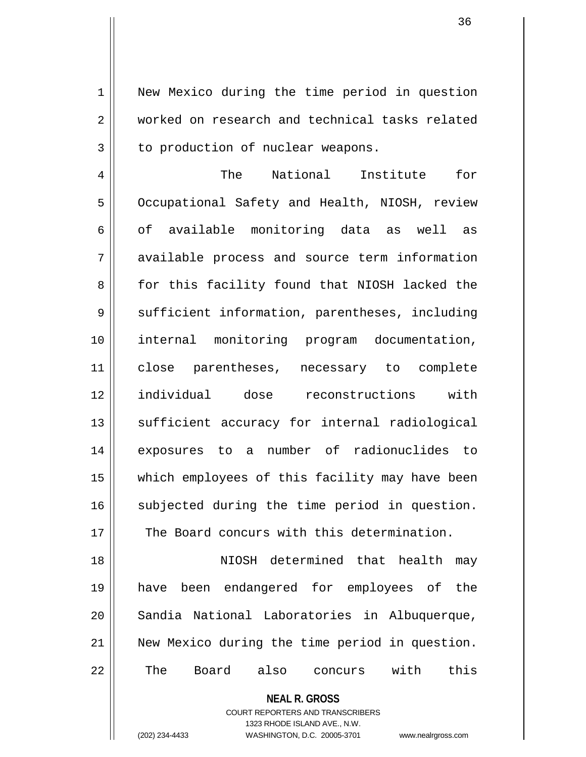New Mexico during the time period in question worked on research and technical tasks related to production of nuclear weapons.

The National Institute for Occupational Safety and Health, NIOSH, review of available monitoring data as well as available process and source term information for this facility found that NIOSH lacked the sufficient information, parentheses, including internal monitoring program documentation, close parentheses, necessary to complete individual dose reconstructions with sufficient accuracy for internal radiological exposures to a number of radionuclides to which employees of this facility may have been subjected during the time period in question. The Board concurs with this determination.

NIOSH determined that health may have been endangered for employees of the Sandia National Laboratories in Albuquerque, New Mexico during the time period in question. The Board also concurs with this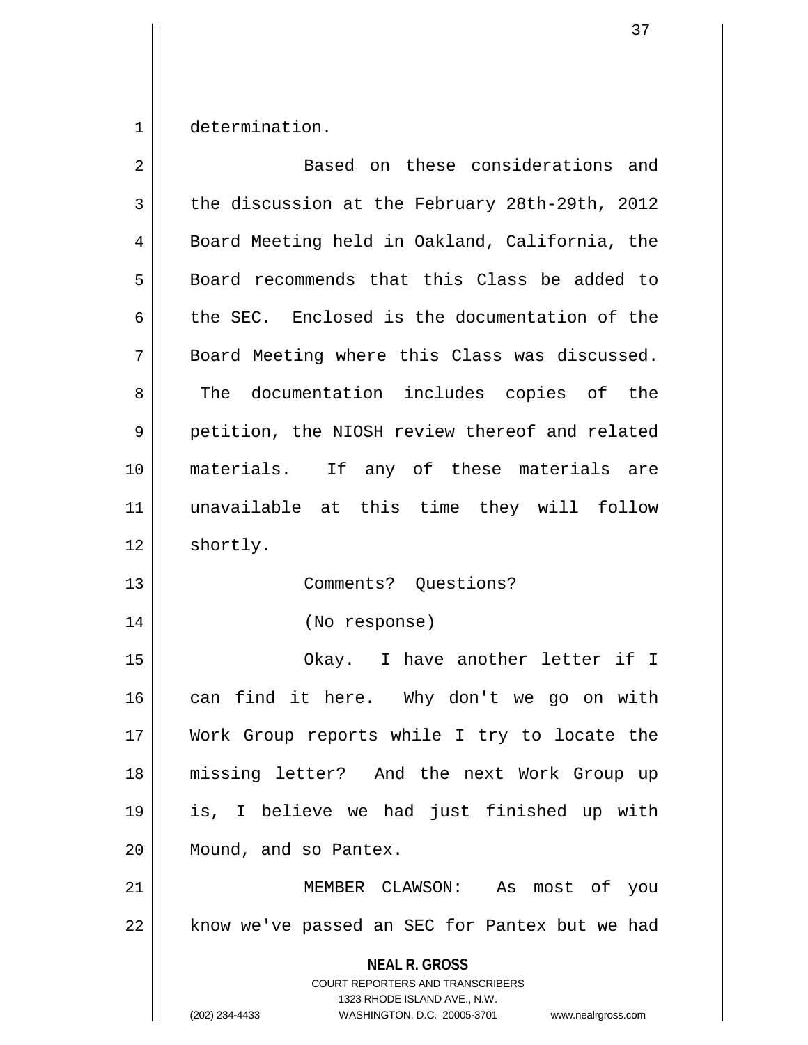determination.

Based on these considerations and the discussion at the February 28th-29th, 2012 Board Meeting held in Oakland, California, the Board recommends that this Class be added to the SEC. Enclosed is the documentation of the Board Meeting where this Class was discussed. The documentation includes copies of the petition, the NIOSH review thereof and related materials. If any of these materials are unavailable at this time they will follow shortly.

Comments? Questions?

(No response)

Okay. I have another letter if I can find it here. Why don't we go on with Work Group reports while I try to locate the missing letter? And the next Work Group up is, I believe we had just finished up with Mound, and so Pantex.

MEMBER CLAWSON: As most of you know we've passed an SEC for Pantex but we had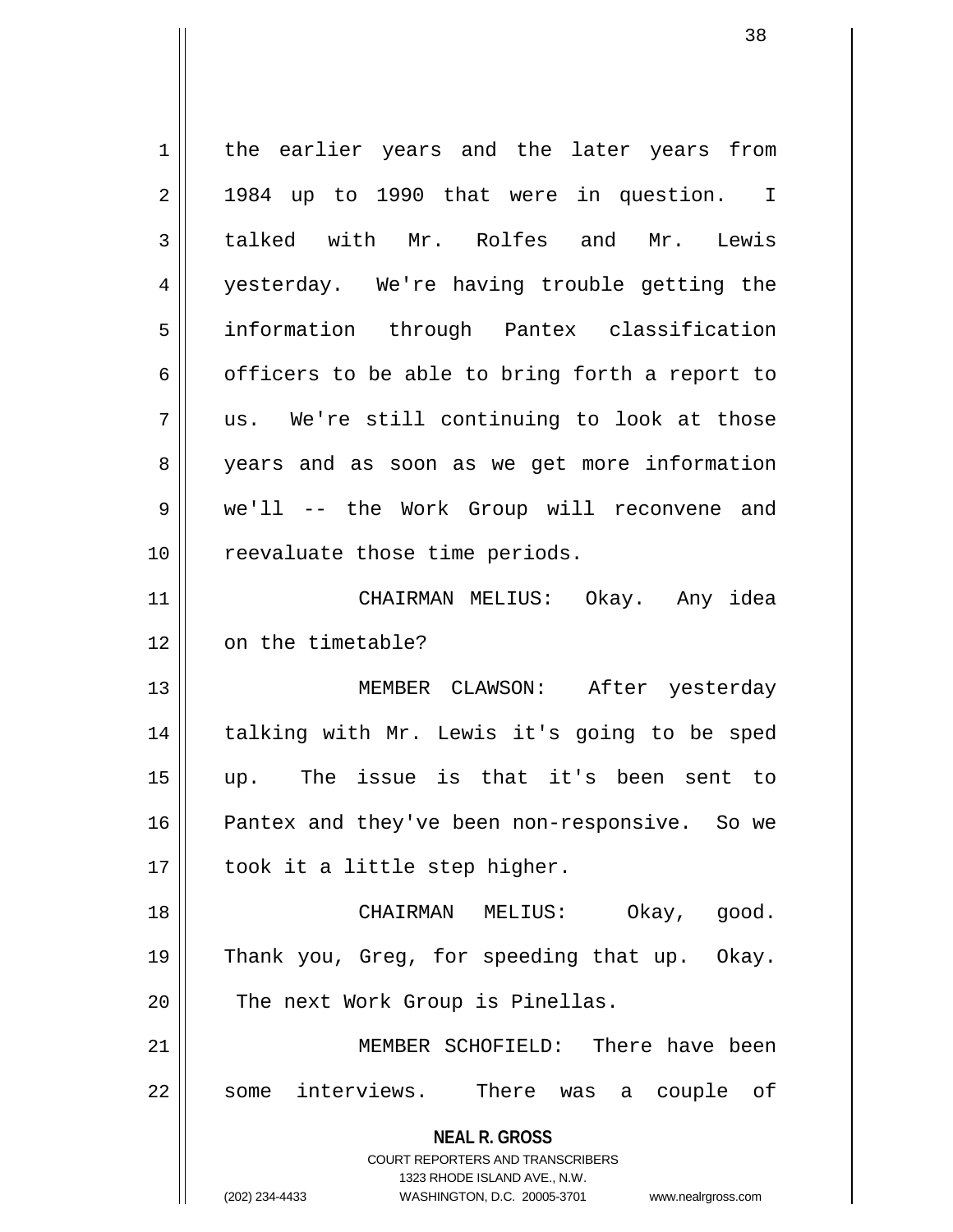the earlier years and the later years from 1984 up to 1990 that were in question. I talked with Mr. Rolfes and Mr. Lewis yesterday. We're having trouble getting the information through Pantex classification officers to be able to bring forth a report to us. We're still continuing to look at those years and as soon as we get more information we'll -- the Work Group will reconvene and reevaluate those time periods.

CHAIRMAN MELIUS: Okay. Any idea on the timetable?

MEMBER CLAWSON: After yesterday talking with Mr. Lewis it's going to be sped up. The issue is that it's been sent to Pantex and they've been non-responsive. So we took it a little step higher.

CHAIRMAN MELIUS: Okay, good. Thank you, Greg, for speeding that up. Okay. The next Work Group is Pinellas.

MEMBER SCHOFIELD: There have been some interviews. There was a couple of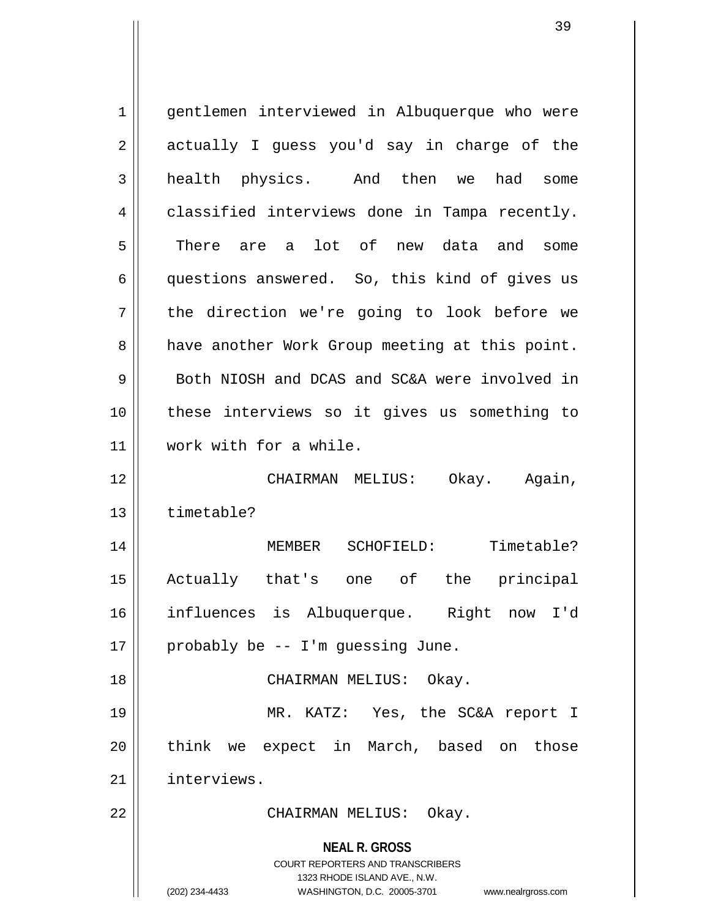gentlemen interviewed in Albuquerque who were actually I guess you'd say in charge of the health physics. And then we had some classified interviews done in Tampa recently. There are a lot of new data and some questions answered. So, this kind of gives us the direction we're going to look before we have another Work Group meeting at this point. Both NIOSH and DCAS and SC&A were involved in these interviews so it gives us something to work with for a while.

CHAIRMAN MELIUS: Okay. Again, timetable?

MEMBER SCHOFIELD: Timetable? Actually that's one of the principal influences is Albuquerque. Right now I'd probably be -- I'm guessing June.

CHAIRMAN MELIUS: Okay.

MR. KATZ: Yes, the SC&A report I think we expect in March, based on those interviews.

CHAIRMAN MELIUS: Okay.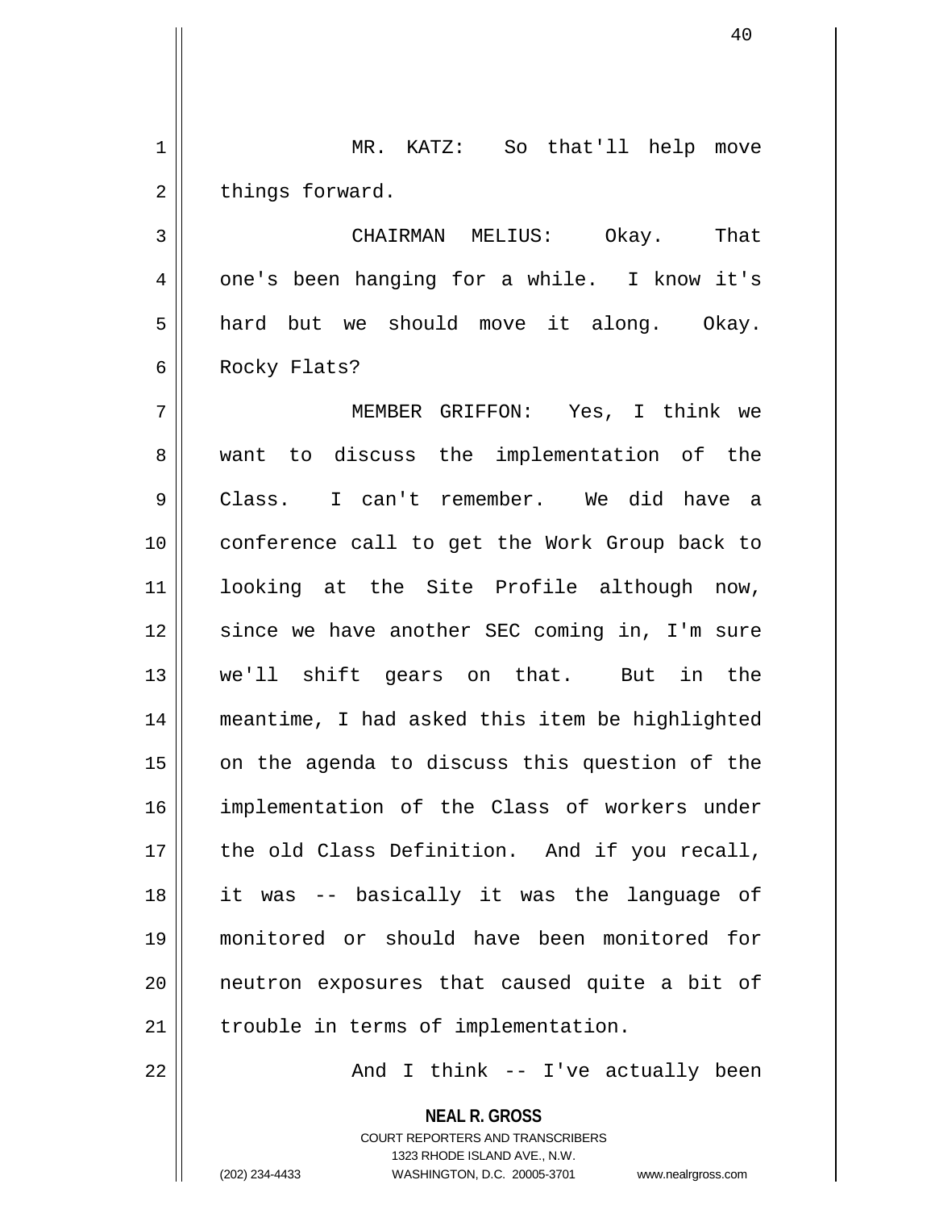MR. KATZ: So that'll help move things forward.

CHAIRMAN MELIUS: Okay. That one's been hanging for a while. I know it's hard but we should move it along. Okay. Rocky Flats?

MEMBER GRIFFON: Yes, I think we want to discuss the implementation of the Class. I can't remember. We did have a conference call to get the Work Group back to looking at the Site Profile although now, since we have another SEC coming in, I'm sure we'll shift gears on that. But in the meantime, I had asked this item be highlighted on the agenda to discuss this question of the implementation of the Class of workers under the old Class Definition. And if you recall, it was -- basically it was the language of monitored or should have been monitored for neutron exposures that caused quite a bit of trouble in terms of implementation.

And I think -- I've actually been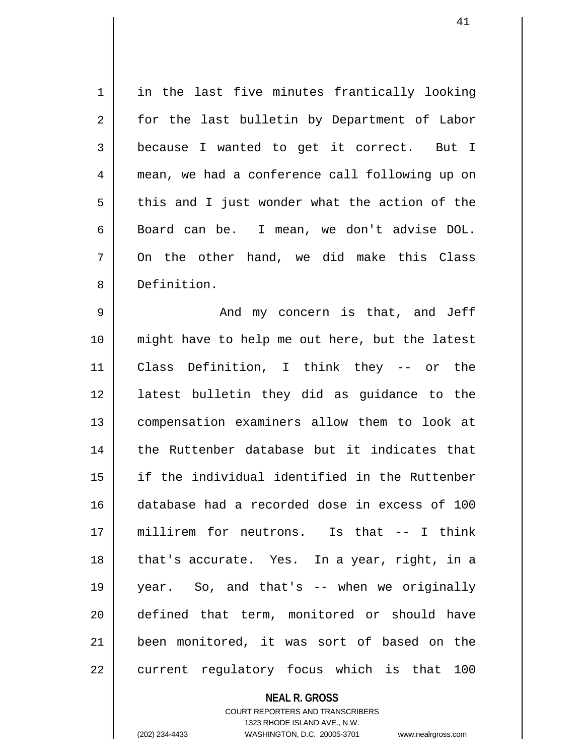in the last five minutes frantically looking for the last bulletin by Department of Labor because I wanted to get it correct. But I mean, we had a conference call following up on this and I just wonder what the action of the Board can be. I mean, we don't advise DOL. On the other hand, we did make this Class Definition.

And my concern is that, and Jeff might have to help me out here, but the latest Class Definition, I think they -- or the latest bulletin they did as guidance to the compensation examiners allow them to look at the Ruttenber database but it indicates that if the individual identified in the Ruttenber database had a recorded dose in excess of 100 millirem for neutrons. Is that -- I think that's accurate. Yes. In a year, right, in a year. So, and that's -- when we originally defined that term, monitored or should have been monitored, it was sort of based on the current regulatory focus which is that 100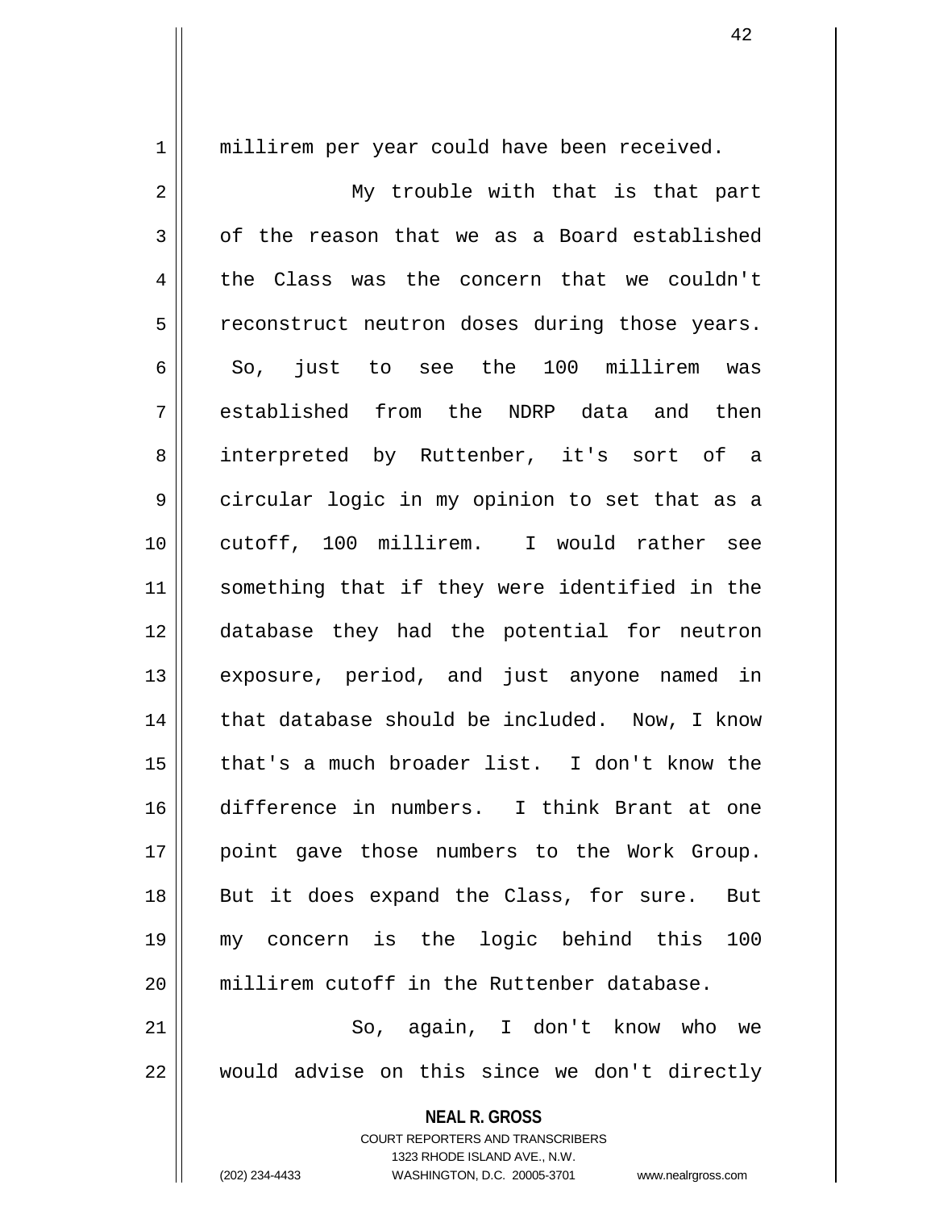millirem per year could have been received.

My trouble with that is that part of the reason that we as a Board established the Class was the concern that we couldn't reconstruct neutron doses during those years. So, just to see the 100 millirem was established from the NDRP data and then interpreted by Ruttenber, it's sort of a circular logic in my opinion to set that as a cutoff, 100 millirem. I would rather see something that if they were identified in the database they had the potential for neutron exposure, period, and just anyone named in that database should be included. Now, I know that's a much broader list. I don't know the difference in numbers. I think Brant at one point gave those numbers to the Work Group. But it does expand the Class, for sure. But my concern is the logic behind this 100 millirem cutoff in the Ruttenber database.

So, again, I don't know who we would advise on this since we don't directly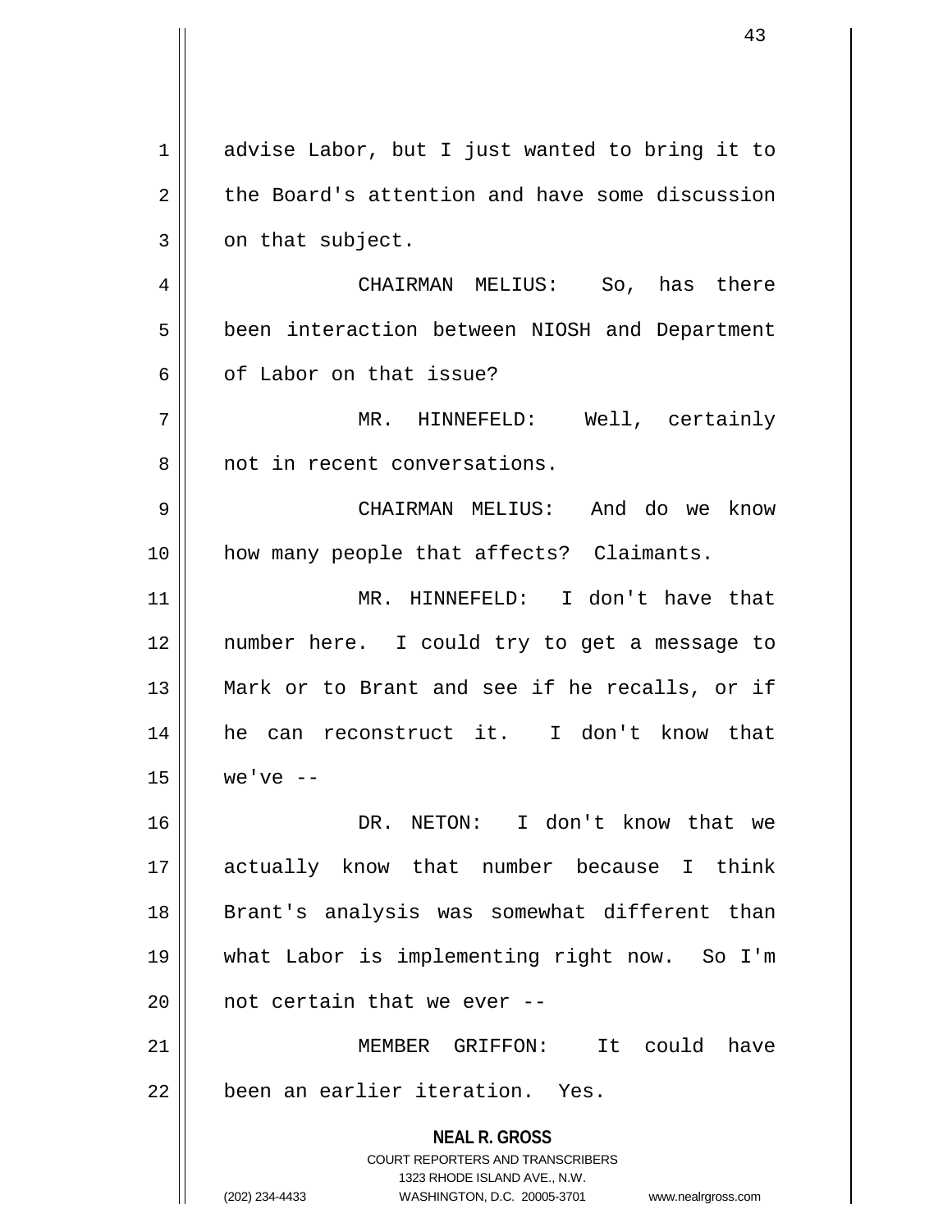advise Labor, but I just wanted to bring it to the Board's attention and have some discussion on that subject.

CHAIRMAN MELIUS: So, has there been interaction between NIOSH and Department of Labor on that issue?

MR. HINNEFELD: Well, certainly not in recent conversations.

CHAIRMAN MELIUS: And do we know how many people that affects? Claimants.

MR. HINNEFELD: I don't have that number here. I could try to get a message to Mark or to Brant and see if he recalls, or if he can reconstruct it. I don't know that we've --

DR. NETON: I don't know that we actually know that number because I think Brant's analysis was somewhat different than what Labor is implementing right now. So I'm not certain that we ever --

MEMBER GRIFFON: It could have been an earlier iteration. Yes.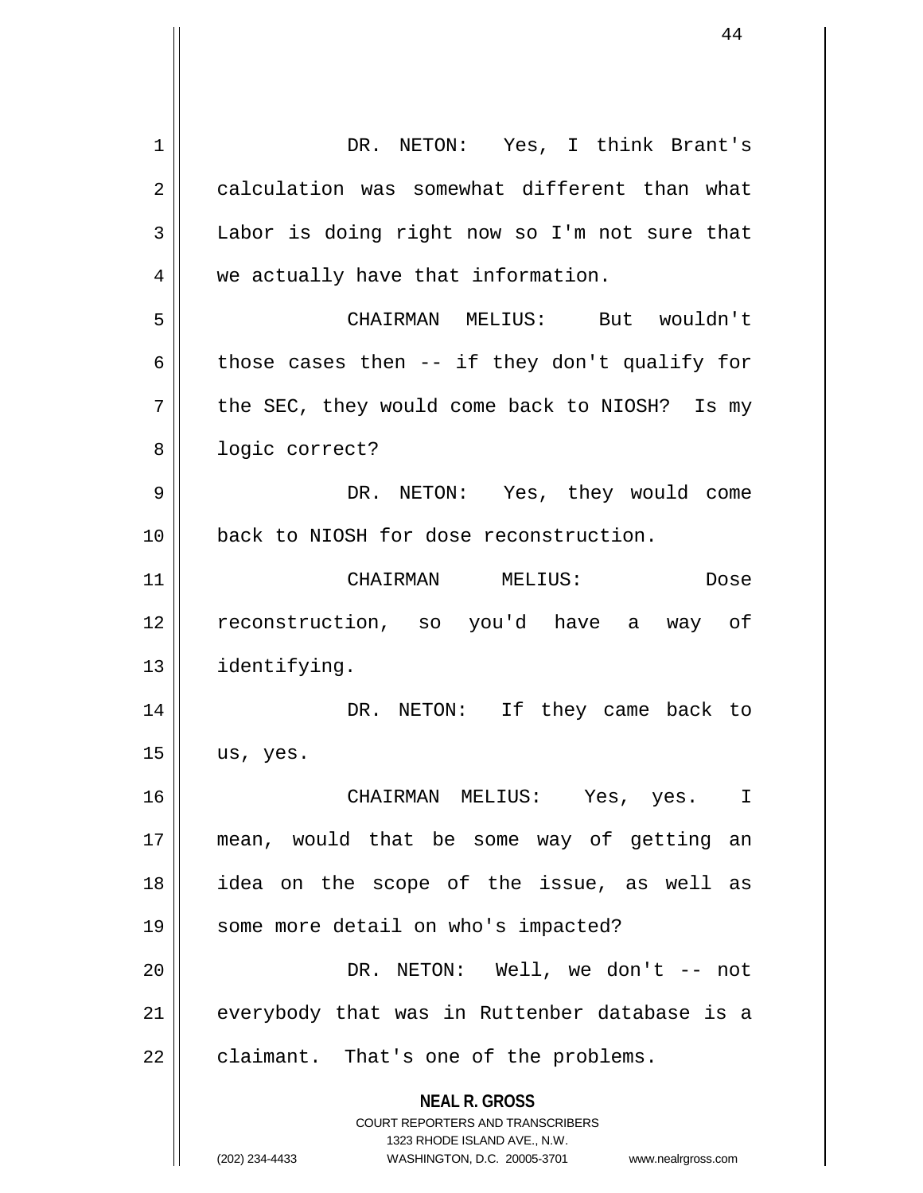DR. NETON: Yes, I think Brant's calculation was somewhat different than what Labor is doing right now so I'm not sure that we actually have that information.

CHAIRMAN MELIUS: But wouldn't those cases then -- if they don't qualify for the SEC, they would come back to NIOSH? Is my logic correct?

DR. NETON: Yes, they would come back to NIOSH for dose reconstruction.

CHAIRMAN MELIUS: Dose reconstruction, so you'd have a way of identifying.

DR. NETON: If they came back to us, yes.

CHAIRMAN MELIUS: Yes, yes. I mean, would that be some way of getting an idea on the scope of the issue, as well as some more detail on who's impacted?

DR. NETON: Well, we don't -- not everybody that was in Ruttenber database is a claimant. That's one of the problems.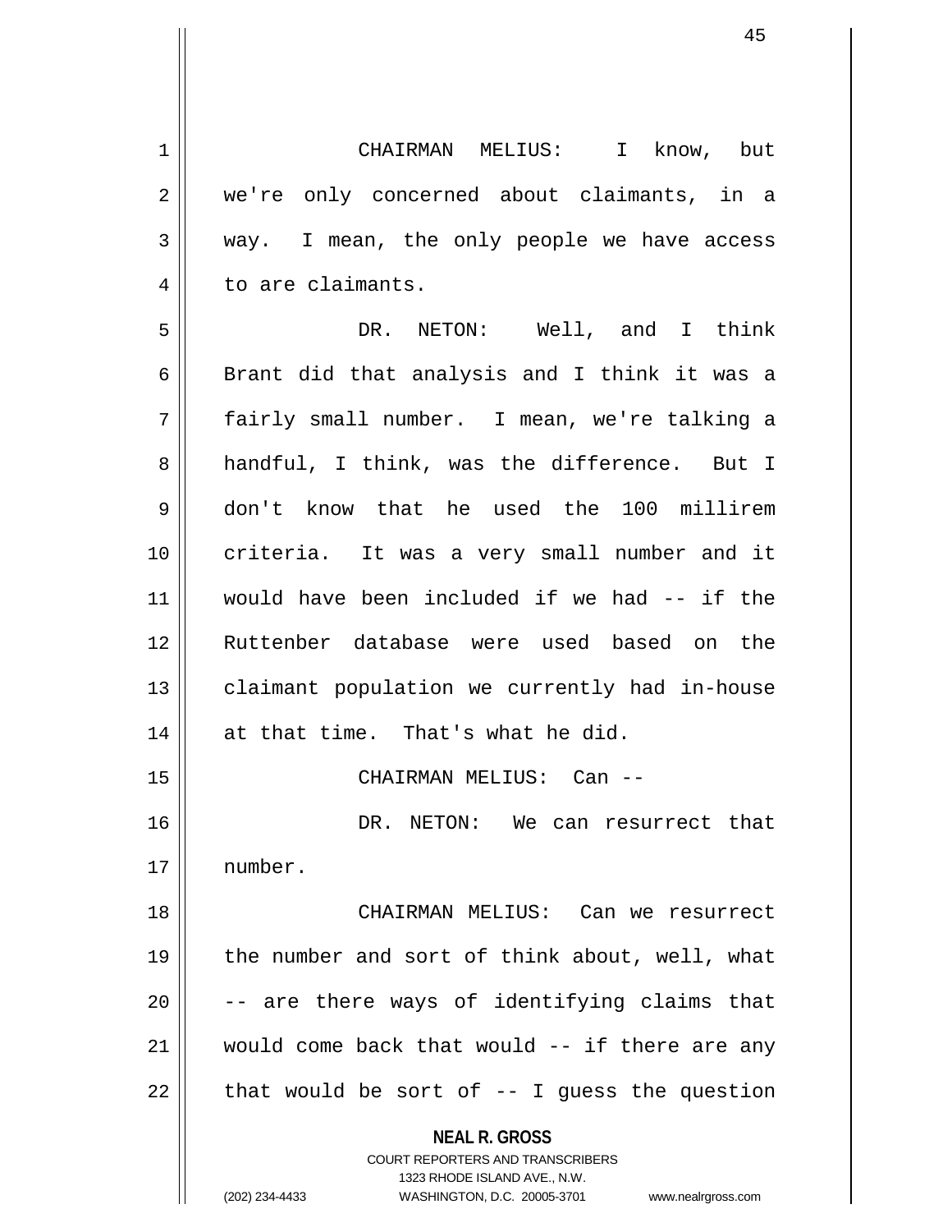CHAIRMAN MELIUS: I know, but we're only concerned about claimants, in a way. I mean, the only people we have access to are claimants.

DR. NETON: Well, and I think Brant did that analysis and I think it was a fairly small number. I mean, we're talking a handful, I think, was the difference. But I don't know that he used the 100 millirem criteria. It was a very small number and it would have been included if we had -- if the Ruttenber database were used based on the claimant population we currently had in-house at that time. That's what he did.

CHAIRMAN MELIUS: Can --

DR. NETON: We can resurrect that number.

CHAIRMAN MELIUS: Can we resurrect the number and sort of think about, well, what -- are there ways of identifying claims that would come back that would -- if there are any that would be sort of -- I guess the question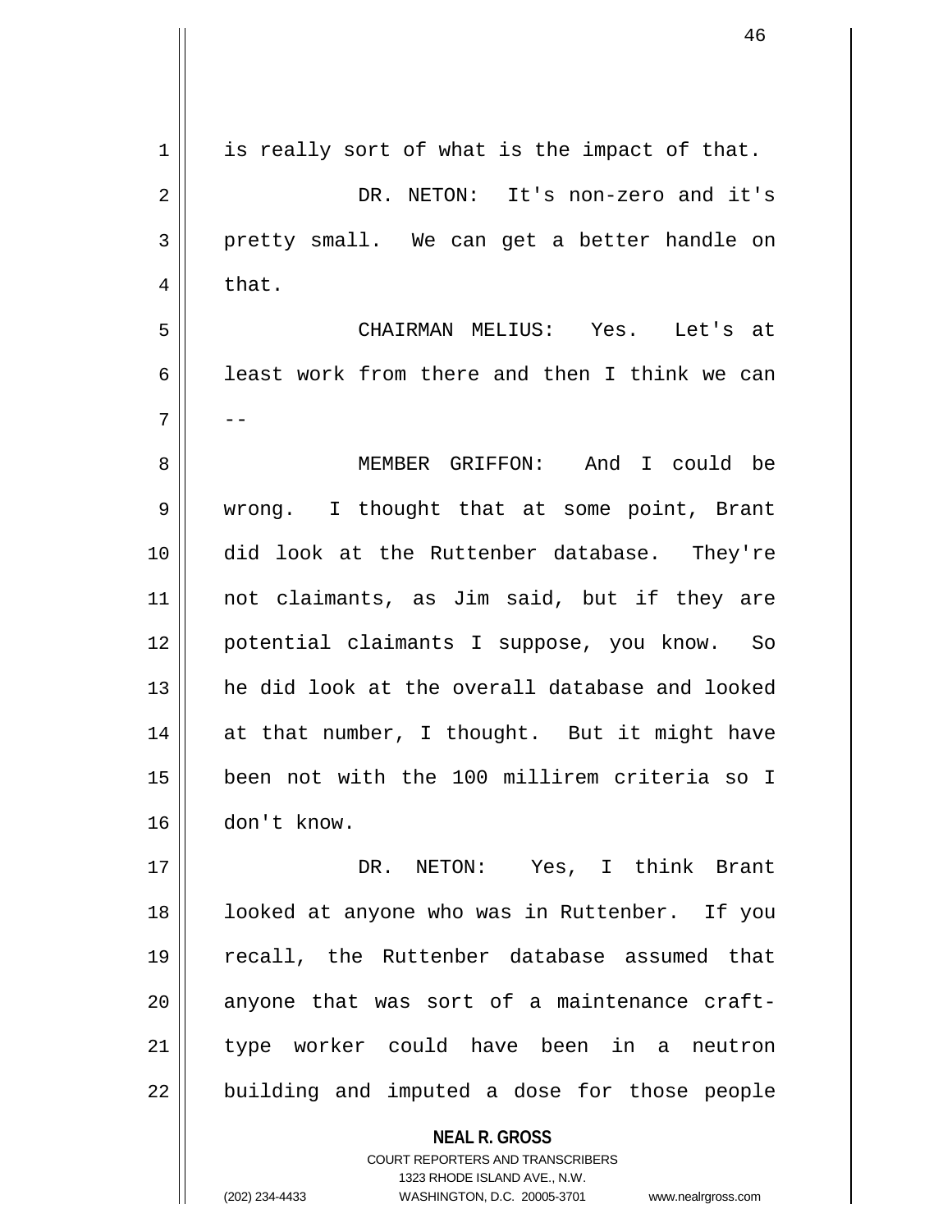is really sort of what is the impact of that.

DR. NETON: It's non-zero and it's pretty small. We can get a better handle on that.

CHAIRMAN MELIUS: Yes. Let's at least work from there and then I think we can --

MEMBER GRIFFON: And I could be wrong. I thought that at some point, Brant did look at the Ruttenber database. They're not claimants, as Jim said, but if they are potential claimants I suppose, you know. So he did look at the overall database and looked at that number, I thought. But it might have been not with the 100 millirem criteria so I don't know.

DR. NETON: Yes, I think Brant looked at anyone who was in Ruttenber. If you recall, the Ruttenber database assumed that anyone that was sort of a maintenance craft-type worker could have been in a neutron building and imputed a dose for those people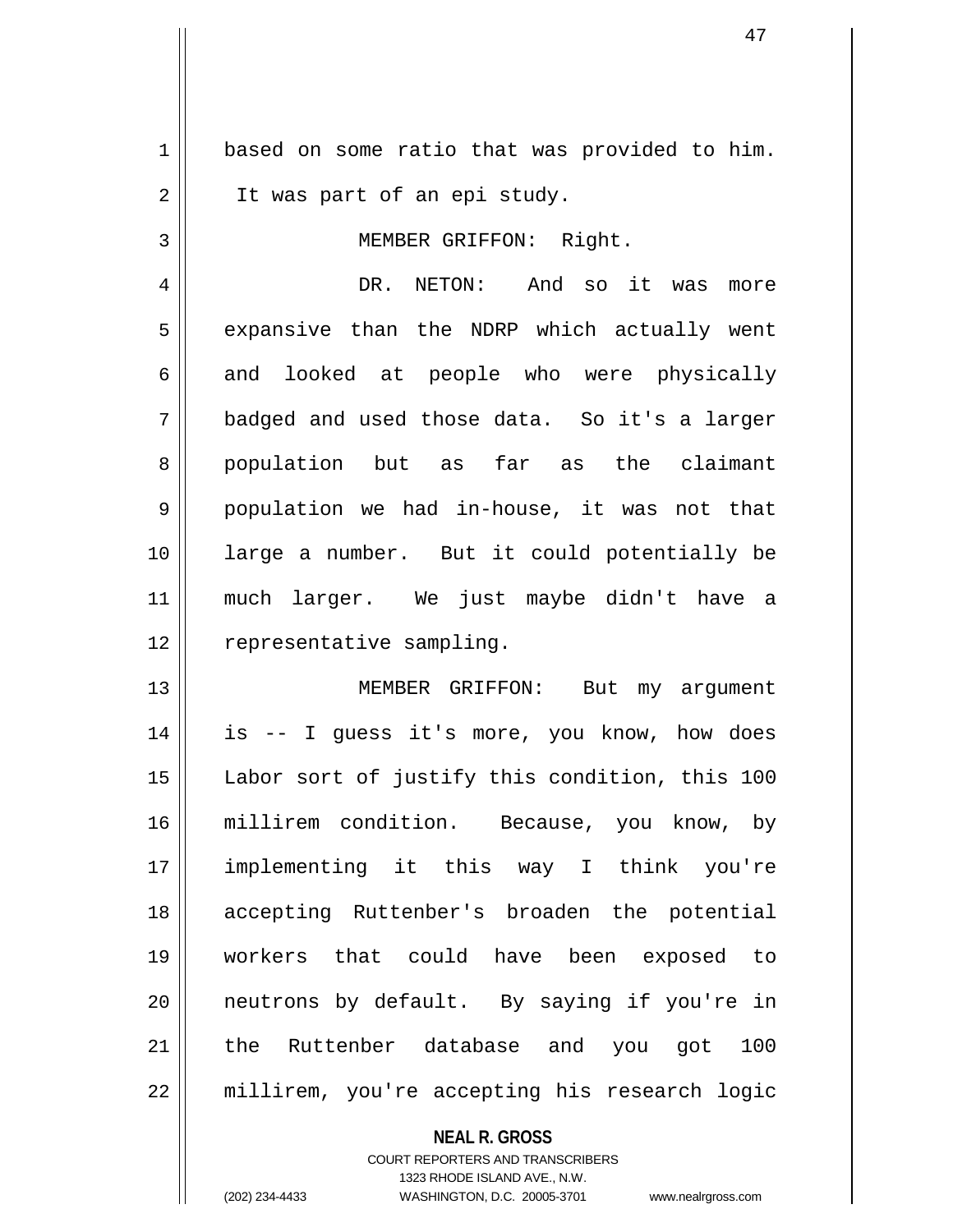based on some ratio that was provided to him. It was part of an epi study.

MEMBER GRIFFON: Right.

DR. NETON: And so it was more expansive than the NDRP which actually went and looked at people who were physically badged and used those data. So it's a larger population but as far as the claimant population we had in-house, it was not that large a number. But it could potentially be much larger. We just maybe didn't have a representative sampling.

MEMBER GRIFFON: But my argument is -- I guess it's more, you know, how does Labor sort of justify this condition, this 100 millirem condition. Because, you know, by implementing it this way I think you're accepting Ruttenber's broaden the potential workers that could have been exposed to neutrons by default. By saying if you're in the Ruttenber database and you got 100 millirem, you're accepting his research logic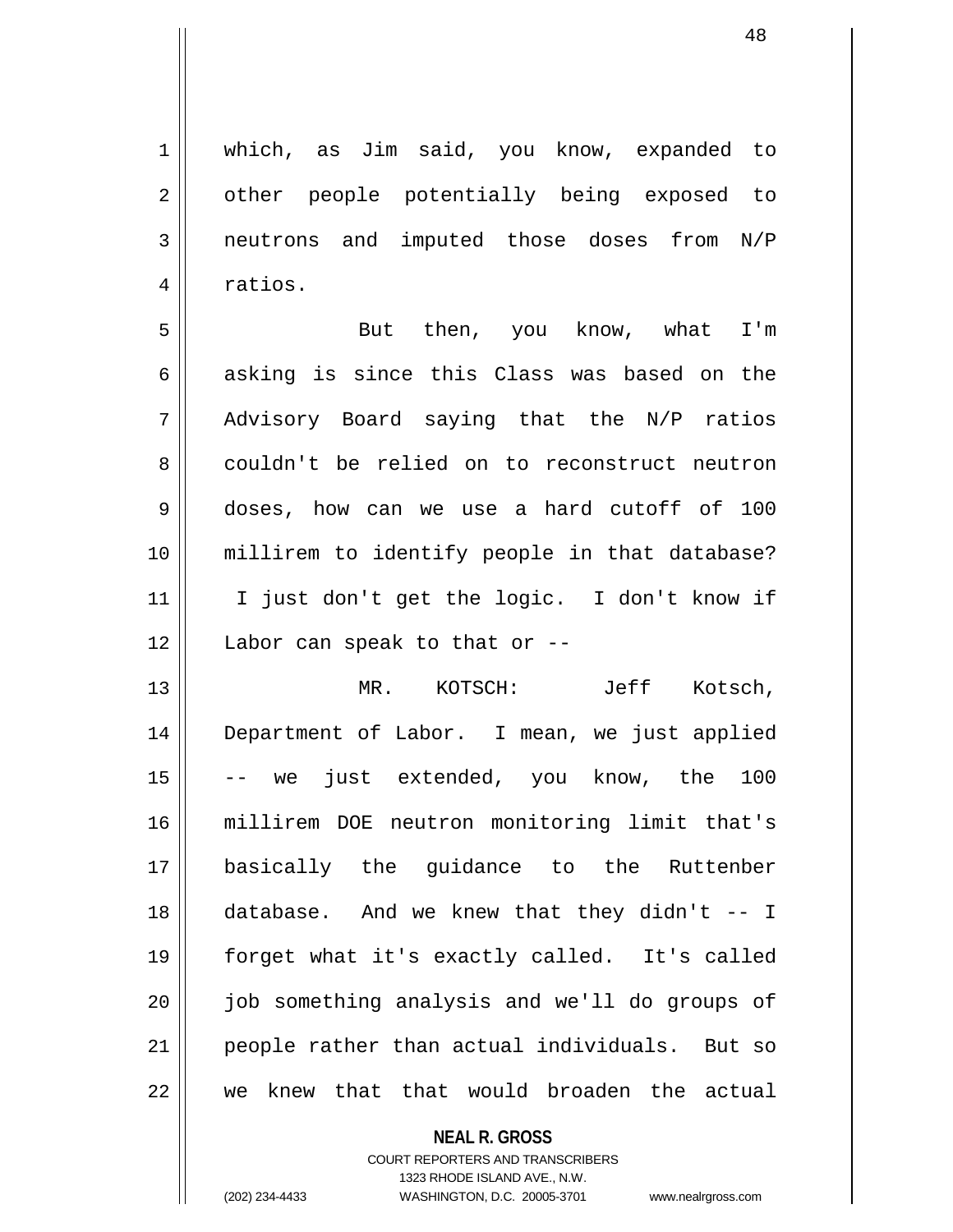which, as Jim said, you know, expanded to other people potentially being exposed to neutrons and imputed those doses from N/P ratios.

But then, you know, what I'm asking is since this Class was based on the Advisory Board saying that the N/P ratios couldn't be relied on to reconstruct neutron doses, how can we use a hard cutoff of 100 millirem to identify people in that database? I just don't get the logic. I don't know if Labor can speak to that or --

MR. KOTSCH: Jeff Kotsch, Department of Labor. I mean, we just applied -- we just extended, you know, the 100 millirem DOE neutron monitoring limit that's basically the guidance to the Ruttenber database. And we knew that they didn't -- I forget what it's exactly called. It's called job something analysis and we'll do groups of people rather than actual individuals. But so we knew that that would broaden the actual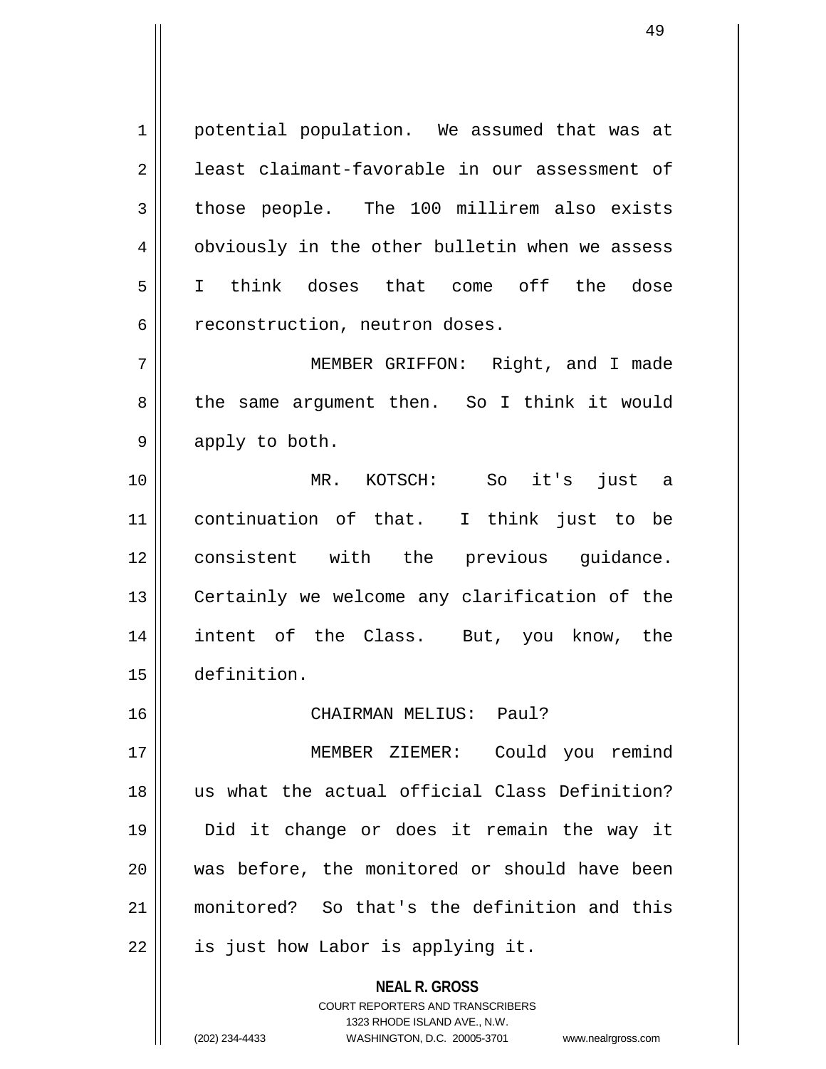potential population. We assumed that was at least claimant-favorable in our assessment of those people. The 100 millirem also exists obviously in the other bulletin when we assess I think doses that come off the dose reconstruction, neutron doses.

MEMBER GRIFFON: Right, and I made the same argument then. So I think it would apply to both.

MR. KOTSCH: So it's just a continuation of that. I think just to be consistent with the previous guidance. Certainly we welcome any clarification of the intent of the Class. But, you know, the definition.

CHAIRMAN MELIUS: Paul?

MEMBER ZIEMER: Could you remind us what the actual official Class Definition? Did it change or does it remain the way it was before, the monitored or should have been monitored? So that's the definition and this is just how Labor is applying it.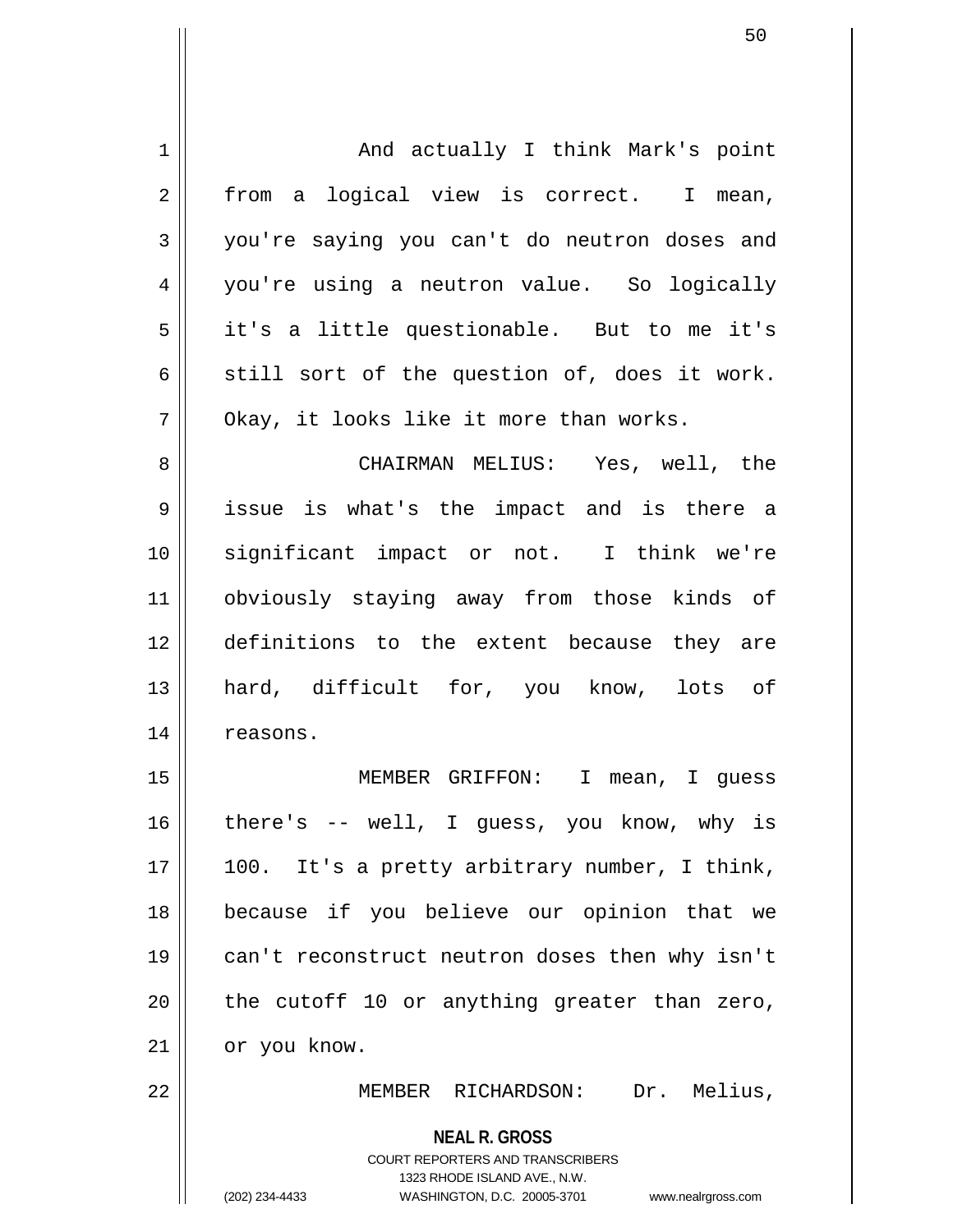And actually I think Mark's point from a logical view is correct. I mean, you're saying you can't do neutron doses and you're using a neutron value. So logically it's a little questionable. But to me it's still sort of the question of, does it work. Okay, it looks like it more than works.

CHAIRMAN MELIUS: Yes, well, the issue is what's the impact and is there a significant impact or not. I think we're obviously staying away from those kinds of definitions to the extent because they are hard, difficult for, you know, lots of reasons.

MEMBER GRIFFON: I mean, I guess there's -- well, I guess, you know, why is 100. It's a pretty arbitrary number, I think, because if you believe our opinion that we can't reconstruct neutron doses then why isn't the cutoff 10 or anything greater than zero, or you know.

MEMBER RICHARDSON: Dr. Melius,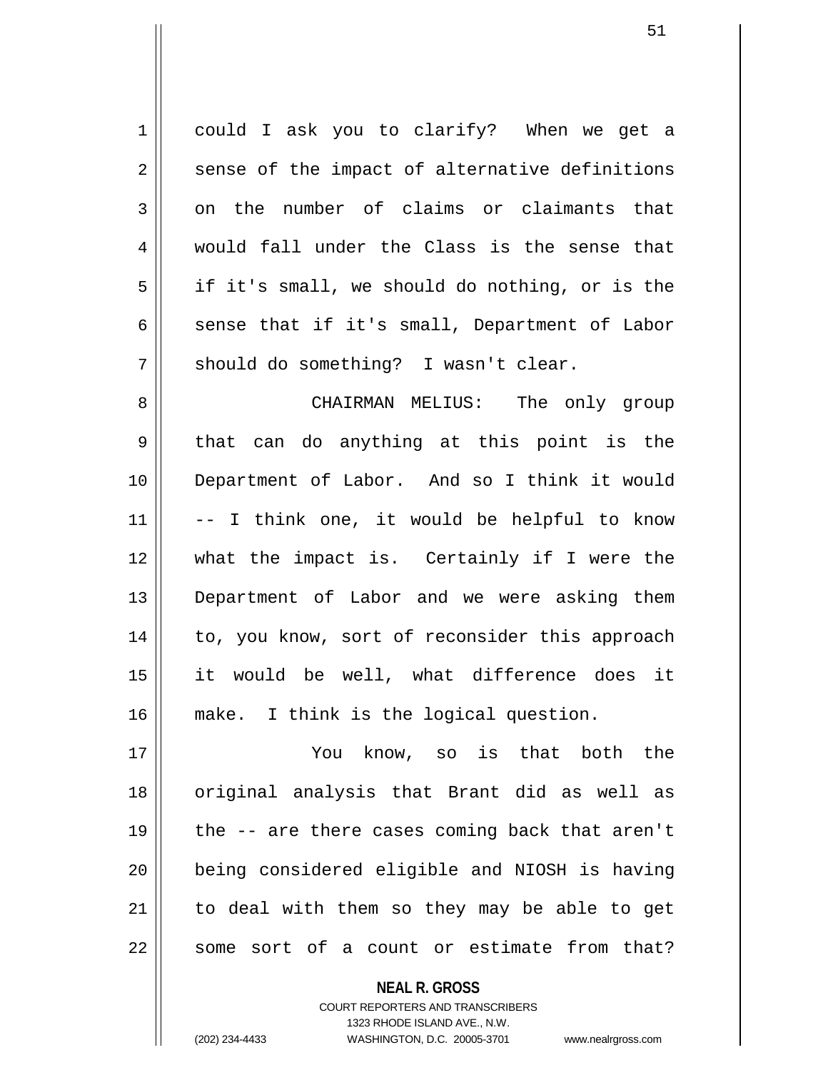could I ask you to clarify? When we get a sense of the impact of alternative definitions on the number of claims or claimants that would fall under the Class is the sense that if it's small, we should do nothing, or is the sense that if it's small, Department of Labor should do something? I wasn't clear.

CHAIRMAN MELIUS: The only group that can do anything at this point is the Department of Labor. And so I think it would -- I think one, it would be helpful to know what the impact is. Certainly if I were the Department of Labor and we were asking them to, you know, sort of reconsider this approach it would be well, what difference does it make. I think is the logical question.

You know, so is that both the original analysis that Brant did as well as the -- are there cases coming back that aren't being considered eligible and NIOSH is having to deal with them so they may be able to get some sort of a count or estimate from that?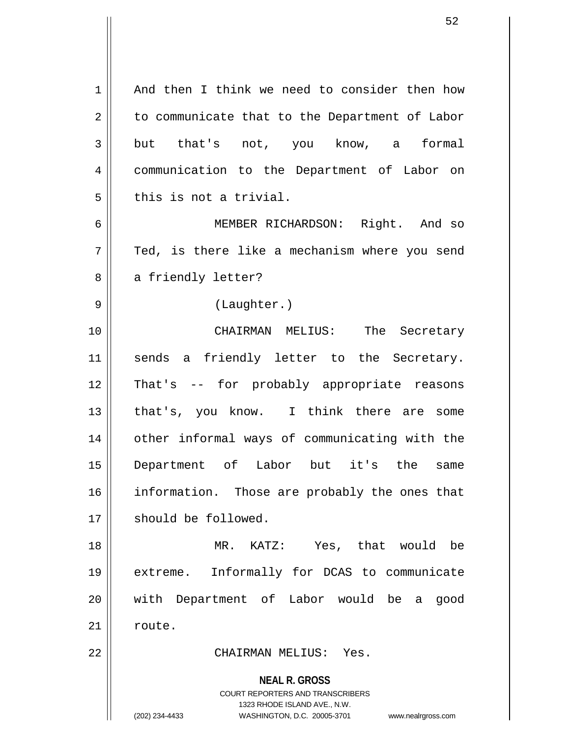And then I think we need to consider then how to communicate that to the Department of Labor but that's not, you know, a formal communication to the Department of Labor on this is not a trivial.

MEMBER RICHARDSON: Right. And so Ted, is there like a mechanism where you send a friendly letter?

(Laughter.)

CHAIRMAN MELIUS: The Secretary sends a friendly letter to the Secretary. That's -- for probably appropriate reasons that's, you know. I think there are some other informal ways of communicating with the Department of Labor but it's the same information. Those are probably the ones that should be followed.

MR. KATZ: Yes, that would be extreme. Informally for DCAS to communicate with Department of Labor would be a good route.

CHAIRMAN MELIUS: Yes.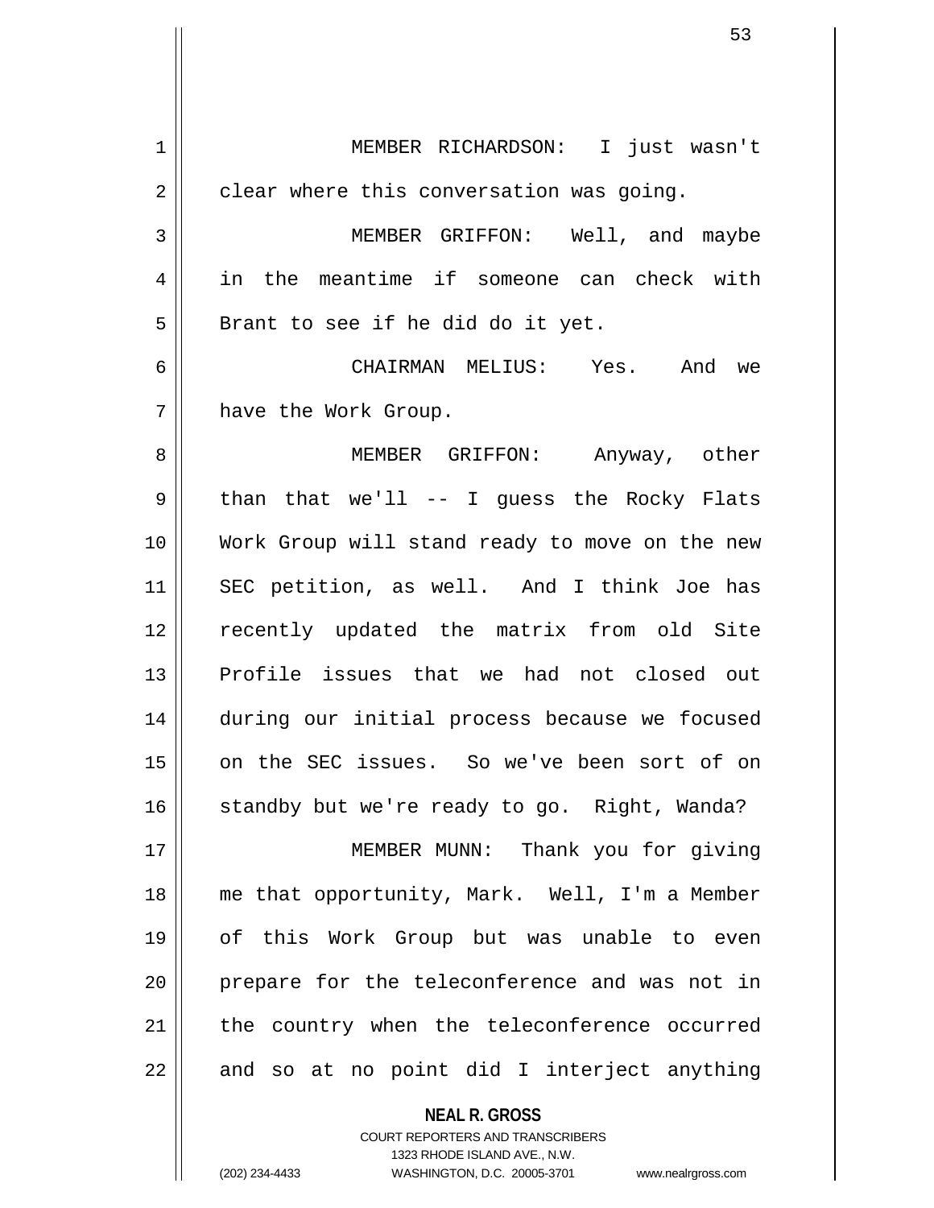MEMBER RICHARDSON: I just wasn't clear where this conversation was going.

MEMBER GRIFFON: Well, and maybe in the meantime if someone can check with Brant to see if he did do it yet.

CHAIRMAN MELIUS: Yes. And we have the Work Group.

MEMBER GRIFFON: Anyway, other than that we'll -- I guess the Rocky Flats Work Group will stand ready to move on the new SEC petition, as well. And I think Joe has recently updated the matrix from old Site Profile issues that we had not closed out during our initial process because we focused on the SEC issues. So we've been sort of on standby but we're ready to go. Right, Wanda?

MEMBER MUNN: Thank you for giving me that opportunity, Mark. Well, I'm a Member of this Work Group but was unable to even prepare for the teleconference and was not in the country when the teleconference occurred and so at no point did I interject anything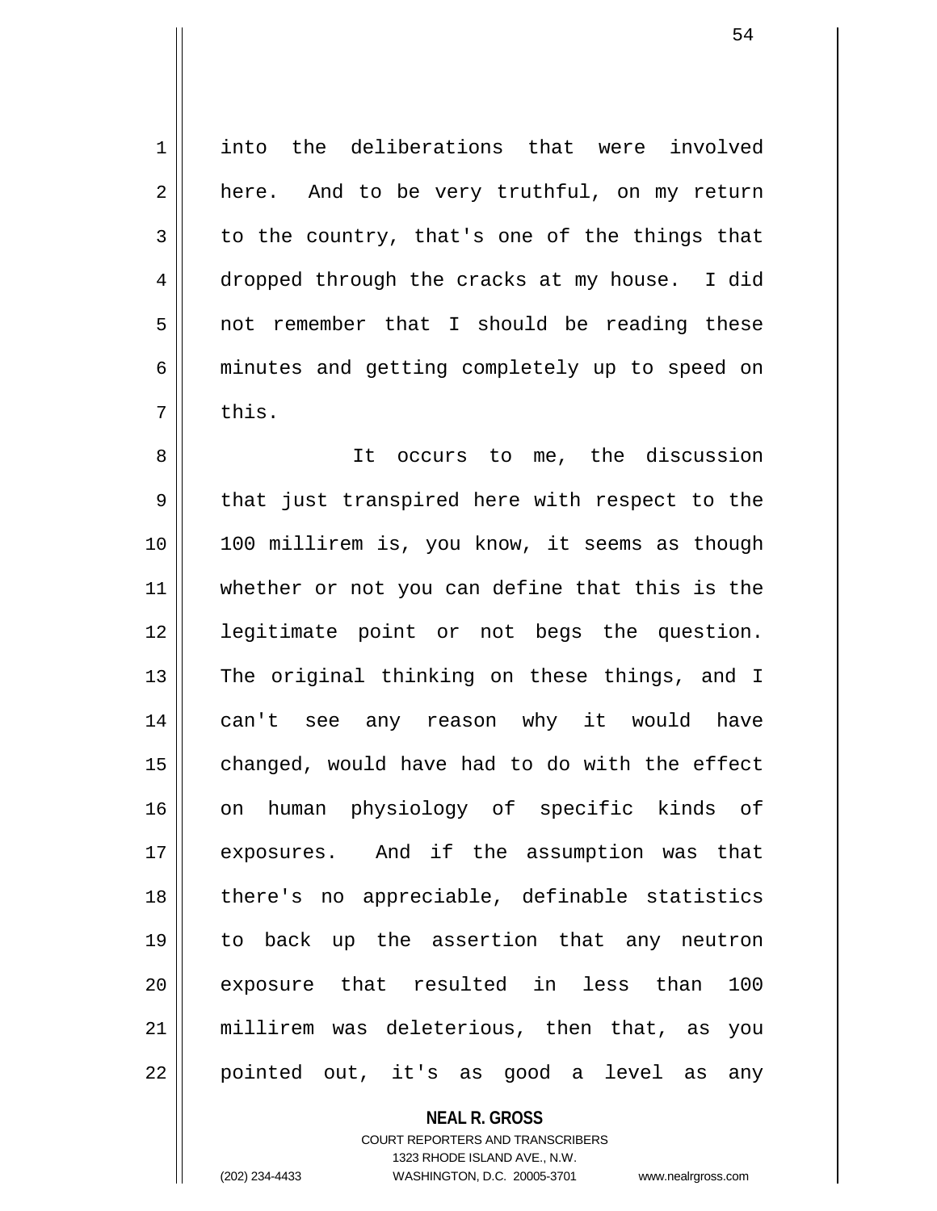into the deliberations that were involved here. And to be very truthful, on my return to the country, that's one of the things that dropped through the cracks at my house. I did not remember that I should be reading these minutes and getting completely up to speed on this.

It occurs to me, the discussion that just transpired here with respect to the 100 millirem is, you know, it seems as though whether or not you can define that this is the legitimate point or not begs the question. The original thinking on these things, and I can't see any reason why it would have changed, would have had to do with the effect on human physiology of specific kinds of exposures. And if the assumption was that there's no appreciable, definable statistics to back up the assertion that any neutron exposure that resulted in less than 100 millirem was deleterious, then that, as you pointed out, it's as good a level as any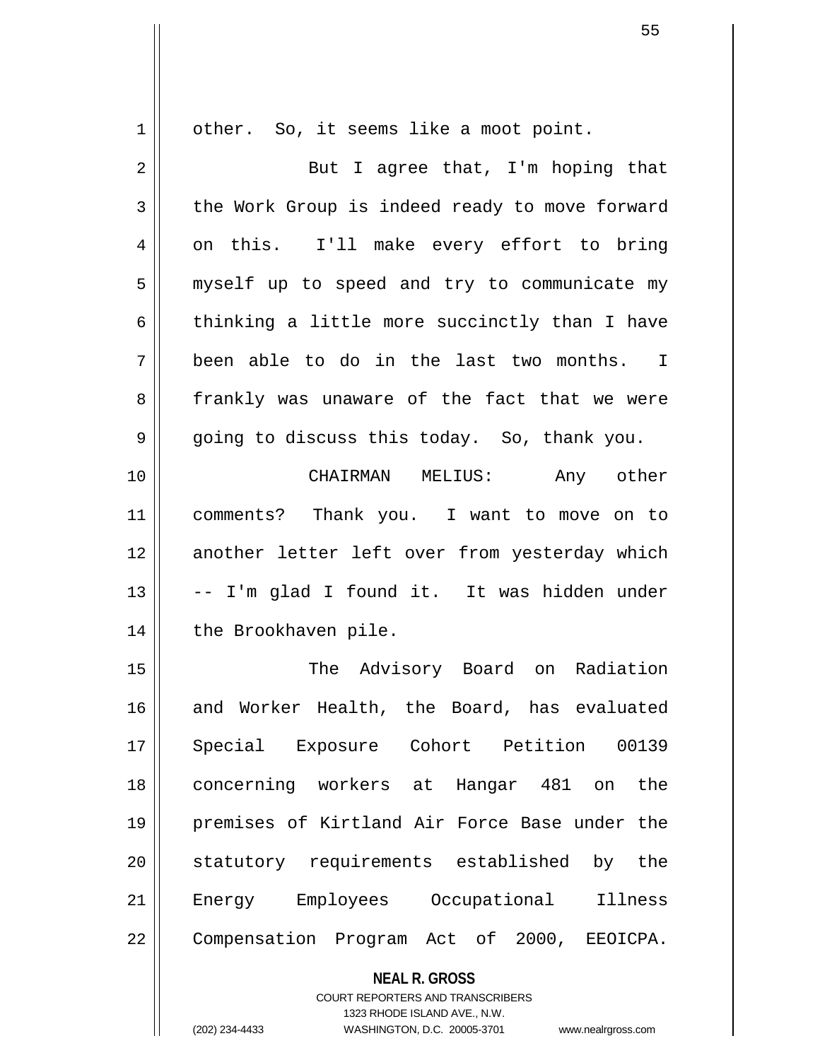other. So, it seems like a moot point.

But I agree that, I'm hoping that the Work Group is indeed ready to move forward on this. I'll make every effort to bring myself up to speed and try to communicate my thinking a little more succinctly than I have been able to do in the last two months. I frankly was unaware of the fact that we were going to discuss this today. So, thank you.

CHAIRMAN MELIUS: Any other comments? Thank you. I want to move on to another letter left over from yesterday which -- I'm glad I found it. It was hidden under the Brookhaven pile.

The Advisory Board on Radiation and Worker Health, the Board, has evaluated Special Exposure Cohort Petition 00139 concerning workers at Hangar 481 on the premises of Kirtland Air Force Base under the statutory requirements established by the Energy Employees Occupational Illness Compensation Program Act of 2000, EEOICPA.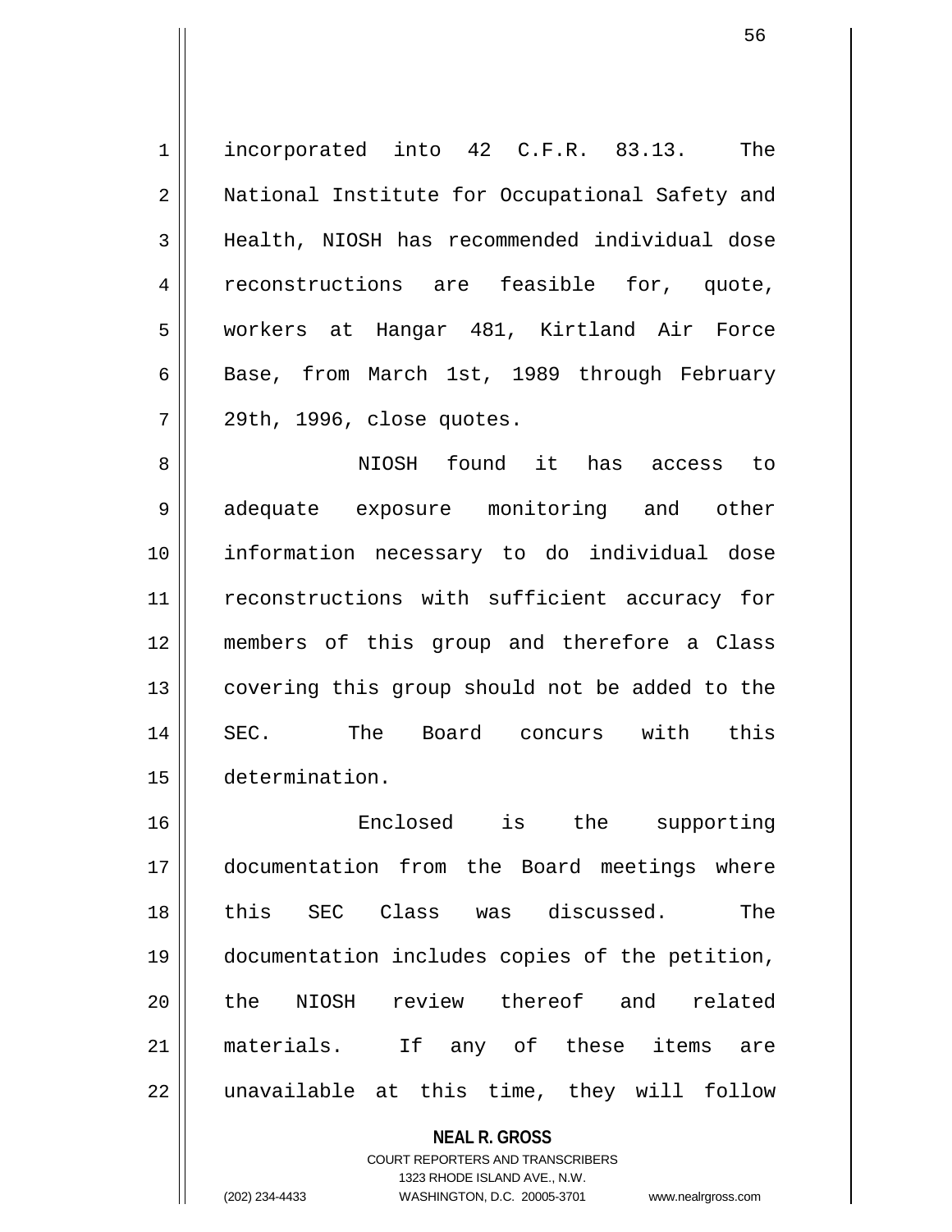incorporated into 42 C.F.R. 83.13. The National Institute for Occupational Safety and Health, NIOSH has recommended individual dose reconstructions are feasible for, quote, workers at Hangar 481, Kirtland Air Force Base, from March 1st, 1989 through February 29th, 1996, close quotes.

NIOSH found it has access to adequate exposure monitoring and other information necessary to do individual dose reconstructions with sufficient accuracy for members of this group and therefore a Class covering this group should not be added to the SEC. The Board concurs with this determination.

Enclosed is the supporting documentation from the Board meetings where this SEC Class was discussed. The documentation includes copies of the petition, the NIOSH review thereof and related materials. If any of these items are unavailable at this time, they will follow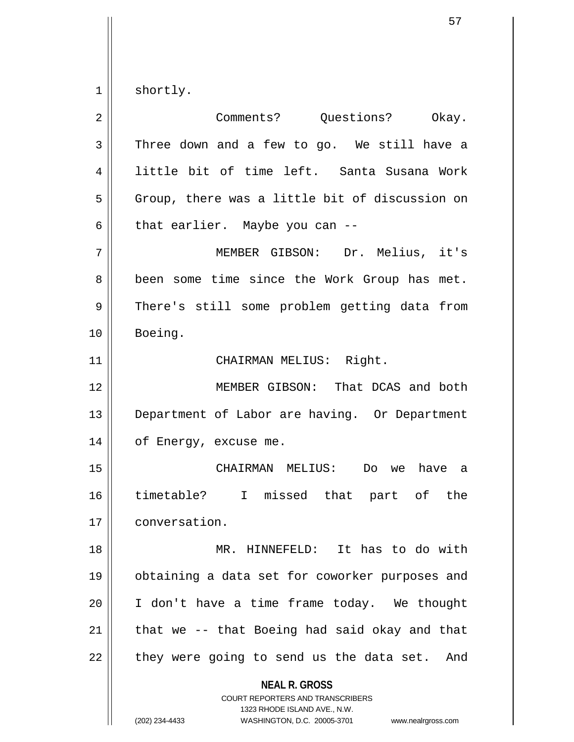shortly.

Comments? Questions? Okay. Three down and a few to go. We still have a little bit of time left. Santa Susana Work Group, there was a little bit of discussion on that earlier. Maybe you can --

MEMBER GIBSON: Dr. Melius, it's been some time since the Work Group has met. There's still some problem getting data from Boeing.

CHAIRMAN MELIUS: Right.

MEMBER GIBSON: That DCAS and both Department of Labor are having. Or Department of Energy, excuse me.

CHAIRMAN MELIUS: Do we have a timetable? I missed that part of the conversation.

MR. HINNEFELD: It has to do with obtaining a data set for coworker purposes and I don't have a time frame today. We thought that we -- that Boeing had said okay and that they were going to send us the data set. And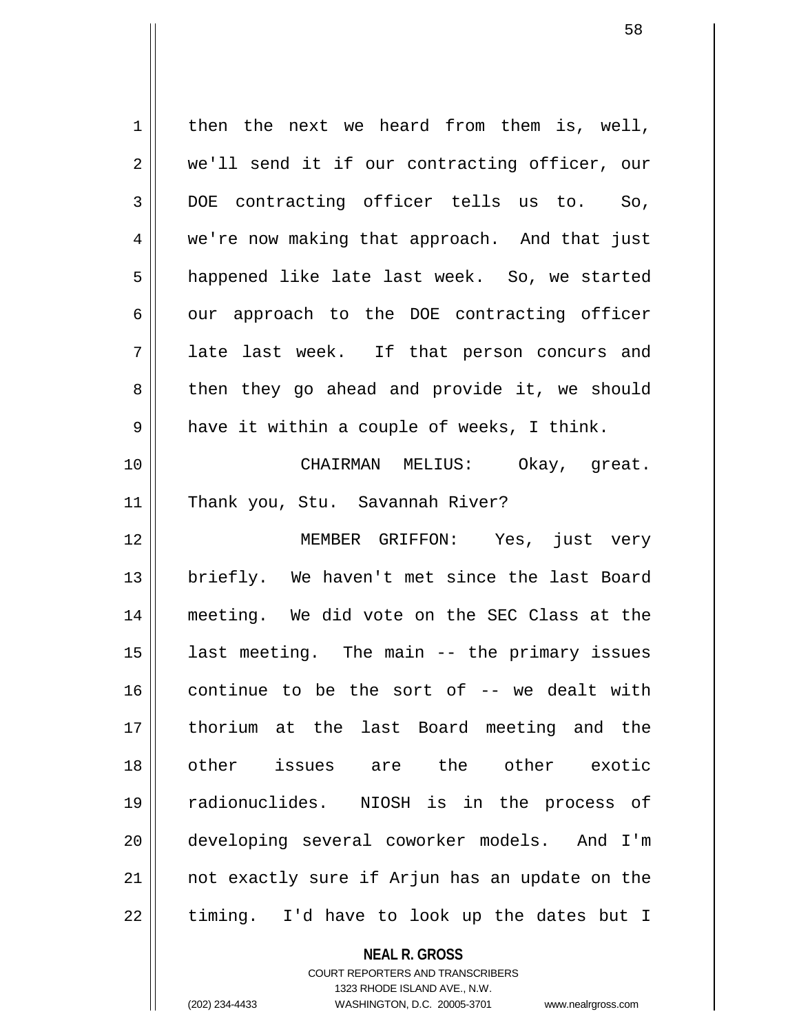then the next we heard from them is, well, we'll send it if our contracting officer, our DOE contracting officer tells us to. So, we're now making that approach. And that just happened like late last week. So, we started our approach to the DOE contracting officer late last week. If that person concurs and then they go ahead and provide it, we should have it within a couple of weeks, I think.

CHAIRMAN MELIUS: Okay, great. Thank you, Stu. Savannah River?

MEMBER GRIFFON: Yes, just very briefly. We haven't met since the last Board meeting. We did vote on the SEC Class at the last meeting. The main -- the primary issues continue to be the sort of -- we dealt with thorium at the last Board meeting and the other issues are the other exotic radionuclides. NIOSH is in the process of developing several coworker models. And I'm not exactly sure if Arjun has an update on the timing. I'd have to look up the dates but I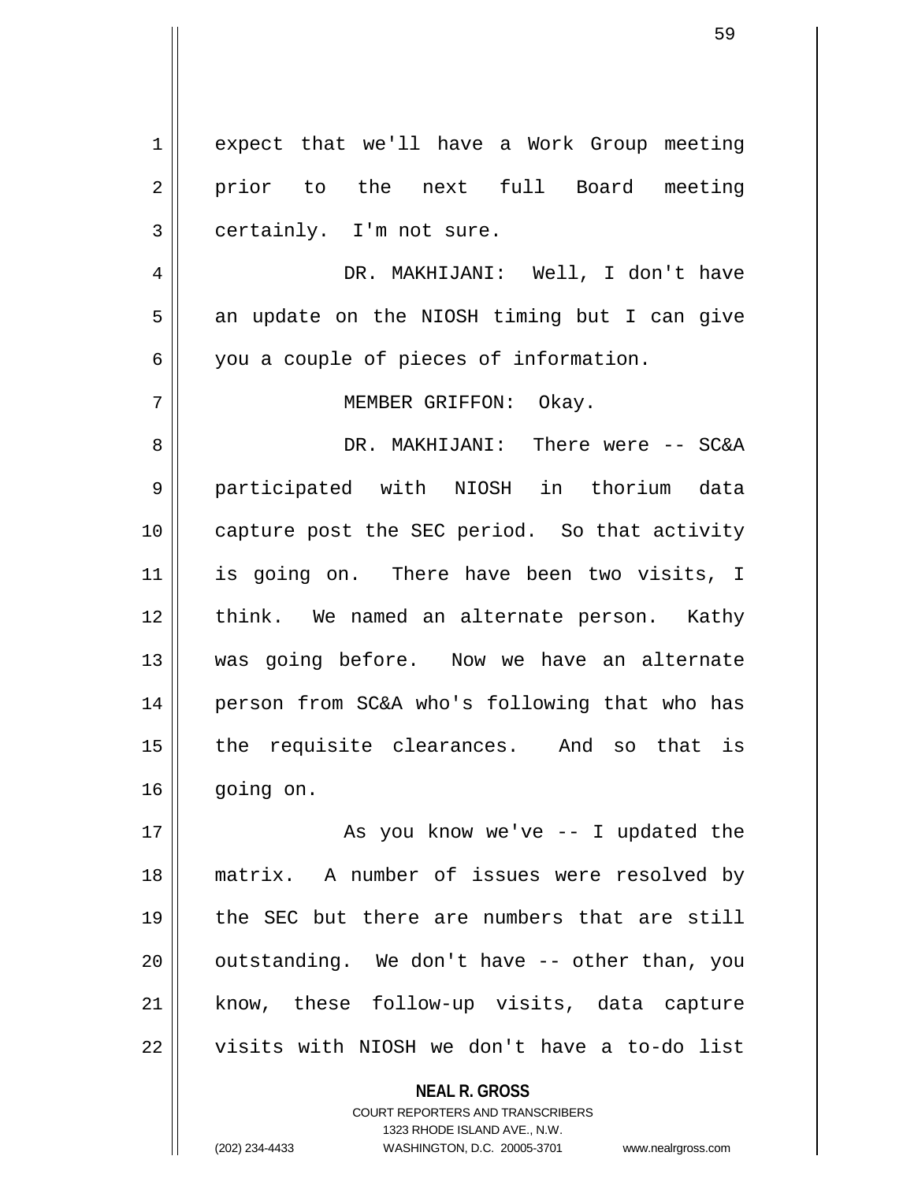expect that we'll have a Work Group meeting prior to the next full Board meeting certainly. I'm not sure.

DR. MAKHIJANI: Well, I don't have an update on the NIOSH timing but I can give you a couple of pieces of information.

MEMBER GRIFFON: Okay.

DR. MAKHIJANI: There were -- SC&A participated with NIOSH in thorium data capture post the SEC period. So that activity is going on. There have been two visits, I think. We named an alternate person. Kathy was going before. Now we have an alternate person from SC&A who's following that who has the requisite clearances. And so that is going on.

As you know we've -- I updated the matrix. A number of issues were resolved by the SEC but there are numbers that are still outstanding. We don't have -- other than, you know, these follow-up visits, data capture visits with NIOSH we don't have a to-do list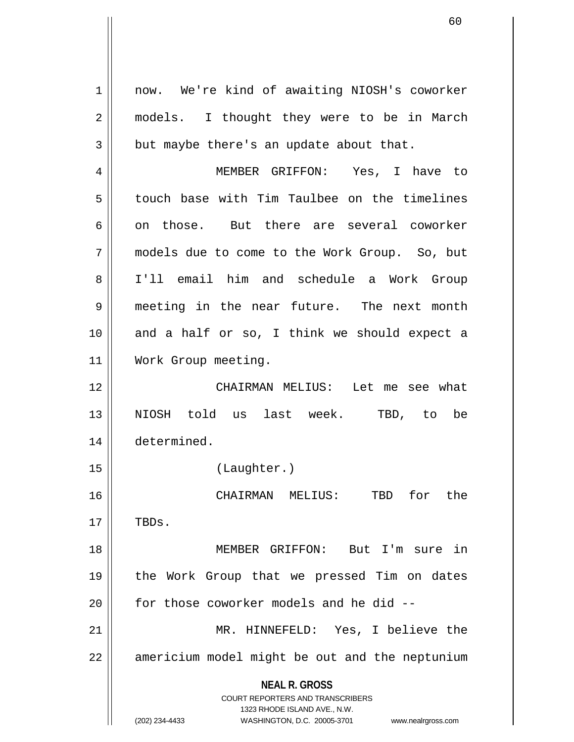now. We're kind of awaiting NIOSH's coworker models. I thought they were to be in March but maybe there's an update about that.

MEMBER GRIFFON: Yes, I have to touch base with Tim Taulbee on the timelines on those. But there are several coworker models due to come to the Work Group. So, but I'll email him and schedule a Work Group meeting in the near future. The next month and a half or so, I think we should expect a Work Group meeting.

CHAIRMAN MELIUS: Let me see what NIOSH told us last week. TBD, to be determined.

(Laughter.)

CHAIRMAN MELIUS: TBD for the TBDs.

MEMBER GRIFFON: But I'm sure in the Work Group that we pressed Tim on dates for those coworker models and he did --

MR. HINNEFELD: Yes, I believe the americium model might be out and the neptunium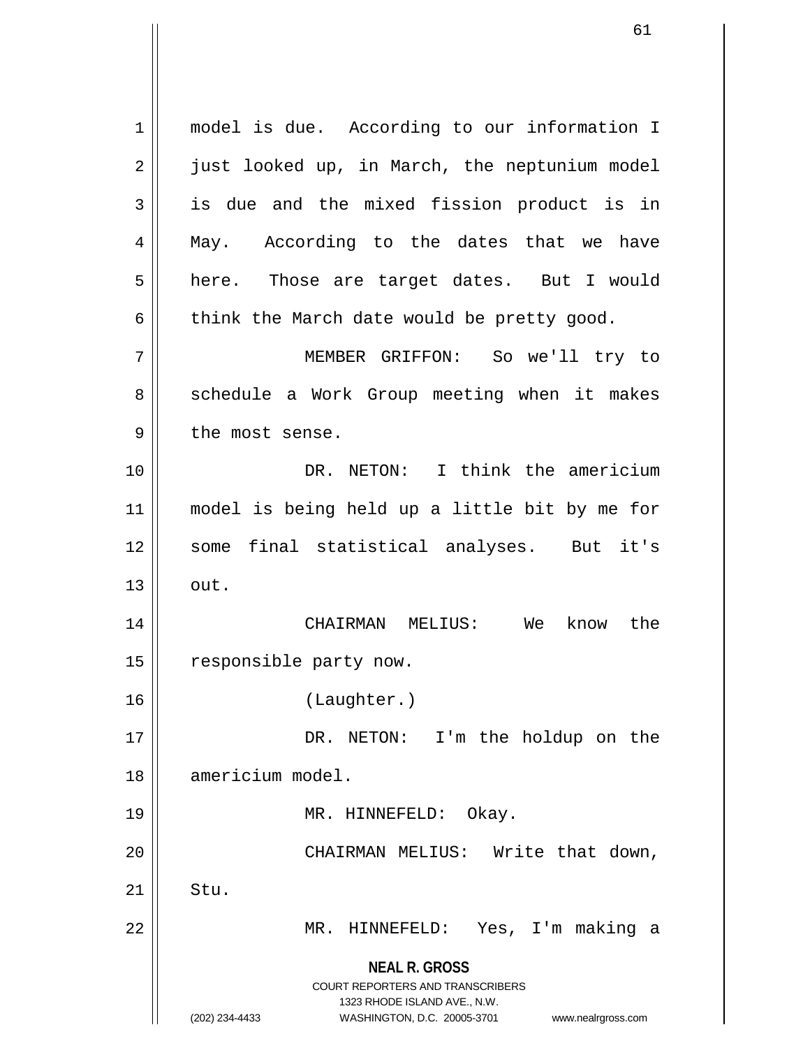model is due. According to our information I just looked up, in March, the neptunium model is due and the mixed fission product is in May. According to the dates that we have here. Those are target dates. But I would think the March date would be pretty good.

MEMBER GRIFFON: So we'll try to schedule a Work Group meeting when it makes the most sense.

DR. NETON: I think the americium model is being held up a little bit by me for some final statistical analyses. But it's out.

CHAIRMAN MELIUS: We know the responsible party now.

(Laughter.)

DR. NETON: I'm the holdup on the americium model.

MR. HINNEFELD: Okay.

CHAIRMAN MELIUS: Write that down, Stu.

MR. HINNEFELD: Yes, I'm making a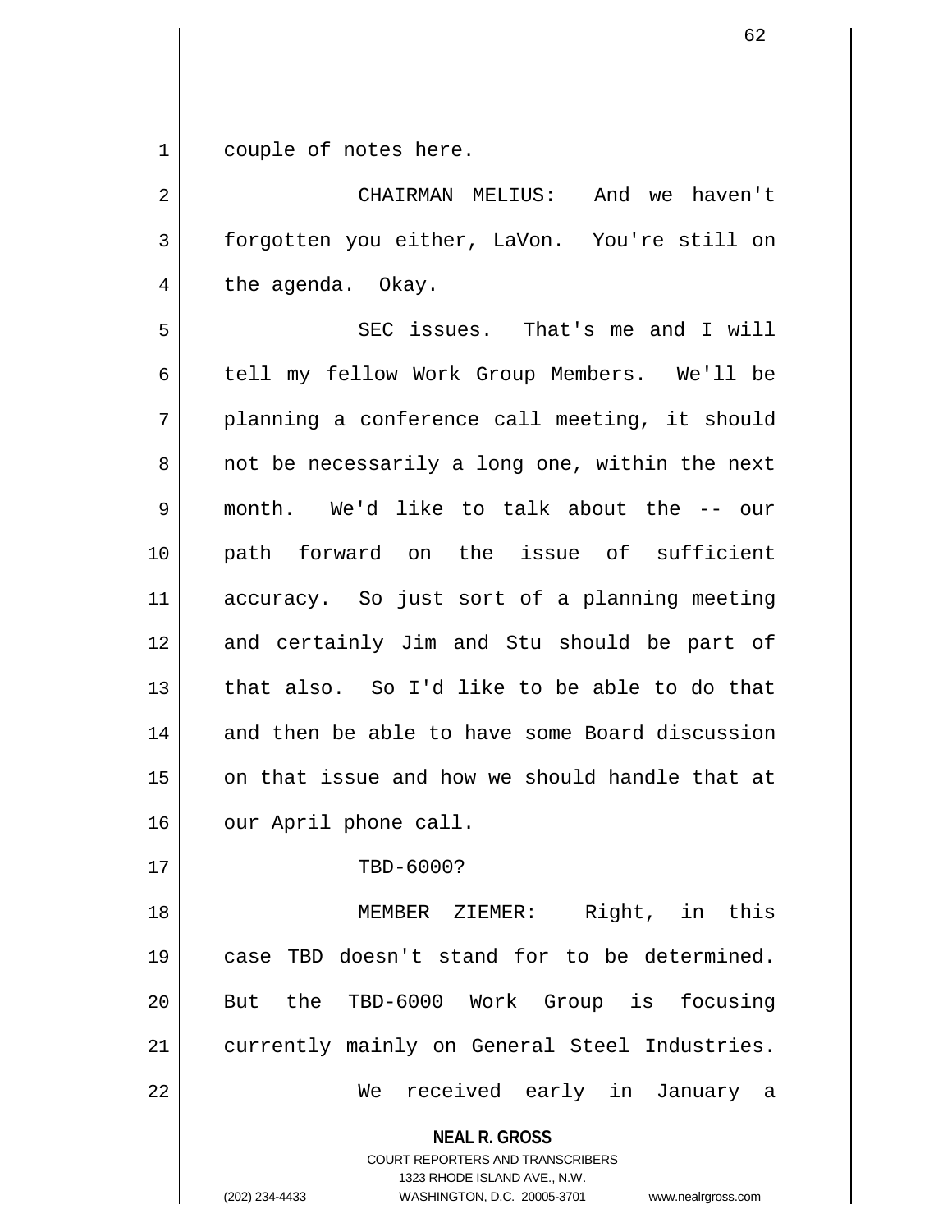couple of notes here.

CHAIRMAN MELIUS: And we haven't forgotten you either, LaVon. You're still on the agenda. Okay.

SEC issues. That's me and I will tell my fellow Work Group Members. We'll be planning a conference call meeting, it should not be necessarily a long one, within the next month. We'd like to talk about the -- our path forward on the issue of sufficient accuracy. So just sort of a planning meeting and certainly Jim and Stu should be part of that also. So I'd like to be able to do that and then be able to have some Board discussion on that issue and how we should handle that at our April phone call.

TBD-6000?

MEMBER ZIEMER: Right, in this case TBD doesn't stand for to be determined. But the TBD-6000 Work Group is focusing currently mainly on General Steel Industries.

We received early in January a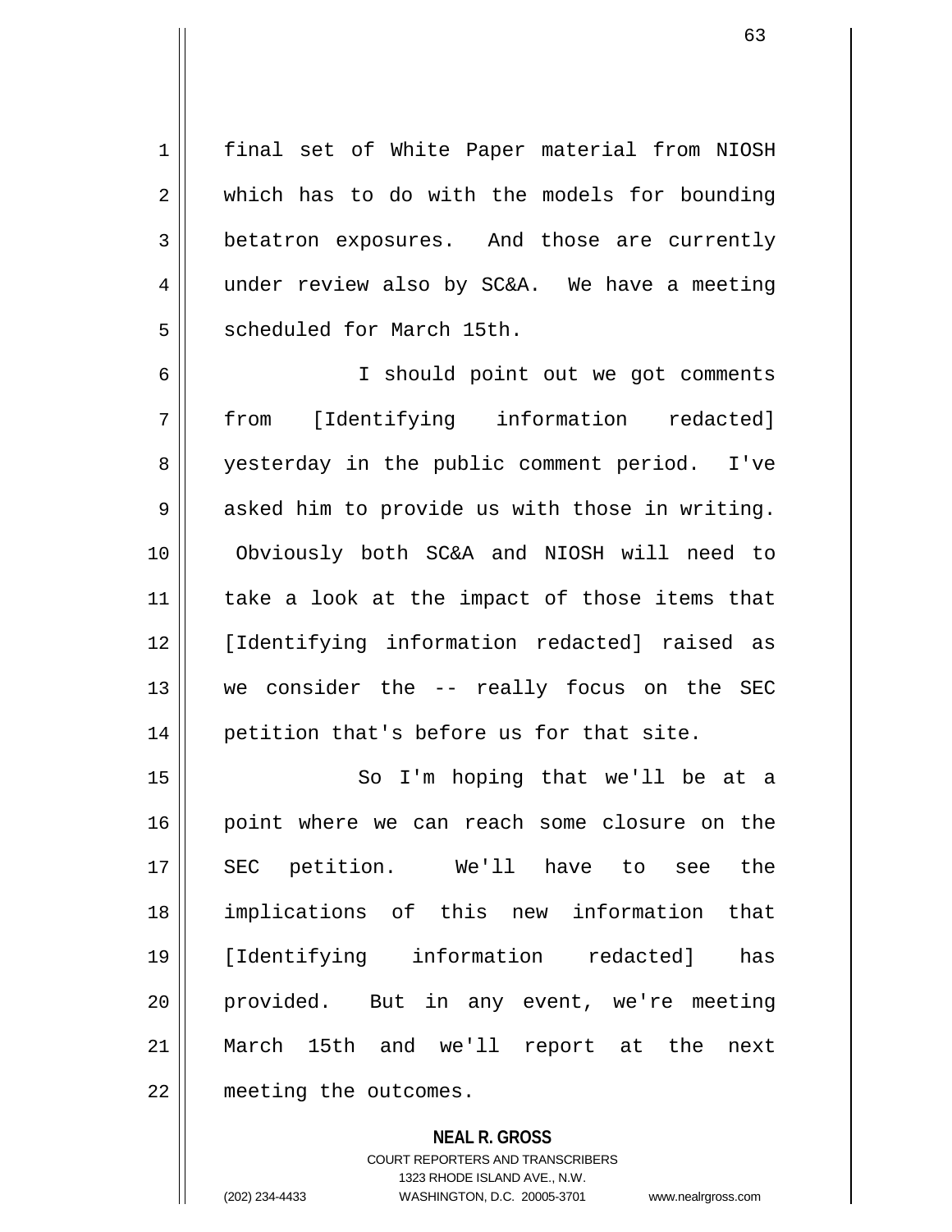final set of White Paper material from NIOSH which has to do with the models for bounding betatron exposures. And those are currently under review also by SC&A. We have a meeting scheduled for March 15th.

I should point out we got comments from [Identifying information redacted] yesterday in the public comment period. I've asked him to provide us with those in writing. Obviously both SC&A and NIOSH will need to take a look at the impact of those items that [Identifying information redacted] raised as we consider the -- really focus on the SEC petition that's before us for that site.

So I'm hoping that we'll be at a point where we can reach some closure on the SEC petition. We'll have to see the implications of this new information that [Identifying information redacted] has provided. But in any event, we're meeting March 15th and we'll report at the next meeting the outcomes.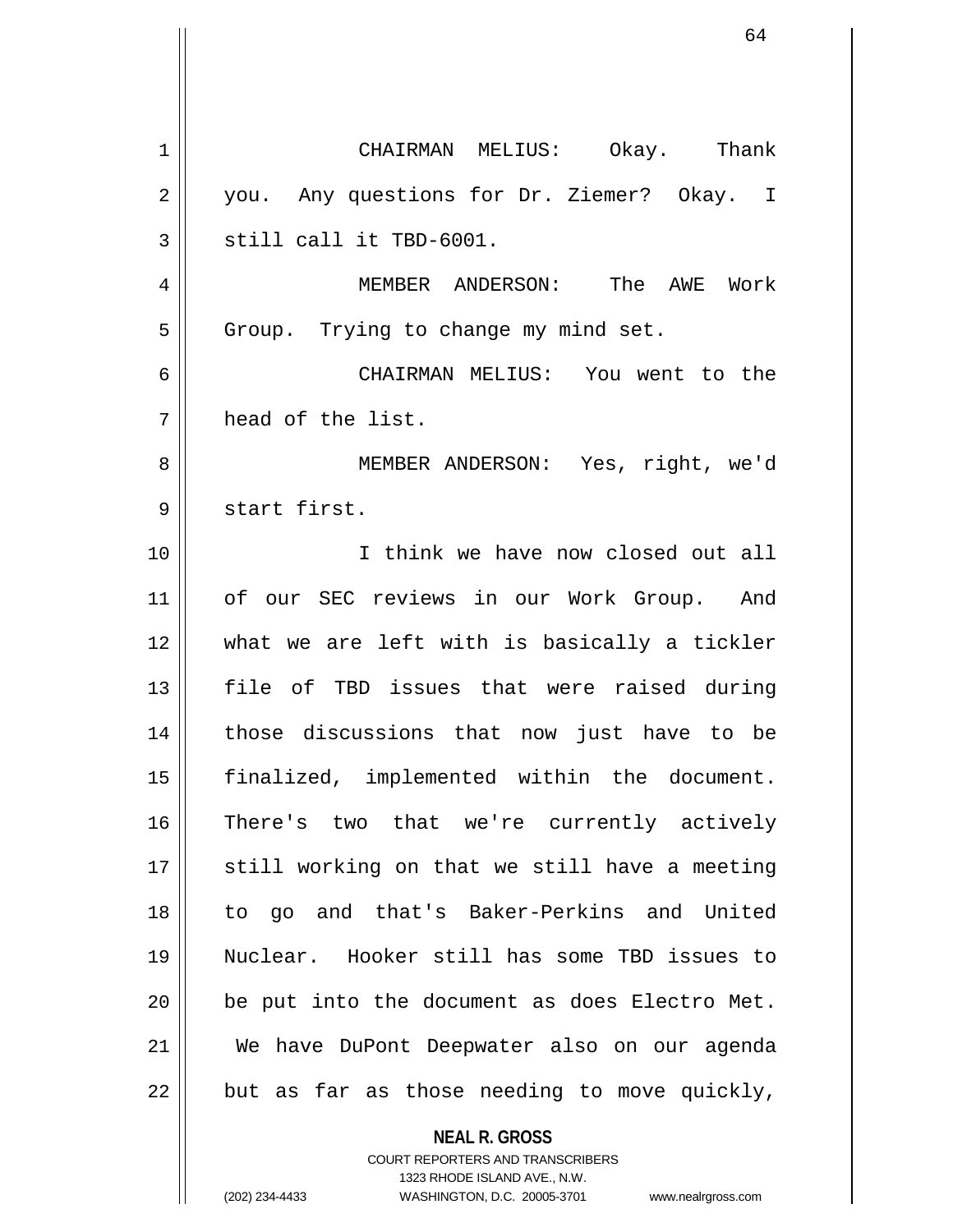CHAIRMAN MELIUS: Okay. Thank you. Any questions for Dr. Ziemer? Okay. I still call it TBD-6001.

MEMBER ANDERSON: The AWE Work Group. Trying to change my mind set.

CHAIRMAN MELIUS: You went to the head of the list.

MEMBER ANDERSON: Yes, right, we'd start first.

I think we have now closed out all of our SEC reviews in our Work Group. And what we are left with is basically a tickler file of TBD issues that were raised during those discussions that now just have to be finalized, implemented within the document. There's two that we're currently actively still working on that we still have a meeting to go and that's Baker-Perkins and United Nuclear. Hooker still has some TBD issues to be put into the document as does Electro Met. We have DuPont Deepwater also on our agenda but as far as those needing to move quickly,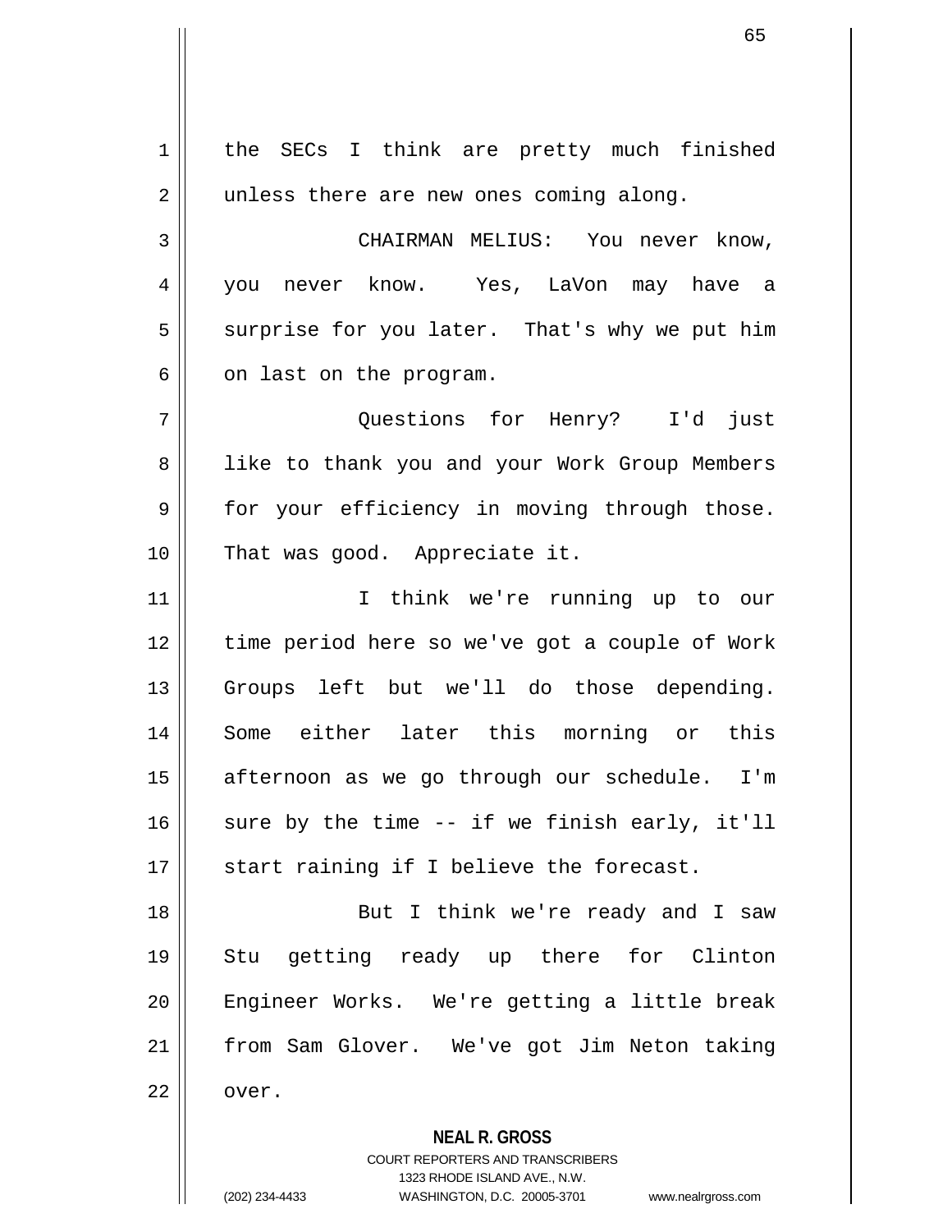the SECs I think are pretty much finished unless there are new ones coming along.

CHAIRMAN MELIUS: You never know, you never know. Yes, LaVon may have a surprise for you later. That's why we put him on last on the program.

Questions for Henry? I'd just like to thank you and your Work Group Members for your efficiency in moving through those. That was good. Appreciate it.

I think we're running up to our time period here so we've got a couple of Work Groups left but we'll do those depending. Some either later this morning or this afternoon as we go through our schedule. I'm sure by the time -- if we finish early, it'll start raining if I believe the forecast.

But I think we're ready and I saw Stu getting ready up there for Clinton Engineer Works. We're getting a little break from Sam Glover. We've got Jim Neton taking over.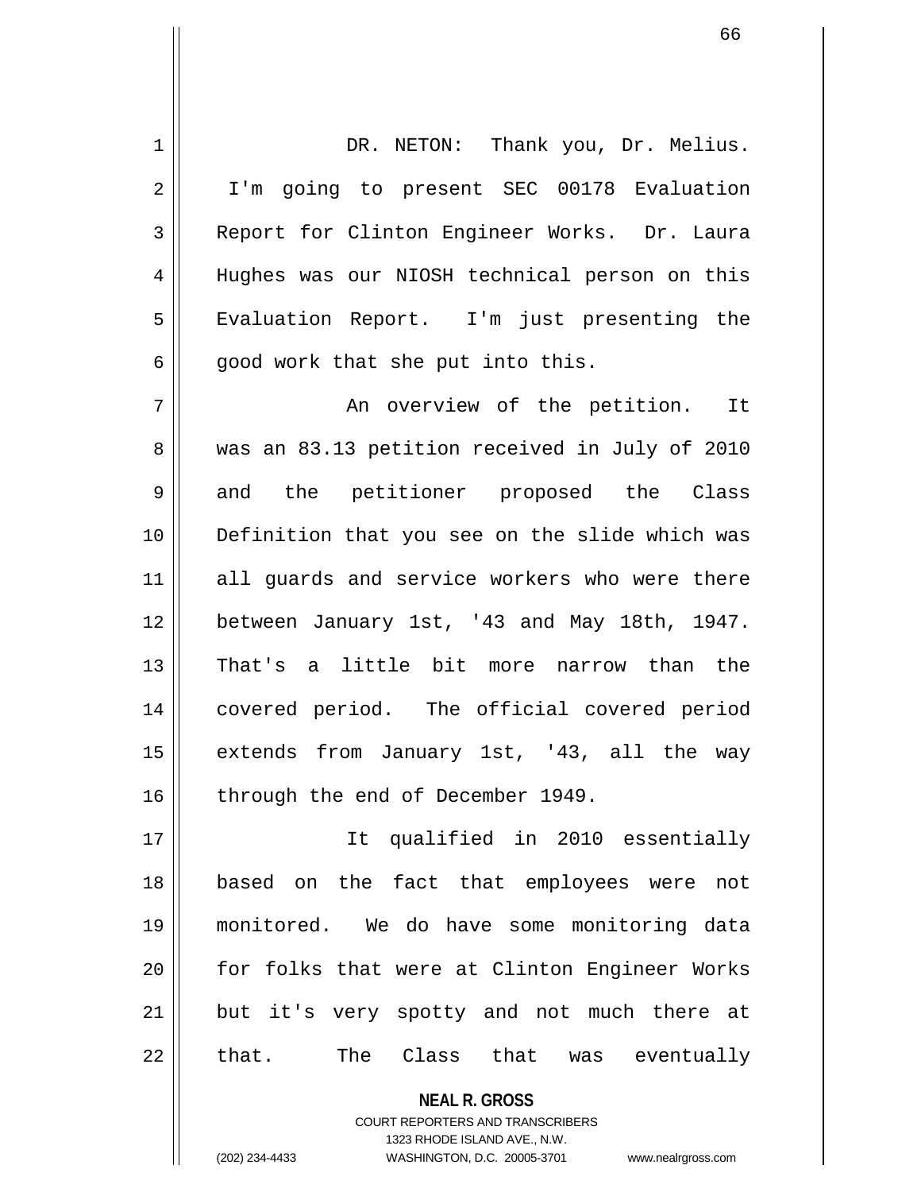DR. NETON: Thank you, Dr. Melius. I'm going to present SEC 00178 Evaluation Report for Clinton Engineer Works. Dr. Laura Hughes was our NIOSH technical person on this Evaluation Report. I'm just presenting the good work that she put into this.

An overview of the petition. It was an 83.13 petition received in July of 2010 and the petitioner proposed the Class Definition that you see on the slide which was all guards and service workers who were there between January 1st, '43 and May 18th, 1947. That's a little bit more narrow than the covered period. The official covered period extends from January 1st, '43, all the way through the end of December 1949.

It qualified in 2010 essentially based on the fact that employees were not monitored. We do have some monitoring data for folks that were at Clinton Engineer Works but it's very spotty and not much there at that. The Class that was eventually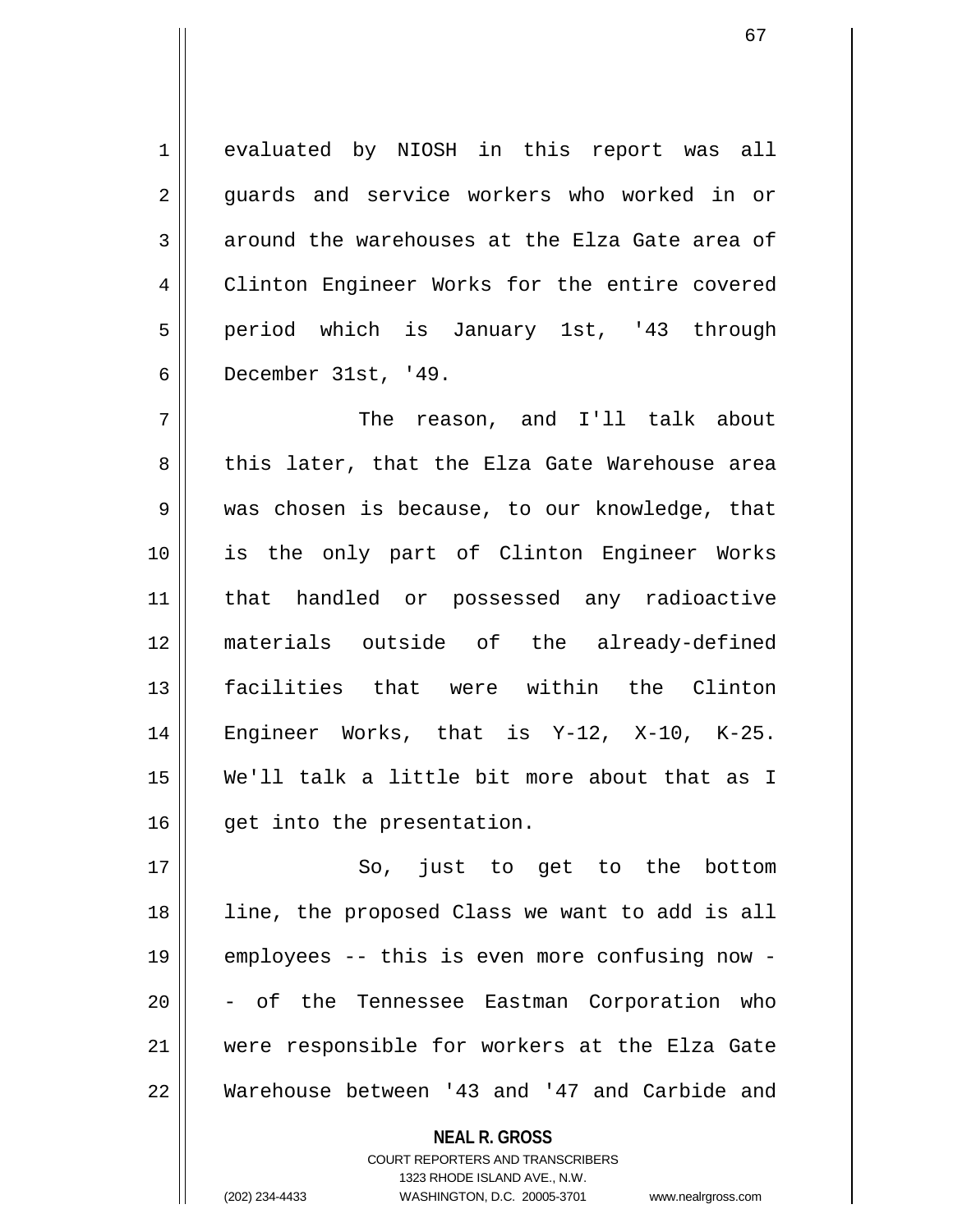evaluated by NIOSH in this report was all guards and service workers who worked in or around the warehouses at the Elza Gate area of Clinton Engineer Works for the entire covered period which is January 1st, '43 through December 31st, '49.

The reason, and I'll talk about this later, that the Elza Gate Warehouse area was chosen is because, to our knowledge, that is the only part of Clinton Engineer Works that handled or possessed any radioactive materials outside of the already-defined facilities that were within the Clinton Engineer Works, that is Y-12, X-10, K-25. We'll talk a little bit more about that as I get into the presentation.

So, just to get to the bottom line, the proposed Class we want to add is all employees -- this is even more confusing now -- of the Tennessee Eastman Corporation who were responsible for workers at the Elza Gate Warehouse between '43 and '47 and Carbide and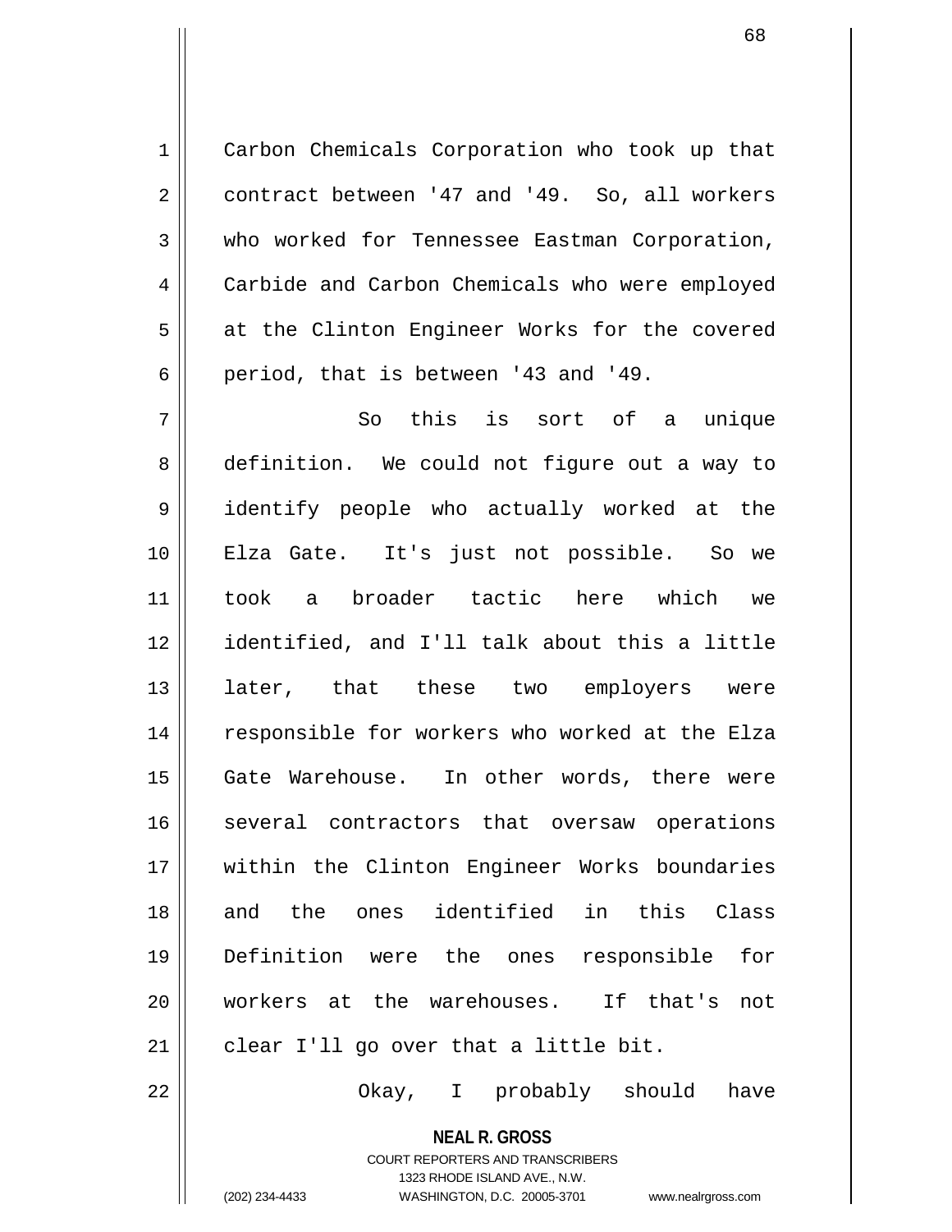Carbon Chemicals Corporation who took up that contract between '47 and '49. So, all workers who worked for Tennessee Eastman Corporation, Carbide and Carbon Chemicals who were employed at the Clinton Engineer Works for the covered period, that is between '43 and '49.

So this is sort of a unique definition. We could not figure out a way to identify people who actually worked at the Elza Gate. It's just not possible. So we took a broader tactic here which we identified, and I'll talk about this a little later, that these two employers were responsible for workers who worked at the Elza Gate Warehouse. In other words, there were several contractors that oversaw operations within the Clinton Engineer Works boundaries and the ones identified in this Class Definition were the ones responsible for workers at the warehouses. If that's not clear I'll go over that a little bit.

Okay, I probably should have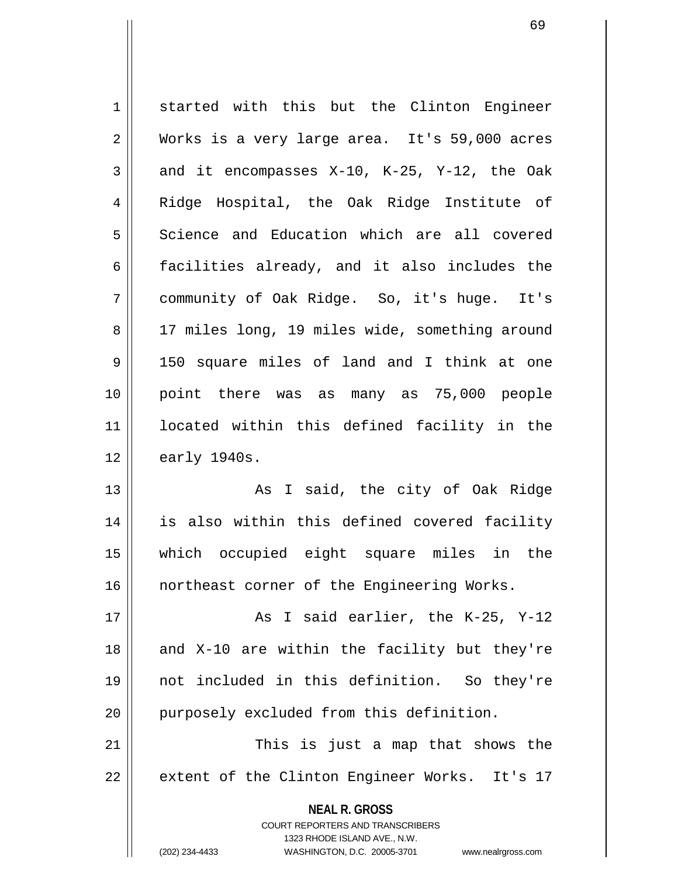started with this but the Clinton Engineer Works is a very large area. It's 59,000 acres and it encompasses X-10, K-25, Y-12, the Oak Ridge Hospital, the Oak Ridge Institute of Science and Education which are all covered facilities already, and it also includes the community of Oak Ridge. So, it's huge. It's 17 miles long, 19 miles wide, something around 150 square miles of land and I think at one point there was as many as 75,000 people located within this defined facility in the early 1940s.

As I said, the city of Oak Ridge is also within this defined covered facility which occupied eight square miles in the northeast corner of the Engineering Works.

As I said earlier, the K-25, Y-12 and X-10 are within the facility but they're not included in this definition. So they're purposely excluded from this definition.

This is just a map that shows the extent of the Clinton Engineer Works. It's 17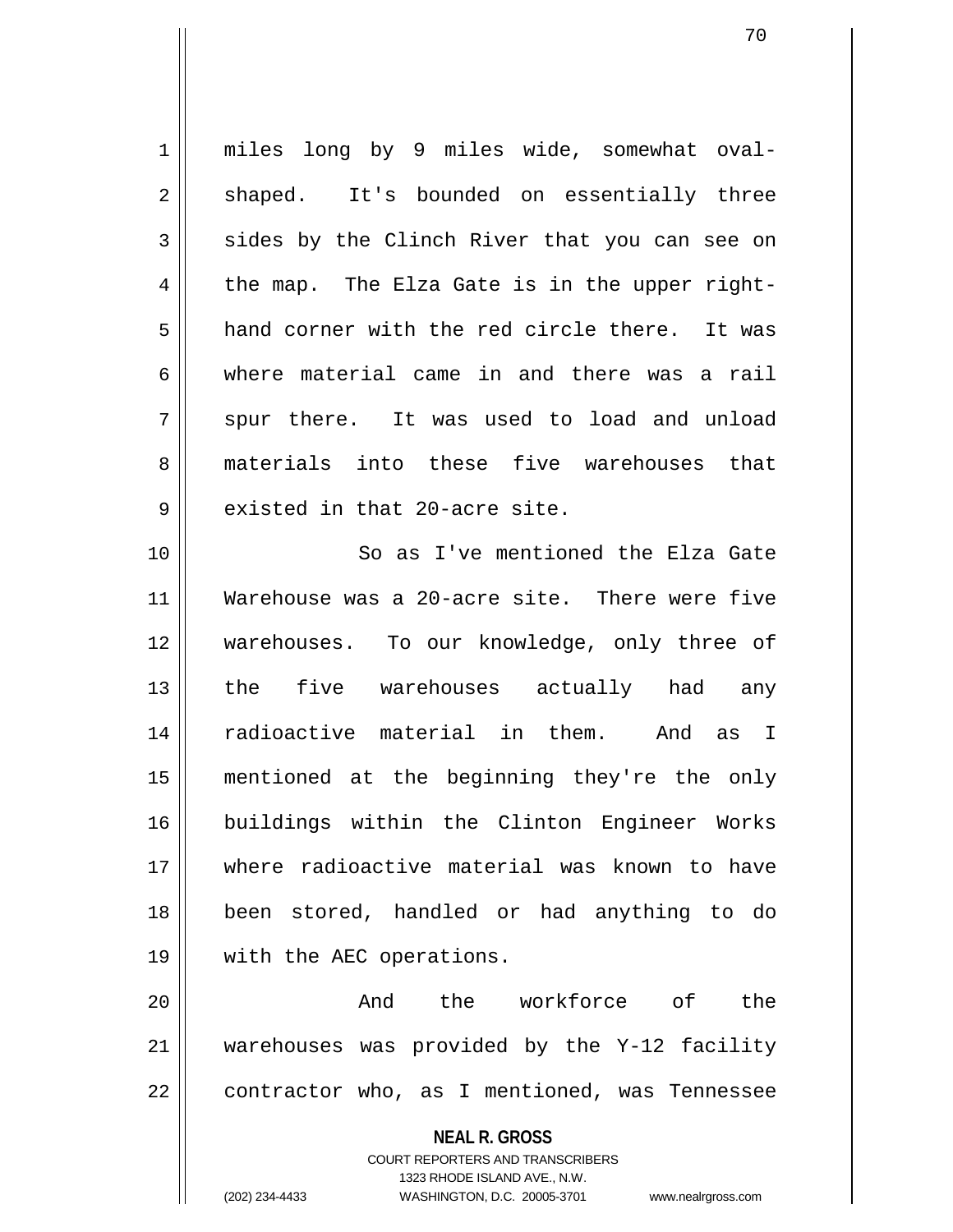miles long by 9 miles wide, somewhat oval-shaped. It's bounded on essentially three sides by the Clinch River that you can see on the map. The Elza Gate is in the upper right-hand corner with the red circle there. It was where material came in and there was a rail spur there. It was used to load and unload materials into these five warehouses that existed in that 20-acre site.

So as I've mentioned the Elza Gate Warehouse was a 20-acre site. There were five warehouses. To our knowledge, only three of the five warehouses actually had any radioactive material in them. And as I mentioned at the beginning they're the only buildings within the Clinton Engineer Works where radioactive material was known to have been stored, handled or had anything to do with the AEC operations.

And the workforce of the warehouses was provided by the Y-12 facility contractor who, as I mentioned, was Tennessee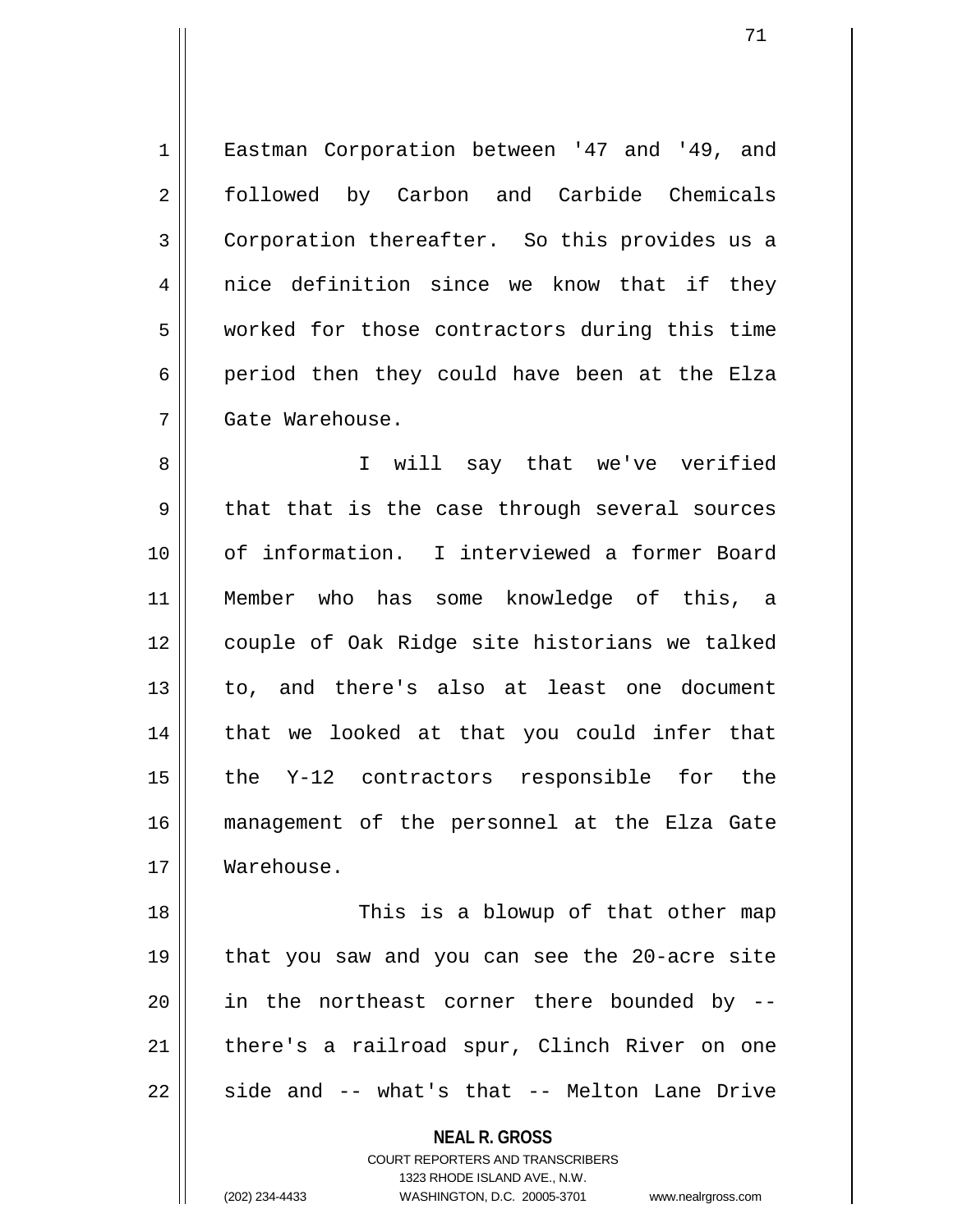Eastman Corporation between '47 and '49, and followed by Carbon and Carbide Chemicals Corporation thereafter. So this provides us a nice definition since we know that if they worked for those contractors during this time period then they could have been at the Elza Gate Warehouse.

I will say that we've verified that that is the case through several sources of information. I interviewed a former Board Member who has some knowledge of this, a couple of Oak Ridge site historians we talked to, and there's also at least one document that we looked at that you could infer that the Y-12 contractors responsible for the management of the personnel at the Elza Gate Warehouse.

This is a blowup of that other map that you saw and you can see the 20-acre site in the northeast corner there bounded by -- there's a railroad spur, Clinch River on one side and -- what's that -- Melton Lane Drive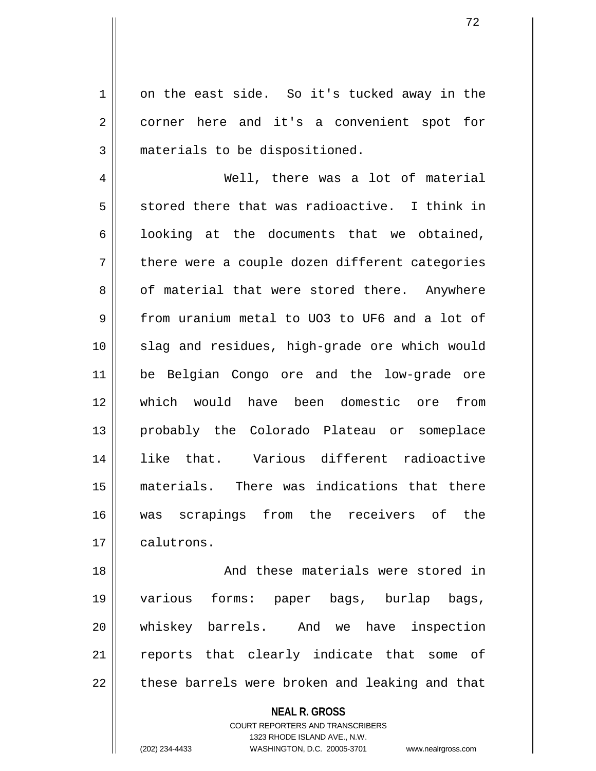on the east side. So it's tucked away in the corner here and it's a convenient spot for materials to be dispositioned.

Well, there was a lot of material stored there that was radioactive. I think in looking at the documents that we obtained, there were a couple dozen different categories of material that were stored there. Anywhere from uranium metal to $UO_3$ to $UF_6$ and a lot of slag and residues, high-grade ore which would be Belgian Congo ore and the low-grade ore which would have been domestic ore from probably the Colorado Plateau or someplace like that. Various different radioactive materials. There was indications that there was scrapings from the receivers of the calutrons.

And these materials were stored in various forms: paper bags, burlap bags, whiskey barrels. And we have inspection reports that clearly indicate that some of these barrels were broken and leaking and that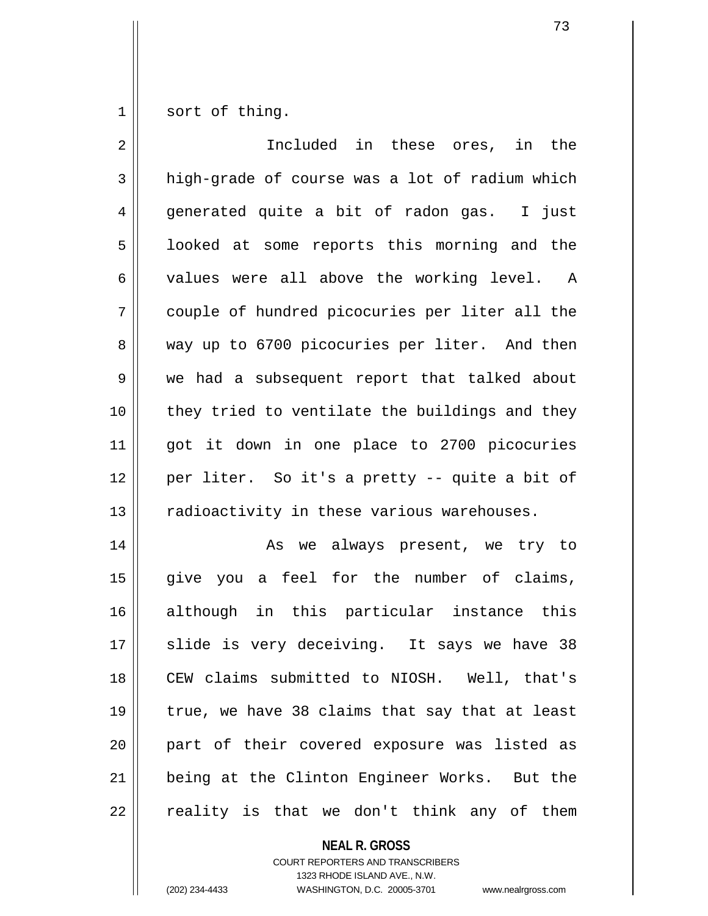sort of thing.

Included in these ores, in the high-grade of course was a lot of radium which generated quite a bit of radon gas. I just looked at some reports this morning and the values were all above the working level. A couple of hundred picocuries per liter all the way up to 6700 picocuries per liter. And then we had a subsequent report that talked about they tried to ventilate the buildings and they got it down in one place to 2700 picocuries per liter. So it's a pretty -- quite a bit of radioactivity in these various warehouses.

As we always present, we try to give you a feel for the number of claims, although in this particular instance this slide is very deceiving. It says we have 38 CEW claims submitted to NIOSH. Well, that's true, we have 38 claims that say that at least part of their covered exposure was listed as being at the Clinton Engineer Works. But the reality is that we don't think any of them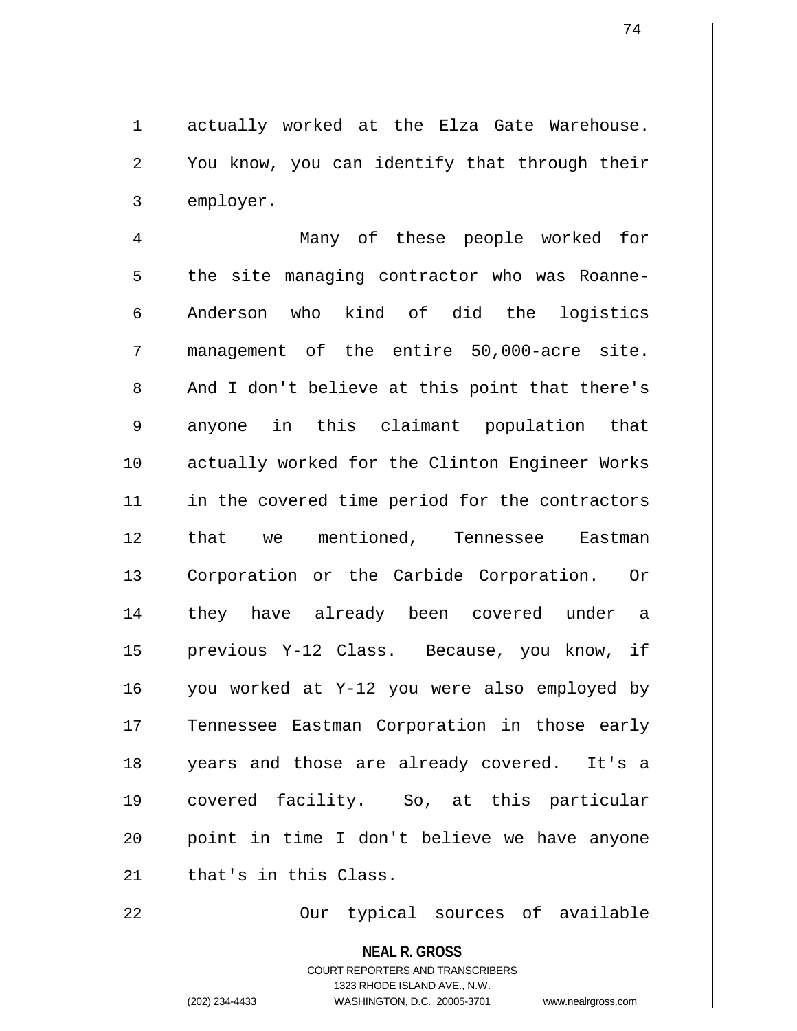actually worked at the Elza Gate Warehouse. You know, you can identify that through their employer.

Many of these people worked for the site managing contractor who was Roanne-Anderson who kind of did the logistics management of the entire 50,000-acre site. And I don't believe at this point that there's anyone in this claimant population that actually worked for the Clinton Engineer Works in the covered time period for the contractors that we mentioned, Tennessee Eastman Corporation or the Carbide Corporation. Or they have already been covered under a previous Y-12 Class. Because, you know, if you worked at Y-12 you were also employed by Tennessee Eastman Corporation in those early years and those are already covered. It's a covered facility. So, at this particular point in time I don't believe we have anyone that's in this Class.

Our typical sources of available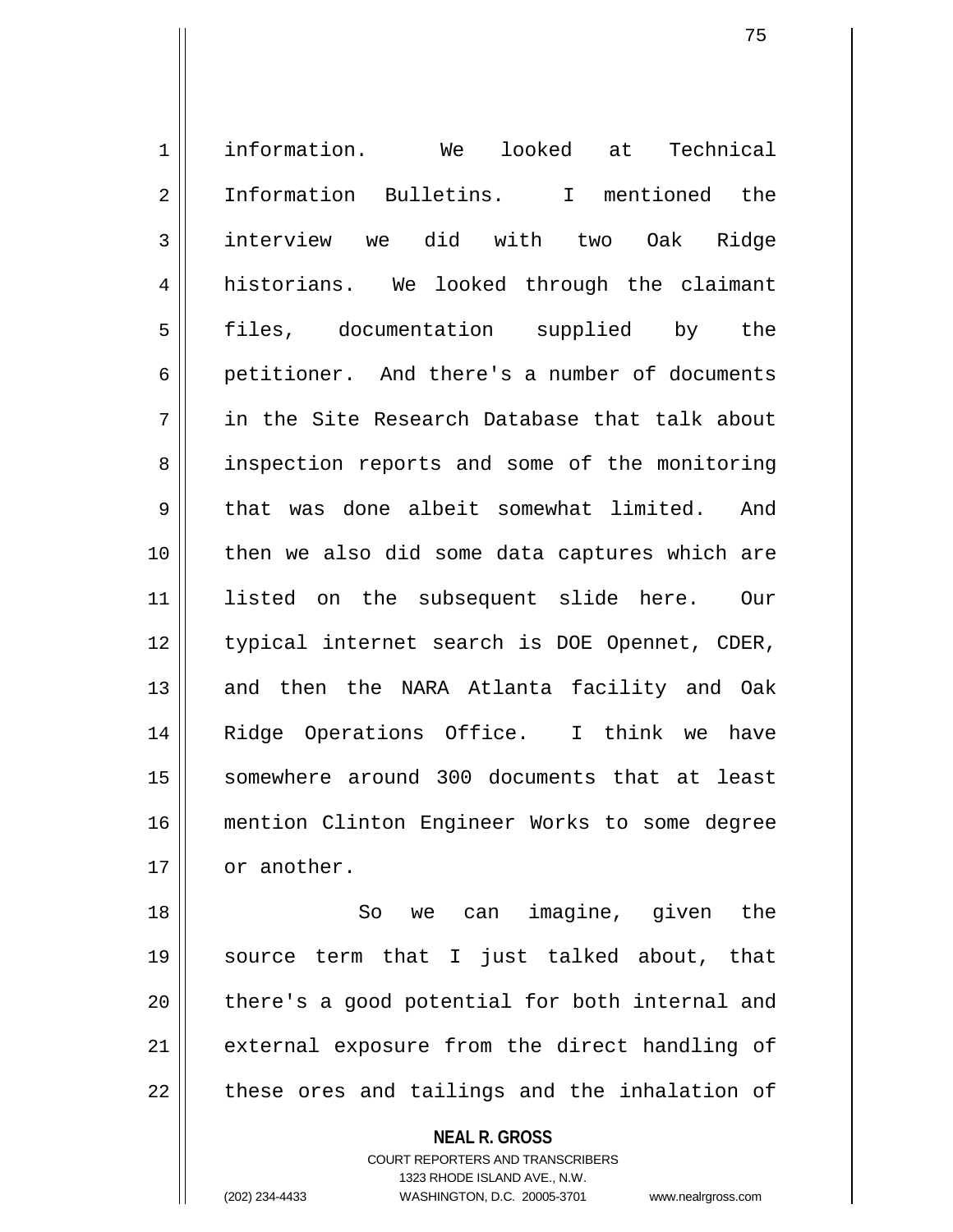information. We looked at Technical Information Bulletins. I mentioned the interview we did with two Oak Ridge historians. We looked through the claimant files, documentation supplied by the petitioner. And there's a number of documents in the Site Research Database that talk about inspection reports and some of the monitoring that was done albeit somewhat limited. And then we also did some data captures which are listed on the subsequent slide here. Our typical internet search is DOE Opennet, CDER, and then the NARA Atlanta facility and Oak Ridge Operations Office. I think we have somewhere around 300 documents that at least mention Clinton Engineer Works to some degree or another.

So we can imagine, given the source term that I just talked about, that there's a good potential for both internal and external exposure from the direct handling of these ores and tailings and the inhalation of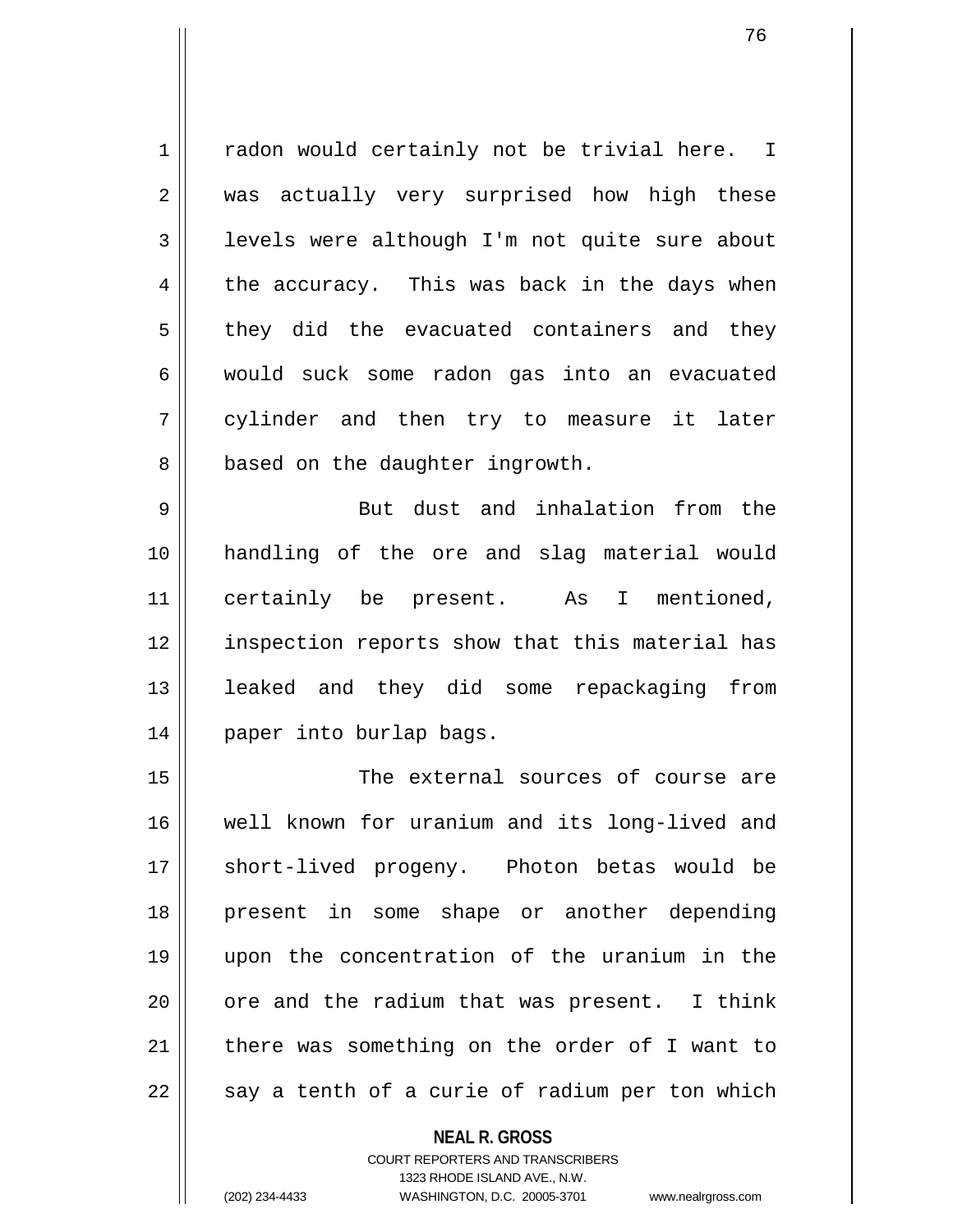radon would certainly not be trivial here. I was actually very surprised how high these levels were although I'm not quite sure about the accuracy. This was back in the days when they did the evacuated containers and they would suck some radon gas into an evacuated cylinder and then try to measure it later based on the daughter ingrowth.

But dust and inhalation from the handling of the ore and slag material would certainly be present. As I mentioned, inspection reports show that this material has leaked and they did some repackaging from paper into burlap bags.

The external sources of course are well known for uranium and its long-lived and short-lived progeny. Photon betas would be present in some shape or another depending upon the concentration of the uranium in the ore and the radium that was present. I think there was something on the order of I want to say a tenth of a curie of radium per ton which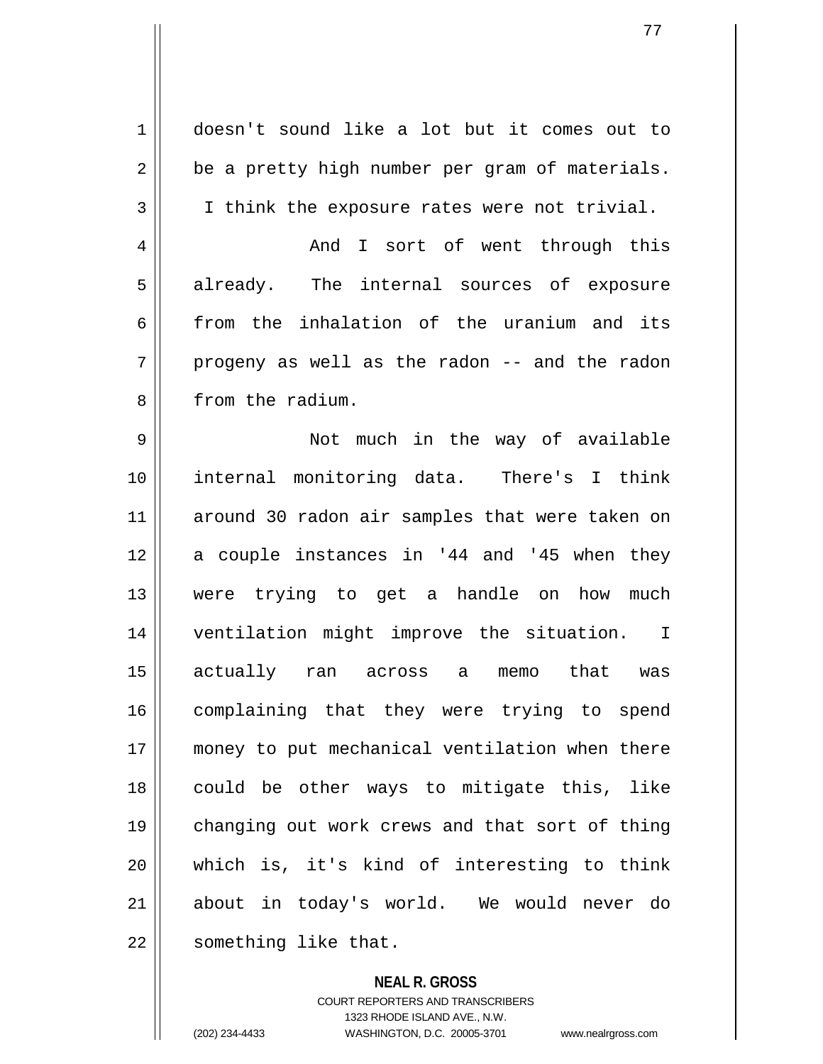doesn't sound like a lot but it comes out to be a pretty high number per gram of materials. I think the exposure rates were not trivial.

And I sort of went through this already. The internal sources of exposure from the inhalation of the uranium and its progeny as well as the radon -- and the radon from the radium.

Not much in the way of available internal monitoring data. There's I think around 30 radon air samples that were taken on a couple instances in '44 and '45 when they were trying to get a handle on how much ventilation might improve the situation. I actually ran across a memo that was complaining that they were trying to spend money to put mechanical ventilation when there could be other ways to mitigate this, like changing out work crews and that sort of thing which is, it's kind of interesting to think about in today's world. We would never do something like that.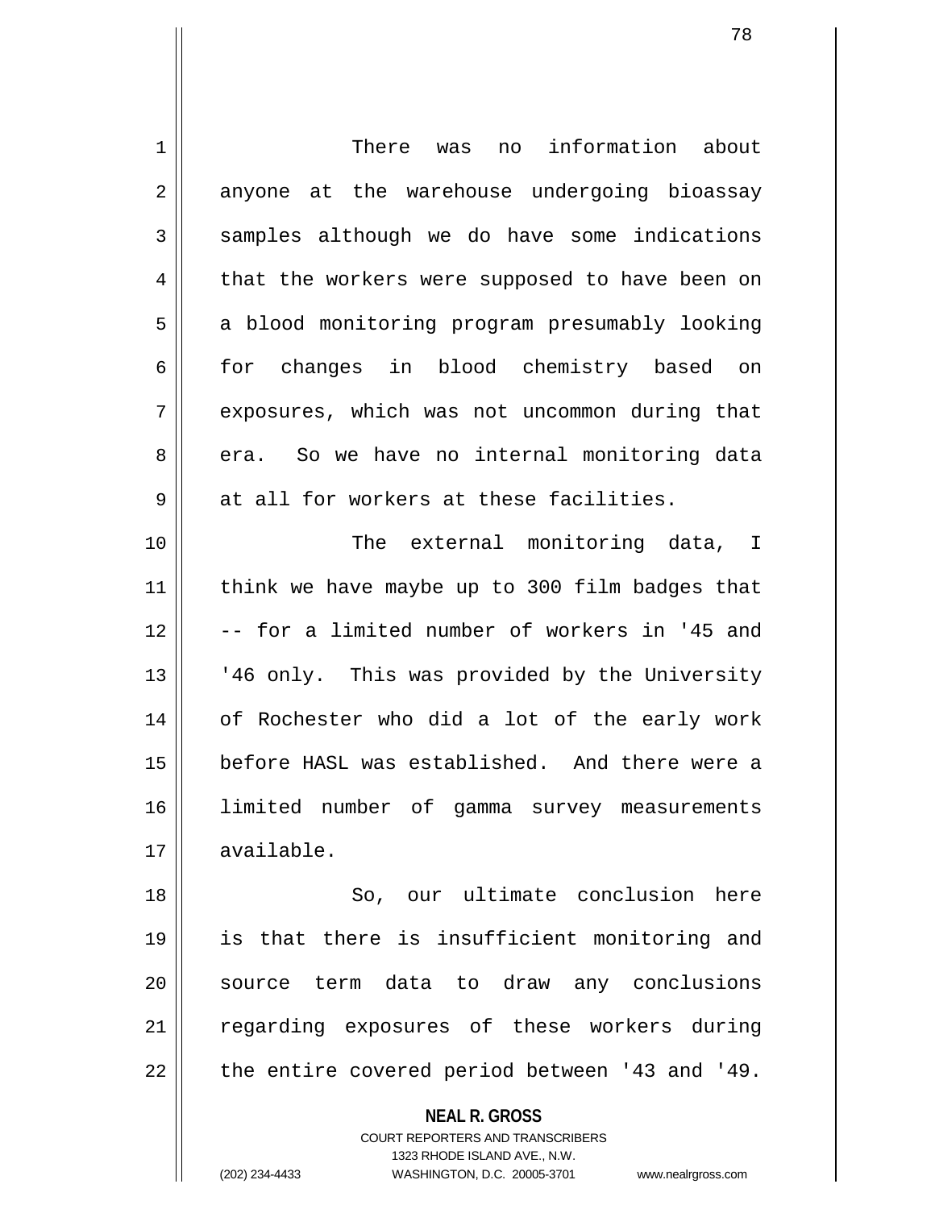There was no information about anyone at the warehouse undergoing bioassay samples although we do have some indications that the workers were supposed to have been on a blood monitoring program presumably looking for changes in blood chemistry based on exposures, which was not uncommon during that era. So we have no internal monitoring data at all for workers at these facilities.

The external monitoring data, I think we have maybe up to 300 film badges that -- for a limited number of workers in '45 and '46 only. This was provided by the University of Rochester who did a lot of the early work before HASL was established. And there were a limited number of gamma survey measurements available.

So, our ultimate conclusion here is that there is insufficient monitoring and source term data to draw any conclusions regarding exposures of these workers during the entire covered period between '43 and '49.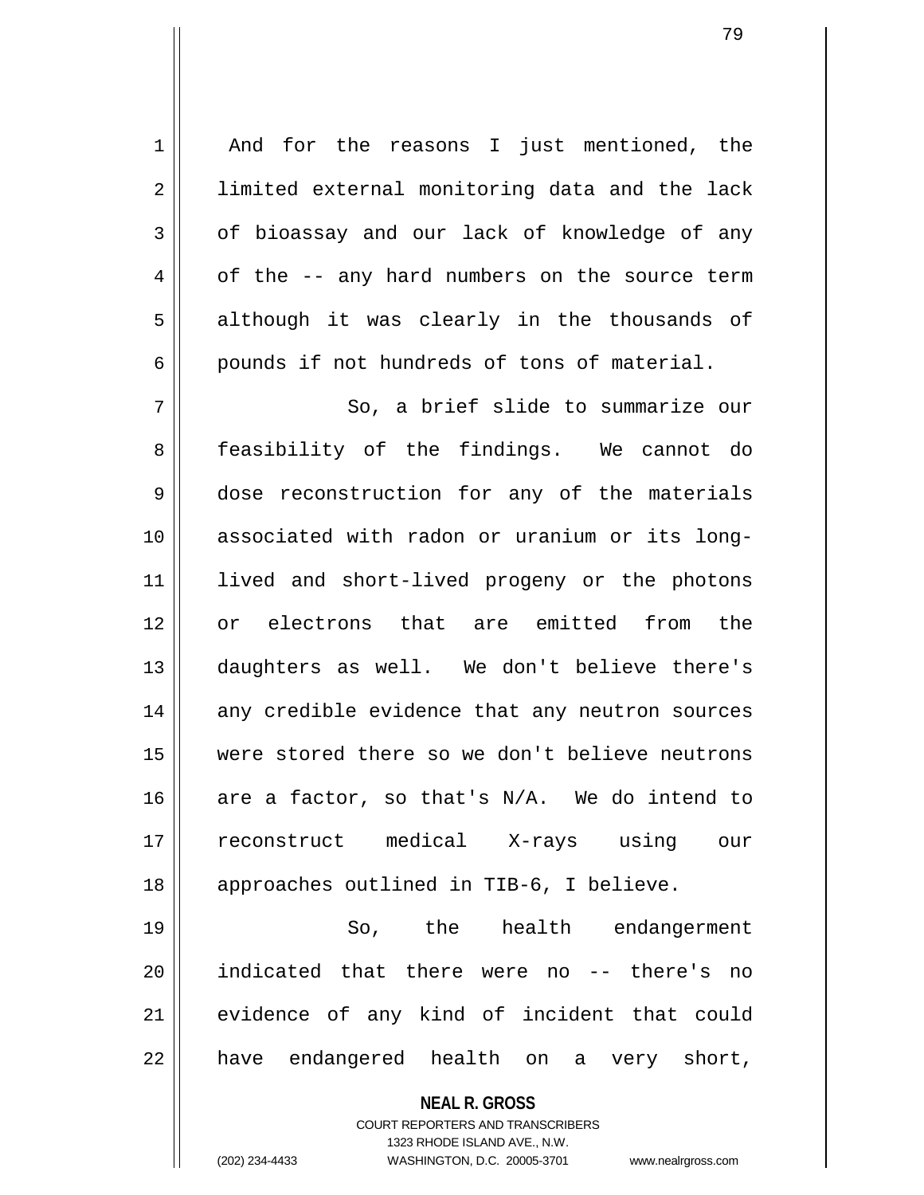And for the reasons I just mentioned, the limited external monitoring data and the lack of bioassay and our lack of knowledge of any of the -- any hard numbers on the source term although it was clearly in the thousands of pounds if not hundreds of tons of material.

So, a brief slide to summarize our feasibility of the findings. We cannot do dose reconstruction for any of the materials associated with radon or uranium or its long-lived and short-lived progeny or the photons or electrons that are emitted from the daughters as well. We don't believe there's any credible evidence that any neutron sources were stored there so we don't believe neutrons are a factor, so that's N/A. We do intend to reconstruct medical X-rays using our approaches outlined in TIB-6, I believe.

So, the health endangerment indicated that there were no -- there's no evidence of any kind of incident that could have endangered health on a very short,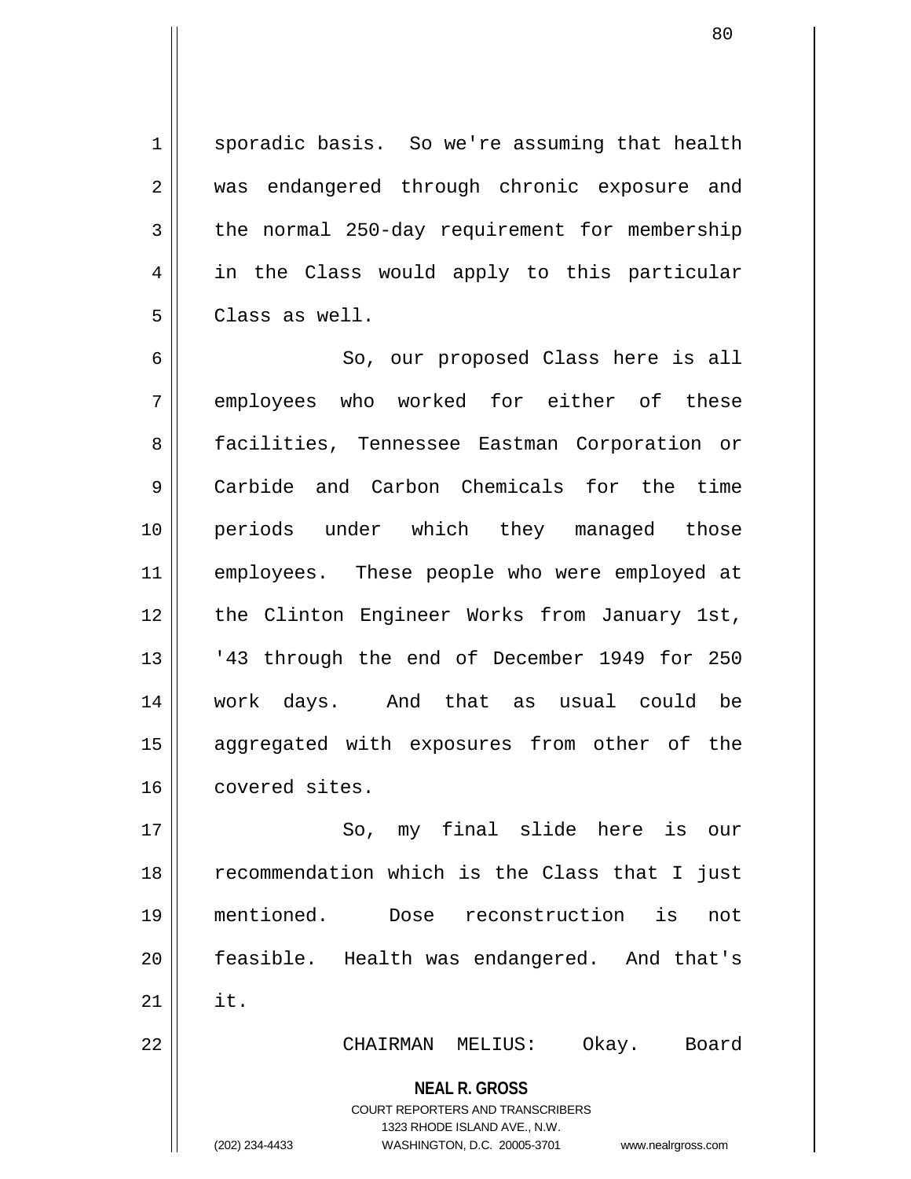sporadic basis. So we're assuming that health was endangered through chronic exposure and the normal 250-day requirement for membership in the Class would apply to this particular Class as well.

So, our proposed Class here is all employees who worked for either of these facilities, Tennessee Eastman Corporation or Carbide and Carbon Chemicals for the time periods under which they managed those employees. These people who were employed at the Clinton Engineer Works from January 1st, '43 through the end of December 1949 for 250 work days. And that as usual could be aggregated with exposures from other of the covered sites.

So, my final slide here is our recommendation which is the Class that I just mentioned. Dose reconstruction is not feasible. Health was endangered. And that's it.

CHAIRMAN MELIUS: Okay. Board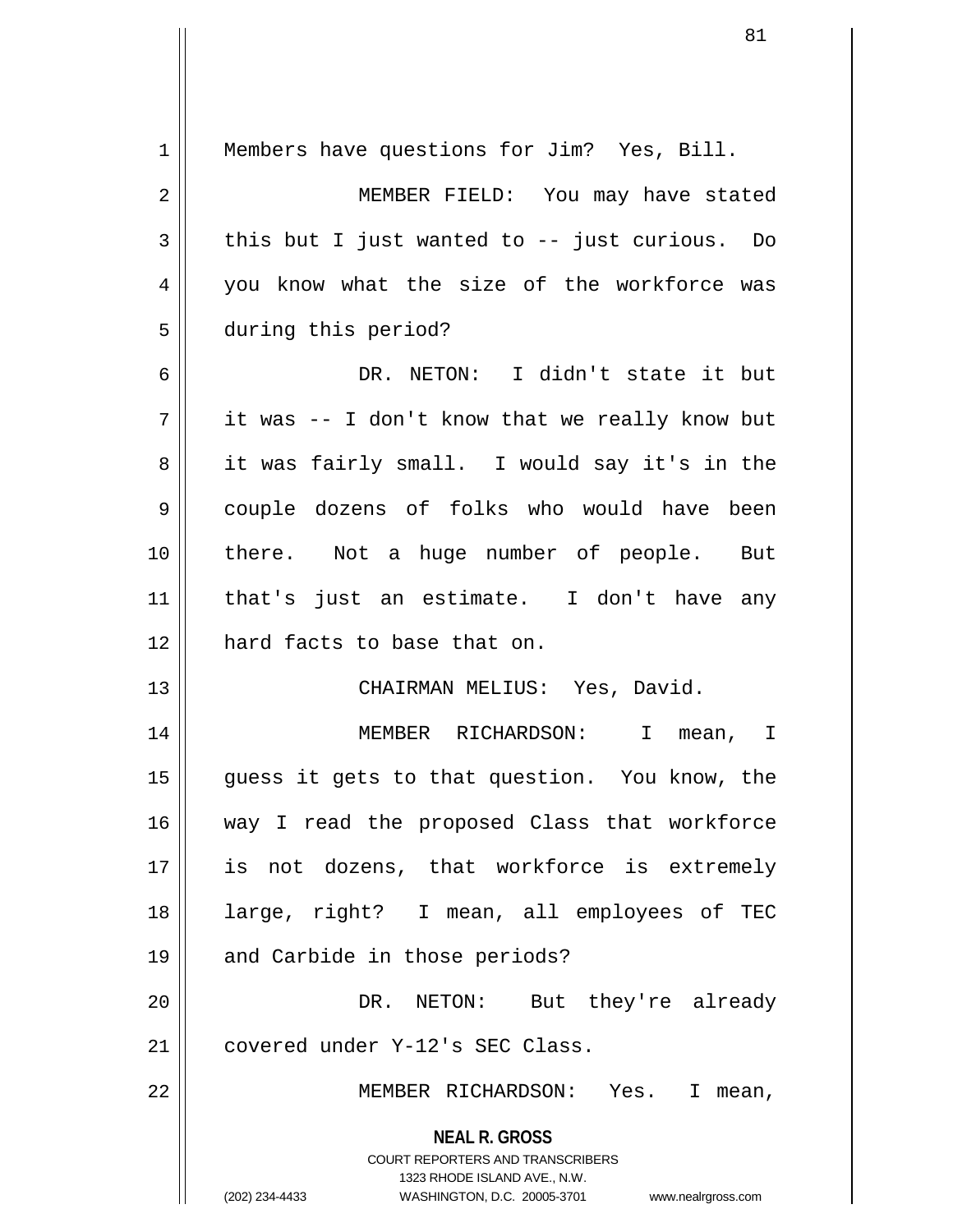Members have questions for Jim? Yes, Bill.

MEMBER FIELD: You may have stated this but I just wanted to -- just curious. Do you know what the size of the workforce was during this period?

DR. NETON: I didn't state it but it was -- I don't know that we really know but it was fairly small. I would say it's in the couple dozens of folks who would have been there. Not a huge number of people. But that's just an estimate. I don't have any hard facts to base that on.

CHAIRMAN MELIUS: Yes, David.

MEMBER RICHARDSON: I mean, I guess it gets to that question. You know, the way I read the proposed Class that workforce is not dozens, that workforce is extremely large, right? I mean, all employees of TEC and Carbide in those periods?

DR. NETON: But they're already covered under Y-12's SEC Class.

MEMBER RICHARDSON: Yes. I mean,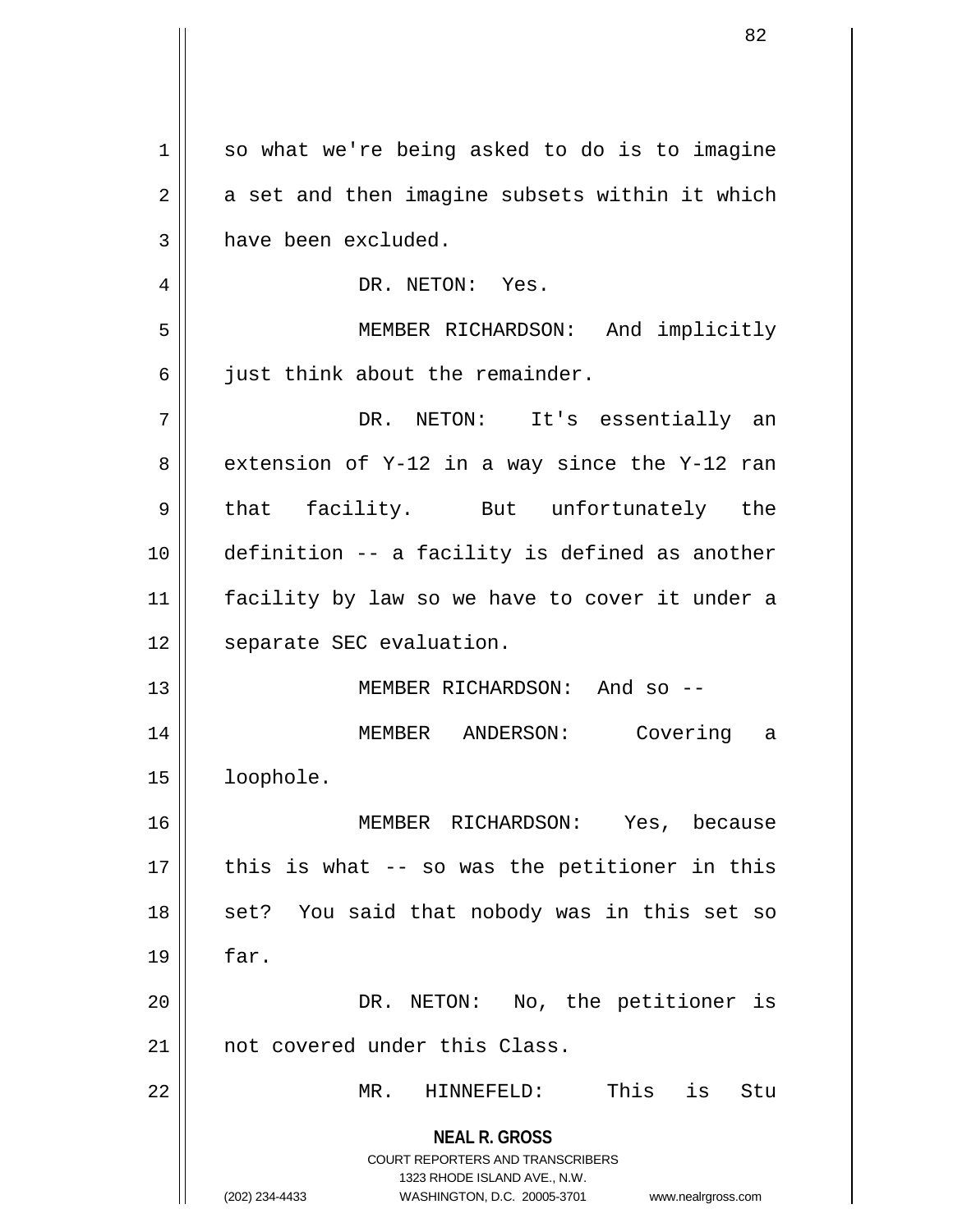so what we're being asked to do is to imagine a set and then imagine subsets within it which have been excluded.

DR. NETON: Yes.

MEMBER RICHARDSON: And implicitly just think about the remainder.

DR. NETON: It's essentially an extension of Y-12 in a way since the Y-12 ran that facility. But unfortunately the definition -- a facility is defined as another facility by law so we have to cover it under a separate SEC evaluation.

MEMBER RICHARDSON: And so --

MEMBER ANDERSON: Covering a loophole.

MEMBER RICHARDSON: Yes, because this is what -- so was the petitioner in this set? You said that nobody was in this set so far.

DR. NETON: No, the petitioner is not covered under this Class.

MR. HINNEFELD: This is Stu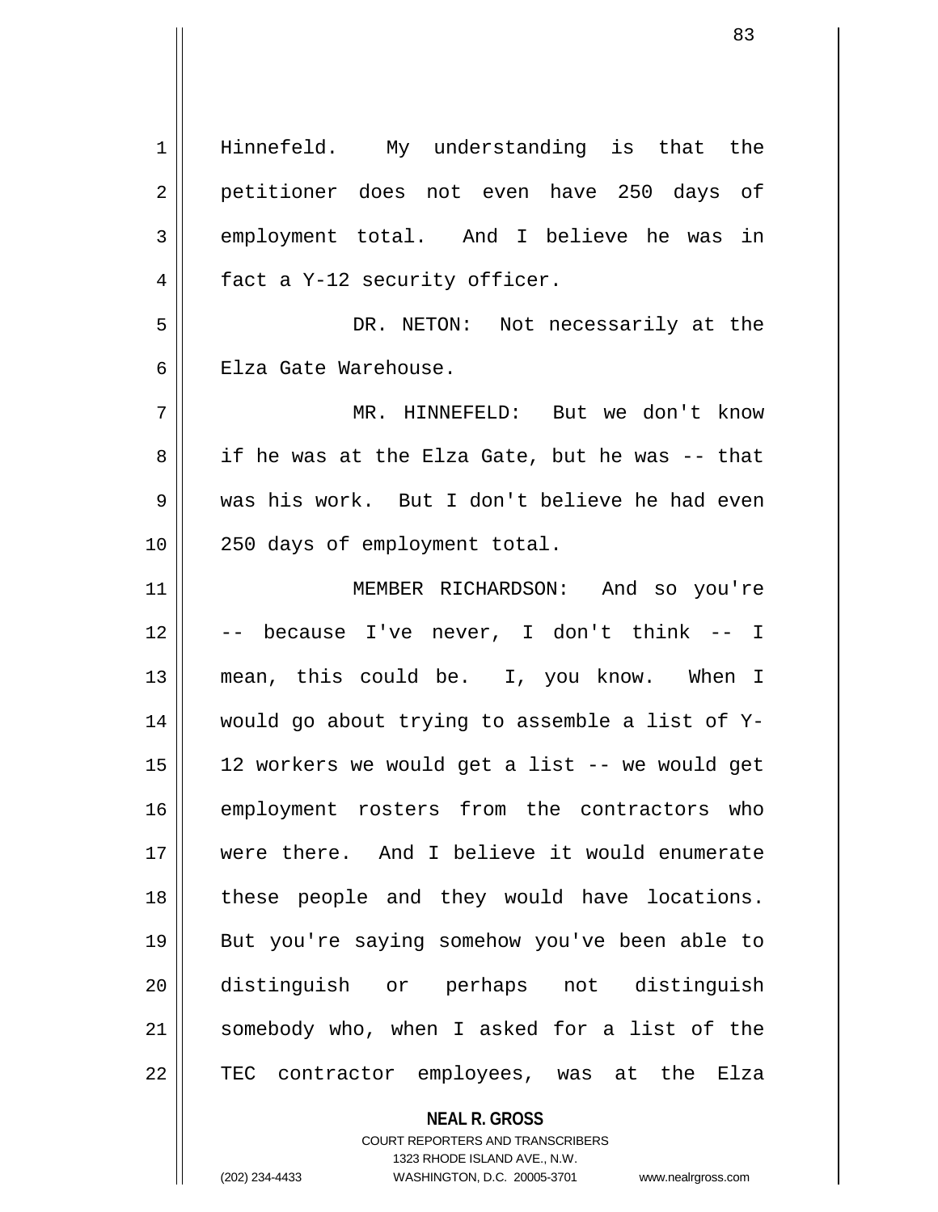Hinnefeld. My understanding is that the petitioner does not even have 250 days of employment total. And I believe he was in fact a Y-12 security officer.

DR. NETON: Not necessarily at the Elza Gate Warehouse.

MR. HINNEFELD: But we don't know if he was at the Elza Gate, but he was -- that was his work. But I don't believe he had even 250 days of employment total.

MEMBER RICHARDSON: And so you're -- because I've never, I don't think -- I mean, this could be. I, you know. When I would go about trying to assemble a list of Y-12 workers we would get a list -- we would get employment rosters from the contractors who were there. And I believe it would enumerate these people and they would have locations. But you're saying somehow you've been able to distinguish or perhaps not distinguish somebody who, when I asked for a list of the TEC contractor employees, was at the Elza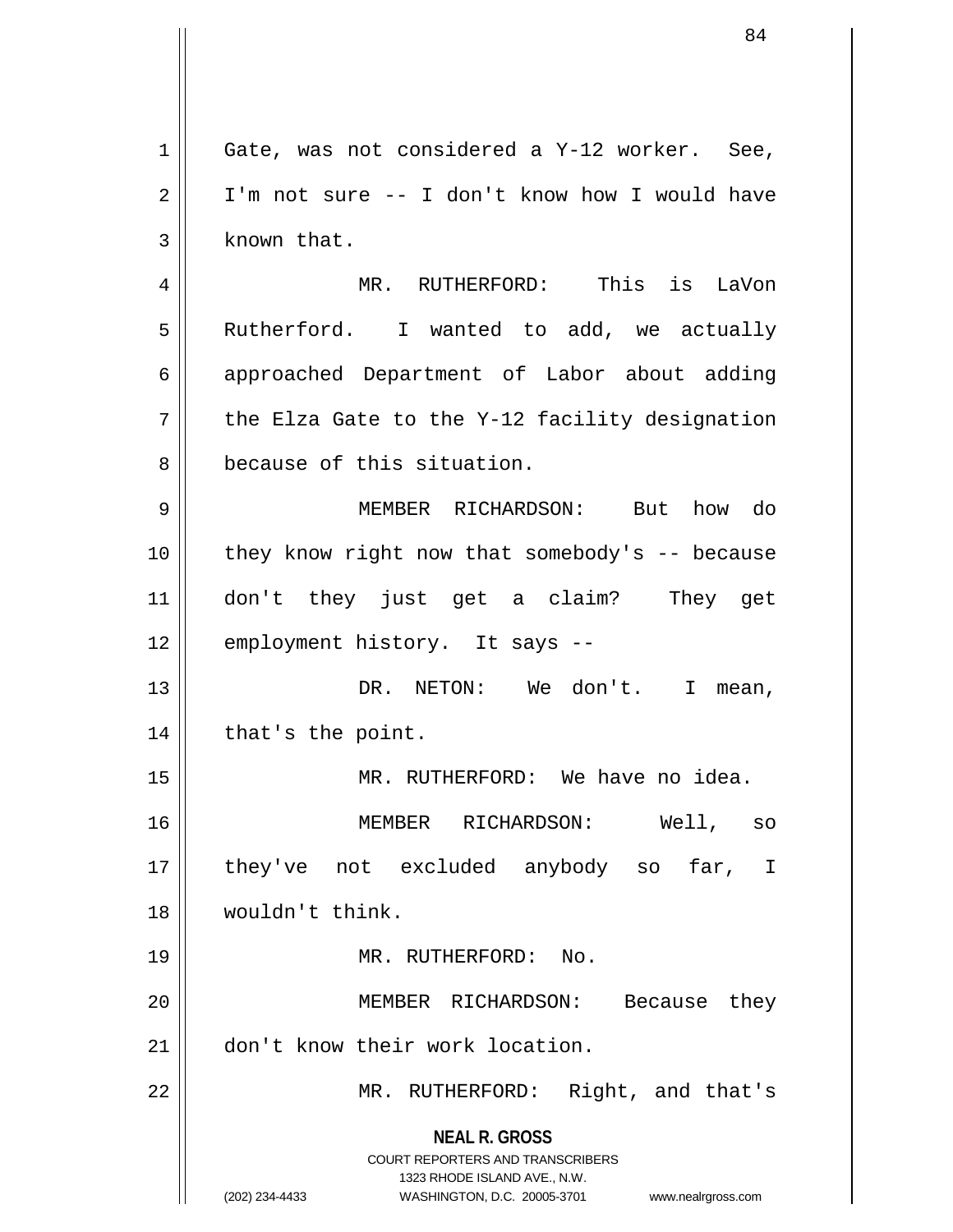Gate, was not considered a Y-12 worker. See, I'm not sure -- I don't know how I would have known that.

MR. RUTHERFORD: This is LaVon Rutherford. I wanted to add, we actually approached Department of Labor about adding the Elza Gate to the Y-12 facility designation because of this situation.

MEMBER RICHARDSON: But how do they know right now that somebody's -- because don't they just get a claim? They get employment history. It says --

DR. NETON: We don't. I mean, that's the point.

MR. RUTHERFORD: We have no idea.

MEMBER RICHARDSON: Well, so they've not excluded anybody so far, I wouldn't think.

MR. RUTHERFORD: No.

MEMBER RICHARDSON: Because they don't know their work location.

MR. RUTHERFORD: Right, and that's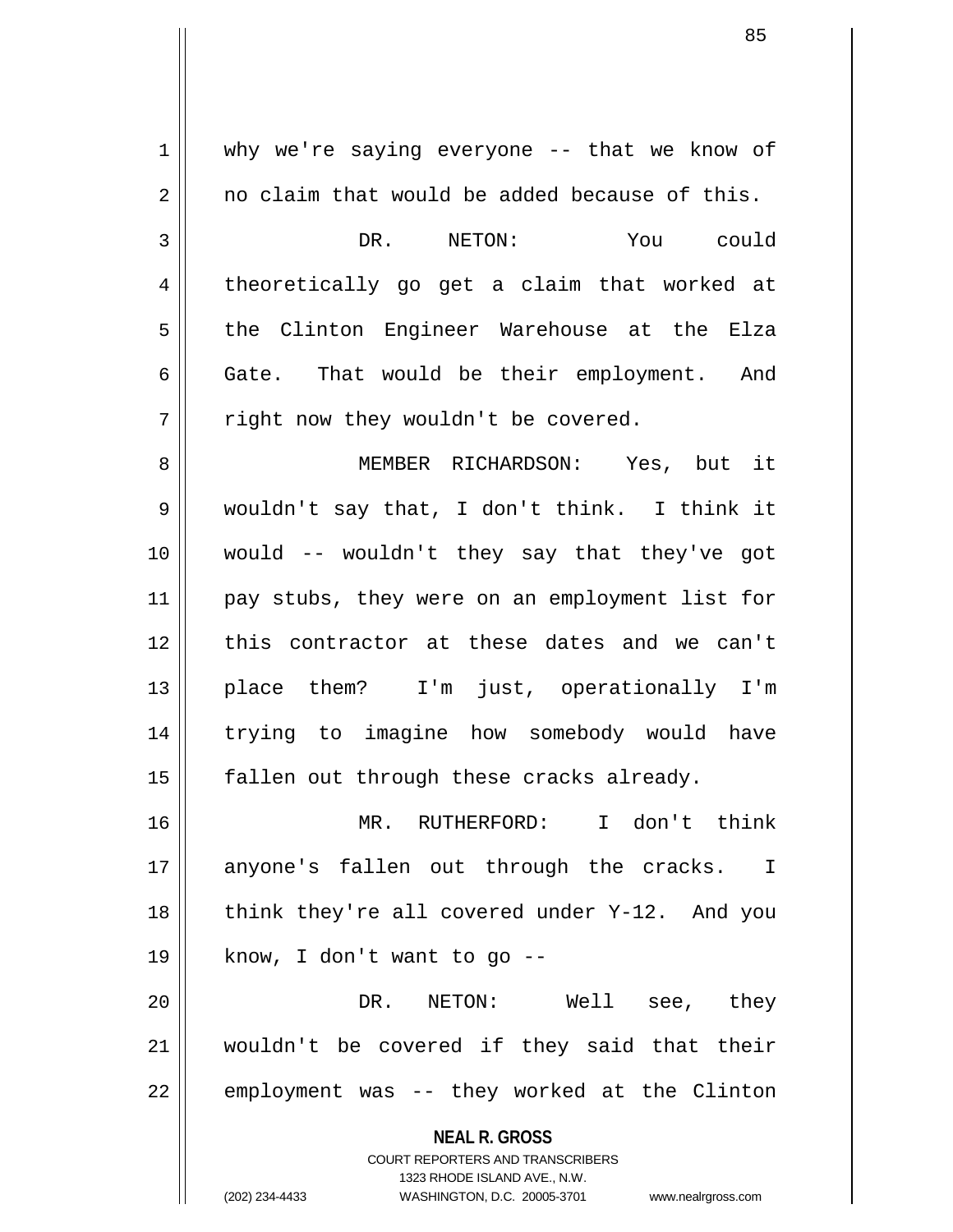why we're saying everyone -- that we know of no claim that would be added because of this.

DR. NETON: You could theoretically go get a claim that worked at the Clinton Engineer Warehouse at the Elza Gate. That would be their employment. And right now they wouldn't be covered.

MEMBER RICHARDSON: Yes, but it wouldn't say that, I don't think. I think it would -- wouldn't they say that they've got pay stubs, they were on an employment list for this contractor at these dates and we can't place them? I'm just, operationally I'm trying to imagine how somebody would have fallen out through these cracks already.

MR. RUTHERFORD: I don't think anyone's fallen out through the cracks. I think they're all covered under Y-12. And you know, I don't want to go --

DR. NETON: Well see, they wouldn't be covered if they said that their employment was -- they worked at the Clinton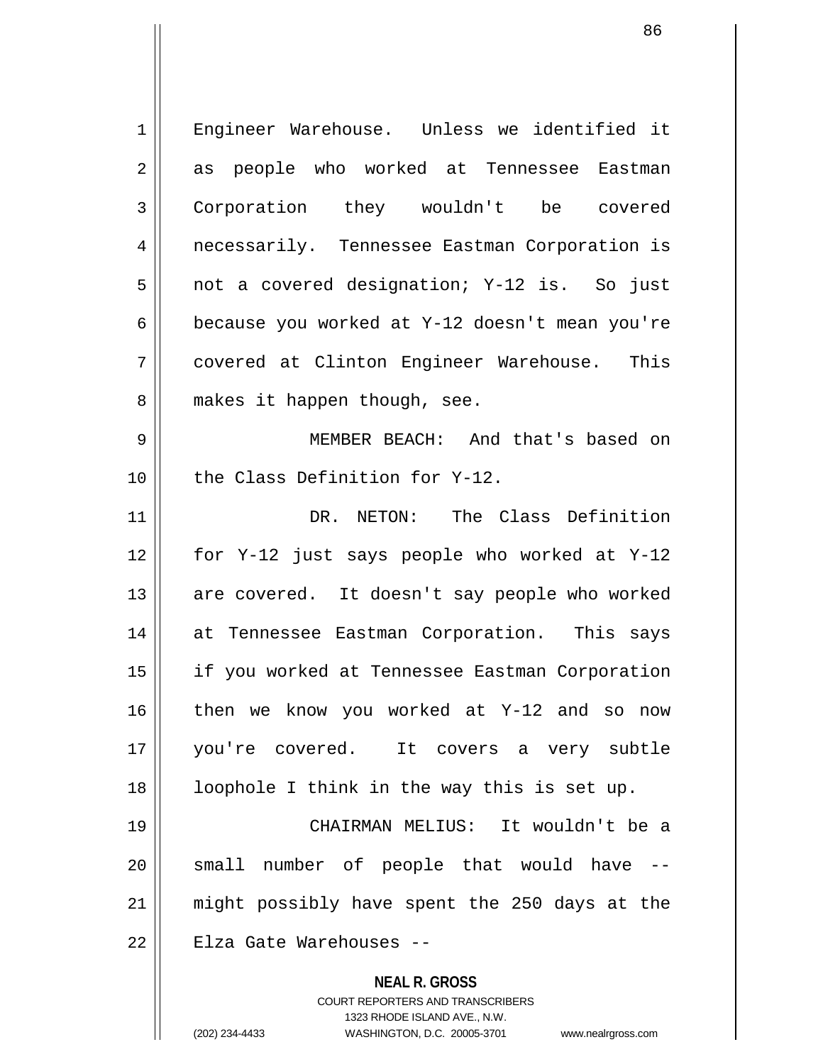Engineer Warehouse. Unless we identified it as people who worked at Tennessee Eastman Corporation they wouldn't be covered necessarily. Tennessee Eastman Corporation is not a covered designation; Y-12 is. So just because you worked at Y-12 doesn't mean you're covered at Clinton Engineer Warehouse. This makes it happen though, see.

MEMBER BEACH: And that's based on the Class Definition for Y-12.

DR. NETON: The Class Definition for Y-12 just says people who worked at Y-12 are covered. It doesn't say people who worked at Tennessee Eastman Corporation. This says if you worked at Tennessee Eastman Corporation then we know you worked at Y-12 and so now you're covered. It covers a very subtle loophole I think in the way this is set up.

CHAIRMAN MELIUS: It wouldn't be a small number of people that would have -- might possibly have spent the 250 days at the Elza Gate Warehouses --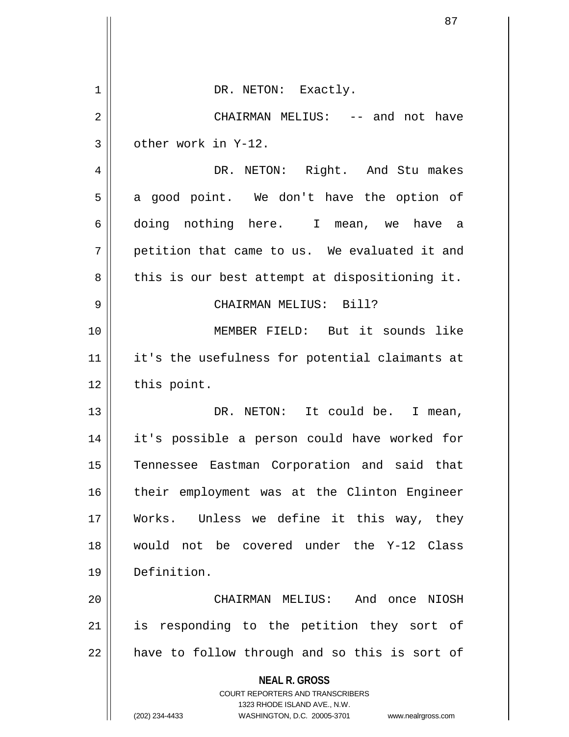DR. NETON: Exactly.

CHAIRMAN MELIUS: -- and not have other work in Y-12.

DR. NETON: Right. And Stu makes a good point. We don't have the option of doing nothing here. I mean, we have a petition that came to us. We evaluated it and this is our best attempt at dispositioning it.

CHAIRMAN MELIUS: Bill?

MEMBER FIELD: But it sounds like it's the usefulness for potential claimants at this point.

DR. NETON: It could be. I mean, it's possible a person could have worked for Tennessee Eastman Corporation and said that their employment was at the Clinton Engineer Works. Unless we define it this way, they would not be covered under the Y-12 Class Definition.

CHAIRMAN MELIUS: And once NIOSH is responding to the petition they sort of have to follow through and so this is sort of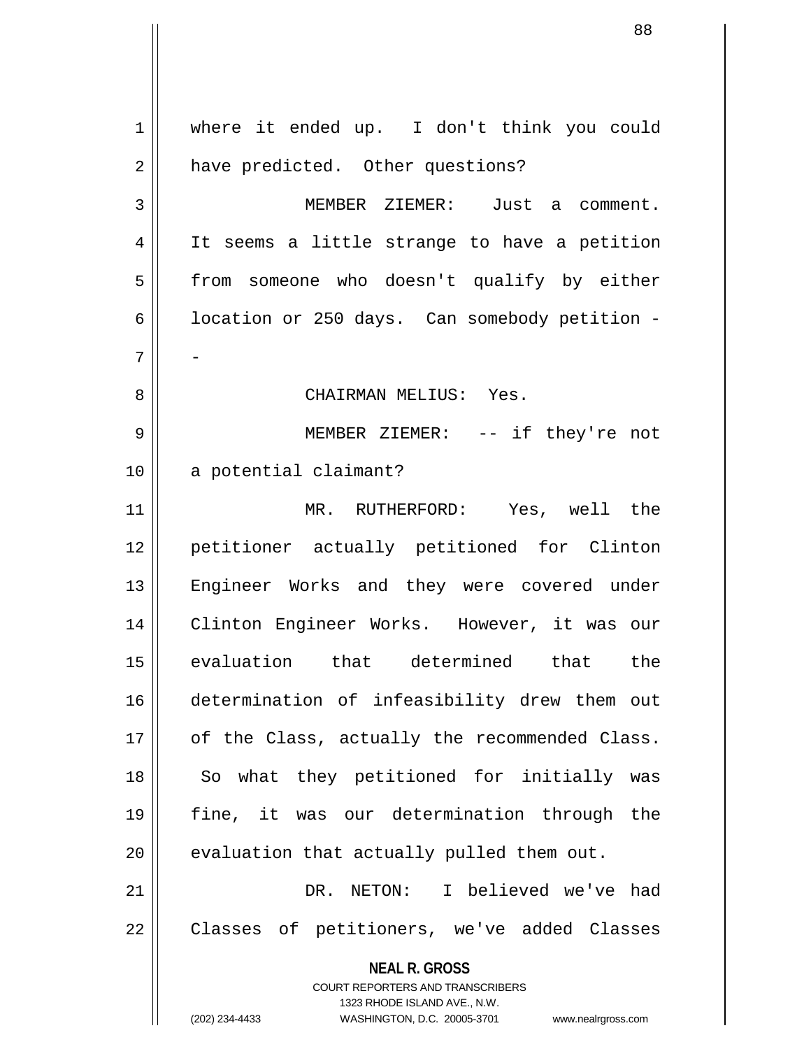where it ended up. I don't think you could have predicted. Other questions?

MEMBER ZIEMER: Just a comment. It seems a little strange to have a petition from someone who doesn't qualify by either location or 250 days. Can somebody petition --

CHAIRMAN MELIUS: Yes.

MEMBER ZIEMER: -- if they're not a potential claimant?

MR. RUTHERFORD: Yes, well the petitioner actually petitioned for Clinton Engineer Works and they were covered under Clinton Engineer Works. However, it was our evaluation that determined that the determination of infeasibility drew them out of the Class, actually the recommended Class. So what they petitioned for initially was fine, it was our determination through the evaluation that actually pulled them out.

DR. NETON: I believed we've had Classes of petitioners, we've added Classes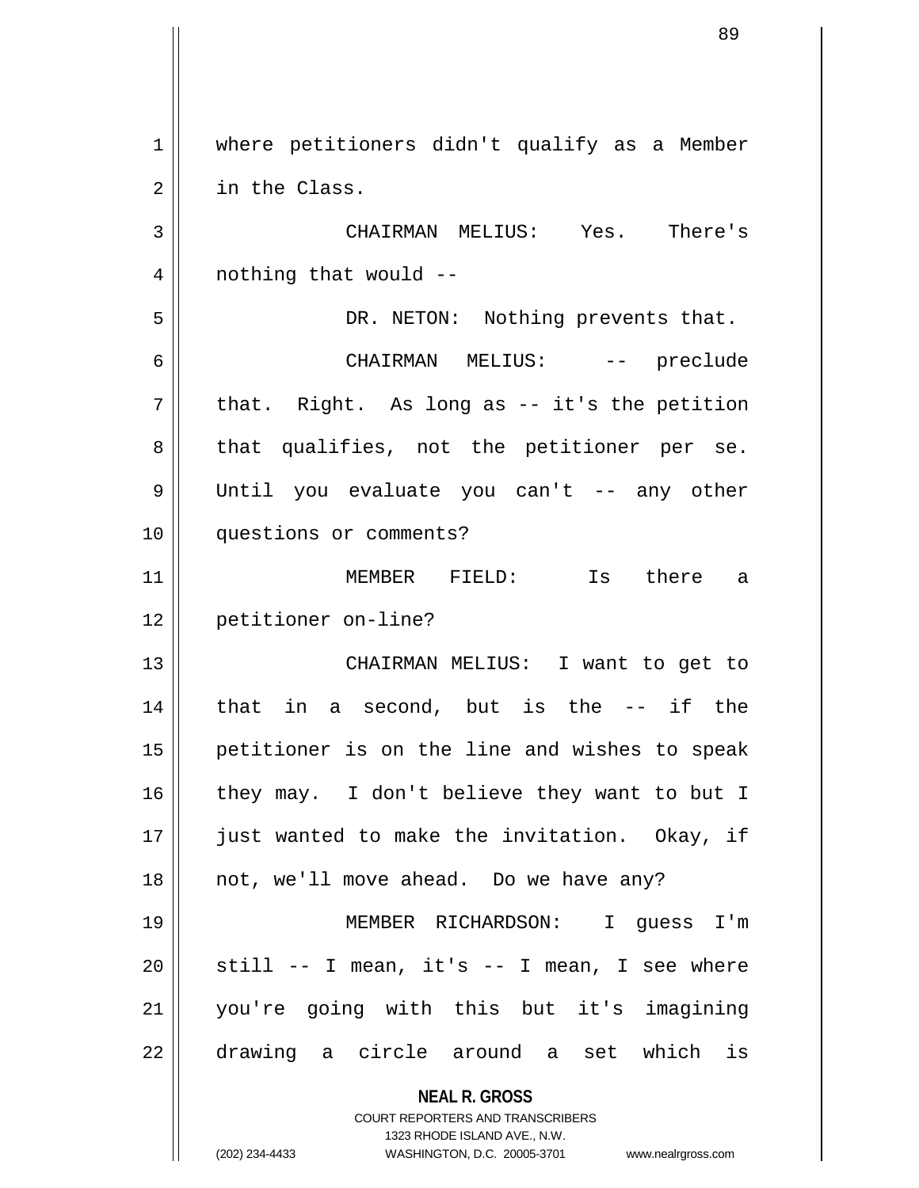where petitioners didn't qualify as a Member in the Class.

CHAIRMAN MELIUS: Yes. There's nothing that would --

DR. NETON: Nothing prevents that.

CHAIRMAN MELIUS: -- preclude that. Right. As long as -- it's the petition that qualifies, not the petitioner per se. Until you evaluate you can't -- any other questions or comments?

MEMBER FIELD: Is there a petitioner on-line?

CHAIRMAN MELIUS: I want to get to that in a second, but is the -- if the petitioner is on the line and wishes to speak they may. I don't believe they want to but I just wanted to make the invitation. Okay, if not, we'll move ahead. Do we have any?

MEMBER RICHARDSON: I guess I'm still -- I mean, it's -- I mean, I see where you're going with this but it's imagining drawing a circle around a set which is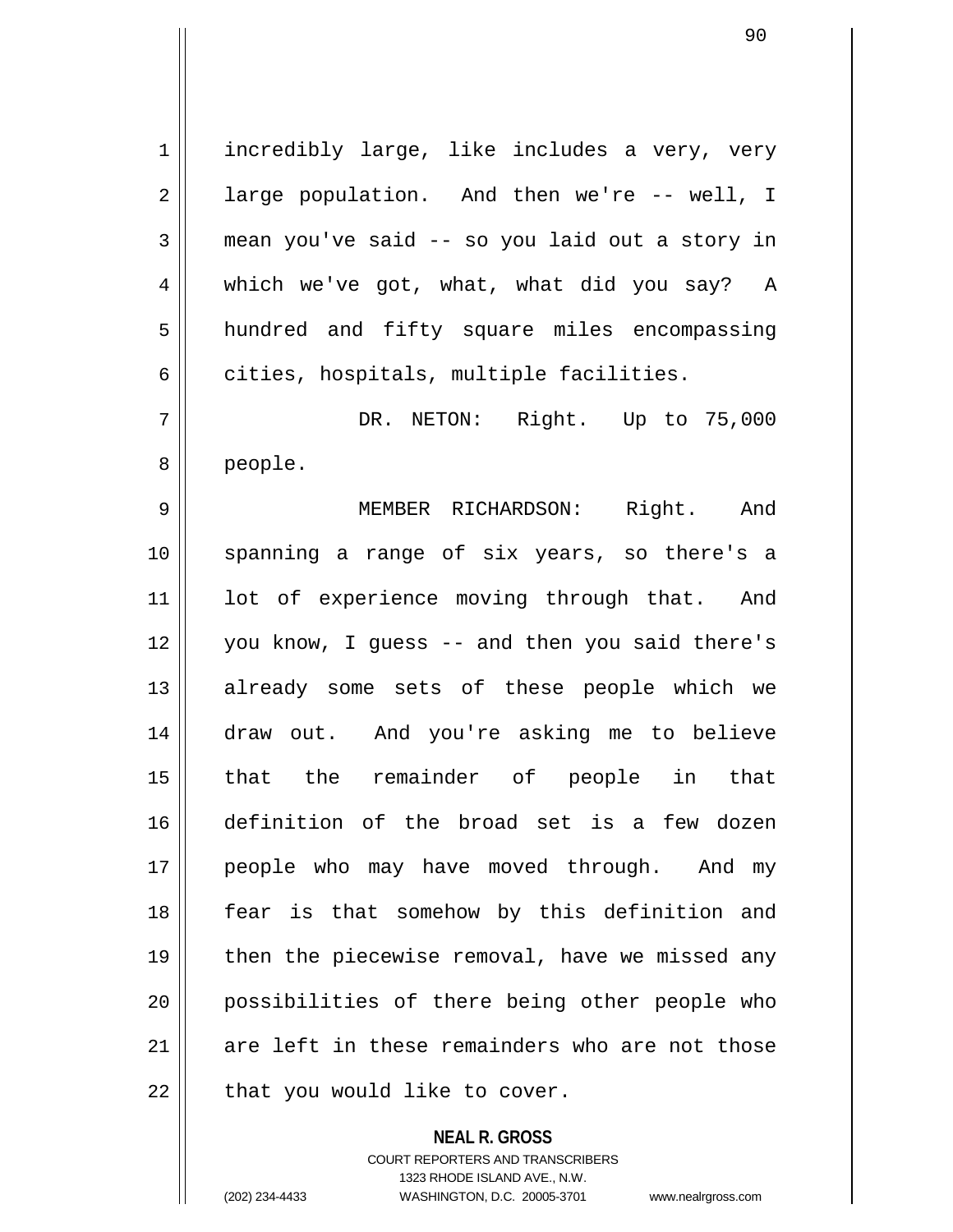incredibly large, like includes a very, very large population. And then we're -- well, I mean you've said -- so you laid out a story in which we've got, what, what did you say? A hundred and fifty square miles encompassing cities, hospitals, multiple facilities.

DR. NETON: Right. Up to 75,000 people.

MEMBER RICHARDSON: Right. And spanning a range of six years, so there's a lot of experience moving through that. And you know, I guess -- and then you said there's already some sets of these people which we draw out. And you're asking me to believe that the remainder of people in that definition of the broad set is a few dozen people who may have moved through. And my fear is that somehow by this definition and then the piecewise removal, have we missed any possibilities of there being other people who are left in these remainders who are not those that you would like to cover.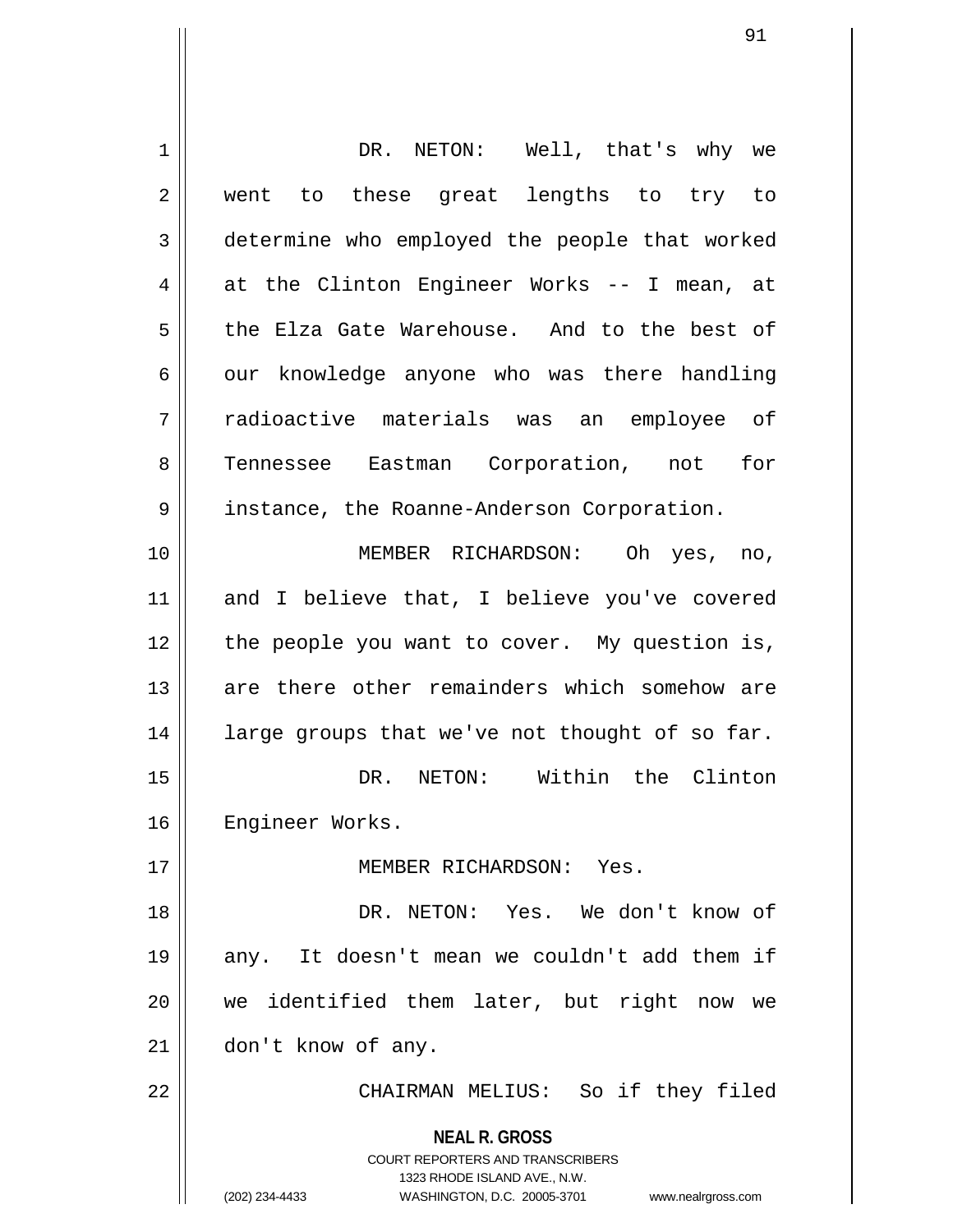DR. NETON: Well, that's why we went to these great lengths to try to determine who employed the people that worked at the Clinton Engineer Works -- I mean, at the Elza Gate Warehouse. And to the best of our knowledge anyone who was there handling radioactive materials was an employee of Tennessee Eastman Corporation, not for instance, the Roanne-Anderson Corporation.

MEMBER RICHARDSON: Oh yes, no, and I believe that, I believe you've covered the people you want to cover. My question is, are there other remainders which somehow are large groups that we've not thought of so far.

DR. NETON: Within the Clinton Engineer Works.

MEMBER RICHARDSON: Yes.

DR. NETON: Yes. We don't know of any. It doesn't mean we couldn't add them if we identified them later, but right now we don't know of any.

CHAIRMAN MELIUS: So if they filed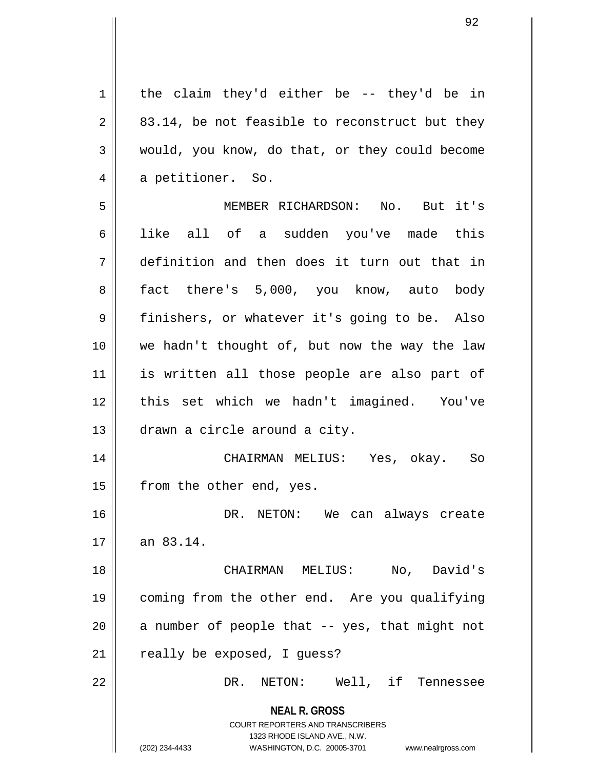the claim they'd either be -- they'd be in 83.14, be not feasible to reconstruct but they would, you know, do that, or they could become a petitioner. So.

MEMBER RICHARDSON: No. But it's like all of a sudden you've made this definition and then does it turn out that in fact there's 5,000, you know, auto body finishers, or whatever it's going to be. Also we hadn't thought of, but now the way the law is written all those people are also part of this set which we hadn't imagined. You've drawn a circle around a city.

CHAIRMAN MELIUS: Yes, okay. So from the other end, yes.

DR. NETON: We can always create an 83.14.

CHAIRMAN MELIUS: No, David's coming from the other end. Are you qualifying a number of people that -- yes, that might not really be exposed, I guess?

DR. NETON: Well, if Tennessee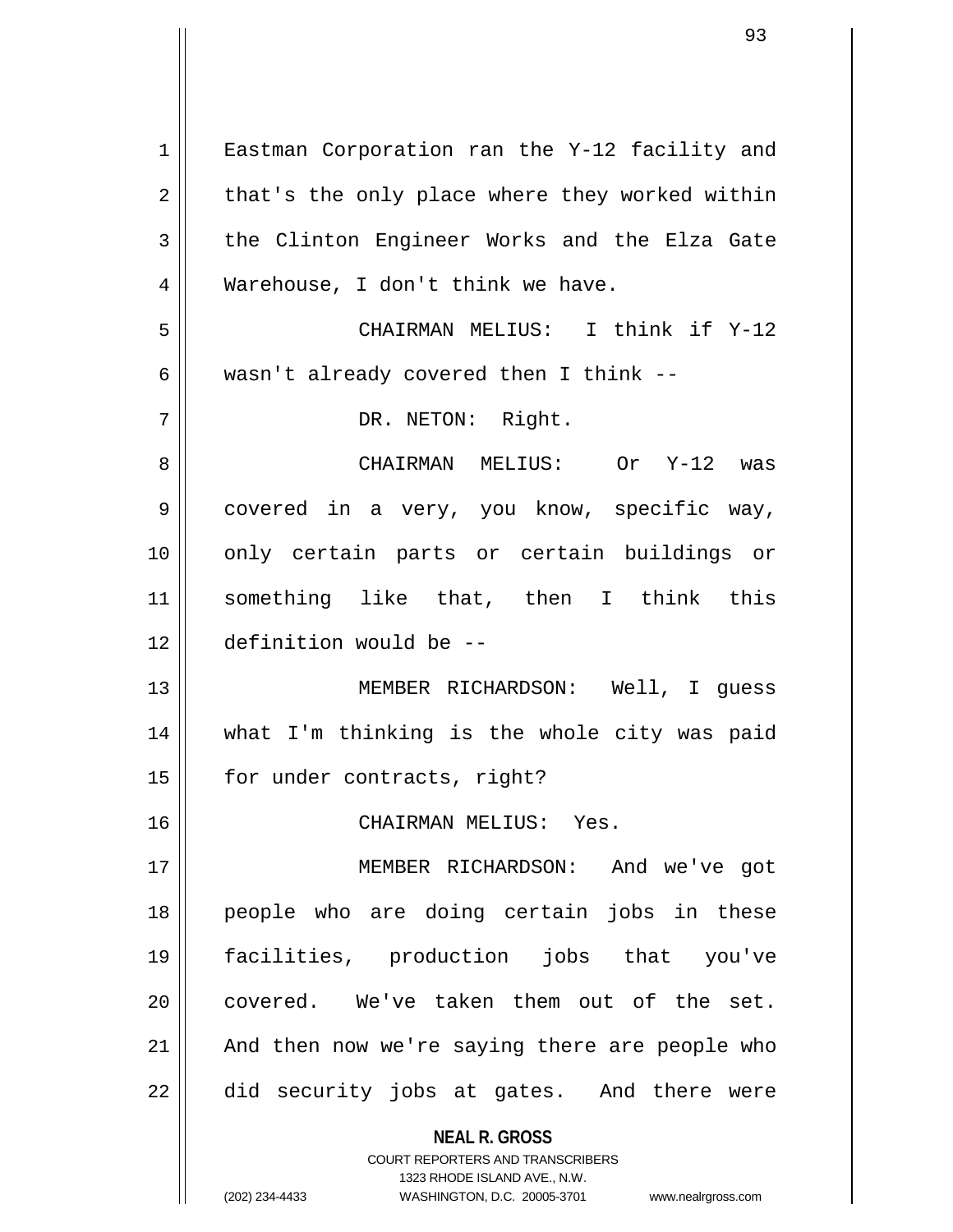Eastman Corporation ran the Y-12 facility and that's the only place where they worked within the Clinton Engineer Works and the Elza Gate Warehouse, I don't think we have.

CHAIRMAN MELIUS: I think if Y-12 wasn't already covered then I think --

DR. NETON: Right.

CHAIRMAN MELIUS: Or Y-12 was covered in a very, you know, specific way, only certain parts or certain buildings or something like that, then I think this definition would be --

MEMBER RICHARDSON: Well, I guess what I'm thinking is the whole city was paid for under contracts, right?

CHAIRMAN MELIUS: Yes.

MEMBER RICHARDSON: And we've got people who are doing certain jobs in these facilities, production jobs that you've covered. We've taken them out of the set. And then now we're saying there are people who did security jobs at gates. And there were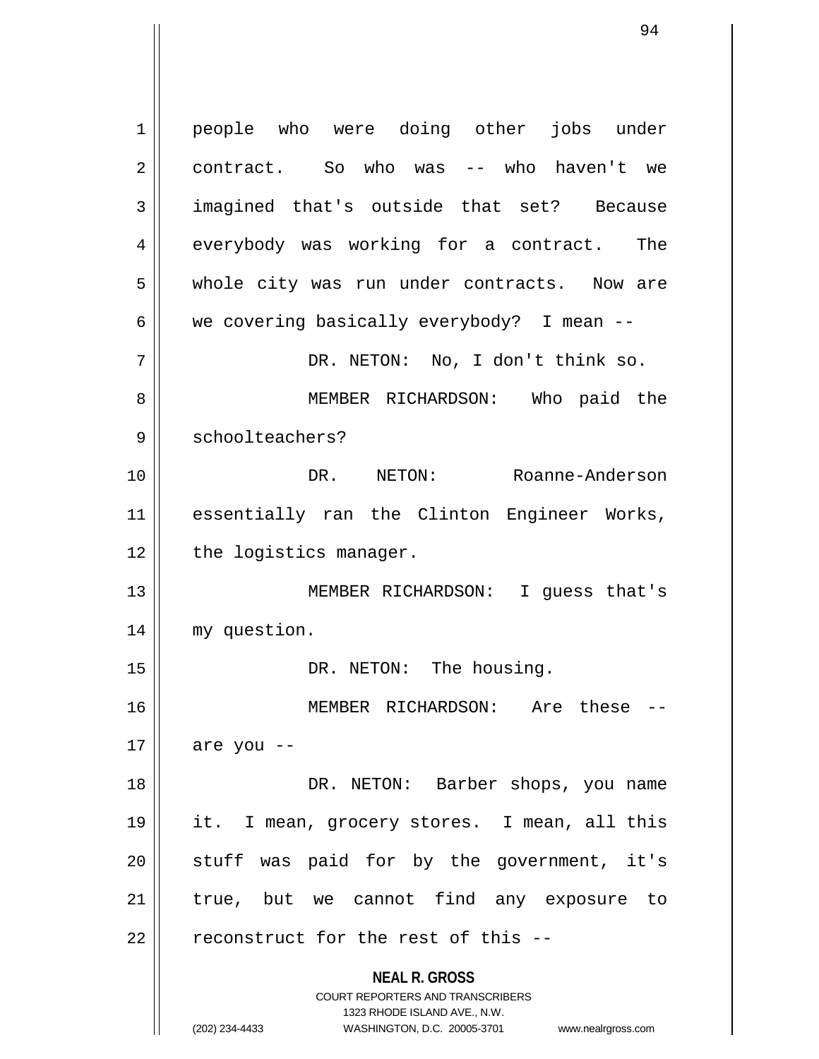people who were doing other jobs under contract. So who was -- who haven't we imagined that's outside that set? Because everybody was working for a contract. The whole city was run under contracts. Now are we covering basically everybody? I mean --

DR. NETON: No, I don't think so.

MEMBER RICHARDSON: Who paid the schoolteachers?

DR. NETON: Roanne-Anderson essentially ran the Clinton Engineer Works, the logistics manager.

MEMBER RICHARDSON: I guess that's my question.

DR. NETON: The housing.

MEMBER RICHARDSON: Are these -- are you --

DR. NETON: Barber shops, you name it. I mean, grocery stores. I mean, all this stuff was paid for by the government, it's true, but we cannot find any exposure to reconstruct for the rest of this --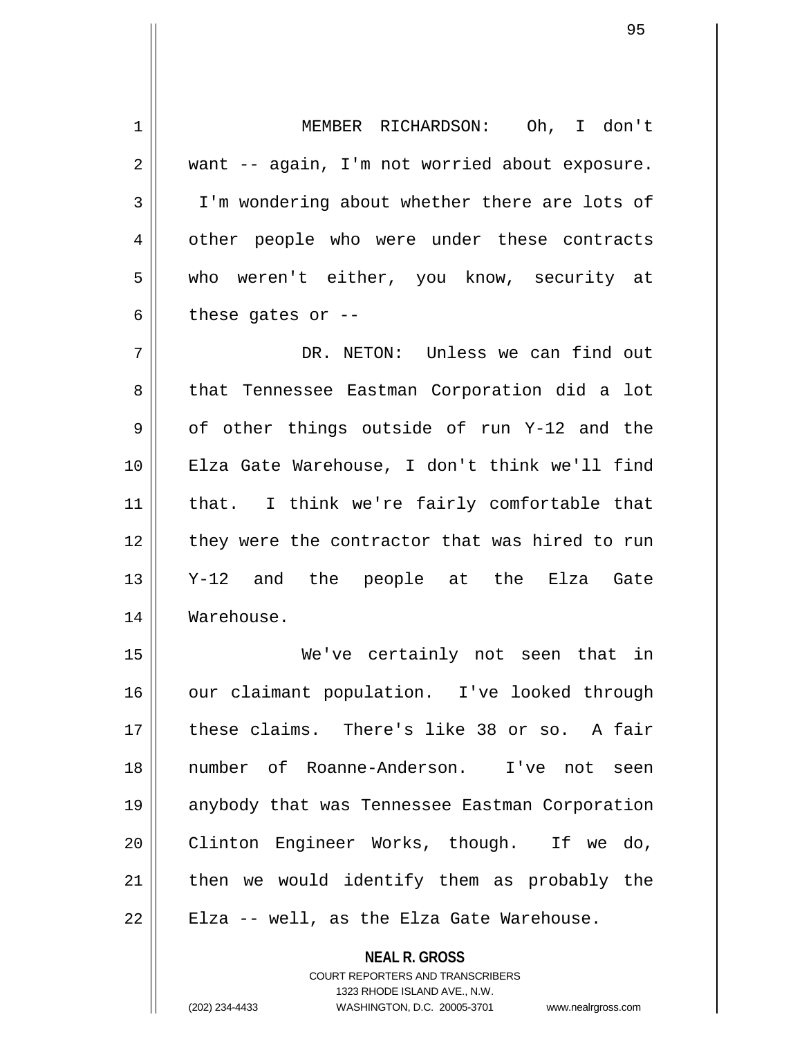MEMBER RICHARDSON: Oh, I don't want -- again, I'm not worried about exposure. I'm wondering about whether there are lots of other people who were under these contracts who weren't either, you know, security at these gates or --

DR. NETON: Unless we can find out that Tennessee Eastman Corporation did a lot of other things outside of run Y-12 and the Elza Gate Warehouse, I don't think we'll find that. I think we're fairly comfortable that they were the contractor that was hired to run Y-12 and the people at the Elza Gate Warehouse.

We've certainly not seen that in our claimant population. I've looked through these claims. There's like 38 or so. A fair number of Roanne-Anderson. I've not seen anybody that was Tennessee Eastman Corporation Clinton Engineer Works, though. If we do, then we would identify them as probably the Elza -- well, as the Elza Gate Warehouse.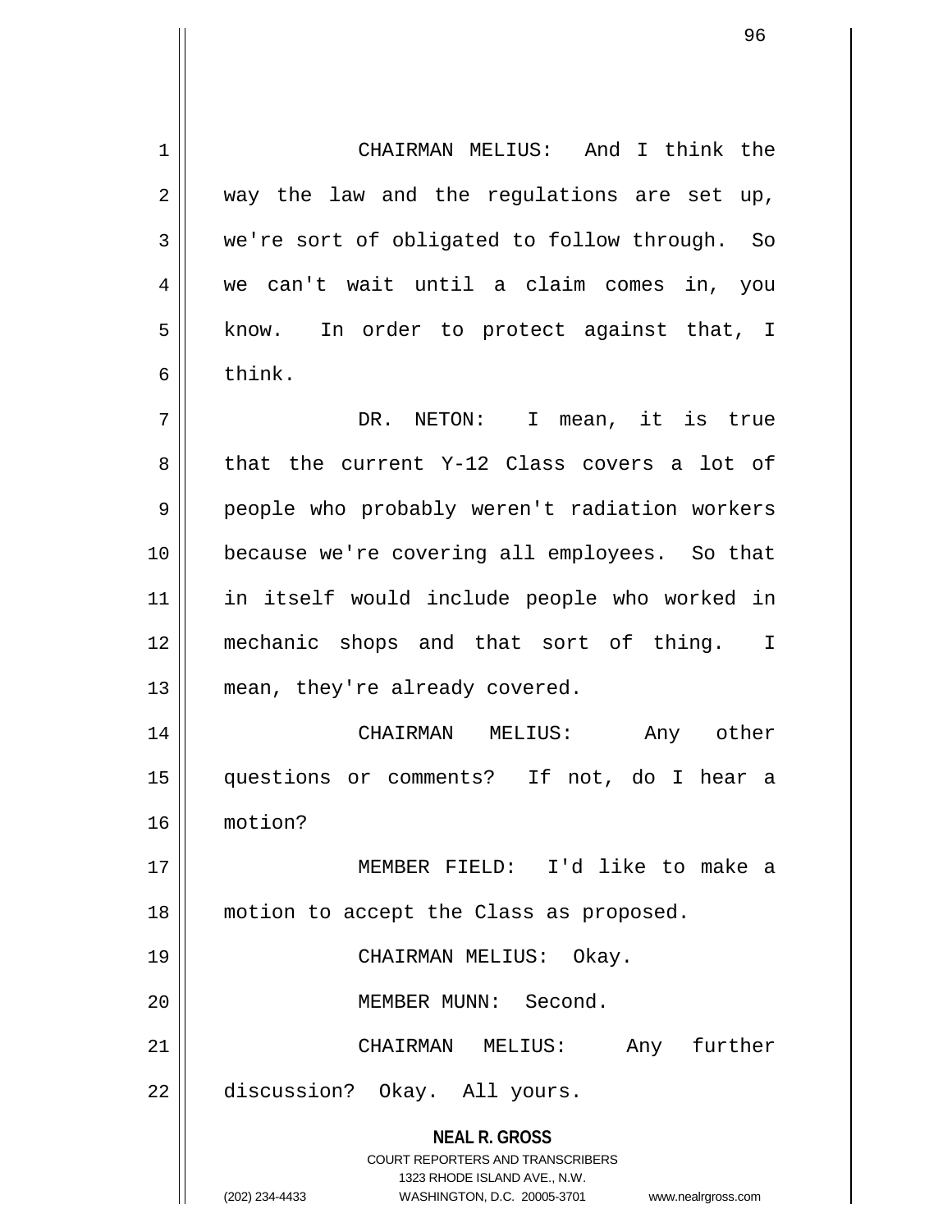CHAIRMAN MELIUS: And I think the way the law and the regulations are set up, we're sort of obligated to follow through. So we can't wait until a claim comes in, you know. In order to protect against that, I think.

DR. NETON: I mean, it is true that the current Y-12 Class covers a lot of people who probably weren't radiation workers because we're covering all employees. So that in itself would include people who worked in mechanic shops and that sort of thing. I mean, they're already covered.

CHAIRMAN MELIUS: Any other questions or comments? If not, do I hear a motion?

MEMBER FIELD: I'd like to make a motion to accept the Class as proposed.

CHAIRMAN MELIUS: Okay.

MEMBER MUNN: Second.

CHAIRMAN MELIUS: Any further discussion? Okay. All yours.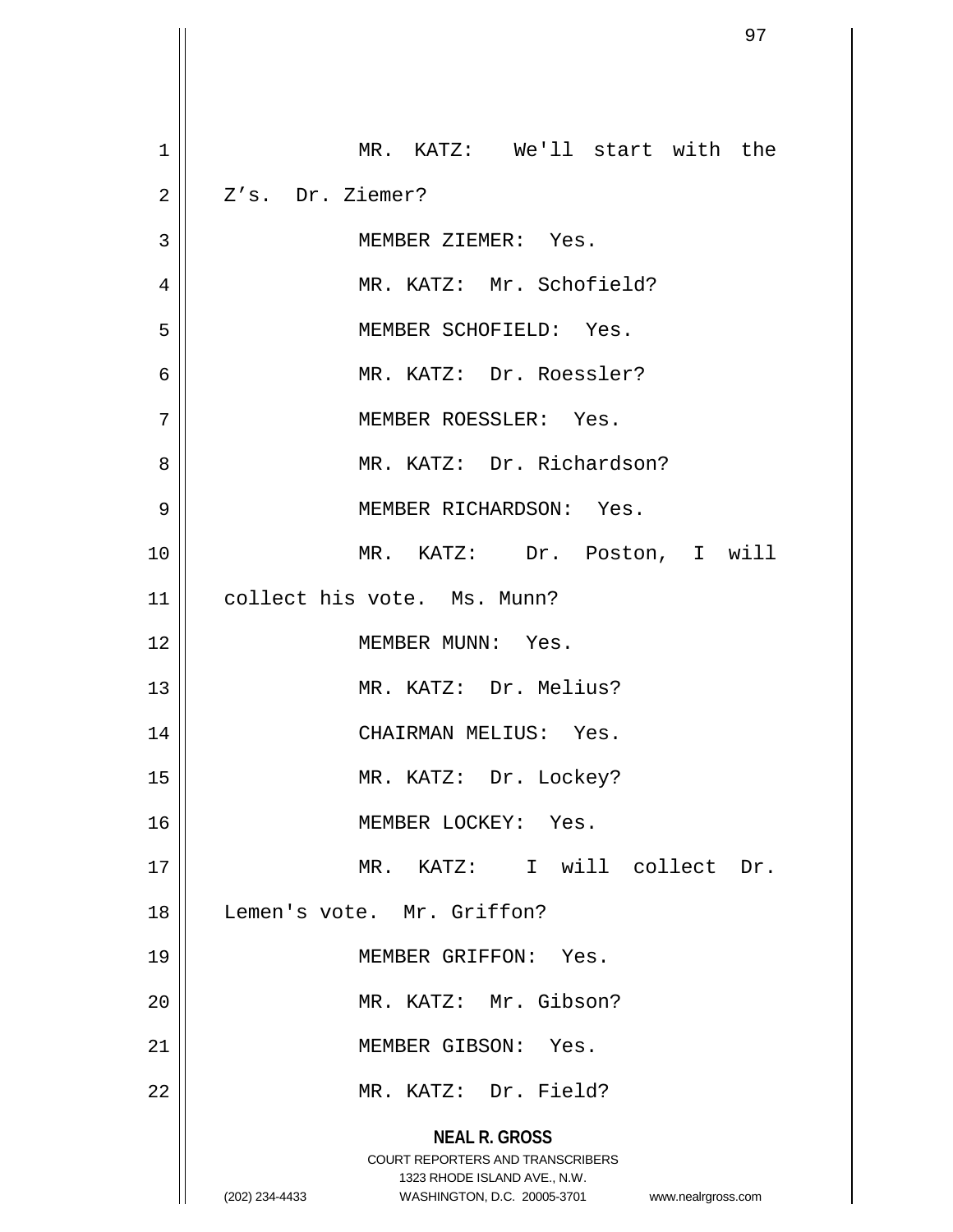MR. KATZ: We'll start with the Z's. Dr. Ziemer?

MEMBER ZIEMER: Yes.

MR. KATZ: Mr. Schofield?

MEMBER SCHOFIELD: Yes.

MR. KATZ: Dr. Roessler?

MEMBER ROESSLER: Yes.

MR. KATZ: Dr. Richardson?

MEMBER RICHARDSON: Yes.

MR. KATZ: Dr. Poston, I will collect his vote. Ms. Munn?

MEMBER MUNN: Yes.

MR. KATZ: Dr. Melius?

CHAIRMAN MELIUS: Yes.

MR. KATZ: Dr. Lockey?

MEMBER LOCKEY: Yes.

MR. KATZ: I will collect Dr. Lemen's vote. Mr. Griffon?

MEMBER GRIFFON: Yes.

MR. KATZ: Mr. Gibson?

MEMBER GIBSON: Yes.

MR. KATZ: Dr. Field?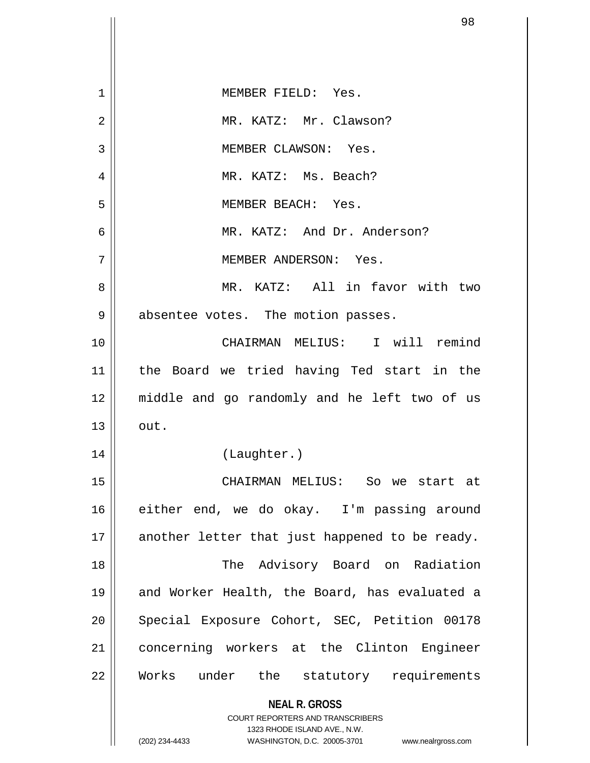MEMBER FIELD: Yes.

MR. KATZ: Mr. Clawson?

MEMBER CLAWSON: Yes.

MR. KATZ: Ms. Beach?

MEMBER BEACH: Yes.

MR. KATZ: And Dr. Anderson?

MEMBER ANDERSON: Yes.

MR. KATZ: All in favor with two absentee votes. The motion passes.

CHAIRMAN MELIUS: I will remind the Board we tried having Ted start in the middle and go randomly and he left two of us out.

(Laughter.)

CHAIRMAN MELIUS: So we start at either end, we do okay. I'm passing around another letter that just happened to be ready.

The Advisory Board on Radiation and Worker Health, the Board, has evaluated a Special Exposure Cohort, SEC, Petition 00178 concerning workers at the Clinton Engineer Works under the statutory requirements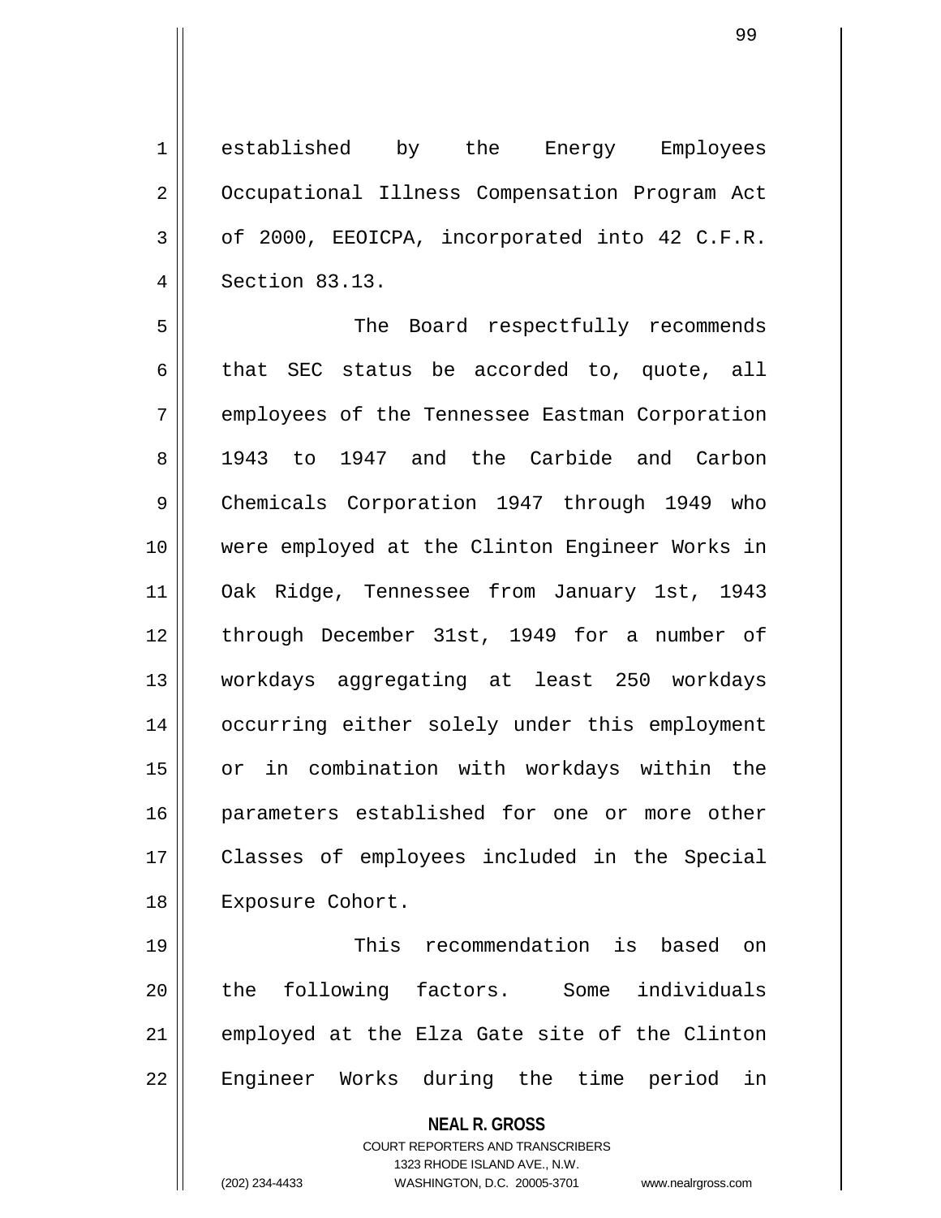established by the Energy Employees Occupational Illness Compensation Program Act of 2000, EEOICPA, incorporated into 42 C.F.R. Section 83.13.

The Board respectfully recommends that SEC status be accorded to, quote, all employees of the Tennessee Eastman Corporation 1943 to 1947 and the Carbide and Carbon Chemicals Corporation 1947 through 1949 who were employed at the Clinton Engineer Works in Oak Ridge, Tennessee from January 1st, 1943 through December 31st, 1949 for a number of workdays aggregating at least 250 workdays occurring either solely under this employment or in combination with workdays within the parameters established for one or more other Classes of employees included in the Special Exposure Cohort.

This recommendation is based on the following factors. Some individuals employed at the Elza Gate site of the Clinton Engineer Works during the time period in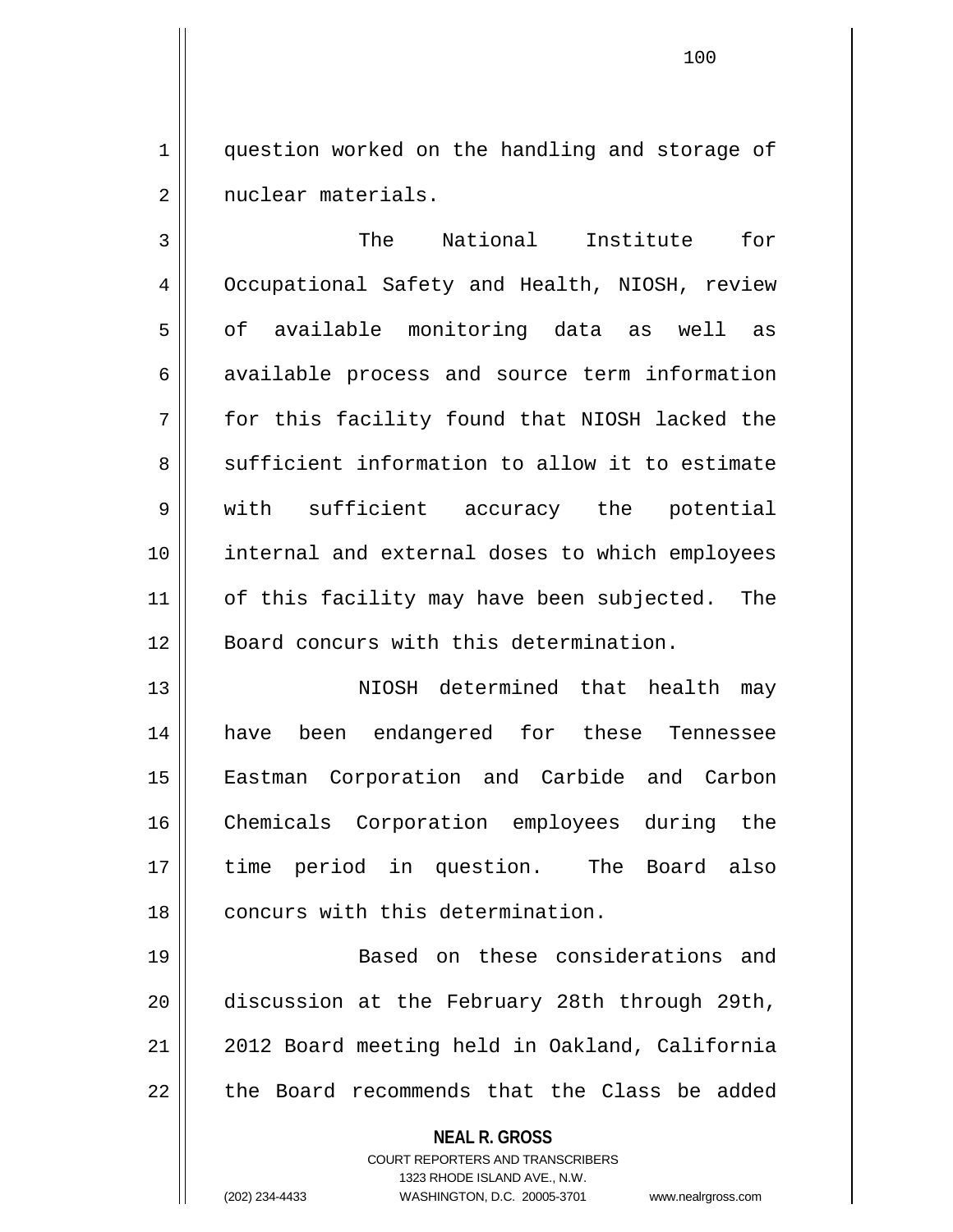question worked on the handling and storage of nuclear materials.

The National Institute for Occupational Safety and Health, NIOSH, review of available monitoring data as well as available process and source term information for this facility found that NIOSH lacked the sufficient information to allow it to estimate with sufficient accuracy the potential internal and external doses to which employees of this facility may have been subjected. The Board concurs with this determination.

NIOSH determined that health may have been endangered for these Tennessee Eastman Corporation and Carbide and Carbon Chemicals Corporation employees during the time period in question. The Board also concurs with this determination.

Based on these considerations and discussion at the February 28th through 29th, 2012 Board meeting held in Oakland, California the Board recommends that the Class be added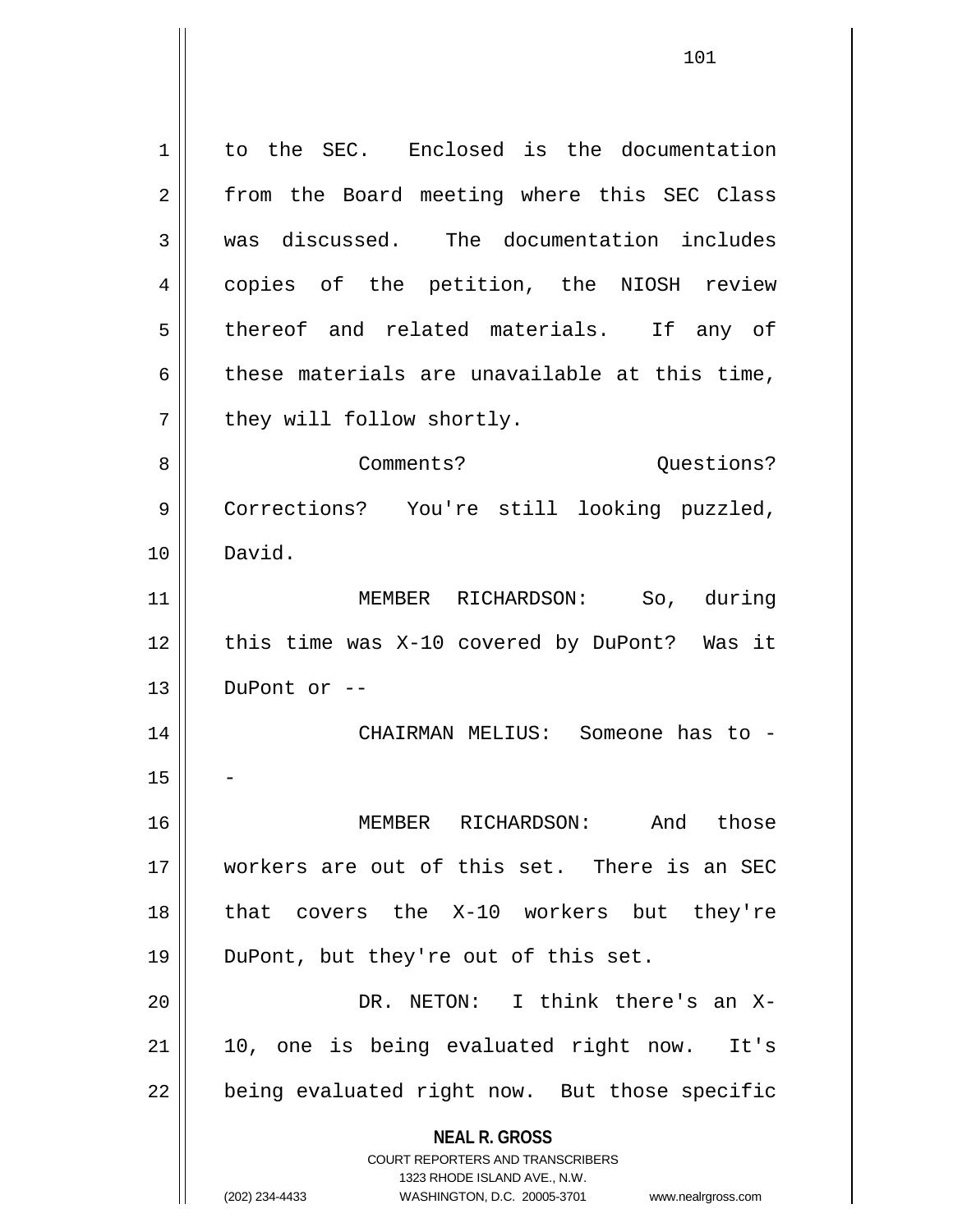to the SEC. Enclosed is the documentation from the Board meeting where this SEC Class was discussed. The documentation includes copies of the petition, the NIOSH review thereof and related materials. If any of these materials are unavailable at this time, they will follow shortly.

Comments? Questions? Corrections? You're still looking puzzled, David.

MEMBER RICHARDSON: So, during this time was X-10 covered by DuPont? Was it DuPont or --

CHAIRMAN MELIUS: Someone has to --

MEMBER RICHARDSON: And those workers are out of this set. There is an SEC that covers the X-10 workers but they're DuPont, but they're out of this set.

DR. NETON: I think there's an X-10, one is being evaluated right now. It's being evaluated right now. But those specific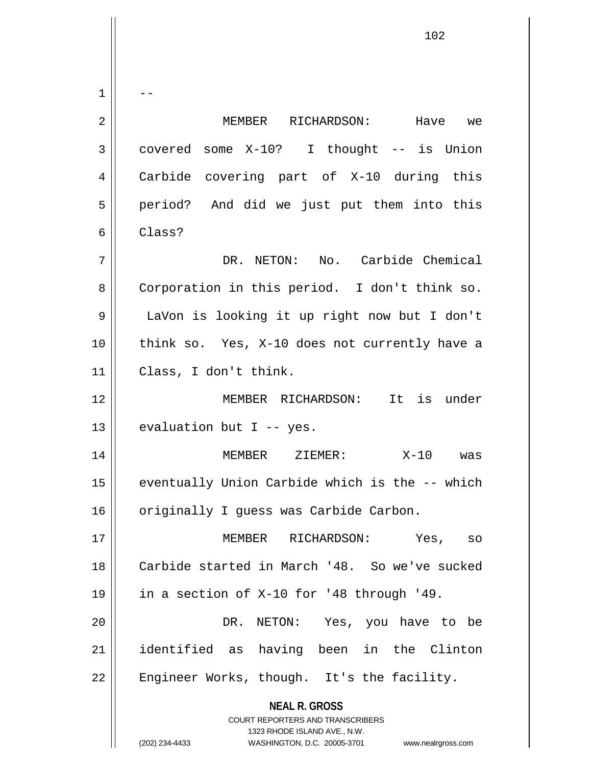--

MEMBER RICHARDSON: Have we covered some X-10? I thought -- is Union Carbide covering part of X-10 during this period? And did we just put them into this Class?

DR. NETON: No. Carbide Chemical Corporation in this period. I don't think so. LaVon is looking it up right now but I don't think so. Yes, X-10 does not currently have a Class, I don't think.

MEMBER RICHARDSON: It is under evaluation but I -- yes.

MEMBER ZIEMER: X-10 was eventually Union Carbide which is the -- which originally I guess was Carbide Carbon.

MEMBER RICHARDSON: Yes, so Carbide started in March '48. So we've sucked in a section of X-10 for '48 through '49.

DR. NETON: Yes, you have to be identified as having been in the Clinton Engineer Works, though. It's the facility.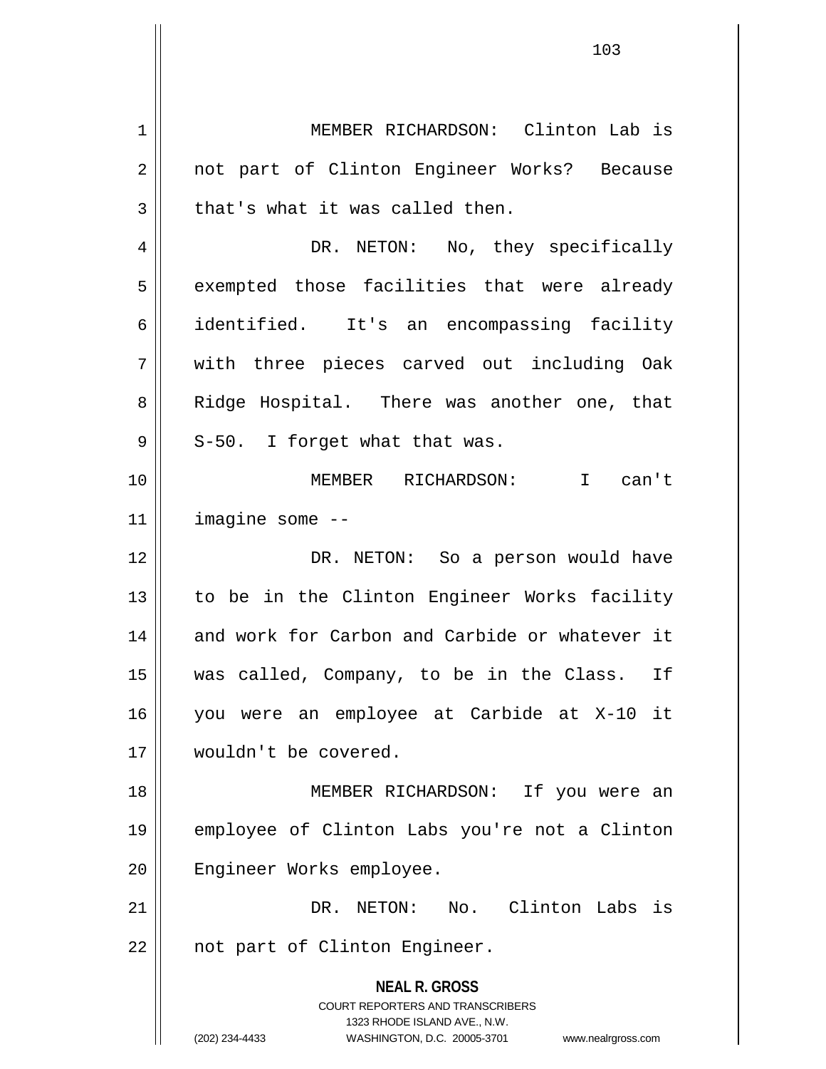MEMBER RICHARDSON: Clinton Lab is not part of Clinton Engineer Works? Because that's what it was called then.

DR. NETON: No, they specifically exempted those facilities that were already identified. It's an encompassing facility with three pieces carved out including Oak Ridge Hospital. There was another one, that S-50. I forget what that was.

MEMBER RICHARDSON: I can't imagine some --

DR. NETON: So a person would have to be in the Clinton Engineer Works facility and work for Carbon and Carbide or whatever it was called, Company, to be in the Class. If you were an employee at Carbide at X-10 it wouldn't be covered.

MEMBER RICHARDSON: If you were an employee of Clinton Labs you're not a Clinton Engineer Works employee.

DR. NETON: No. Clinton Labs is not part of Clinton Engineer.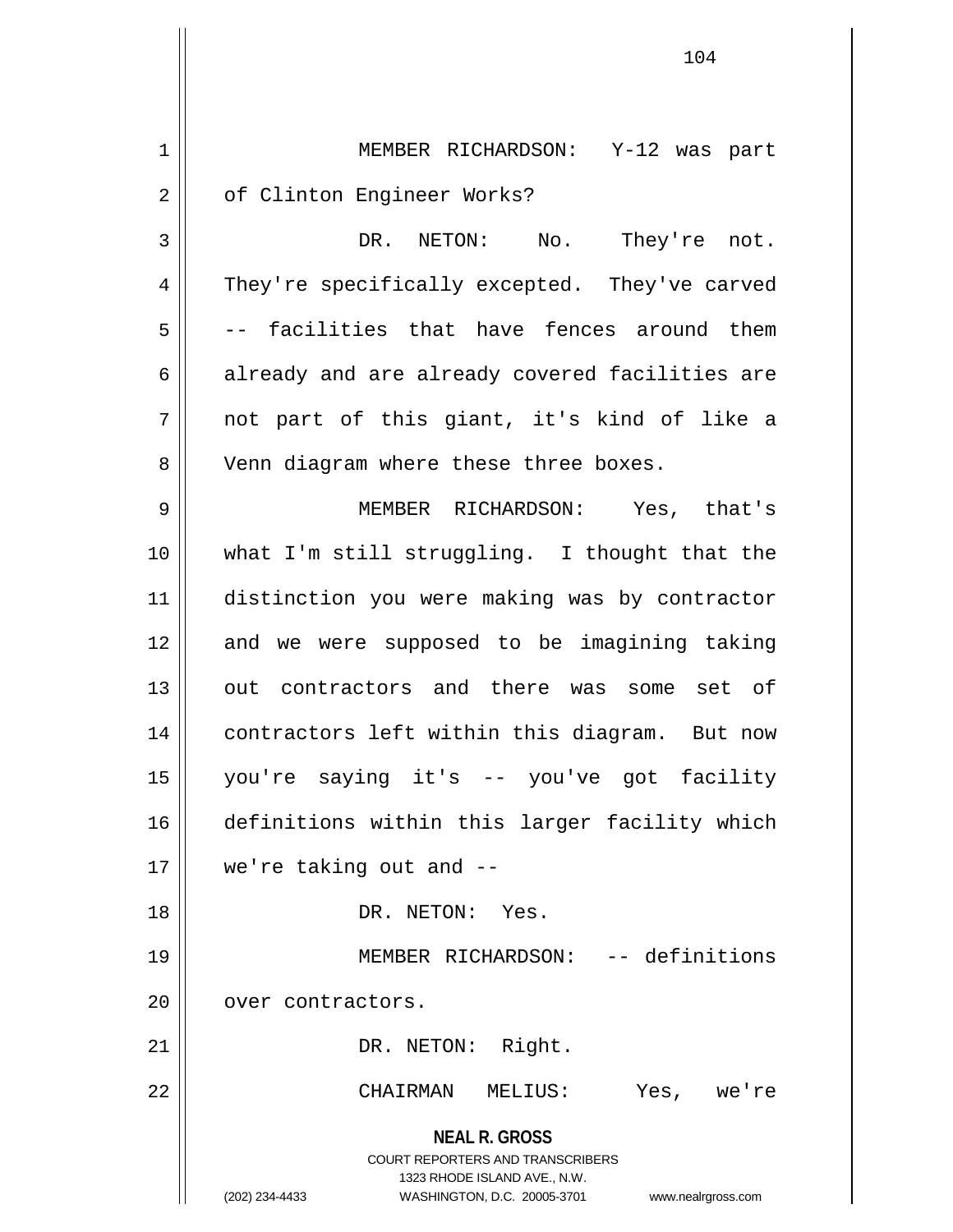MEMBER RICHARDSON: Y-12 was part of Clinton Engineer Works?

DR. NETON: No. They're not. They're specifically excepted. They've carved -- facilities that have fences around them already and are already covered facilities are not part of this giant, it's kind of like a Venn diagram where these three boxes.

MEMBER RICHARDSON: Yes, that's what I'm still struggling. I thought that the distinction you were making was by contractor and we were supposed to be imagining taking out contractors and there was some set of contractors left within this diagram. But now you're saying it's -- you've got facility definitions within this larger facility which we're taking out and --

DR. NETON: Yes.

MEMBER RICHARDSON: -- definitions over contractors.

DR. NETON: Right.

CHAIRMAN MELIUS: Yes, we're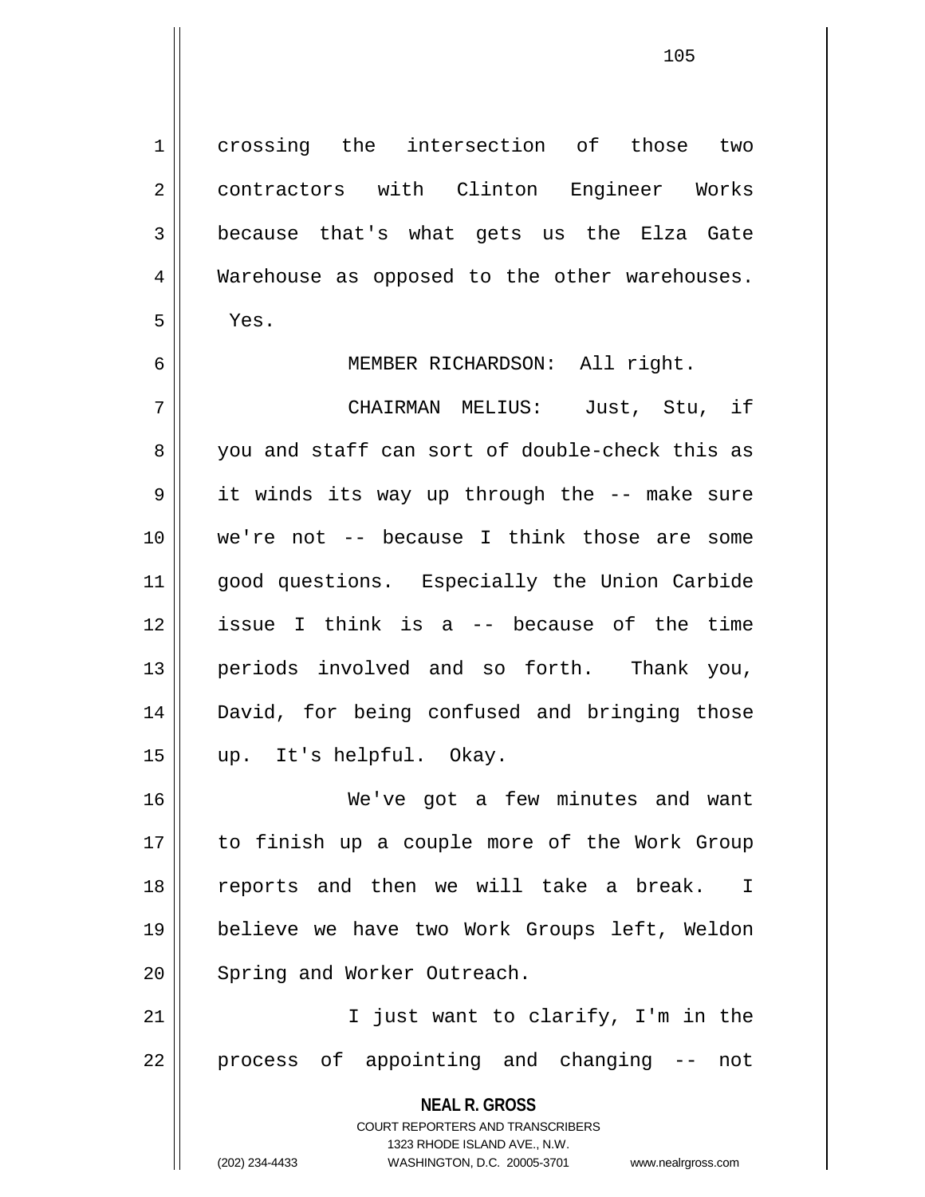crossing the intersection of those two contractors with Clinton Engineer Works because that's what gets us the Elza Gate Warehouse as opposed to the other warehouses. Yes.

MEMBER RICHARDSON: All right.

CHAIRMAN MELIUS: Just, Stu, if you and staff can sort of double-check this as it winds its way up through the -- make sure we're not -- because I think those are some good questions. Especially the Union Carbide issue I think is a -- because of the time periods involved and so forth. Thank you, David, for being confused and bringing those up. It's helpful. Okay.

We've got a few minutes and want to finish up a couple more of the Work Group reports and then we will take a break. I believe we have two Work Groups left, Weldon Spring and Worker Outreach.

I just want to clarify, I'm in the process of appointing and changing -- not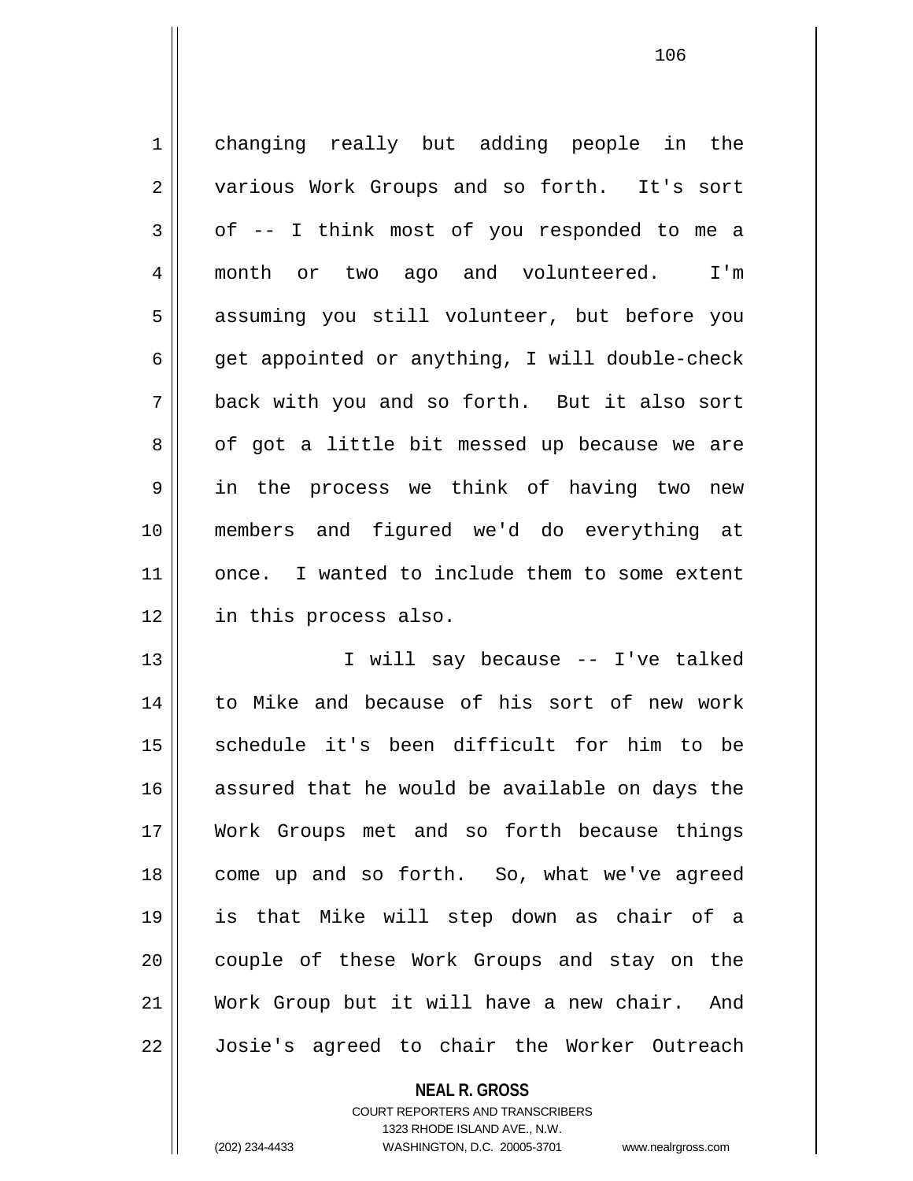changing really but adding people in the various Work Groups and so forth. It's sort of -- I think most of you responded to me a month or two ago and volunteered. I'm assuming you still volunteer, but before you get appointed or anything, I will double-check back with you and so forth. But it also sort of got a little bit messed up because we are in the process we think of having two new members and figured we'd do everything at once. I wanted to include them to some extent in this process also.

I will say because -- I've talked to Mike and because of his sort of new work schedule it's been difficult for him to be assured that he would be available on days the Work Groups met and so forth because things come up and so forth. So, what we've agreed is that Mike will step down as chair of a couple of these Work Groups and stay on the Work Group but it will have a new chair. And Josie's agreed to chair the Worker Outreach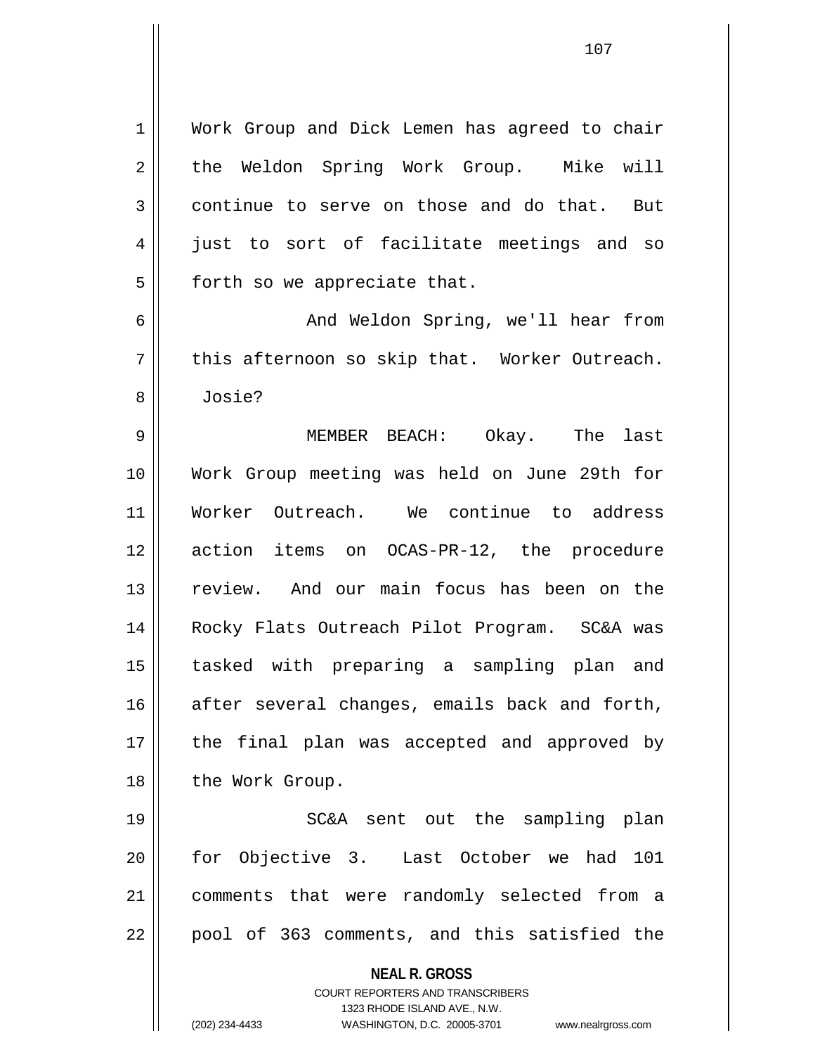Work Group and Dick Lemen has agreed to chair the Weldon Spring Work Group. Mike will continue to serve on those and do that. But just to sort of facilitate meetings and so forth so we appreciate that.

And Weldon Spring, we'll hear from this afternoon so skip that. Worker Outreach. Josie?

MEMBER BEACH: Okay. The last Work Group meeting was held on June 29th for Worker Outreach. We continue to address action items on OCAS-PR-12, the procedure review. And our main focus has been on the Rocky Flats Outreach Pilot Program. SC&A was tasked with preparing a sampling plan and after several changes, emails back and forth, the final plan was accepted and approved by the Work Group.

SC&A sent out the sampling plan for Objective 3. Last October we had 101 comments that were randomly selected from a pool of 363 comments, and this satisfied the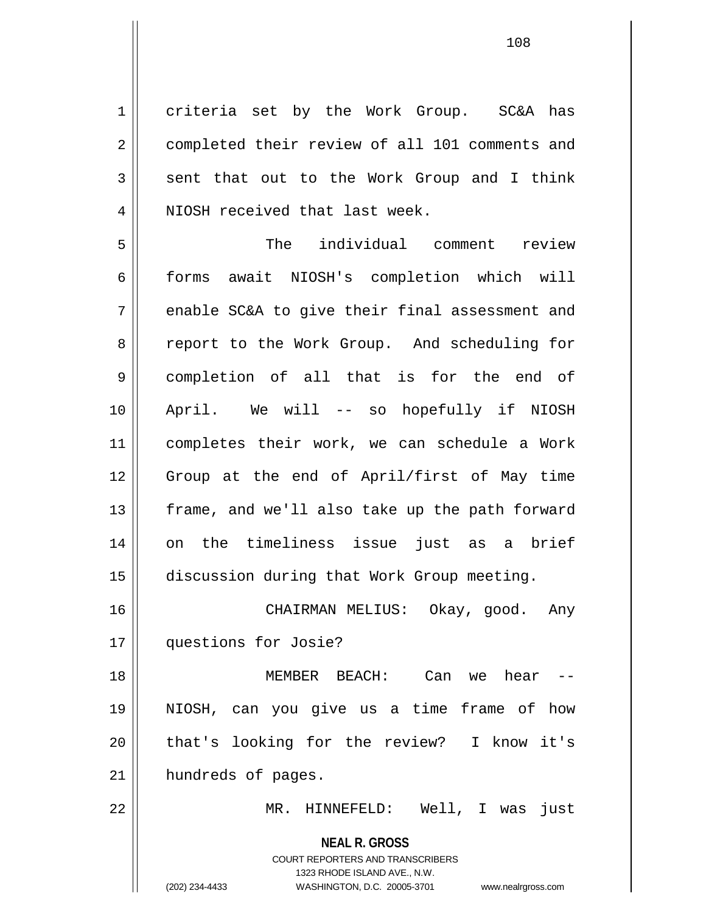criteria set by the Work Group. SC&A has completed their review of all 101 comments and sent that out to the Work Group and I think NIOSH received that last week.

The individual comment review forms await NIOSH's completion which will enable SC&A to give their final assessment and report to the Work Group. And scheduling for completion of all that is for the end of April. We will -- so hopefully if NIOSH completes their work, we can schedule a Work Group at the end of April/first of May time frame, and we'll also take up the path forward on the timeliness issue just as a brief discussion during that Work Group meeting.

CHAIRMAN MELIUS: Okay, good. Any questions for Josie?

MEMBER BEACH: Can we hear -- NIOSH, can you give us a time frame of how that's looking for the review? I know it's hundreds of pages.

MR. HINNEFELD: Well, I was just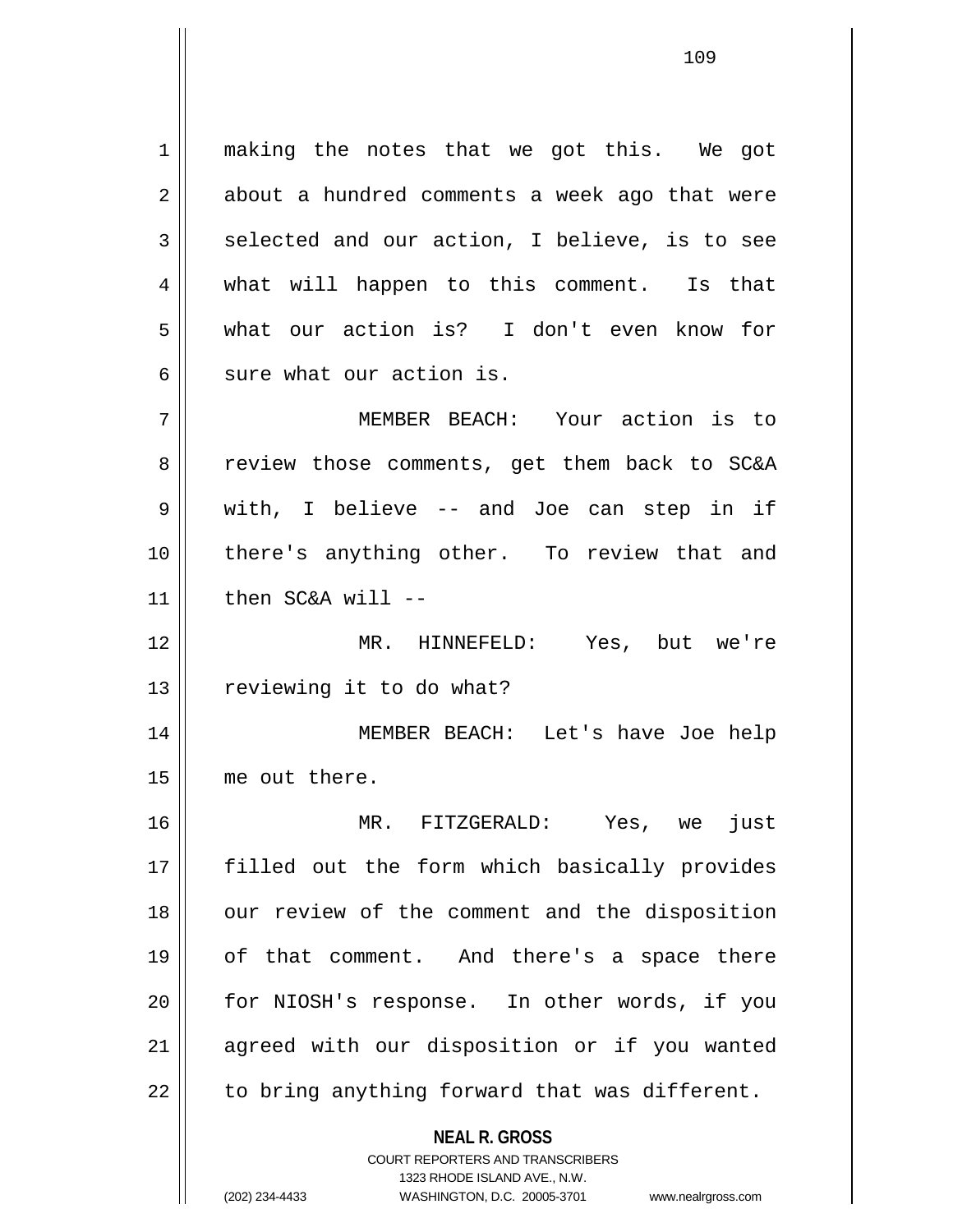making the notes that we got this. We got about a hundred comments a week ago that were selected and our action, I believe, is to see what will happen to this comment. Is that what our action is? I don't even know for sure what our action is.

MEMBER BEACH: Your action is to review those comments, get them back to SC&A with, I believe -- and Joe can step in if there's anything other. To review that and then SC&A will --

MR. HINNEFELD: Yes, but we're reviewing it to do what?

MEMBER BEACH: Let's have Joe help me out there.

MR. FITZGERALD: Yes, we just filled out the form which basically provides our review of the comment and the disposition of that comment. And there's a space there for NIOSH's response. In other words, if you agreed with our disposition or if you wanted to bring anything forward that was different.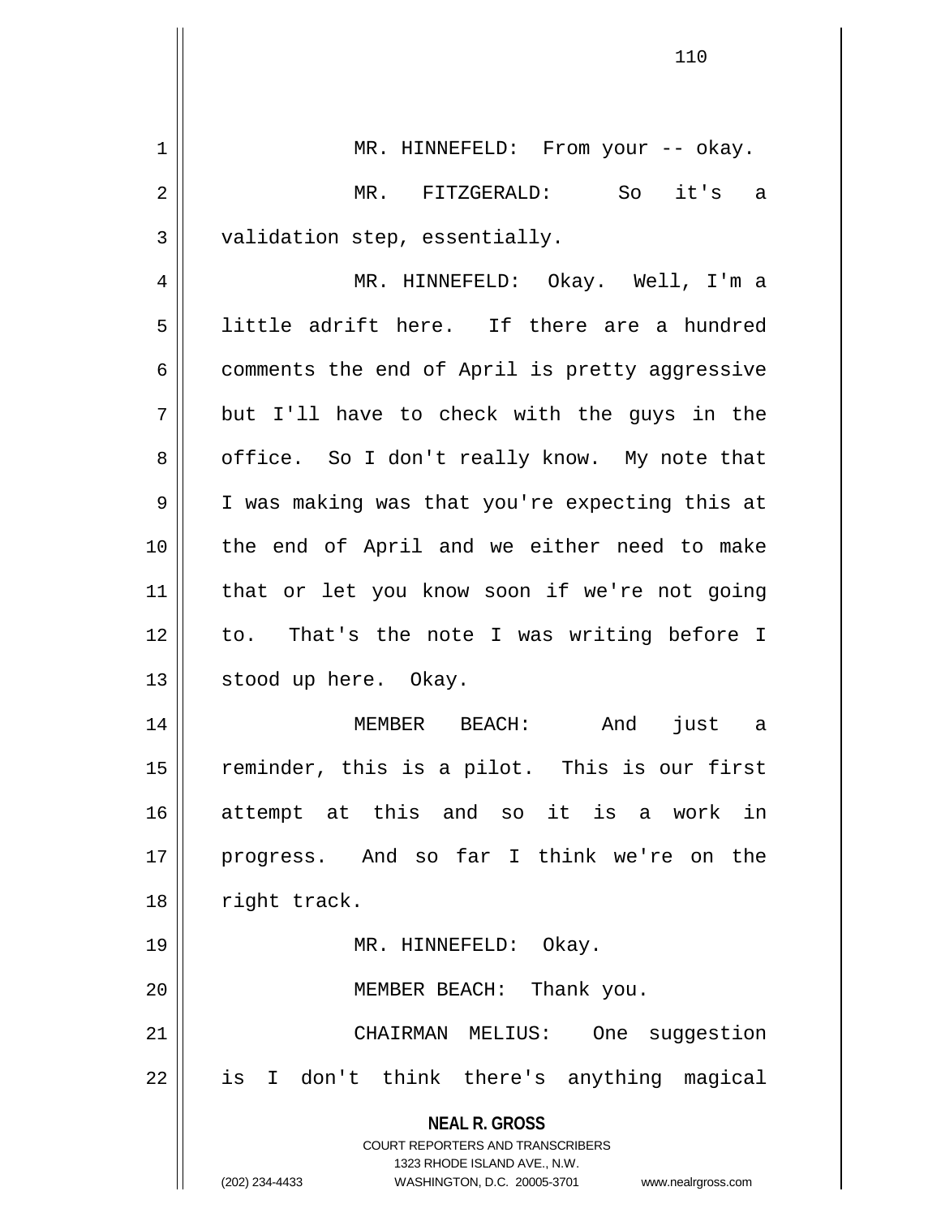MR. HINNEFELD: From your -- okay.

MR. FITZGERALD: So it's a validation step, essentially.

MR. HINNEFELD: Okay. Well, I'm a little adrift here. If there are a hundred comments the end of April is pretty aggressive but I'll have to check with the guys in the office. So I don't really know. My note that I was making was that you're expecting this at the end of April and we either need to make that or let you know soon if we're not going to. That's the note I was writing before I stood up here. Okay.

MEMBER BEACH: And just a reminder, this is a pilot. This is our first attempt at this and so it is a work in progress. And so far I think we're on the right track.

MR. HINNEFELD: Okay.

MEMBER BEACH: Thank you.

CHAIRMAN MELIUS: One suggestion is I don't think there's anything magical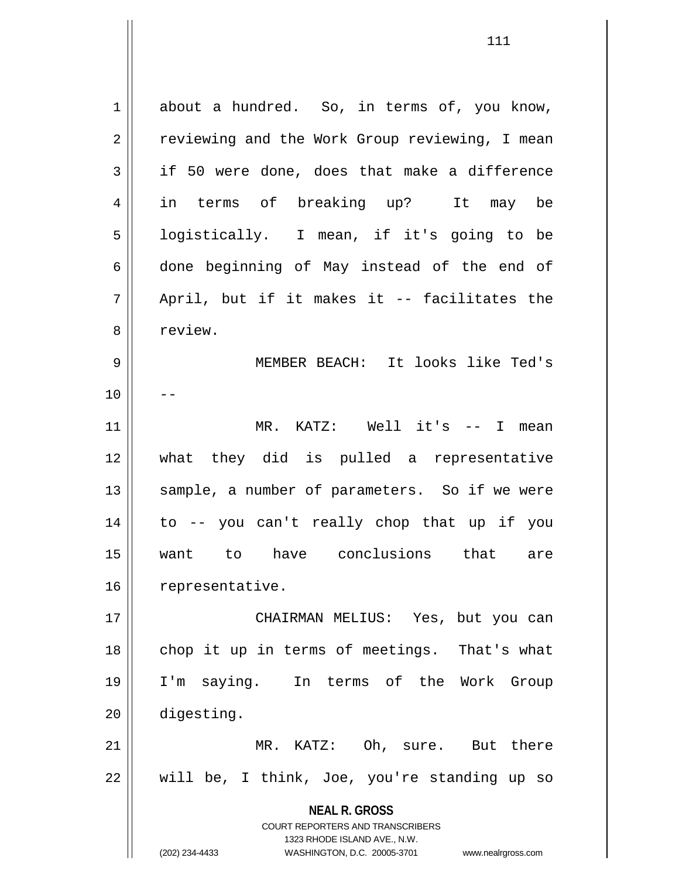about a hundred. So, in terms of, you know, reviewing and the Work Group reviewing, I mean if 50 were done, does that make a difference in terms of breaking up? It may be logistically. I mean, if it's going to be done beginning of May instead of the end of April, but if it makes it -- facilitates the review.

MEMBER BEACH: It looks like Ted's --

MR. KATZ: Well it's -- I mean what they did is pulled a representative sample, a number of parameters. So if we were to -- you can't really chop that up if you want to have conclusions that are representative.

CHAIRMAN MELIUS: Yes, but you can chop it up in terms of meetings. That's what I'm saying. In terms of the Work Group digesting.

MR. KATZ: Oh, sure. But there will be, I think, Joe, you're standing up so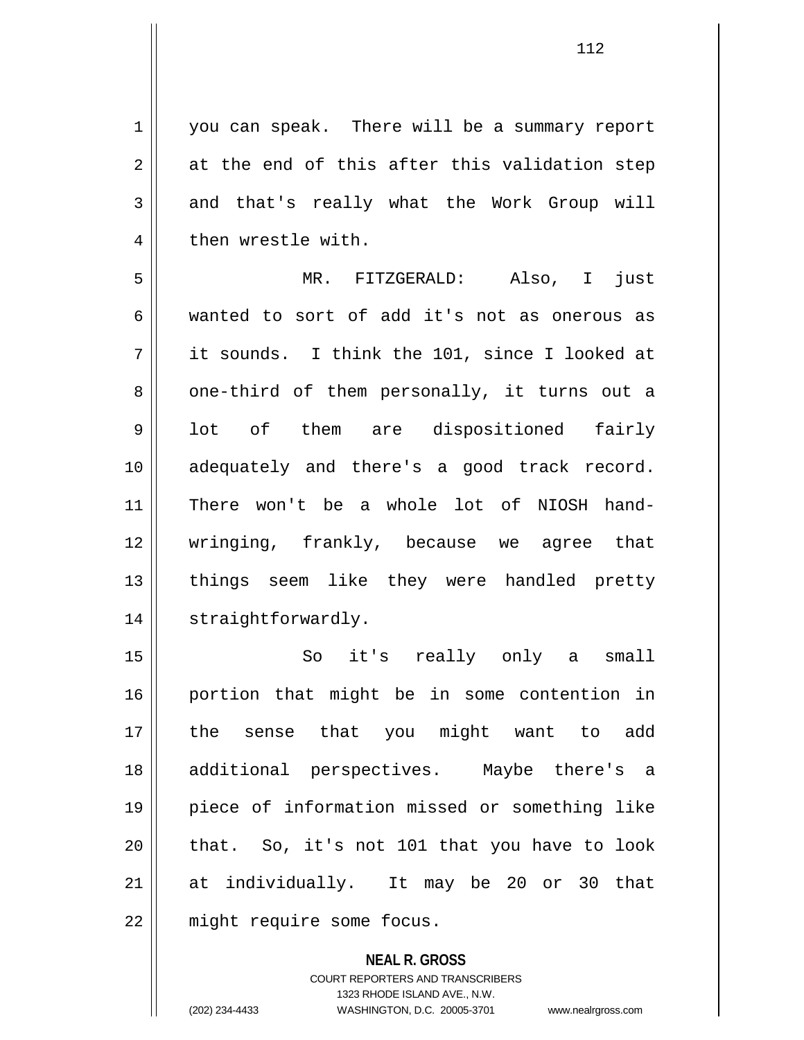you can speak. There will be a summary report at the end of this after this validation step and that's really what the Work Group will then wrestle with.

MR. FITZGERALD: Also, I just wanted to sort of add it's not as onerous as it sounds. I think the 101, since I looked at one-third of them personally, it turns out a lot of them are dispositioned fairly adequately and there's a good track record. There won't be a whole lot of NIOSH hand-wringing, frankly, because we agree that things seem like they were handled pretty straightforwardly.

So it's really only a small portion that might be in some contention in the sense that you might want to add additional perspectives. Maybe there's a piece of information missed or something like that. So, it's not 101 that you have to look at individually. It may be 20 or 30 that might require some focus.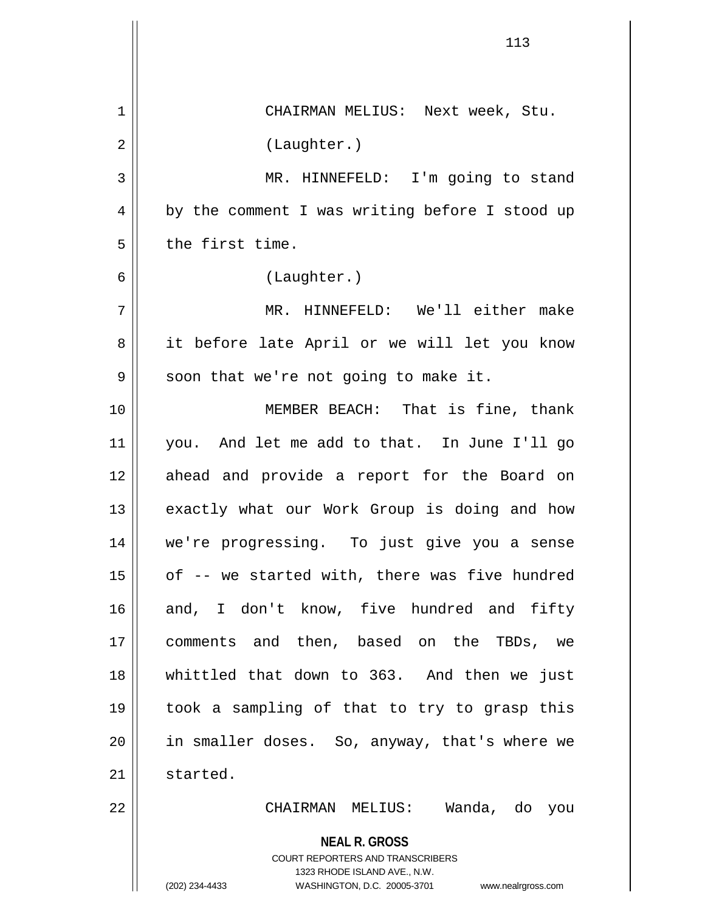CHAIRMAN MELIUS: Next week, Stu.

(Laughter.)

MR. HINNEFELD: I'm going to stand by the comment I was writing before I stood up the first time.

(Laughter.)

MR. HINNEFELD: We'll either make it before late April or we will let you know soon that we're not going to make it.

MEMBER BEACH: That is fine, thank you. And let me add to that. In June I'll go ahead and provide a report for the Board on exactly what our Work Group is doing and how we're progressing. To just give you a sense of -- we started with, there was five hundred and, I don't know, five hundred and fifty comments and then, based on the TBDs, we whittled that down to 363. And then we just took a sampling of that to try to grasp this in smaller doses. So, anyway, that's where we started.

CHAIRMAN MELIUS: Wanda, do you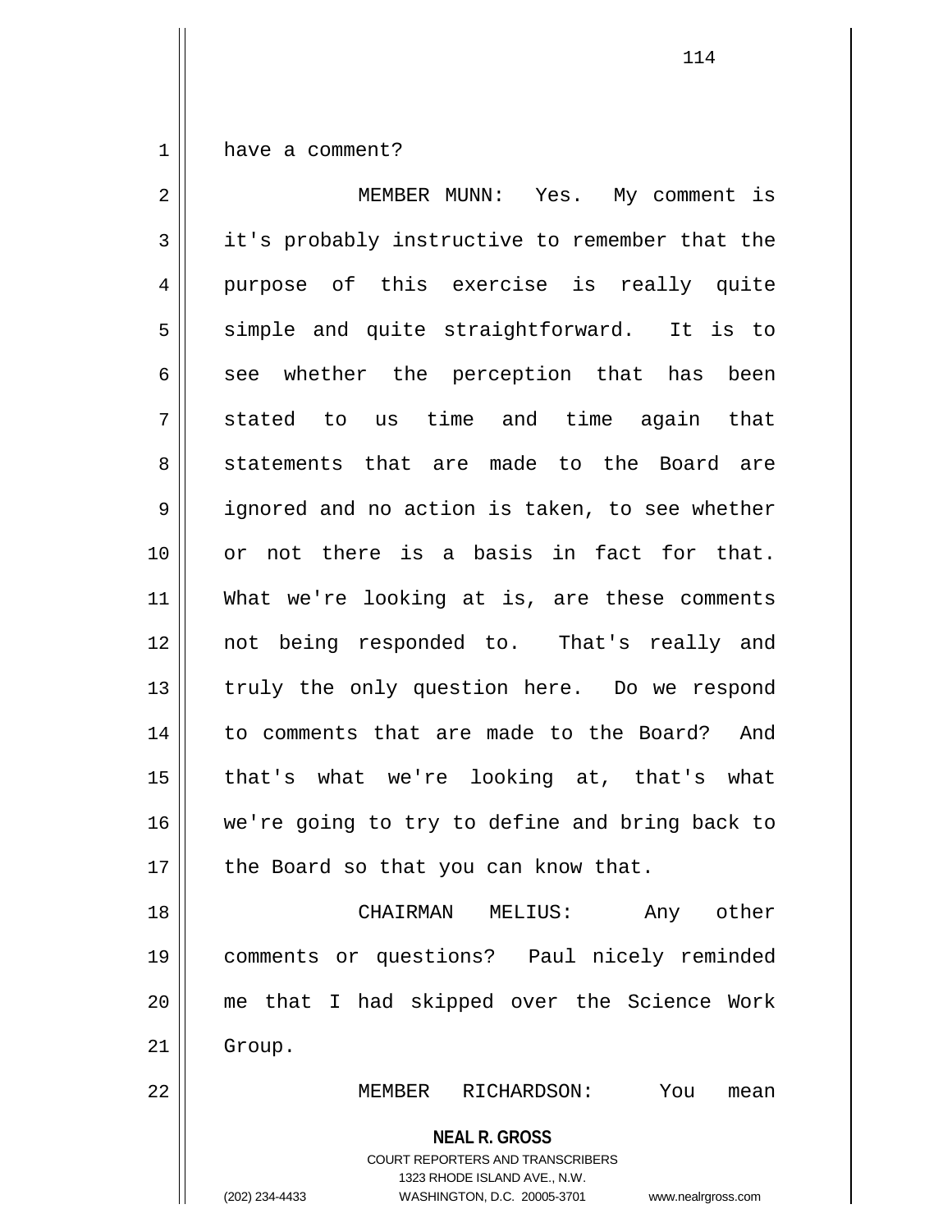have a comment?

MEMBER MUNN: Yes. My comment is it's probably instructive to remember that the purpose of this exercise is really quite simple and quite straightforward. It is to see whether the perception that has been stated to us time and time again that statements that are made to the Board are ignored and no action is taken, to see whether or not there is a basis in fact for that. What we're looking at is, are these comments not being responded to. That's really and truly the only question here. Do we respond to comments that are made to the Board? And that's what we're looking at, that's what we're going to try to define and bring back to the Board so that you can know that.

CHAIRMAN MELIUS: Any other comments or questions? Paul nicely reminded me that I had skipped over the Science Work Group.

MEMBER RICHARDSON: You mean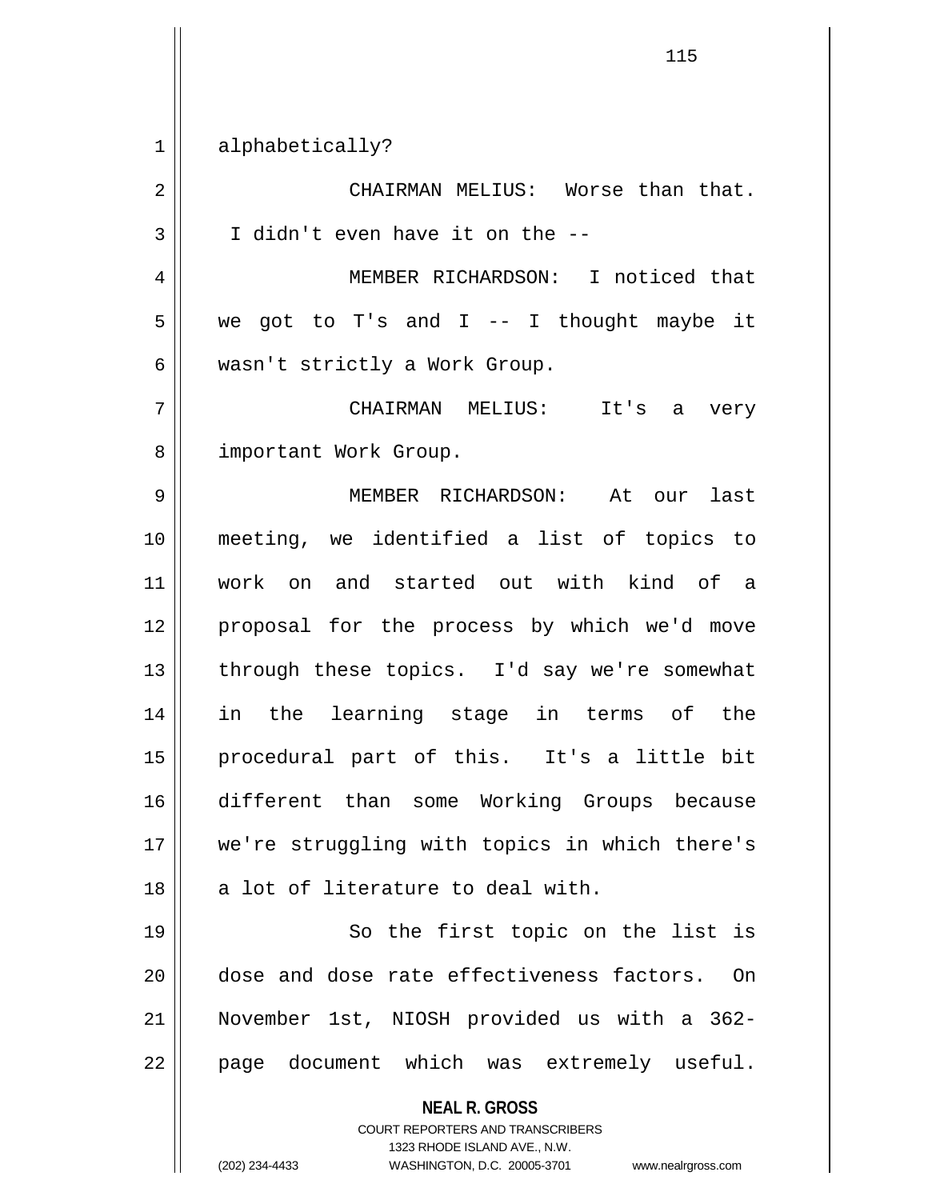alphabetically?

CHAIRMAN MELIUS: Worse than that. I didn't even have it on the --

MEMBER RICHARDSON: I noticed that we got to T's and I -- I thought maybe it wasn't strictly a Work Group.

CHAIRMAN MELIUS: It's a very important Work Group.

MEMBER RICHARDSON: At our last meeting, we identified a list of topics to work on and started out with kind of a proposal for the process by which we'd move through these topics. I'd say we're somewhat in the learning stage in terms of the procedural part of this. It's a little bit different than some Working Groups because we're struggling with topics in which there's a lot of literature to deal with.

So the first topic on the list is dose and dose rate effectiveness factors. On November 1st, NIOSH provided us with a 362-page document which was extremely useful.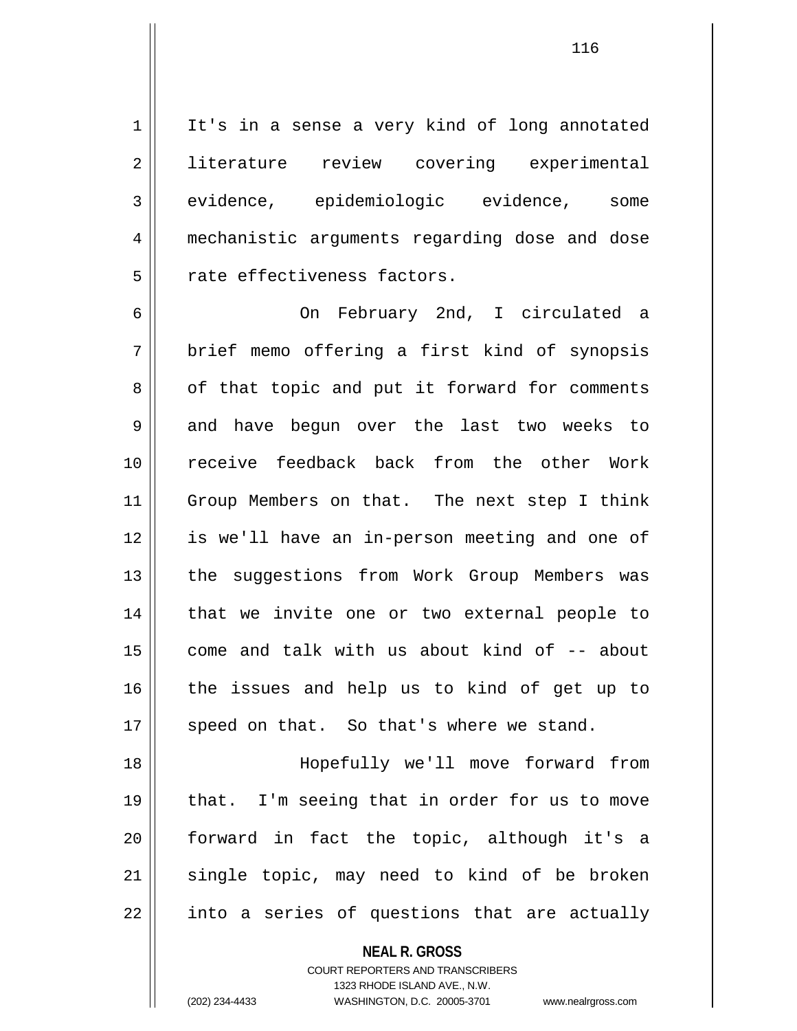It's in a sense a very kind of long annotated literature review covering experimental evidence, epidemiologic evidence, some mechanistic arguments regarding dose and dose rate effectiveness factors.

On February 2nd, I circulated a brief memo offering a first kind of synopsis of that topic and put it forward for comments and have begun over the last two weeks to receive feedback back from the other Work Group Members on that. The next step I think is we'll have an in-person meeting and one of the suggestions from Work Group Members was that we invite one or two external people to come and talk with us about kind of -- about the issues and help us to kind of get up to speed on that. So that's where we stand.

Hopefully we'll move forward from that. I'm seeing that in order for us to move forward in fact the topic, although it's a single topic, may need to kind of be broken into a series of questions that are actually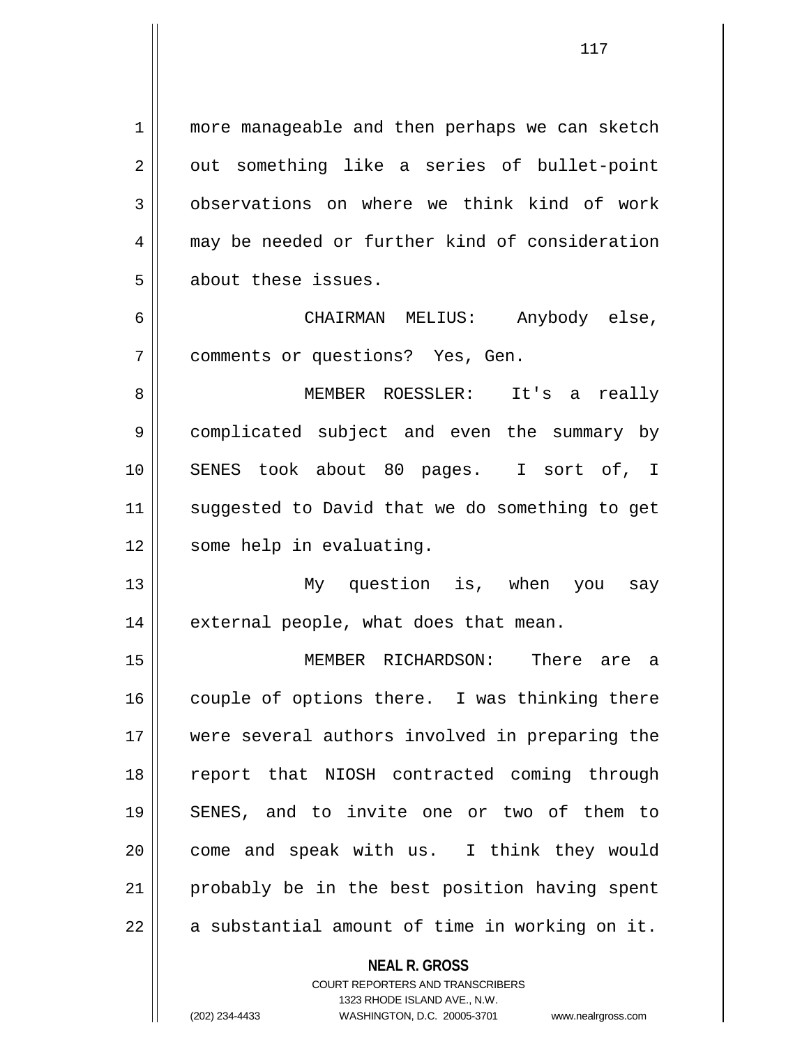more manageable and then perhaps we can sketch out something like a series of bullet-point observations on where we think kind of work may be needed or further kind of consideration about these issues.

CHAIRMAN MELIUS: Anybody else, comments or questions? Yes, Gen.

MEMBER ROESSLER: It's a really complicated subject and even the summary by SENES took about 80 pages. I sort of, I suggested to David that we do something to get some help in evaluating.

My question is, when you say external people, what does that mean.

MEMBER RICHARDSON: There are a couple of options there. I was thinking there were several authors involved in preparing the report that NIOSH contracted coming through SENES, and to invite one or two of them to come and speak with us. I think they would probably be in the best position having spent a substantial amount of time in working on it.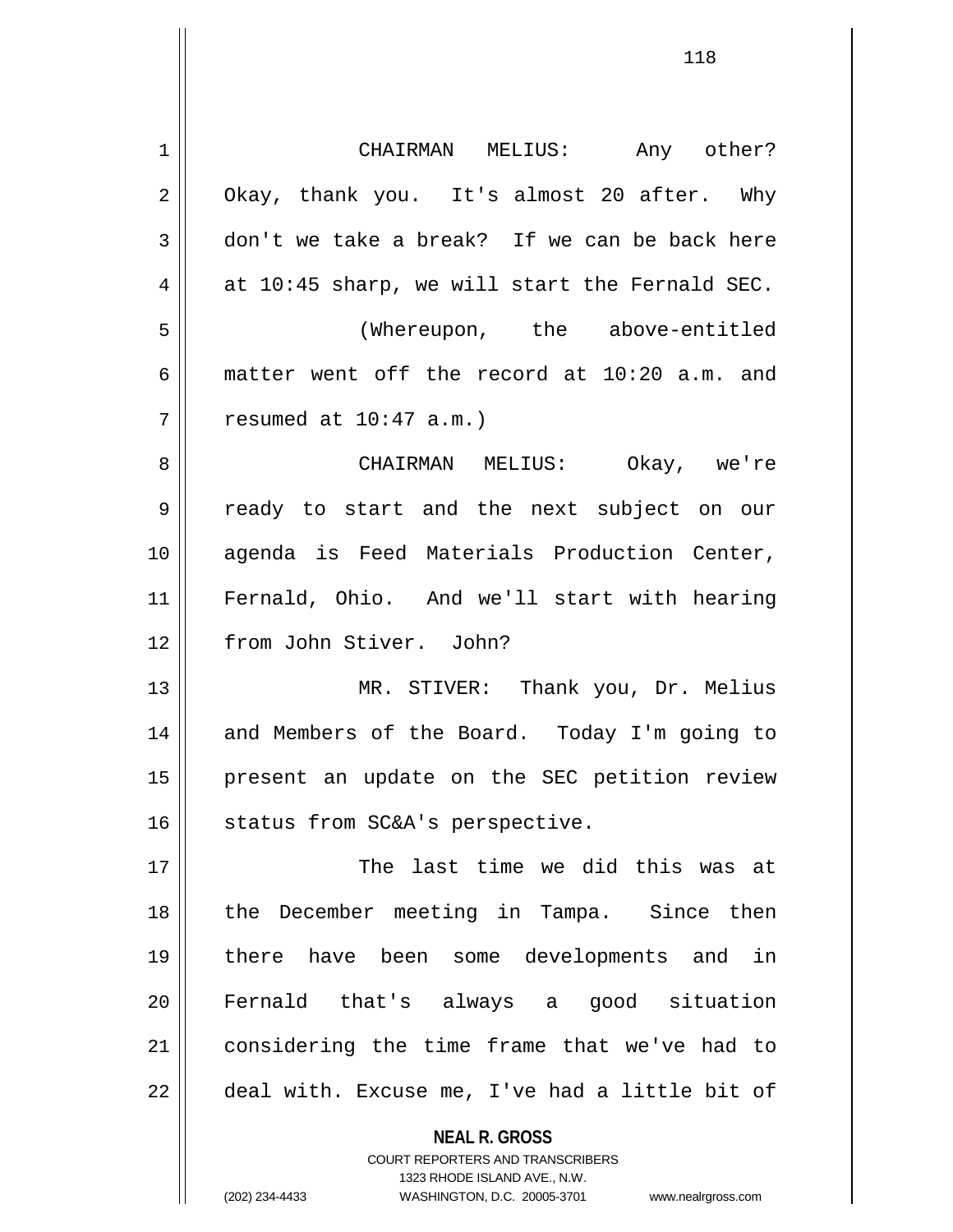CHAIRMAN MELIUS: Any other? Okay, thank you. It's almost 20 after. Why don't we take a break? If we can be back here at 10:45 sharp, we will start the Fernald SEC.

(Whereupon, the above-entitled matter went off the record at 10:20 a.m. and resumed at 10:47 a.m.)

CHAIRMAN MELIUS: Okay, we're ready to start and the next subject on our agenda is Feed Materials Production Center, Fernald, Ohio. And we'll start with hearing from John Stiver. John?

MR. STIVER: Thank you, Dr. Melius and Members of the Board. Today I'm going to present an update on the SEC petition review status from SC&A's perspective.

The last time we did this was at the December meeting in Tampa. Since then there have been some developments and in Fernald that's always a good situation considering the time frame that we've had to deal with. Excuse me, I've had a little bit of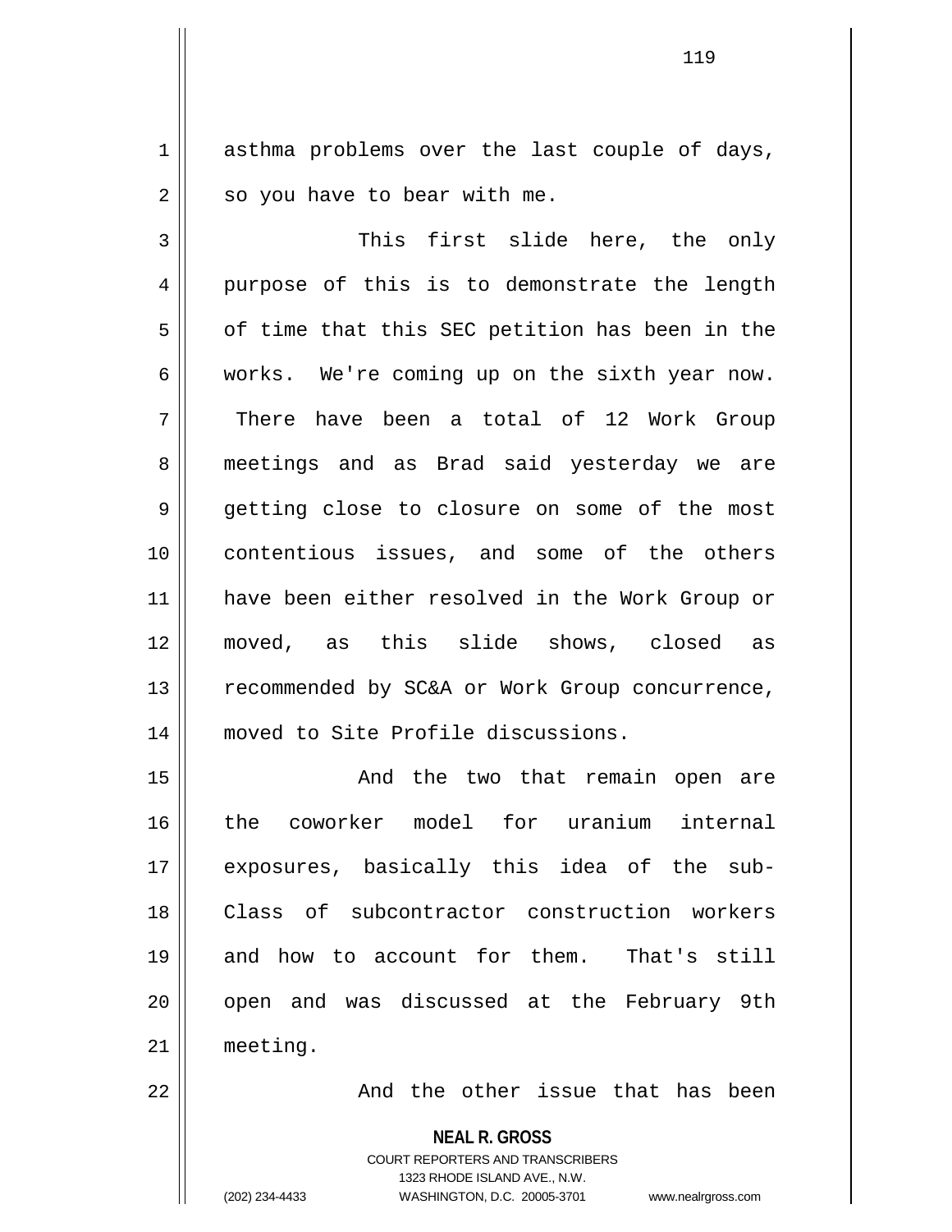asthma problems over the last couple of days, so you have to bear with me.

This first slide here, the only purpose of this is to demonstrate the length of time that this SEC petition has been in the works. We're coming up on the sixth year now. There have been a total of 12 Work Group meetings and as Brad said yesterday we are getting close to closure on some of the most contentious issues, and some of the others have been either resolved in the Work Group or moved, as this slide shows, closed as recommended by SC&A or Work Group concurrence, moved to Site Profile discussions.

And the two that remain open are the coworker model for uranium internal exposures, basically this idea of the sub-Class of subcontractor construction workers and how to account for them. That's still open and was discussed at the February 9th meeting.

And the other issue that has been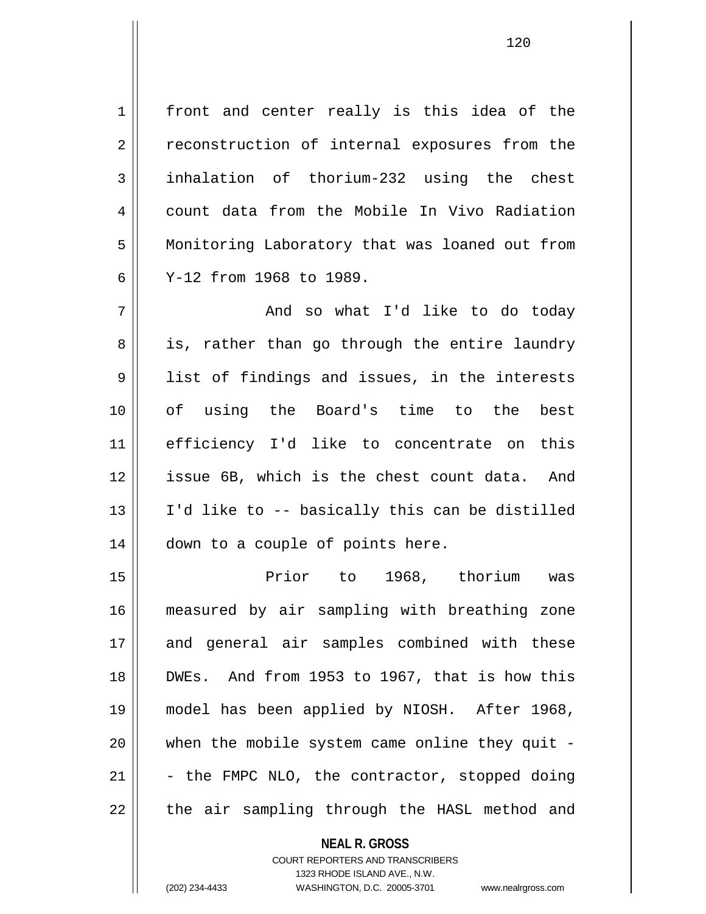front and center really is this idea of the reconstruction of internal exposures from the inhalation of thorium-232 using the chest count data from the Mobile In Vivo Radiation Monitoring Laboratory that was loaned out from Y-12 from 1968 to 1989.

And so what I'd like to do today is, rather than go through the entire laundry list of findings and issues, in the interests of using the Board's time to the best efficiency I'd like to concentrate on this issue 6B, which is the chest count data. And I'd like to -- basically this can be distilled down to a couple of points here.

Prior to 1968, thorium was measured by air sampling with breathing zone and general air samples combined with these DWEs. And from 1953 to 1967, that is how this model has been applied by NIOSH. After 1968, when the mobile system came online they quit -- the FMPC NLO, the contractor, stopped doing the air sampling through the HASL method and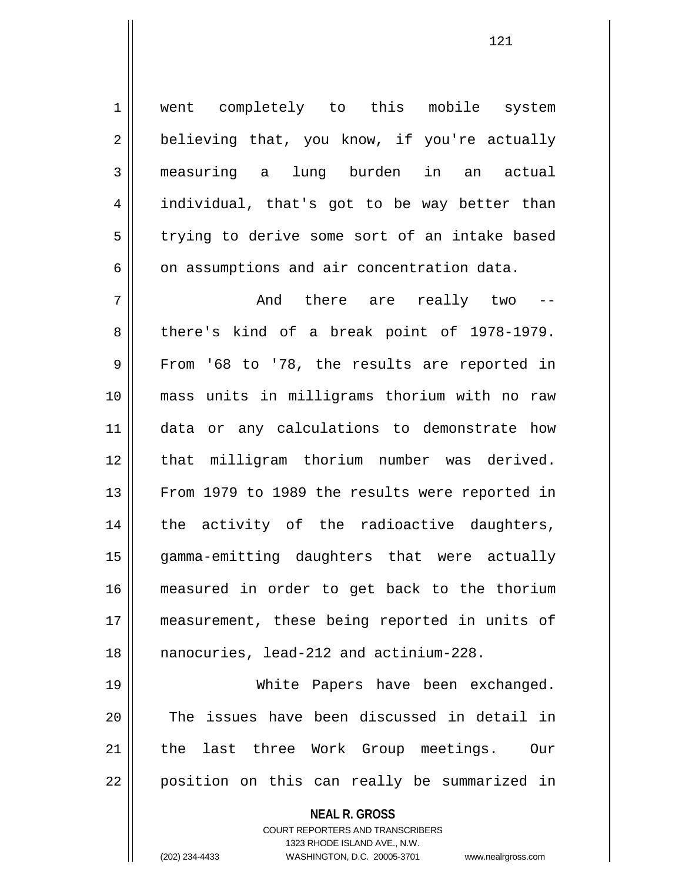went completely to this mobile system believing that, you know, if you're actually measuring a lung burden in an actual individual, that's got to be way better than trying to derive some sort of an intake based on assumptions and air concentration data.

And there are really two -- there's kind of a break point of 1978-1979. From '68 to '78, the results are reported in mass units in milligrams thorium with no raw data or any calculations to demonstrate how that milligram thorium number was derived. From 1979 to 1989 the results were reported in the activity of the radioactive daughters, gamma-emitting daughters that were actually measured in order to get back to the thorium measurement, these being reported in units of nanocuries, lead-212 and actinium-228.

White Papers have been exchanged. The issues have been discussed in detail in the last three Work Group meetings. Our position on this can really be summarized in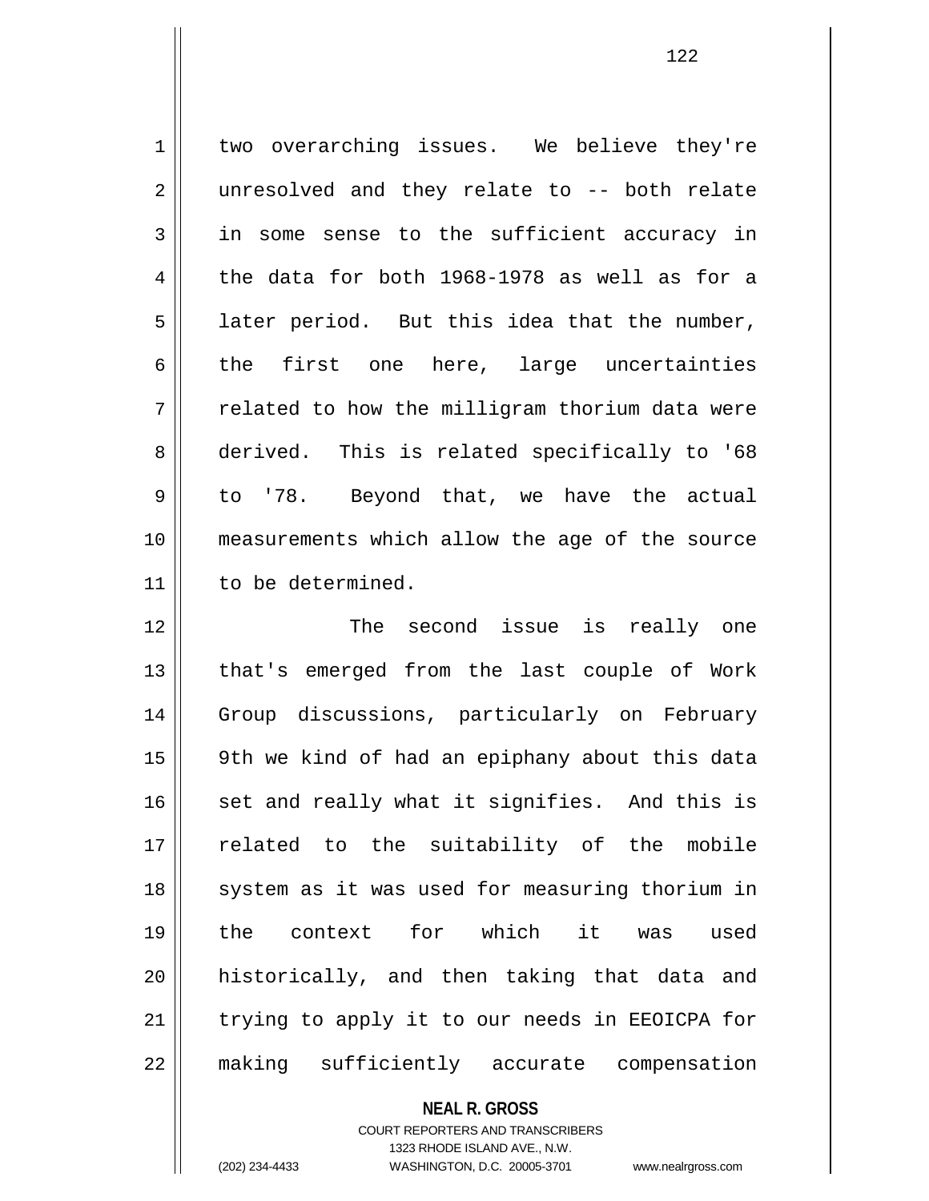two overarching issues. We believe they're unresolved and they relate to -- both relate in some sense to the sufficient accuracy in the data for both 1968-1978 as well as for a later period. But this idea that the number, the first one here, large uncertainties related to how the milligram thorium data were derived. This is related specifically to '68 to '78. Beyond that, we have the actual measurements which allow the age of the source to be determined.

The second issue is really one that's emerged from the last couple of Work Group discussions, particularly on February 9th we kind of had an epiphany about this data set and really what it signifies. And this is related to the suitability of the mobile system as it was used for measuring thorium in the context for which it was used historically, and then taking that data and trying to apply it to our needs in EEOICPA for making sufficiently accurate compensation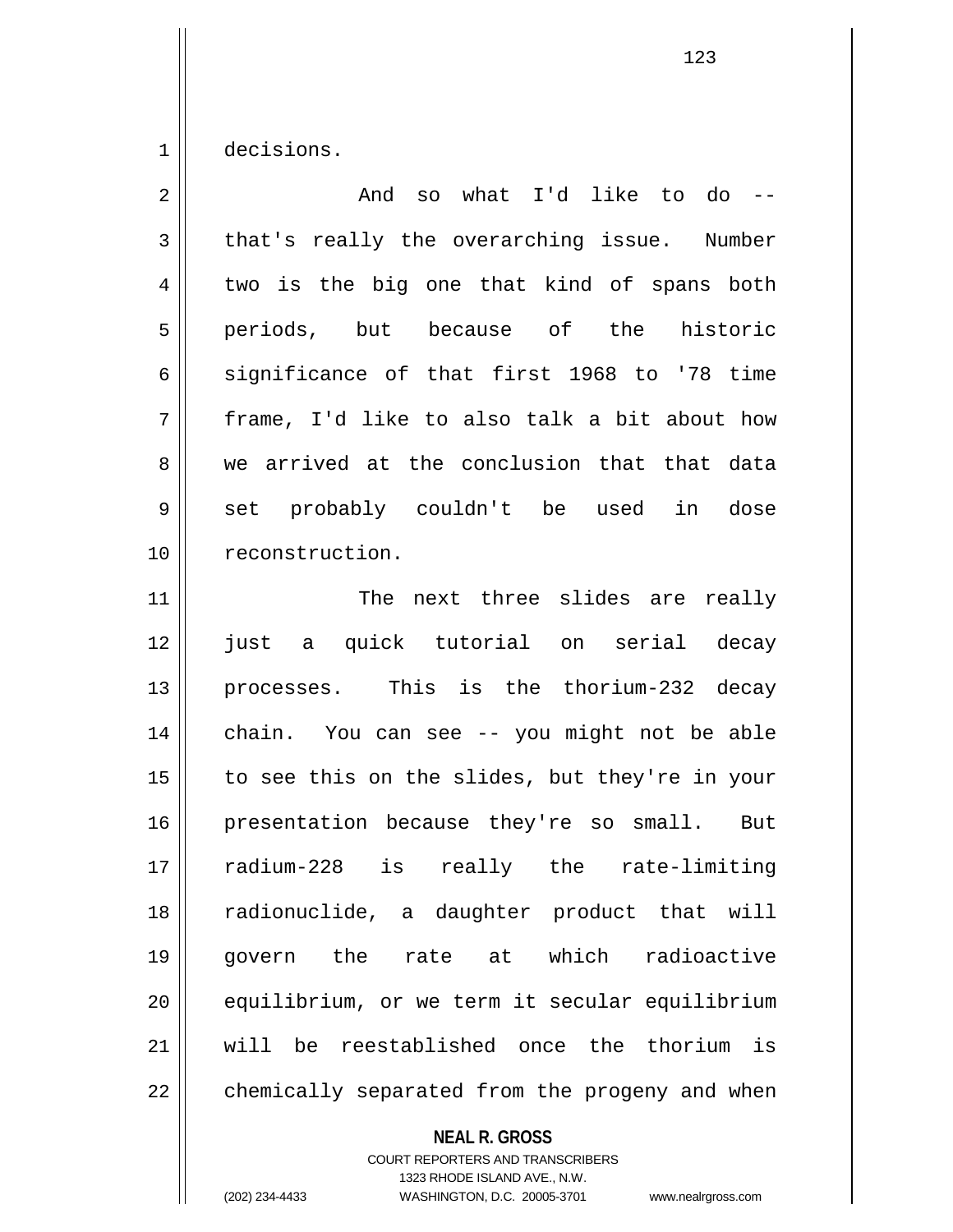decisions.

And so what I'd like to do -- that's really the overarching issue. Number two is the big one that kind of spans both periods, but because of the historic significance of that first 1968 to '78 time frame, I'd like to also talk a bit about how we arrived at the conclusion that that data set probably couldn't be used in dose reconstruction.

The next three slides are really just a quick tutorial on serial decay processes. This is the thorium-232 decay chain. You can see -- you might not be able to see this on the slides, but they're in your presentation because they're so small. But radium-228 is really the rate-limiting radionuclide, a daughter product that will govern the rate at which radioactive equilibrium, or we term it secular equilibrium will be reestablished once the thorium is chemically separated from the progeny and when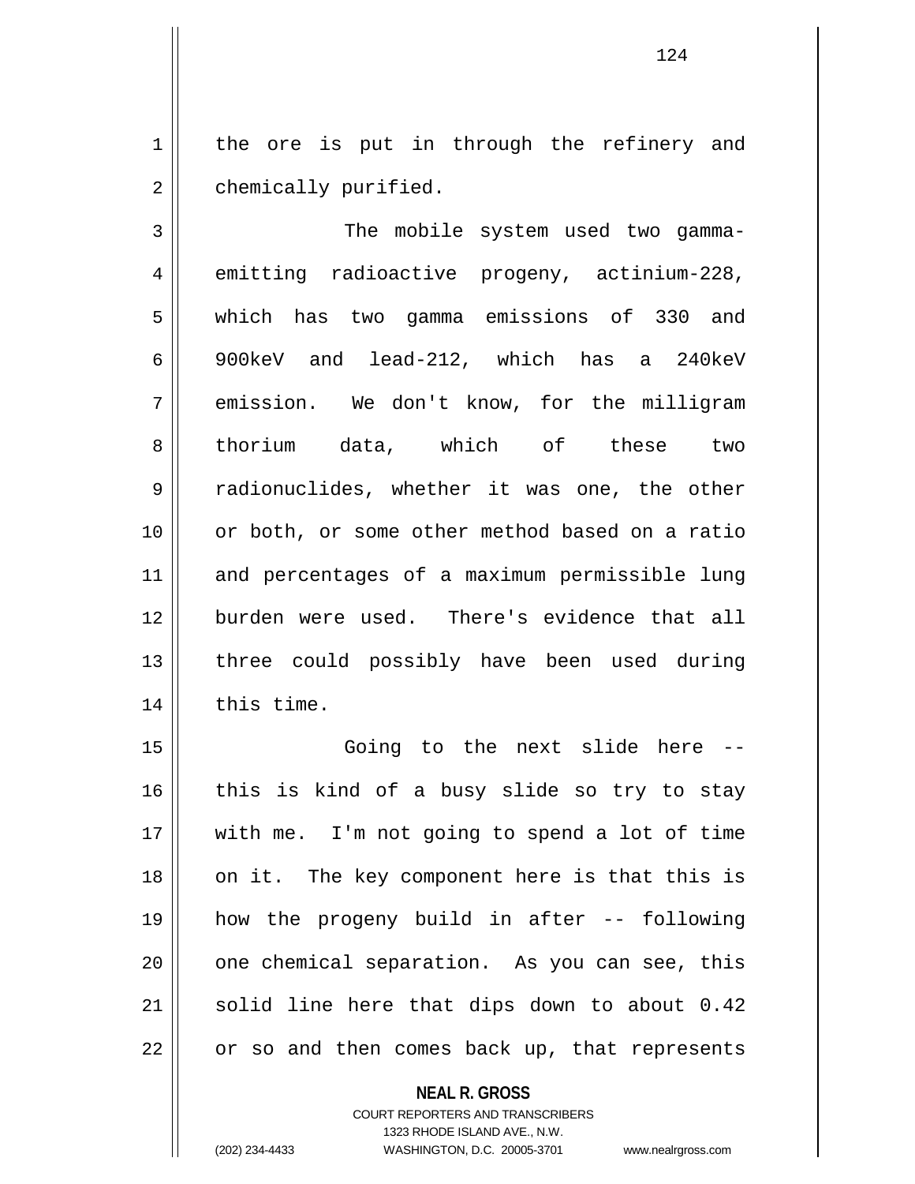the ore is put in through the refinery and chemically purified.

The mobile system used two gamma-emitting radioactive progeny, actinium-228, which has two gamma emissions of 330 and 900keV and lead-212, which has a 240keV emission. We don't know, for the milligram thorium data, which of these two radionuclides, whether it was one, the other or both, or some other method based on a ratio and percentages of a maximum permissible lung burden were used. There's evidence that all three could possibly have been used during this time.

Going to the next slide here -- this is kind of a busy slide so try to stay with me. I'm not going to spend a lot of time on it. The key component here is that this is how the progeny build in after -- following one chemical separation. As you can see, this solid line here that dips down to about 0.42 or so and then comes back up, that represents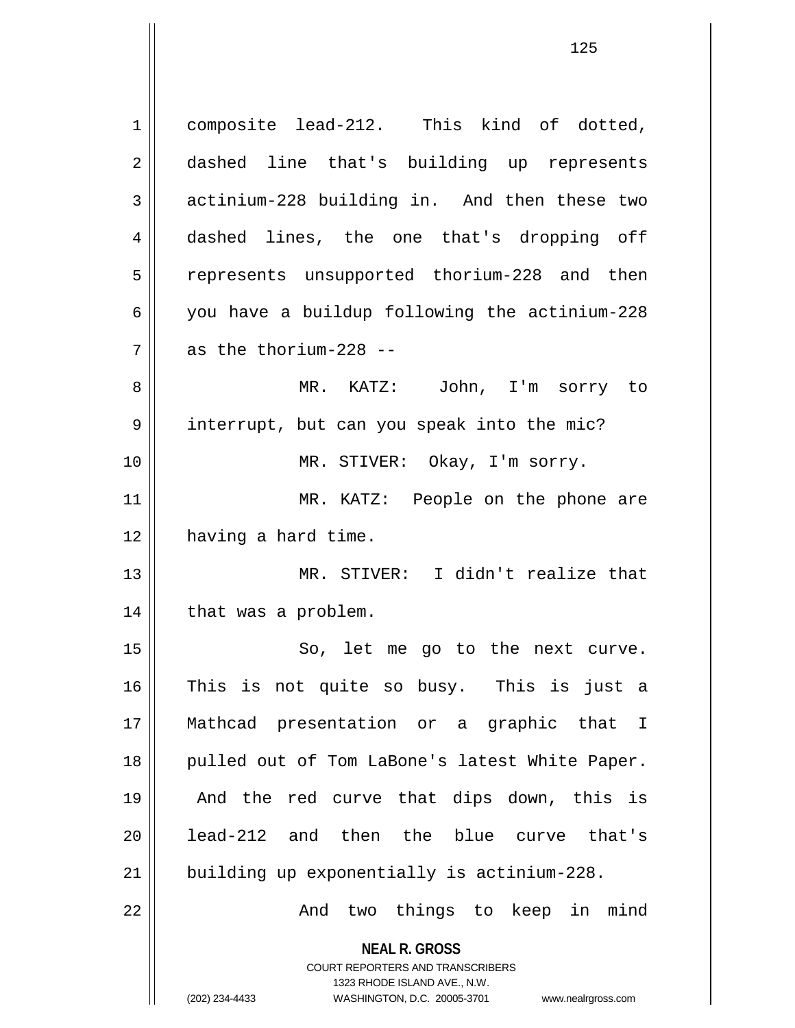composite lead-212. This kind of dotted, dashed line that's building up represents actinium-228 building in. And then these two dashed lines, the one that's dropping off represents unsupported thorium-228 and then you have a buildup following the actinium-228 as the thorium-228 --

MR. KATZ: John, I'm sorry to interrupt, but can you speak into the mic?

MR. STIVER: Okay, I'm sorry.

MR. KATZ: People on the phone are having a hard time.

MR. STIVER: I didn't realize that that was a problem.

So, let me go to the next curve. This is not quite so busy. This is just a Mathcad presentation or a graphic that I pulled out of Tom LaBone's latest White Paper. And the red curve that dips down, this is lead-212 and then the blue curve that's building up exponentially is actinium-228.

And two things to keep in mind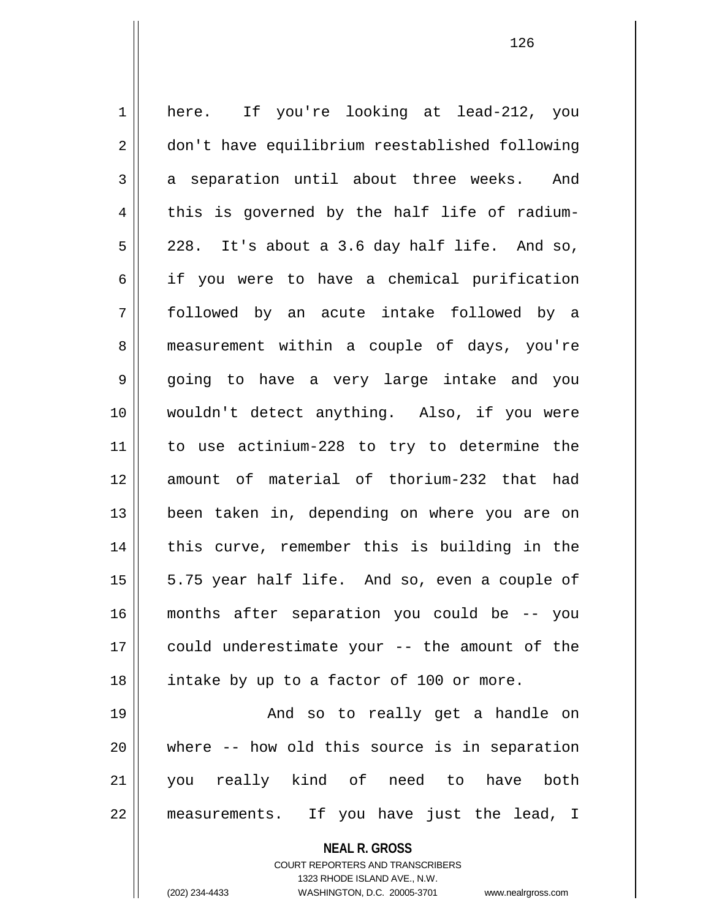here. If you're looking at lead-212, you don't have equilibrium reestablished following a separation until about three weeks. And this is governed by the half life of radium-228. It's about a 3.6 day half life. And so, if you were to have a chemical purification followed by an acute intake followed by a measurement within a couple of days, you're going to have a very large intake and you wouldn't detect anything. Also, if you were to use actinium-228 to try to determine the amount of material of thorium-232 that had been taken in, depending on where you are on this curve, remember this is building in the 5.75 year half life. And so, even a couple of months after separation you could be -- you could underestimate your -- the amount of the intake by up to a factor of 100 or more.

And so to really get a handle on where -- how old this source is in separation you really kind of need to have both measurements. If you have just the lead, I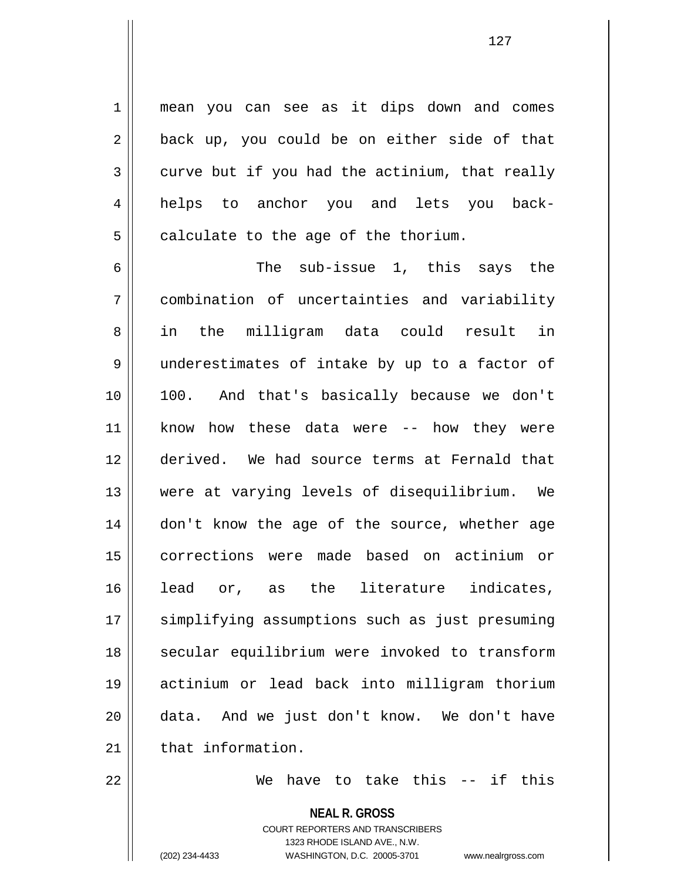mean you can see as it dips down and comes back up, you could be on either side of that curve but if you had the actinium, that really helps to anchor you and lets you back-calculate to the age of the thorium.

The sub-issue 1, this says the combination of uncertainties and variability in the milligram data could result in underestimates of intake by up to a factor of 100. And that's basically because we don't know how these data were -- how they were derived. We had source terms at Fernald that were at varying levels of disequilibrium. We don't know the age of the source, whether age corrections were made based on actinium or lead or, as the literature indicates, simplifying assumptions such as just presuming secular equilibrium were invoked to transform actinium or lead back into milligram thorium data. And we just don't know. We don't have that information.

We have to take this -- if this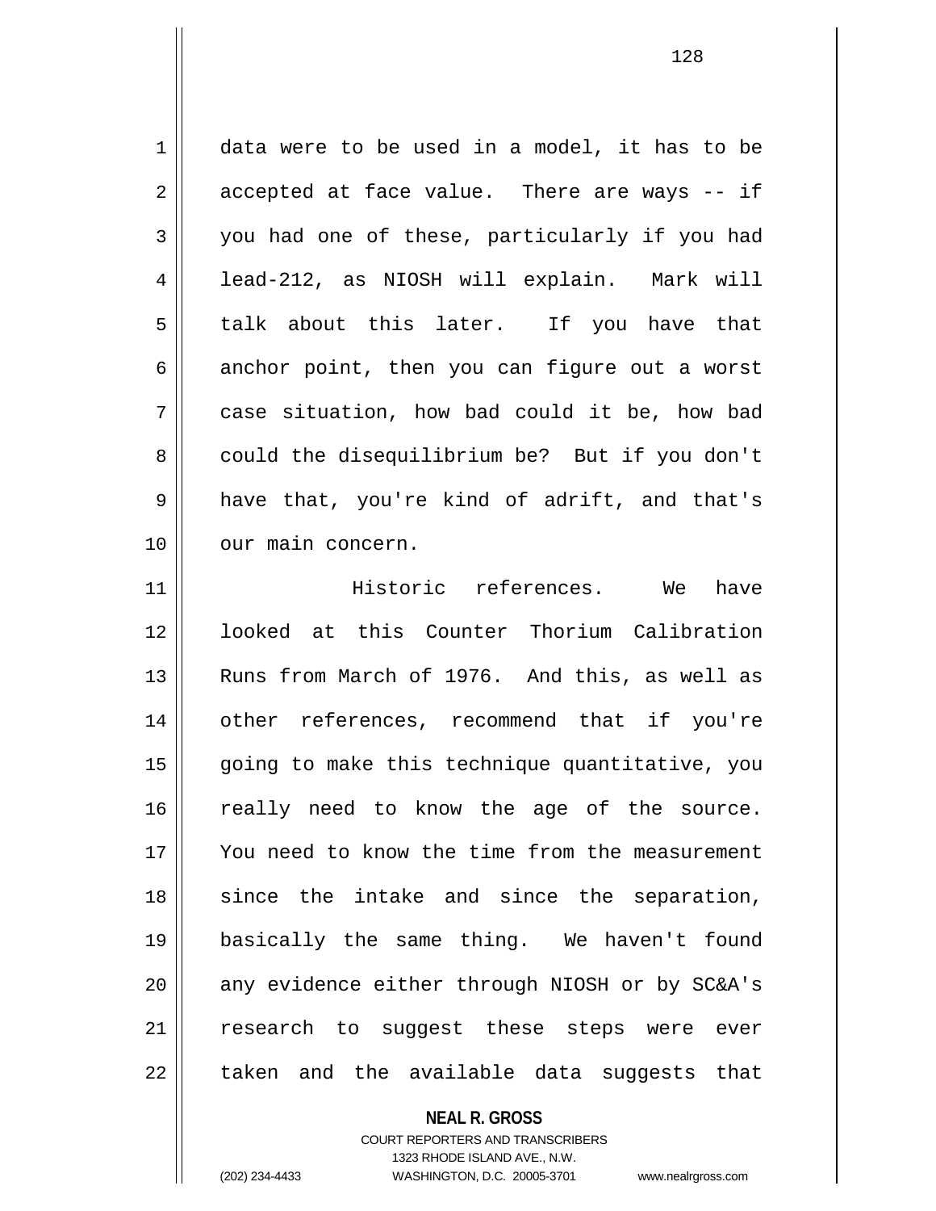data were to be used in a model, it has to be accepted at face value. There are ways -- if you had one of these, particularly if you had lead-212, as NIOSH will explain. Mark will talk about this later. If you have that anchor point, then you can figure out a worst case situation, how bad could it be, how bad could the disequilibrium be? But if you don't have that, you're kind of adrift, and that's our main concern.

Historic references. We have looked at this Counter Thorium Calibration Runs from March of 1976. And this, as well as other references, recommend that if you're going to make this technique quantitative, you really need to know the age of the source. You need to know the time from the measurement since the intake and since the separation, basically the same thing. We haven't found any evidence either through NIOSH or by SC&A's research to suggest these steps were ever taken and the available data suggests that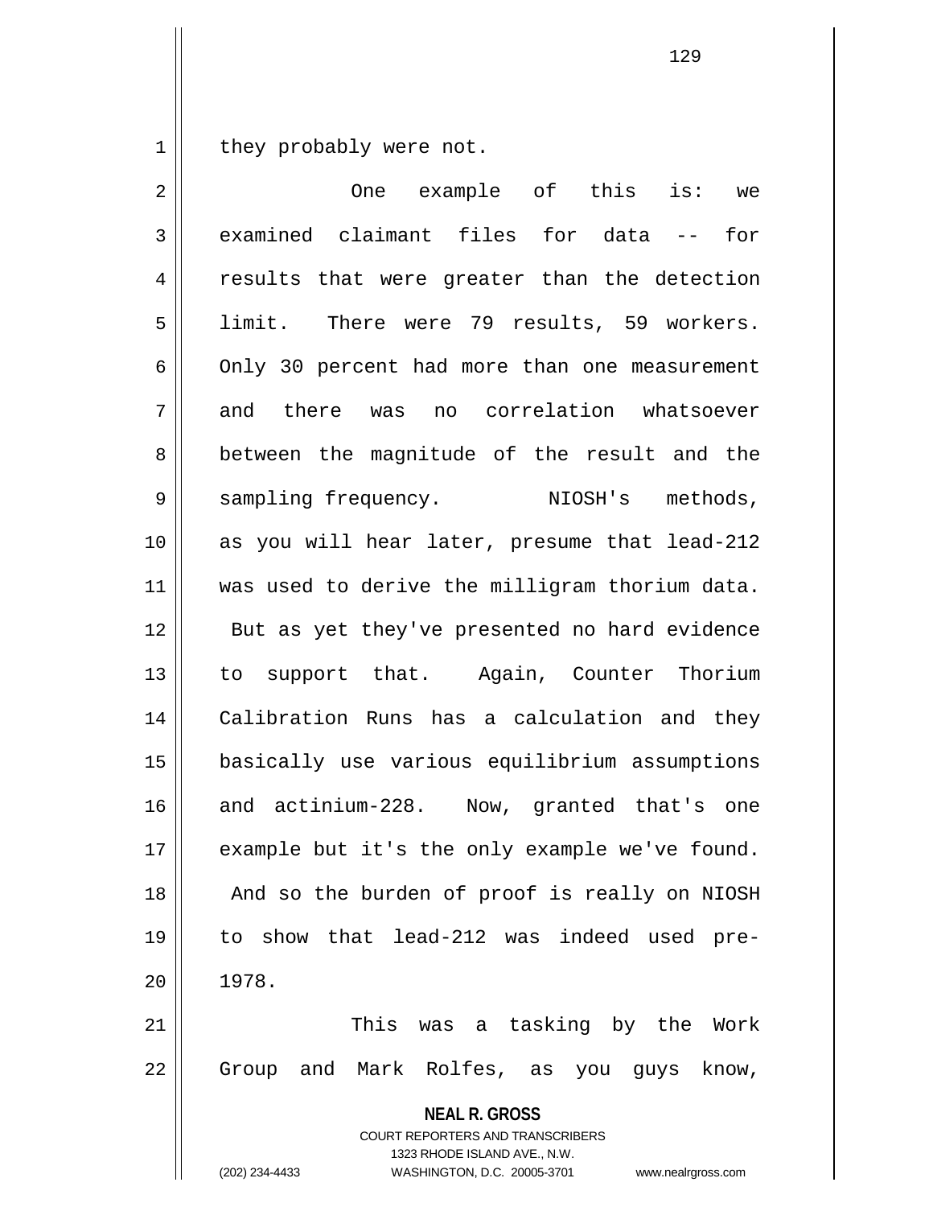they probably were not.

One example of this is: we examined claimant files for data -- for results that were greater than the detection limit. There were 79 results, 59 workers. Only 30 percent had more than one measurement and there was no correlation whatsoever between the magnitude of the result and the sampling frequency. NIOSH's methods, as you will hear later, presume that lead-212 was used to derive the milligram thorium data. But as yet they've presented no hard evidence to support that. Again, Counter Thorium Calibration Runs has a calculation and they basically use various equilibrium assumptions and actinium-228. Now, granted that's one example but it's the only example we've found. And so the burden of proof is really on NIOSH to show that lead-212 was indeed used pre-1978.

This was a tasking by the Work Group and Mark Rolfes, as you guys know,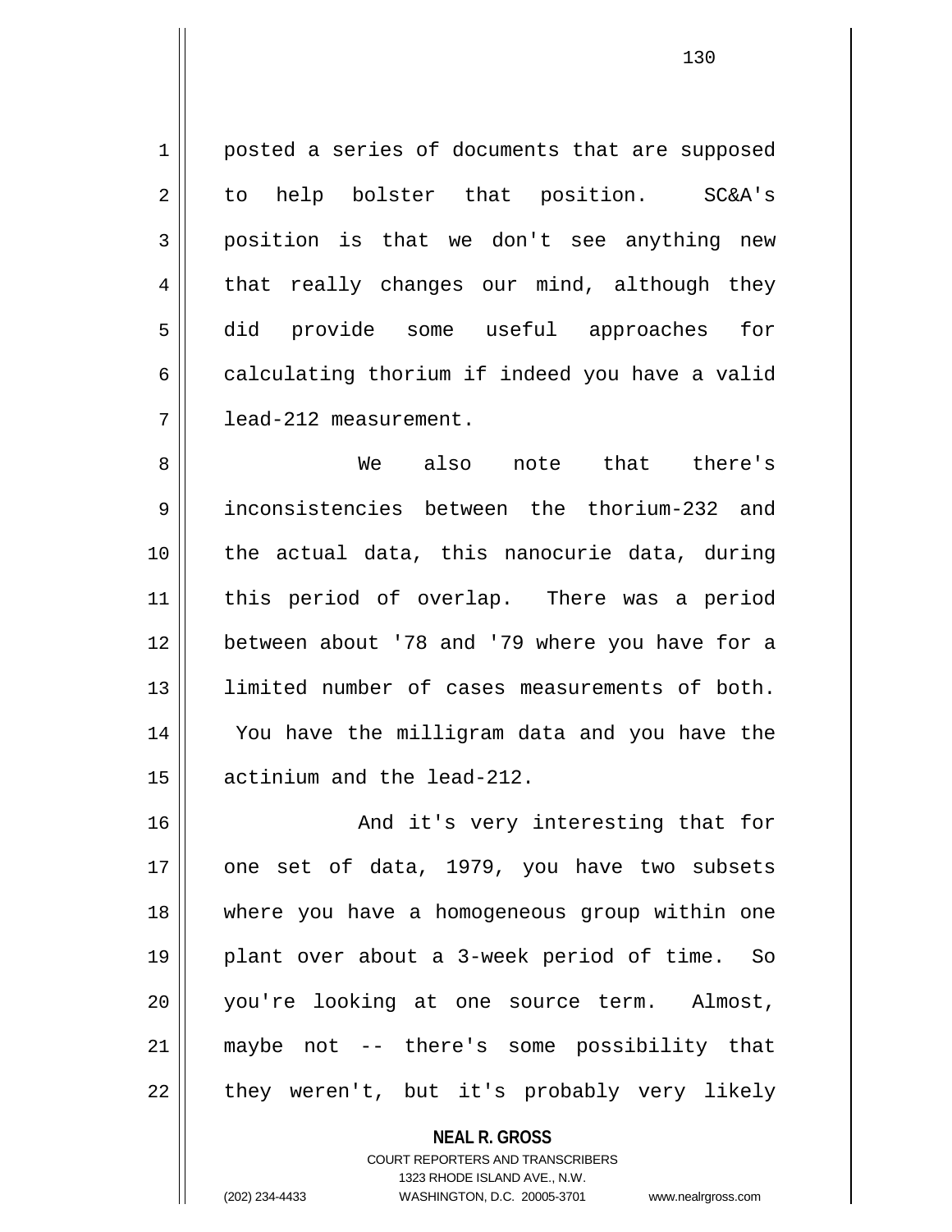posted a series of documents that are supposed to help bolster that position. SC&A's position is that we don't see anything new that really changes our mind, although they did provide some useful approaches for calculating thorium if indeed you have a valid lead-212 measurement.

We also note that there's inconsistencies between the thorium-232 and the actual data, this nanocurie data, during this period of overlap. There was a period between about '78 and '79 where you have for a limited number of cases measurements of both. You have the milligram data and you have the actinium and the lead-212.

And it's very interesting that for one set of data, 1979, you have two subsets where you have a homogeneous group within one plant over about a 3-week period of time. So you're looking at one source term. Almost, maybe not -- there's some possibility that they weren't, but it's probably very likely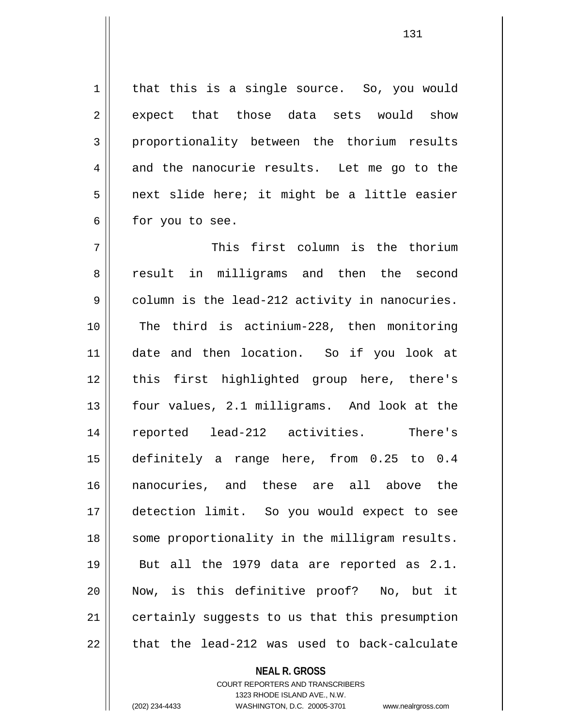that this is a single source. So, you would expect that those data sets would show proportionality between the thorium results and the nanocurie results. Let me go to the next slide here; it might be a little easier for you to see.

This first column is the thorium result in milligrams and then the second column is the lead-212 activity in nanocuries. The third is actinium-228, then monitoring date and then location. So if you look at this first highlighted group here, there's four values, 2.1 milligrams. And look at the reported lead-212 activities. There's definitely a range here, from 0.25 to 0.4 nanocuries, and these are all above the detection limit. So you would expect to see some proportionality in the milligram results. But all the 1979 data are reported as 2.1. Now, is this definitive proof? No, but it certainly suggests to us that this presumption that the lead-212 was used to back-calculate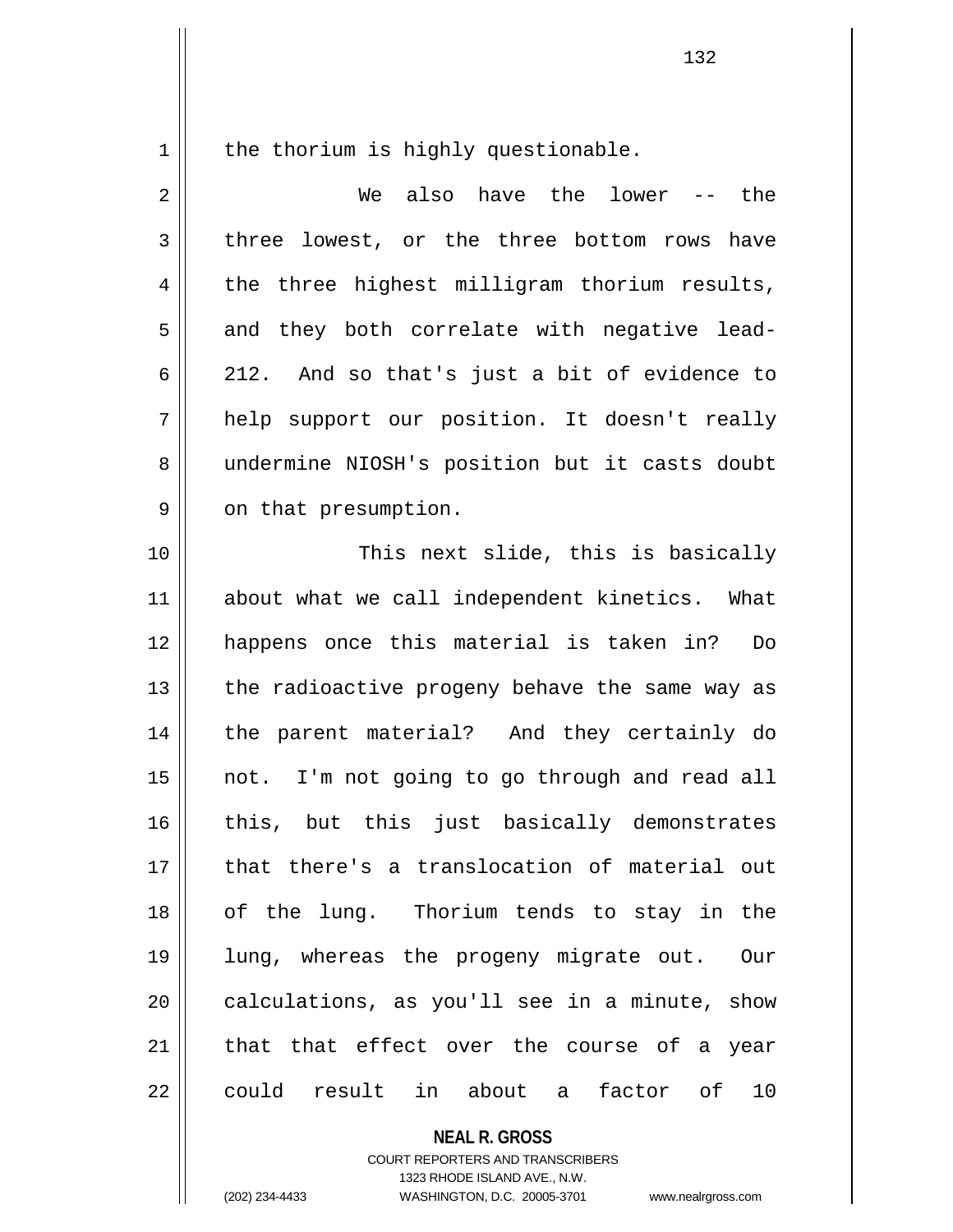the thorium is highly questionable.

We also have the lower -- the three lowest, or the three bottom rows have the three highest milligram thorium results, and they both correlate with negative lead-212. And so that's just a bit of evidence to help support our position. It doesn't really undermine NIOSH's position but it casts doubt on that presumption.

This next slide, this is basically about what we call independent kinetics. What happens once this material is taken in? Do the radioactive progeny behave the same way as the parent material? And they certainly do not. I'm not going to go through and read all this, but this just basically demonstrates that there's a translocation of material out of the lung. Thorium tends to stay in the lung, whereas the progeny migrate out. Our calculations, as you'll see in a minute, show that that effect over the course of a year could result in about a factor of 10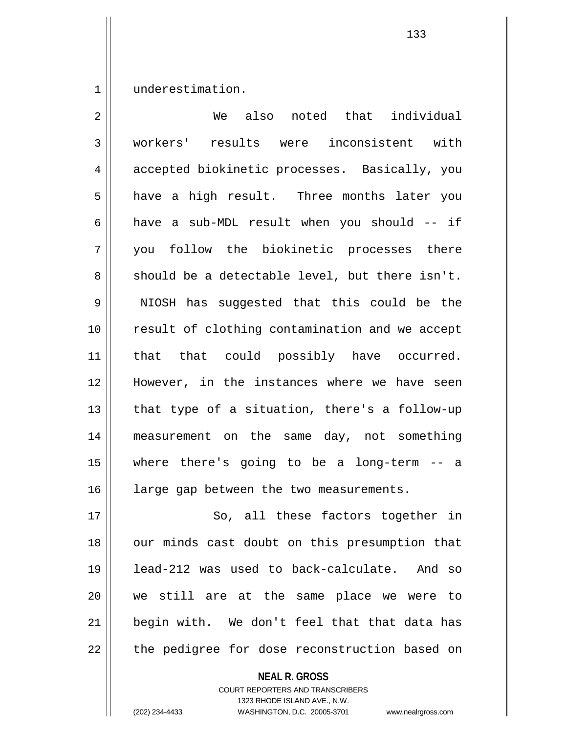underestimation.

We also noted that individual workers' results were inconsistent with accepted biokinetic processes. Basically, you have a high result. Three months later you have a sub-MDL result when you should -- if you follow the biokinetic processes there should be a detectable level, but there isn't. NIOSH has suggested that this could be the result of clothing contamination and we accept that that could possibly have occurred. However, in the instances where we have seen that type of a situation, there's a follow-up measurement on the same day, not something where there's going to be a long-term -- a large gap between the two measurements.

So, all these factors together in our minds cast doubt on this presumption that lead-212 was used to back-calculate. And so we still are at the same place we were to begin with. We don't feel that that data has the pedigree for dose reconstruction based on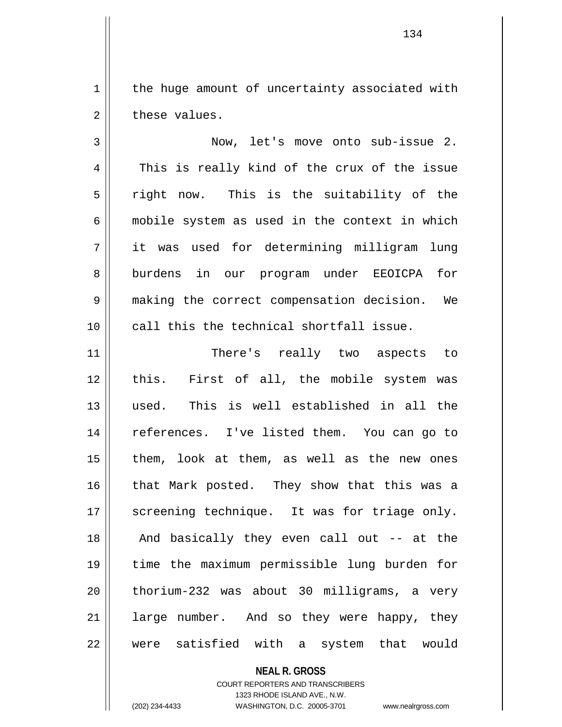the huge amount of uncertainty associated with these values.

Now, let's move onto sub-issue 2. This is really kind of the crux of the issue right now. This is the suitability of the mobile system as used in the context in which it was used for determining milligram lung burdens in our program under EEOICPA for making the correct compensation decision. We call this the technical shortfall issue.

There's really two aspects to this. First of all, the mobile system was used. This is well established in all the references. I've listed them. You can go to them, look at them, as well as the new ones that Mark posted. They show that this was a screening technique. It was for triage only. And basically they even call out -- at the time the maximum permissible lung burden for thorium-232 was about 30 milligrams, a very large number. And so they were happy, they were satisfied with a system that would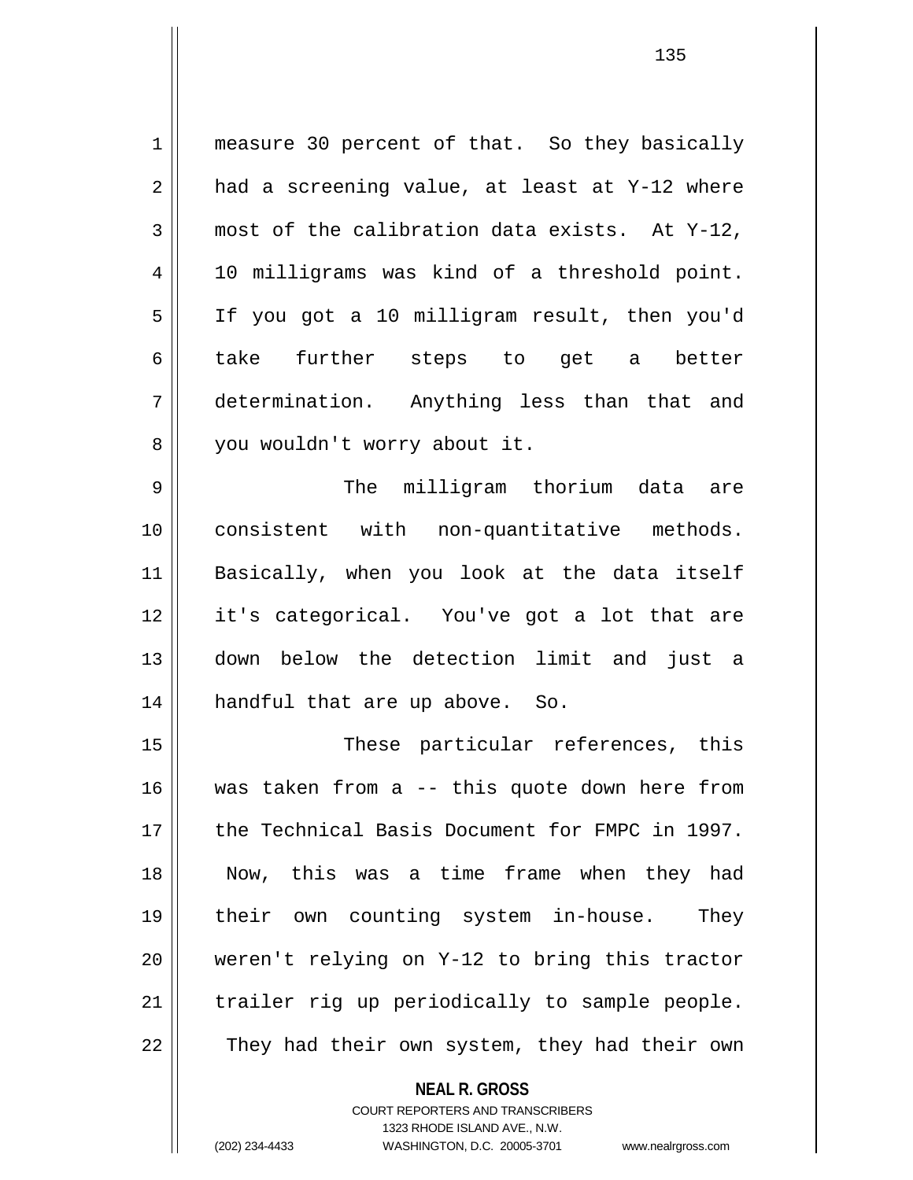measure 30 percent of that. So they basically had a screening value, at least at Y-12 where most of the calibration data exists. At Y-12, 10 milligrams was kind of a threshold point. If you got a 10 milligram result, then you'd take further steps to get a better determination. Anything less than that and you wouldn't worry about it.

The milligram thorium data are consistent with non-quantitative methods. Basically, when you look at the data itself it's categorical. You've got a lot that are down below the detection limit and just a handful that are up above. So.

These particular references, this was taken from a -- this quote down here from the Technical Basis Document for FMPC in 1997. Now, this was a time frame when they had their own counting system in-house. They weren't relying on Y-12 to bring this tractor trailer rig up periodically to sample people. They had their own system, they had their own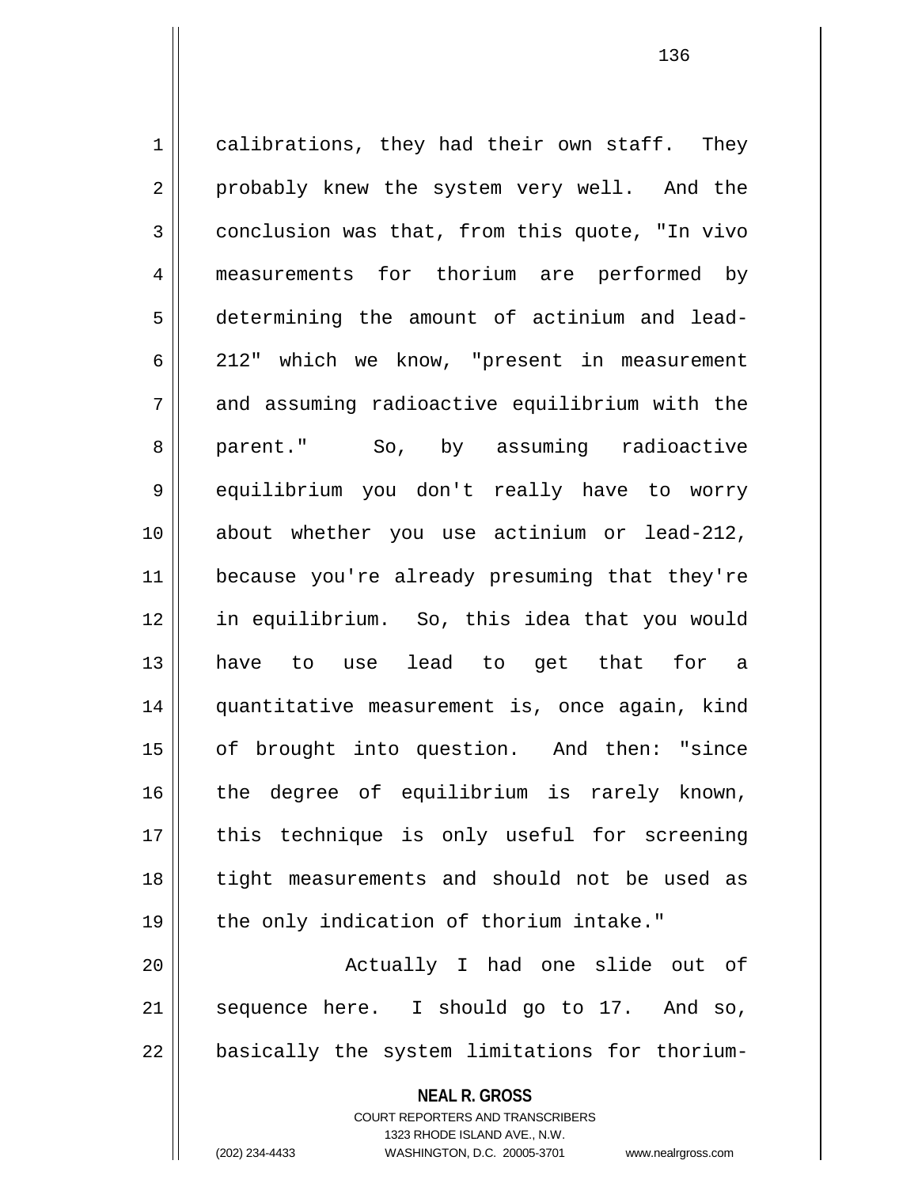calibrations, they had their own staff. They probably knew the system very well. And the conclusion was that, from this quote, "In vivo measurements for thorium are performed by determining the amount of actinium and lead-212" which we know, "present in measurement and assuming radioactive equilibrium with the parent." So, by assuming radioactive equilibrium you don't really have to worry about whether you use actinium or lead-212, because you're already presuming that they're in equilibrium. So, this idea that you would have to use lead to get that for a quantitative measurement is, once again, kind of brought into question. And then: "since the degree of equilibrium is rarely known, this technique is only useful for screening tight measurements and should not be used as the only indication of thorium intake."

Actually I had one slide out of sequence here. I should go to 17. And so, basically the system limitations for thorium-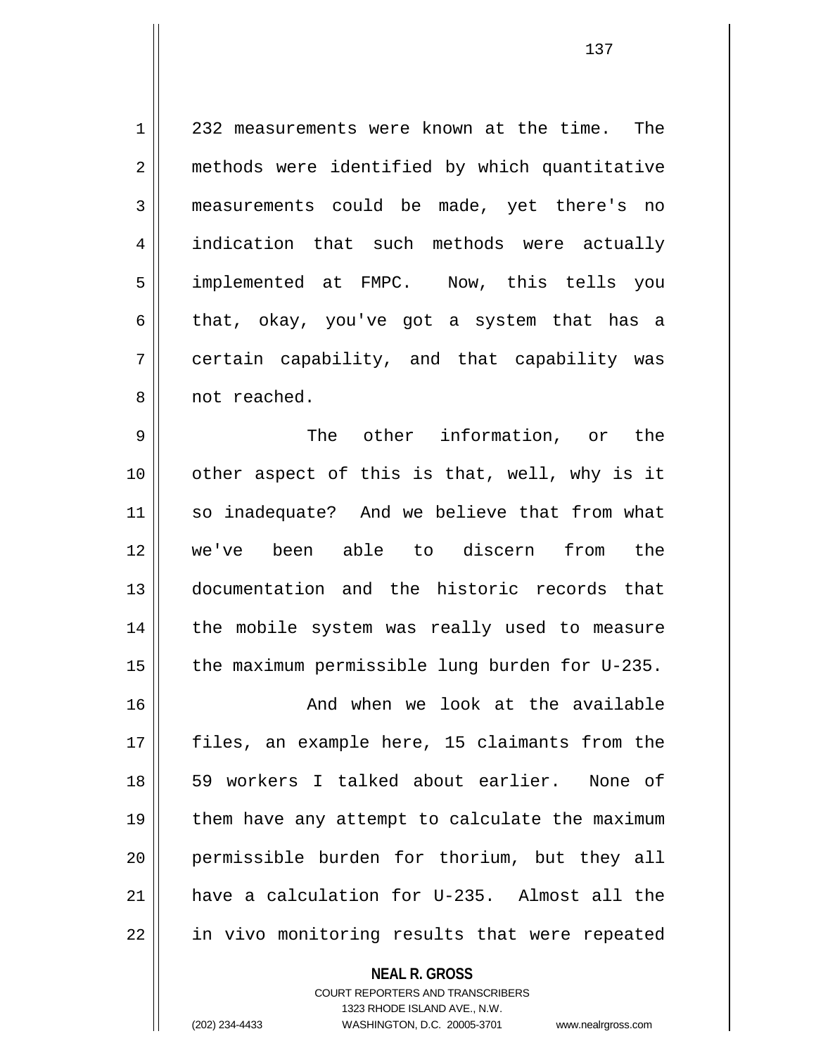232 measurements were known at the time. The methods were identified by which quantitative measurements could be made, yet there's no indication that such methods were actually implemented at FMPC. Now, this tells you that, okay, you've got a system that has a certain capability, and that capability was not reached.

The other information, or the other aspect of this is that, well, why is it so inadequate? And we believe that from what we've been able to discern from the documentation and the historic records that the mobile system was really used to measure the maximum permissible lung burden for U-235.

And when we look at the available files, an example here, 15 claimants from the 59 workers I talked about earlier. None of them have any attempt to calculate the maximum permissible burden for thorium, but they all have a calculation for U-235. Almost all the in vivo monitoring results that were repeated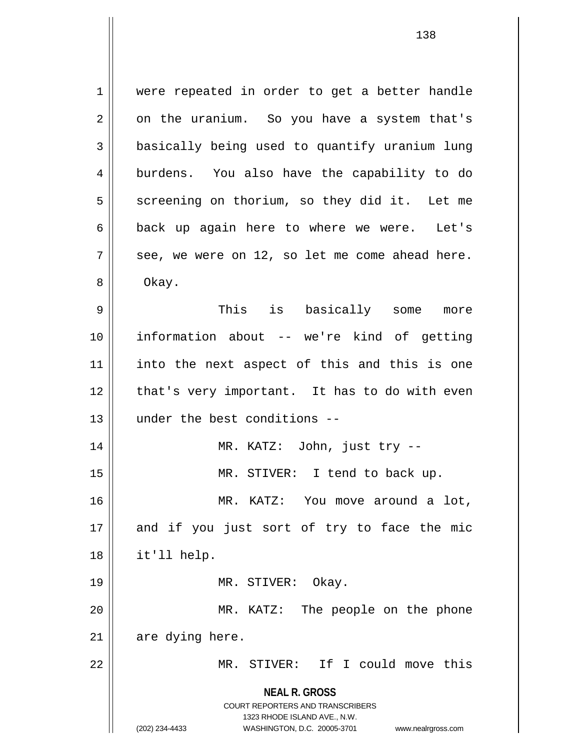were repeated in order to get a better handle on the uranium. So you have a system that's basically being used to quantify uranium lung burdens. You also have the capability to do screening on thorium, so they did it. Let me back up again here to where we were. Let's see, we were on 12, so let me come ahead here. Okay.

This is basically some more information about -- we're kind of getting into the next aspect of this and this is one that's very important. It has to do with even under the best conditions --

MR. KATZ: John, just try --

MR. STIVER: I tend to back up.

MR. KATZ: You move around a lot, and if you just sort of try to face the mic it'll help.

MR. STIVER: Okay.

MR. KATZ: The people on the phone are dying here.

MR. STIVER: If I could move this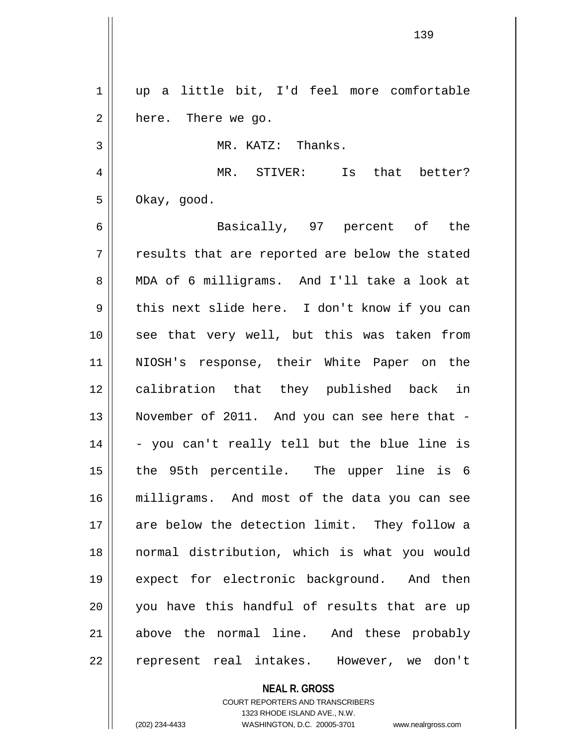up a little bit, I'd feel more comfortable here. There we go.

MR. KATZ: Thanks.

MR. STIVER: Is that better? Okay, good.

Basically, 97 percent of the results that are reported are below the stated MDA of 6 milligrams. And I'll take a look at this next slide here. I don't know if you can see that very well, but this was taken from NIOSH's response, their White Paper on the calibration that they published back in November of 2011. And you can see here that -- you can't really tell but the blue line is the 95th percentile. The upper line is 6 milligrams. And most of the data you can see are below the detection limit. They follow a normal distribution, which is what you would expect for electronic background. And then you have this handful of results that are up above the normal line. And these probably represent real intakes. However, we don't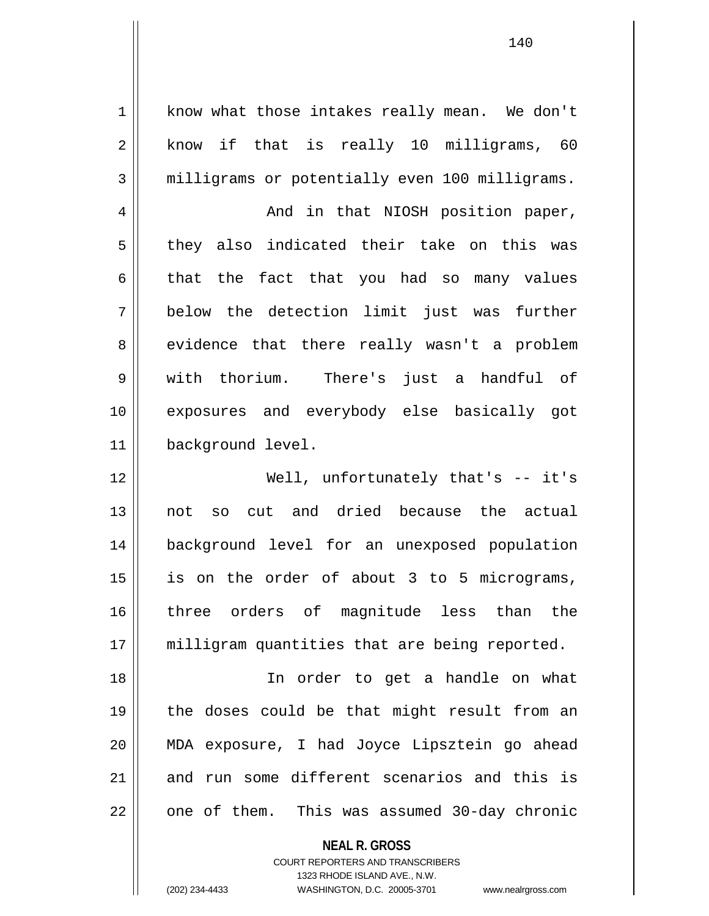know what those intakes really mean. We don't know if that is really 10 milligrams, 60 milligrams or potentially even 100 milligrams.

And in that NIOSH position paper, they also indicated their take on this was that the fact that you had so many values below the detection limit just was further evidence that there really wasn't a problem with thorium. There's just a handful of exposures and everybody else basically got background level.

Well, unfortunately that's -- it's not so cut and dried because the actual background level for an unexposed population is on the order of about 3 to 5 micrograms, three orders of magnitude less than the milligram quantities that are being reported.

In order to get a handle on what the doses could be that might result from an MDA exposure, I had Joyce Lipsztein go ahead and run some different scenarios and this is one of them. This was assumed 30-day chronic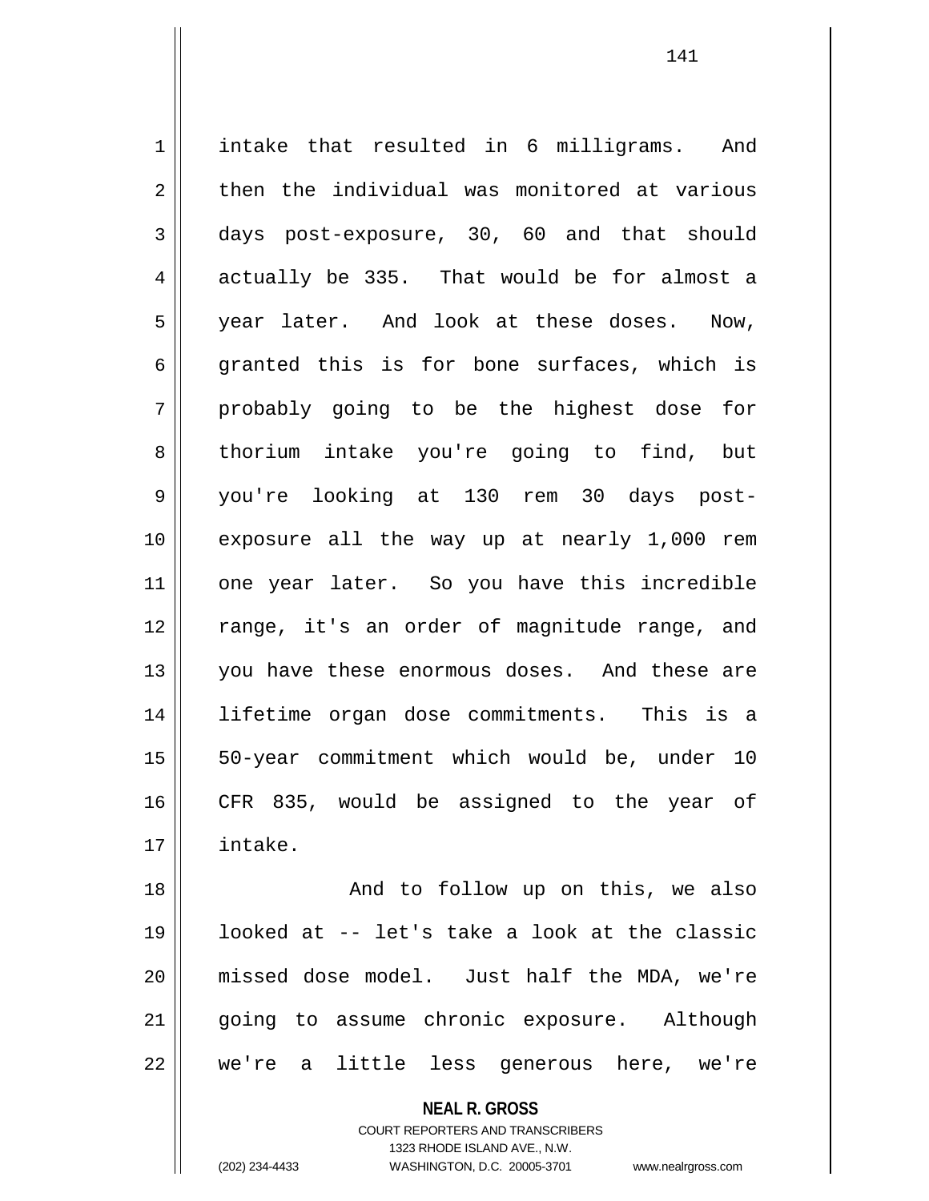intake that resulted in 6 milligrams. And then the individual was monitored at various days post-exposure, 30, 60 and that should actually be 335. That would be for almost a year later. And look at these doses. Now, granted this is for bone surfaces, which is probably going to be the highest dose for thorium intake you're going to find, but you're looking at 130 rem 30 days post-exposure all the way up at nearly 1,000 rem one year later. So you have this incredible range, it's an order of magnitude range, and you have these enormous doses. And these are lifetime organ dose commitments. This is a 50-year commitment which would be, under 10 CFR 835, would be assigned to the year of intake.

And to follow up on this, we also looked at -- let's take a look at the classic missed dose model. Just half the MDA, we're going to assume chronic exposure. Although we're a little less generous here, we're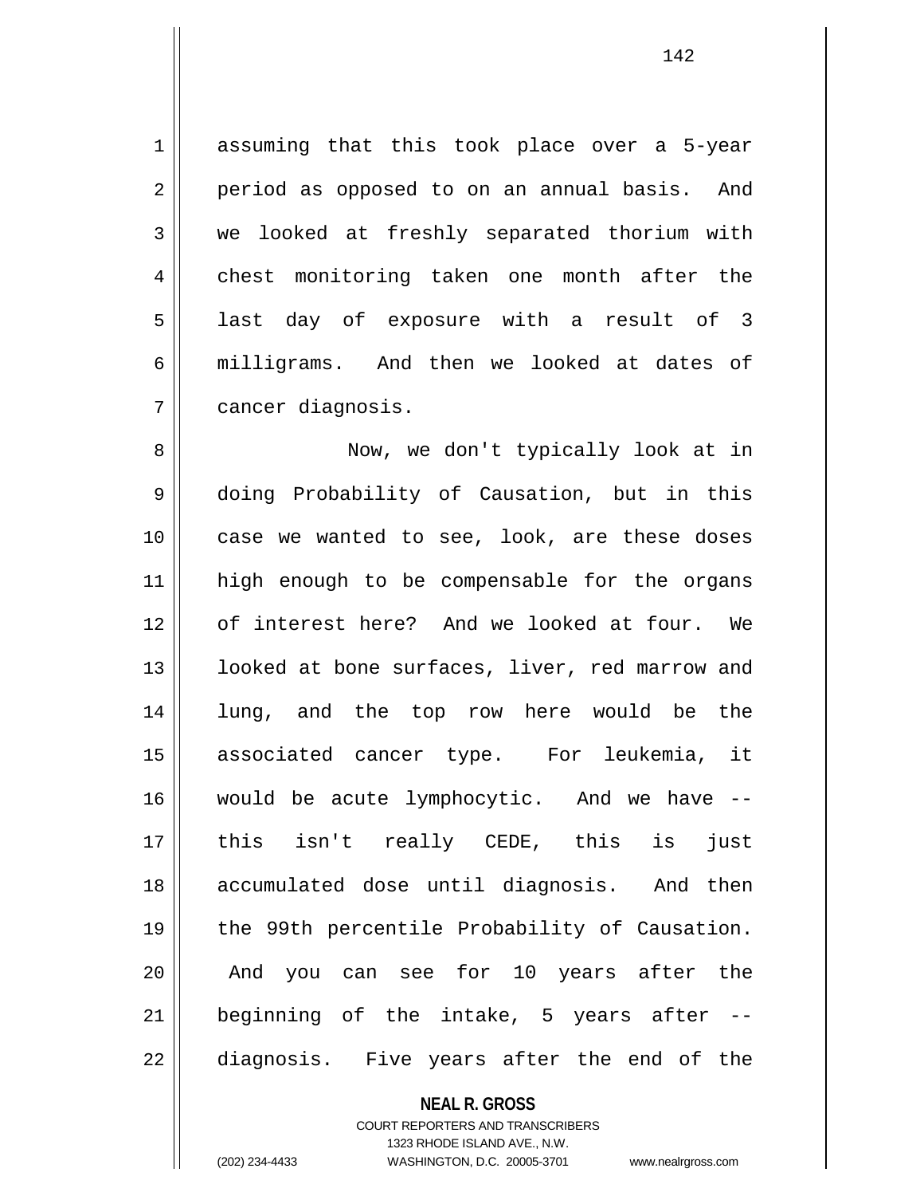assuming that this took place over a 5-year period as opposed to on an annual basis. And we looked at freshly separated thorium with chest monitoring taken one month after the last day of exposure with a result of 3 milligrams. And then we looked at dates of cancer diagnosis.

Now, we don't typically look at in doing Probability of Causation, but in this case we wanted to see, look, are these doses high enough to be compensable for the organs of interest here? And we looked at four. We looked at bone surfaces, liver, red marrow and lung, and the top row here would be the associated cancer type. For leukemia, it would be acute lymphocytic. And we have -- this isn't really CEDE, this is just accumulated dose until diagnosis. And then the 99th percentile Probability of Causation. And you can see for 10 years after the beginning of the intake, 5 years after -- diagnosis. Five years after the end of the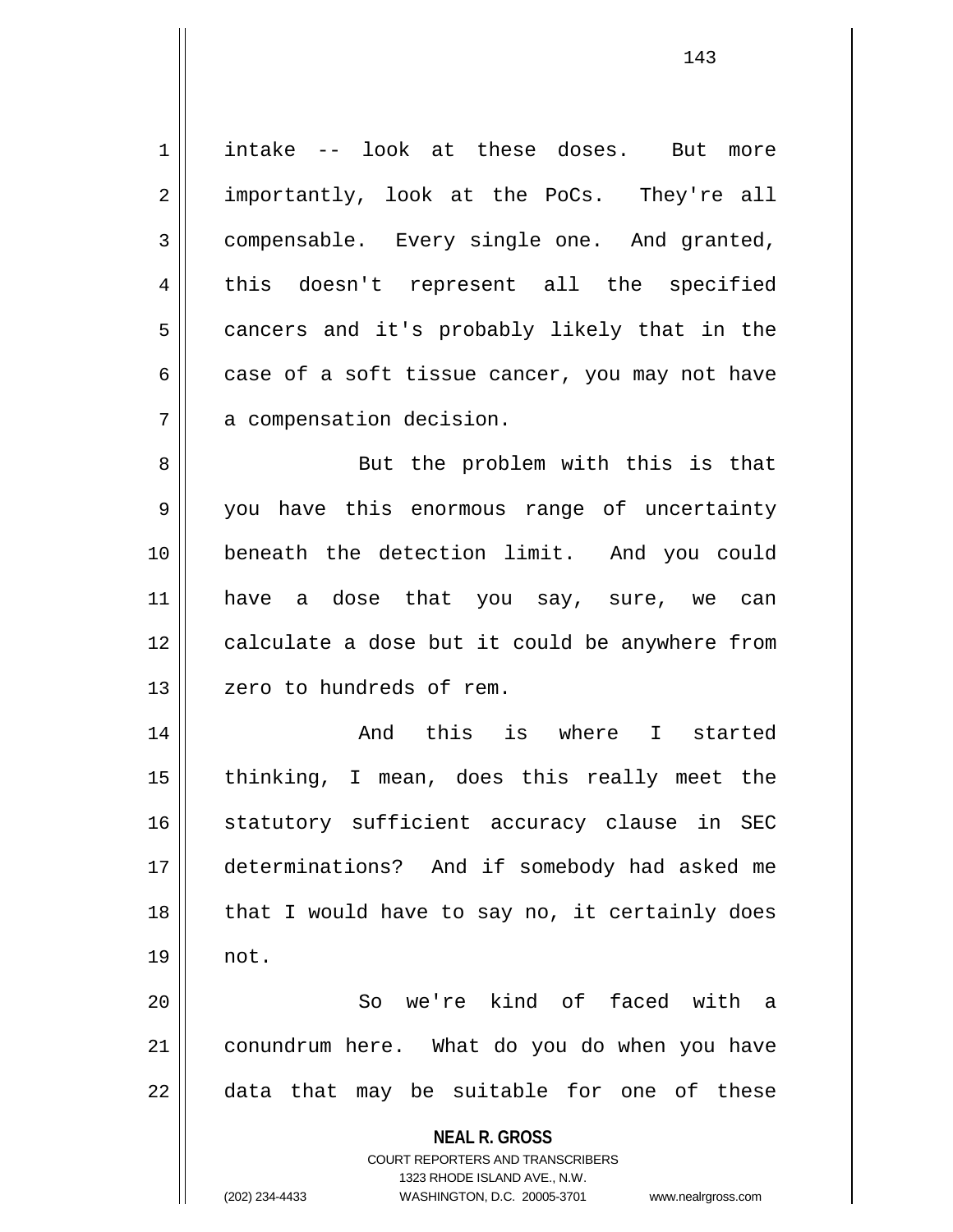intake -- look at these doses. But more importantly, look at the PoCs. They're all compensable. Every single one. And granted, this doesn't represent all the specified cancers and it's probably likely that in the case of a soft tissue cancer, you may not have a compensation decision.

But the problem with this is that you have this enormous range of uncertainty beneath the detection limit. And you could have a dose that you say, sure, we can calculate a dose but it could be anywhere from zero to hundreds of rem.

And this is where I started thinking, I mean, does this really meet the statutory sufficient accuracy clause in SEC determinations? And if somebody had asked me that I would have to say no, it certainly does not.

So we're kind of faced with a conundrum here. What do you do when you have data that may be suitable for one of these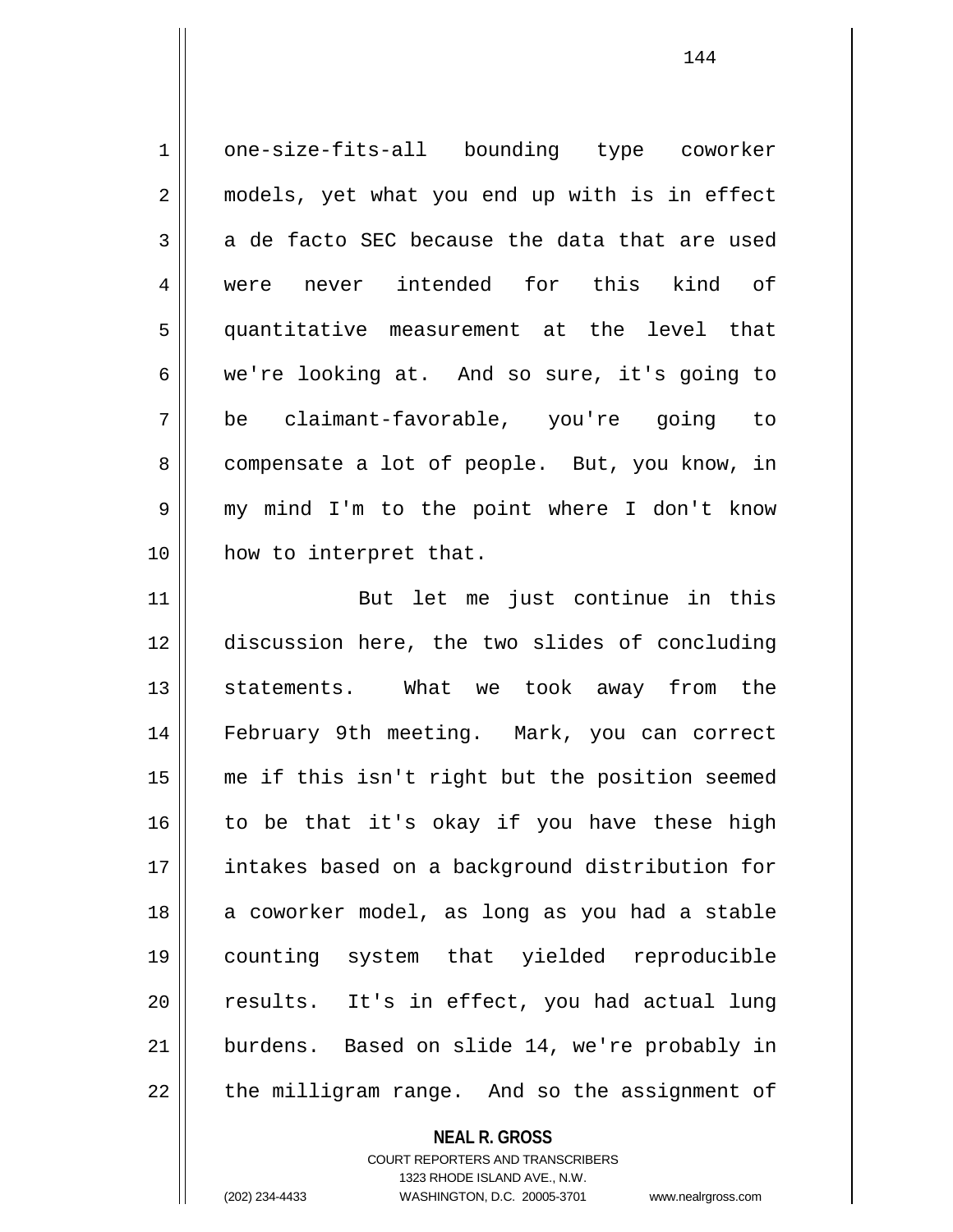one-size-fits-all bounding type coworker models, yet what you end up with is in effect a de facto SEC because the data that are used were never intended for this kind of quantitative measurement at the level that we're looking at. And so sure, it's going to be claimant-favorable, you're going to compensate a lot of people. But, you know, in my mind I'm to the point where I don't know how to interpret that.

But let me just continue in this discussion here, the two slides of concluding statements. What we took away from the February 9th meeting. Mark, you can correct me if this isn't right but the position seemed to be that it's okay if you have these high intakes based on a background distribution for a coworker model, as long as you had a stable counting system that yielded reproducible results. It's in effect, you had actual lung burdens. Based on slide 14, we're probably in the milligram range. And so the assignment of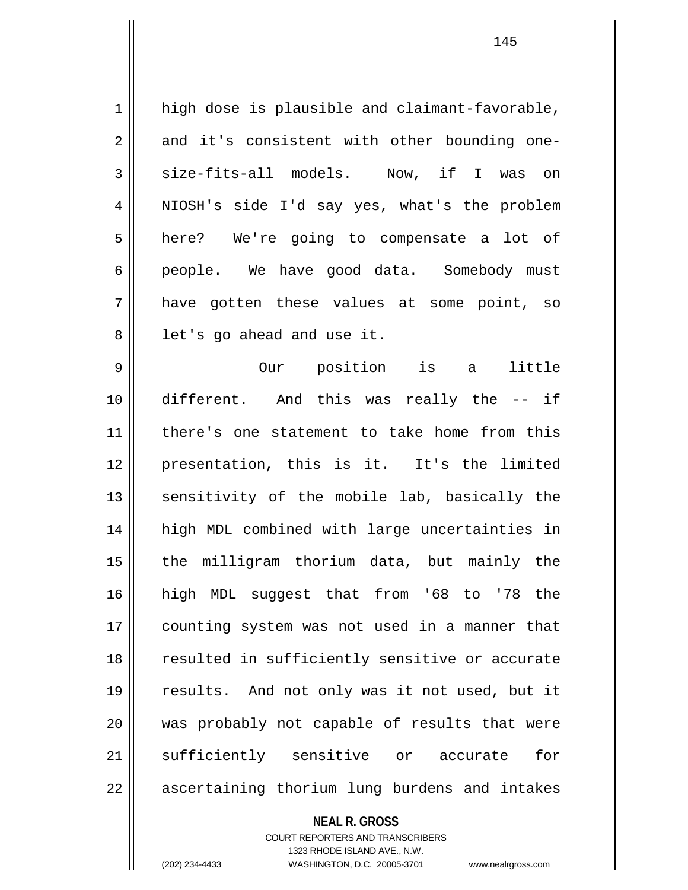high dose is plausible and claimant-favorable, and it's consistent with other bounding one-size-fits-all models. Now, if I was on NIOSH's side I'd say yes, what's the problem here? We're going to compensate a lot of people. We have good data. Somebody must have gotten these values at some point, so let's go ahead and use it.

Our position is a little different. And this was really the -- if there's one statement to take home from this presentation, this is it. It's the limited sensitivity of the mobile lab, basically the high MDL combined with large uncertainties in the milligram thorium data, but mainly the high MDL suggest that from '68 to '78 the counting system was not used in a manner that resulted in sufficiently sensitive or accurate results. And not only was it not used, but it was probably not capable of results that were sufficiently sensitive or accurate for ascertaining thorium lung burdens and intakes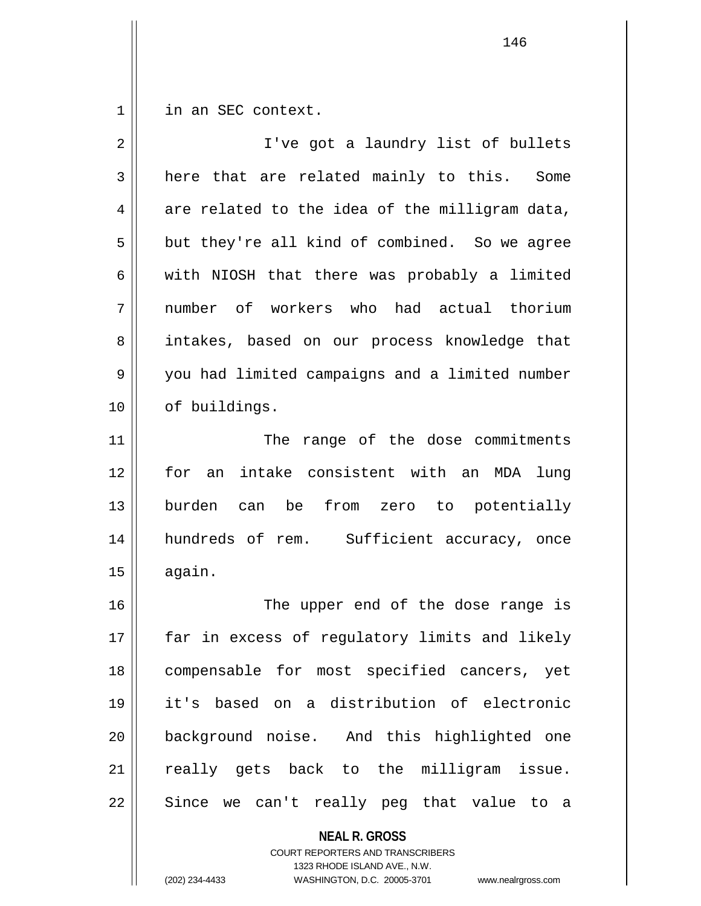in an SEC context.

I've got a laundry list of bullets here that are related mainly to this. Some are related to the idea of the milligram data, but they're all kind of combined. So we agree with NIOSH that there was probably a limited number of workers who had actual thorium intakes, based on our process knowledge that you had limited campaigns and a limited number of buildings.

The range of the dose commitments for an intake consistent with an MDA lung burden can be from zero to potentially hundreds of rem. Sufficient accuracy, once again.

The upper end of the dose range is far in excess of regulatory limits and likely compensable for most specified cancers, yet it's based on a distribution of electronic background noise. And this highlighted one really gets back to the milligram issue. Since we can't really peg that value to a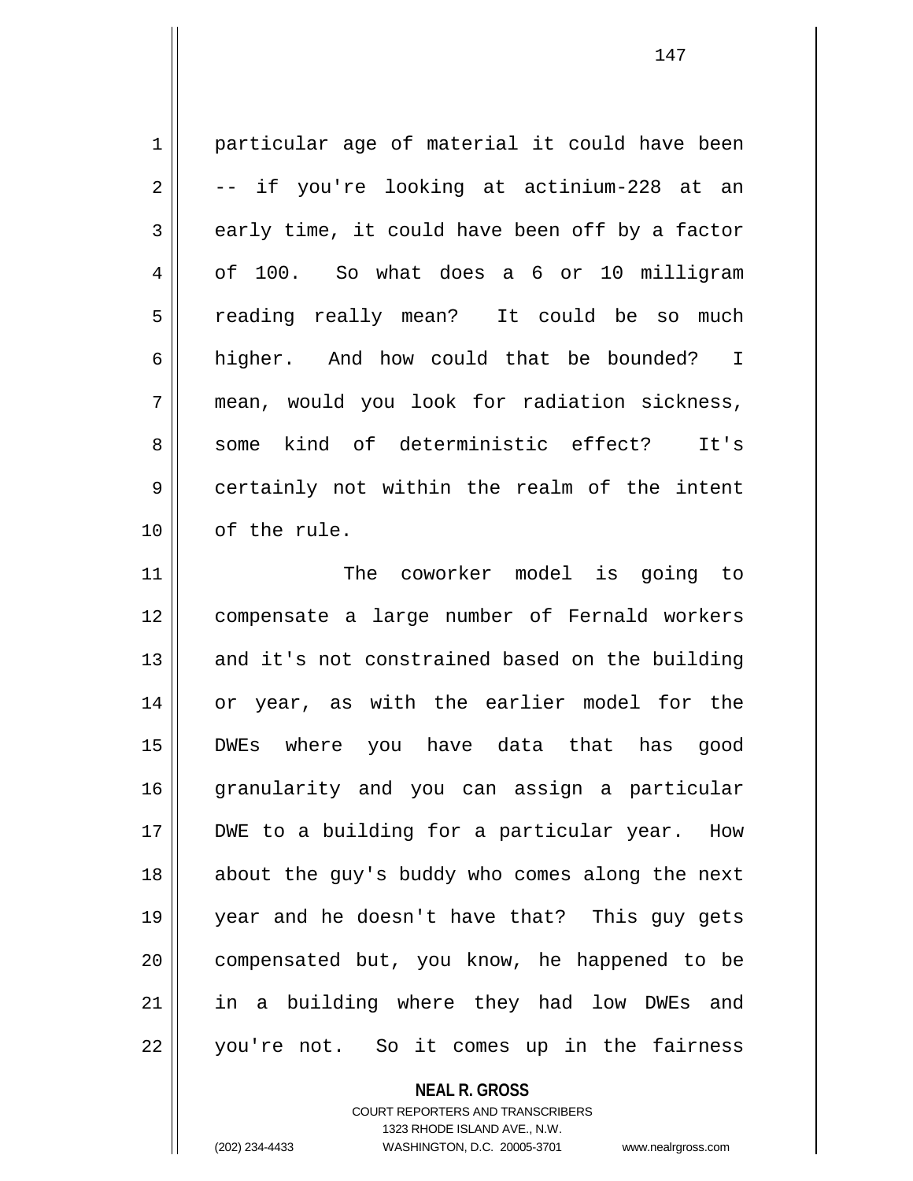particular age of material it could have been -- if you're looking at actinium-228 at an early time, it could have been off by a factor of 100. So what does a 6 or 10 milligram reading really mean? It could be so much higher. And how could that be bounded? I mean, would you look for radiation sickness, some kind of deterministic effect? It's certainly not within the realm of the intent of the rule.

The coworker model is going to compensate a large number of Fernald workers and it's not constrained based on the building or year, as with the earlier model for the DWEs where you have data that has good granularity and you can assign a particular DWE to a building for a particular year. How about the guy's buddy who comes along the next year and he doesn't have that? This guy gets compensated but, you know, he happened to be in a building where they had low DWEs and you're not. So it comes up in the fairness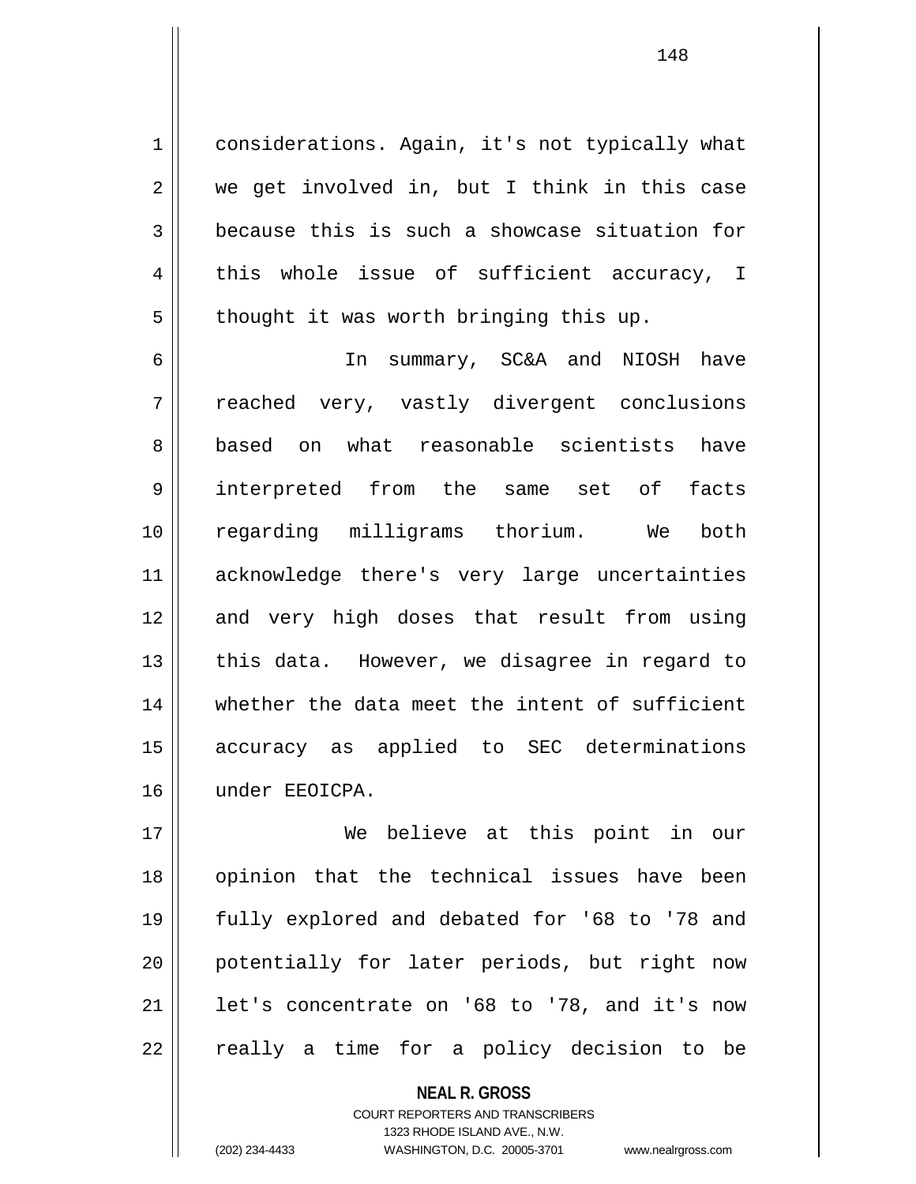considerations. Again, it's not typically what we get involved in, but I think in this case because this is such a showcase situation for this whole issue of sufficient accuracy, I thought it was worth bringing this up.

In summary, SC&A and NIOSH have reached very, vastly divergent conclusions based on what reasonable scientists have interpreted from the same set of facts regarding milligrams thorium. We both acknowledge there's very large uncertainties and very high doses that result from using this data. However, we disagree in regard to whether the data meet the intent of sufficient accuracy as applied to SEC determinations under EEOICPA.

We believe at this point in our opinion that the technical issues have been fully explored and debated for '68 to '78 and potentially for later periods, but right now let's concentrate on '68 to '78, and it's now really a time for a policy decision to be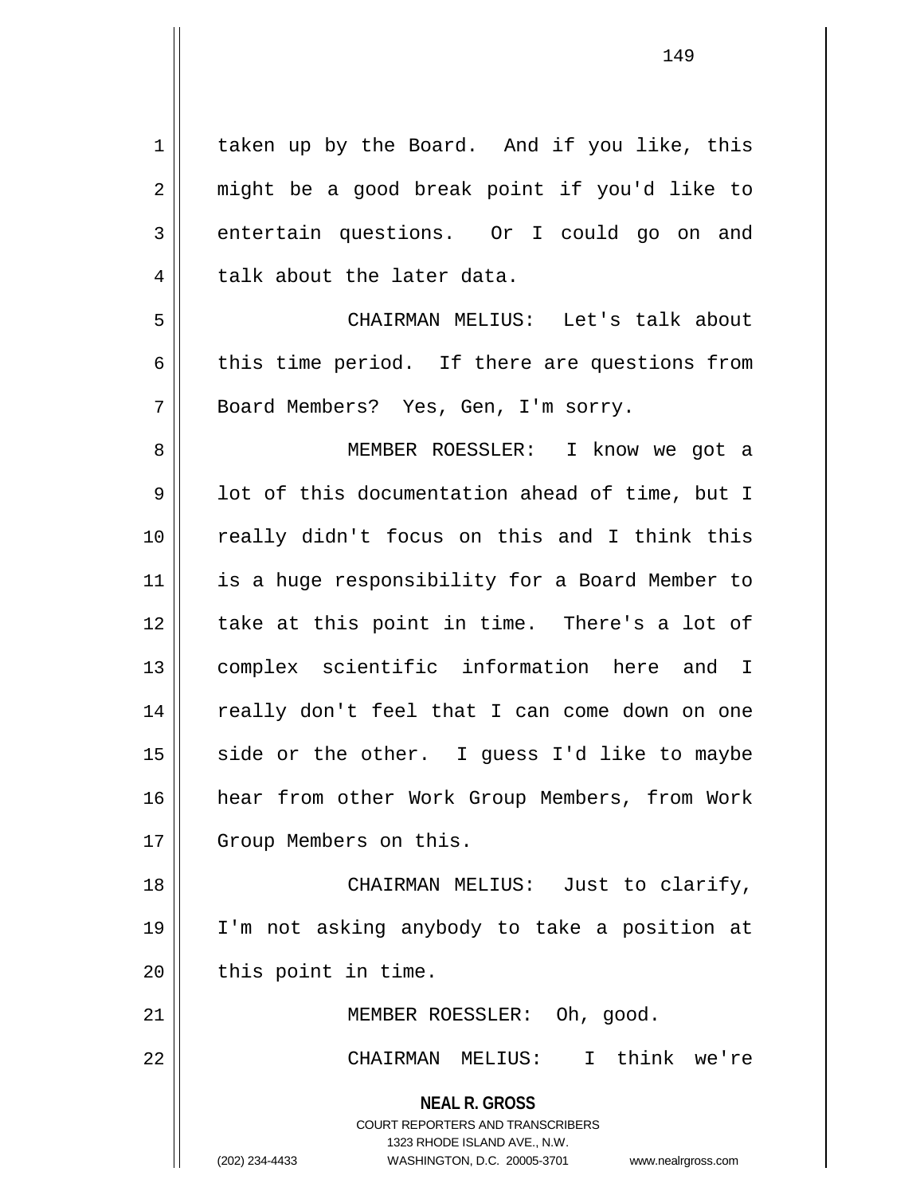taken up by the Board. And if you like, this might be a good break point if you'd like to entertain questions. Or I could go on and talk about the later data.

CHAIRMAN MELIUS: Let's talk about this time period. If there are questions from Board Members? Yes, Gen, I'm sorry.

MEMBER ROESSLER: I know we got a lot of this documentation ahead of time, but I really didn't focus on this and I think this is a huge responsibility for a Board Member to take at this point in time. There's a lot of complex scientific information here and I really don't feel that I can come down on one side or the other. I guess I'd like to maybe hear from other Work Group Members, from Work Group Members on this.

CHAIRMAN MELIUS: Just to clarify, I'm not asking anybody to take a position at this point in time.

MEMBER ROESSLER: Oh, good.

CHAIRMAN MELIUS: I think we're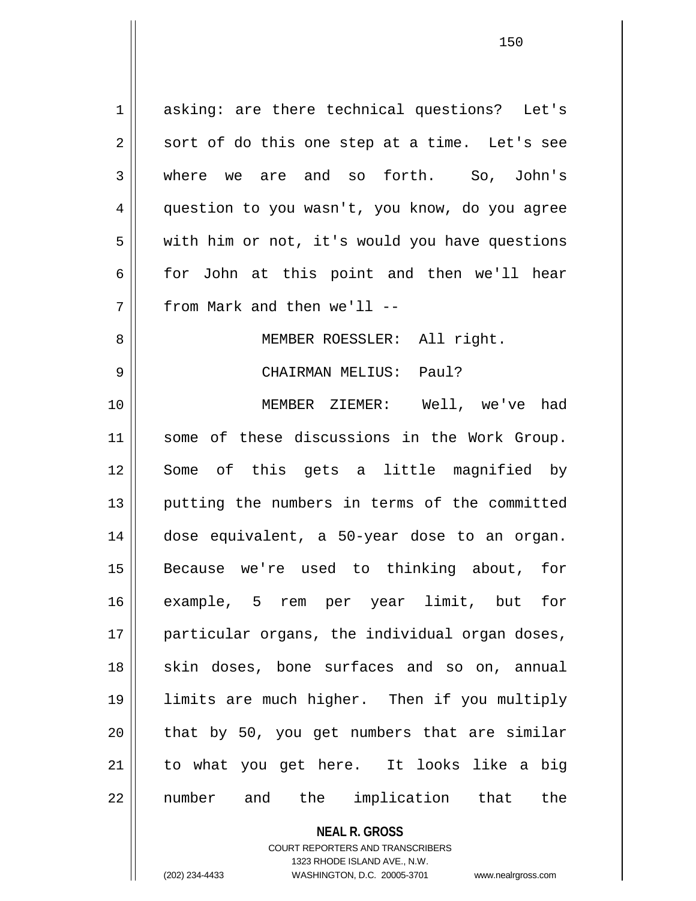asking: are there technical questions? Let's sort of do this one step at a time. Let's see where we are and so forth. So, John's question to you wasn't, you know, do you agree with him or not, it's would you have questions for John at this point and then we'll hear from Mark and then we'll --

MEMBER ROESSLER: All right.

CHAIRMAN MELIUS: Paul?

MEMBER ZIEMER: Well, we've had some of these discussions in the Work Group. Some of this gets a little magnified by putting the numbers in terms of the committed dose equivalent, a 50-year dose to an organ. Because we're used to thinking about, for example, 5 rem per year limit, but for particular organs, the individual organ doses, skin doses, bone surfaces and so on, annual limits are much higher. Then if you multiply that by 50, you get numbers that are similar to what you get here. It looks like a big number and the implication that the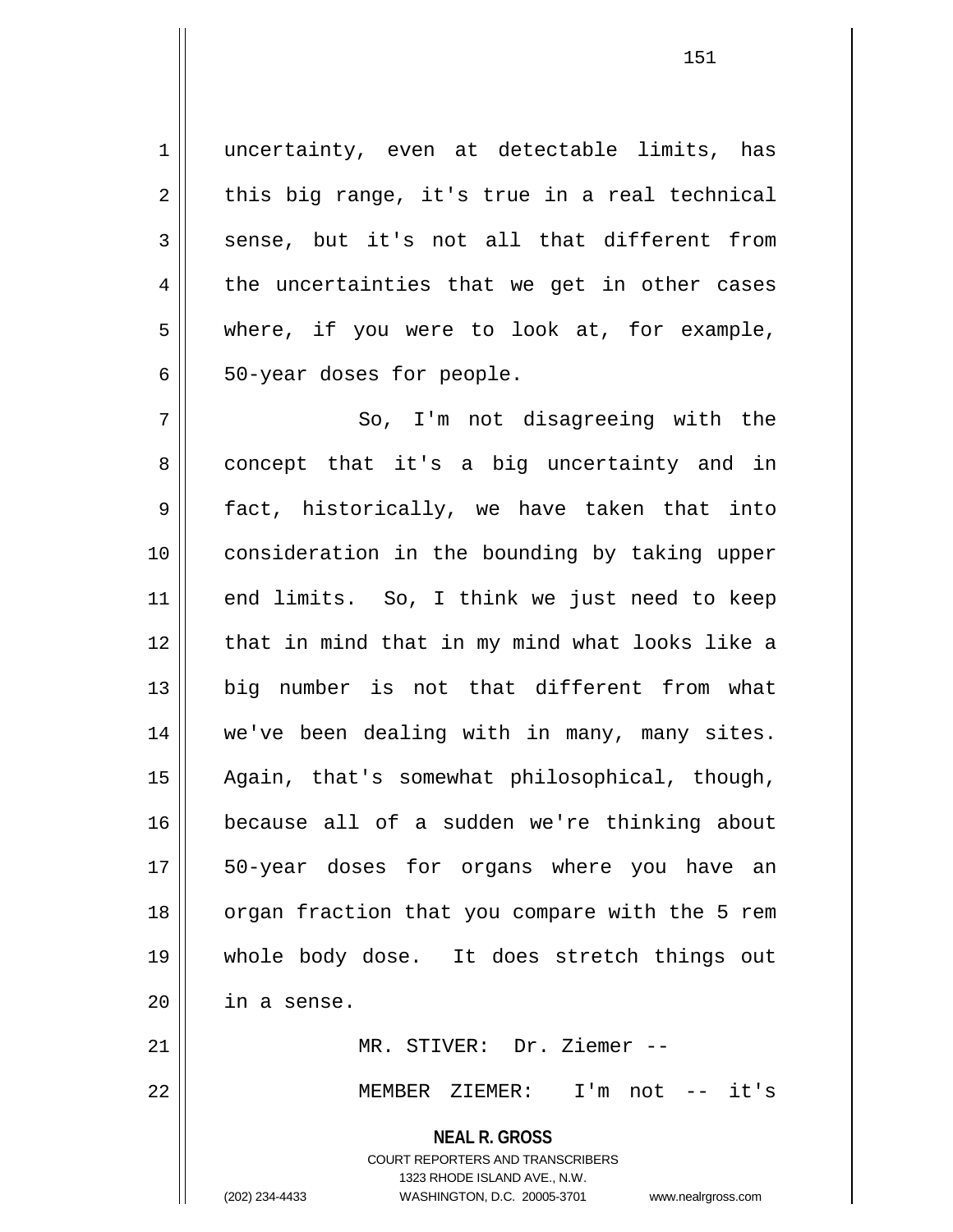uncertainty, even at detectable limits, has this big range, it's true in a real technical sense, but it's not all that different from the uncertainties that we get in other cases where, if you were to look at, for example, 50-year doses for people.

So, I'm not disagreeing with the concept that it's a big uncertainty and in fact, historically, we have taken that into consideration in the bounding by taking upper end limits. So, I think we just need to keep that in mind that in my mind what looks like a big number is not that different from what we've been dealing with in many, many sites. Again, that's somewhat philosophical, though, because all of a sudden we're thinking about 50-year doses for organs where you have an organ fraction that you compare with the 5 rem whole body dose. It does stretch things out in a sense.

MR. STIVER: Dr. Ziemer --

MEMBER ZIEMER: I'm not -- it's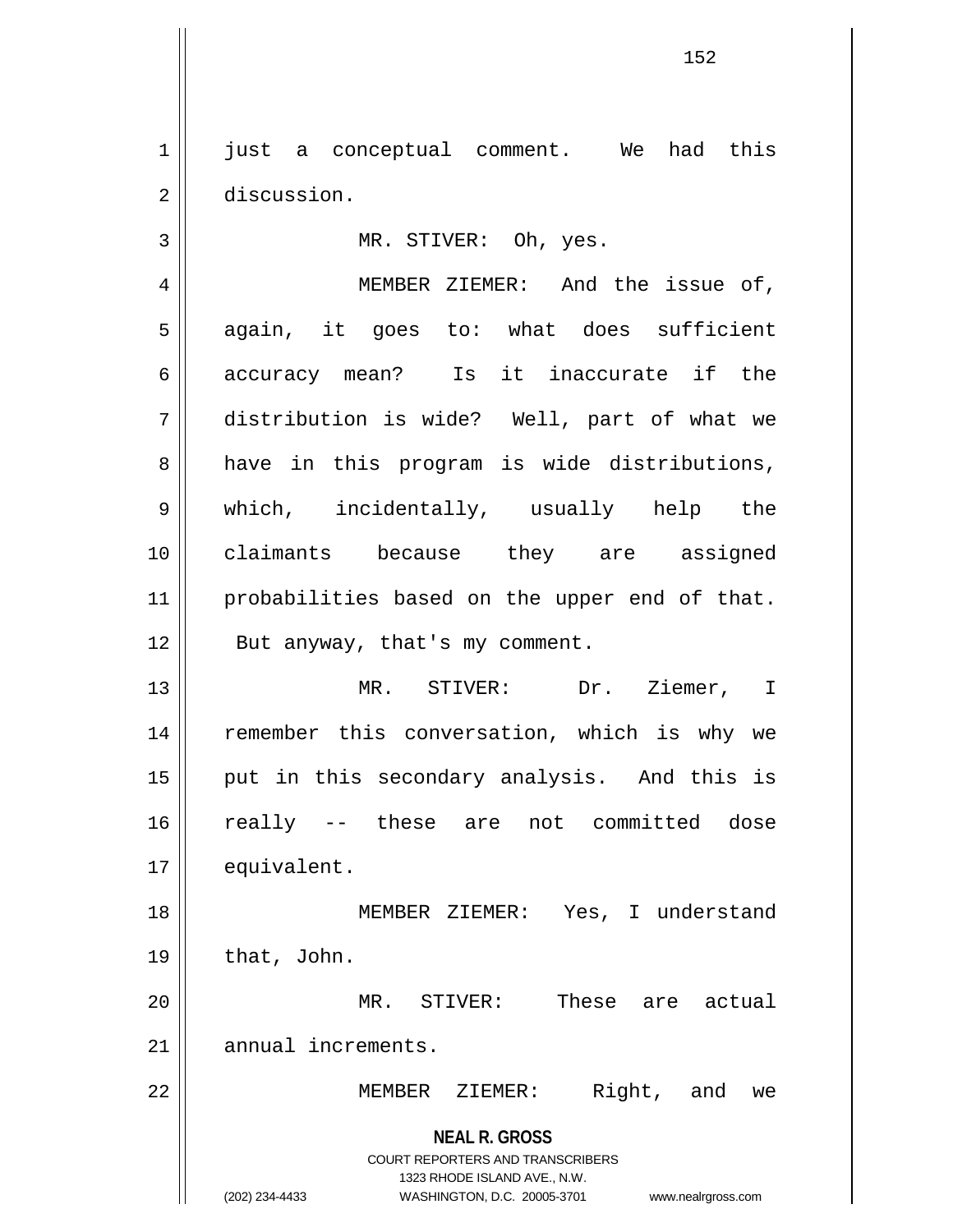just a conceptual comment. We had this discussion.

MR. STIVER: Oh, yes.

MEMBER ZIEMER: And the issue of, again, it goes to: what does sufficient accuracy mean? Is it inaccurate if the distribution is wide? Well, part of what we have in this program is wide distributions, which, incidentally, usually help the claimants because they are assigned probabilities based on the upper end of that. But anyway, that's my comment.

MR. STIVER: Dr. Ziemer, I remember this conversation, which is why we put in this secondary analysis. And this is really -- these are not committed dose equivalent.

MEMBER ZIEMER: Yes, I understand that, John.

MR. STIVER: These are actual annual increments.

MEMBER ZIEMER: Right, and we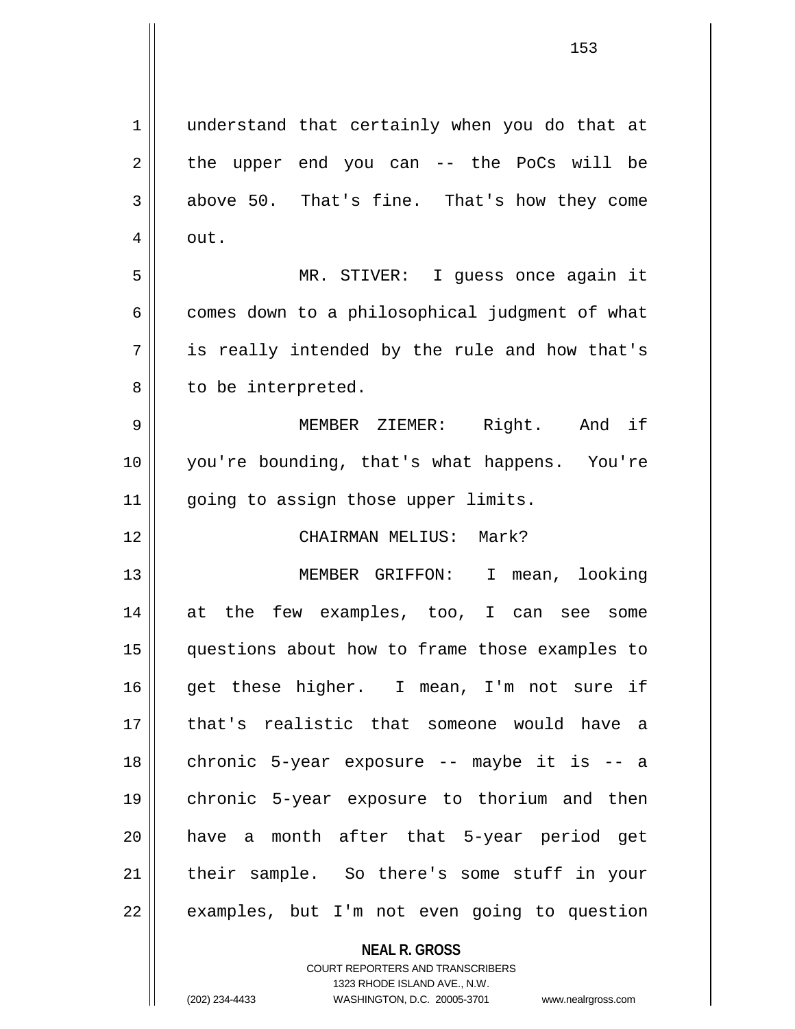understand that certainly when you do that at the upper end you can -- the PoCs will be above 50. That's fine. That's how they come out.

MR. STIVER: I guess once again it comes down to a philosophical judgment of what is really intended by the rule and how that's to be interpreted.

MEMBER ZIEMER: Right. And if you're bounding, that's what happens. You're going to assign those upper limits.

CHAIRMAN MELIUS: Mark?

MEMBER GRIFFON: I mean, looking at the few examples, too, I can see some questions about how to frame those examples to get these higher. I mean, I'm not sure if that's realistic that someone would have a chronic 5-year exposure -- maybe it is -- a chronic 5-year exposure to thorium and then have a month after that 5-year period get their sample. So there's some stuff in your examples, but I'm not even going to question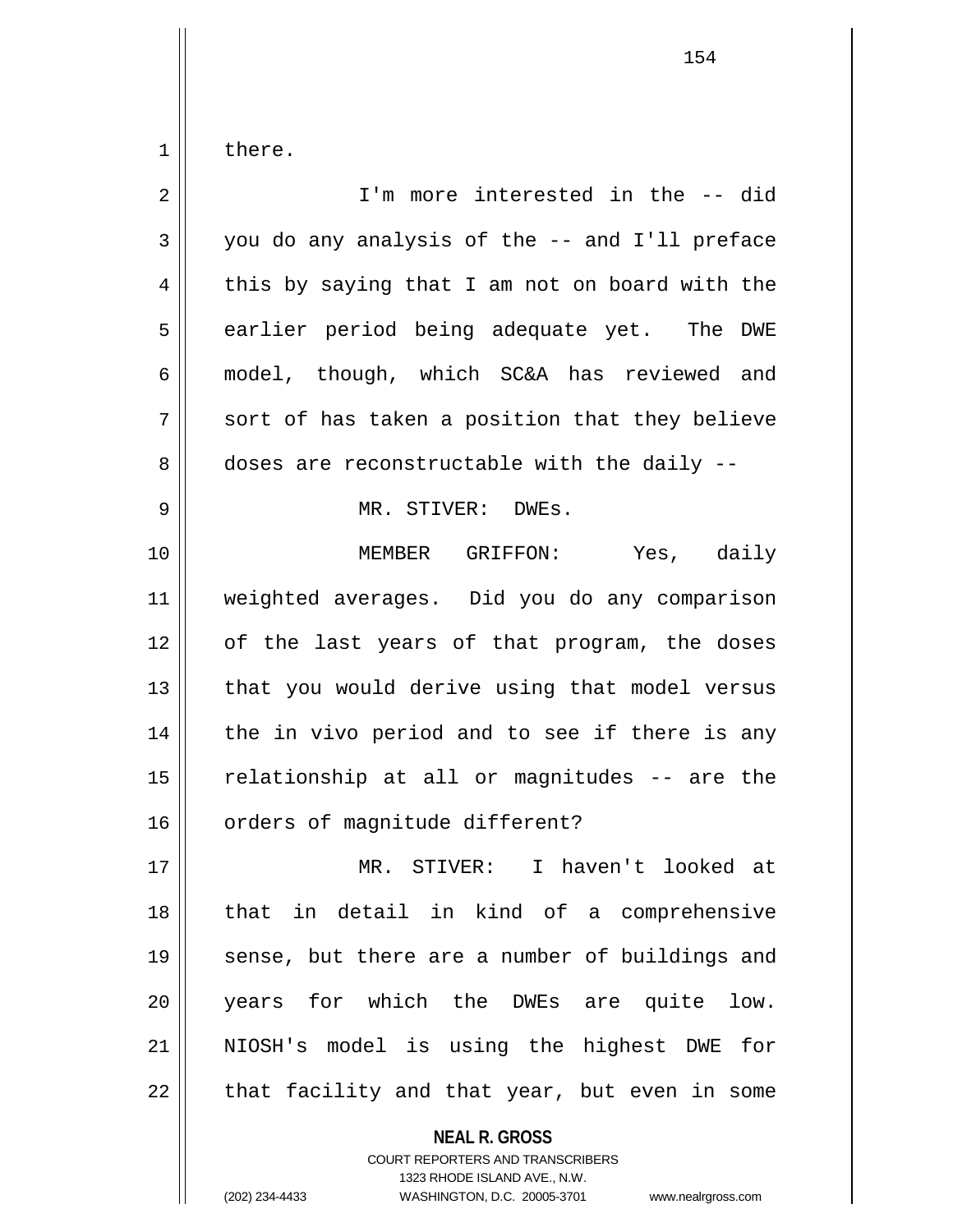there.

I'm more interested in the -- did you do any analysis of the -- and I'll preface this by saying that I am not on board with the earlier period being adequate yet. The DWE model, though, which SC&A has reviewed and sort of has taken a position that they believe doses are reconstructable with the daily --

MR. STIVER: DWEs.

MEMBER GRIFFON: Yes, daily weighted averages. Did you do any comparison of the last years of that program, the doses that you would derive using that model versus the in vivo period and to see if there is any relationship at all or magnitudes -- are the orders of magnitude different?

MR. STIVER: I haven't looked at that in detail in kind of a comprehensive sense, but there are a number of buildings and years for which the DWEs are quite low. NIOSH's model is using the highest DWE for that facility and that year, but even in some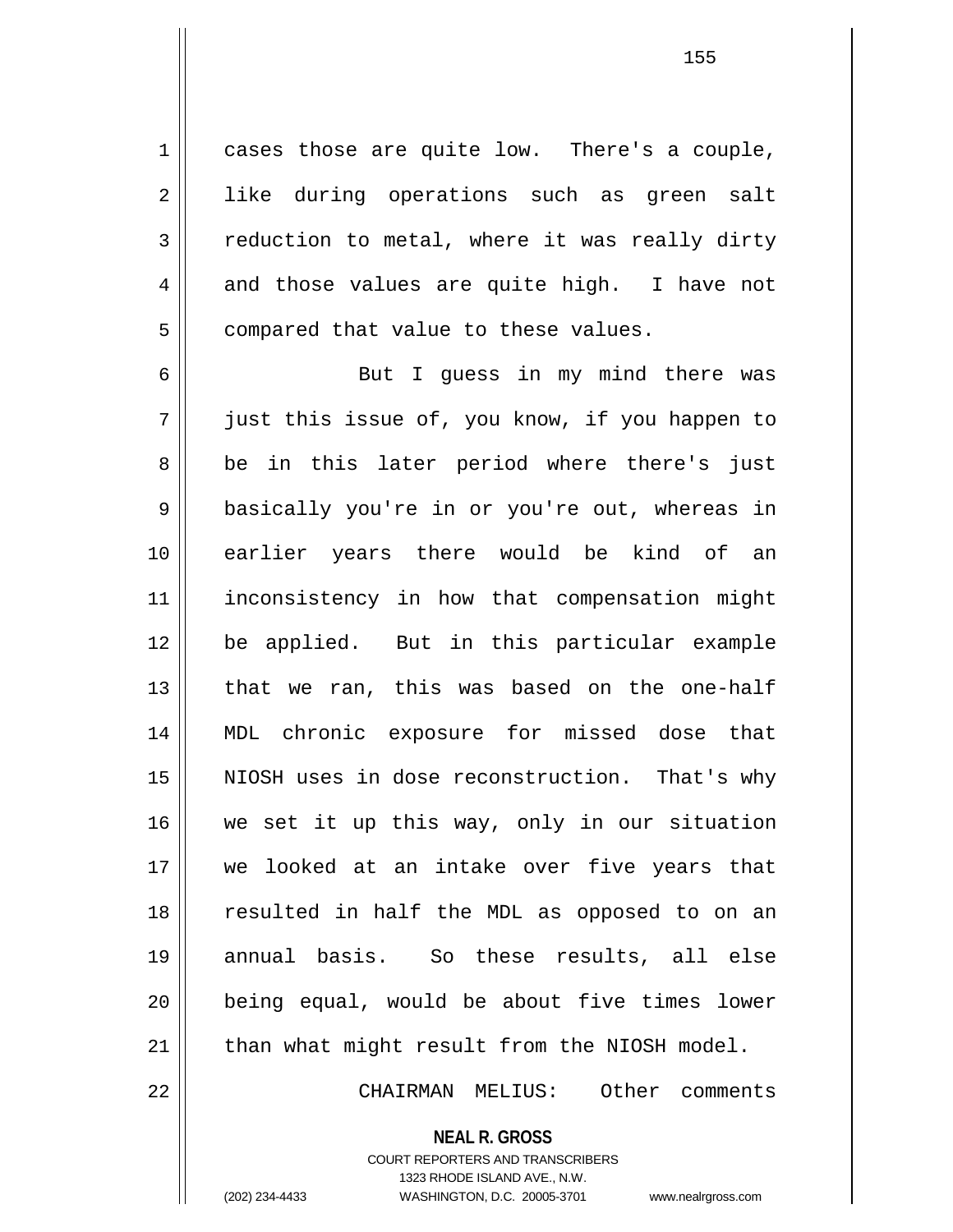cases those are quite low. There's a couple, like during operations such as green salt reduction to metal, where it was really dirty and those values are quite high. I have not compared that value to these values.

But I guess in my mind there was just this issue of, you know, if you happen to be in this later period where there's just basically you're in or you're out, whereas in earlier years there would be kind of an inconsistency in how that compensation might be applied. But in this particular example that we ran, this was based on the one-half MDL chronic exposure for missed dose that NIOSH uses in dose reconstruction. That's why we set it up this way, only in our situation we looked at an intake over five years that resulted in half the MDL as opposed to on an annual basis. So these results, all else being equal, would be about five times lower than what might result from the NIOSH model.

CHAIRMAN MELIUS: Other comments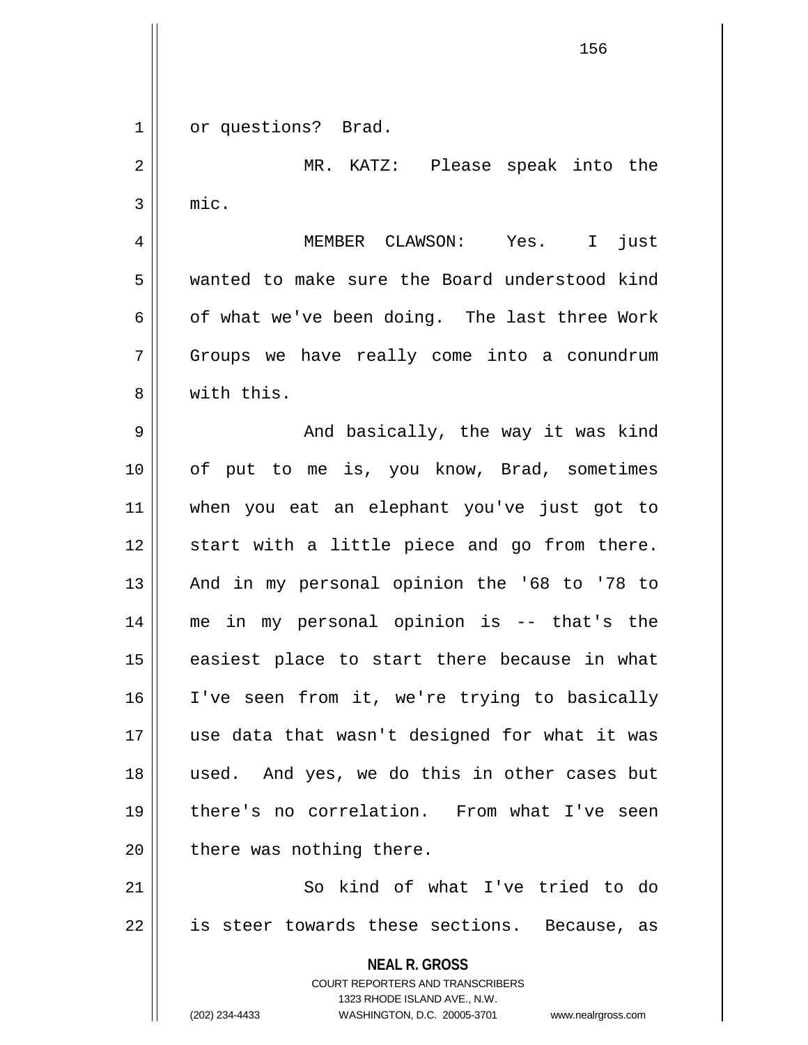or questions? Brad.

MR. KATZ: Please speak into the mic.

MEMBER CLAWSON: Yes. I just wanted to make sure the Board understood kind of what we've been doing. The last three Work Groups we have really come into a conundrum with this.

And basically, the way it was kind of put to me is, you know, Brad, sometimes when you eat an elephant you've just got to start with a little piece and go from there. And in my personal opinion the '68 to '78 to me in my personal opinion is -- that's the easiest place to start there because in what I've seen from it, we're trying to basically use data that wasn't designed for what it was used. And yes, we do this in other cases but there's no correlation. From what I've seen there was nothing there.

So kind of what I've tried to do is steer towards these sections. Because, as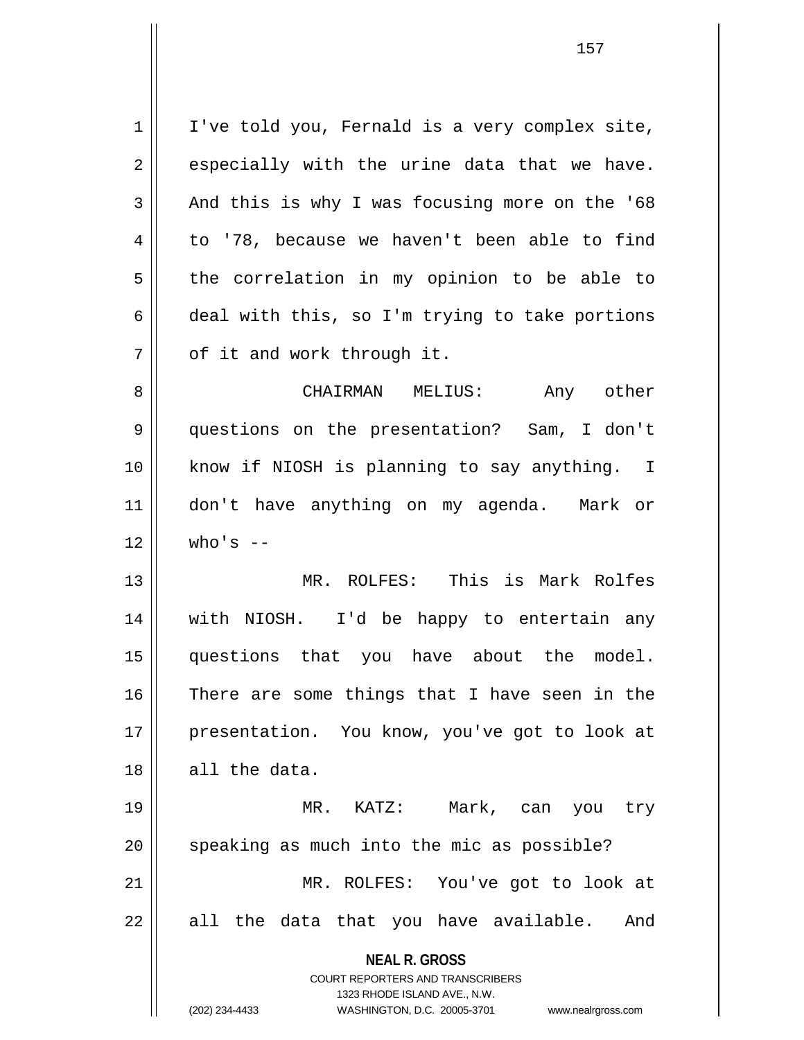I've told you, Fernald is a very complex site, especially with the urine data that we have. And this is why I was focusing more on the '68 to '78, because we haven't been able to find the correlation in my opinion to be able to deal with this, so I'm trying to take portions of it and work through it.

CHAIRMAN MELIUS: Any other questions on the presentation? Sam, I don't know if NIOSH is planning to say anything. I don't have anything on my agenda. Mark or who's --

MR. ROLFES: This is Mark Rolfes with NIOSH. I'd be happy to entertain any questions that you have about the model. There are some things that I have seen in the presentation. You know, you've got to look at all the data.

MR. KATZ: Mark, can you try speaking as much into the mic as possible?

MR. ROLFES: You've got to look at all the data that you have available. And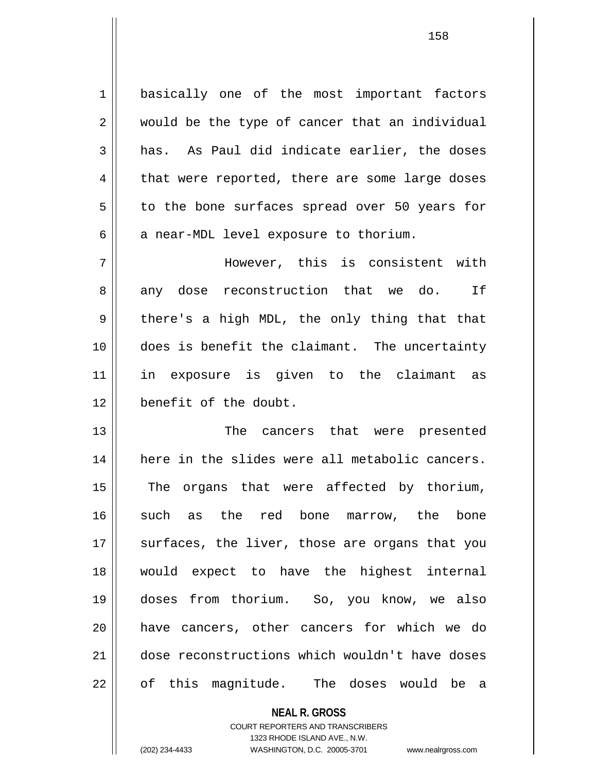basically one of the most important factors would be the type of cancer that an individual has. As Paul did indicate earlier, the doses that were reported, there are some large doses to the bone surfaces spread over 50 years for a near-MDL level exposure to thorium.

However, this is consistent with any dose reconstruction that we do. If there's a high MDL, the only thing that that does is benefit the claimant. The uncertainty in exposure is given to the claimant as benefit of the doubt.

The cancers that were presented here in the slides were all metabolic cancers. The organs that were affected by thorium, such as the red bone marrow, the bone surfaces, the liver, those are organs that you would expect to have the highest internal doses from thorium. So, you know, we also have cancers, other cancers for which we do dose reconstructions which wouldn't have doses of this magnitude. The doses would be a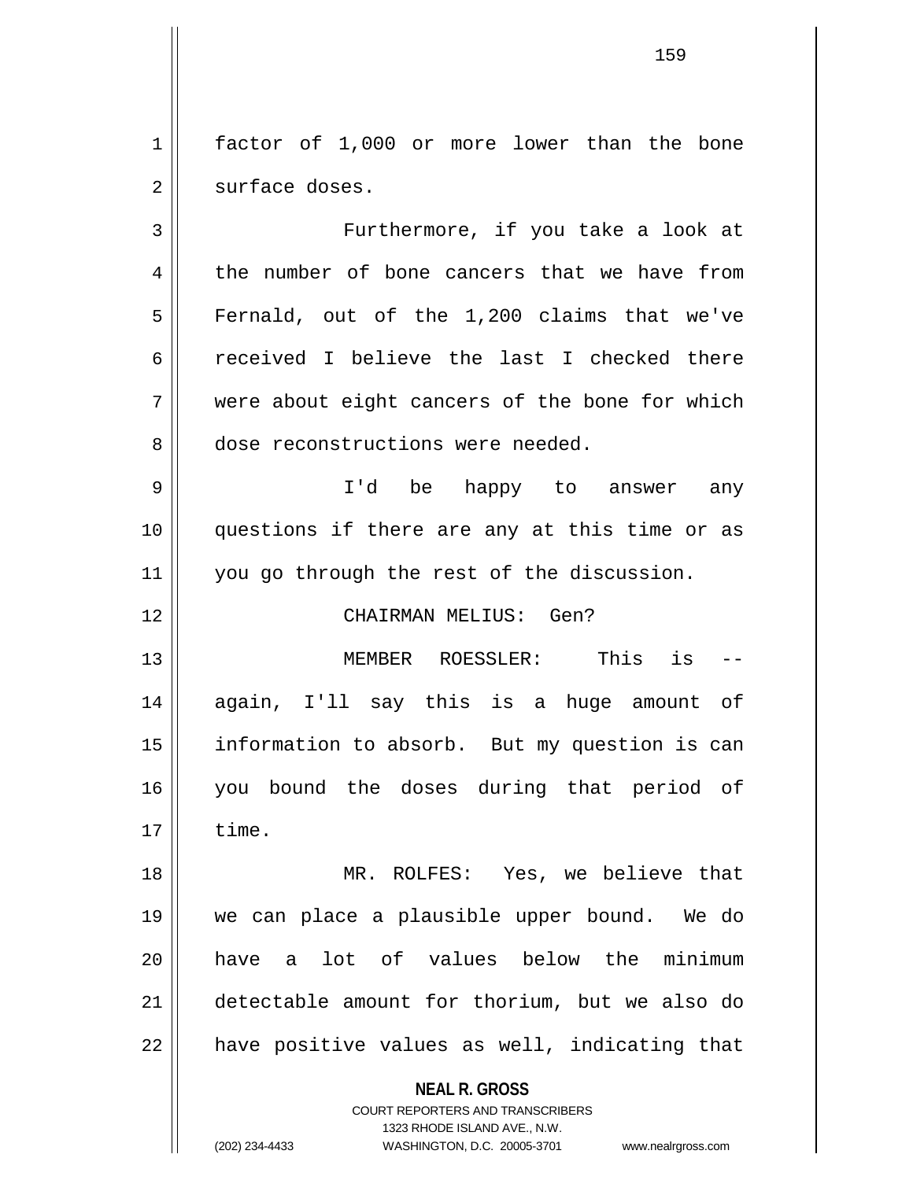factor of 1,000 or more lower than the bone surface doses.

Furthermore, if you take a look at the number of bone cancers that we have from Fernald, out of the 1,200 claims that we've received I believe the last I checked there were about eight cancers of the bone for which dose reconstructions were needed.

I'd be happy to answer any questions if there are any at this time or as you go through the rest of the discussion.

CHAIRMAN MELIUS: Gen?

MEMBER ROESSLER: This is -- again, I'll say this is a huge amount of information to absorb. But my question is can you bound the doses during that period of time.

MR. ROLFES: Yes, we believe that we can place a plausible upper bound. We do have a lot of values below the minimum detectable amount for thorium, but we also do have positive values as well, indicating that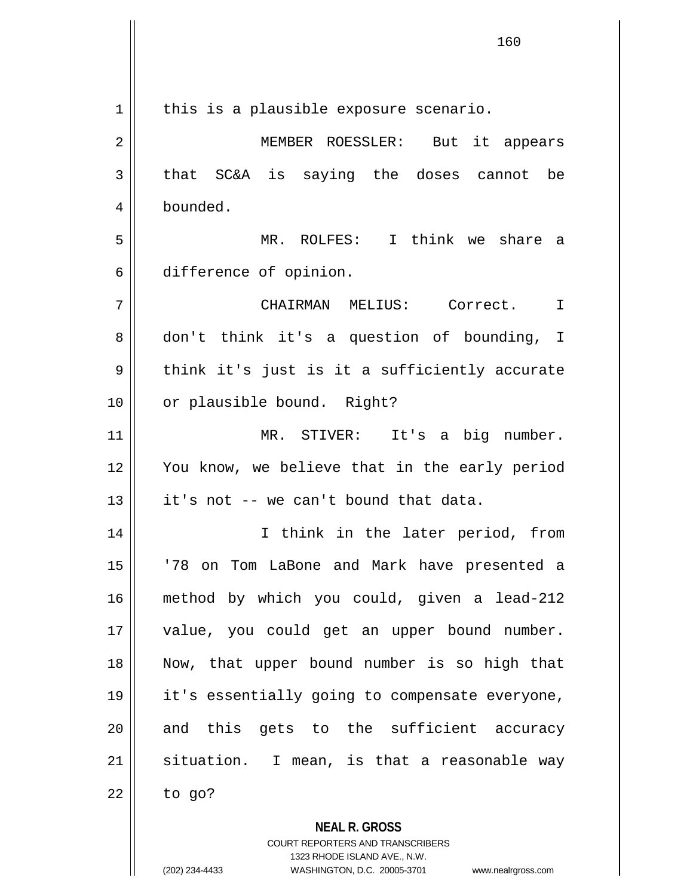this is a plausible exposure scenario.

MEMBER ROESSLER: But it appears that SC&A is saying the doses cannot be bounded.

MR. ROLFES: I think we share a difference of opinion.

CHAIRMAN MELIUS: Correct. I don't think it's a question of bounding, I think it's just is it a sufficiently accurate or plausible bound. Right?

MR. STIVER: It's a big number. You know, we believe that in the early period it's not -- we can't bound that data.

I think in the later period, from '78 on Tom LaBone and Mark have presented a method by which you could, given a lead-212 value, you could get an upper bound number. Now, that upper bound number is so high that it's essentially going to compensate everyone, and this gets to the sufficient accuracy situation. I mean, is that a reasonable way to go?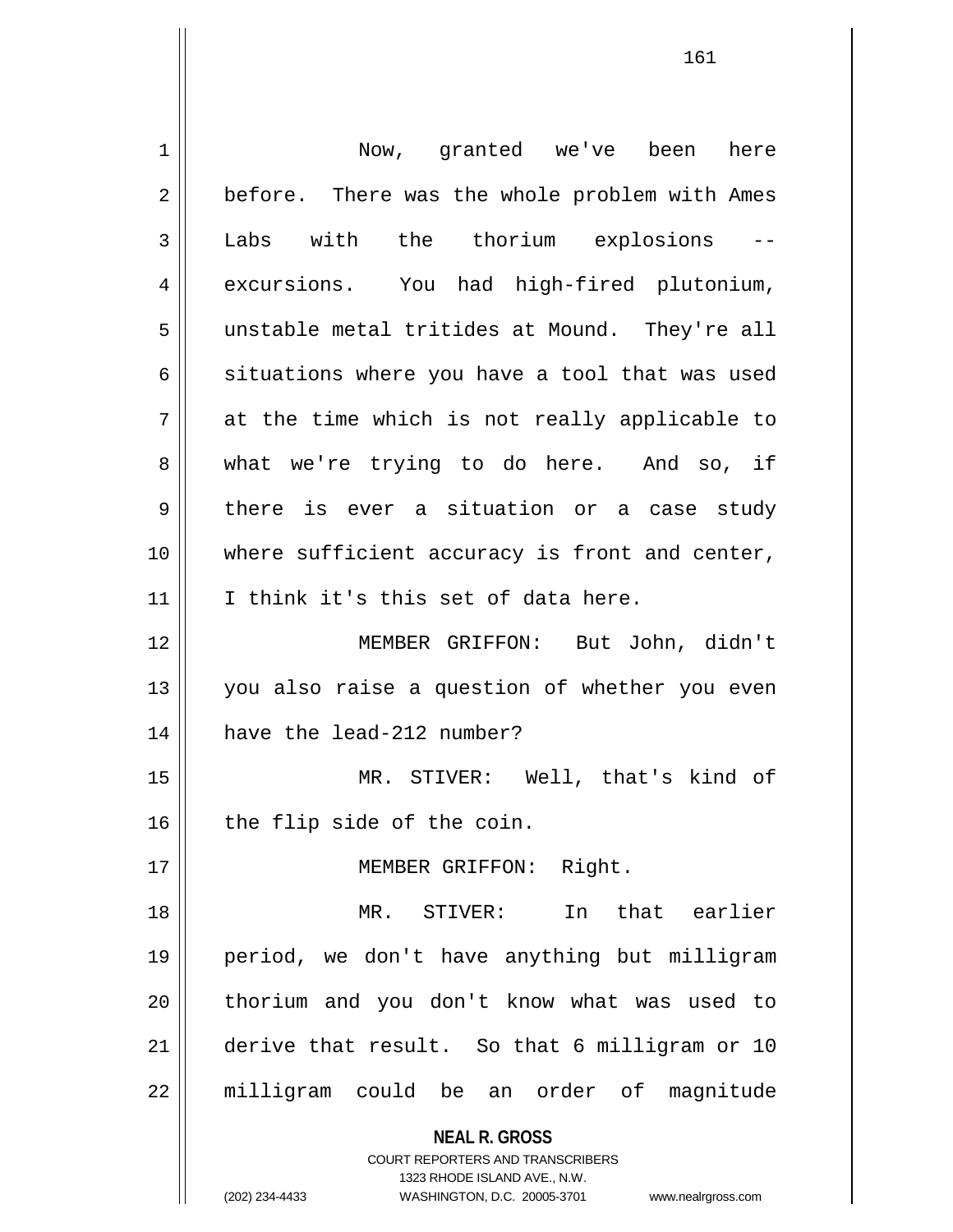Now, granted we've been here before. There was the whole problem with Ames Labs with the thorium explosions -- excursions. You had high-fired plutonium, unstable metal tritides at Mound. They're all situations where you have a tool that was used at the time which is not really applicable to what we're trying to do here. And so, if there is ever a situation or a case study where sufficient accuracy is front and center, I think it's this set of data here.

MEMBER GRIFFON: But John, didn't you also raise a question of whether you even have the lead-212 number?

MR. STIVER: Well, that's kind of the flip side of the coin.

MEMBER GRIFFON: Right.

MR. STIVER: In that earlier period, we don't have anything but milligram thorium and you don't know what was used to derive that result. So that 6 milligram or 10 milligram could be an order of magnitude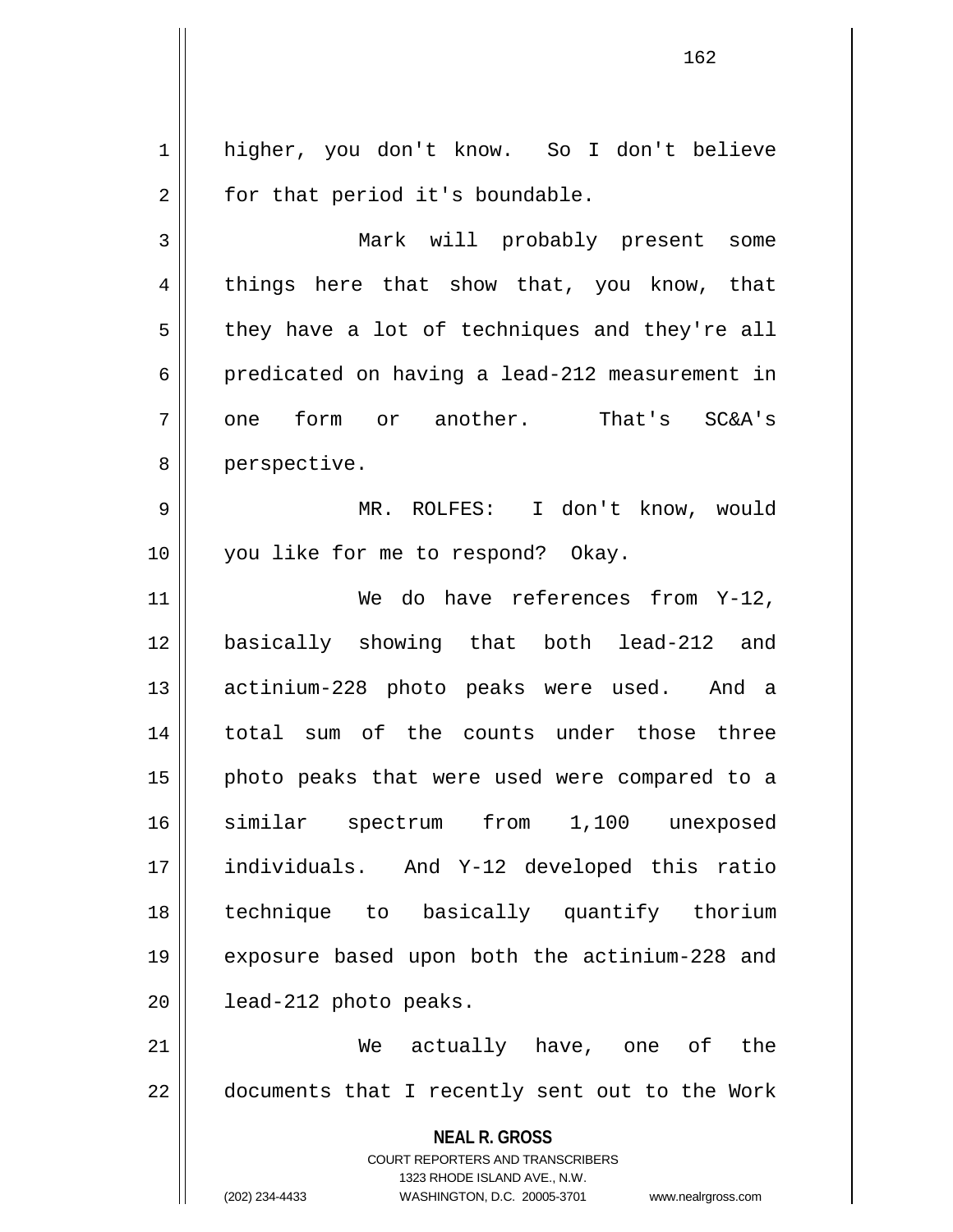higher, you don't know. So I don't believe for that period it's boundable.

Mark will probably present some things here that show that, you know, that they have a lot of techniques and they're all predicated on having a lead-212 measurement in one form or another. That's SC&A's perspective.

MR. ROLFES: I don't know, would you like for me to respond? Okay.

We do have references from Y-12, basically showing that both lead-212 and actinium-228 photo peaks were used. And a total sum of the counts under those three photo peaks that were used were compared to a similar spectrum from 1,100 unexposed individuals. And Y-12 developed this ratio technique to basically quantify thorium exposure based upon both the actinium-228 and lead-212 photo peaks.

We actually have, one of the documents that I recently sent out to the Work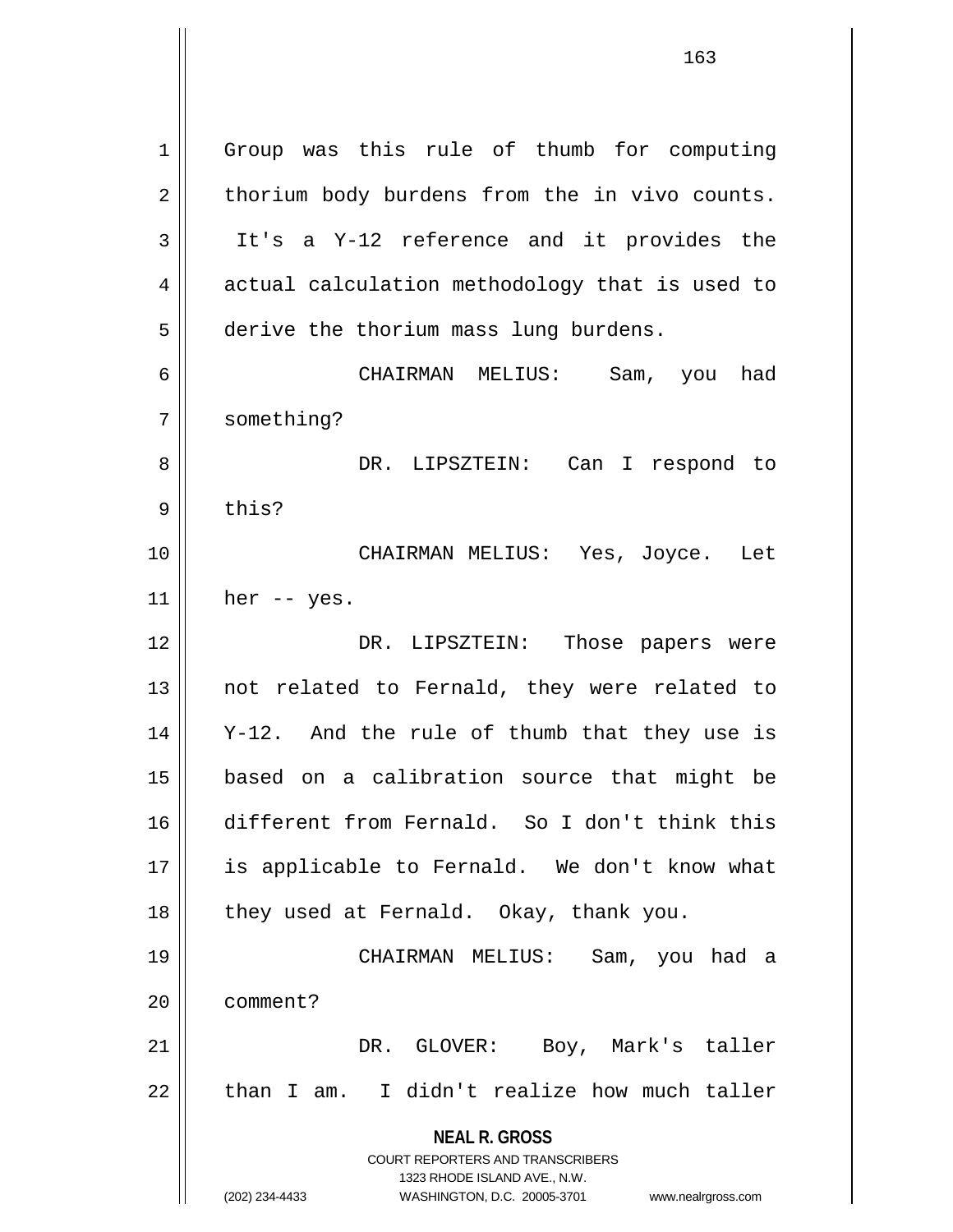Group was this rule of thumb for computing thorium body burdens from the in vivo counts. It's a Y-12 reference and it provides the actual calculation methodology that is used to derive the thorium mass lung burdens.

CHAIRMAN MELIUS: Sam, you had something?

DR. LIPSZTEIN: Can I respond to this?

CHAIRMAN MELIUS: Yes, Joyce. Let her -- yes.

DR. LIPSZTEIN: Those papers were not related to Fernald, they were related to Y-12. And the rule of thumb that they use is based on a calibration source that might be different from Fernald. So I don't think this is applicable to Fernald. We don't know what they used at Fernald. Okay, thank you.

CHAIRMAN MELIUS: Sam, you had a comment?

DR. GLOVER: Boy, Mark's taller than I am. I didn't realize how much taller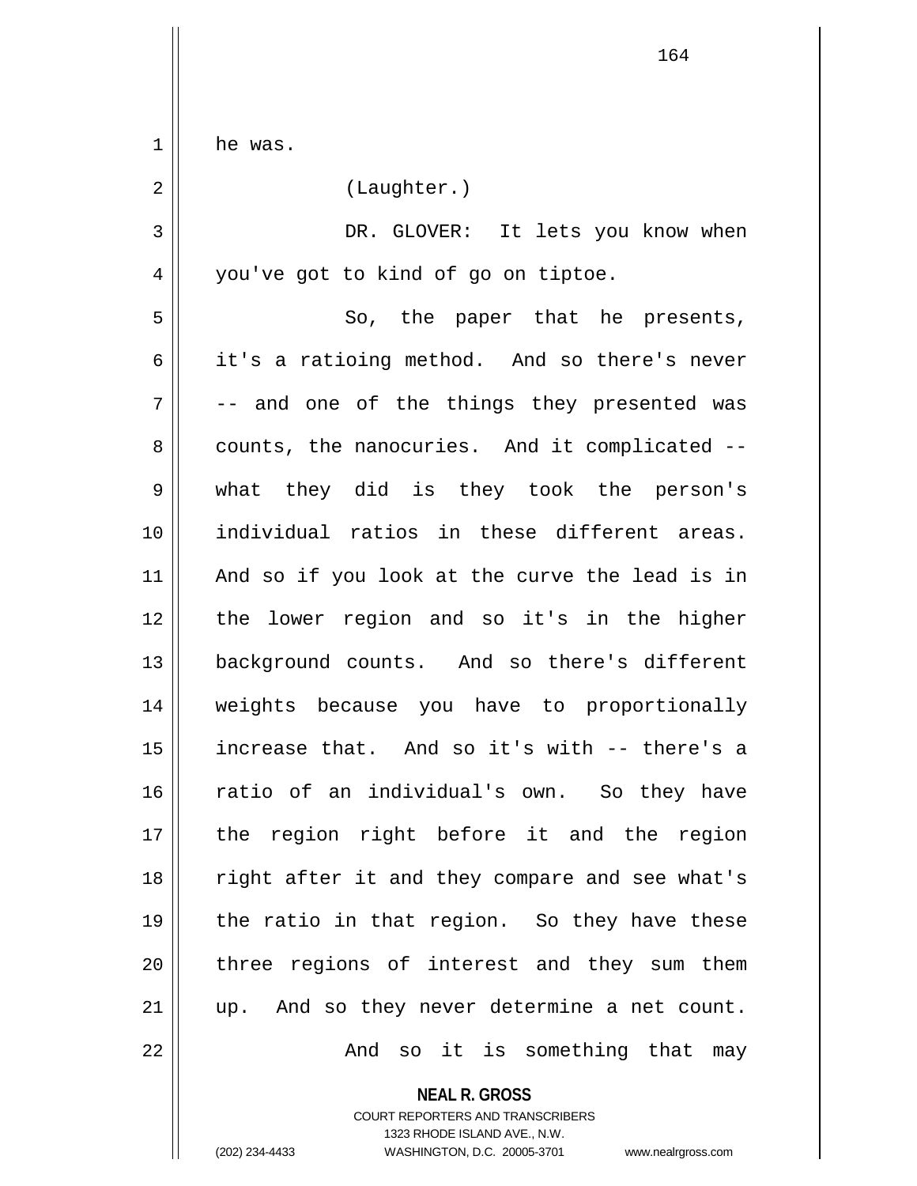he was.

(Laughter.)

DR. GLOVER: It lets you know when you've got to kind of go on tiptoe.

So, the paper that he presents, it's a ratioing method. And so there's never -- and one of the things they presented was counts, the nanocuries. And it complicated -- what they did is they took the person's individual ratios in these different areas. And so if you look at the curve the lead is in the lower region and so it's in the higher background counts. And so there's different weights because you have to proportionally increase that. And so it's with -- there's a ratio of an individual's own. So they have the region right before it and the region right after it and they compare and see what's the ratio in that region. So they have these three regions of interest and they sum them up. And so they never determine a net count.

And so it is something that may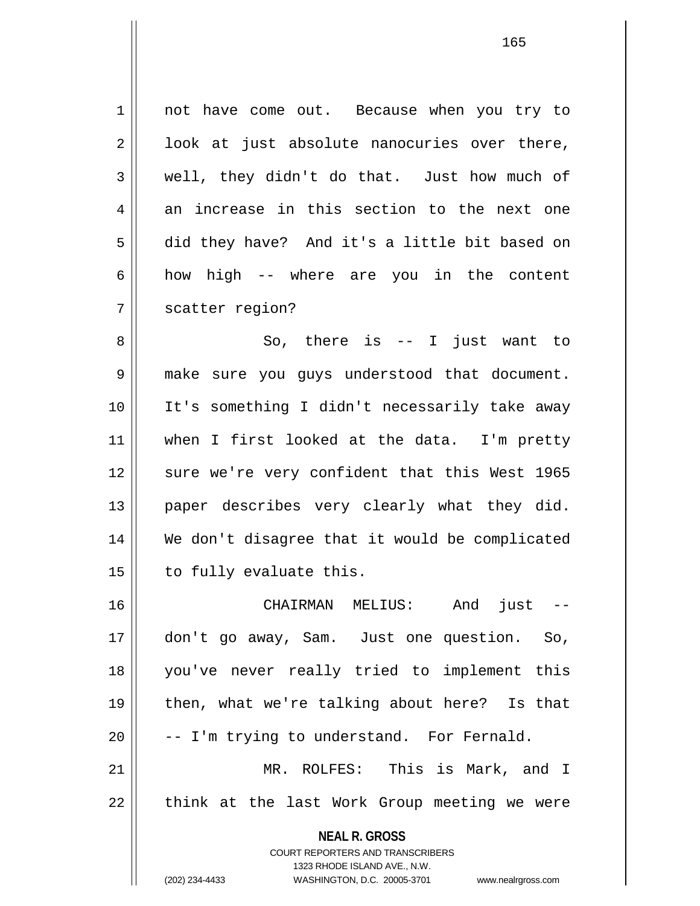not have come out. Because when you try to look at just absolute nanocuries over there, well, they didn't do that. Just how much of an increase in this section to the next one did they have? And it's a little bit based on how high -- where are you in the content scatter region?

So, there is -- I just want to make sure you guys understood that document. It's something I didn't necessarily take away when I first looked at the data. I'm pretty sure we're very confident that this West 1965 paper describes very clearly what they did. We don't disagree that it would be complicated to fully evaluate this.

CHAIRMAN MELIUS: And just -- don't go away, Sam. Just one question. So, you've never really tried to implement this then, what we're talking about here? Is that -- I'm trying to understand. For Fernald.

MR. ROLFES: This is Mark, and I think at the last Work Group meeting we were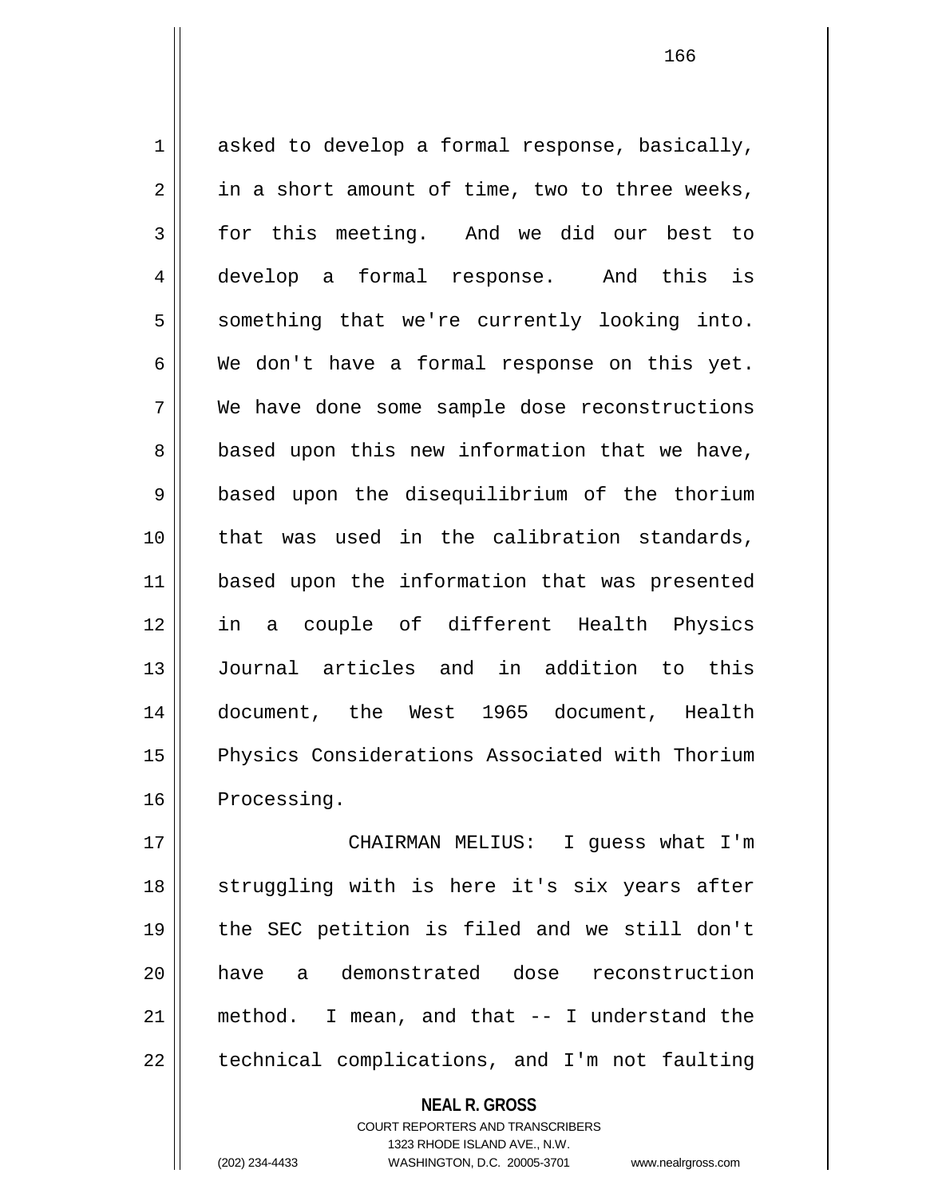asked to develop a formal response, basically, in a short amount of time, two to three weeks, for this meeting. And we did our best to develop a formal response. And this is something that we're currently looking into. We don't have a formal response on this yet. We have done some sample dose reconstructions based upon this new information that we have, based upon the disequilibrium of the thorium that was used in the calibration standards, based upon the information that was presented in a couple of different Health Physics Journal articles and in addition to this document, the West 1965 document, Health Physics Considerations Associated with Thorium Processing.

CHAIRMAN MELIUS: I guess what I'm struggling with is here it's six years after the SEC petition is filed and we still don't have a demonstrated dose reconstruction method. I mean, and that -- I understand the technical complications, and I'm not faulting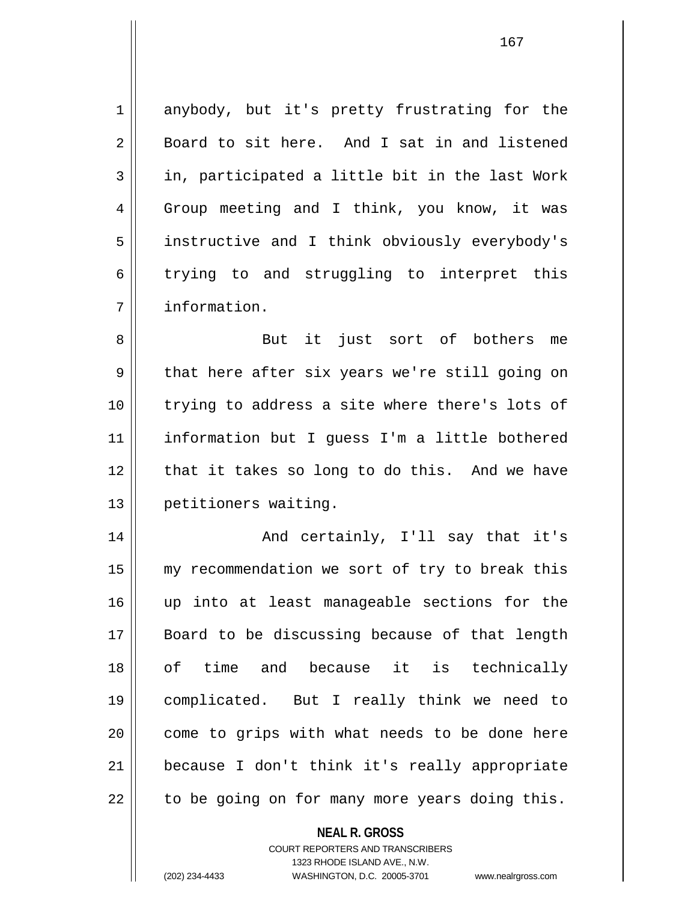anybody, but it's pretty frustrating for the Board to sit here. And I sat in and listened in, participated a little bit in the last Work Group meeting and I think, you know, it was instructive and I think obviously everybody's trying to and struggling to interpret this information.

But it just sort of bothers me that here after six years we're still going on trying to address a site where there's lots of information but I guess I'm a little bothered that it takes so long to do this. And we have petitioners waiting.

And certainly, I'll say that it's my recommendation we sort of try to break this up into at least manageable sections for the Board to be discussing because of that length of time and because it is technically complicated. But I really think we need to come to grips with what needs to be done here because I don't think it's really appropriate to be going on for many more years doing this.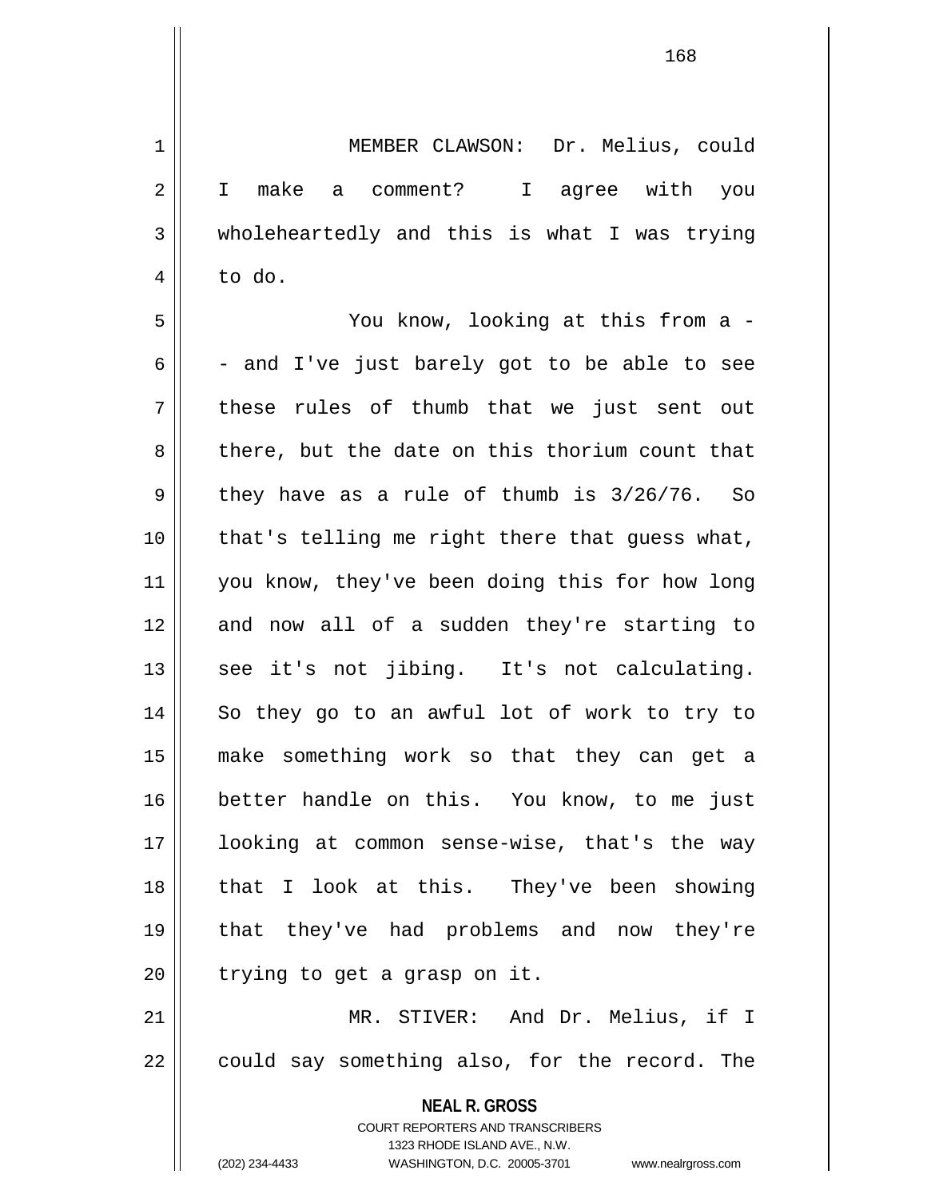MEMBER CLAWSON: Dr. Melius, could I make a comment? I agree with you wholeheartedly and this is what I was trying to do.

You know, looking at this from a -- and I've just barely got to be able to see these rules of thumb that we just sent out there, but the date on this thorium count that they have as a rule of thumb is 3/26/76. So that's telling me right there that guess what, you know, they've been doing this for how long and now all of a sudden they're starting to see it's not jibing. It's not calculating. So they go to an awful lot of work to try to make something work so that they can get a better handle on this. You know, to me just looking at common sense-wise, that's the way that I look at this. They've been showing that they've had problems and now they're trying to get a grasp on it.

MR. STIVER: And Dr. Melius, if I could say something also, for the record. The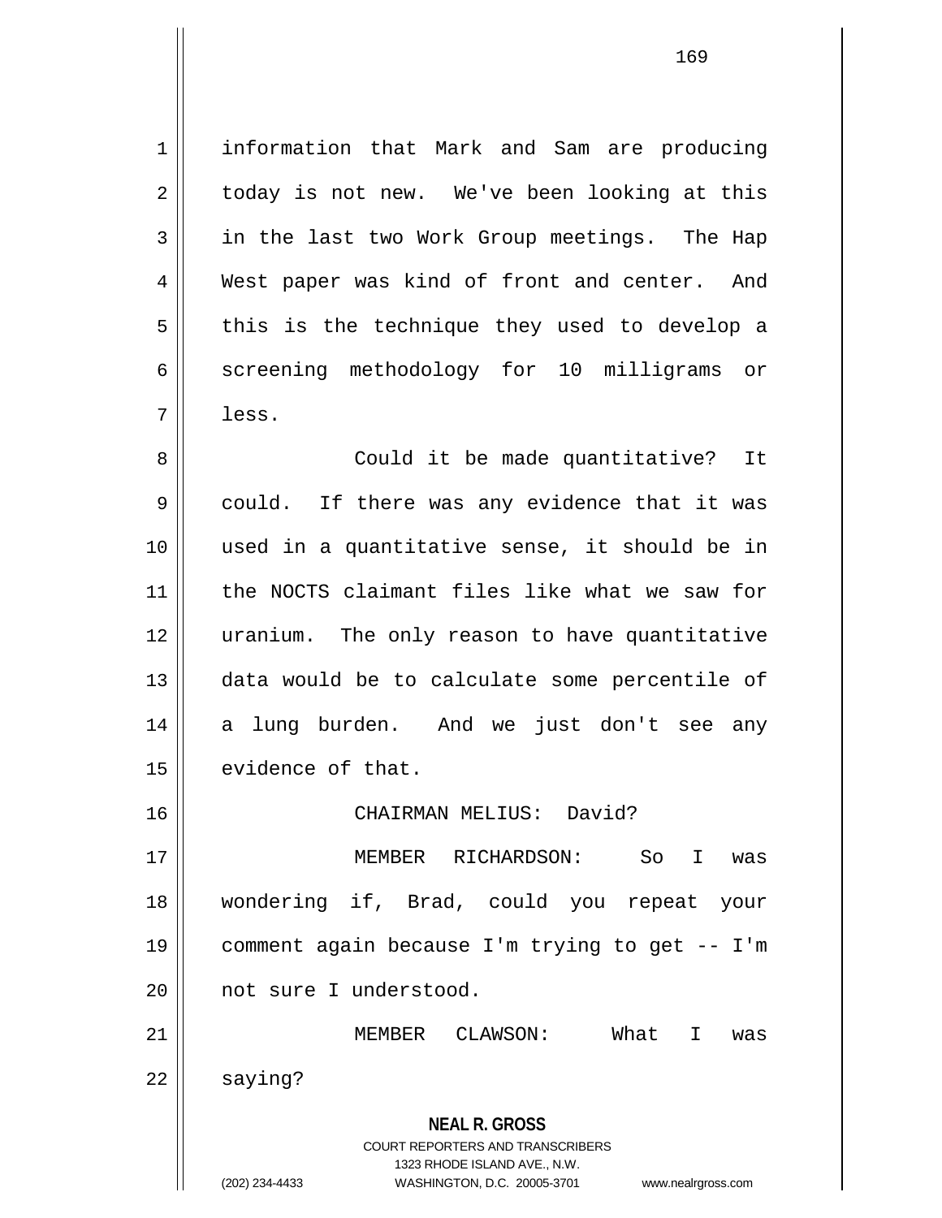information that Mark and Sam are producing today is not new. We've been looking at this in the last two Work Group meetings. The Hap West paper was kind of front and center. And this is the technique they used to develop a screening methodology for 10 milligrams or less.

Could it be made quantitative? It could. If there was any evidence that it was used in a quantitative sense, it should be in the NOCTS claimant files like what we saw for uranium. The only reason to have quantitative data would be to calculate some percentile of a lung burden. And we just don't see any evidence of that.

CHAIRMAN MELIUS: David?

MEMBER RICHARDSON: So I was wondering if, Brad, could you repeat your comment again because I'm trying to get -- I'm not sure I understood.

MEMBER CLAWSON: What I was saying?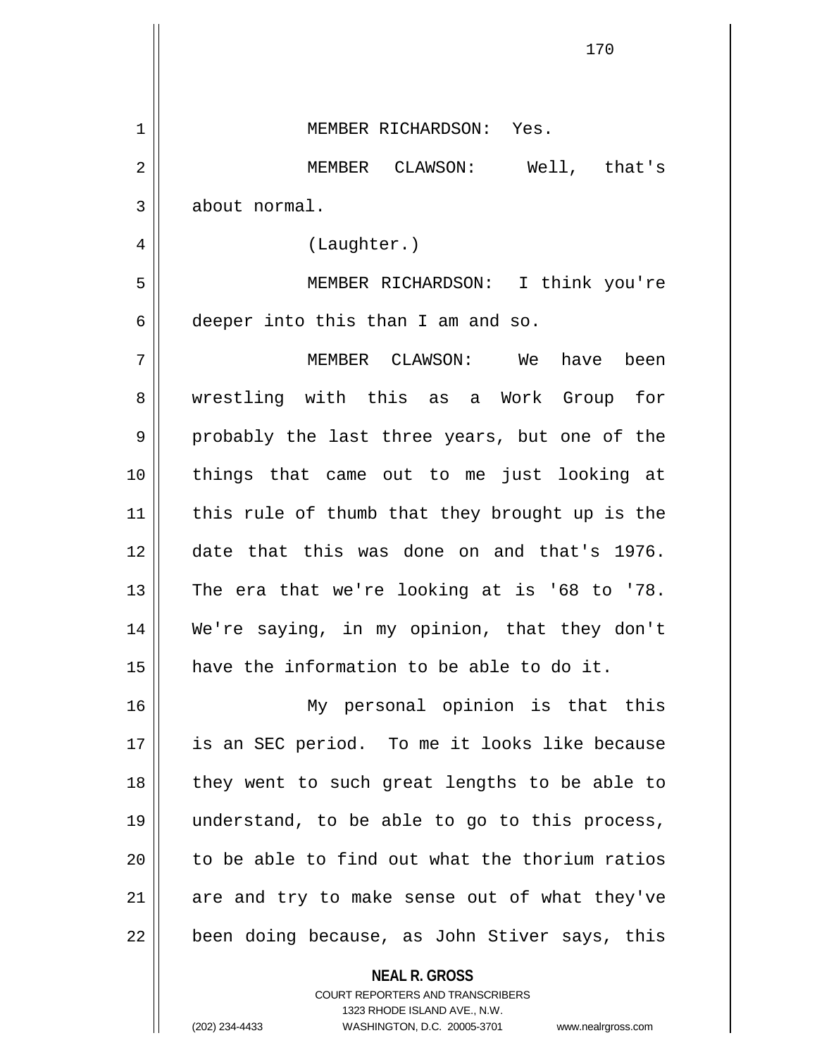MEMBER RICHARDSON: Yes.

MEMBER CLAWSON: Well, that's about normal.

(Laughter.)

MEMBER RICHARDSON: I think you're deeper into this than I am and so.

MEMBER CLAWSON: We have been wrestling with this as a Work Group for probably the last three years, but one of the things that came out to me just looking at this rule of thumb that they brought up is the date that this was done on and that's 1976. The era that we're looking at is '68 to '78. We're saying, in my opinion, that they don't have the information to be able to do it.

My personal opinion is that this is an SEC period. To me it looks like because they went to such great lengths to be able to understand, to be able to go to this process, to be able to find out what the thorium ratios are and try to make sense out of what they've been doing because, as John Stiver says, this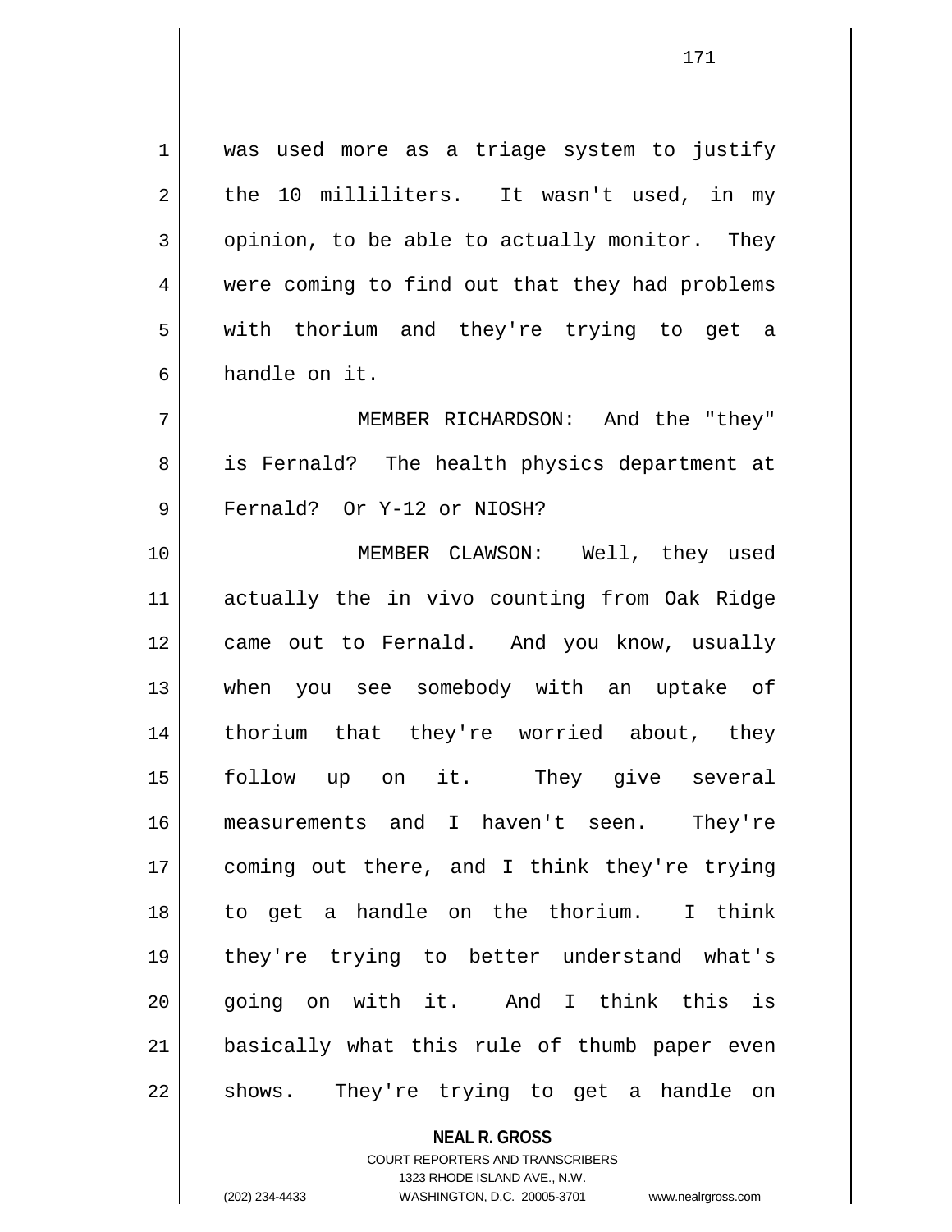was used more as a triage system to justify the 10 milliliters. It wasn't used, in my opinion, to be able to actually monitor. They were coming to find out that they had problems with thorium and they're trying to get a handle on it.

MEMBER RICHARDSON: And the "they" is Fernald? The health physics department at Fernald? Or Y-12 or NIOSH?

MEMBER CLAWSON: Well, they used actually the in vivo counting from Oak Ridge came out to Fernald. And you know, usually when you see somebody with an uptake of thorium that they're worried about, they follow up on it. They give several measurements and I haven't seen. They're coming out there, and I think they're trying to get a handle on the thorium. I think they're trying to better understand what's going on with it. And I think this is basically what this rule of thumb paper even shows. They're trying to get a handle on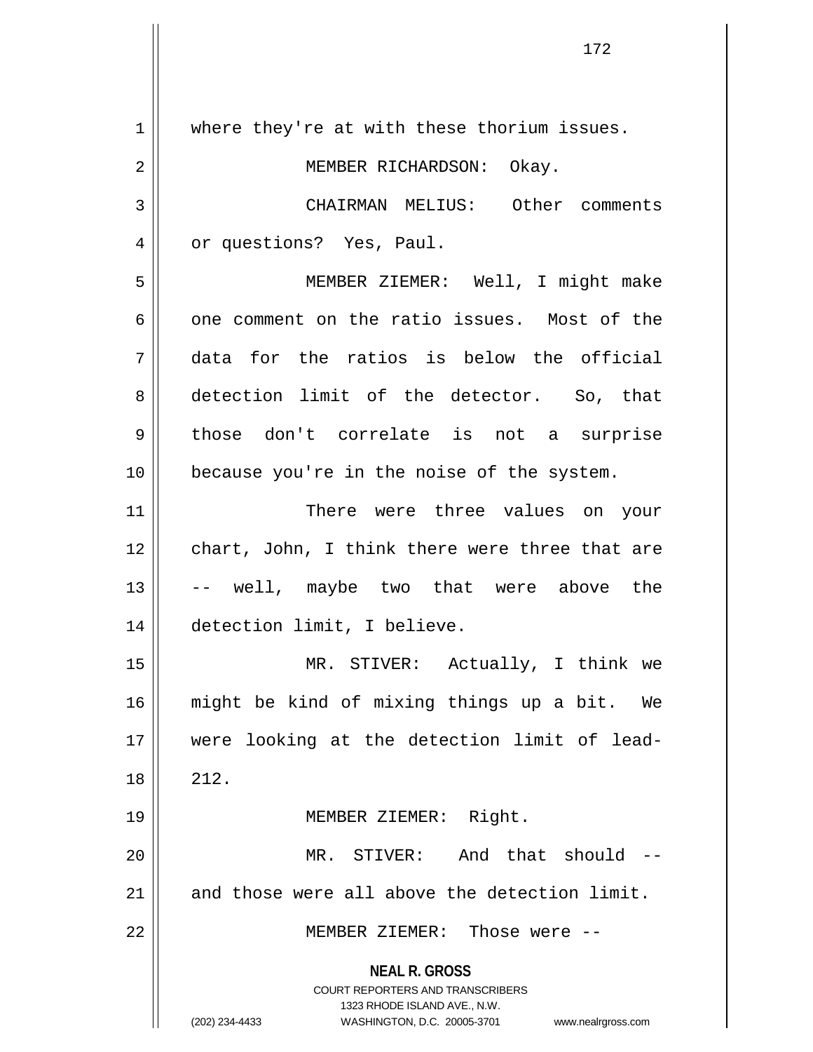where they're at with these thorium issues.

MEMBER RICHARDSON: Okay.

CHAIRMAN MELIUS: Other comments or questions? Yes, Paul.

MEMBER ZIEMER: Well, I might make one comment on the ratio issues. Most of the data for the ratios is below the official detection limit of the detector. So, that those don't correlate is not a surprise because you're in the noise of the system.

There were three values on your chart, John, I think there were three that are -- well, maybe two that were above the detection limit, I believe.

MR. STIVER: Actually, I think we might be kind of mixing things up a bit. We were looking at the detection limit of lead-212.

MEMBER ZIEMER: Right.

MR. STIVER: And that should -- and those were all above the detection limit.

MEMBER ZIEMER: Those were --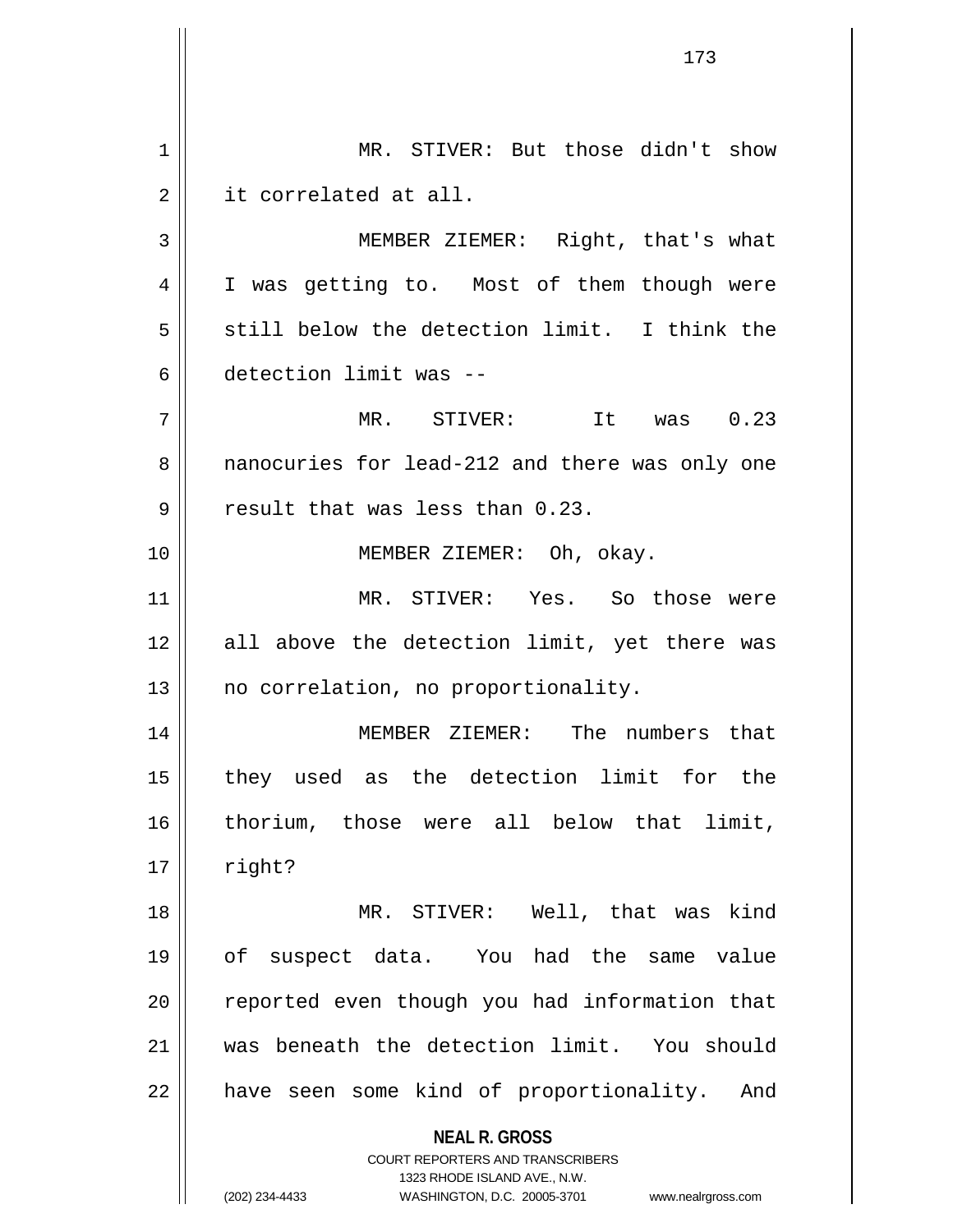MR. STIVER: But those didn't show it correlated at all.

MEMBER ZIEMER: Right, that's what I was getting to. Most of them though were still below the detection limit. I think the detection limit was --

MR. STIVER: It was 0.23 nanocuries for lead-212 and there was only one result that was less than 0.23.

MEMBER ZIEMER: Oh, okay.

MR. STIVER: Yes. So those were all above the detection limit, yet there was no correlation, no proportionality.

MEMBER ZIEMER: The numbers that they used as the detection limit for the thorium, those were all below that limit, right?

MR. STIVER: Well, that was kind of suspect data. You had the same value reported even though you had information that was beneath the detection limit. You should have seen some kind of proportionality. And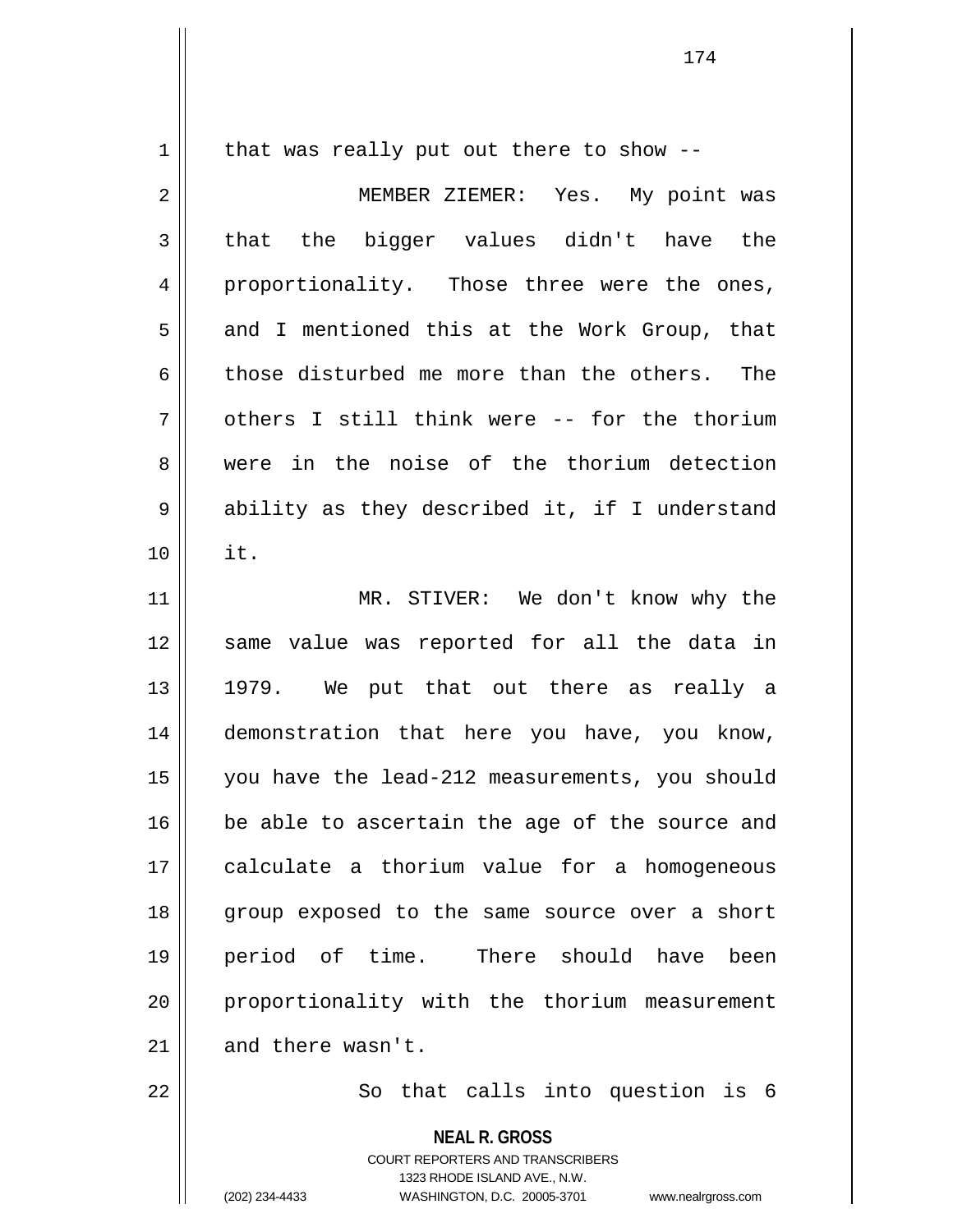that was really put out there to show --

MEMBER ZIEMER: Yes. My point was that the bigger values didn't have the proportionality. Those three were the ones, and I mentioned this at the Work Group, that those disturbed me more than the others. The others I still think were -- for the thorium were in the noise of the thorium detection ability as they described it, if I understand it.

MR. STIVER: We don't know why the same value was reported for all the data in 1979. We put that out there as really a demonstration that here you have, you know, you have the lead-212 measurements, you should be able to ascertain the age of the source and calculate a thorium value for a homogeneous group exposed to the same source over a short period of time. There should have been proportionality with the thorium measurement and there wasn't.

So that calls into question is 6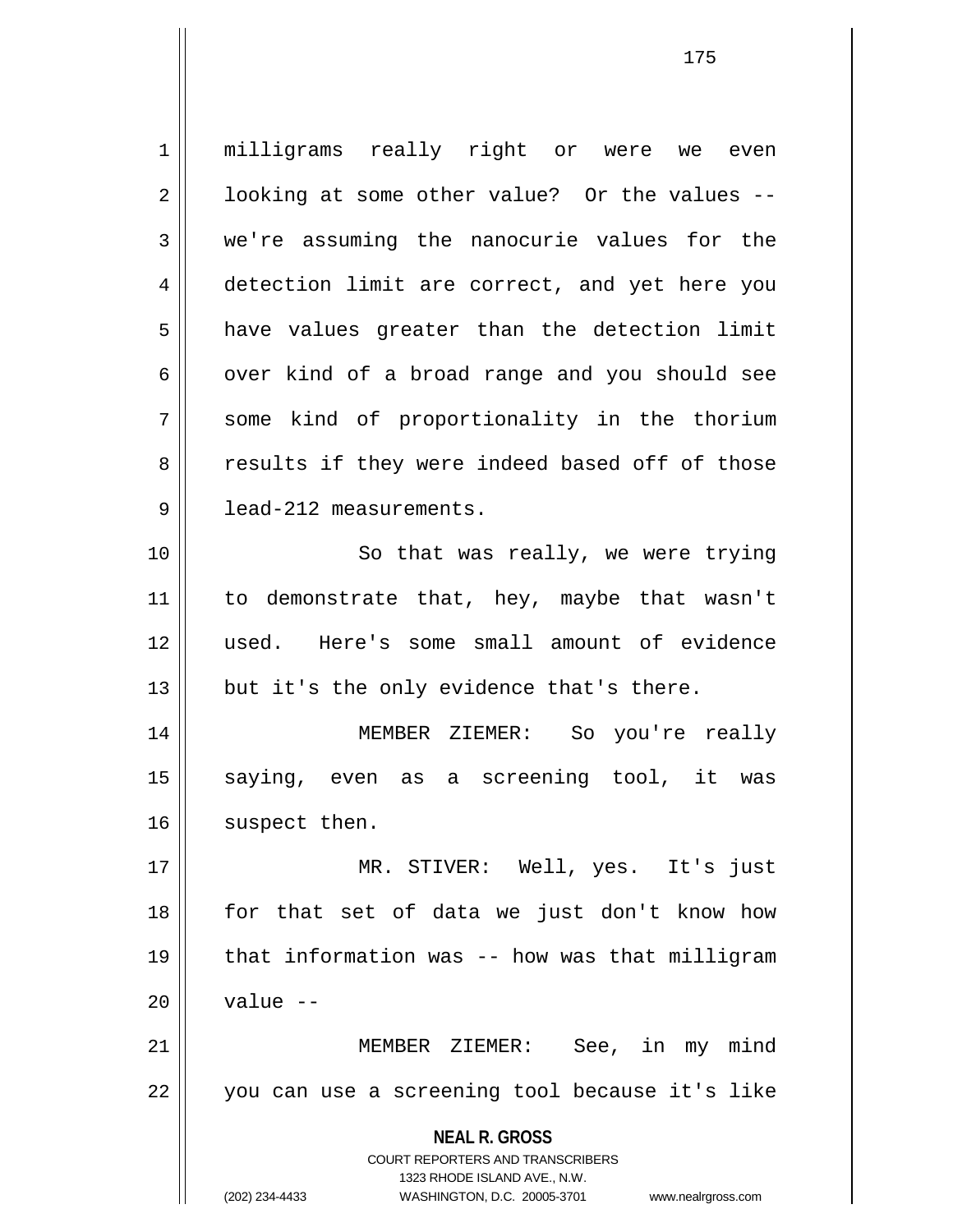milligrams really right or were we even looking at some other value? Or the values -- we're assuming the nanocurie values for the detection limit are correct, and yet here you have values greater than the detection limit over kind of a broad range and you should see some kind of proportionality in the thorium results if they were indeed based off of those lead-212 measurements.

So that was really, we were trying to demonstrate that, hey, maybe that wasn't used. Here's some small amount of evidence but it's the only evidence that's there.

MEMBER ZIEMER: So you're really saying, even as a screening tool, it was suspect then.

MR. STIVER: Well, yes. It's just for that set of data we just don't know how that information was -- how was that milligram value --

MEMBER ZIEMER: See, in my mind you can use a screening tool because it's like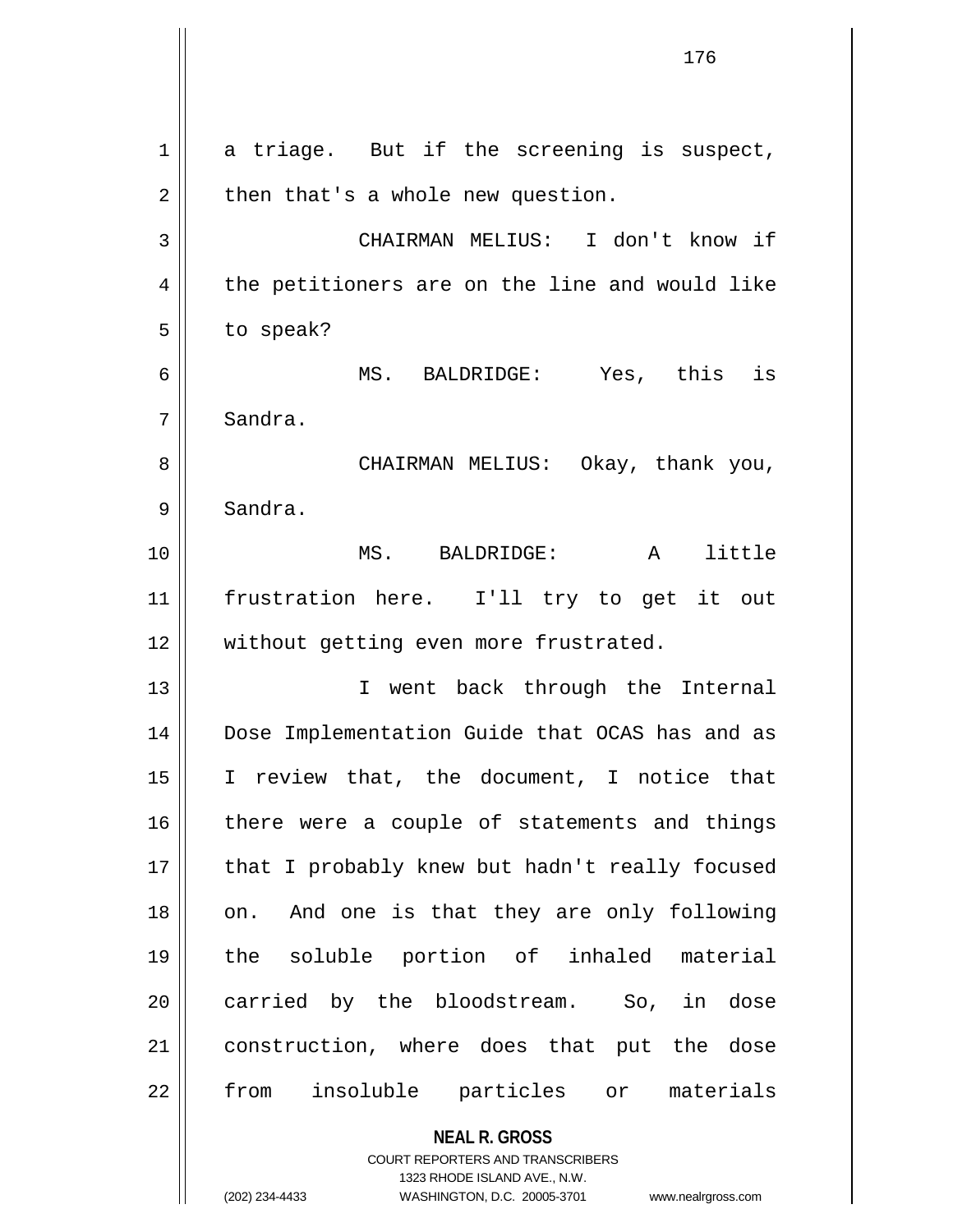a triage. But if the screening is suspect, then that's a whole new question.

CHAIRMAN MELIUS: I don't know if the petitioners are on the line and would like to speak?

MS. BALDRIDGE: Yes, this is Sandra.

CHAIRMAN MELIUS: Okay, thank you, Sandra.

MS. BALDRIDGE: A little frustration here. I'll try to get it out without getting even more frustrated.

I went back through the Internal Dose Implementation Guide that OCAS has and as I review that, the document, I notice that there were a couple of statements and things that I probably knew but hadn't really focused on. And one is that they are only following the soluble portion of inhaled material carried by the bloodstream. So, in dose construction, where does that put the dose from insoluble particles or materials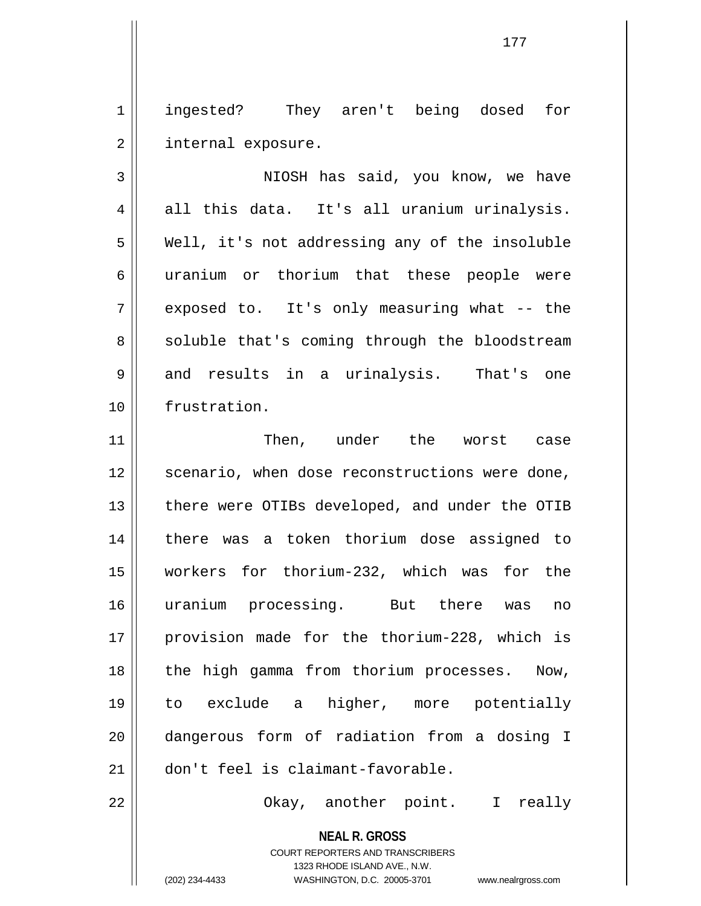ingested? They aren't being dosed for internal exposure.

NIOSH has said, you know, we have all this data. It's all uranium urinalysis. Well, it's not addressing any of the insoluble uranium or thorium that these people were exposed to. It's only measuring what -- the soluble that's coming through the bloodstream and results in a urinalysis. That's one frustration.

Then, under the worst case scenario, when dose reconstructions were done, there were OTIBs developed, and under the OTIB there was a token thorium dose assigned to workers for thorium-232, which was for the uranium processing. But there was no provision made for the thorium-228, which is the high gamma from thorium processes. Now, to exclude a higher, more potentially dangerous form of radiation from a dosing I don't feel is claimant-favorable.

Okay, another point. I really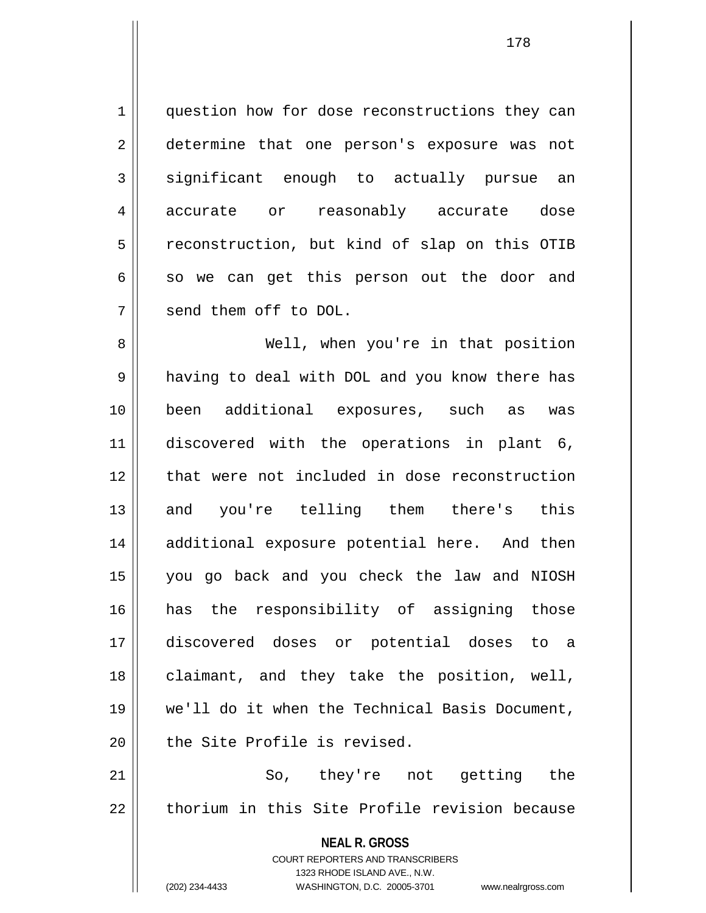question how for dose reconstructions they can determine that one person's exposure was not significant enough to actually pursue an accurate or reasonably accurate dose reconstruction, but kind of slap on this OTIB so we can get this person out the door and send them off to DOL.

Well, when you're in that position having to deal with DOL and you know there has been additional exposures, such as was discovered with the operations in plant 6, that were not included in dose reconstruction and you're telling them there's this additional exposure potential here. And then you go back and you check the law and NIOSH has the responsibility of assigning those discovered doses or potential doses to a claimant, and they take the position, well, we'll do it when the Technical Basis Document, the Site Profile is revised.

So, they're not getting the thorium in this Site Profile revision because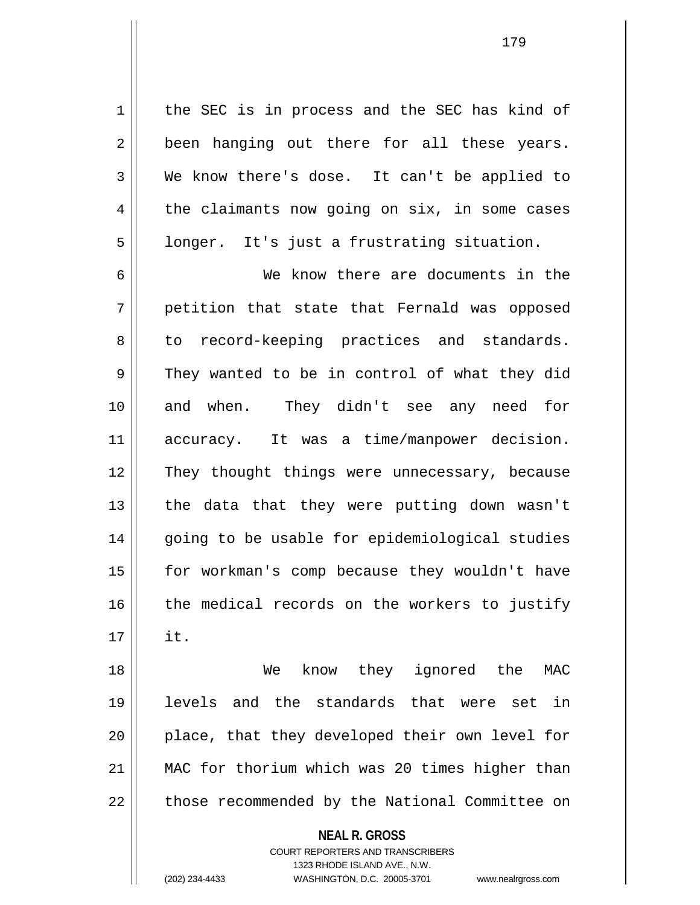the SEC is in process and the SEC has kind of been hanging out there for all these years. We know there's dose. It can't be applied to the claimants now going on six, in some cases longer. It's just a frustrating situation.

We know there are documents in the petition that state that Fernald was opposed to record-keeping practices and standards. They wanted to be in control of what they did and when. They didn't see any need for accuracy. It was a time/manpower decision. They thought things were unnecessary, because the data that they were putting down wasn't going to be usable for epidemiological studies for workman's comp because they wouldn't have the medical records on the workers to justify it.

We know they ignored the MAC levels and the standards that were set in place, that they developed their own level for MAC for thorium which was 20 times higher than those recommended by the National Committee on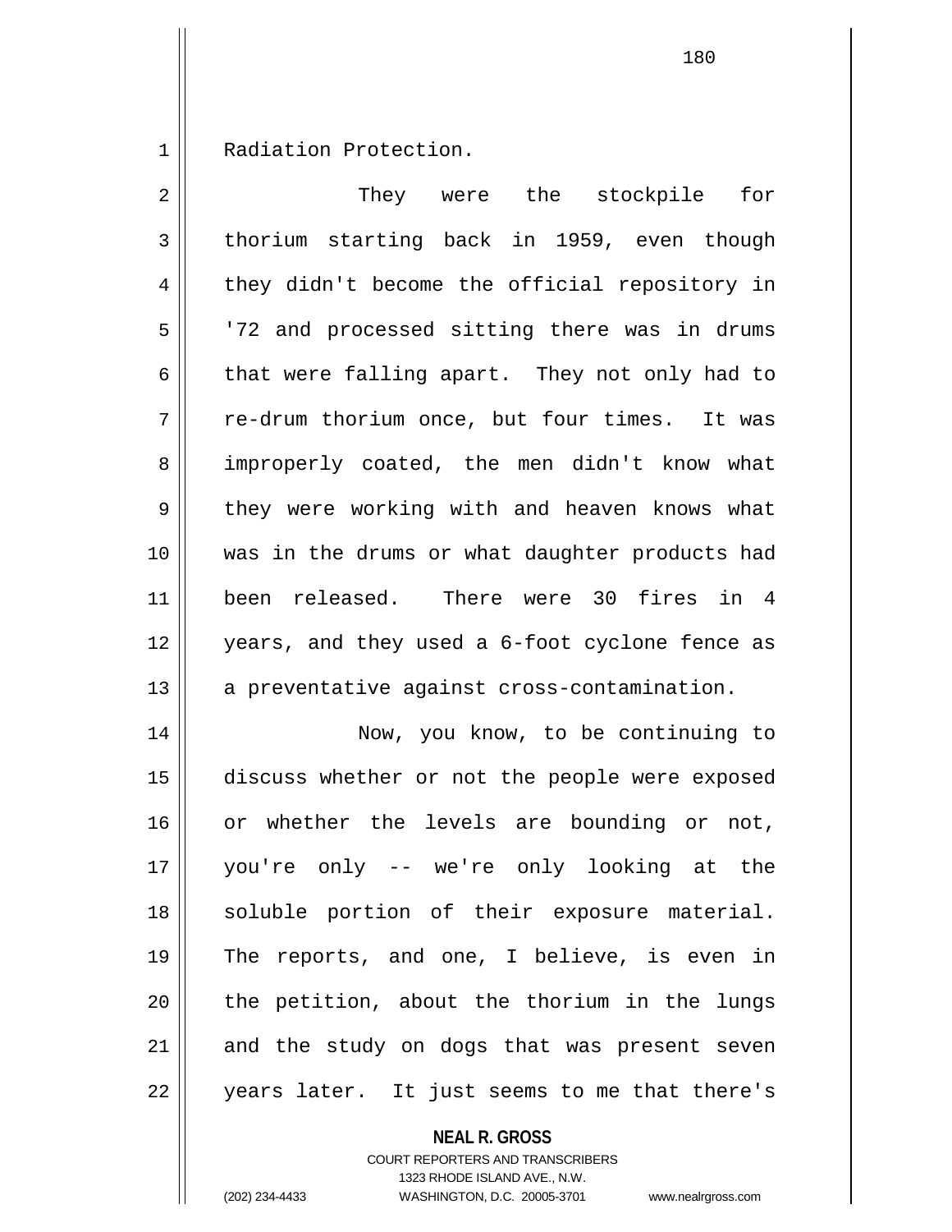Radiation Protection.

They were the stockpile for thorium starting back in 1959, even though they didn't become the official repository in '72 and processed sitting there was in drums that were falling apart. They not only had to re-drum thorium once, but four times. It was improperly coated, the men didn't know what they were working with and heaven knows what was in the drums or what daughter products had been released. There were 30 fires in 4 years, and they used a 6-foot cyclone fence as a preventative against cross-contamination.

Now, you know, to be continuing to discuss whether or not the people were exposed or whether the levels are bounding or not, you're only -- we're only looking at the soluble portion of their exposure material. The reports, and one, I believe, is even in the petition, about the thorium in the lungs and the study on dogs that was present seven years later. It just seems to me that there's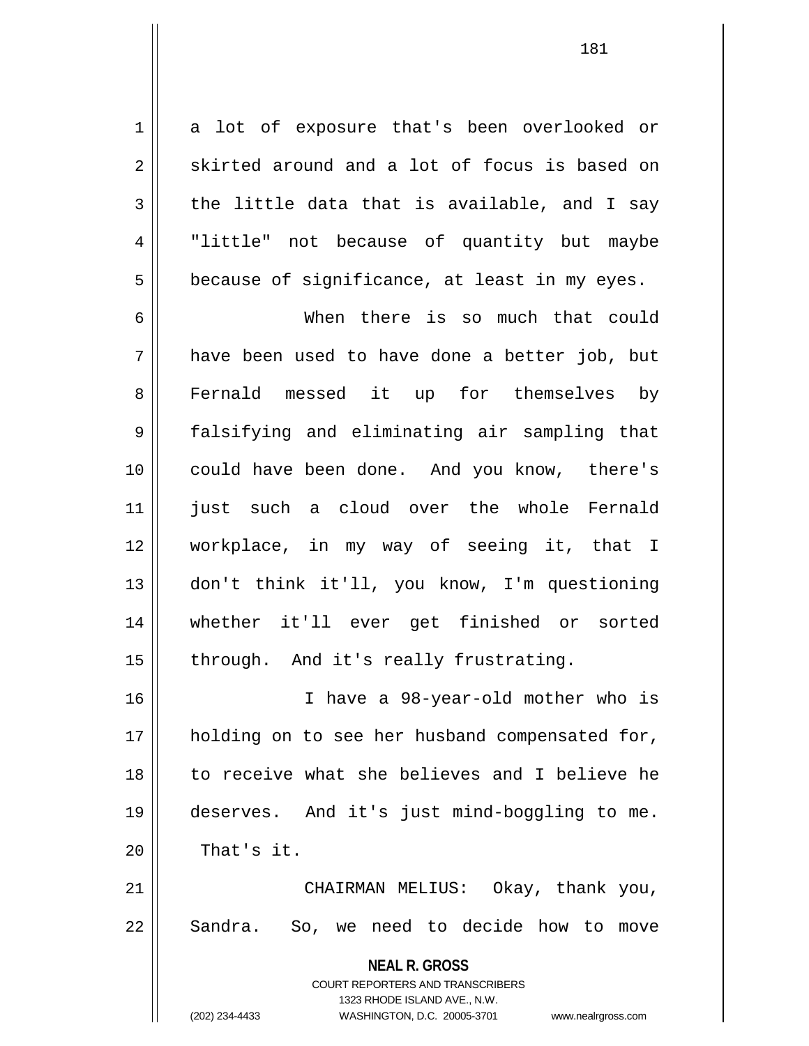a lot of exposure that's been overlooked or skirted around and a lot of focus is based on the little data that is available, and I say "little" not because of quantity but maybe because of significance, at least in my eyes.

When there is so much that could have been used to have done a better job, but Fernald messed it up for themselves by falsifying and eliminating air sampling that could have been done. And you know, there's just such a cloud over the whole Fernald workplace, in my way of seeing it, that I don't think it'll, you know, I'm questioning whether it'll ever get finished or sorted through. And it's really frustrating.

I have a 98-year-old mother who is holding on to see her husband compensated for, to receive what she believes and I believe he deserves. And it's just mind-boggling to me. That's it.

CHAIRMAN MELIUS: Okay, thank you, Sandra. So, we need to decide how to move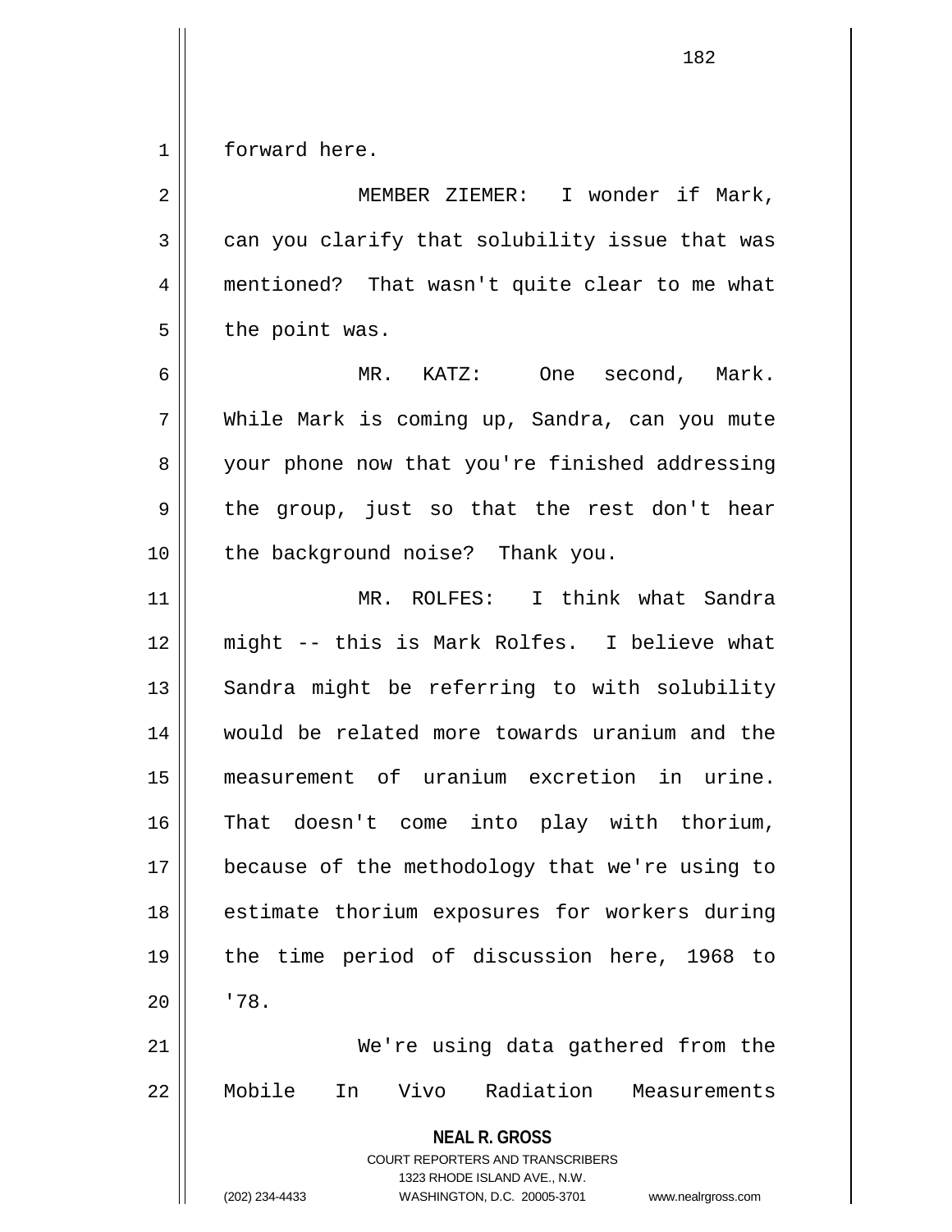forward here.

MEMBER ZIEMER: I wonder if Mark, can you clarify that solubility issue that was mentioned? That wasn't quite clear to me what the point was.

MR. KATZ: One second, Mark. While Mark is coming up, Sandra, can you mute your phone now that you're finished addressing the group, just so that the rest don't hear the background noise? Thank you.

MR. ROLFES: I think what Sandra might -- this is Mark Rolfes. I believe what Sandra might be referring to with solubility would be related more towards uranium and the measurement of uranium excretion in urine. That doesn't come into play with thorium, because of the methodology that we're using to estimate thorium exposures for workers during the time period of discussion here, 1968 to '78.

We're using data gathered from the Mobile In Vivo Radiation Measurements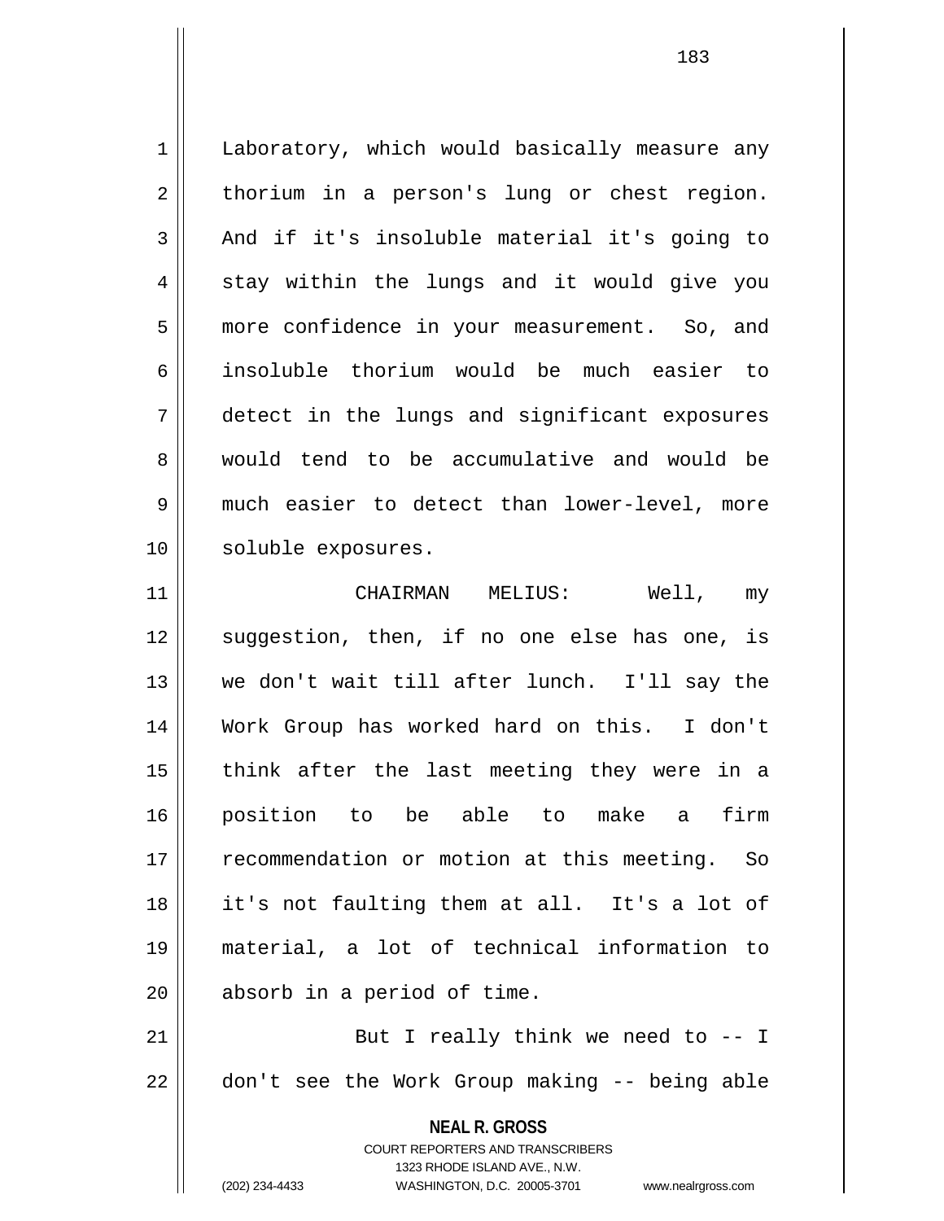Laboratory, which would basically measure any thorium in a person's lung or chest region. And if it's insoluble material it's going to stay within the lungs and it would give you more confidence in your measurement. So, and insoluble thorium would be much easier to detect in the lungs and significant exposures would tend to be accumulative and would be much easier to detect than lower-level, more soluble exposures.

CHAIRMAN MELIUS: Well, my suggestion, then, if no one else has one, is we don't wait till after lunch. I'll say the Work Group has worked hard on this. I don't think after the last meeting they were in a position to be able to make a firm recommendation or motion at this meeting. So it's not faulting them at all. It's a lot of material, a lot of technical information to absorb in a period of time.

But I really think we need to -- I don't see the Work Group making -- being able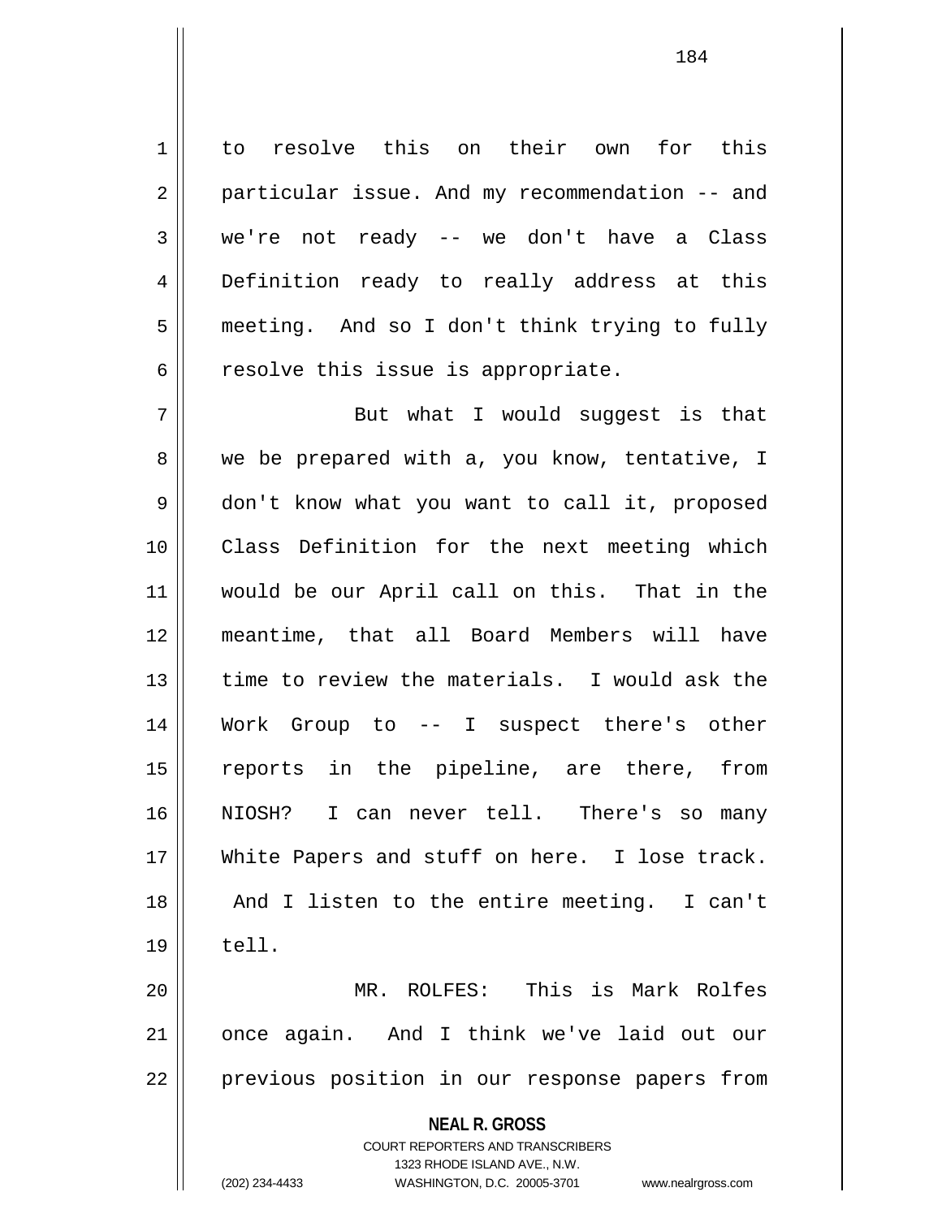to resolve this on their own for this particular issue. And my recommendation -- and we're not ready -- we don't have a Class Definition ready to really address at this meeting. And so I don't think trying to fully resolve this issue is appropriate.

But what I would suggest is that we be prepared with a, you know, tentative, I don't know what you want to call it, proposed Class Definition for the next meeting which would be our April call on this. That in the meantime, that all Board Members will have time to review the materials. I would ask the Work Group to -- I suspect there's other reports in the pipeline, are there, from NIOSH? I can never tell. There's so many White Papers and stuff on here. I lose track. And I listen to the entire meeting. I can't tell.

MR. ROLFES: This is Mark Rolfes once again. And I think we've laid out our previous position in our response papers from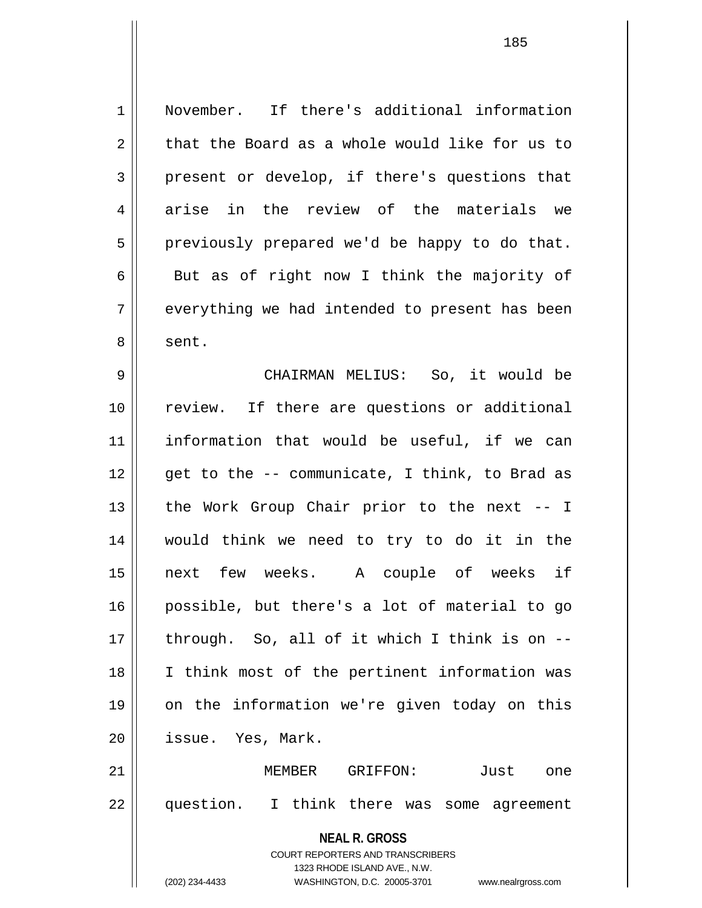November. If there's additional information that the Board as a whole would like for us to present or develop, if there's questions that arise in the review of the materials we previously prepared we'd be happy to do that. But as of right now I think the majority of everything we had intended to present has been sent.

CHAIRMAN MELIUS: So, it would be review. If there are questions or additional information that would be useful, if we can get to the -- communicate, I think, to Brad as the Work Group Chair prior to the next -- I would think we need to try to do it in the next few weeks. A couple of weeks if possible, but there's a lot of material to go through. So, all of it which I think is on -- I think most of the pertinent information was on the information we're given today on this issue. Yes, Mark.

MEMBER GRIFFON: Just one question. I think there was some agreement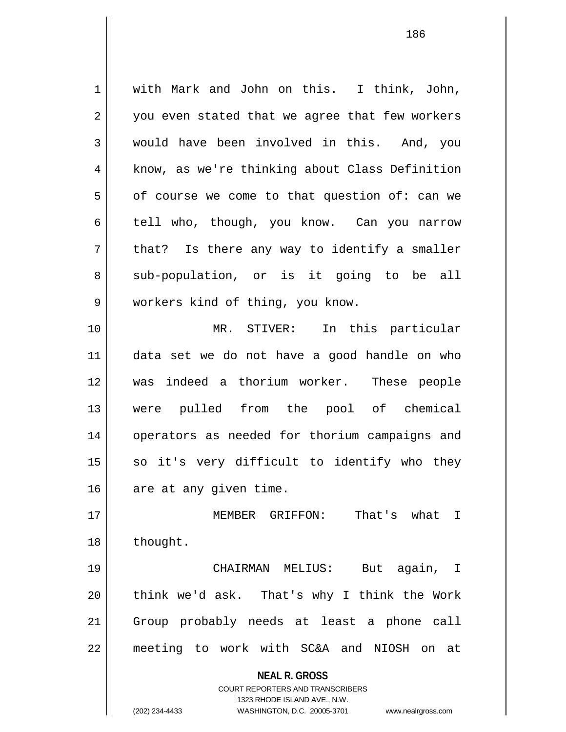with Mark and John on this. I think, John, you even stated that we agree that few workers would have been involved in this. And, you know, as we're thinking about Class Definition of course we come to that question of: can we tell who, though, you know. Can you narrow that? Is there any way to identify a smaller sub-population, or is it going to be all workers kind of thing, you know.

MR. STIVER: In this particular data set we do not have a good handle on who was indeed a thorium worker. These people were pulled from the pool of chemical operators as needed for thorium campaigns and so it's very difficult to identify who they are at any given time.

MEMBER GRIFFON: That's what I thought.

CHAIRMAN MELIUS: But again, I think we'd ask. That's why I think the Work Group probably needs at least a phone call meeting to work with SC&A and NIOSH on at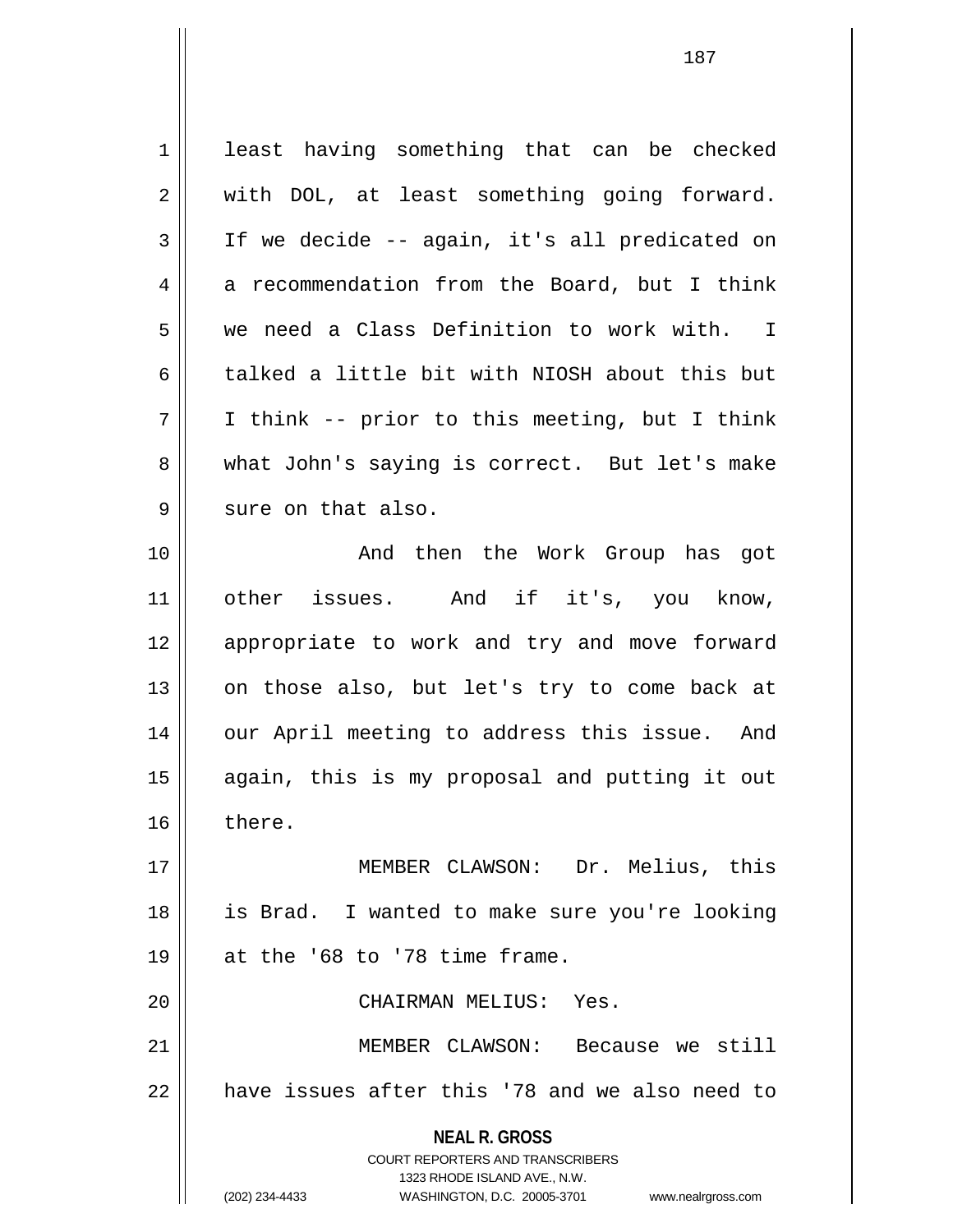least having something that can be checked with DOL, at least something going forward. If we decide -- again, it's all predicated on a recommendation from the Board, but I think we need a Class Definition to work with. I talked a little bit with NIOSH about this but I think -- prior to this meeting, but I think what John's saying is correct. But let's make sure on that also.

And then the Work Group has got other issues. And if it's, you know, appropriate to work and try and move forward on those also, but let's try to come back at our April meeting to address this issue. And again, this is my proposal and putting it out there.

MEMBER CLAWSON: Dr. Melius, this is Brad. I wanted to make sure you're looking at the '68 to '78 time frame.

CHAIRMAN MELIUS: Yes.

MEMBER CLAWSON: Because we still have issues after this '78 and we also need to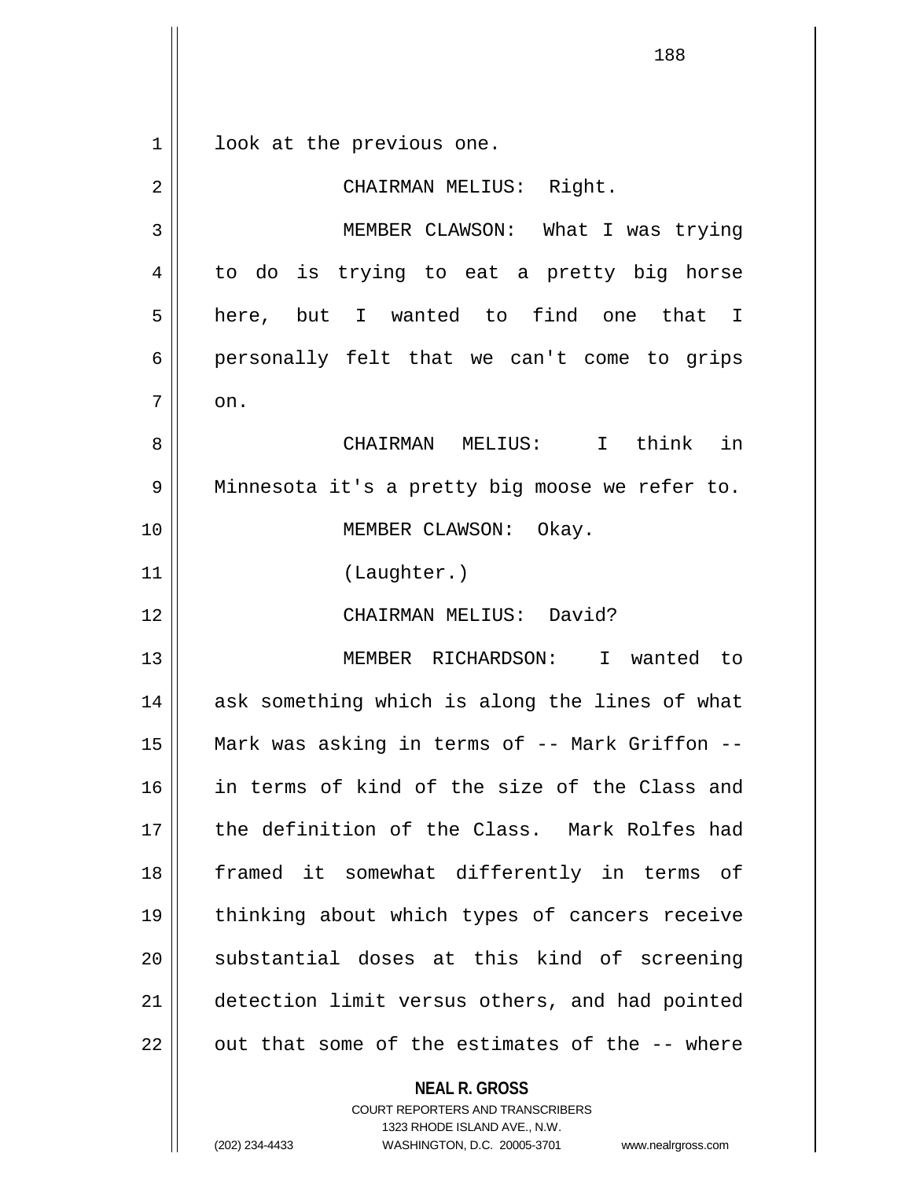look at the previous one.

CHAIRMAN MELIUS: Right.

MEMBER CLAWSON: What I was trying to do is trying to eat a pretty big horse here, but I wanted to find one that I personally felt that we can't come to grips on.

CHAIRMAN MELIUS: I think in Minnesota it's a pretty big moose we refer to.

MEMBER CLAWSON: Okay.

(Laughter.)

CHAIRMAN MELIUS: David?

MEMBER RICHARDSON: I wanted to ask something which is along the lines of what Mark was asking in terms of -- Mark Griffon -- in terms of kind of the size of the Class and the definition of the Class. Mark Rolfes had framed it somewhat differently in terms of thinking about which types of cancers receive substantial doses at this kind of screening detection limit versus others, and had pointed out that some of the estimates of the -- where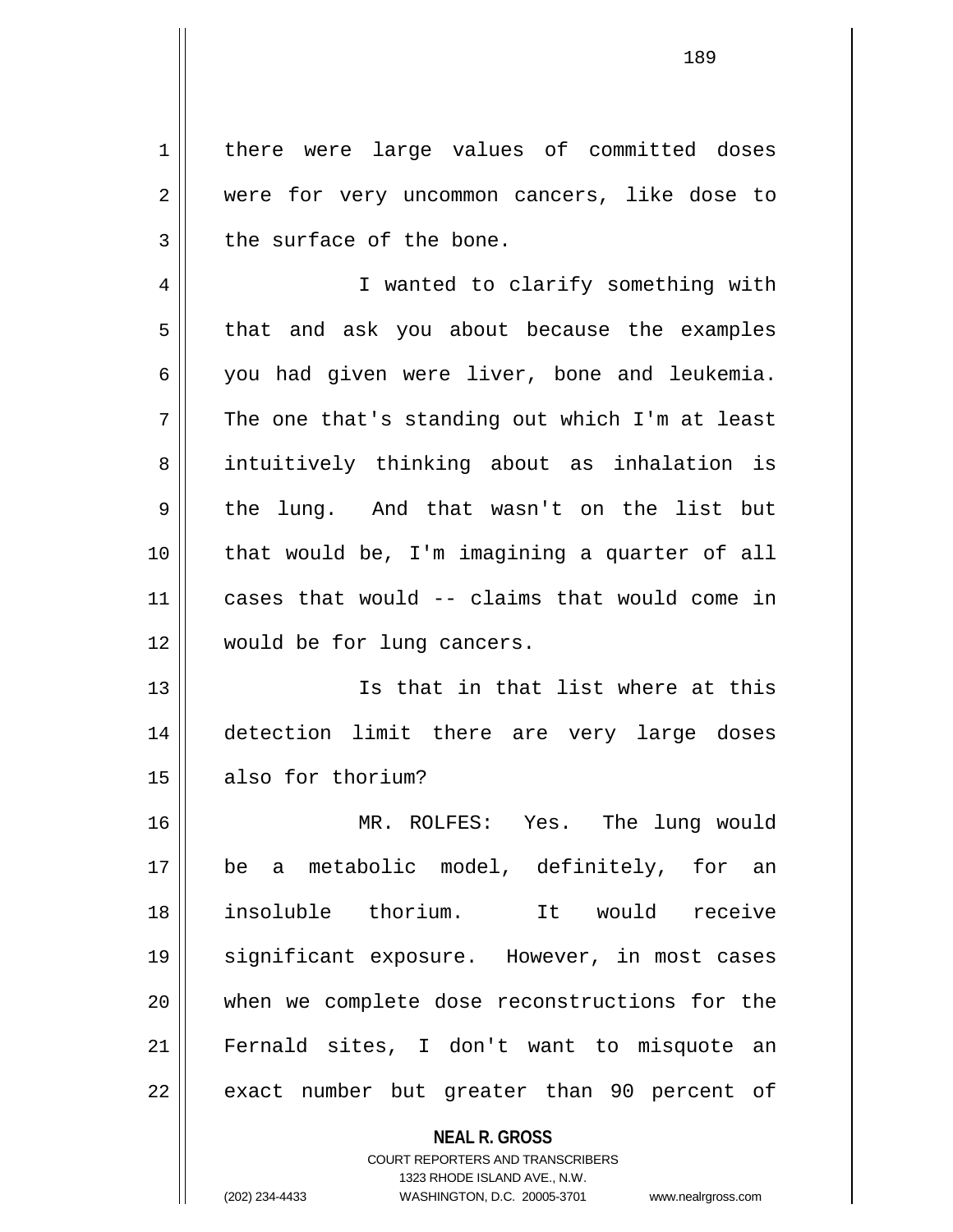there were large values of committed doses were for very uncommon cancers, like dose to the surface of the bone.

I wanted to clarify something with that and ask you about because the examples you had given were liver, bone and leukemia. The one that's standing out which I'm at least intuitively thinking about as inhalation is the lung. And that wasn't on the list but that would be, I'm imagining a quarter of all cases that would -- claims that would come in would be for lung cancers.

Is that in that list where at this detection limit there are very large doses also for thorium?

MR. ROLFES: Yes. The lung would be a metabolic model, definitely, for an insoluble thorium. It would receive significant exposure. However, in most cases when we complete dose reconstructions for the Fernald sites, I don't want to misquote an exact number but greater than 90 percent of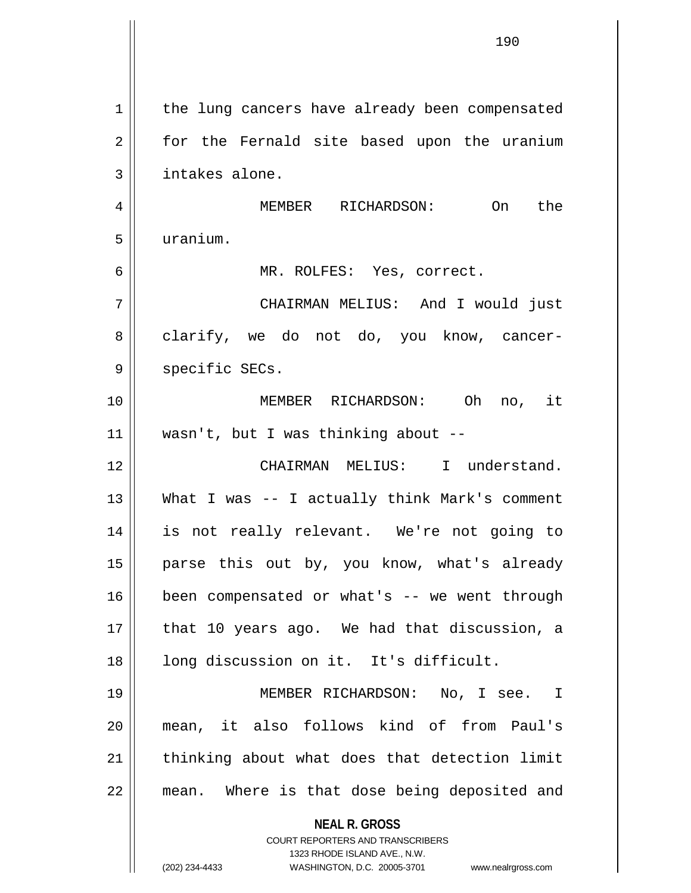the lung cancers have already been compensated for the Fernald site based upon the uranium intakes alone.

MEMBER RICHARDSON: On the uranium.

MR. ROLFES: Yes, correct.

CHAIRMAN MELIUS: And I would just clarify, we do not do, you know, cancer-specific SECs.

MEMBER RICHARDSON: Oh no, it wasn't, but I was thinking about --

CHAIRMAN MELIUS: I understand. What I was -- I actually think Mark's comment is not really relevant. We're not going to parse this out by, you know, what's already been compensated or what's -- we went through that 10 years ago. We had that discussion, a long discussion on it. It's difficult.

MEMBER RICHARDSON: No, I see. I mean, it also follows kind of from Paul's thinking about what does that detection limit mean. Where is that dose being deposited and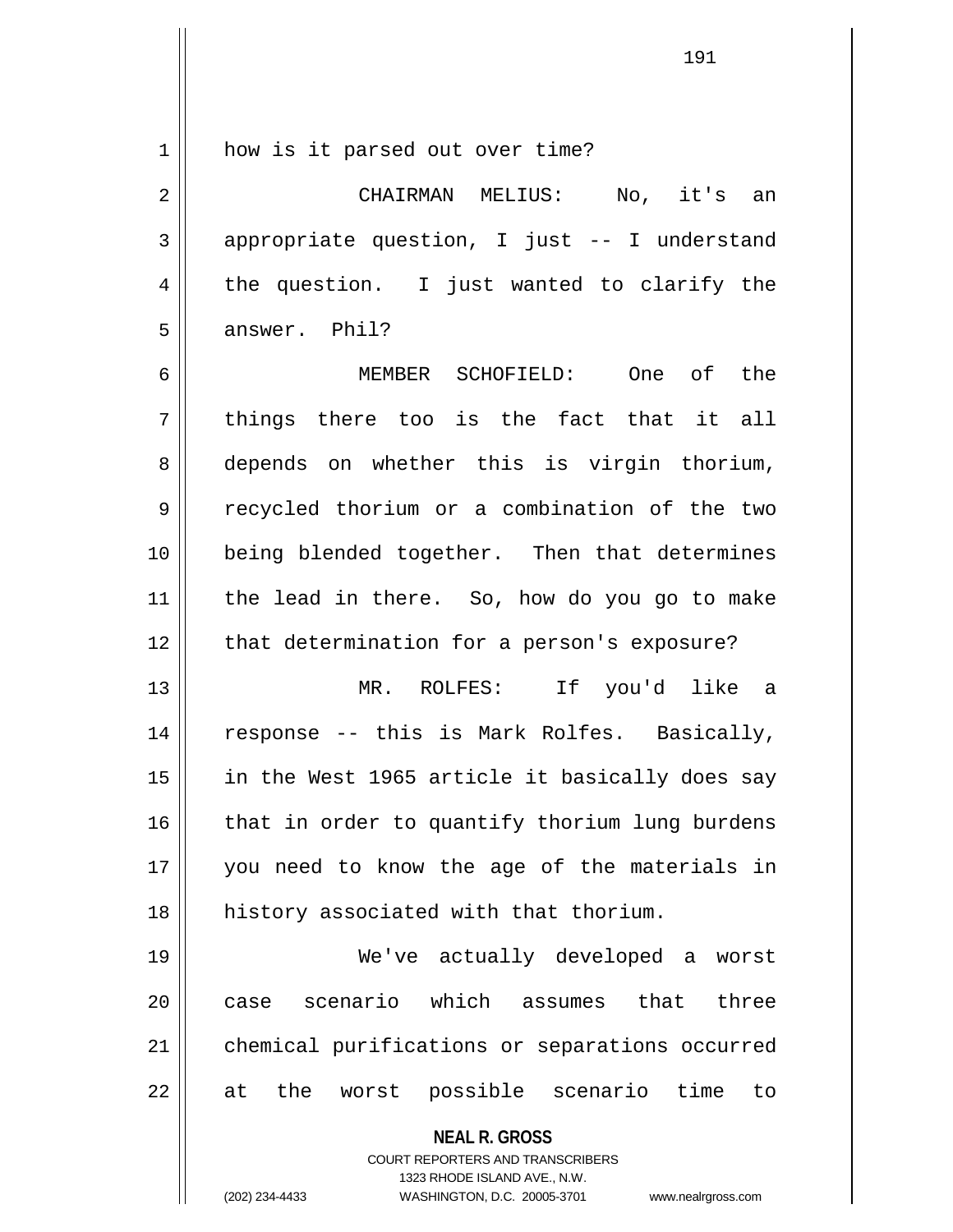how is it parsed out over time?

CHAIRMAN MELIUS: No, it's an appropriate question, I just -- I understand the question. I just wanted to clarify the answer. Phil?

MEMBER SCHOFIELD: One of the things there too is the fact that it all depends on whether this is virgin thorium, recycled thorium or a combination of the two being blended together. Then that determines the lead in there. So, how do you go to make that determination for a person's exposure?

MR. ROLFES: If you'd like a response -- this is Mark Rolfes. Basically, in the West 1965 article it basically does say that in order to quantify thorium lung burdens you need to know the age of the materials in history associated with that thorium.

We've actually developed a worst case scenario which assumes that three chemical purifications or separations occurred at the worst possible scenario time to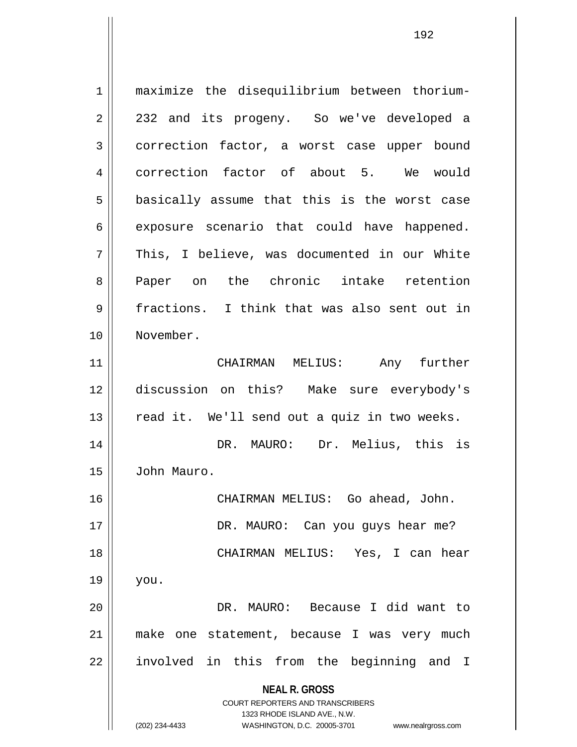maximize the disequilibrium between thorium-232 and its progeny. So we've developed a correction factor, a worst case upper bound correction factor of about 5. We would basically assume that this is the worst case exposure scenario that could have happened. This, I believe, was documented in our White Paper on the chronic intake retention fractions. I think that was also sent out in November.

CHAIRMAN MELIUS: Any further discussion on this? Make sure everybody's read it. We'll send out a quiz in two weeks.

DR. MAURO: Dr. Melius, this is John Mauro.

CHAIRMAN MELIUS: Go ahead, John.

DR. MAURO: Can you guys hear me?

CHAIRMAN MELIUS: Yes, I can hear you.

DR. MAURO: Because I did want to make one statement, because I was very much involved in this from the beginning and I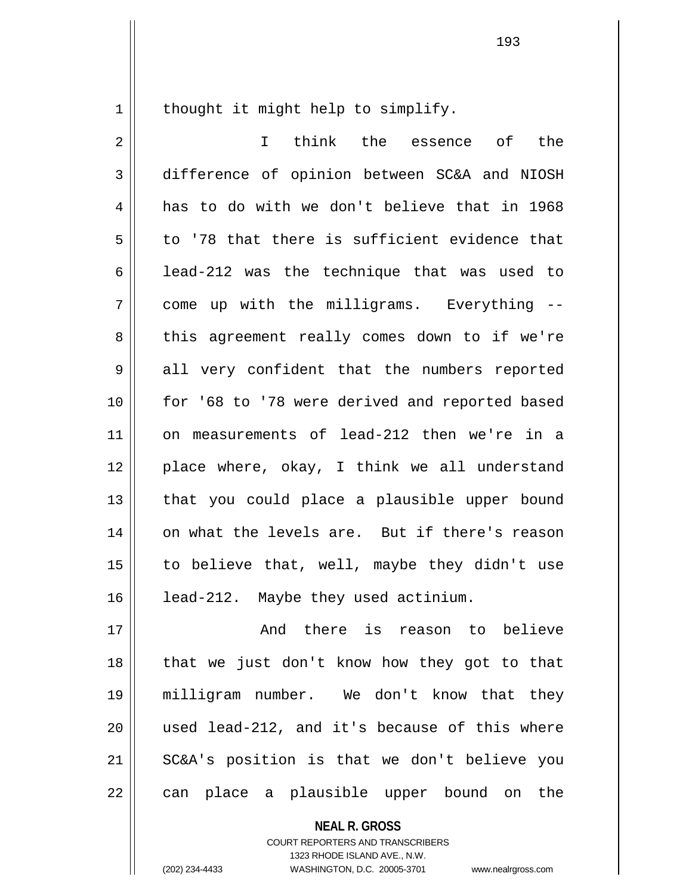thought it might help to simplify.

I think the essence of the difference of opinion between SC&A and NIOSH has to do with we don't believe that in 1968 to '78 that there is sufficient evidence that lead-212 was the technique that was used to come up with the milligrams. Everything -- this agreement really comes down to if we're all very confident that the numbers reported for '68 to '78 were derived and reported based on measurements of lead-212 then we're in a place where, okay, I think we all understand that you could place a plausible upper bound on what the levels are. But if there's reason to believe that, well, maybe they didn't use lead-212. Maybe they used actinium.

And there is reason to believe that we just don't know how they got to that milligram number. We don't know that they used lead-212, and it's because of this where SC&A's position is that we don't believe you can place a plausible upper bound on the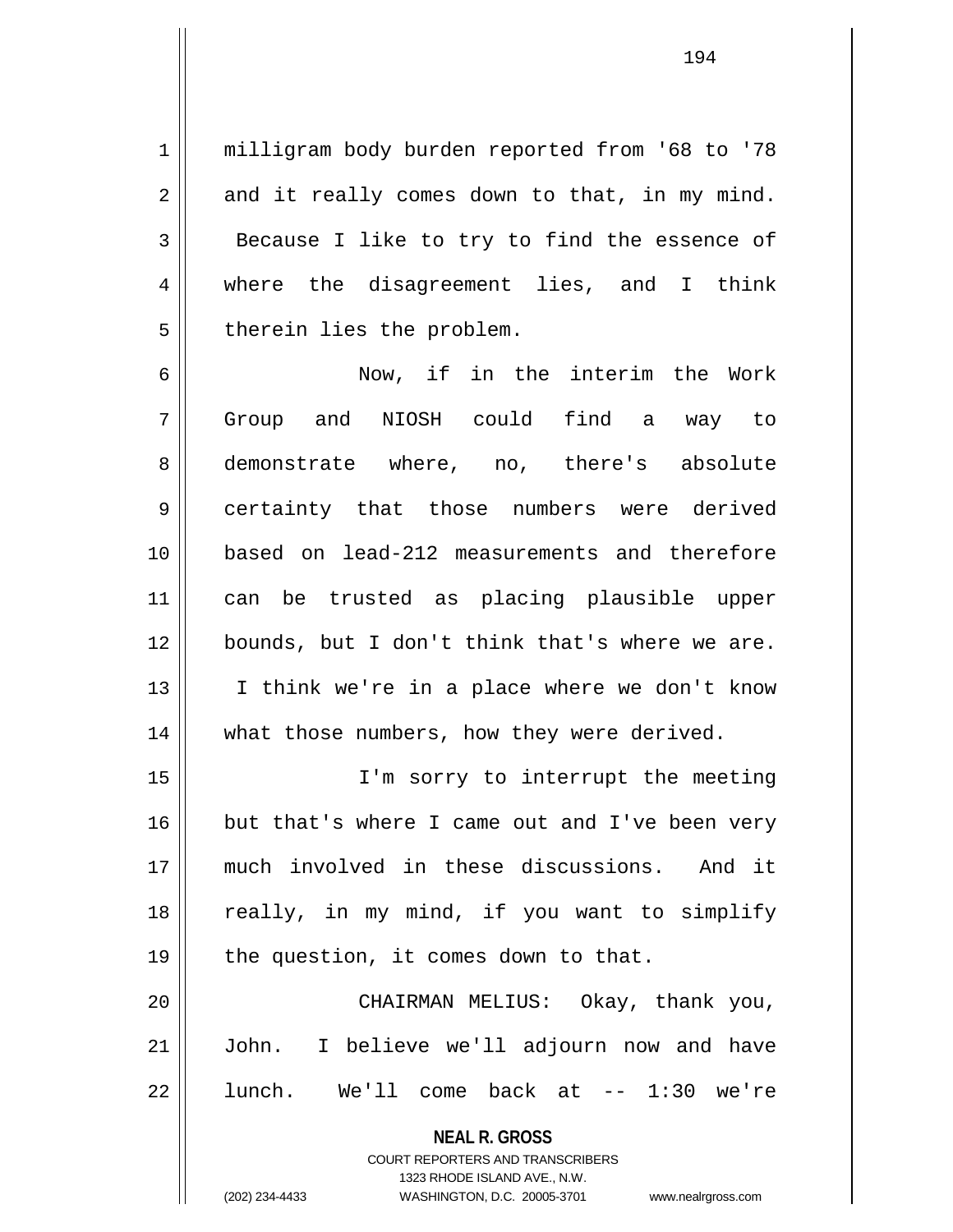milligram body burden reported from '68 to '78 and it really comes down to that, in my mind. Because I like to try to find the essence of where the disagreement lies, and I think therein lies the problem.

Now, if in the interim the Work Group and NIOSH could find a way to demonstrate where, no, there's absolute certainty that those numbers were derived based on lead-212 measurements and therefore can be trusted as placing plausible upper bounds, but I don't think that's where we are. I think we're in a place where we don't know what those numbers, how they were derived.

I'm sorry to interrupt the meeting but that's where I came out and I've been very much involved in these discussions. And it really, in my mind, if you want to simplify the question, it comes down to that.

CHAIRMAN MELIUS: Okay, thank you, John. I believe we'll adjourn now and have lunch. We'll come back at -- 1:30 we're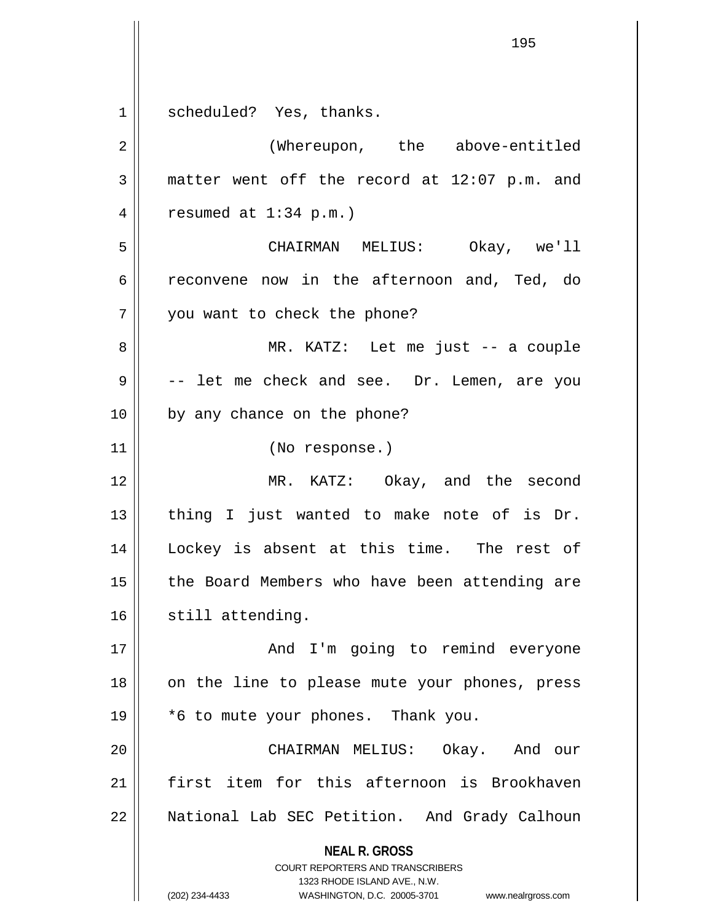scheduled? Yes, thanks.

(Whereupon, the above-entitled matter went off the record at 12:07 p.m. and resumed at 1:34 p.m.)

CHAIRMAN MELIUS: Okay, we'll reconvene now in the afternoon and, Ted, do you want to check the phone?

MR. KATZ: Let me just -- a couple -- let me check and see. Dr. Lemen, are you by any chance on the phone?

(No response.)

MR. KATZ: Okay, and the second thing I just wanted to make note of is Dr. Lockey is absent at this time. The rest of the Board Members who have been attending are still attending.

And I'm going to remind everyone on the line to please mute your phones, press *6 to mute your phones. Thank you.

CHAIRMAN MELIUS: Okay. And our first item for this afternoon is Brookhaven National Lab SEC Petition. And Grady Calhoun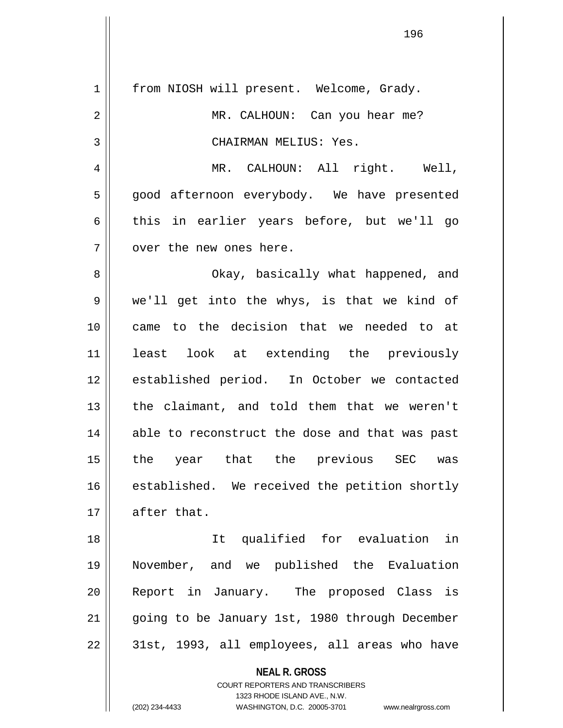from NIOSH will present. Welcome, Grady.

MR. CALHOUN: Can you hear me?

CHAIRMAN MELIUS: Yes.

MR. CALHOUN: All right. Well, good afternoon everybody. We have presented this in earlier years before, but we'll go over the new ones here.

Okay, basically what happened, and we'll get into the whys, is that we kind of came to the decision that we needed to at least look at extending the previously established period. In October we contacted the claimant, and told them that we weren't able to reconstruct the dose and that was past the year that the previous SEC was established. We received the petition shortly after that.

It qualified for evaluation in November, and we published the Evaluation Report in January. The proposed Class is going to be January 1st, 1980 through December 31st, 1993, all employees, all areas who have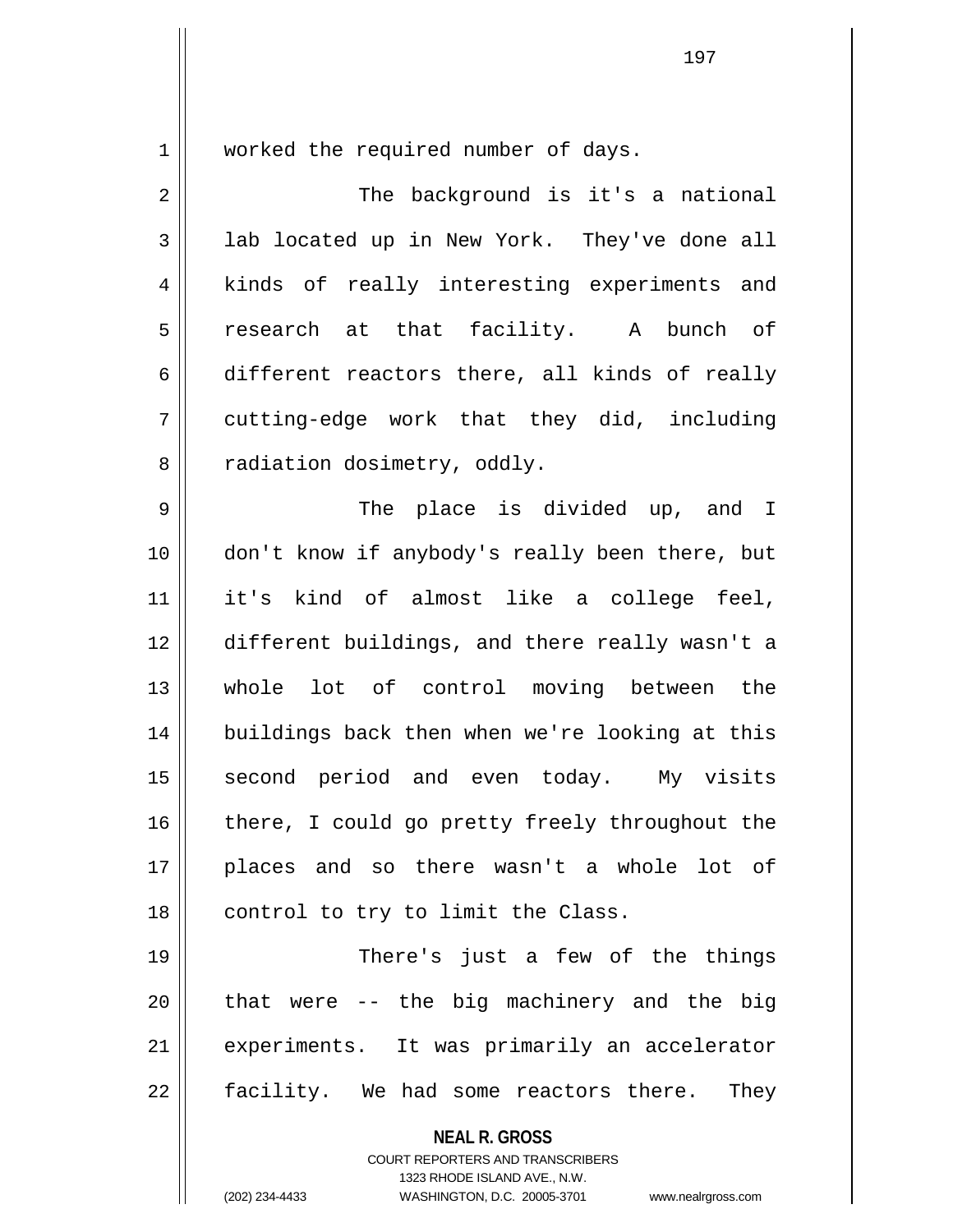worked the required number of days.

The background is it's a national lab located up in New York. They've done all kinds of really interesting experiments and research at that facility. A bunch of different reactors there, all kinds of really cutting-edge work that they did, including radiation dosimetry, oddly.

The place is divided up, and I don't know if anybody's really been there, but it's kind of almost like a college feel, different buildings, and there really wasn't a whole lot of control moving between the buildings back then when we're looking at this second period and even today. My visits there, I could go pretty freely throughout the places and so there wasn't a whole lot of control to try to limit the Class.

There's just a few of the things that were -- the big machinery and the big experiments. It was primarily an accelerator facility. We had some reactors there. They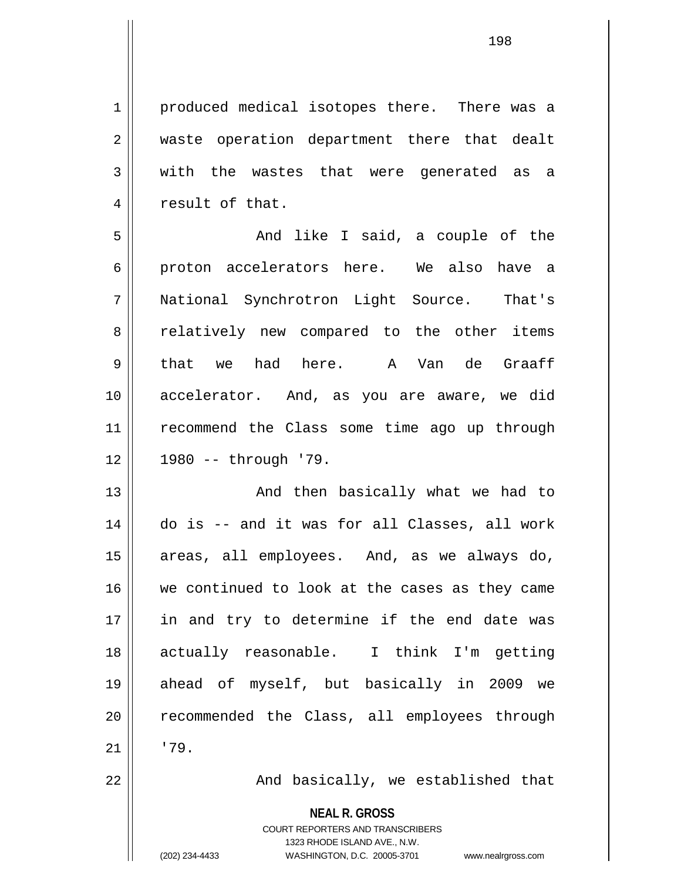produced medical isotopes there. There was a waste operation department there that dealt with the wastes that were generated as a result of that.

And like I said, a couple of the proton accelerators here. We also have a National Synchrotron Light Source. That's relatively new compared to the other items that we had here. A Van de Graaff accelerator. And, as you are aware, we did recommend the Class some time ago up through 1980 -- through '79.

And then basically what we had to do is -- and it was for all Classes, all work areas, all employees. And, as we always do, we continued to look at the cases as they came in and try to determine if the end date was actually reasonable. I think I'm getting ahead of myself, but basically in 2009 we recommended the Class, all employees through '79.

And basically, we established that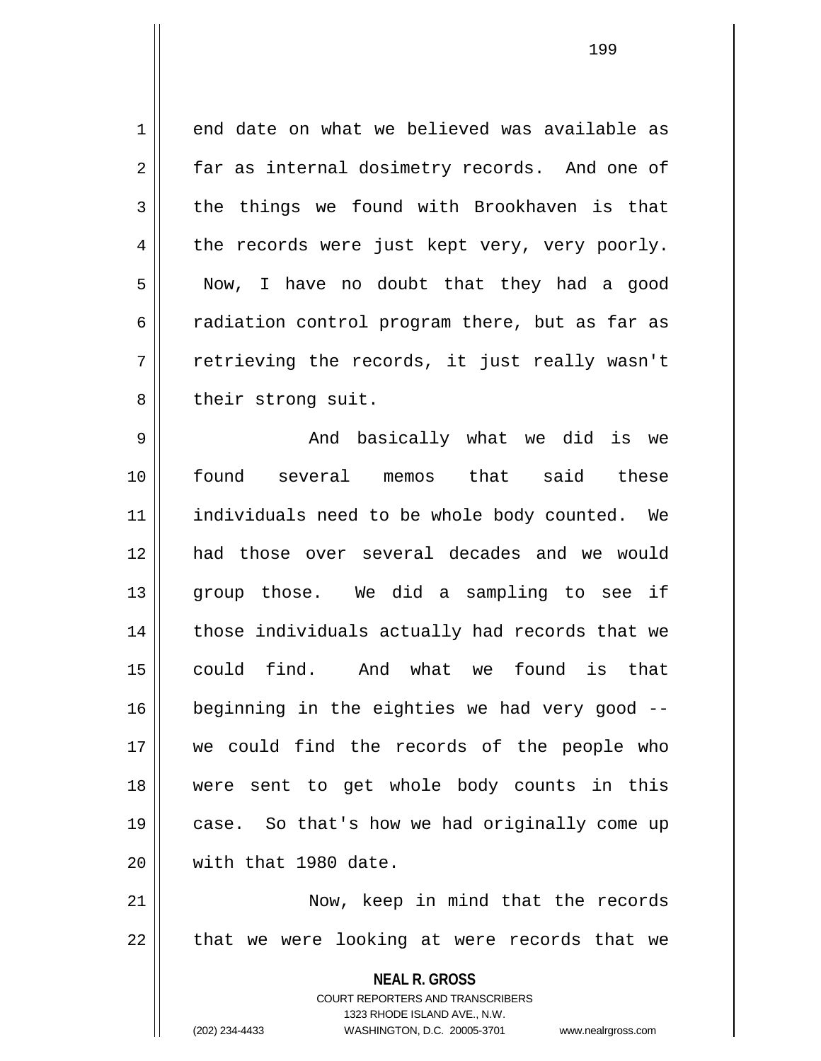end date on what we believed was available as far as internal dosimetry records. And one of the things we found with Brookhaven is that the records were just kept very, very poorly. Now, I have no doubt that they had a good radiation control program there, but as far as retrieving the records, it just really wasn't their strong suit.

And basically what we did is we found several memos that said these individuals need to be whole body counted. We had those over several decades and we would group those. We did a sampling to see if those individuals actually had records that we could find. And what we found is that beginning in the eighties we had very good -- we could find the records of the people who were sent to get whole body counts in this case. So that's how we had originally come up with that 1980 date.

Now, keep in mind that the records that we were looking at were records that we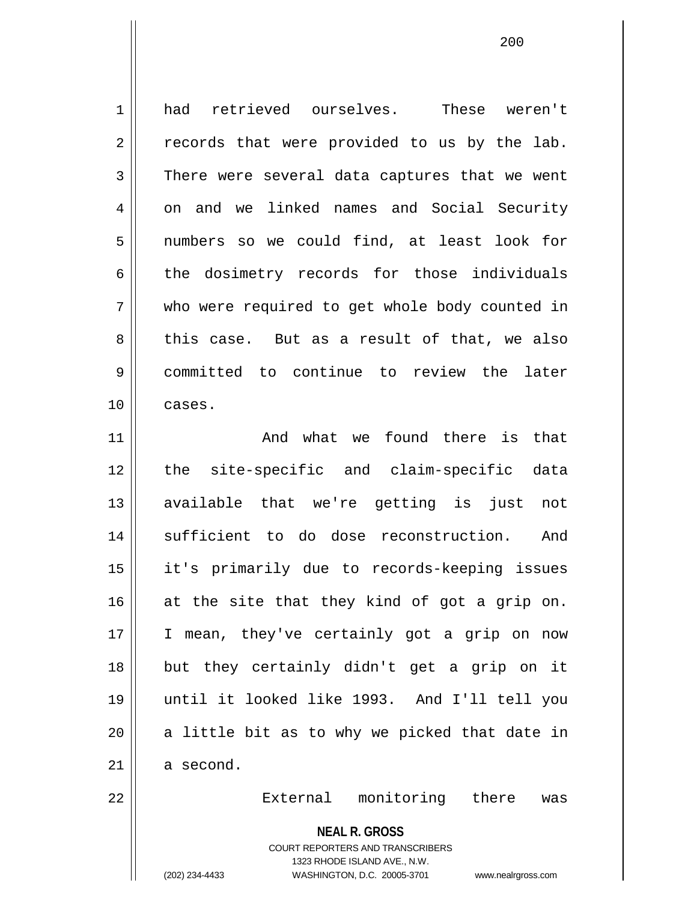had retrieved ourselves. These weren't records that were provided to us by the lab. There were several data captures that we went on and we linked names and Social Security numbers so we could find, at least look for the dosimetry records for those individuals who were required to get whole body counted in this case. But as a result of that, we also committed to continue to review the later cases.

And what we found there is that the site-specific and claim-specific data available that we're getting is just not sufficient to do dose reconstruction. And it's primarily due to records-keeping issues at the site that they kind of got a grip on. I mean, they've certainly got a grip on now but they certainly didn't get a grip on it until it looked like 1993. And I'll tell you a little bit as to why we picked that date in a second.

External monitoring there was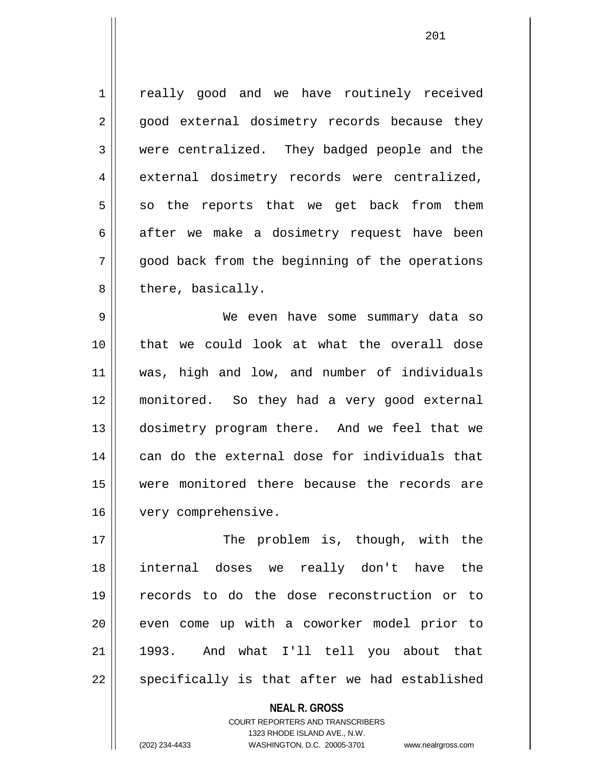really good and we have routinely received good external dosimetry records because they were centralized. They badged people and the external dosimetry records were centralized, so the reports that we get back from them after we make a dosimetry request have been good back from the beginning of the operations there, basically.

We even have some summary data so that we could look at what the overall dose was, high and low, and number of individuals monitored. So they had a very good external dosimetry program there. And we feel that we can do the external dose for individuals that were monitored there because the records are very comprehensive.

The problem is, though, with the internal doses we really don't have the records to do the dose reconstruction or to even come up with a coworker model prior to 1993. And what I'll tell you about that specifically is that after we had established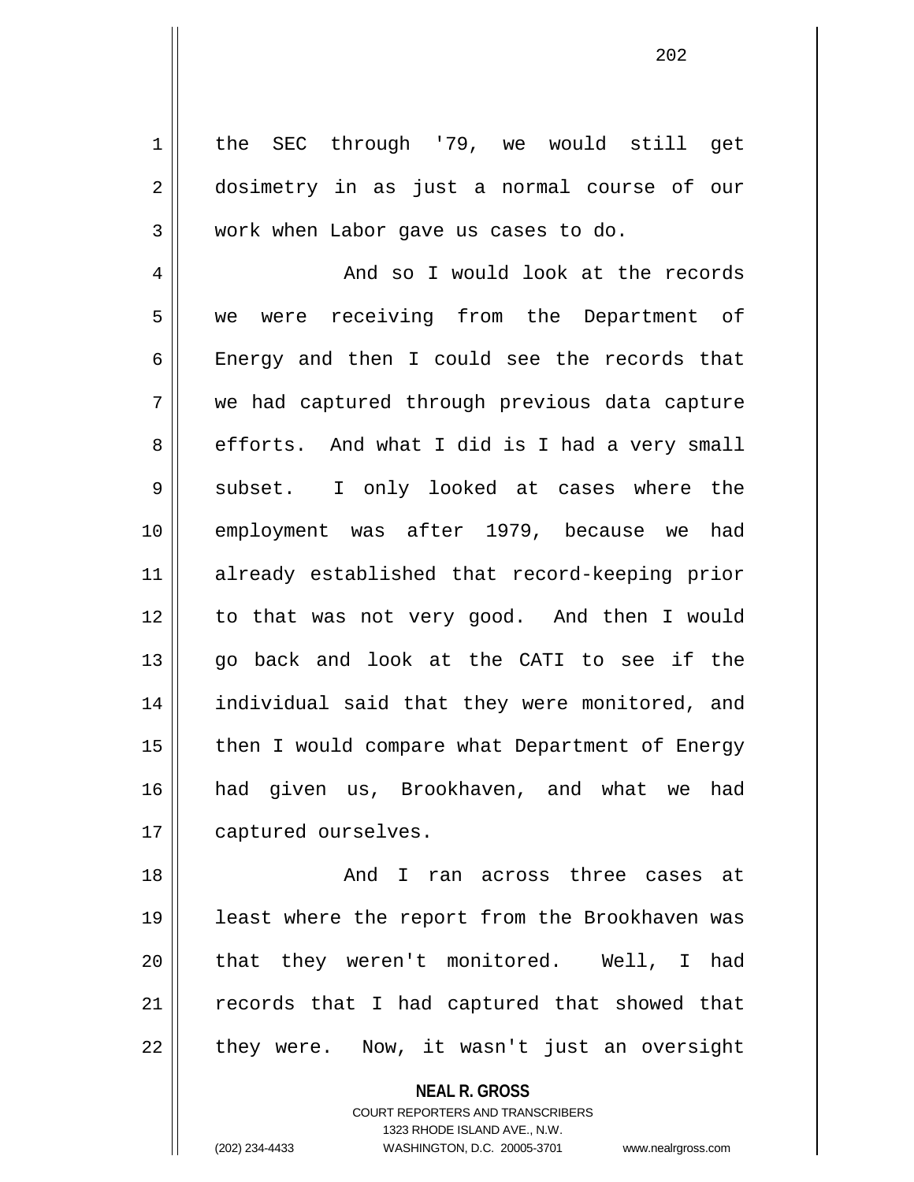the SEC through '79, we would still get dosimetry in as just a normal course of our work when Labor gave us cases to do.

And so I would look at the records we were receiving from the Department of Energy and then I could see the records that we had captured through previous data capture efforts. And what I did is I had a very small subset. I only looked at cases where the employment was after 1979, because we had already established that record-keeping prior to that was not very good. And then I would go back and look at the CATI to see if the individual said that they were monitored, and then I would compare what Department of Energy had given us, Brookhaven, and what we had captured ourselves.

And I ran across three cases at least where the report from the Brookhaven was that they weren't monitored. Well, I had records that I had captured that showed that they were. Now, it wasn't just an oversight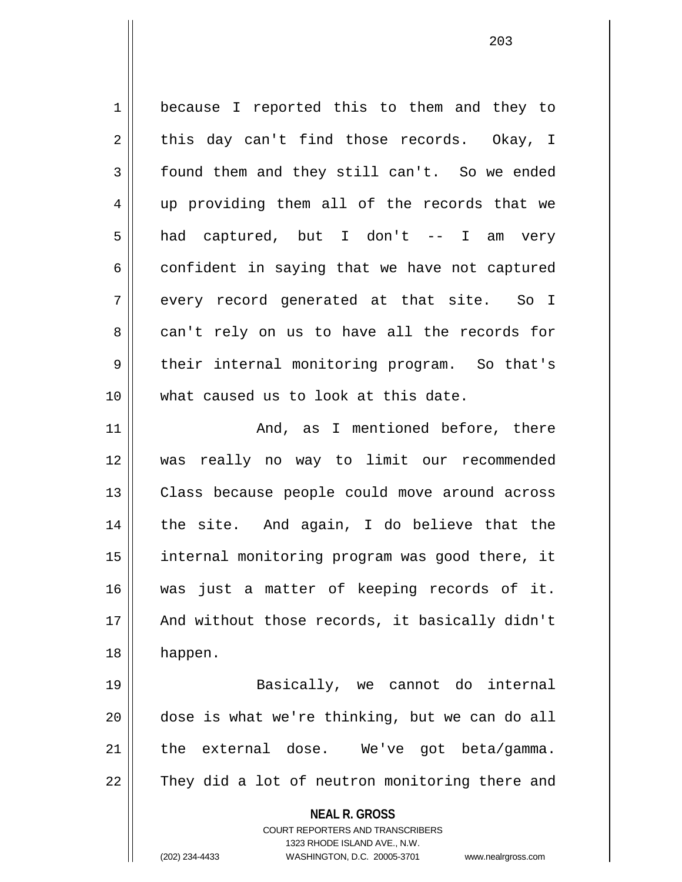because I reported this to them and they to this day can't find those records. Okay, I found them and they still can't. So we ended up providing them all of the records that we had captured, but I don't -- I am very confident in saying that we have not captured every record generated at that site. So I can't rely on us to have all the records for their internal monitoring program. So that's what caused us to look at this date.

And, as I mentioned before, there was really no way to limit our recommended Class because people could move around across the site. And again, I do believe that the internal monitoring program was good there, it was just a matter of keeping records of it. And without those records, it basically didn't happen.

Basically, we cannot do internal dose is what we're thinking, but we can do all the external dose. We've got beta/gamma. They did a lot of neutron monitoring there and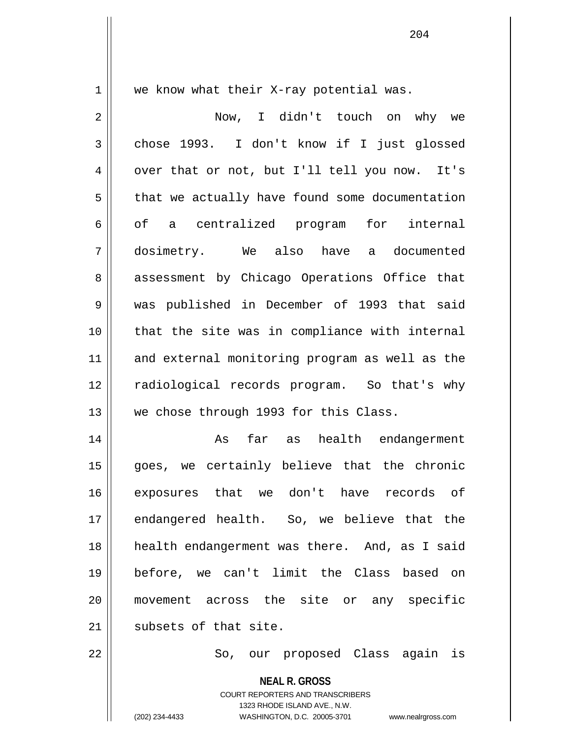we know what their X-ray potential was.

Now, I didn't touch on why we chose 1993. I don't know if I just glossed over that or not, but I'll tell you now. It's that we actually have found some documentation of a centralized program for internal dosimetry. We also have a documented assessment by Chicago Operations Office that was published in December of 1993 that said that the site was in compliance with internal and external monitoring program as well as the radiological records program. So that's why we chose through 1993 for this Class.

As far as health endangerment goes, we certainly believe that the chronic exposures that we don't have records of endangered health. So, we believe that the health endangerment was there. And, as I said before, we can't limit the Class based on movement across the site or any specific subsets of that site.

So, our proposed Class again is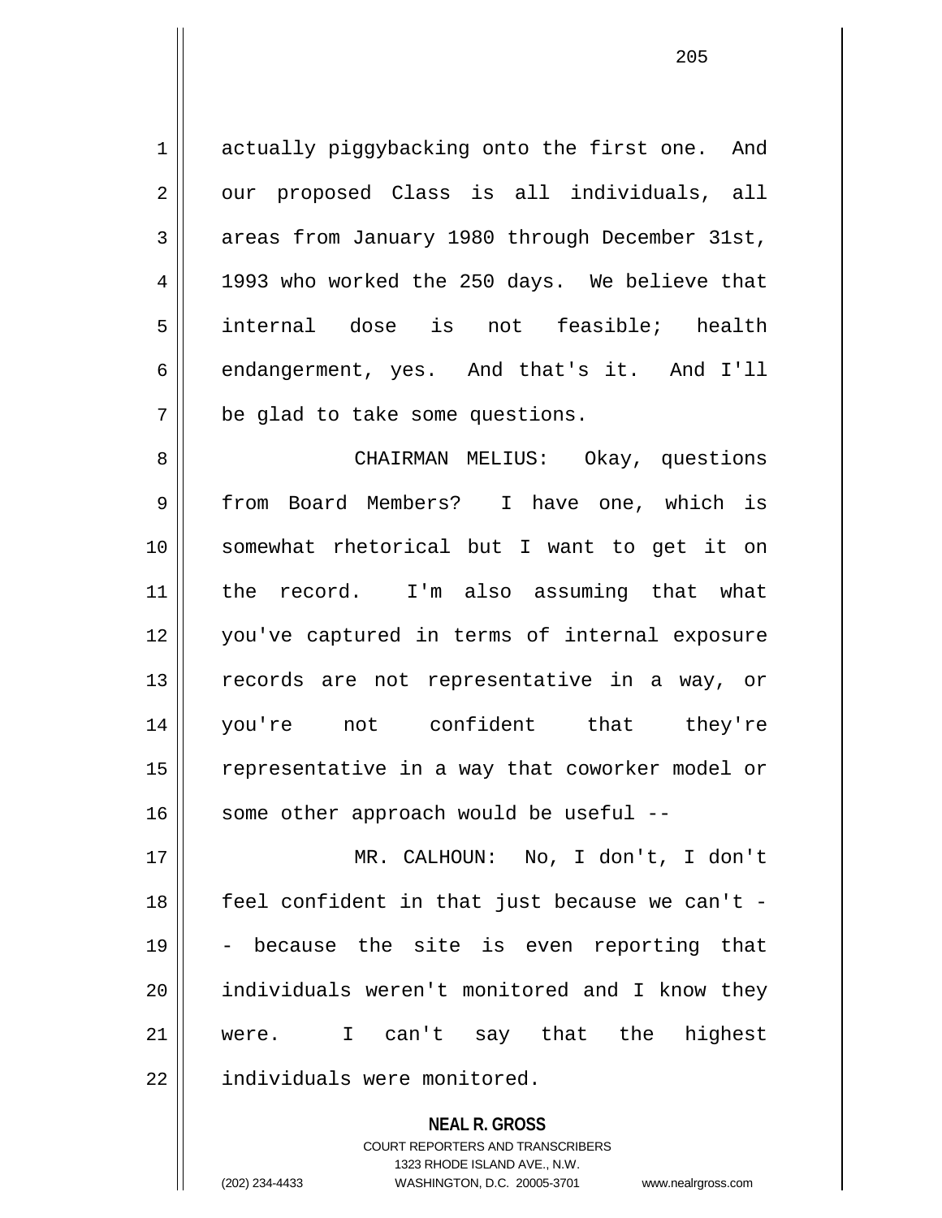actually piggybacking onto the first one. And our proposed Class is all individuals, all areas from January 1980 through December 31st, 1993 who worked the 250 days. We believe that internal dose is not feasible; health endangerment, yes. And that's it. And I'll be glad to take some questions.

CHAIRMAN MELIUS: Okay, questions from Board Members? I have one, which is somewhat rhetorical but I want to get it on the record. I'm also assuming that what you've captured in terms of internal exposure records are not representative in a way, or you're not confident that they're representative in a way that coworker model or some other approach would be useful --

MR. CALHOUN: No, I don't, I don't feel confident in that just because we can't -- because the site is even reporting that individuals weren't monitored and I know they were. I can't say that the highest individuals were monitored.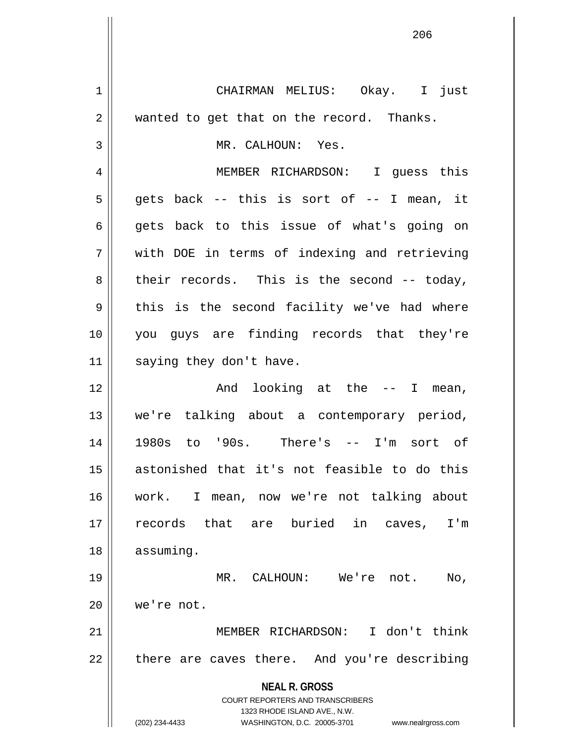CHAIRMAN MELIUS: Okay. I just wanted to get that on the record. Thanks.

MR. CALHOUN: Yes.

MEMBER RICHARDSON: I guess this gets back -- this is sort of -- I mean, it gets back to this issue of what's going on with DOE in terms of indexing and retrieving their records. This is the second -- today, this is the second facility we've had where you guys are finding records that they're saying they don't have.

And looking at the -- I mean, we're talking about a contemporary period, 1980s to '90s. There's -- I'm sort of astonished that it's not feasible to do this work. I mean, now we're not talking about records that are buried in caves, I'm assuming.

MR. CALHOUN: We're not. No, we're not.

MEMBER RICHARDSON: I don't think there are caves there. And you're describing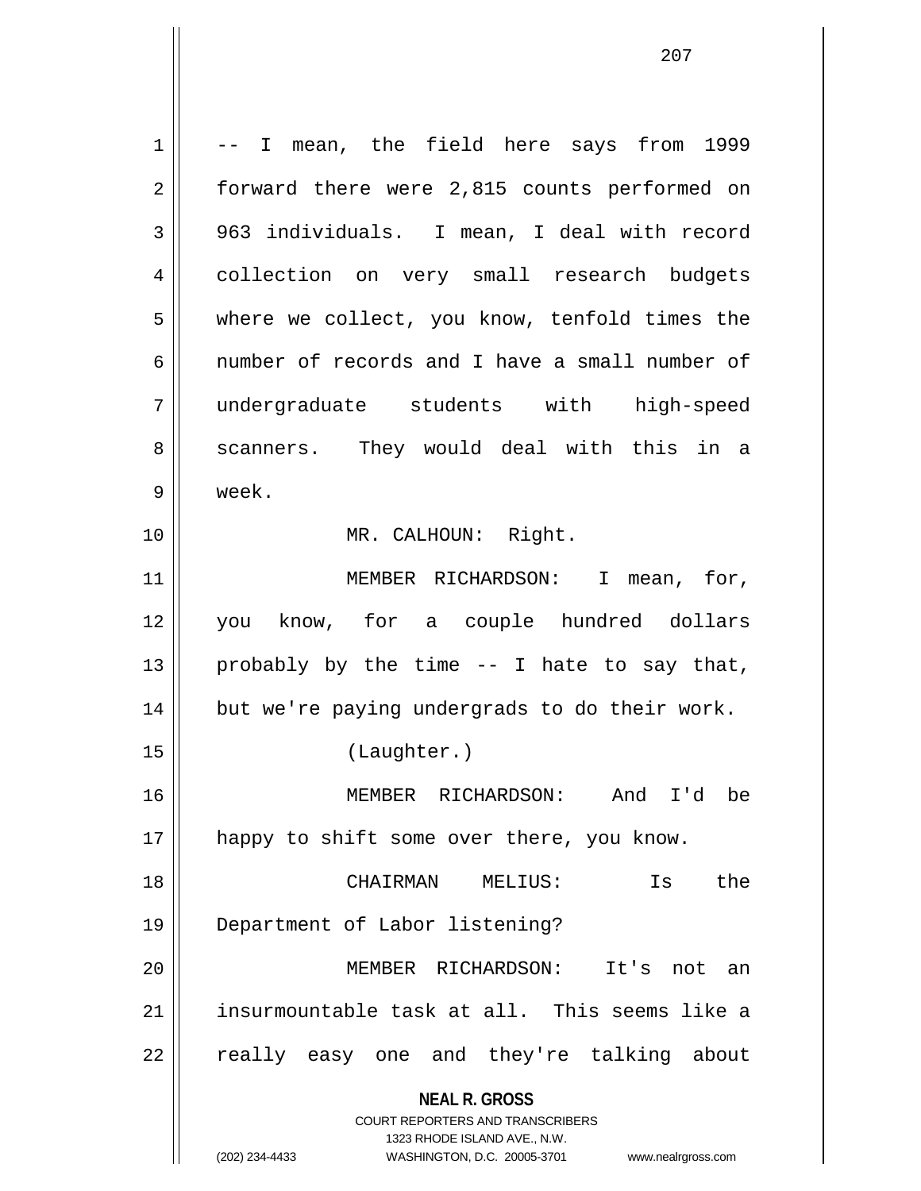-- I mean, the field here says from 1999 forward there were 2,815 counts performed on 963 individuals. I mean, I deal with record collection on very small research budgets where we collect, you know, tenfold times the number of records and I have a small number of undergraduate students with high-speed scanners. They would deal with this in a week.

MR. CALHOUN: Right.

MEMBER RICHARDSON: I mean, for, you know, for a couple hundred dollars probably by the time -- I hate to say that, but we're paying undergrads to do their work.

(Laughter.)

MEMBER RICHARDSON: And I'd be happy to shift some over there, you know.

CHAIRMAN MELIUS: Is the Department of Labor listening?

MEMBER RICHARDSON: It's not an insurmountable task at all. This seems like a really easy one and they're talking about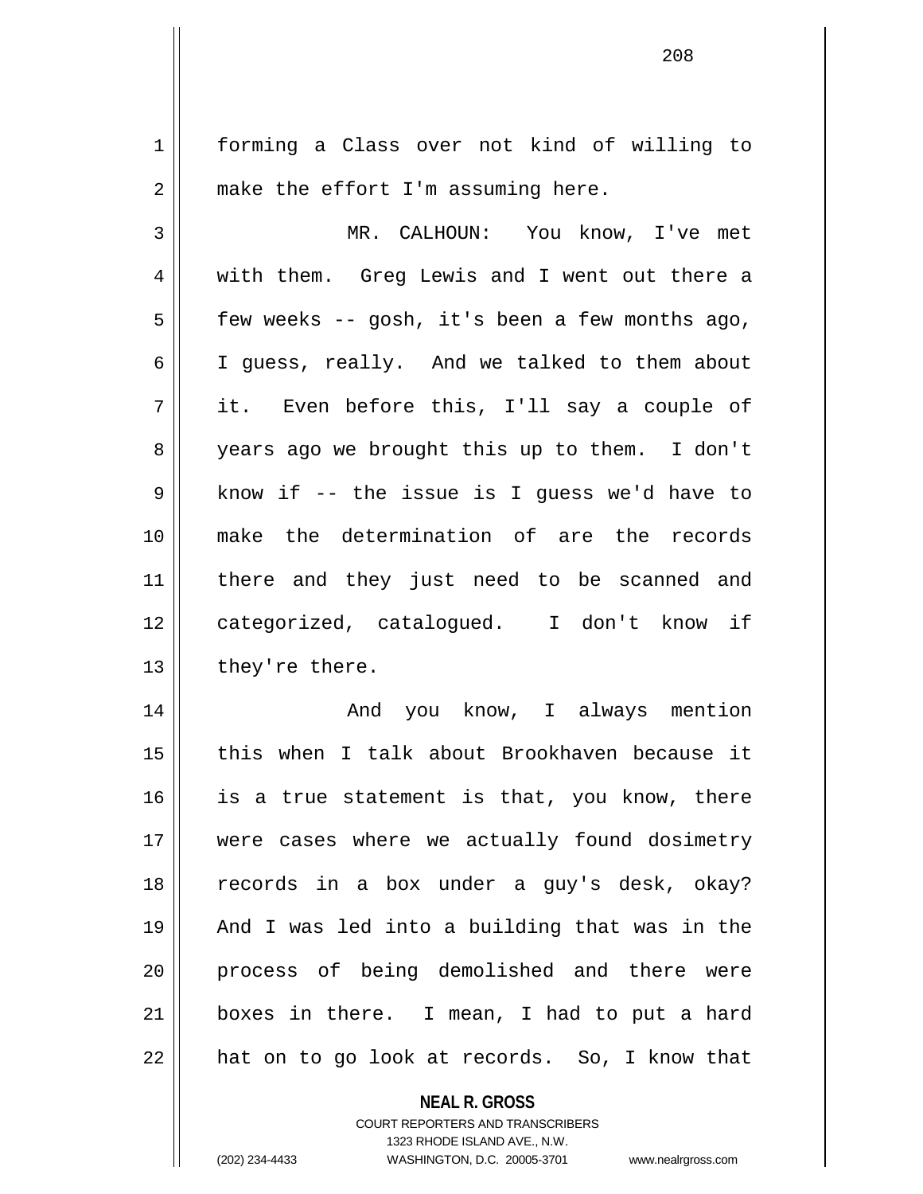forming a Class over not kind of willing to make the effort I'm assuming here.

MR. CALHOUN: You know, I've met with them. Greg Lewis and I went out there a few weeks -- gosh, it's been a few months ago, I guess, really. And we talked to them about it. Even before this, I'll say a couple of years ago we brought this up to them. I don't know if -- the issue is I guess we'd have to make the determination of are the records there and they just need to be scanned and categorized, catalogued. I don't know if they're there.

And you know, I always mention this when I talk about Brookhaven because it is a true statement is that, you know, there were cases where we actually found dosimetry records in a box under a guy's desk, okay? And I was led into a building that was in the process of being demolished and there were boxes in there. I mean, I had to put a hard hat on to go look at records. So, I know that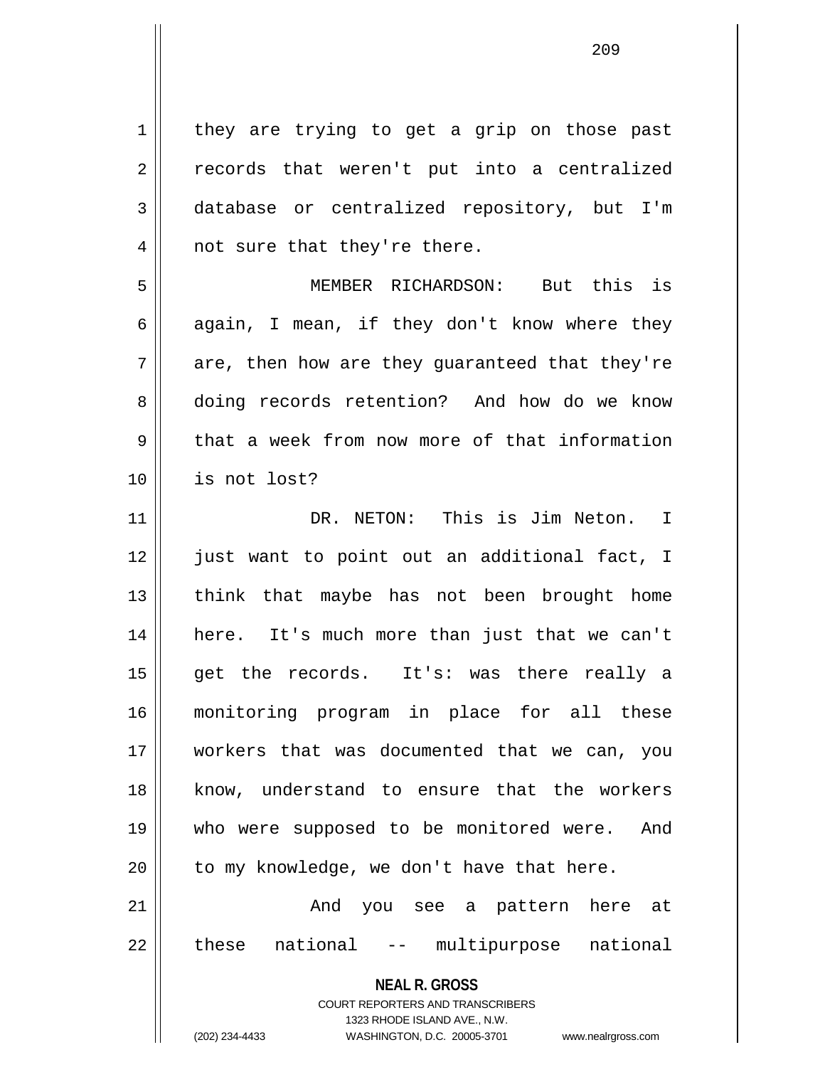they are trying to get a grip on those past records that weren't put into a centralized database or centralized repository, but I'm not sure that they're there.

MEMBER RICHARDSON: But this is again, I mean, if they don't know where they are, then how are they guaranteed that they're doing records retention? And how do we know that a week from now more of that information is not lost?

DR. NETON: This is Jim Neton. I just want to point out an additional fact, I think that maybe has not been brought home here. It's much more than just that we can't get the records. It's: was there really a monitoring program in place for all these workers that was documented that we can, you know, understand to ensure that the workers who were supposed to be monitored were. And to my knowledge, we don't have that here.

And you see a pattern here at these national -- multipurpose national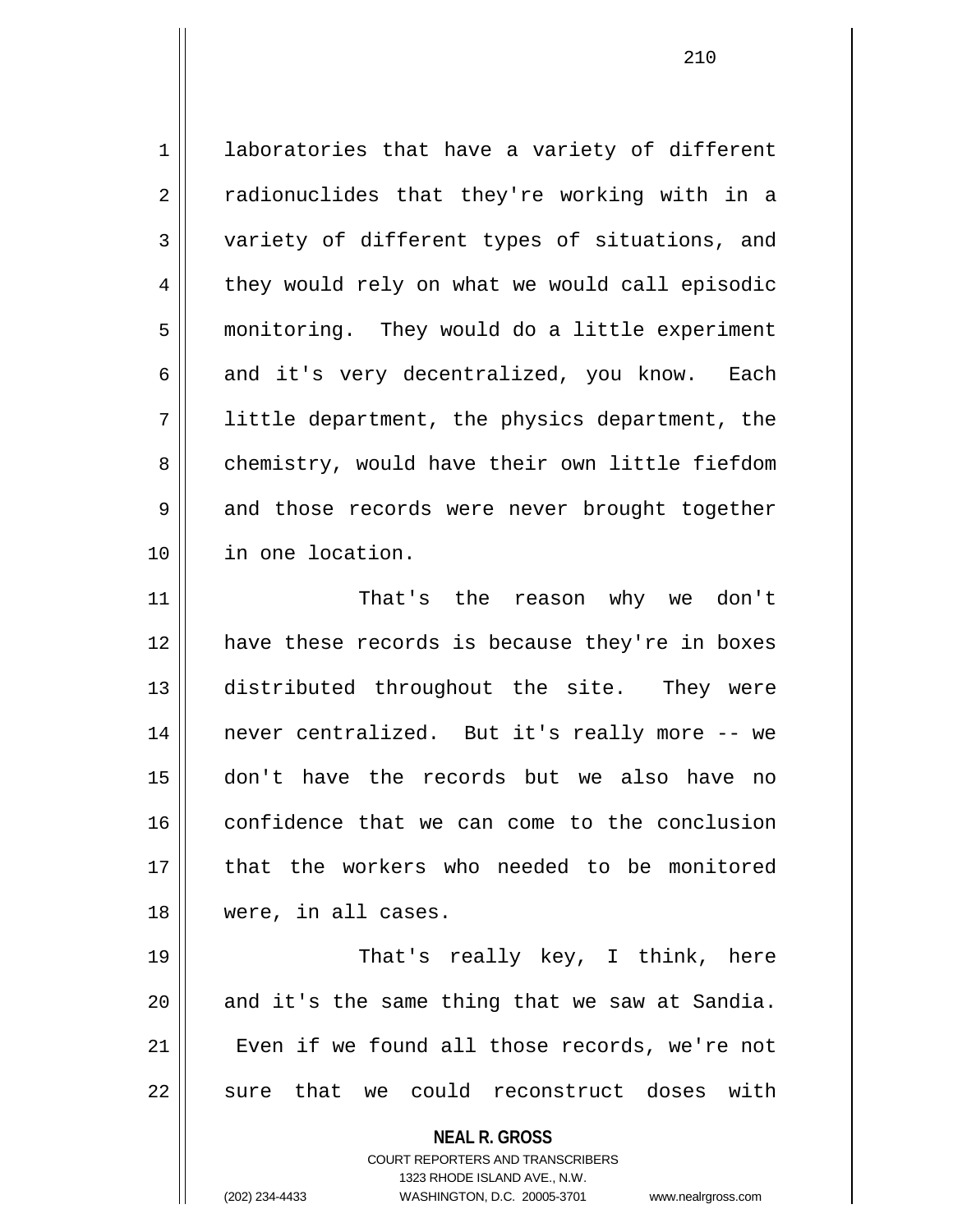laboratories that have a variety of different radionuclides that they're working with in a variety of different types of situations, and they would rely on what we would call episodic monitoring. They would do a little experiment and it's very decentralized, you know. Each little department, the physics department, the chemistry, would have their own little fiefdom and those records were never brought together in one location.

That's the reason why we don't have these records is because they're in boxes distributed throughout the site. They were never centralized. But it's really more -- we don't have the records but we also have no confidence that we can come to the conclusion that the workers who needed to be monitored were, in all cases.

That's really key, I think, here and it's the same thing that we saw at Sandia. Even if we found all those records, we're not sure that we could reconstruct doses with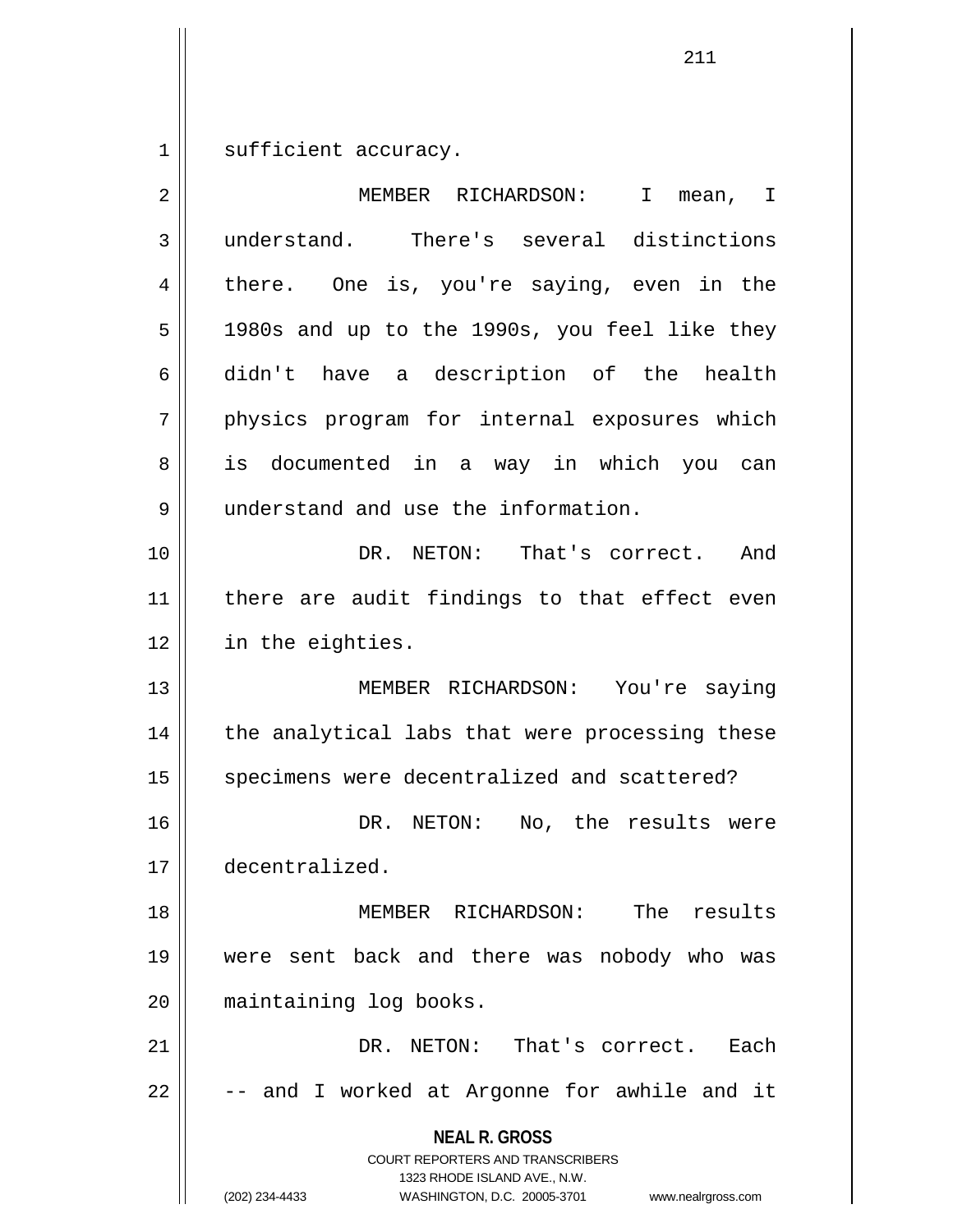sufficient accuracy.

MEMBER RICHARDSON: I mean, I understand. There's several distinctions there. One is, you're saying, even in the 1980s and up to the 1990s, you feel like they didn't have a description of the health physics program for internal exposures which is documented in a way in which you can understand and use the information.

DR. NETON: That's correct. And there are audit findings to that effect even in the eighties.

MEMBER RICHARDSON: You're saying the analytical labs that were processing these specimens were decentralized and scattered?

DR. NETON: No, the results were decentralized.

MEMBER RICHARDSON: The results were sent back and there was nobody who was maintaining log books.

DR. NETON: That's correct. Each -- and I worked at Argonne for awhile and it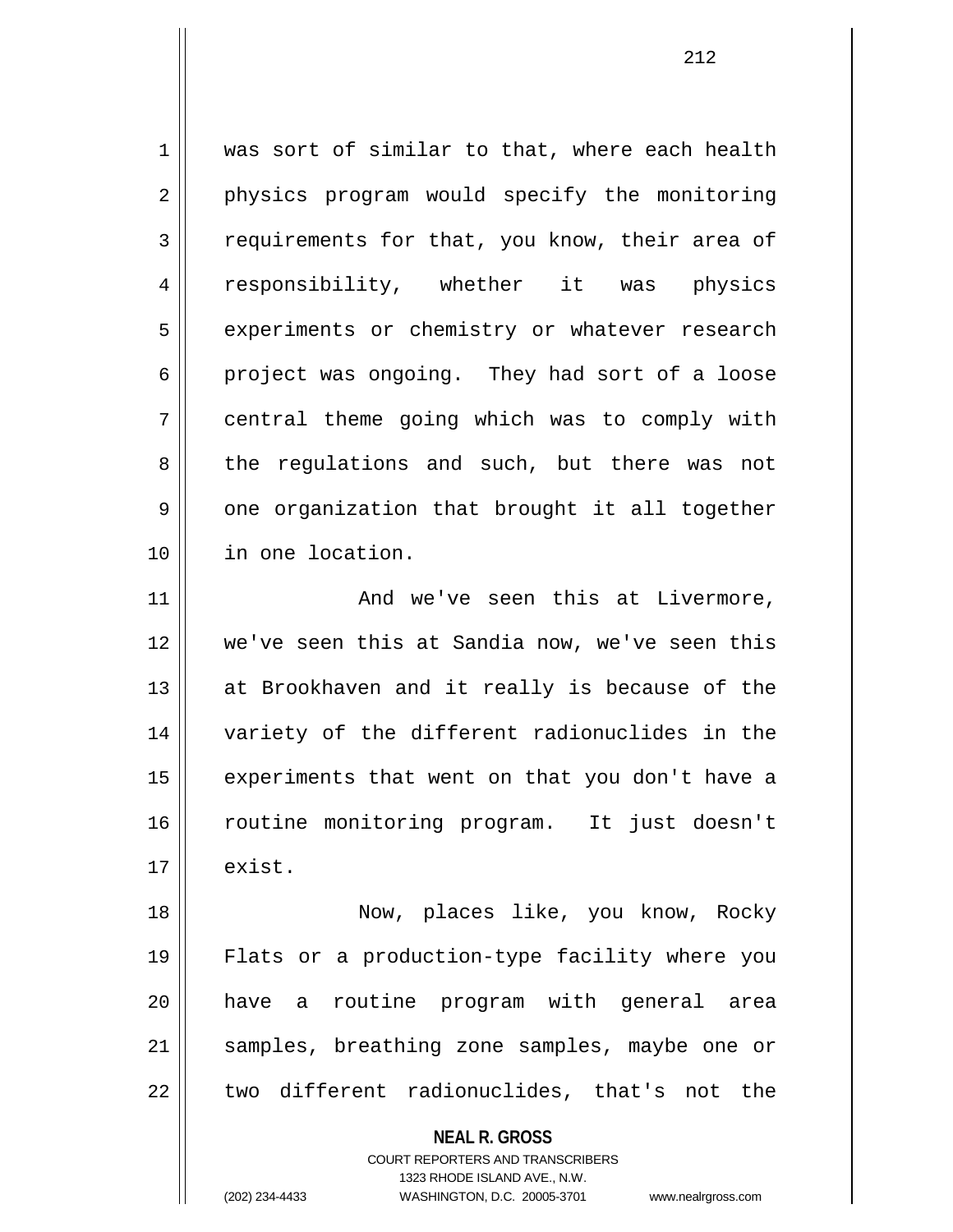was sort of similar to that, where each health physics program would specify the monitoring requirements for that, you know, their area of responsibility, whether it was physics experiments or chemistry or whatever research project was ongoing. They had sort of a loose central theme going which was to comply with the regulations and such, but there was not one organization that brought it all together in one location.

And we've seen this at Livermore, we've seen this at Sandia now, we've seen this at Brookhaven and it really is because of the variety of the different radionuclides in the experiments that went on that you don't have a routine monitoring program. It just doesn't exist.

Now, places like, you know, Rocky Flats or a production-type facility where you have a routine program with general area samples, breathing zone samples, maybe one or two different radionuclides, that's not the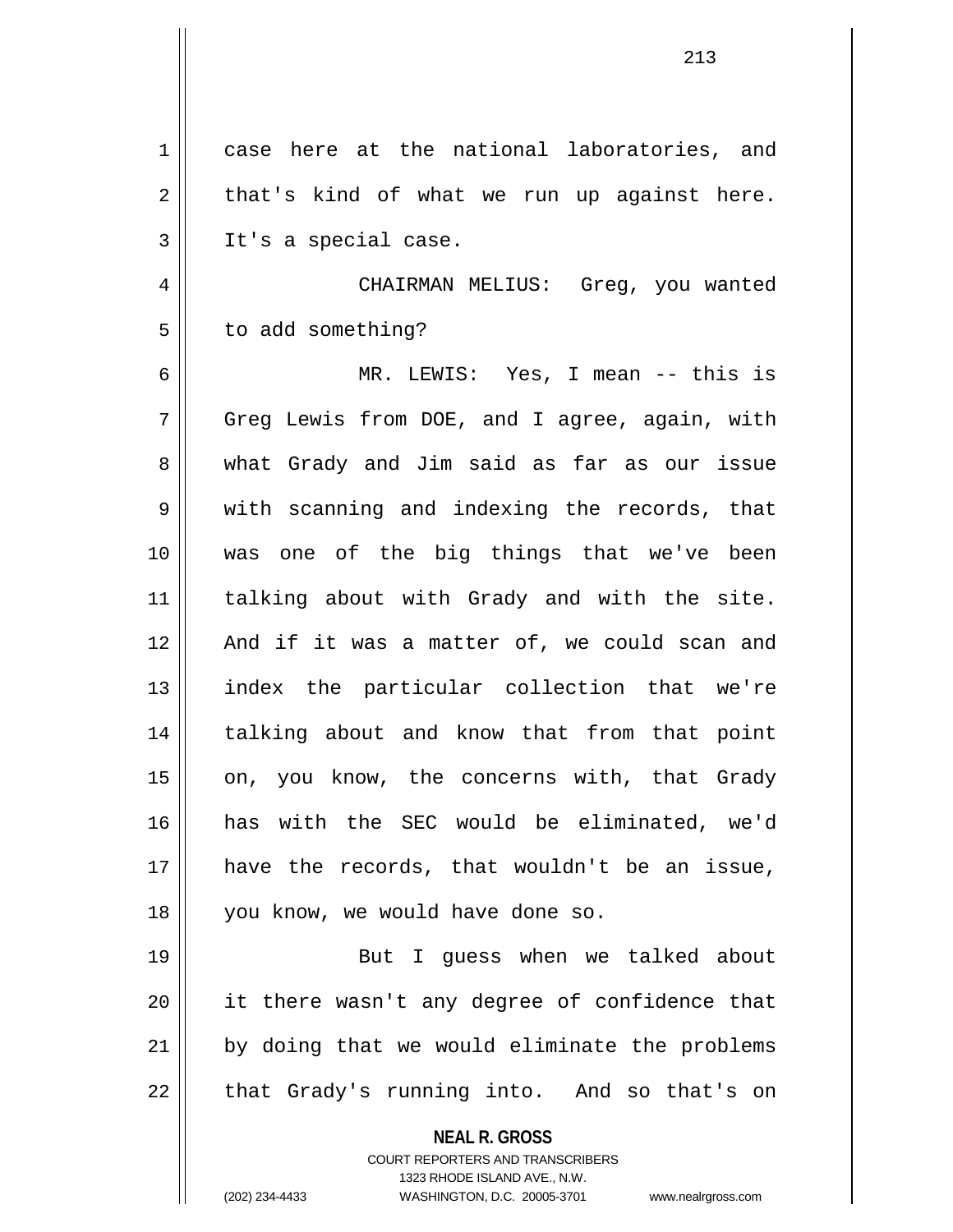case here at the national laboratories, and that's kind of what we run up against here. It's a special case.

CHAIRMAN MELIUS: Greg, you wanted to add something?

MR. LEWIS: Yes, I mean -- this is Greg Lewis from DOE, and I agree, again, with what Grady and Jim said as far as our issue with scanning and indexing the records, that was one of the big things that we've been talking about with Grady and with the site. And if it was a matter of, we could scan and index the particular collection that we're talking about and know that from that point on, you know, the concerns with, that Grady has with the SEC would be eliminated, we'd have the records, that wouldn't be an issue, you know, we would have done so.

But I guess when we talked about it there wasn't any degree of confidence that by doing that we would eliminate the problems that Grady's running into. And so that's on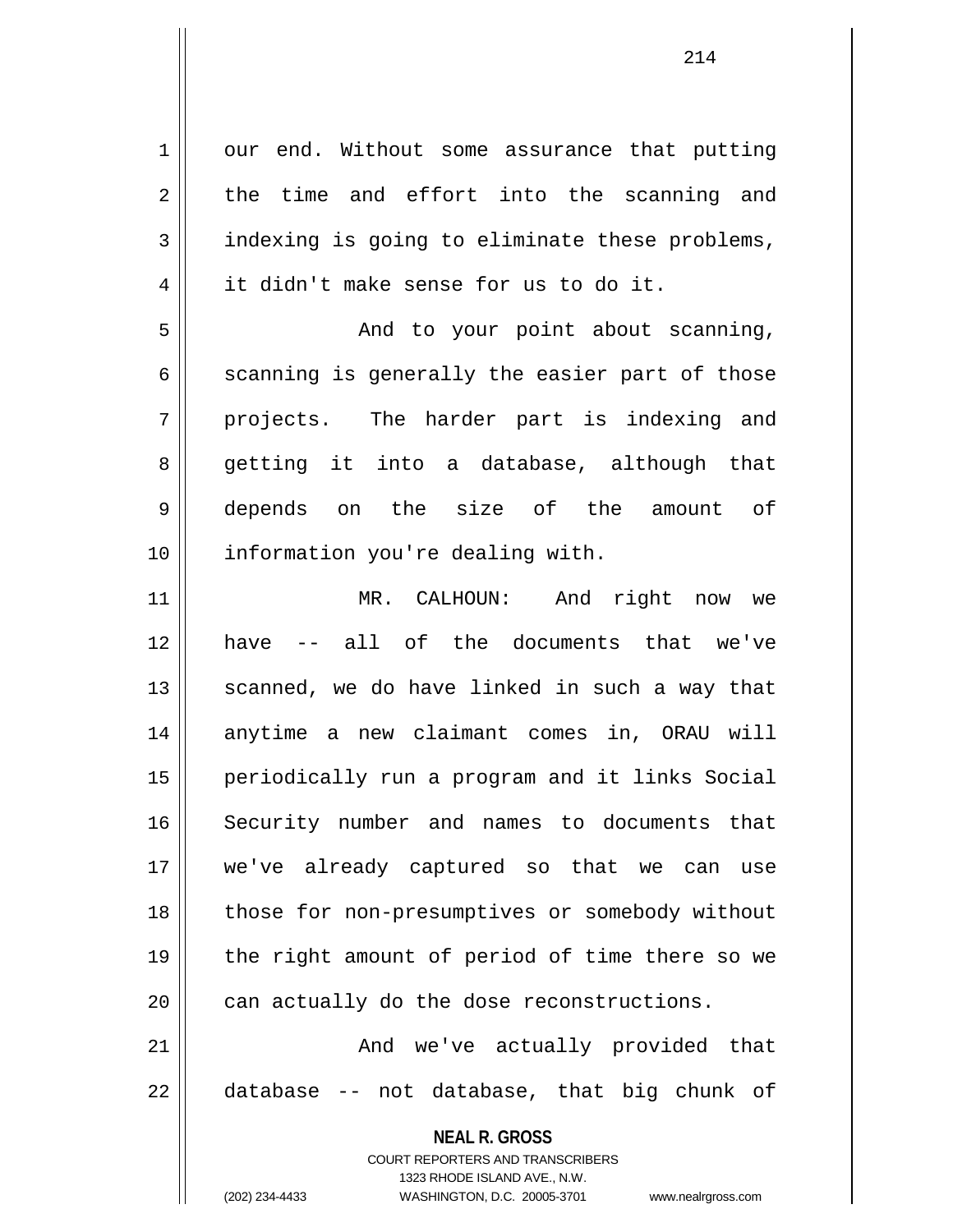our end. Without some assurance that putting the time and effort into the scanning and indexing is going to eliminate these problems, it didn't make sense for us to do it.

And to your point about scanning, scanning is generally the easier part of those projects. The harder part is indexing and getting it into a database, although that depends on the size of the amount of information you're dealing with.

MR. CALHOUN: And right now we have -- all of the documents that we've scanned, we do have linked in such a way that anytime a new claimant comes in, ORAU will periodically run a program and it links Social Security number and names to documents that we've already captured so that we can use those for non-presumptives or somebody without the right amount of period of time there so we can actually do the dose reconstructions.

And we've actually provided that database -- not database, that big chunk of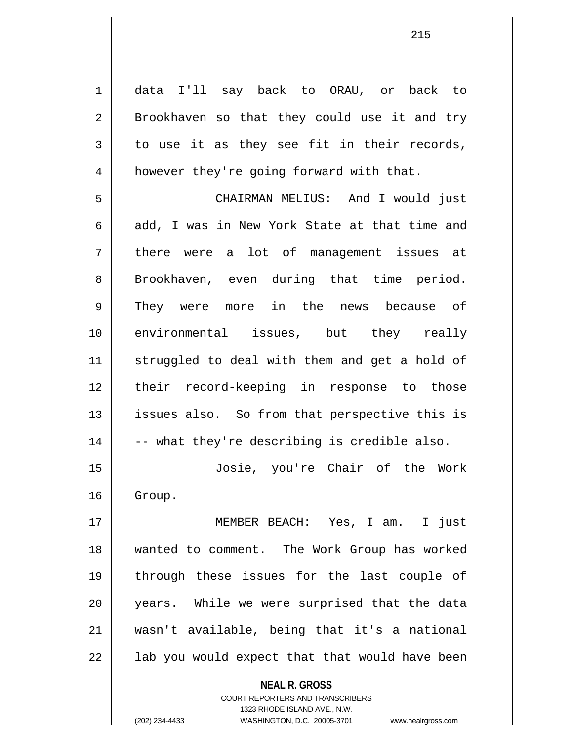data I'll say back to ORAU, or back to Brookhaven so that they could use it and try to use it as they see fit in their records, however they're going forward with that.

CHAIRMAN MELIUS: And I would just add, I was in New York State at that time and there were a lot of management issues at Brookhaven, even during that time period. They were more in the news because of environmental issues, but they really struggled to deal with them and get a hold of their record-keeping in response to those issues also. So from that perspective this is -- what they're describing is credible also.

Josie, you're Chair of the Work Group.

MEMBER BEACH: Yes, I am. I just wanted to comment. The Work Group has worked through these issues for the last couple of years. While we were surprised that the data wasn't available, being that it's a national lab you would expect that that would have been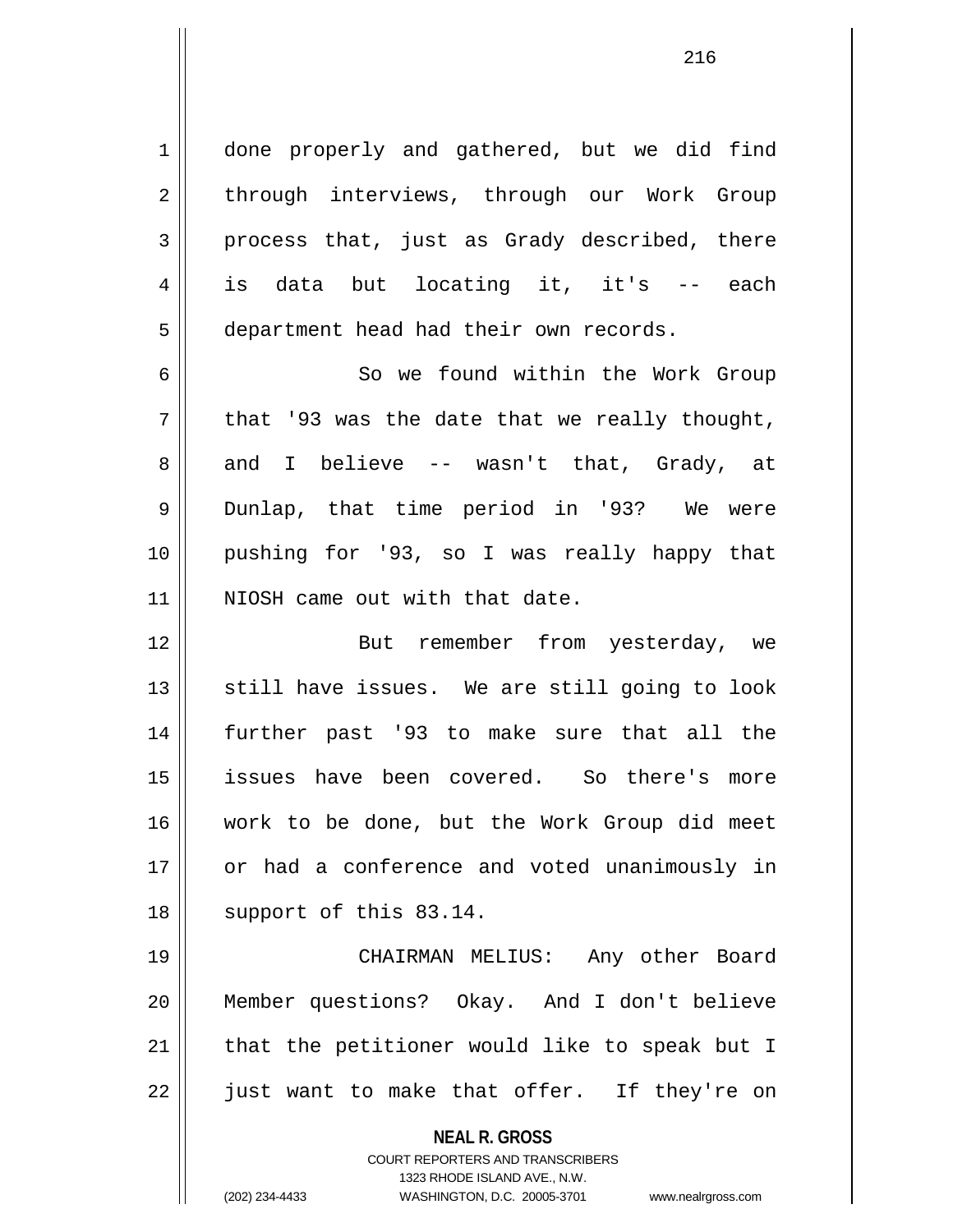done properly and gathered, but we did find through interviews, through our Work Group process that, just as Grady described, there is data but locating it, it's -- each department head had their own records.

So we found within the Work Group that '93 was the date that we really thought, and I believe -- wasn't that, Grady, at Dunlap, that time period in '93? We were pushing for '93, so I was really happy that NIOSH came out with that date.

But remember from yesterday, we still have issues. We are still going to look further past '93 to make sure that all the issues have been covered. So there's more work to be done, but the Work Group did meet or had a conference and voted unanimously in support of this 83.14.

CHAIRMAN MELIUS: Any other Board Member questions? Okay. And I don't believe that the petitioner would like to speak but I just want to make that offer. If they're on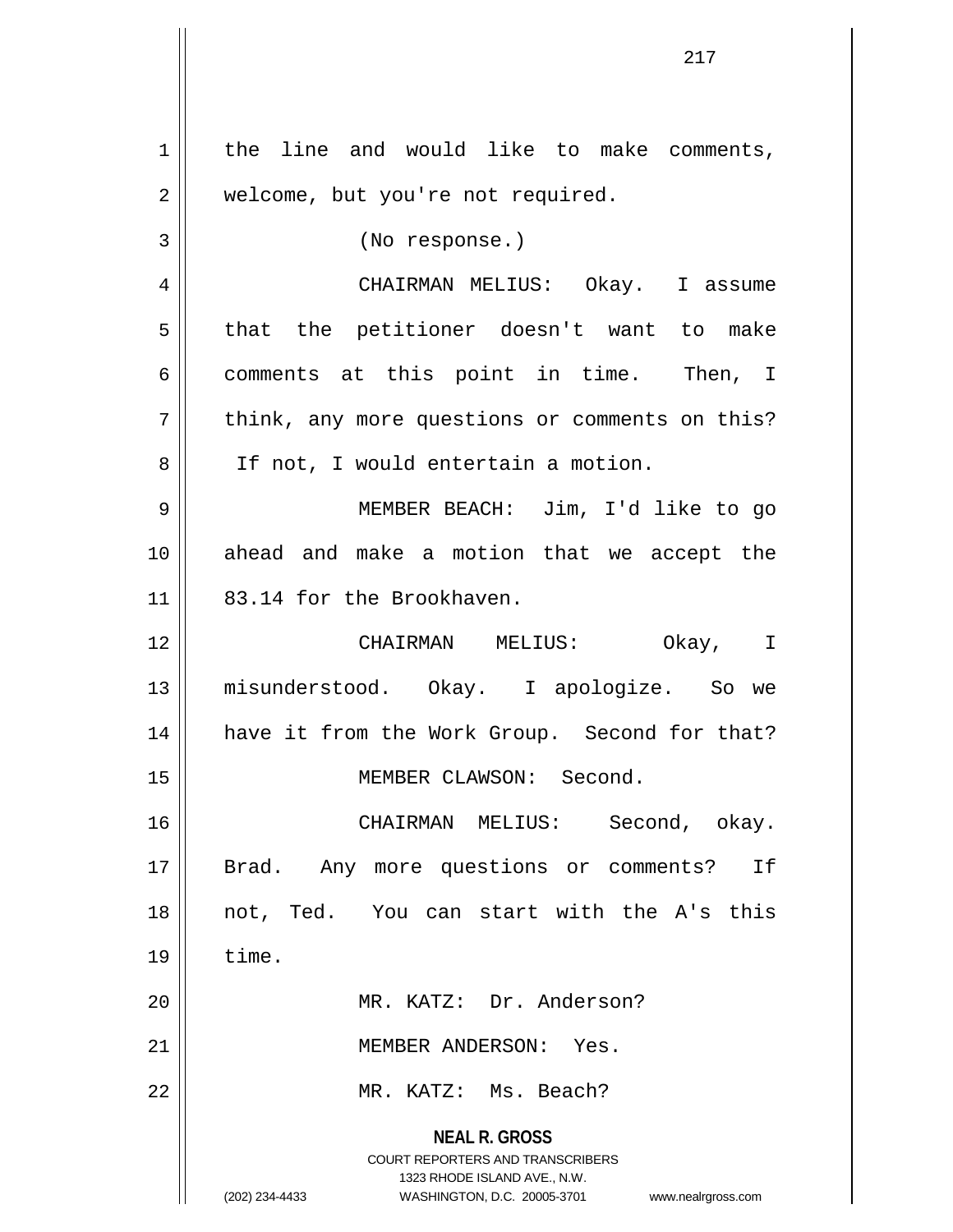the line and would like to make comments, welcome, but you're not required.

(No response.)

CHAIRMAN MELIUS: Okay. I assume that the petitioner doesn't want to make comments at this point in time. Then, I think, any more questions or comments on this? If not, I would entertain a motion.

MEMBER BEACH: Jim, I'd like to go ahead and make a motion that we accept the 83.14 for the Brookhaven.

CHAIRMAN MELIUS: Okay, I misunderstood. Okay. I apologize. So we have it from the Work Group. Second for that?

MEMBER CLAWSON: Second.

CHAIRMAN MELIUS: Second, okay. Brad. Any more questions or comments? If not, Ted. You can start with the A's this time.

MR. KATZ: Dr. Anderson?

MEMBER ANDERSON: Yes.

MR. KATZ: Ms. Beach?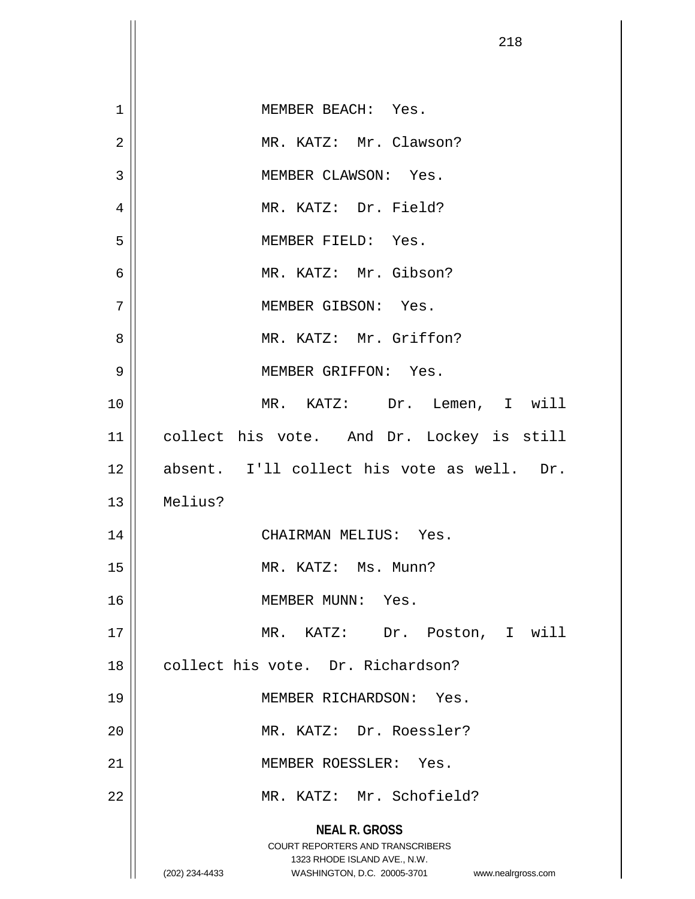MEMBER BEACH: Yes.

MR. KATZ: Mr. Clawson?

MEMBER CLAWSON: Yes.

MR. KATZ: Dr. Field?

MEMBER FIELD: Yes.

MR. KATZ: Mr. Gibson?

MEMBER GIBSON: Yes.

MR. KATZ: Mr. Griffon?

MEMBER GRIFFON: Yes.

MR. KATZ: Dr. Lemen, I will collect his vote. And Dr. Lockey is still absent. I'll collect his vote as well. Dr. Melius?

CHAIRMAN MELIUS: Yes.

MR. KATZ: Ms. Munn?

MEMBER MUNN: Yes.

MR. KATZ: Dr. Poston, I will collect his vote. Dr. Richardson?

MEMBER RICHARDSON: Yes.

MR. KATZ: Dr. Roessler?

MEMBER ROESSLER: Yes.

MR. KATZ: Mr. Schofield?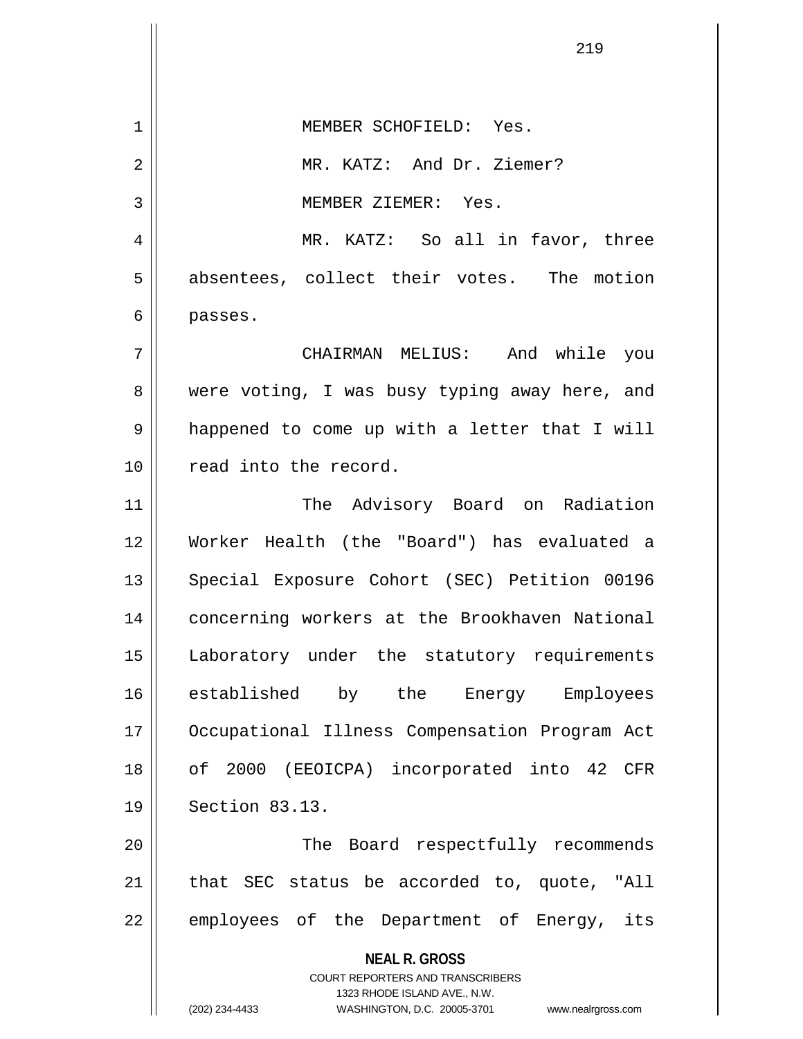MEMBER SCHOFIELD: Yes.

MR. KATZ: And Dr. Ziemer?

MEMBER ZIEMER: Yes.

MR. KATZ: So all in favor, three absentees, collect their votes. The motion passes.

CHAIRMAN MELIUS: And while you were voting, I was busy typing away here, and happened to come up with a letter that I will read into the record.

The Advisory Board on Radiation Worker Health (the "Board") has evaluated a Special Exposure Cohort (SEC) Petition 00196 concerning workers at the Brookhaven National Laboratory under the statutory requirements established by the Energy Employees Occupational Illness Compensation Program Act of 2000 (EEOICPA) incorporated into 42 CFR Section 83.13.

The Board respectfully recommends that SEC status be accorded to, quote, "All employees of the Department of Energy, its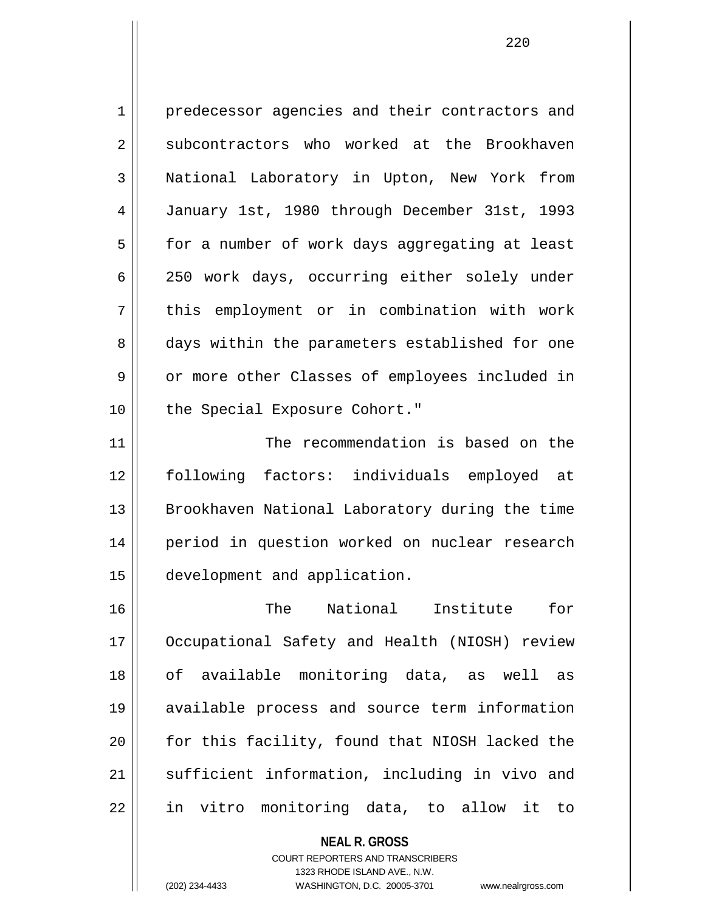predecessor agencies and their contractors and subcontractors who worked at the Brookhaven National Laboratory in Upton, New York from January 1st, 1980 through December 31st, 1993 for a number of work days aggregating at least 250 work days, occurring either solely under this employment or in combination with work days within the parameters established for one or more other Classes of employees included in the Special Exposure Cohort."

The recommendation is based on the following factors: individuals employed at Brookhaven National Laboratory during the time period in question worked on nuclear research development and application.

The National Institute for Occupational Safety and Health (NIOSH) review of available monitoring data, as well as available process and source term information for this facility, found that NIOSH lacked the sufficient information, including in vivo and in vitro monitoring data, to allow it to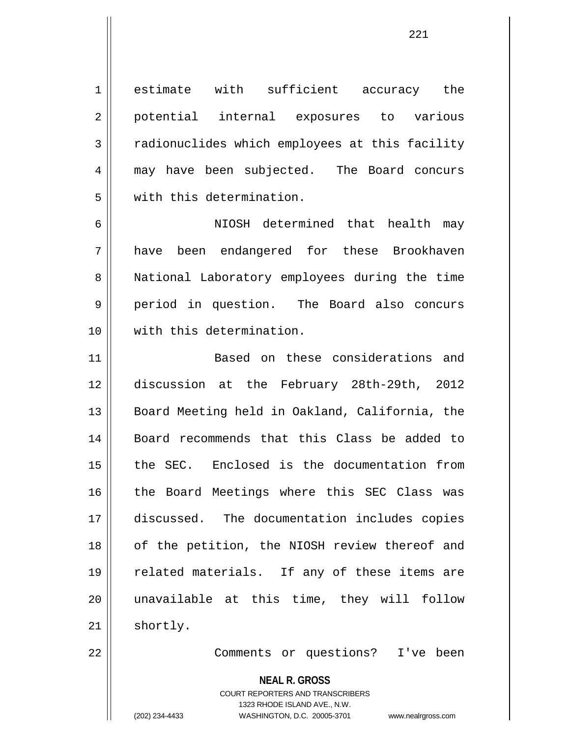estimate with sufficient accuracy the potential internal exposures to various radionuclides which employees at this facility may have been subjected. The Board concurs with this determination.

NIOSH determined that health may have been endangered for these Brookhaven National Laboratory employees during the time period in question. The Board also concurs with this determination.

Based on these considerations and discussion at the February 28th-29th, 2012 Board Meeting held in Oakland, California, the Board recommends that this Class be added to the SEC. Enclosed is the documentation from the Board Meetings where this SEC Class was discussed. The documentation includes copies of the petition, the NIOSH review thereof and related materials. If any of these items are unavailable at this time, they will follow shortly.

Comments or questions? I've been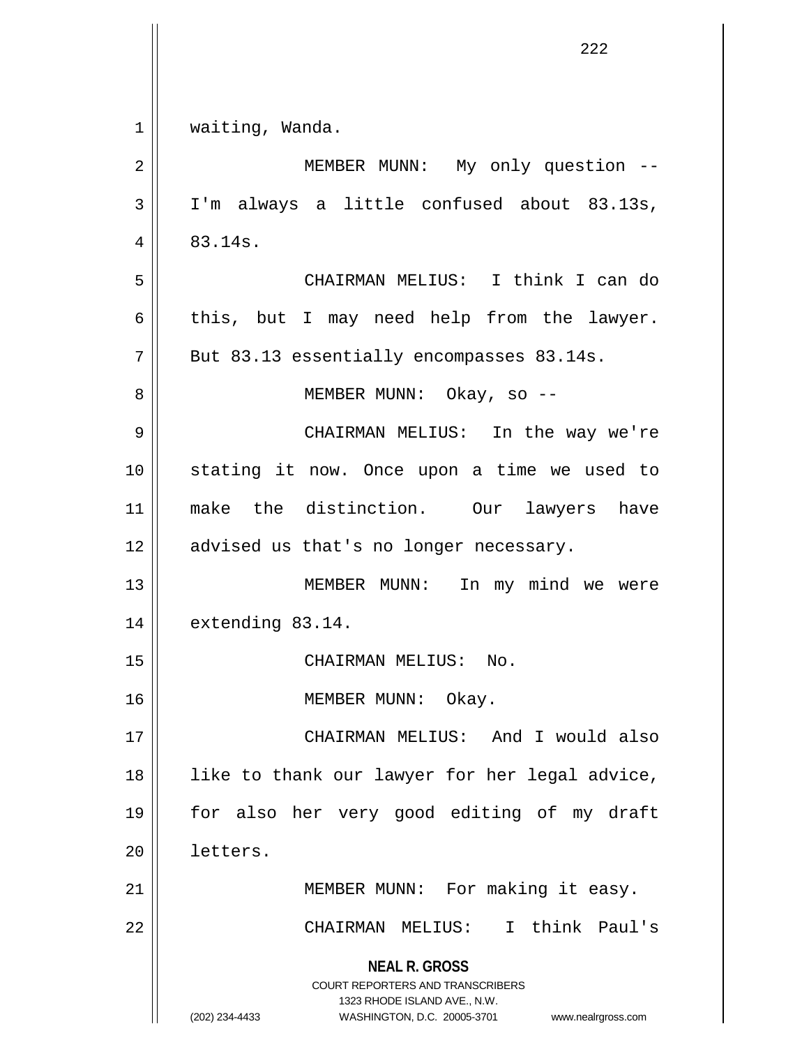waiting, Wanda.

MEMBER MUNN: My only question -- I'm always a little confused about 83.13s, 83.14s.

CHAIRMAN MELIUS: I think I can do this, but I may need help from the lawyer. But 83.13 essentially encompasses 83.14s.

MEMBER MUNN: Okay, so --

CHAIRMAN MELIUS: In the way we're stating it now. Once upon a time we used to make the distinction. Our lawyers have advised us that's no longer necessary.

MEMBER MUNN: In my mind we were extending 83.14.

CHAIRMAN MELIUS: No.

MEMBER MUNN: Okay.

CHAIRMAN MELIUS: And I would also like to thank our lawyer for her legal advice, for also her very good editing of my draft letters.

MEMBER MUNN: For making it easy.

CHAIRMAN MELIUS: I think Paul's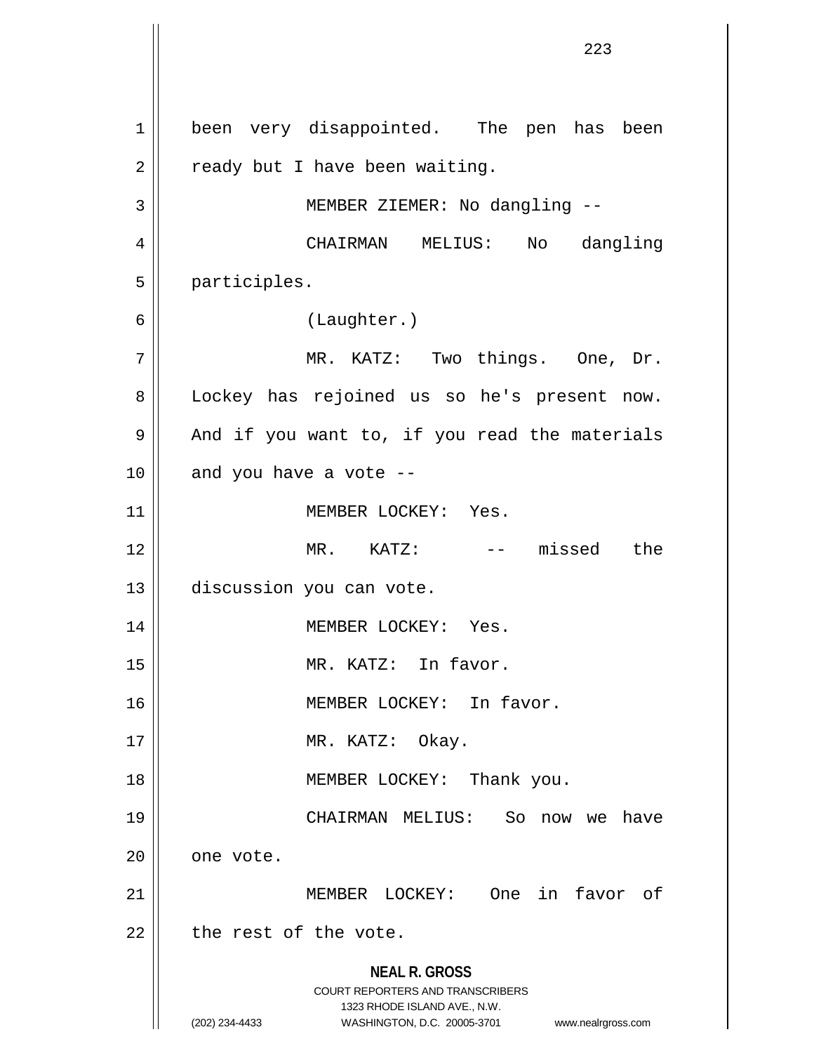been very disappointed. The pen has been ready but I have been waiting.

MEMBER ZIEMER: No dangling --

CHAIRMAN MELIUS: No dangling participles.

(Laughter.)

MR. KATZ: Two things. One, Dr. Lockey has rejoined us so he's present now. And if you want to, if you read the materials and you have a vote --

MEMBER LOCKEY: Yes.

MR. KATZ: -- missed the discussion you can vote.

MEMBER LOCKEY: Yes.

MR. KATZ: In favor.

MEMBER LOCKEY: In favor.

MR. KATZ: Okay.

MEMBER LOCKEY: Thank you.

CHAIRMAN MELIUS: So now we have one vote.

MEMBER LOCKEY: One in favor of the rest of the vote.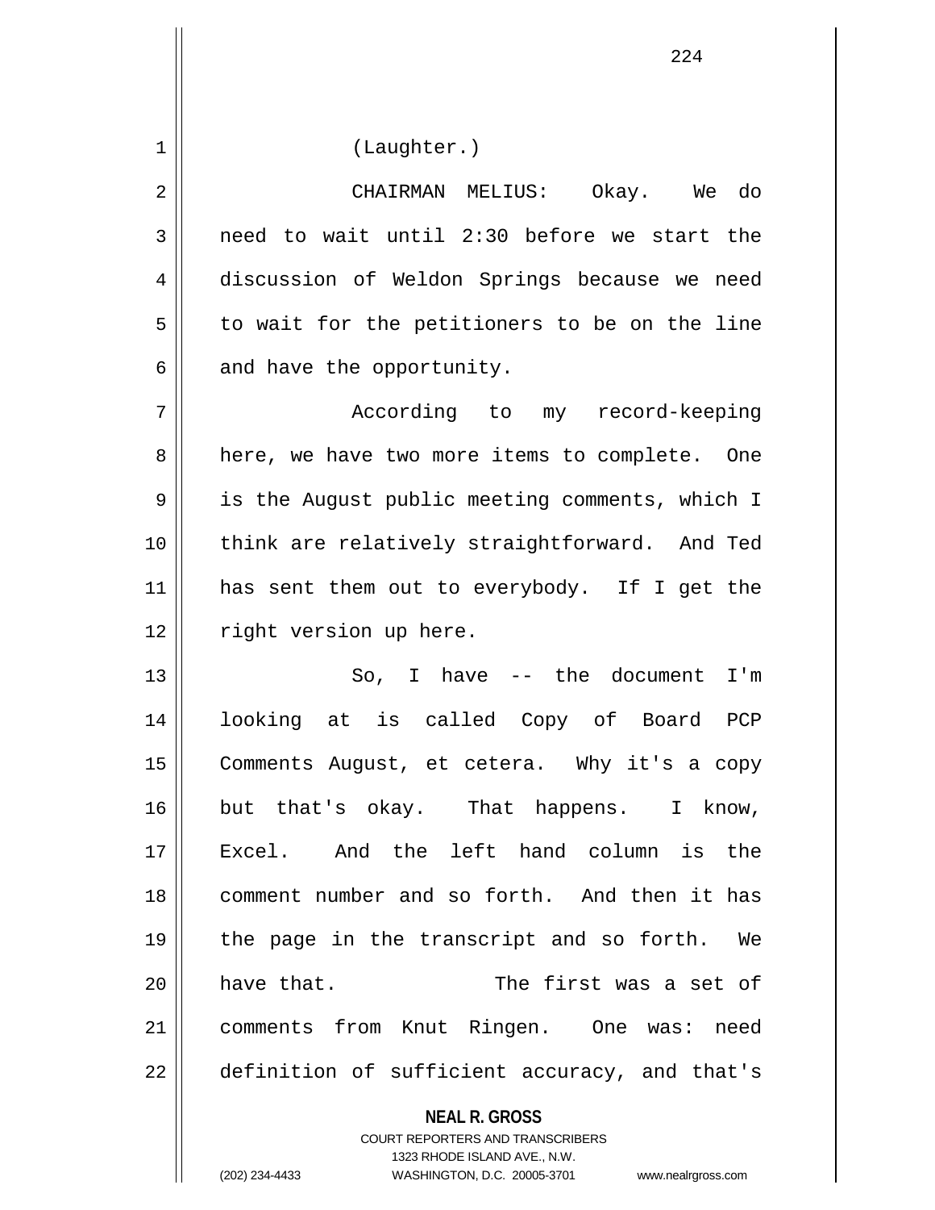(Laughter.)

CHAIRMAN MELIUS: Okay. We do need to wait until 2:30 before we start the discussion of Weldon Springs because we need to wait for the petitioners to be on the line and have the opportunity.

According to my record-keeping here, we have two more items to complete. One is the August public meeting comments, which I think are relatively straightforward. And Ted has sent them out to everybody. If I get the right version up here.

So, I have -- the document I'm looking at is called Copy of Board PCP Comments August, et cetera. Why it's a copy but that's okay. That happens. I know, Excel. And the left hand column is the comment number and so forth. And then it has the page in the transcript and so forth. We have that. The first was a set of comments from Knut Ringen. One was: need definition of sufficient accuracy, and that's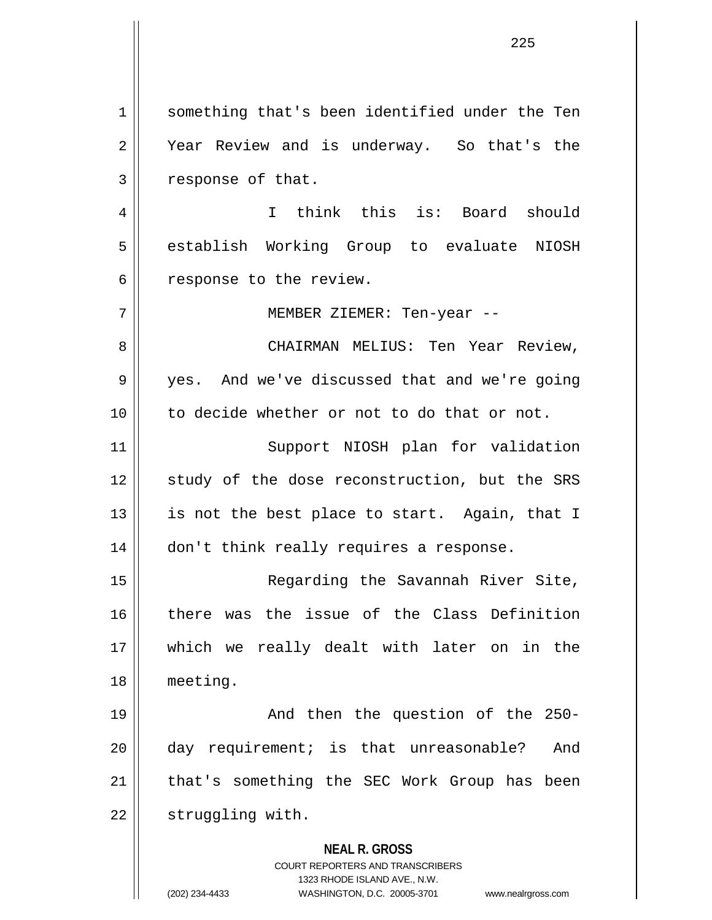something that's been identified under the Ten Year Review and is underway. So that's the response of that.

I think this is: Board should establish Working Group to evaluate NIOSH response to the review.

MEMBER ZIEMER: Ten-year --

CHAIRMAN MELIUS: Ten Year Review, yes. And we've discussed that and we're going to decide whether or not to do that or not.

Support NIOSH plan for validation study of the dose reconstruction, but the SRS is not the best place to start. Again, that I don't think really requires a response.

Regarding the Savannah River Site, there was the issue of the Class Definition which we really dealt with later on in the meeting.

And then the question of the 250-day requirement; is that unreasonable? And that's something the SEC Work Group has been struggling with.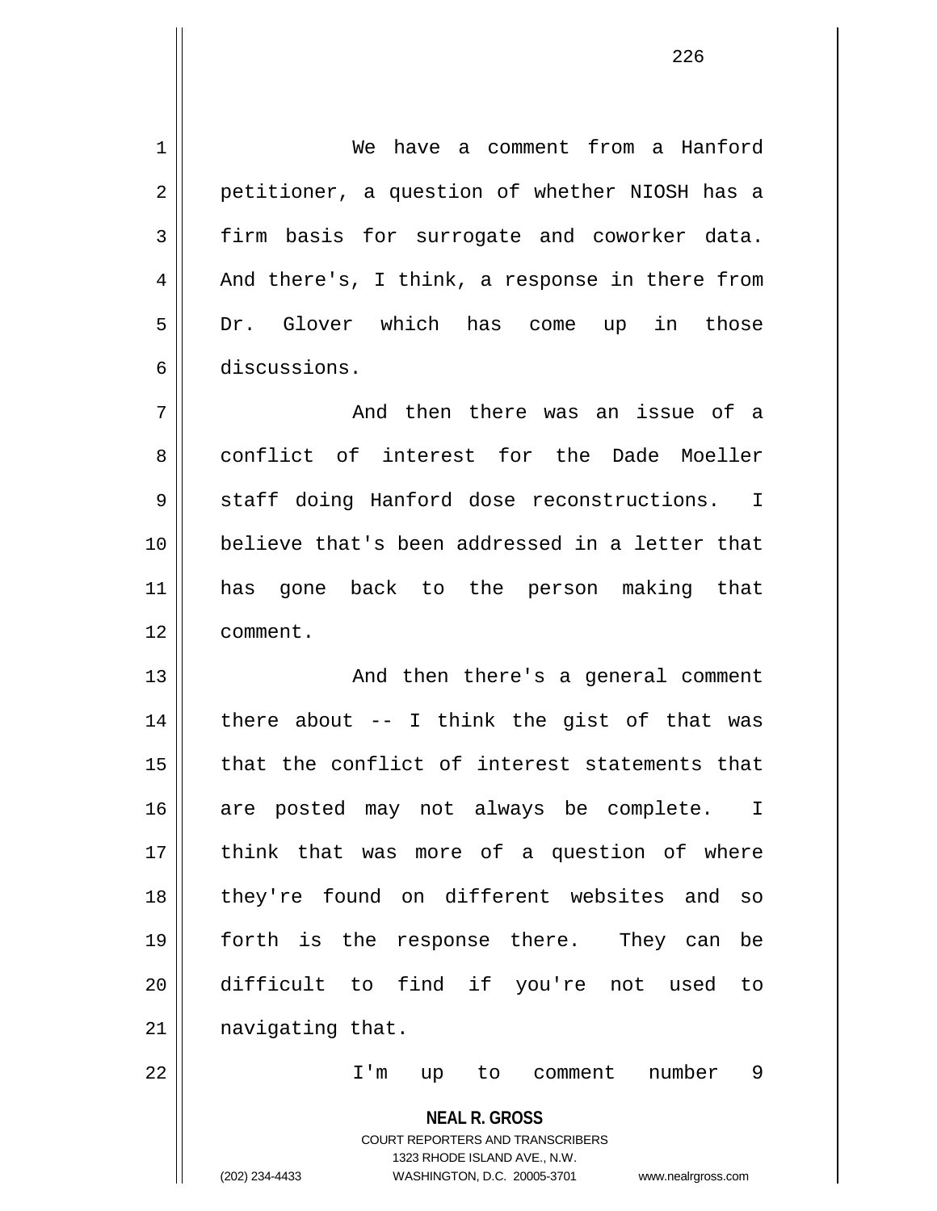We have a comment from a Hanford petitioner, a question of whether NIOSH has a firm basis for surrogate and coworker data. And there's, I think, a response in there from Dr. Glover which has come up in those discussions.

And then there was an issue of a conflict of interest for the Dade Moeller staff doing Hanford dose reconstructions. I believe that's been addressed in a letter that has gone back to the person making that comment.

And then there's a general comment there about -- I think the gist of that was that the conflict of interest statements that are posted may not always be complete. I think that was more of a question of where they're found on different websites and so forth is the response there. They can be difficult to find if you're not used to navigating that.

I'm up to comment number 9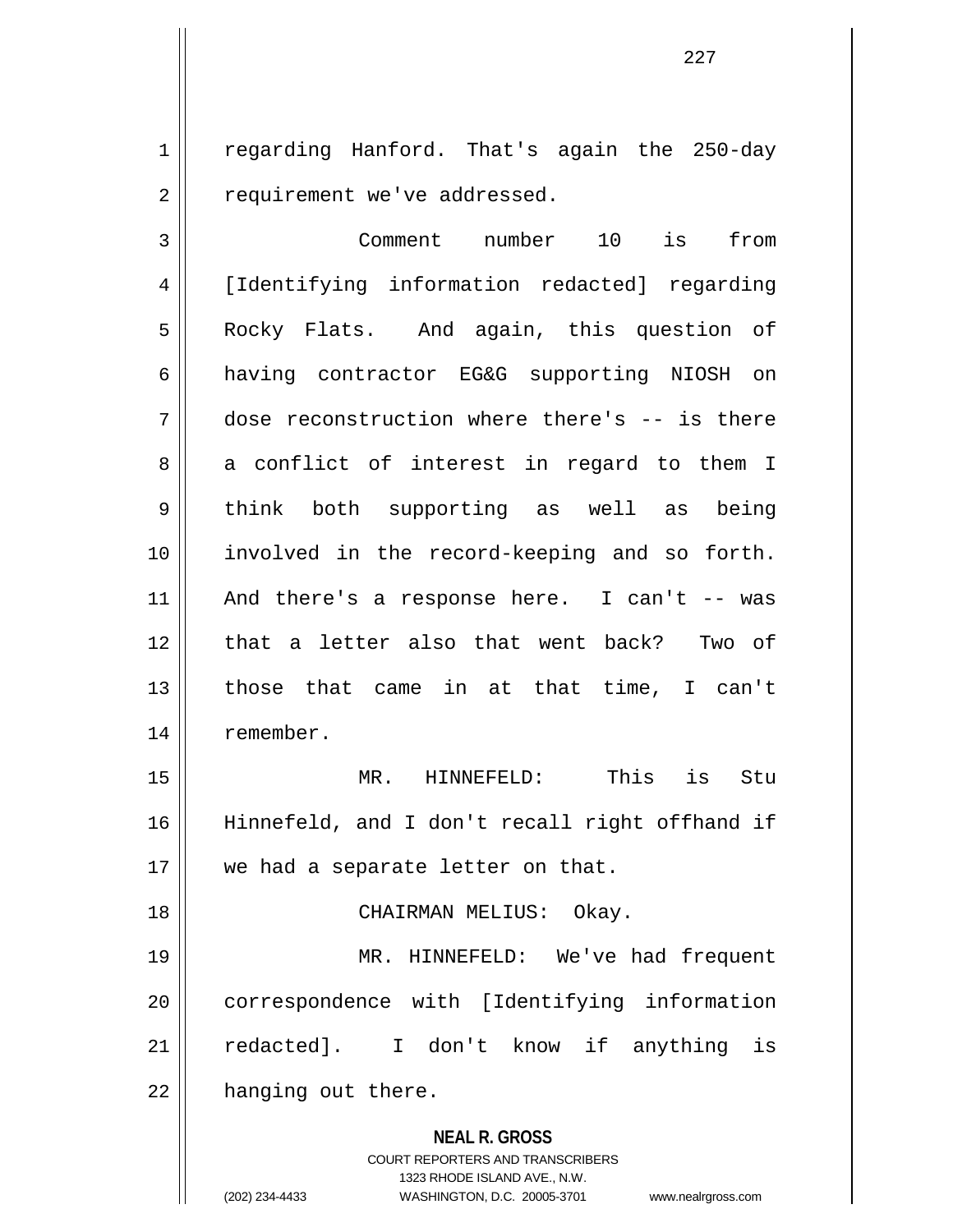regarding Hanford. That's again the 250-day requirement we've addressed.

Comment number 10 is from [Identifying information redacted] regarding Rocky Flats. And again, this question of having contractor EG&G supporting NIOSH on dose reconstruction where there's -- is there a conflict of interest in regard to them I think both supporting as well as being involved in the record-keeping and so forth. And there's a response here. I can't -- was that a letter also that went back? Two of those that came in at that time, I can't remember.

MR. HINNEFELD: This is Stu Hinnefeld, and I don't recall right offhand if we had a separate letter on that.

CHAIRMAN MELIUS: Okay.

MR. HINNEFELD: We've had frequent correspondence with [Identifying information redacted]. I don't know if anything is hanging out there.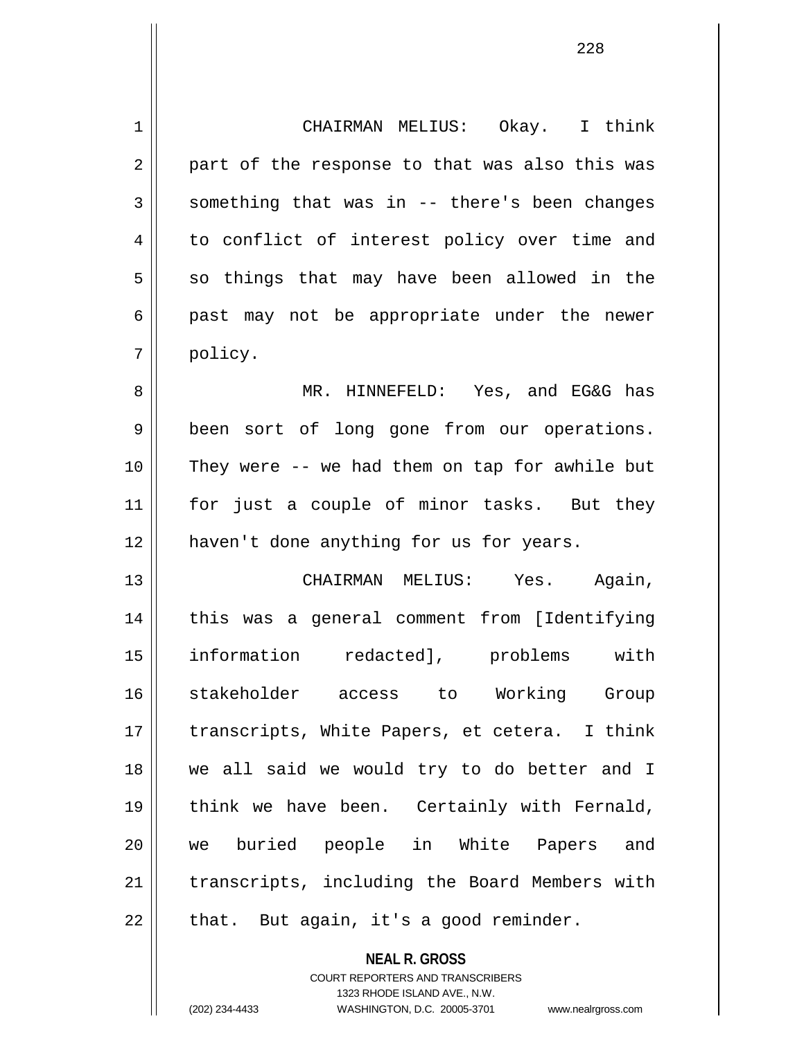CHAIRMAN MELIUS: Okay. I think part of the response to that was also this was something that was in -- there's been changes to conflict of interest policy over time and so things that may have been allowed in the past may not be appropriate under the newer policy.

MR. HINNEFELD: Yes, and EG&G has been sort of long gone from our operations. They were -- we had them on tap for awhile but for just a couple of minor tasks. But they haven't done anything for us for years.

CHAIRMAN MELIUS: Yes. Again, this was a general comment from [Identifying information redacted], problems with stakeholder access to Working Group transcripts, White Papers, et cetera. I think we all said we would try to do better and I think we have been. Certainly with Fernald, we buried people in White Papers and transcripts, including the Board Members with that. But again, it's a good reminder.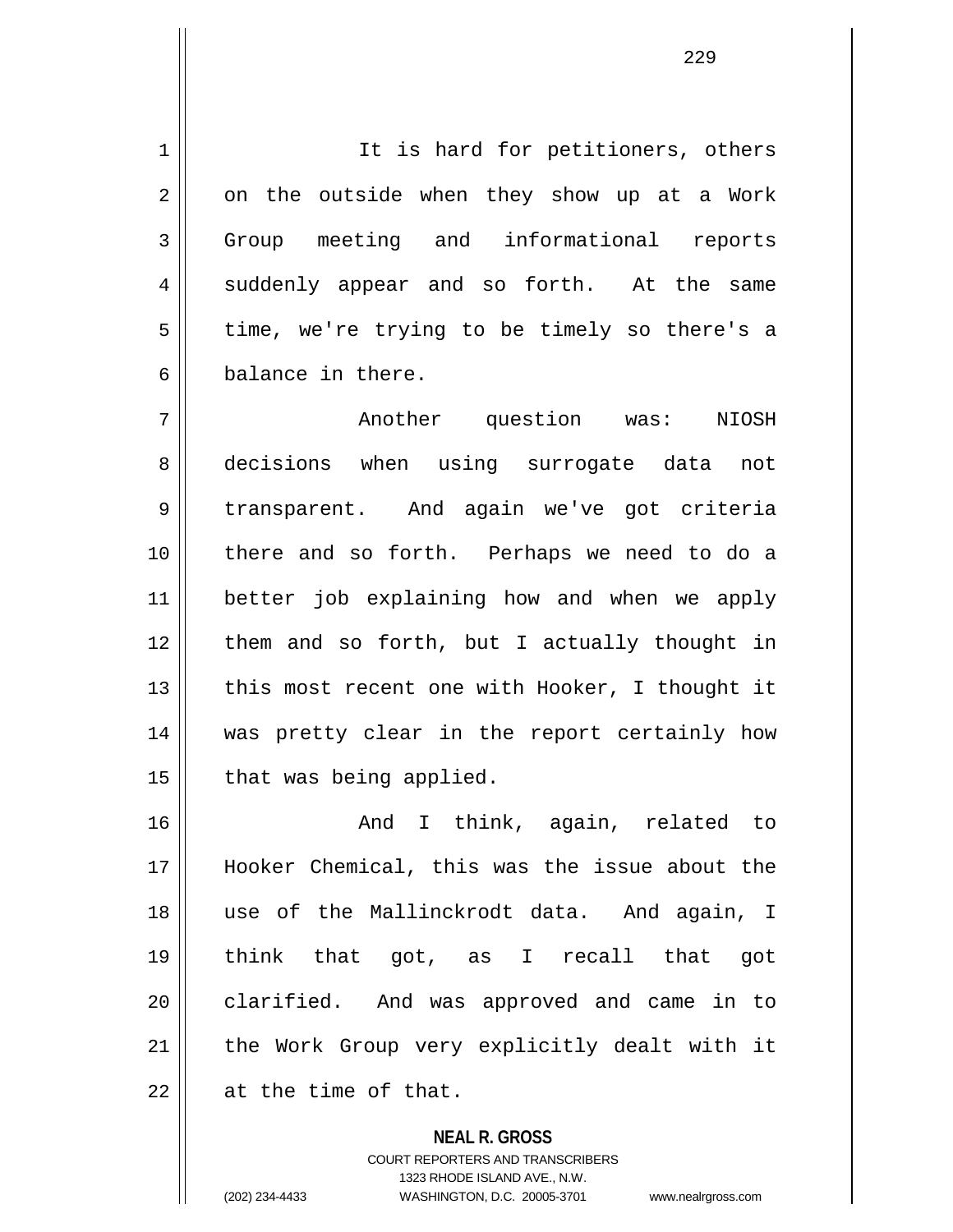It is hard for petitioners, others on the outside when they show up at a Work Group meeting and informational reports suddenly appear and so forth. At the same time, we're trying to be timely so there's a balance in there.

Another question was: NIOSH decisions when using surrogate data not transparent. And again we've got criteria there and so forth. Perhaps we need to do a better job explaining how and when we apply them and so forth, but I actually thought in this most recent one with Hooker, I thought it was pretty clear in the report certainly how that was being applied.

And I think, again, related to Hooker Chemical, this was the issue about the use of the Mallinckrodt data. And again, I think that got, as I recall that got clarified. And was approved and came in to the Work Group very explicitly dealt with it at the time of that.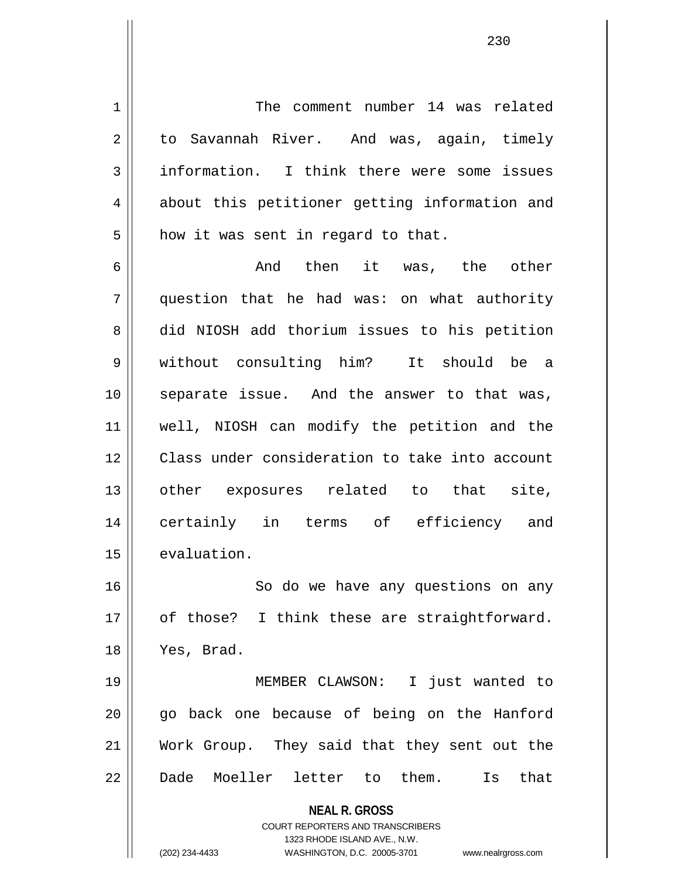The comment number 14 was related to Savannah River. And was, again, timely information. I think there were some issues about this petitioner getting information and how it was sent in regard to that.

And then it was, the other question that he had was: on what authority did NIOSH add thorium issues to his petition without consulting him? It should be a separate issue. And the answer to that was, well, NIOSH can modify the petition and the Class under consideration to take into account other exposures related to that site, certainly in terms of efficiency and evaluation.

So do we have any questions on any of those? I think these are straightforward. Yes, Brad.

MEMBER CLAWSON: I just wanted to go back one because of being on the Hanford Work Group. They said that they sent out the Dade Moeller letter to them. Is that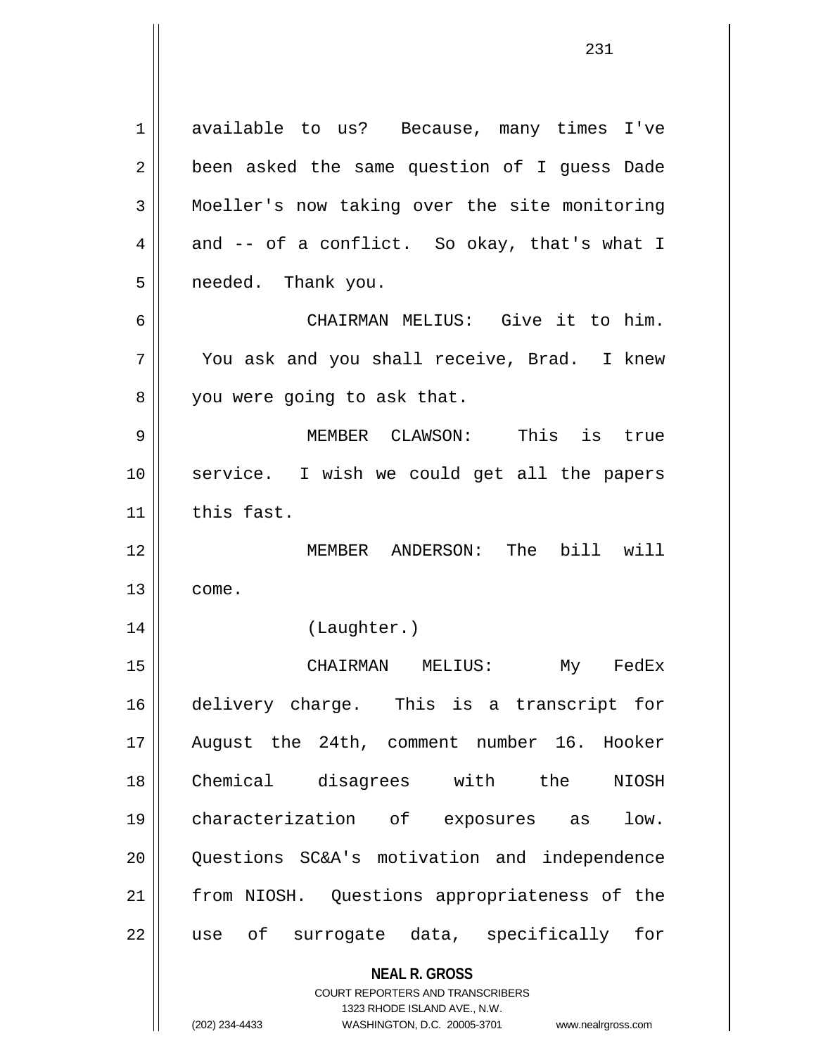available to us? Because, many times I've been asked the same question of I guess Dade Moeller's now taking over the site monitoring and -- of a conflict. So okay, that's what I needed. Thank you.

CHAIRMAN MELIUS: Give it to him. You ask and you shall receive, Brad. I knew you were going to ask that.

MEMBER CLAWSON: This is true service. I wish we could get all the papers this fast.

MEMBER ANDERSON: The bill will come.

(Laughter.)

CHAIRMAN MELIUS: My FedEx delivery charge. This is a transcript for August the 24th, comment number 16. Hooker Chemical disagrees with the NIOSH characterization of exposures as low. Questions SC&A's motivation and independence from NIOSH. Questions appropriateness of the use of surrogate data, specifically for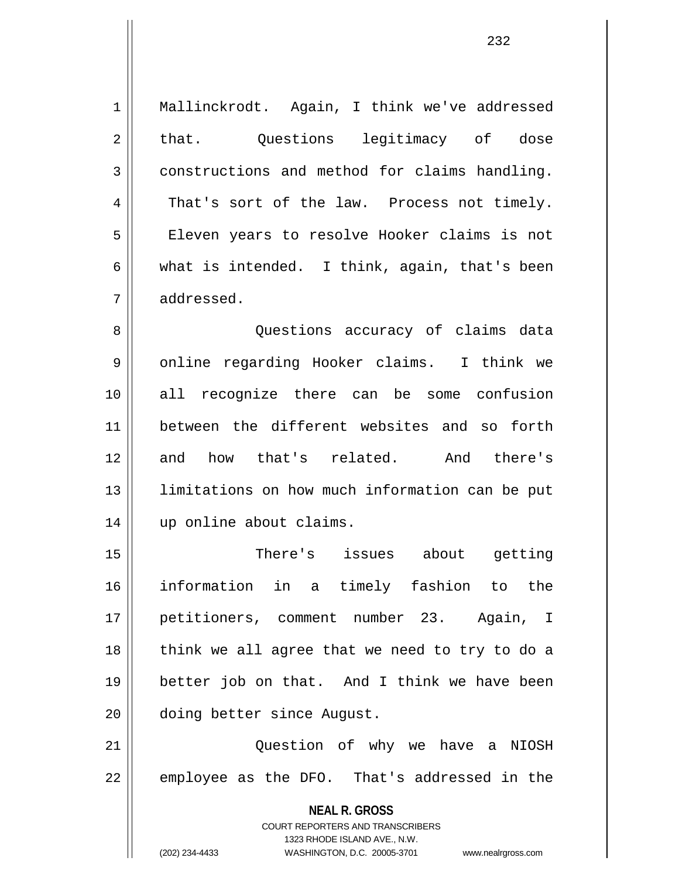Mallinckrodt. Again, I think we've addressed that. Questions legitimacy of dose constructions and method for claims handling. That's sort of the law. Process not timely. Eleven years to resolve Hooker claims is not what is intended. I think, again, that's been addressed.

Questions accuracy of claims data online regarding Hooker claims. I think we all recognize there can be some confusion between the different websites and so forth and how that's related. And there's limitations on how much information can be put up online about claims.

There's issues about getting information in a timely fashion to the petitioners, comment number 23. Again, I think we all agree that we need to try to do a better job on that. And I think we have been doing better since August.

Question of why we have a NIOSH employee as the DFO. That's addressed in the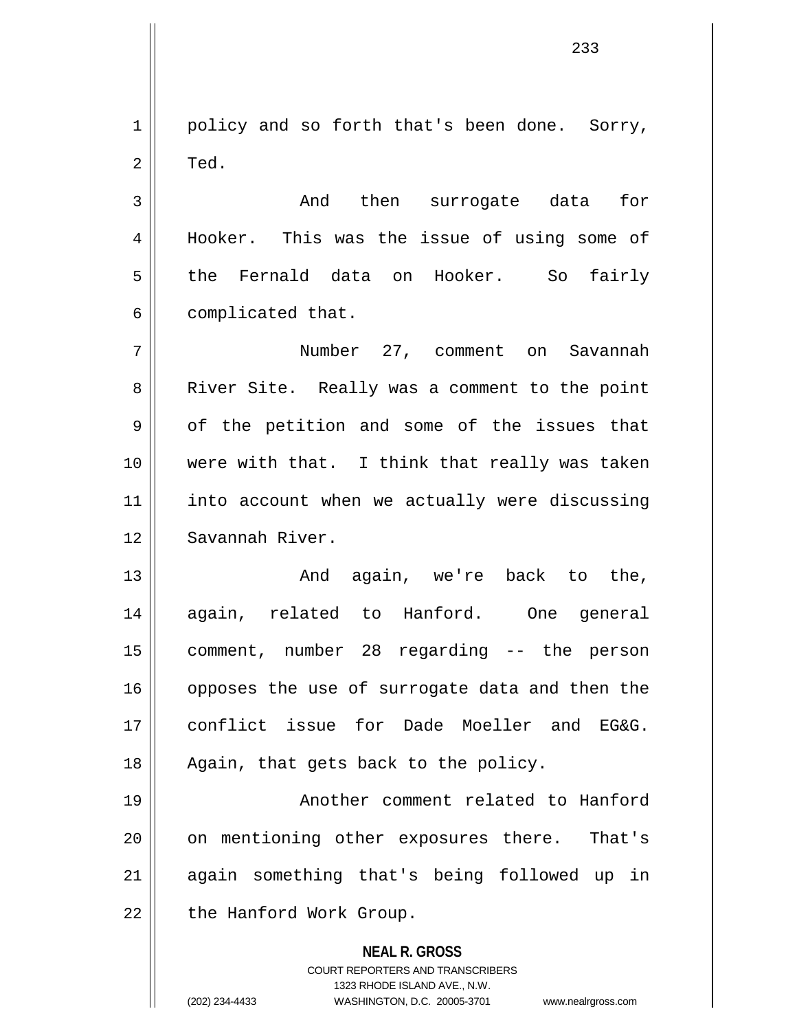policy and so forth that's been done. Sorry, Ted.

And then surrogate data for Hooker. This was the issue of using some of the Fernald data on Hooker. So fairly complicated that.

Number 27, comment on Savannah River Site. Really was a comment to the point of the petition and some of the issues that were with that. I think that really was taken into account when we actually were discussing Savannah River.

And again, we're back to the, again, related to Hanford. One general comment, number 28 regarding -- the person opposes the use of surrogate data and then the conflict issue for Dade Moeller and EG&G. Again, that gets back to the policy.

Another comment related to Hanford on mentioning other exposures there. That's again something that's being followed up in the Hanford Work Group.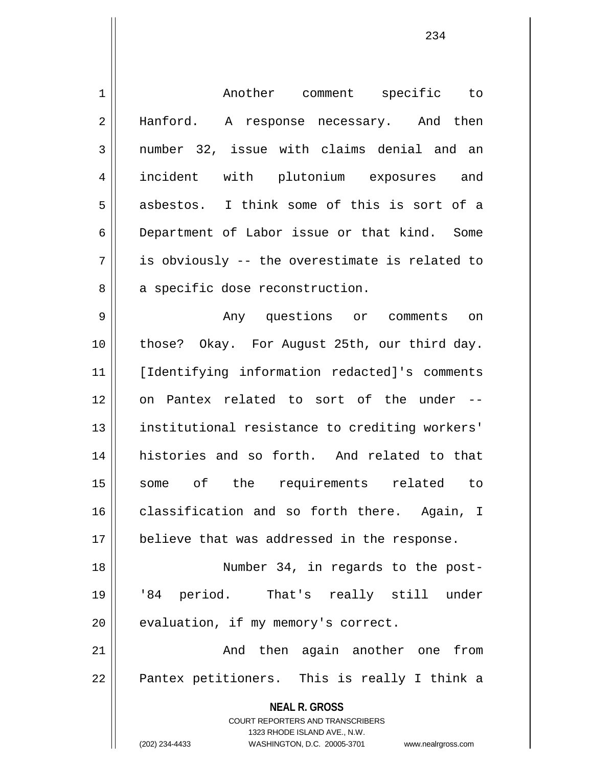Another comment specific to Hanford. A response necessary. And then number 32, issue with claims denial and an incident with plutonium exposures and asbestos. I think some of this is sort of a Department of Labor issue or that kind. Some is obviously -- the overestimate is related to a specific dose reconstruction.

Any questions or comments on those? Okay. For August 25th, our third day. [Identifying information redacted]'s comments on Pantex related to sort of the under -- institutional resistance to crediting workers' histories and so forth. And related to that some of the requirements related to classification and so forth there. Again, I believe that was addressed in the response.

Number 34, in regards to the post-'84 period. That's really still under evaluation, if my memory's correct.

And then again another one from Pantex petitioners. This is really I think a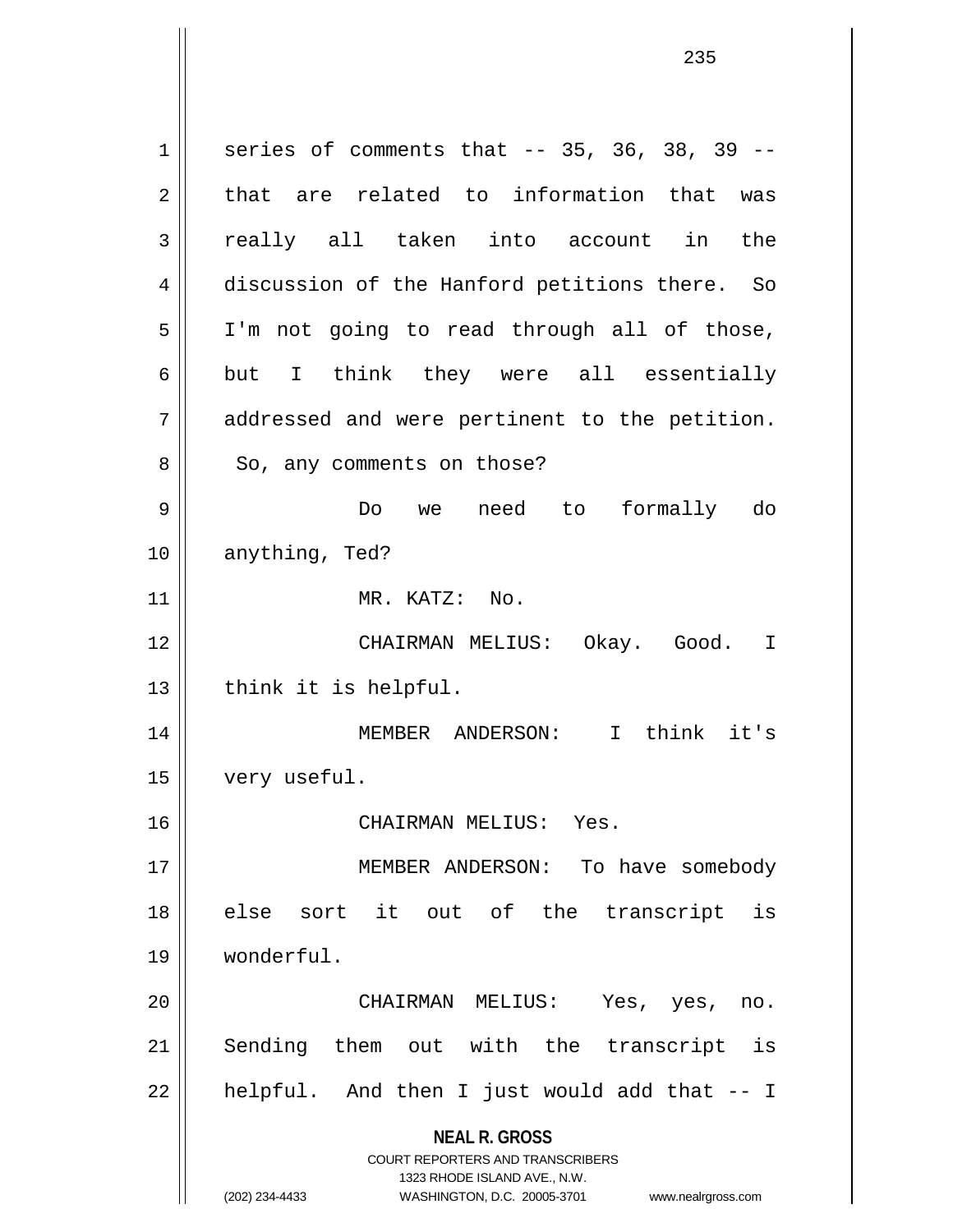series of comments that -- 35, 36, 38, 39 -- that are related to information that was really all taken into account in the discussion of the Hanford petitions there. So I'm not going to read through all of those, but I think they were all essentially addressed and were pertinent to the petition. So, any comments on those?

Do we need to formally do anything, Ted?

MR. KATZ: No.

CHAIRMAN MELIUS: Okay. Good. I think it is helpful.

MEMBER ANDERSON: I think it's very useful.

CHAIRMAN MELIUS: Yes.

MEMBER ANDERSON: To have somebody else sort it out of the transcript is wonderful.

CHAIRMAN MELIUS: Yes, yes, no. Sending them out with the transcript is helpful. And then I just would add that -- I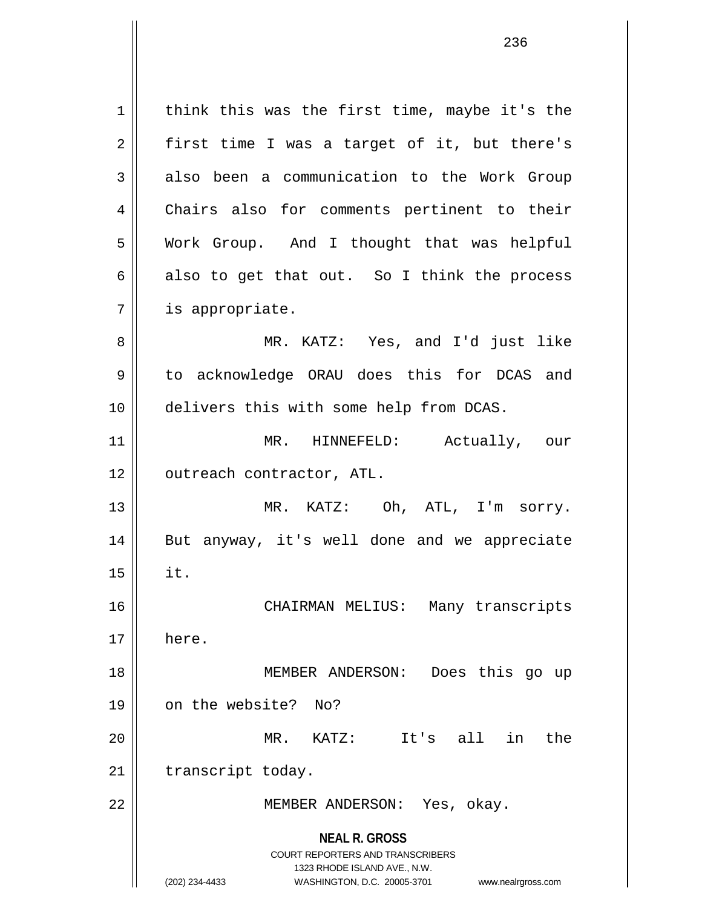think this was the first time, maybe it's the first time I was a target of it, but there's also been a communication to the Work Group Chairs also for comments pertinent to their Work Group. And I thought that was helpful also to get that out. So I think the process is appropriate.

MR. KATZ: Yes, and I'd just like to acknowledge ORAU does this for DCAS and delivers this with some help from DCAS.

MR. HINNEFELD: Actually, our outreach contractor, ATL.

MR. KATZ: Oh, ATL, I'm sorry. But anyway, it's well done and we appreciate it.

CHAIRMAN MELIUS: Many transcripts here.

MEMBER ANDERSON: Does this go up on the website? No?

MR. KATZ: It's all in the transcript today.

MEMBER ANDERSON: Yes, okay.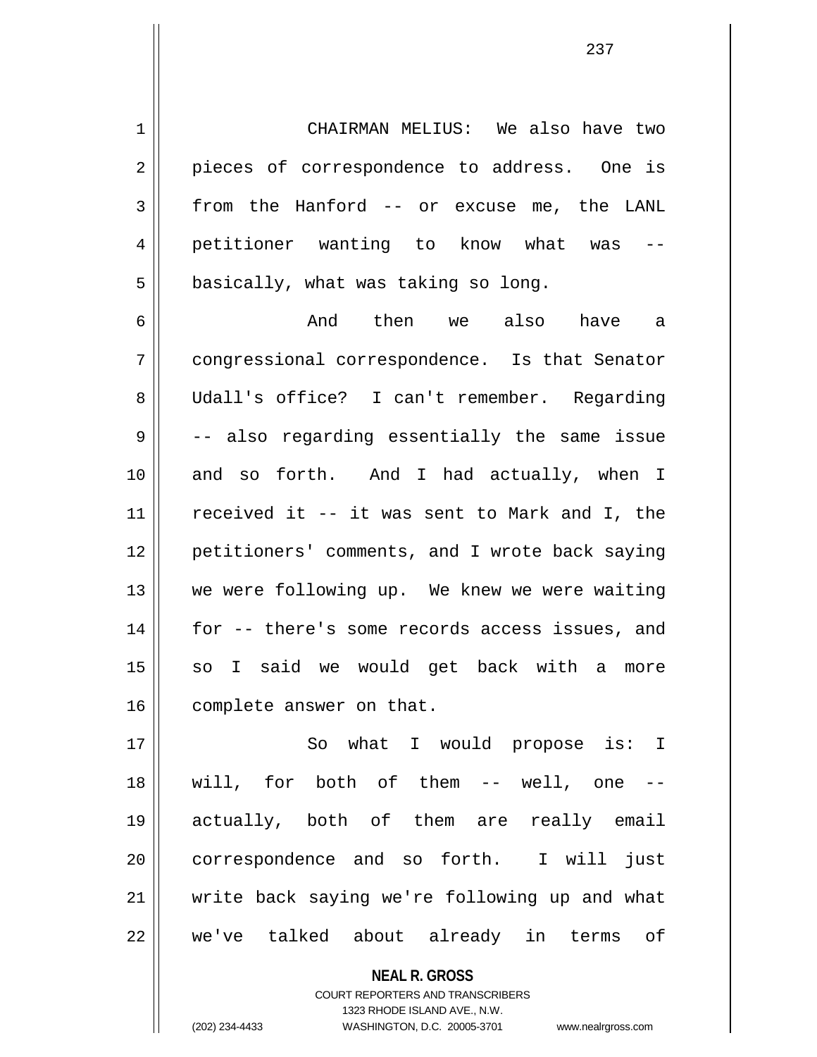CHAIRMAN MELIUS: We also have two pieces of correspondence to address. One is from the Hanford -- or excuse me, the LANL petitioner wanting to know what was -- basically, what was taking so long.

And then we also have a congressional correspondence. Is that Senator Udall's office? I can't remember. Regarding -- also regarding essentially the same issue and so forth. And I had actually, when I received it -- it was sent to Mark and I, the petitioners' comments, and I wrote back saying we were following up. We knew we were waiting for -- there's some records access issues, and so I said we would get back with a more complete answer on that.

So what I would propose is: I will, for both of them -- well, one -- actually, both of them are really email correspondence and so forth. I will just write back saying we're following up and what we've talked about already in terms of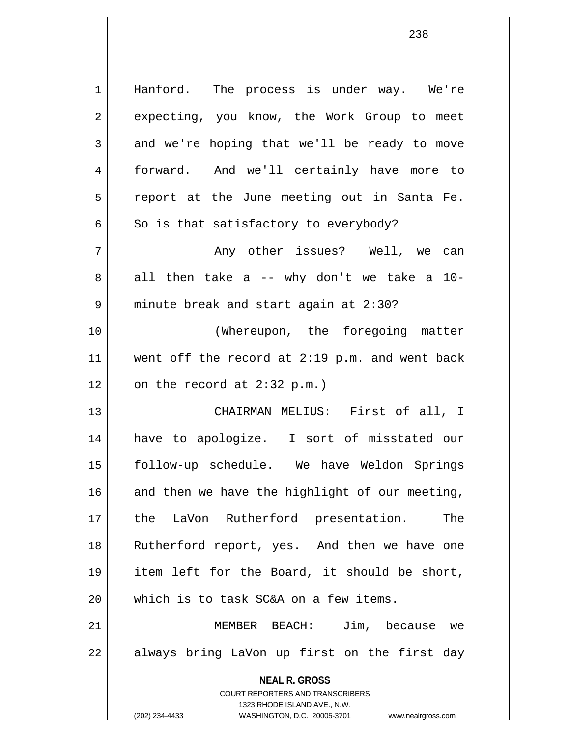Hanford. The process is under way. We're expecting, you know, the Work Group to meet and we're hoping that we'll be ready to move forward. And we'll certainly have more to report at the June meeting out in Santa Fe. So is that satisfactory to everybody?

Any other issues? Well, we can all then take a -- why don't we take a 10-minute break and start again at 2:30?

(Whereupon, the foregoing matter went off the record at 2:19 p.m. and went back on the record at 2:32 p.m.)

CHAIRMAN MELIUS: First of all, I have to apologize. I sort of misstated our follow-up schedule. We have Weldon Springs and then we have the highlight of our meeting, the LaVon Rutherford presentation. The Rutherford report, yes. And then we have one item left for the Board, it should be short, which is to task SC&A on a few items.

MEMBER BEACH: Jim, because we always bring LaVon up first on the first day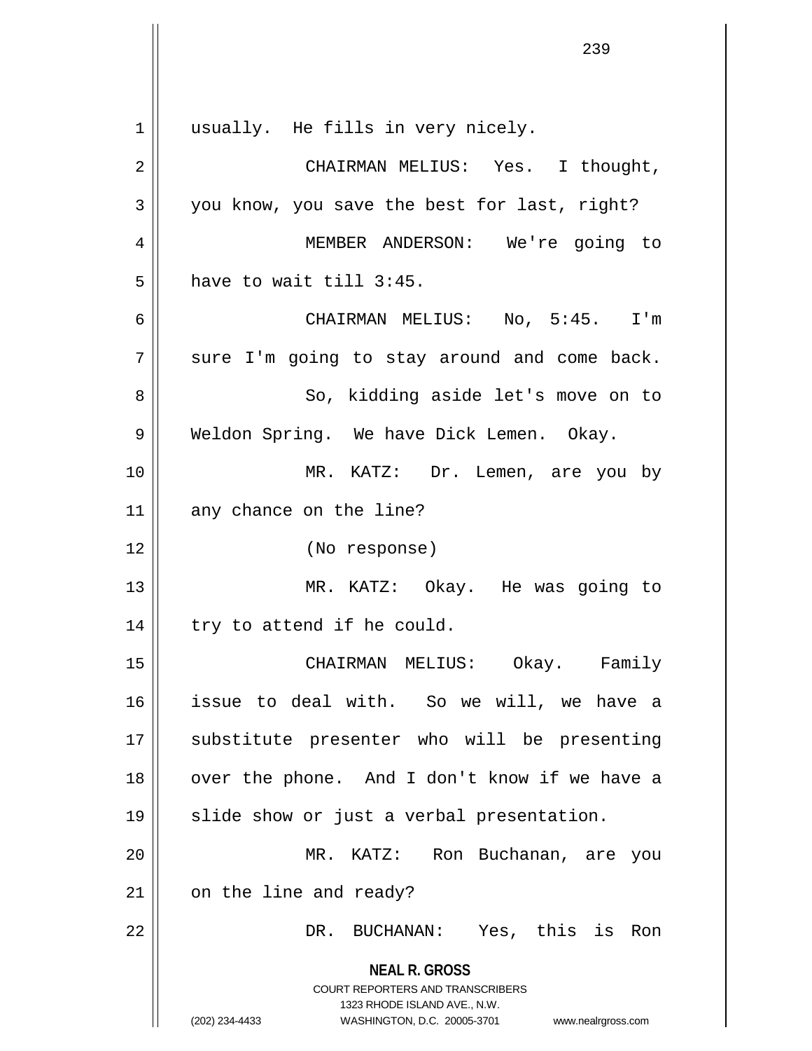usually. He fills in very nicely.

CHAIRMAN MELIUS: Yes. I thought, you know, you save the best for last, right?

MEMBER ANDERSON: We're going to have to wait till 3:45.

CHAIRMAN MELIUS: No, 5:45. I'm sure I'm going to stay around and come back.

So, kidding aside let's move on to Weldon Spring. We have Dick Lemen. Okay.

MR. KATZ: Dr. Lemen, are you by any chance on the line?

(No response)

MR. KATZ: Okay. He was going to try to attend if he could.

CHAIRMAN MELIUS: Okay. Family issue to deal with. So we will, we have a substitute presenter who will be presenting over the phone. And I don't know if we have a slide show or just a verbal presentation.

MR. KATZ: Ron Buchanan, are you on the line and ready?

DR. BUCHANAN: Yes, this is Ron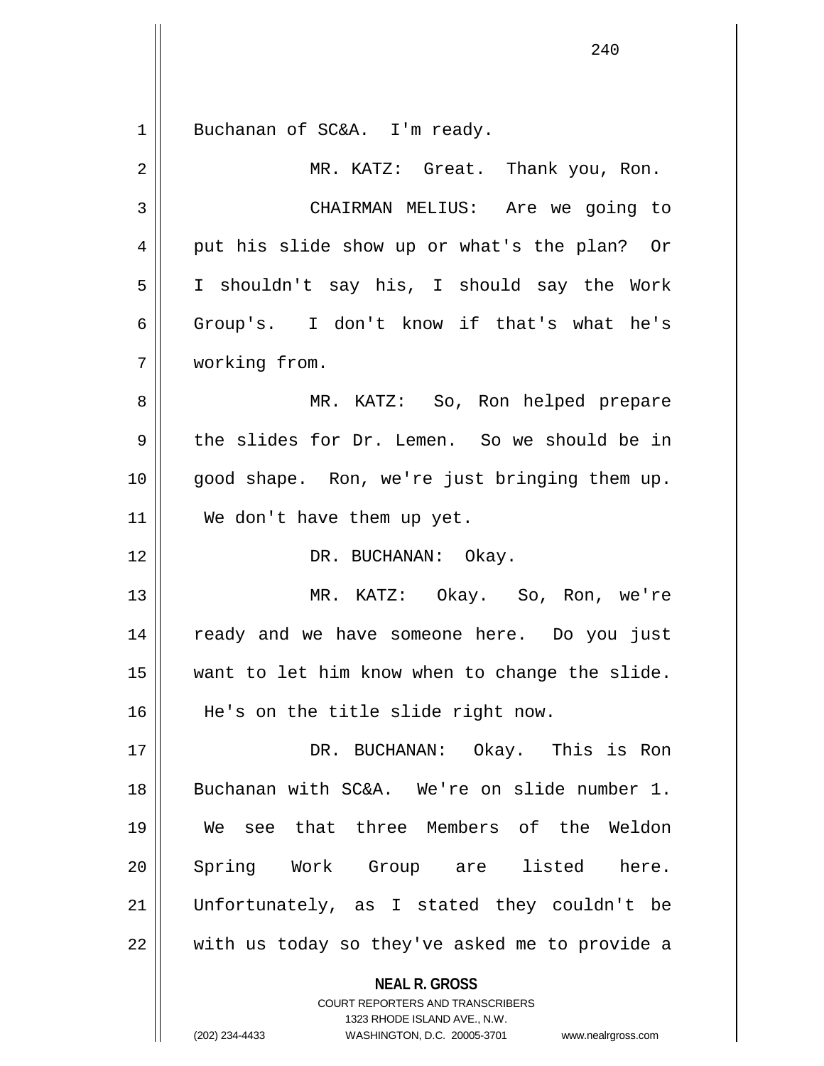Buchanan of SC&A. I'm ready.

MR. KATZ: Great. Thank you, Ron.

CHAIRMAN MELIUS: Are we going to put his slide show up or what's the plan? Or I shouldn't say his, I should say the Work Group's. I don't know if that's what he's working from.

MR. KATZ: So, Ron helped prepare the slides for Dr. Lemen. So we should be in good shape. Ron, we're just bringing them up. We don't have them up yet.

DR. BUCHANAN: Okay.

MR. KATZ: Okay. So, Ron, we're ready and we have someone here. Do you just want to let him know when to change the slide. He's on the title slide right now.

DR. BUCHANAN: Okay. This is Ron Buchanan with SC&A. We're on slide number 1. We see that three Members of the Weldon Spring Work Group are listed here. Unfortunately, as I stated they couldn't be with us today so they've asked me to provide a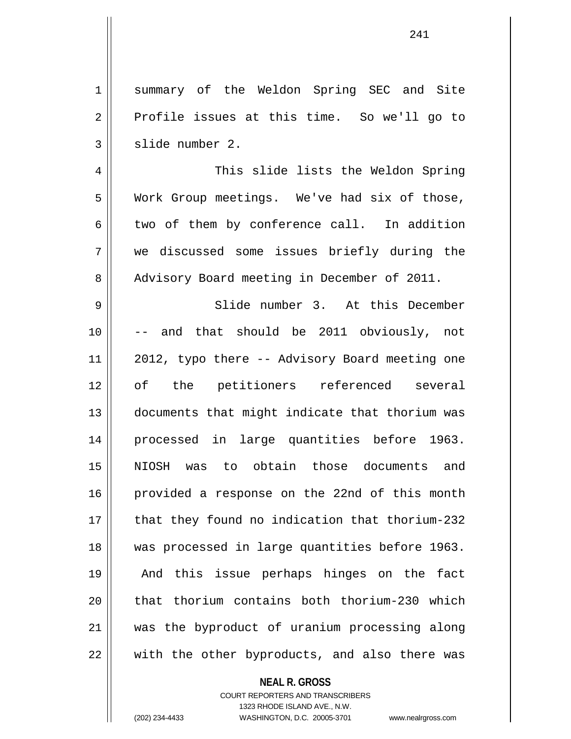summary of the Weldon Spring SEC and Site Profile issues at this time. So we'll go to slide number 2.

This slide lists the Weldon Spring Work Group meetings. We've had six of those, two of them by conference call. In addition we discussed some issues briefly during the Advisory Board meeting in December of 2011.

Slide number 3. At this December -- and that should be 2011 obviously, not 2012, typo there -- Advisory Board meeting one of the petitioners referenced several documents that might indicate that thorium was processed in large quantities before 1963. NIOSH was to obtain those documents and provided a response on the 22nd of this month that they found no indication that thorium-232 was processed in large quantities before 1963. And this issue perhaps hinges on the fact that thorium contains both thorium-230 which was the byproduct of uranium processing along with the other byproducts, and also there was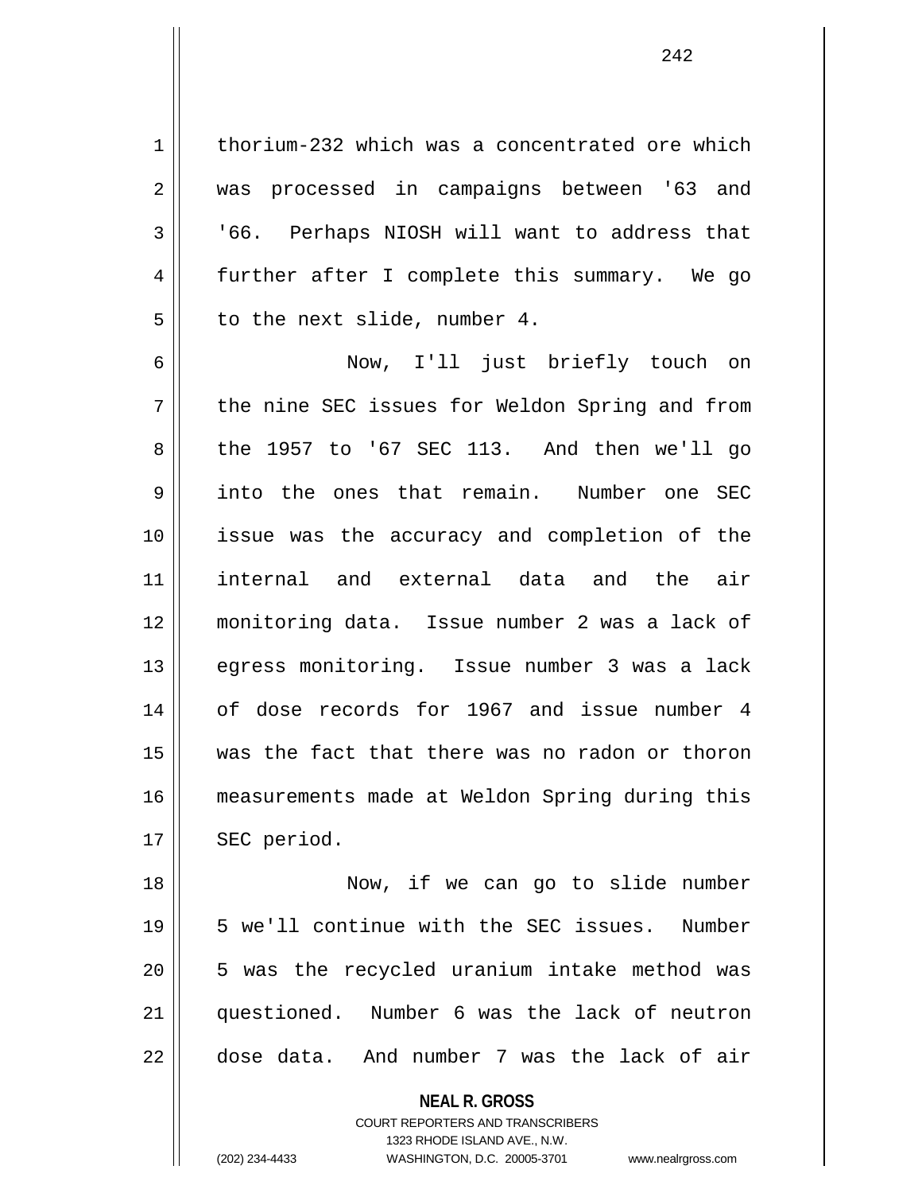thorium-232 which was a concentrated ore which was processed in campaigns between '63 and '66. Perhaps NIOSH will want to address that further after I complete this summary. We go to the next slide, number 4.

Now, I'll just briefly touch on the nine SEC issues for Weldon Spring and from the 1957 to '67 SEC 113. And then we'll go into the ones that remain. Number one SEC issue was the accuracy and completion of the internal and external data and the air monitoring data. Issue number 2 was a lack of egress monitoring. Issue number 3 was a lack of dose records for 1967 and issue number 4 was the fact that there was no radon or thoron measurements made at Weldon Spring during this SEC period.

Now, if we can go to slide number 5 we'll continue with the SEC issues. Number 5 was the recycled uranium intake method was questioned. Number 6 was the lack of neutron dose data. And number 7 was the lack of air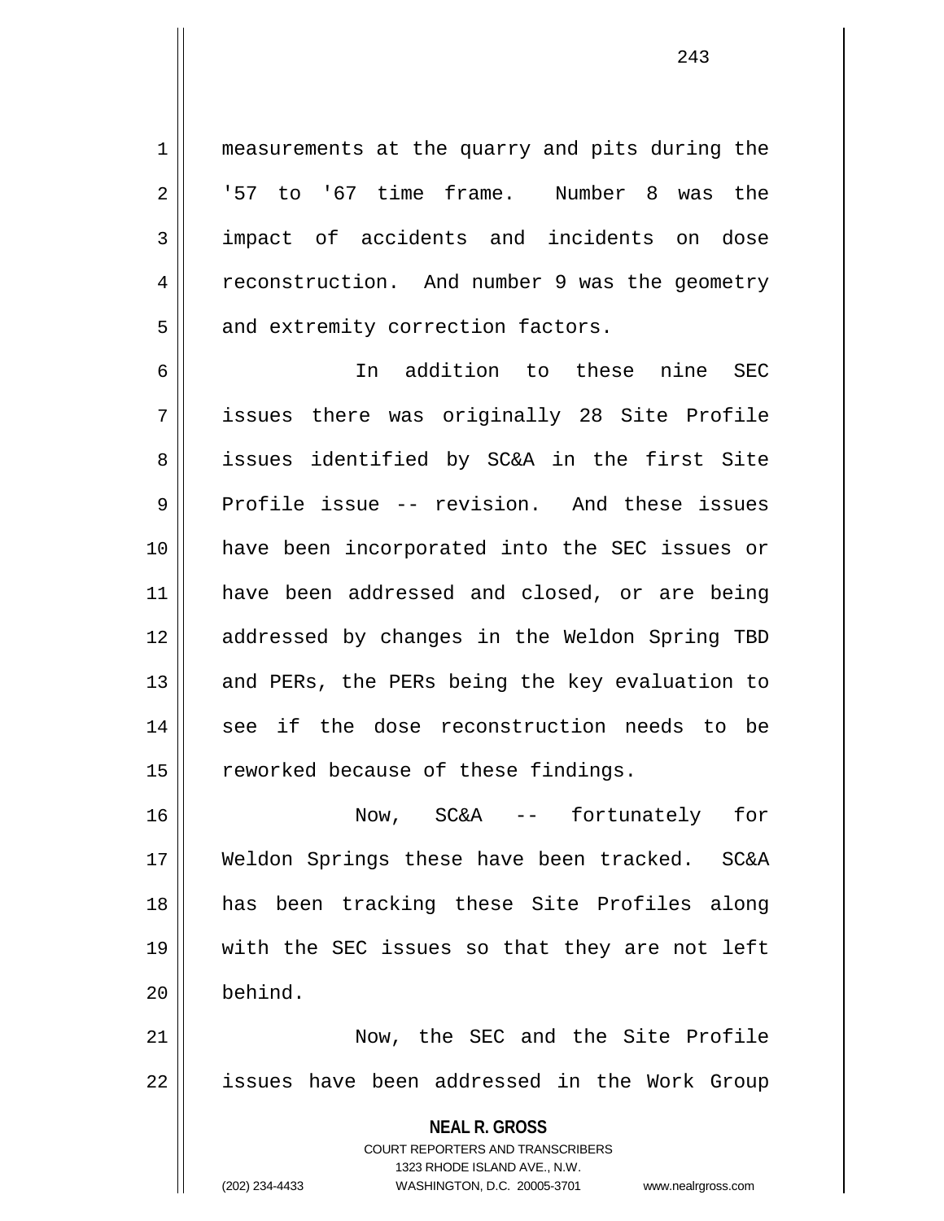measurements at the quarry and pits during the '57 to '67 time frame. Number 8 was the impact of accidents and incidents on dose reconstruction. And number 9 was the geometry and extremity correction factors.

In addition to these nine SEC issues there was originally 28 Site Profile issues identified by SC&A in the first Site Profile issue -- revision. And these issues have been incorporated into the SEC issues or have been addressed and closed, or are being addressed by changes in the Weldon Spring TBD and PERs, the PERs being the key evaluation to see if the dose reconstruction needs to be reworked because of these findings.

Now, SC&A -- fortunately for Weldon Springs these have been tracked. SC&A has been tracking these Site Profiles along with the SEC issues so that they are not left behind.

Now, the SEC and the Site Profile issues have been addressed in the Work Group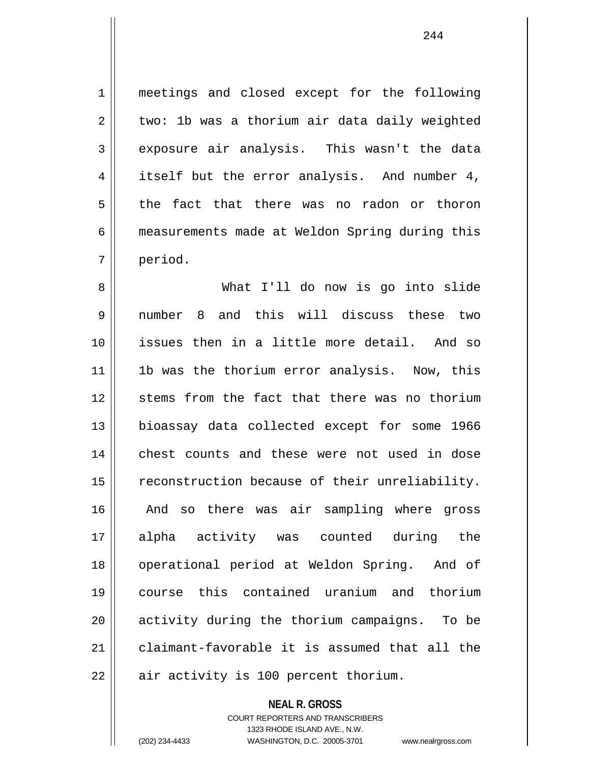meetings and closed except for the following two: 1b was a thorium air data daily weighted exposure air analysis. This wasn't the data itself but the error analysis. And number 4, the fact that there was no radon or thoron measurements made at Weldon Spring during this period.

What I'll do now is go into slide number 8 and this will discuss these two issues then in a little more detail. And so 1b was the thorium error analysis. Now, this stems from the fact that there was no thorium bioassay data collected except for some 1966 chest counts and these were not used in dose reconstruction because of their unreliability. And so there was air sampling where gross alpha activity was counted during the operational period at Weldon Spring. And of course this contained uranium and thorium activity during the thorium campaigns. To be claimant-favorable it is assumed that all the air activity is 100 percent thorium.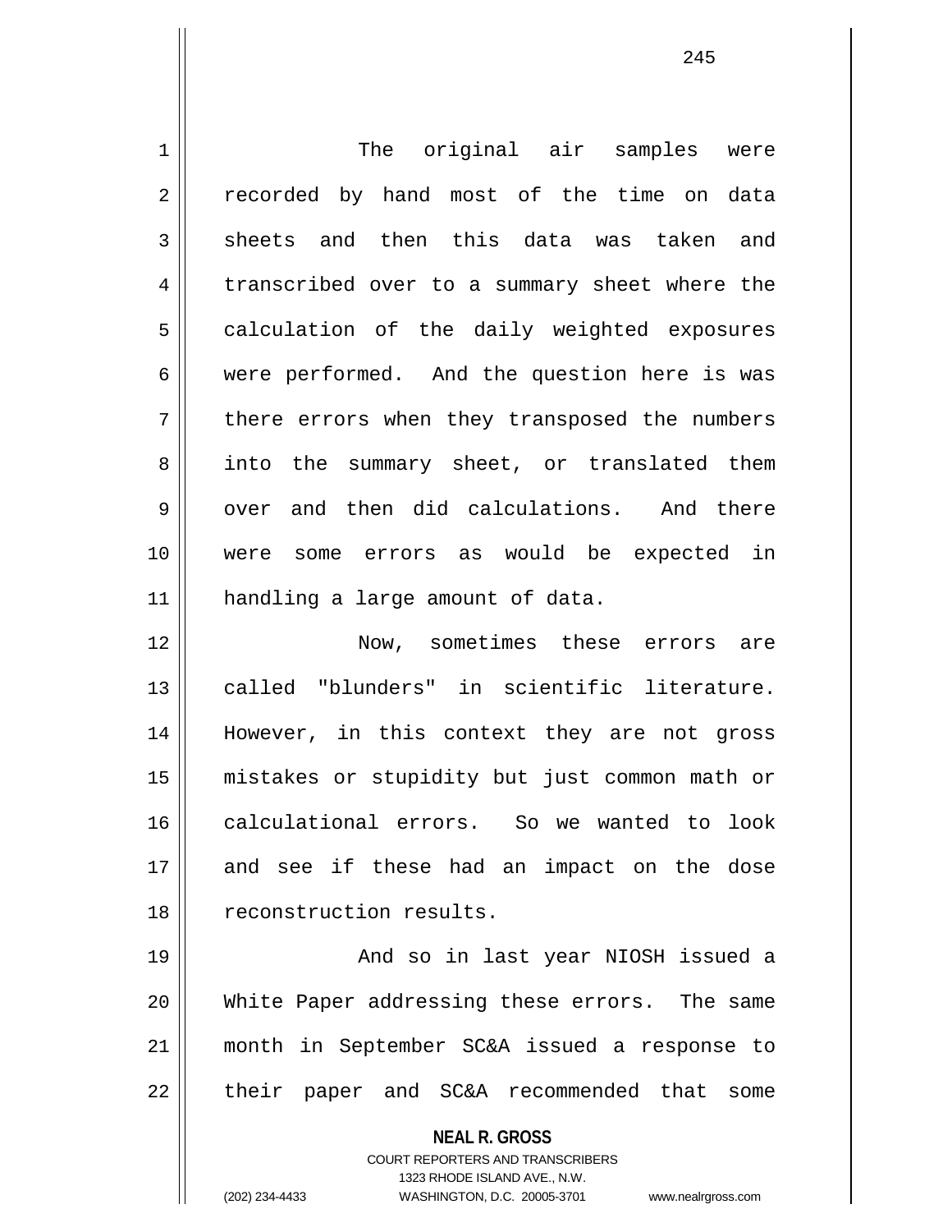The original air samples were recorded by hand most of the time on data sheets and then this data was taken and transcribed over to a summary sheet where the calculation of the daily weighted exposures were performed. And the question here is was there errors when they transposed the numbers into the summary sheet, or translated them over and then did calculations. And there were some errors as would be expected in handling a large amount of data.

Now, sometimes these errors are called "blunders" in scientific literature. However, in this context they are not gross mistakes or stupidity but just common math or calculational errors. So we wanted to look and see if these had an impact on the dose reconstruction results.

And so in last year NIOSH issued a White Paper addressing these errors. The same month in September SC&A issued a response to their paper and SC&A recommended that some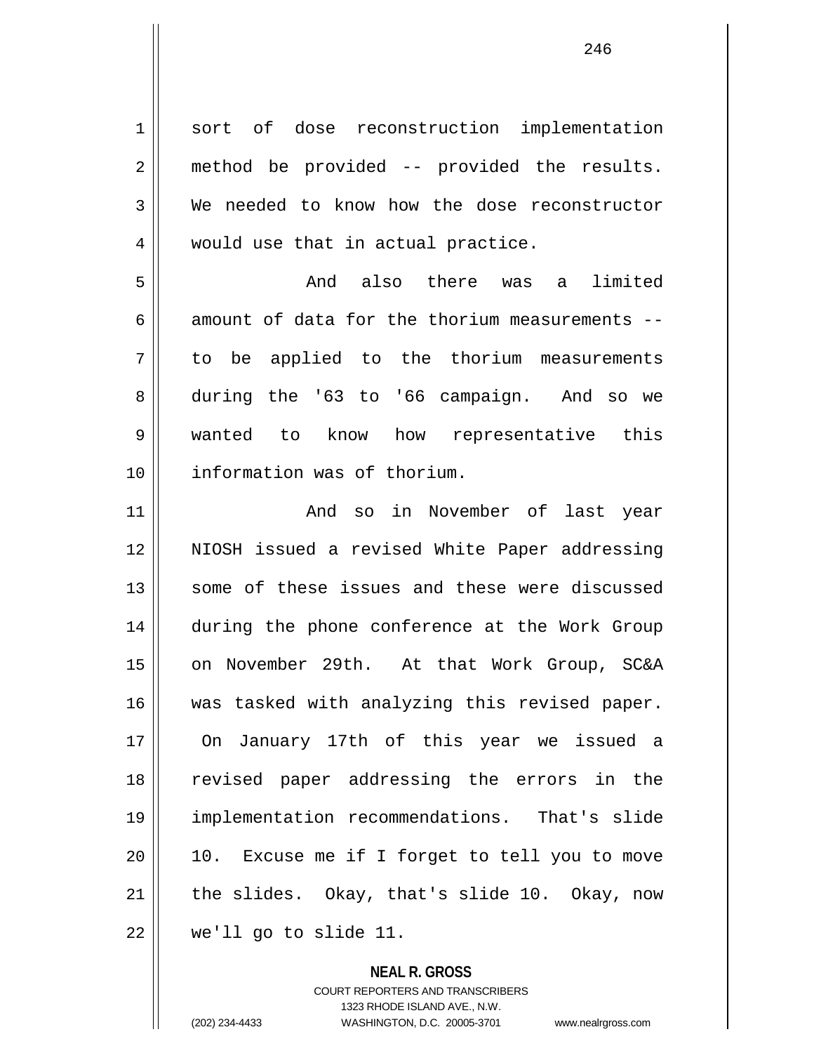sort of dose reconstruction implementation method be provided -- provided the results. We needed to know how the dose reconstructor would use that in actual practice.

And also there was a limited amount of data for the thorium measurements -- to be applied to the thorium measurements during the '63 to '66 campaign. And so we wanted to know how representative this information was of thorium.

And so in November of last year NIOSH issued a revised White Paper addressing some of these issues and these were discussed during the phone conference at the Work Group on November 29th. At that Work Group, SC&A was tasked with analyzing this revised paper. On January 17th of this year we issued a revised paper addressing the errors in the implementation recommendations. That's slide 10. Excuse me if I forget to tell you to move the slides. Okay, that's slide 10. Okay, now we'll go to slide 11.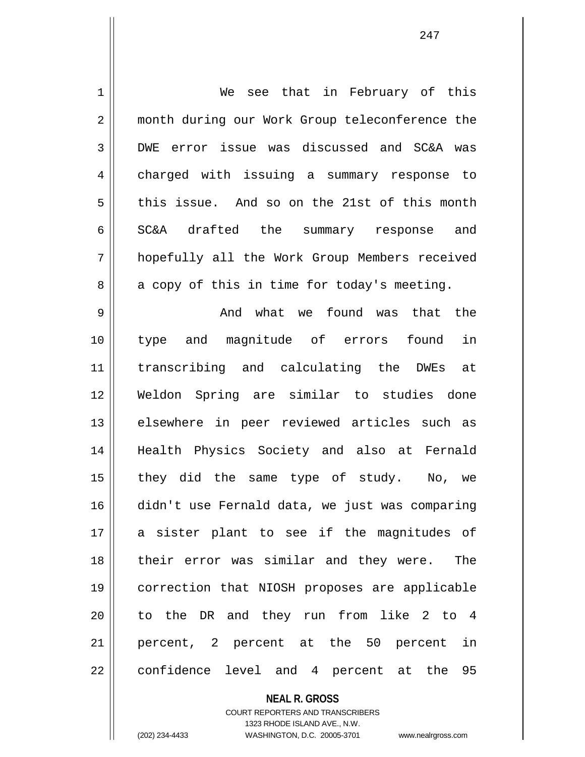We see that in February of this month during our Work Group teleconference the DWE error issue was discussed and SC&A was charged with issuing a summary response to this issue. And so on the 21st of this month SC&A drafted the summary response and hopefully all the Work Group Members received a copy of this in time for today's meeting.

And what we found was that the type and magnitude of errors found in transcribing and calculating the DWEs at Weldon Spring are similar to studies done elsewhere in peer reviewed articles such as Health Physics Society and also at Fernald they did the same type of study. No, we didn't use Fernald data, we just was comparing a sister plant to see if the magnitudes of their error was similar and they were. The correction that NIOSH proposes are applicable to the DR and they run from like 2 to 4 percent, 2 percent at the 50 percent in confidence level and 4 percent at the 95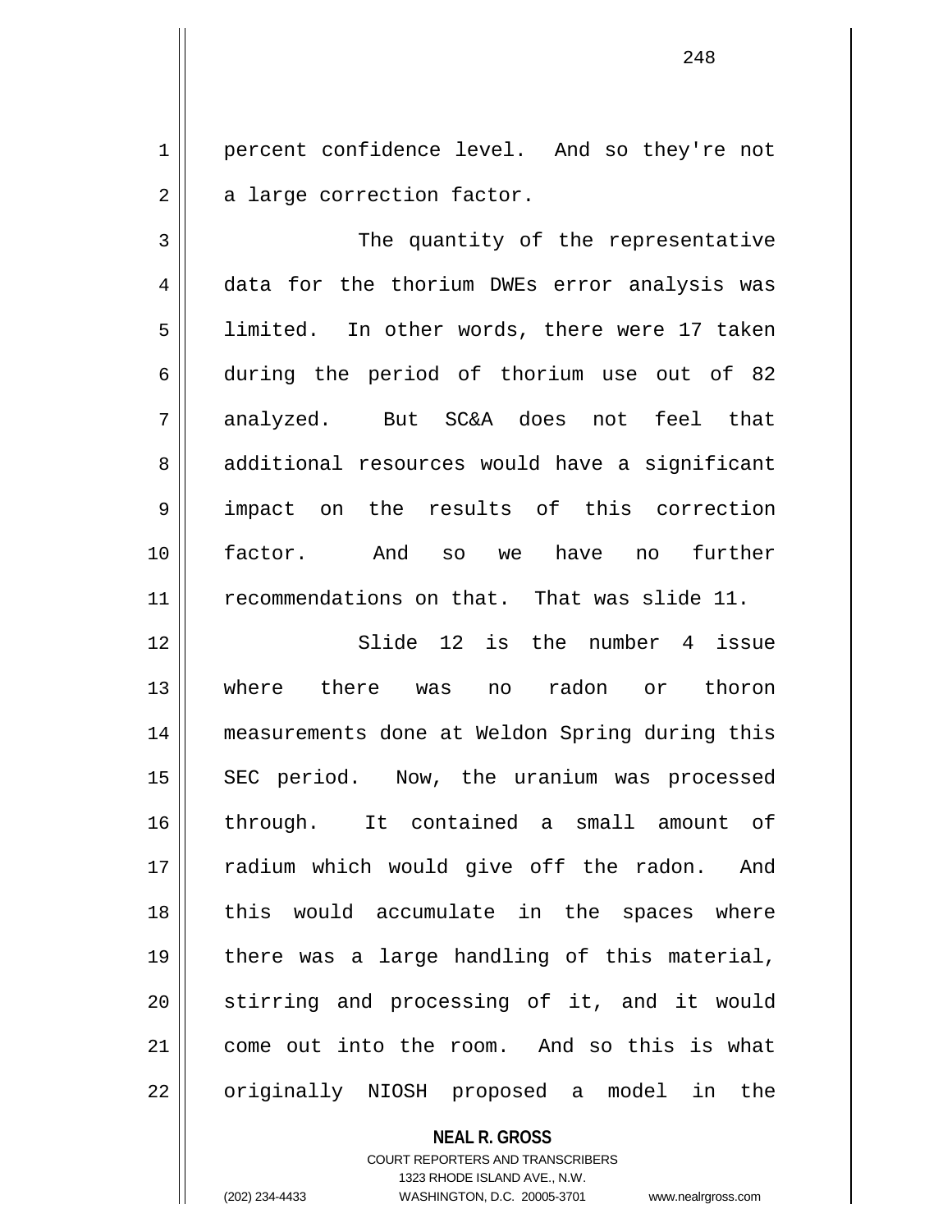percent confidence level. And so they're not a large correction factor.

The quantity of the representative data for the thorium DWEs error analysis was limited. In other words, there were 17 taken during the period of thorium use out of 82 analyzed. But SC&A does not feel that additional resources would have a significant impact on the results of this correction factor. And so we have no further recommendations on that. That was slide 11.

Slide 12 is the number 4 issue where there was no radon or thoron measurements done at Weldon Spring during this SEC period. Now, the uranium was processed through. It contained a small amount of radium which would give off the radon. And this would accumulate in the spaces where there was a large handling of this material, stirring and processing of it, and it would come out into the room. And so this is what originally NIOSH proposed a model in the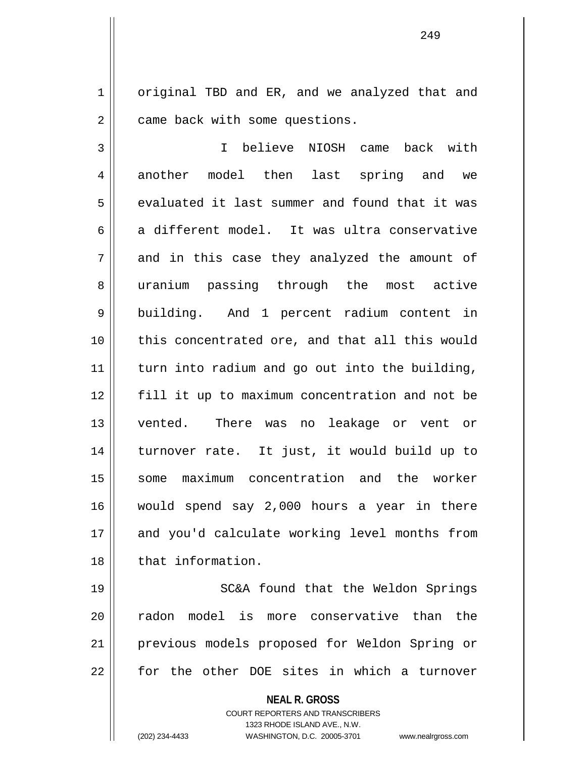original TBD and ER, and we analyzed that and came back with some questions.

I believe NIOSH came back with another model then last spring and we evaluated it last summer and found that it was a different model. It was ultra conservative and in this case they analyzed the amount of uranium passing through the most active building. And 1 percent radium content in this concentrated ore, and that all this would turn into radium and go out into the building, fill it up to maximum concentration and not be vented. There was no leakage or vent or turnover rate. It just, it would build up to some maximum concentration and the worker would spend say 2,000 hours a year in there and you'd calculate working level months from that information.

SC&A found that the Weldon Springs radon model is more conservative than the previous models proposed for Weldon Spring or for the other DOE sites in which a turnover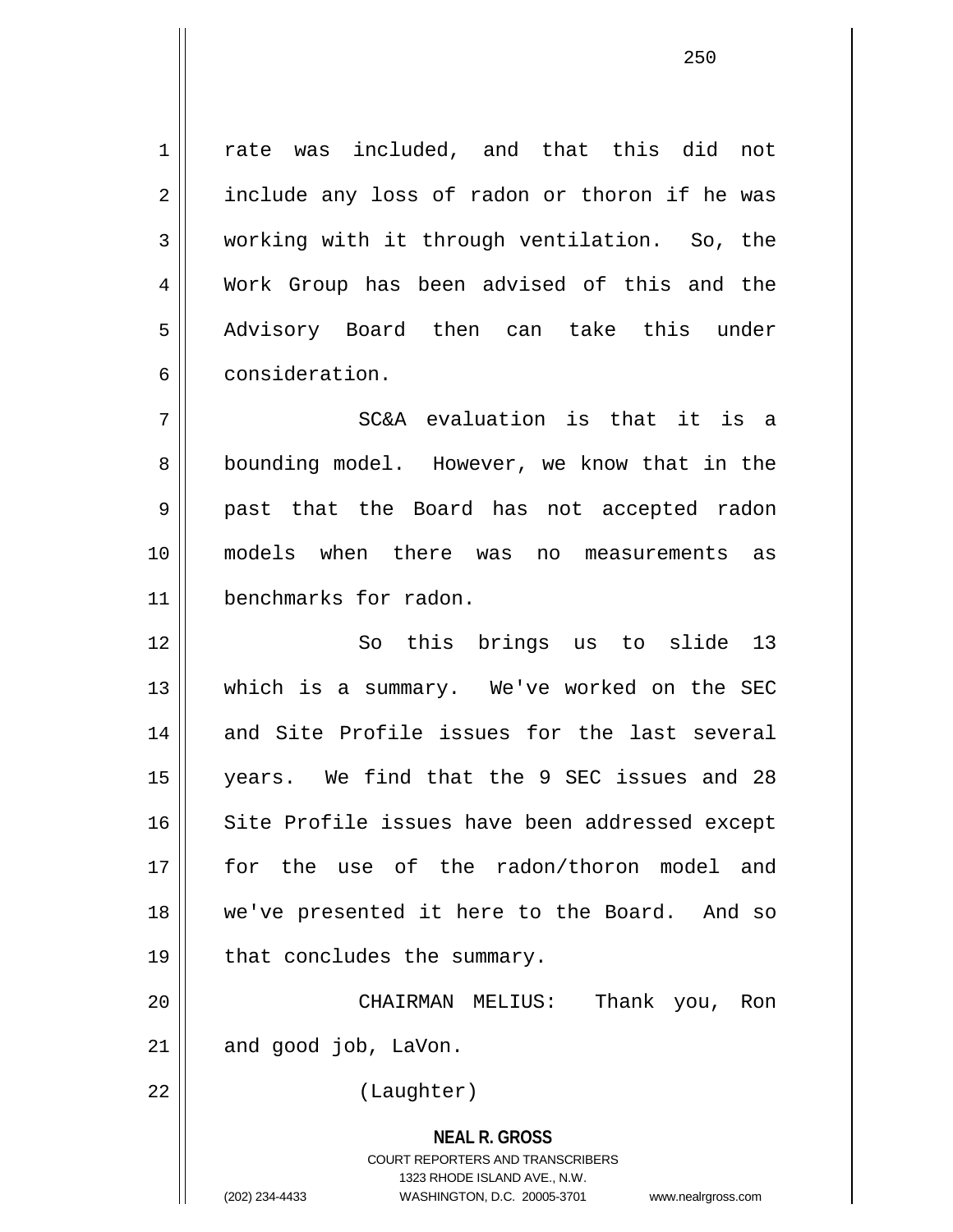rate was included, and that this did not include any loss of radon or thoron if he was working with it through ventilation. So, the Work Group has been advised of this and the Advisory Board then can take this under consideration.

SC&A evaluation is that it is a bounding model. However, we know that in the past that the Board has not accepted radon models when there was no measurements as benchmarks for radon.

So this brings us to slide 13 which is a summary. We've worked on the SEC and Site Profile issues for the last several years. We find that the 9 SEC issues and 28 Site Profile issues have been addressed except for the use of the radon/thoron model and we've presented it here to the Board. And so that concludes the summary.

CHAIRMAN MELIUS: Thank you, Ron and good job, LaVon.

(Laughter)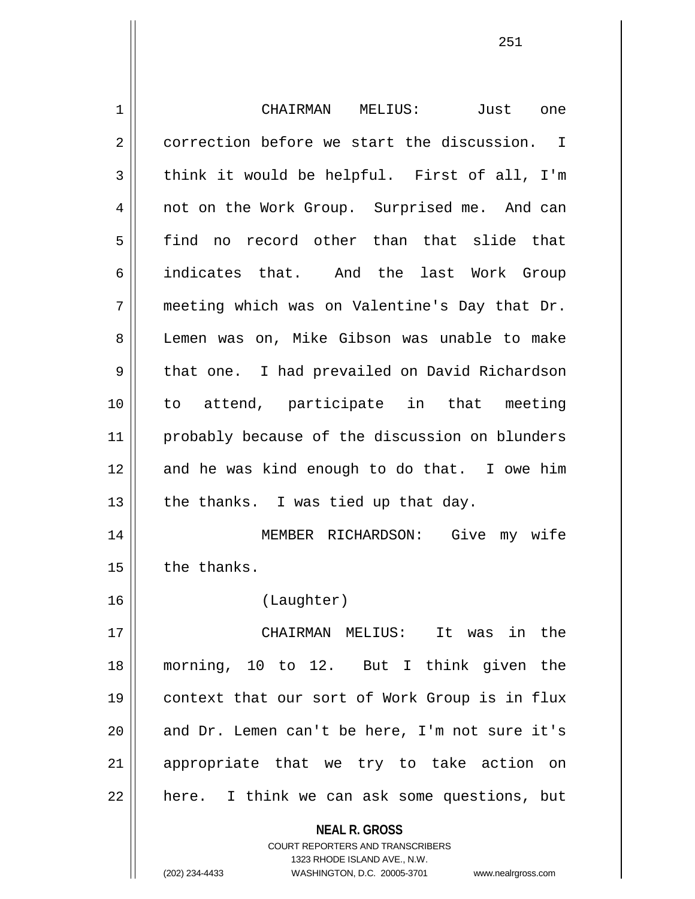CHAIRMAN MELIUS: Just one correction before we start the discussion. I think it would be helpful. First of all, I'm not on the Work Group. Surprised me. And can find no record other than that slide that indicates that. And the last Work Group meeting which was on Valentine's Day that Dr. Lemen was on, Mike Gibson was unable to make that one. I had prevailed on David Richardson to attend, participate in that meeting probably because of the discussion on blunders and he was kind enough to do that. I owe him the thanks. I was tied up that day.

MEMBER RICHARDSON: Give my wife the thanks.

(Laughter)

CHAIRMAN MELIUS: It was in the morning, 10 to 12. But I think given the context that our sort of Work Group is in flux and Dr. Lemen can't be here, I'm not sure it's appropriate that we try to take action on here. I think we can ask some questions, but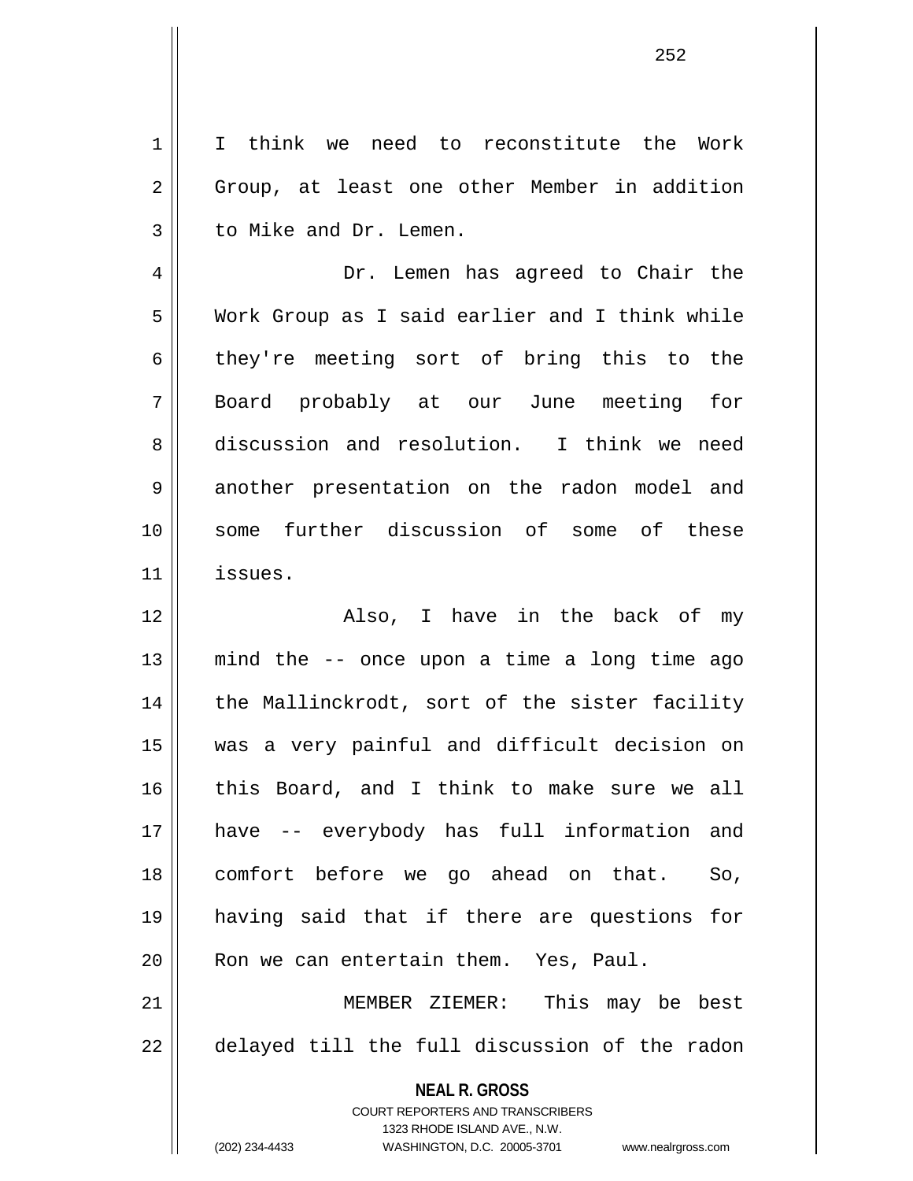I think we need to reconstitute the Work Group, at least one other Member in addition to Mike and Dr. Lemen.

Dr. Lemen has agreed to Chair the Work Group as I said earlier and I think while they're meeting sort of bring this to the Board probably at our June meeting for discussion and resolution. I think we need another presentation on the radon model and some further discussion of some of these issues.

Also, I have in the back of my mind the -- once upon a time a long time ago the Mallinckrodt, sort of the sister facility was a very painful and difficult decision on this Board, and I think to make sure we all have -- everybody has full information and comfort before we go ahead on that. So, having said that if there are questions for Ron we can entertain them. Yes, Paul.

MEMBER ZIEMER: This may be best delayed till the full discussion of the radon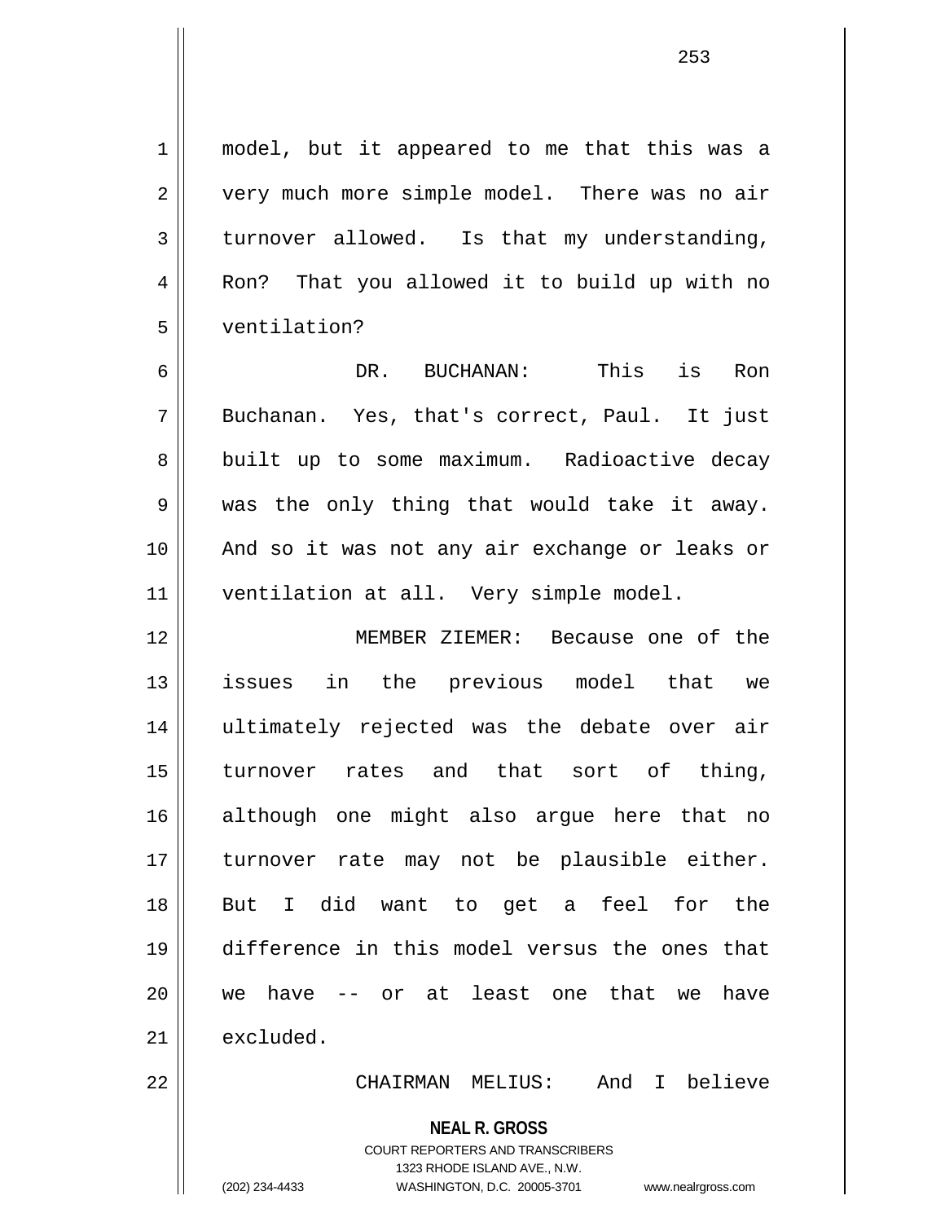model, but it appeared to me that this was a very much more simple model. There was no air turnover allowed. Is that my understanding, Ron? That you allowed it to build up with no ventilation?

DR. BUCHANAN: This is Ron Buchanan. Yes, that's correct, Paul. It just built up to some maximum. Radioactive decay was the only thing that would take it away. And so it was not any air exchange or leaks or ventilation at all. Very simple model.

MEMBER ZIEMER: Because one of the issues in the previous model that we ultimately rejected was the debate over air turnover rates and that sort of thing, although one might also argue here that no turnover rate may not be plausible either. But I did want to get a feel for the difference in this model versus the ones that we have -- or at least one that we have excluded.

CHAIRMAN MELIUS: And I believe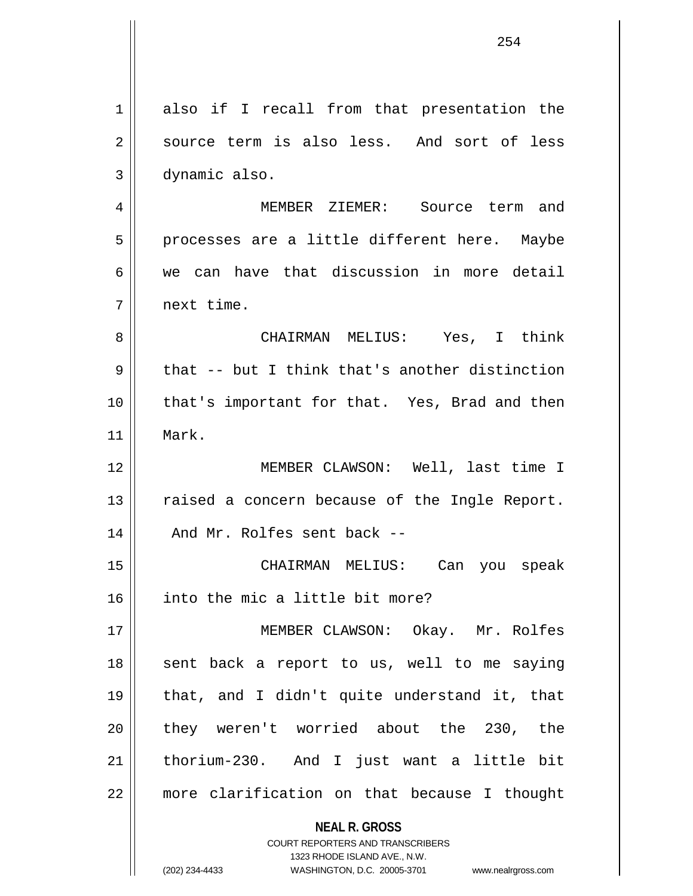also if I recall from that presentation the source term is also less. And sort of less dynamic also.

MEMBER ZIEMER: Source term and processes are a little different here. Maybe we can have that discussion in more detail next time.

CHAIRMAN MELIUS: Yes, I think that -- but I think that's another distinction that's important for that. Yes, Brad and then Mark.

MEMBER CLAWSON: Well, last time I raised a concern because of the Ingle Report. And Mr. Rolfes sent back --

CHAIRMAN MELIUS: Can you speak into the mic a little bit more?

MEMBER CLAWSON: Okay. Mr. Rolfes sent back a report to us, well to me saying that, and I didn't quite understand it, that they weren't worried about the 230, the thorium-230. And I just want a little bit more clarification on that because I thought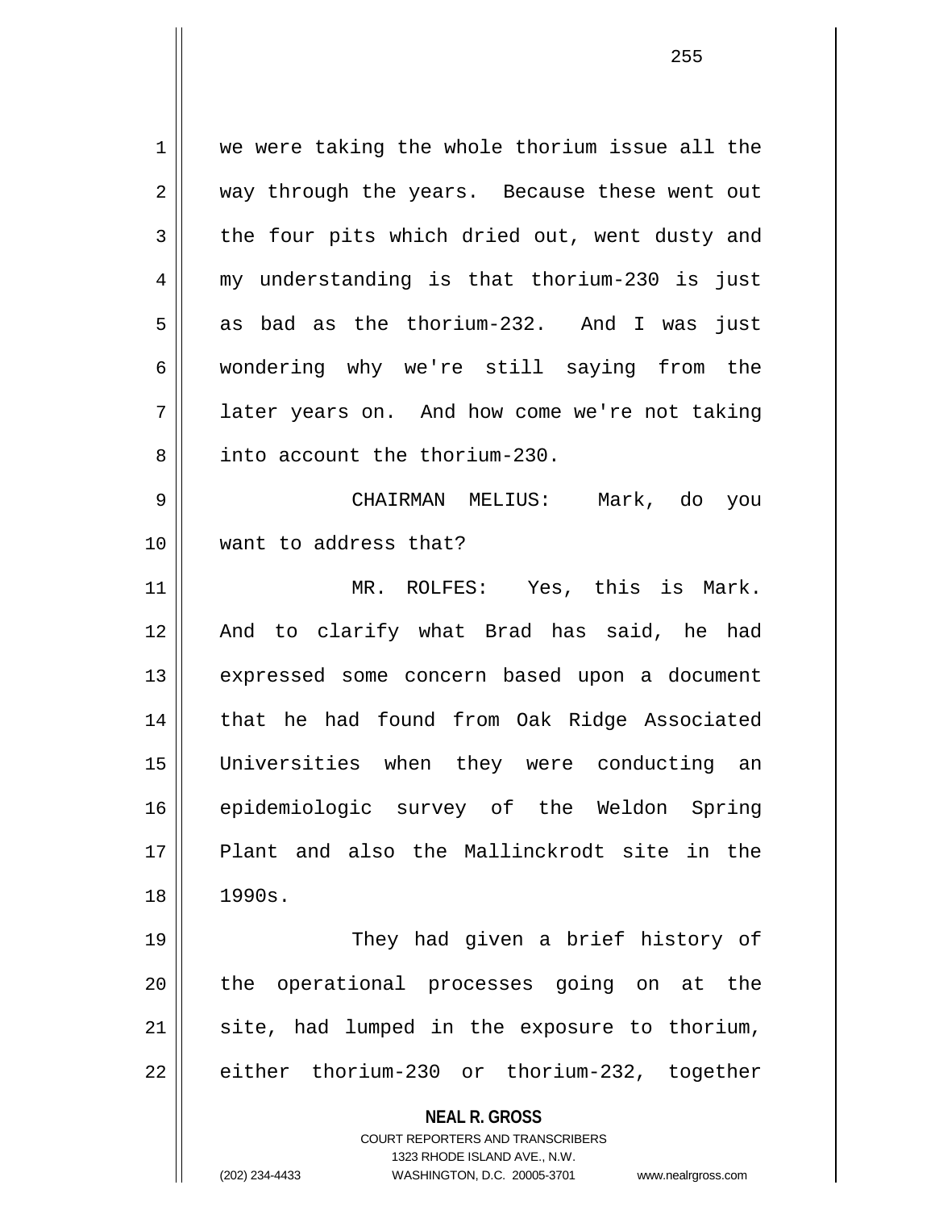we were taking the whole thorium issue all the way through the years. Because these went out the four pits which dried out, went dusty and my understanding is that thorium-230 is just as bad as the thorium-232. And I was just wondering why we're still saying from the later years on. And how come we're not taking into account the thorium-230.

CHAIRMAN MELIUS: Mark, do you want to address that?

MR. ROLFES: Yes, this is Mark. And to clarify what Brad has said, he had expressed some concern based upon a document that he had found from Oak Ridge Associated Universities when they were conducting an epidemiologic survey of the Weldon Spring Plant and also the Mallinckrodt site in the 1990s.

They had given a brief history of the operational processes going on at the site, had lumped in the exposure to thorium, either thorium-230 or thorium-232, together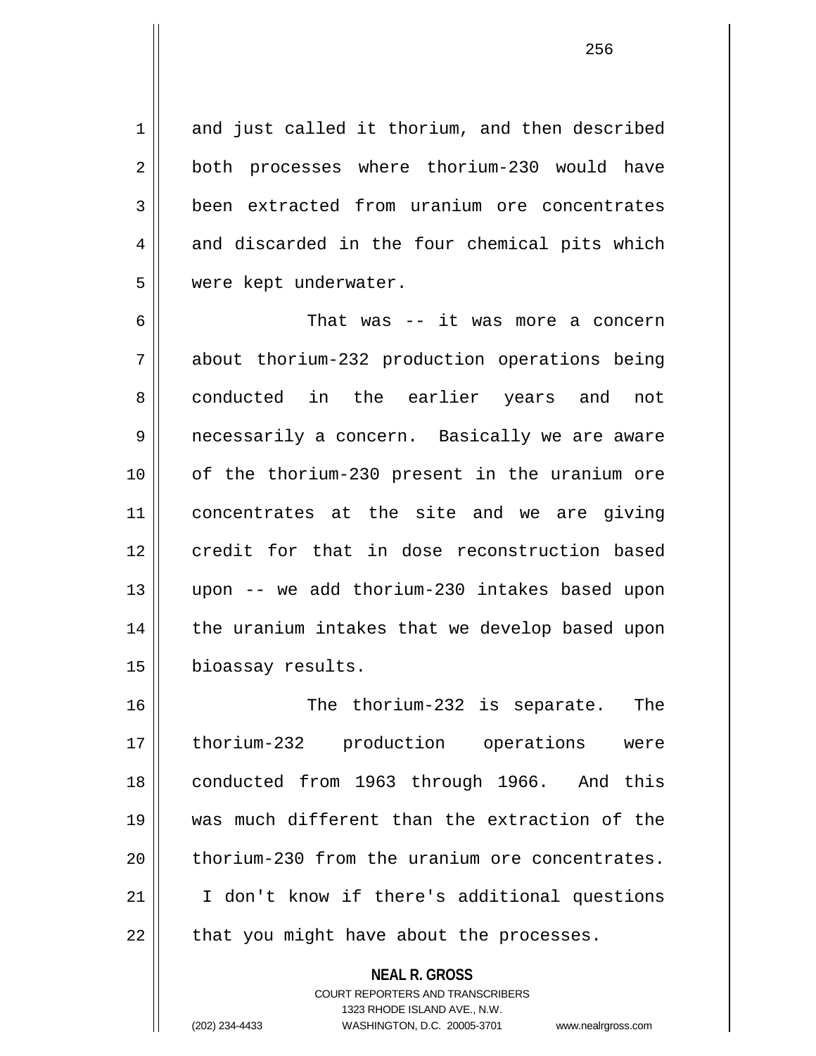and just called it thorium, and then described both processes where thorium-230 would have been extracted from uranium ore concentrates and discarded in the four chemical pits which were kept underwater.

That was -- it was more a concern about thorium-232 production operations being conducted in the earlier years and not necessarily a concern. Basically we are aware of the thorium-230 present in the uranium ore concentrates at the site and we are giving credit for that in dose reconstruction based upon -- we add thorium-230 intakes based upon the uranium intakes that we develop based upon bioassay results.

The thorium-232 is separate. The thorium-232 production operations were conducted from 1963 through 1966. And this was much different than the extraction of the thorium-230 from the uranium ore concentrates. I don't know if there's additional questions that you might have about the processes.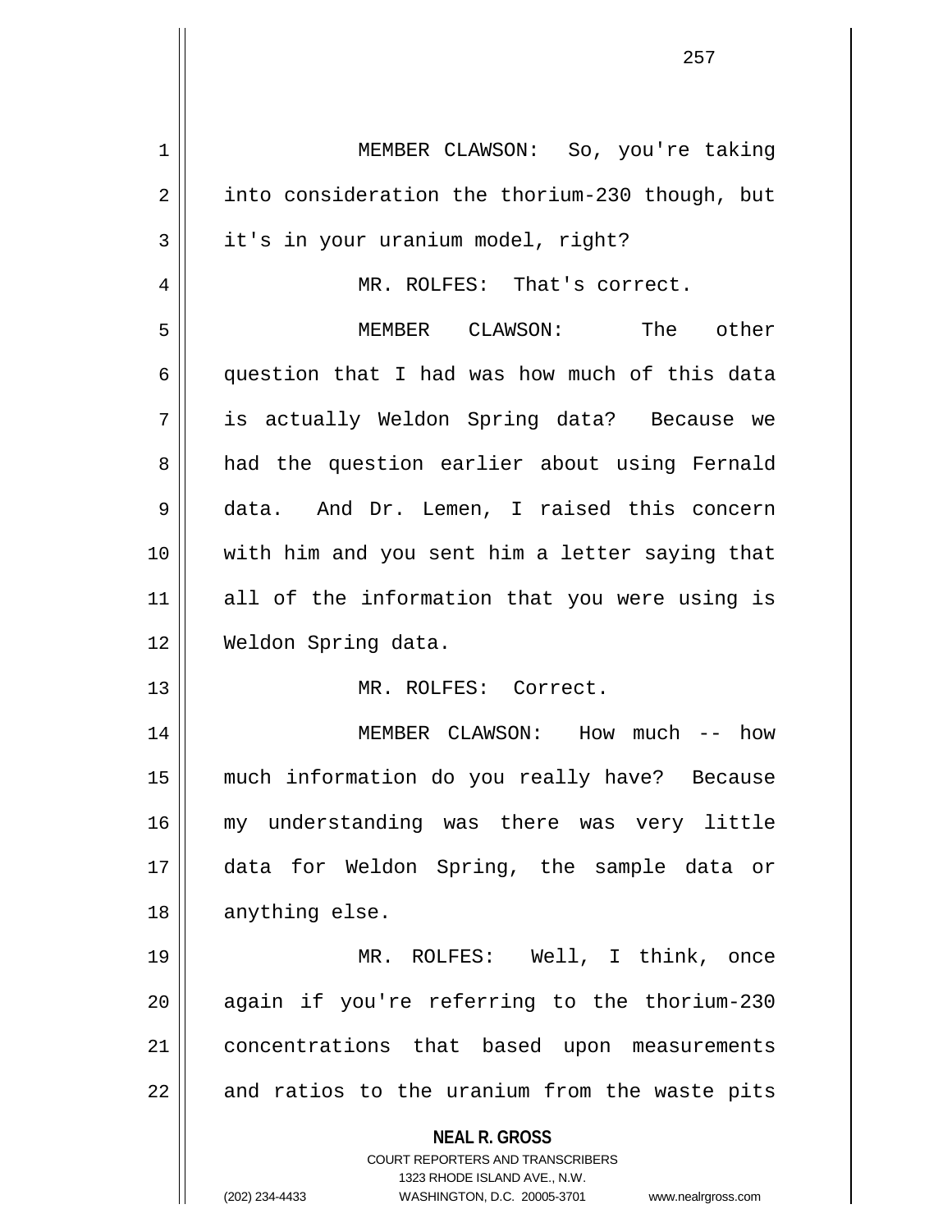MEMBER CLAWSON: So, you're taking into consideration the thorium-230 though, but it's in your uranium model, right?

MR. ROLFES: That's correct.

MEMBER CLAWSON: The other question that I had was how much of this data is actually Weldon Spring data? Because we had the question earlier about using Fernald data. And Dr. Lemen, I raised this concern with him and you sent him a letter saying that all of the information that you were using is Weldon Spring data.

MR. ROLFES: Correct.

MEMBER CLAWSON: How much -- how much information do you really have? Because my understanding was there was very little data for Weldon Spring, the sample data or anything else.

MR. ROLFES: Well, I think, once again if you're referring to the thorium-230 concentrations that based upon measurements and ratios to the uranium from the waste pits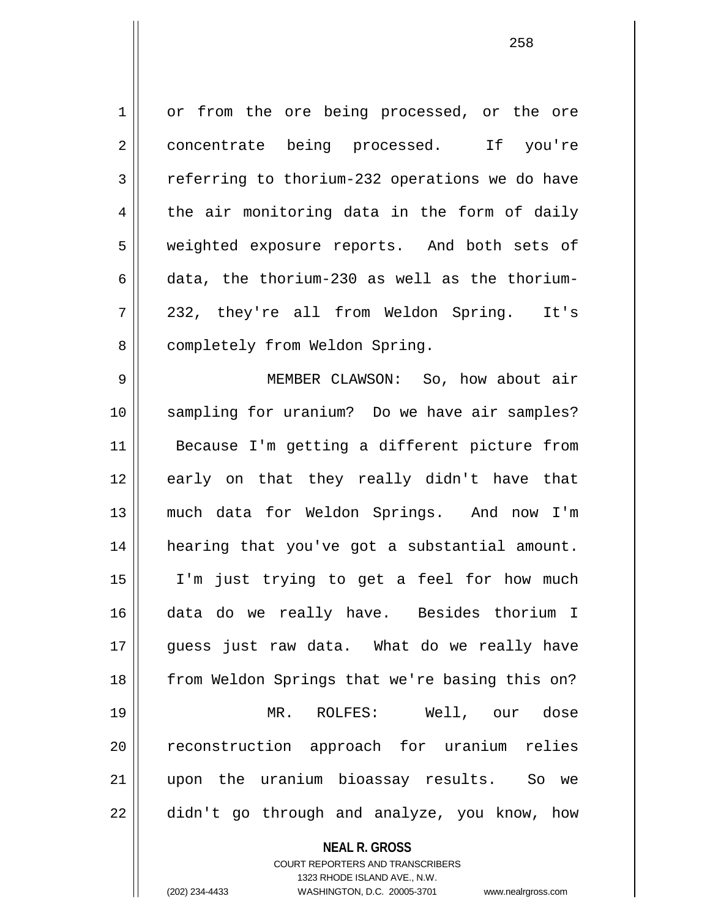or from the ore being processed, or the ore concentrate being processed. If you're referring to thorium-232 operations we do have the air monitoring data in the form of daily weighted exposure reports. And both sets of data, the thorium-230 as well as the thorium-232, they're all from Weldon Spring. It's completely from Weldon Spring.

MEMBER CLAWSON: So, how about air sampling for uranium? Do we have air samples? Because I'm getting a different picture from early on that they really didn't have that much data for Weldon Springs. And now I'm hearing that you've got a substantial amount. I'm just trying to get a feel for how much data do we really have. Besides thorium I guess just raw data. What do we really have from Weldon Springs that we're basing this on?

MR. ROLFES: Well, our dose reconstruction approach for uranium relies upon the uranium bioassay results. So we didn't go through and analyze, you know, how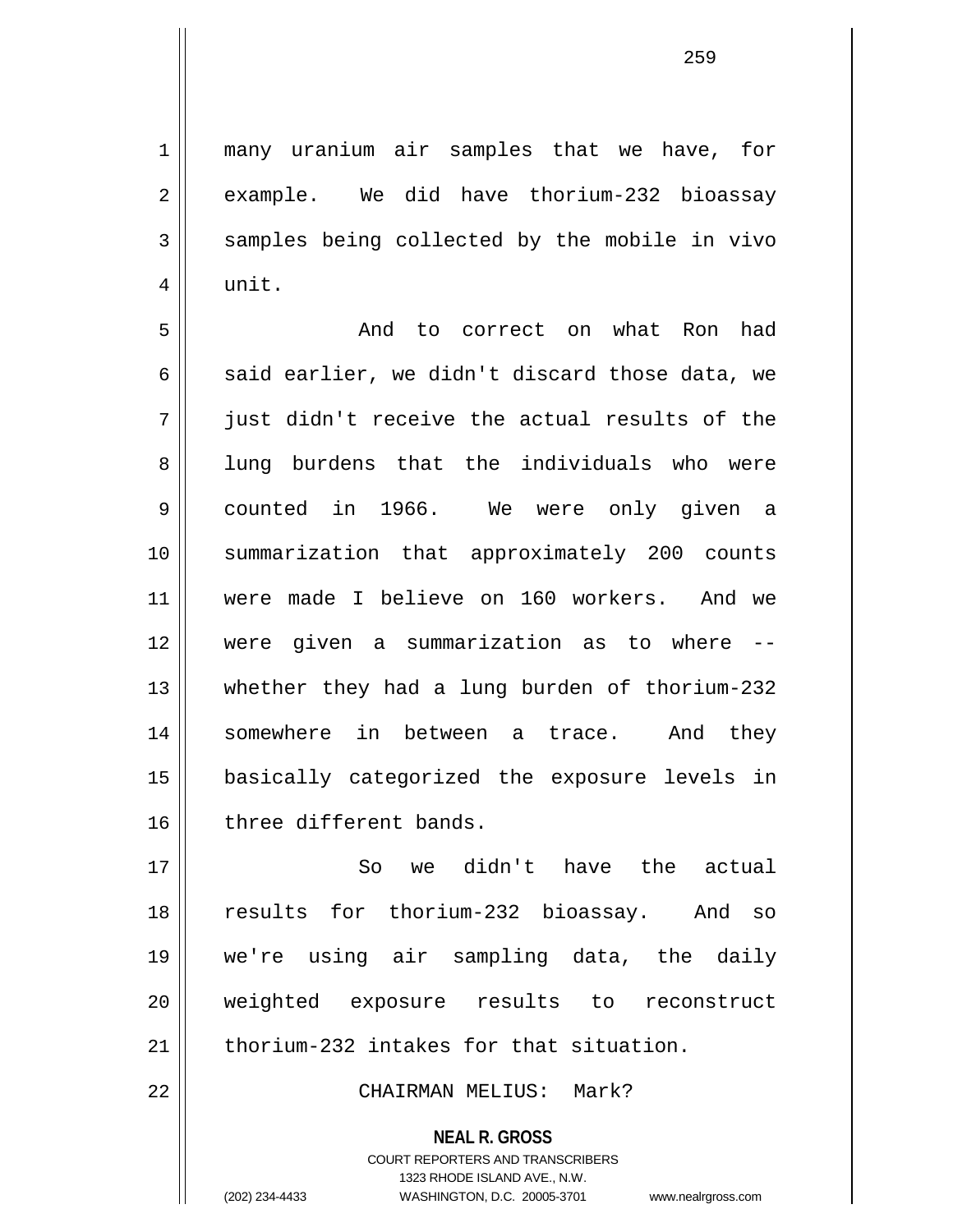many uranium air samples that we have, for example. We did have thorium-232 bioassay samples being collected by the mobile in vivo unit.

And to correct on what Ron had said earlier, we didn't discard those data, we just didn't receive the actual results of the lung burdens that the individuals who were counted in 1966. We were only given a summarization that approximately 200 counts were made I believe on 160 workers. And we were given a summarization as to where -- whether they had a lung burden of thorium-232 somewhere in between a trace. And they basically categorized the exposure levels in three different bands.

So we didn't have the actual results for thorium-232 bioassay. And so we're using air sampling data, the daily weighted exposure results to reconstruct thorium-232 intakes for that situation.

CHAIRMAN MELIUS: Mark?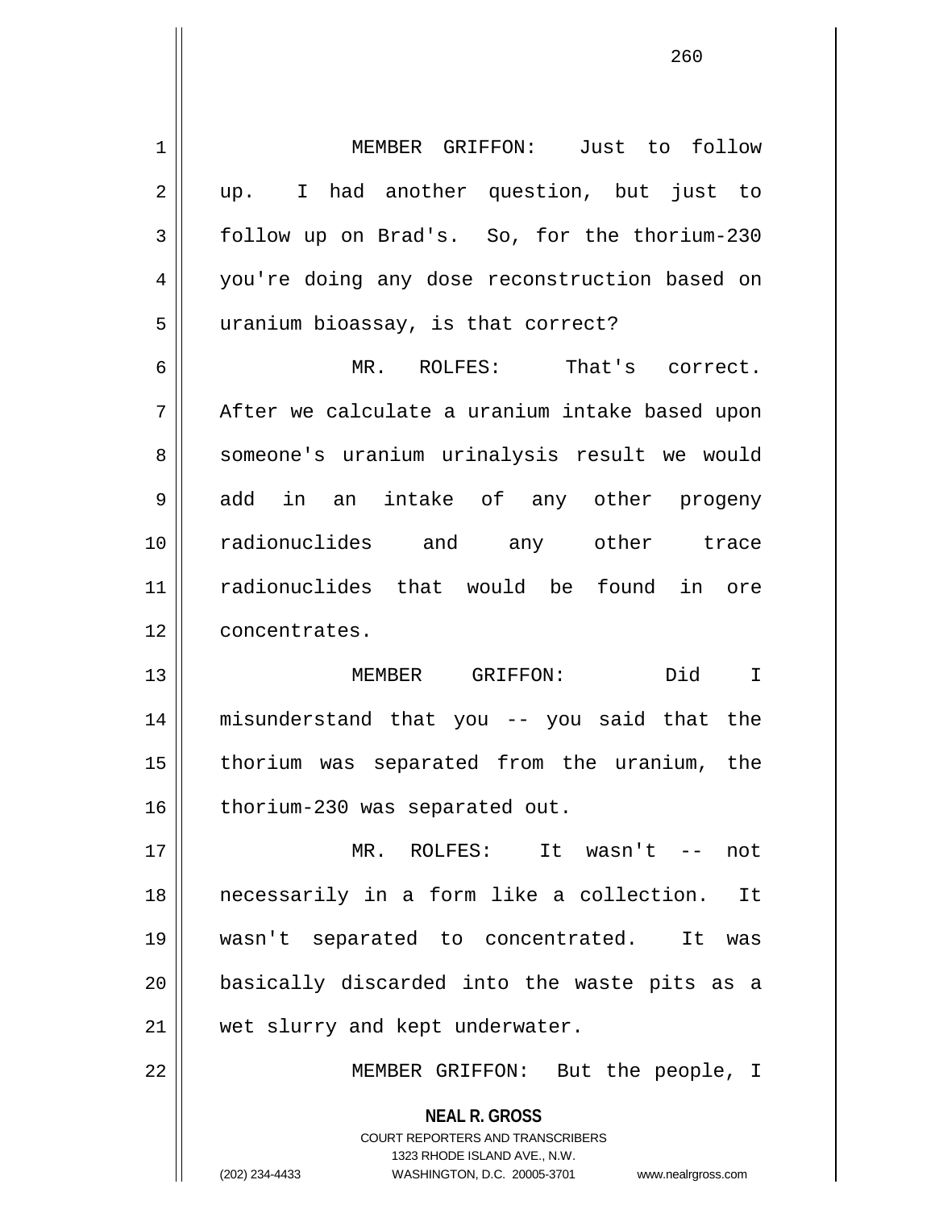MEMBER GRIFFON: Just to follow up. I had another question, but just to follow up on Brad's. So, for the thorium-230 you're doing any dose reconstruction based on uranium bioassay, is that correct?

MR. ROLFES: That's correct. After we calculate a uranium intake based upon someone's uranium urinalysis result we would add in an intake of any other progeny radionuclides and any other trace radionuclides that would be found in ore concentrates.

MEMBER GRIFFON: Did I misunderstand that you -- you said that the thorium was separated from the uranium, the thorium-230 was separated out.

MR. ROLFES: It wasn't -- not necessarily in a form like a collection. It wasn't separated to concentrated. It was basically discarded into the waste pits as a wet slurry and kept underwater.

MEMBER GRIFFON: But the people, I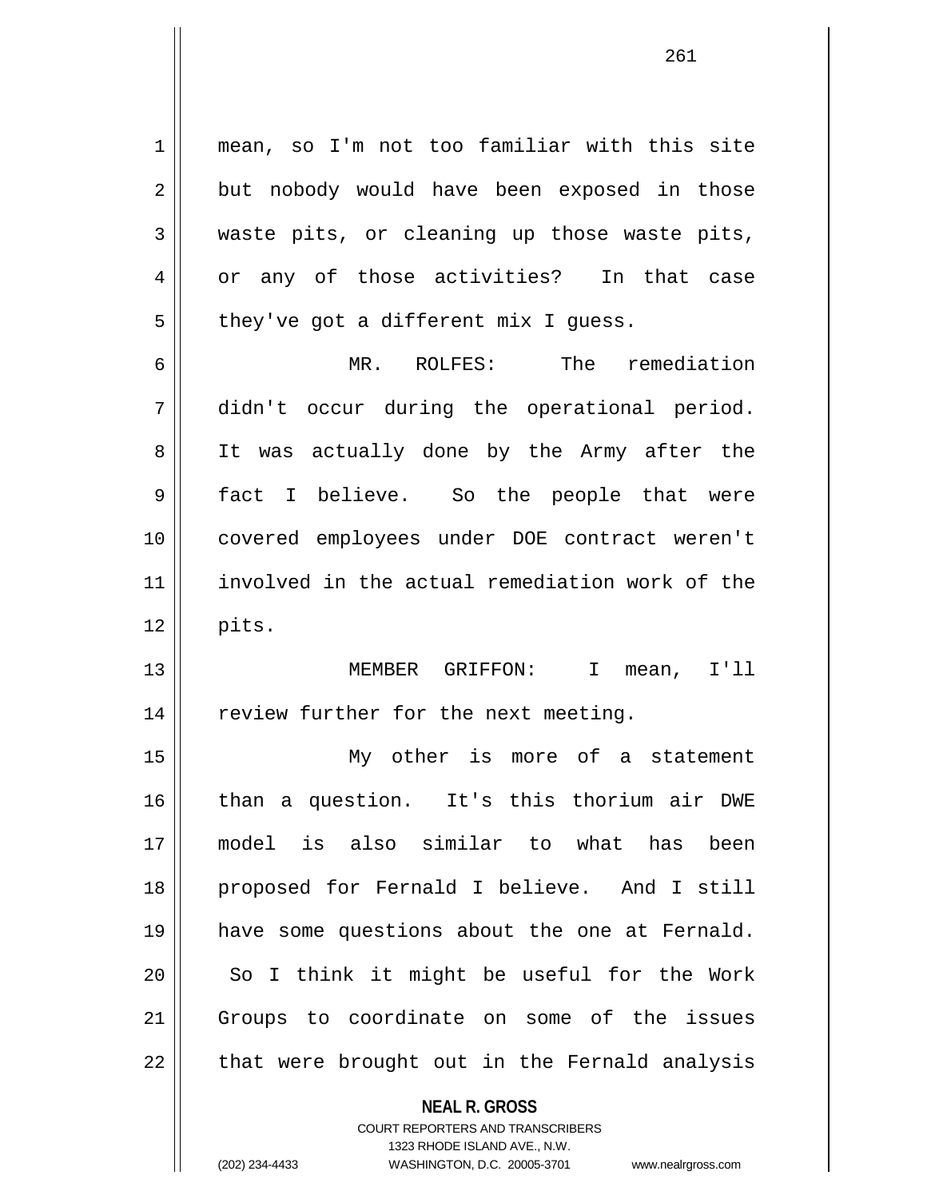mean, so I'm not too familiar with this site but nobody would have been exposed in those waste pits, or cleaning up those waste pits, or any of those activities? In that case they've got a different mix I guess.

MR. ROLFES: The remediation didn't occur during the operational period. It was actually done by the Army after the fact I believe. So the people that were covered employees under DOE contract weren't involved in the actual remediation work of the pits.

MEMBER GRIFFON: I mean, I'll review further for the next meeting.

My other is more of a statement than a question. It's this thorium air DWE model is also similar to what has been proposed for Fernald I believe. And I still have some questions about the one at Fernald. So I think it might be useful for the Work Groups to coordinate on some of the issues that were brought out in the Fernald analysis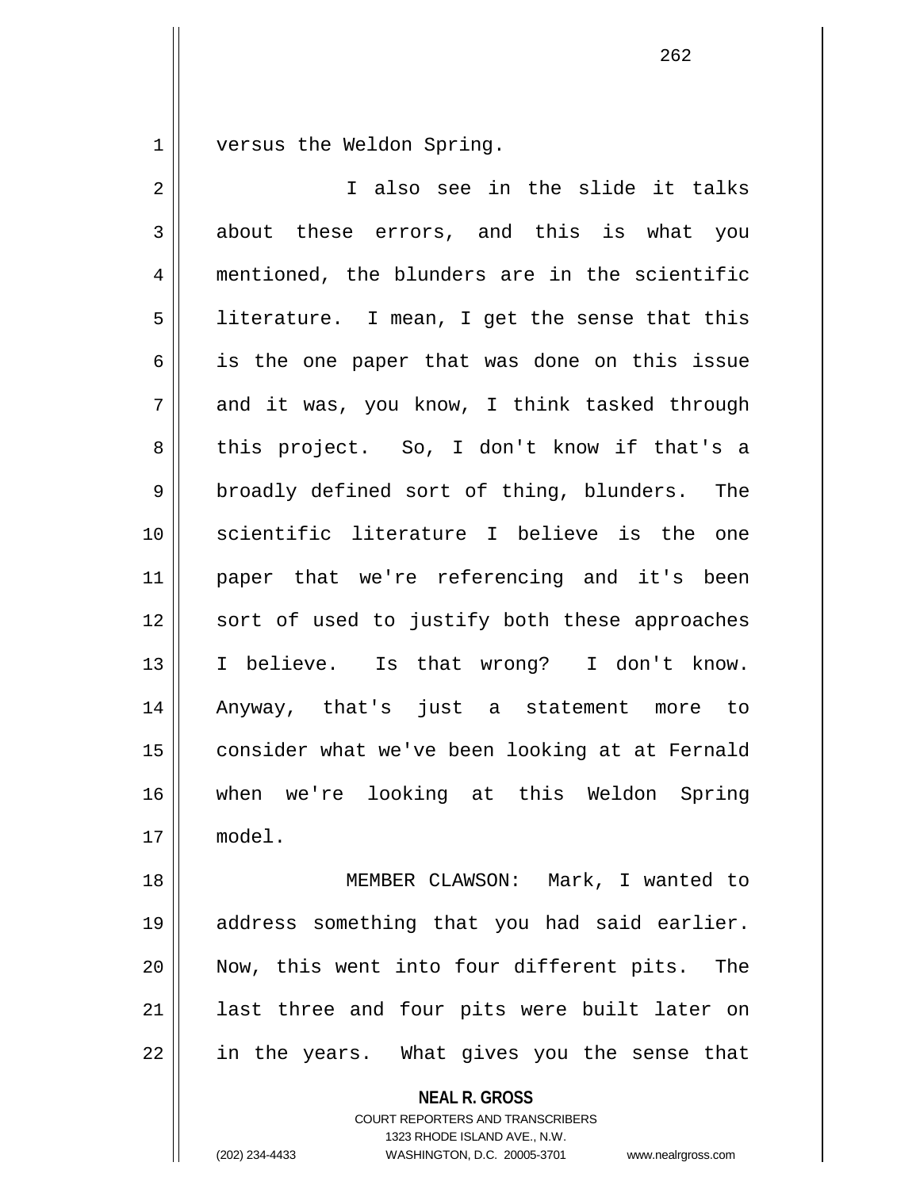versus the Weldon Spring.

I also see in the slide it talks about these errors, and this is what you mentioned, the blunders are in the scientific literature. I mean, I get the sense that this is the one paper that was done on this issue and it was, you know, I think tasked through this project. So, I don't know if that's a broadly defined sort of thing, blunders. The scientific literature I believe is the one paper that we're referencing and it's been sort of used to justify both these approaches I believe. Is that wrong? I don't know. Anyway, that's just a statement more to consider what we've been looking at at Fernald when we're looking at this Weldon Spring model.

MEMBER CLAWSON: Mark, I wanted to address something that you had said earlier. Now, this went into four different pits. The last three and four pits were built later on in the years. What gives you the sense that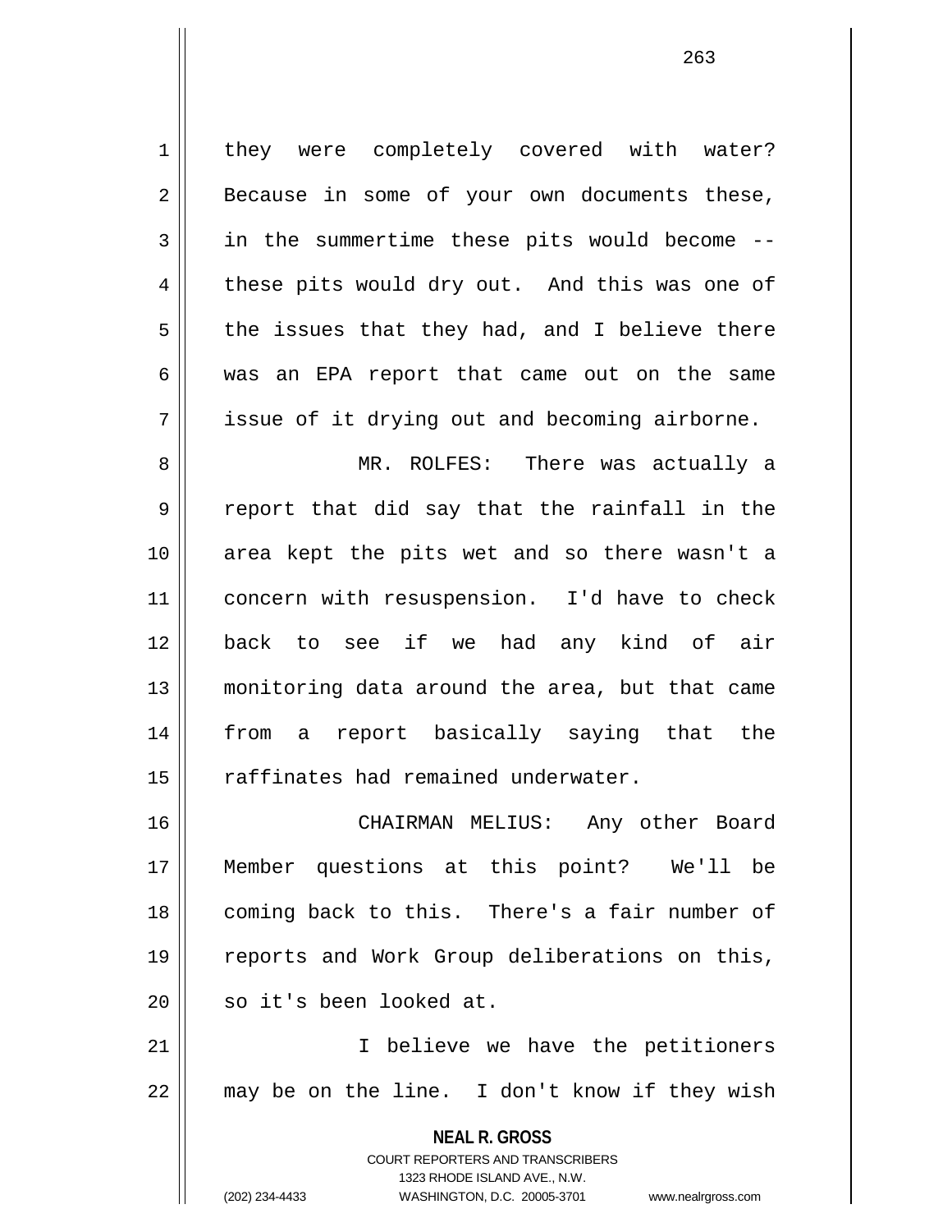they were completely covered with water? Because in some of your own documents these, in the summertime these pits would become -- these pits would dry out. And this was one of the issues that they had, and I believe there was an EPA report that came out on the same issue of it drying out and becoming airborne.

MR. ROLFES: There was actually a report that did say that the rainfall in the area kept the pits wet and so there wasn't a concern with resuspension. I'd have to check back to see if we had any kind of air monitoring data around the area, but that came from a report basically saying that the raffinates had remained underwater.

CHAIRMAN MELIUS: Any other Board Member questions at this point? We'll be coming back to this. There's a fair number of reports and Work Group deliberations on this, so it's been looked at.

I believe we have the petitioners may be on the line. I don't know if they wish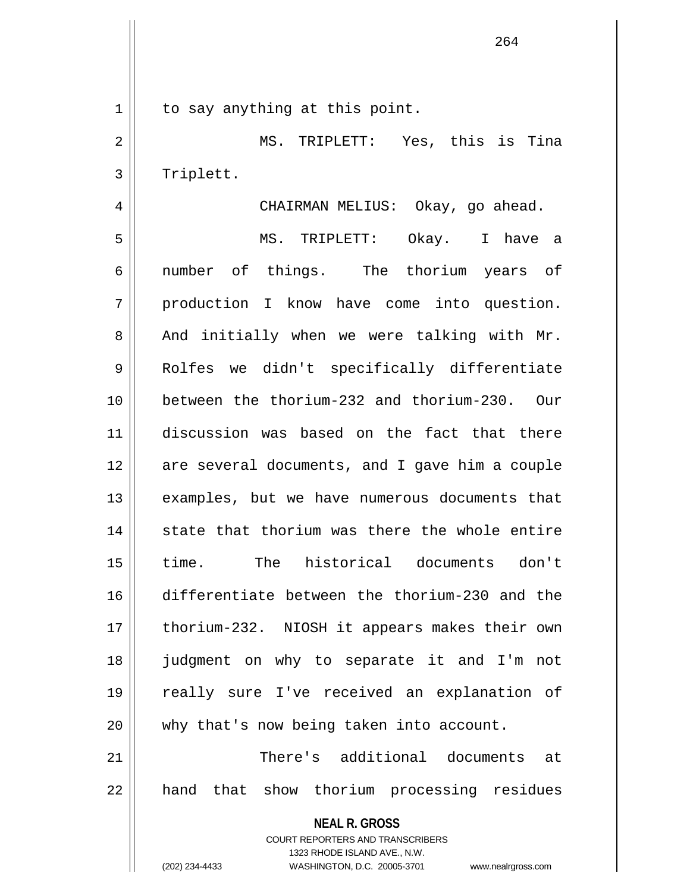to say anything at this point.

MS. TRIPLETT: Yes, this is Tina Triplett.

CHAIRMAN MELIUS: Okay, go ahead.

MS. TRIPLETT: Okay. I have a number of things. The thorium years of production I know have come into question. And initially when we were talking with Mr. Rolfes we didn't specifically differentiate between the thorium-232 and thorium-230. Our discussion was based on the fact that there are several documents, and I gave him a couple examples, but we have numerous documents that state that thorium was there the whole entire time. The historical documents don't differentiate between the thorium-230 and the thorium-232. NIOSH it appears makes their own judgment on why to separate it and I'm not really sure I've received an explanation of why that's now being taken into account.

There's additional documents at hand that show thorium processing residues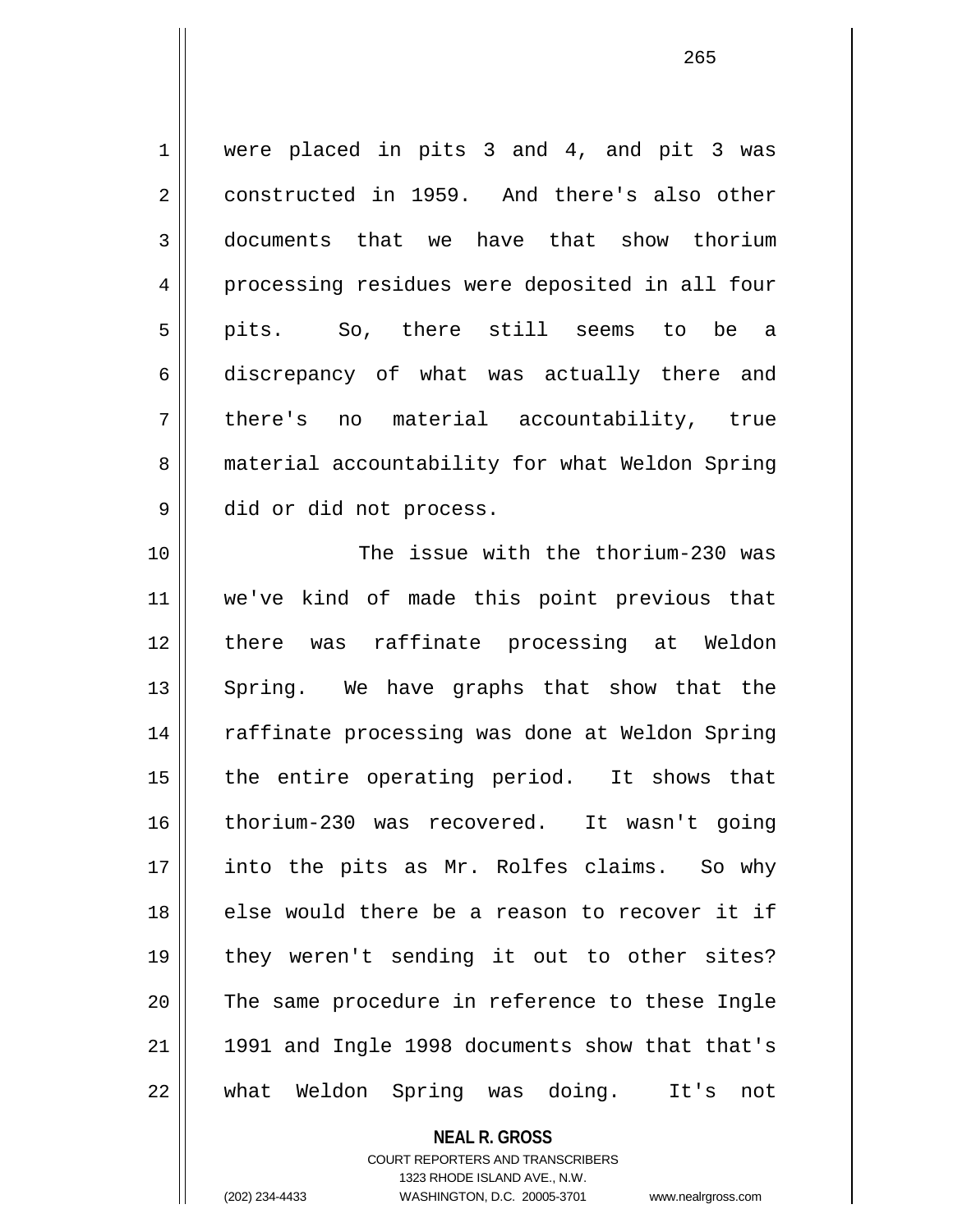were placed in pits 3 and 4, and pit 3 was constructed in 1959. And there's also other documents that we have that show thorium processing residues were deposited in all four pits. So, there still seems to be a discrepancy of what was actually there and there's no material accountability, true material accountability for what Weldon Spring did or did not process.

The issue with the thorium-230 was we've kind of made this point previous that there was raffinate processing at Weldon Spring. We have graphs that show that the raffinate processing was done at Weldon Spring the entire operating period. It shows that thorium-230 was recovered. It wasn't going into the pits as Mr. Rolfes claims. So why else would there be a reason to recover it if they weren't sending it out to other sites? The same procedure in reference to these Ingle 1991 and Ingle 1998 documents show that that's what Weldon Spring was doing. It's not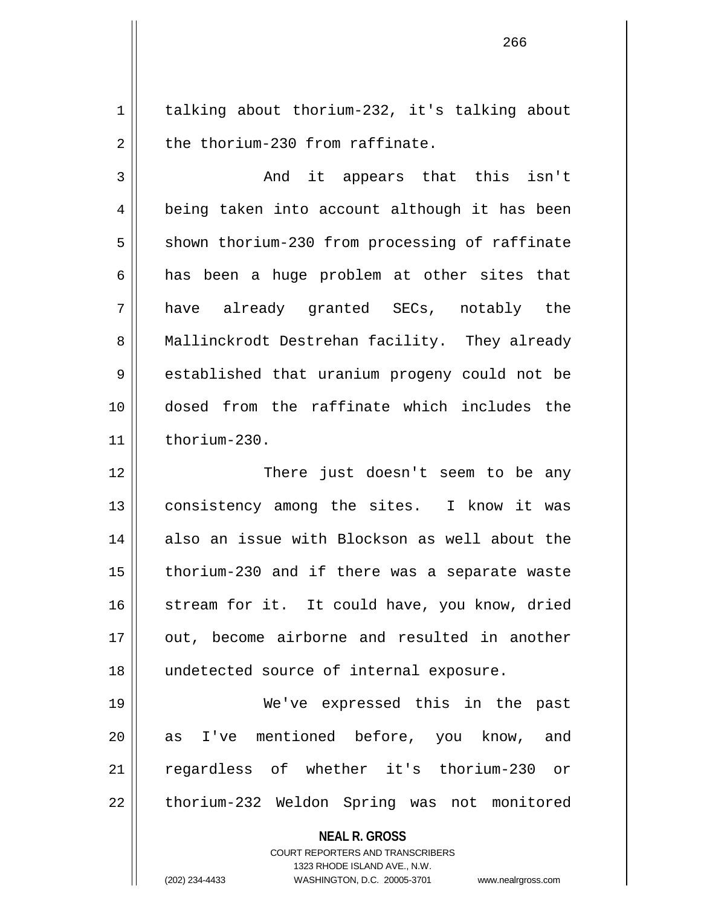talking about thorium-232, it's talking about the thorium-230 from raffinate.

And it appears that this isn't being taken into account although it has been shown thorium-230 from processing of raffinate has been a huge problem at other sites that have already granted SECs, notably the Mallinckrodt Destrehan facility. They already established that uranium progeny could not be dosed from the raffinate which includes the thorium-230.

There just doesn't seem to be any consistency among the sites. I know it was also an issue with Blockson as well about the thorium-230 and if there was a separate waste stream for it. It could have, you know, dried out, become airborne and resulted in another undetected source of internal exposure.

We've expressed this in the past as I've mentioned before, you know, and regardless of whether it's thorium-230 or thorium-232 Weldon Spring was not monitored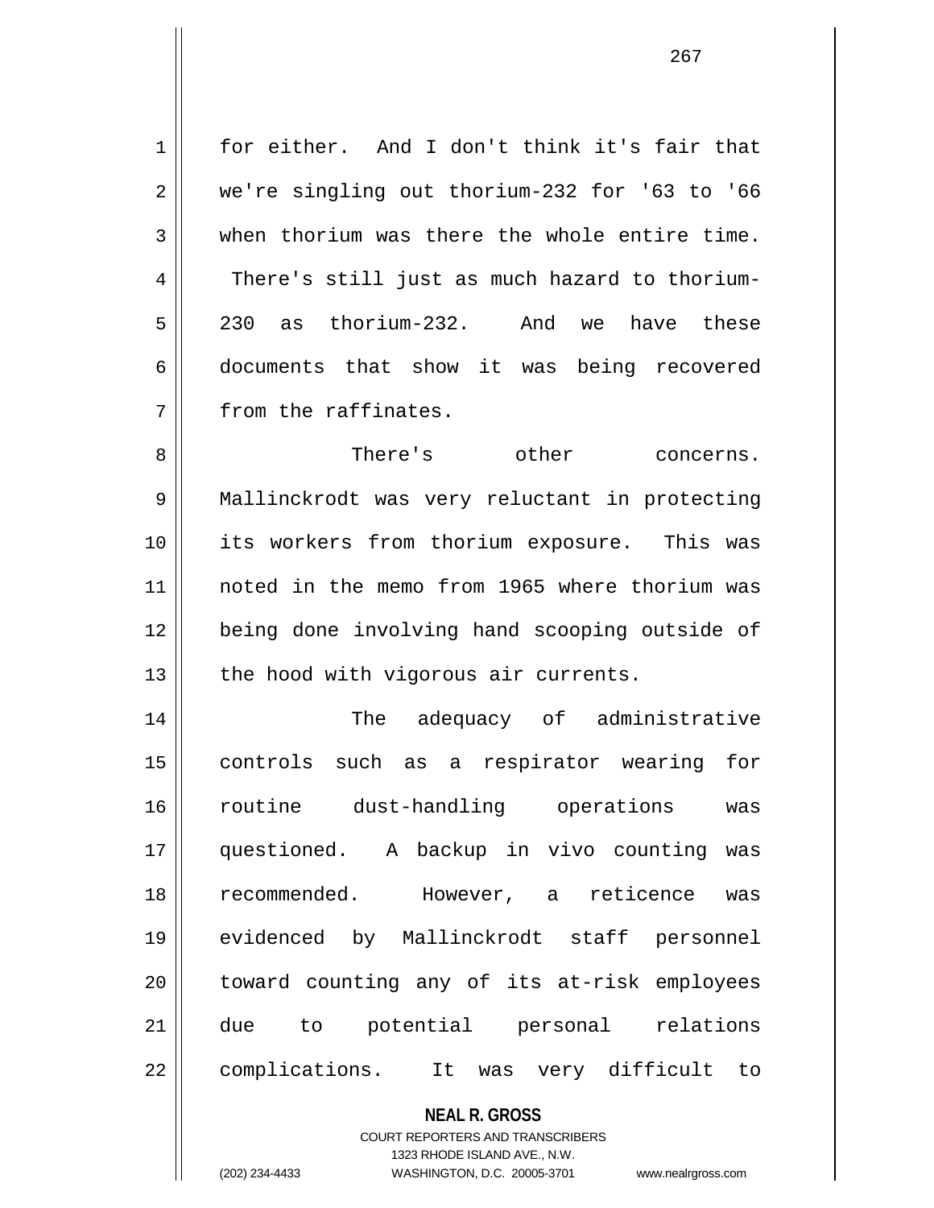for either. And I don't think it's fair that we're singling out thorium-232 for '63 to '66 when thorium was there the whole entire time. There's still just as much hazard to thorium-230 as thorium-232. And we have these documents that show it was being recovered from the raffinates.

There's other concerns. Mallinckrodt was very reluctant in protecting its workers from thorium exposure. This was noted in the memo from 1965 where thorium was being done involving hand scooping outside of the hood with vigorous air currents.

The adequacy of administrative controls such as a respirator wearing for routine dust-handling operations was questioned. A backup in vivo counting was recommended. However, a reticence was evidenced by Mallinckrodt staff personnel toward counting any of its at-risk employees due to potential personal relations complications. It was very difficult to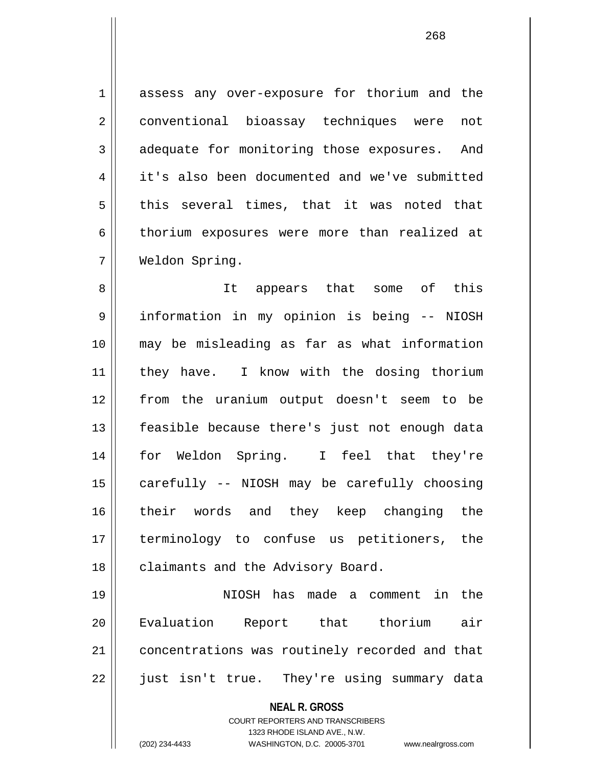assess any over-exposure for thorium and the conventional bioassay techniques were not adequate for monitoring those exposures. And it's also been documented and we've submitted this several times, that it was noted that thorium exposures were more than realized at Weldon Spring.

It appears that some of this information in my opinion is being -- NIOSH may be misleading as far as what information they have. I know with the dosing thorium from the uranium output doesn't seem to be feasible because there's just not enough data for Weldon Spring. I feel that they're carefully -- NIOSH may be carefully choosing their words and they keep changing the terminology to confuse us petitioners, the claimants and the Advisory Board.

NIOSH has made a comment in the Evaluation Report that thorium air concentrations was routinely recorded and that just isn't true. They're using summary data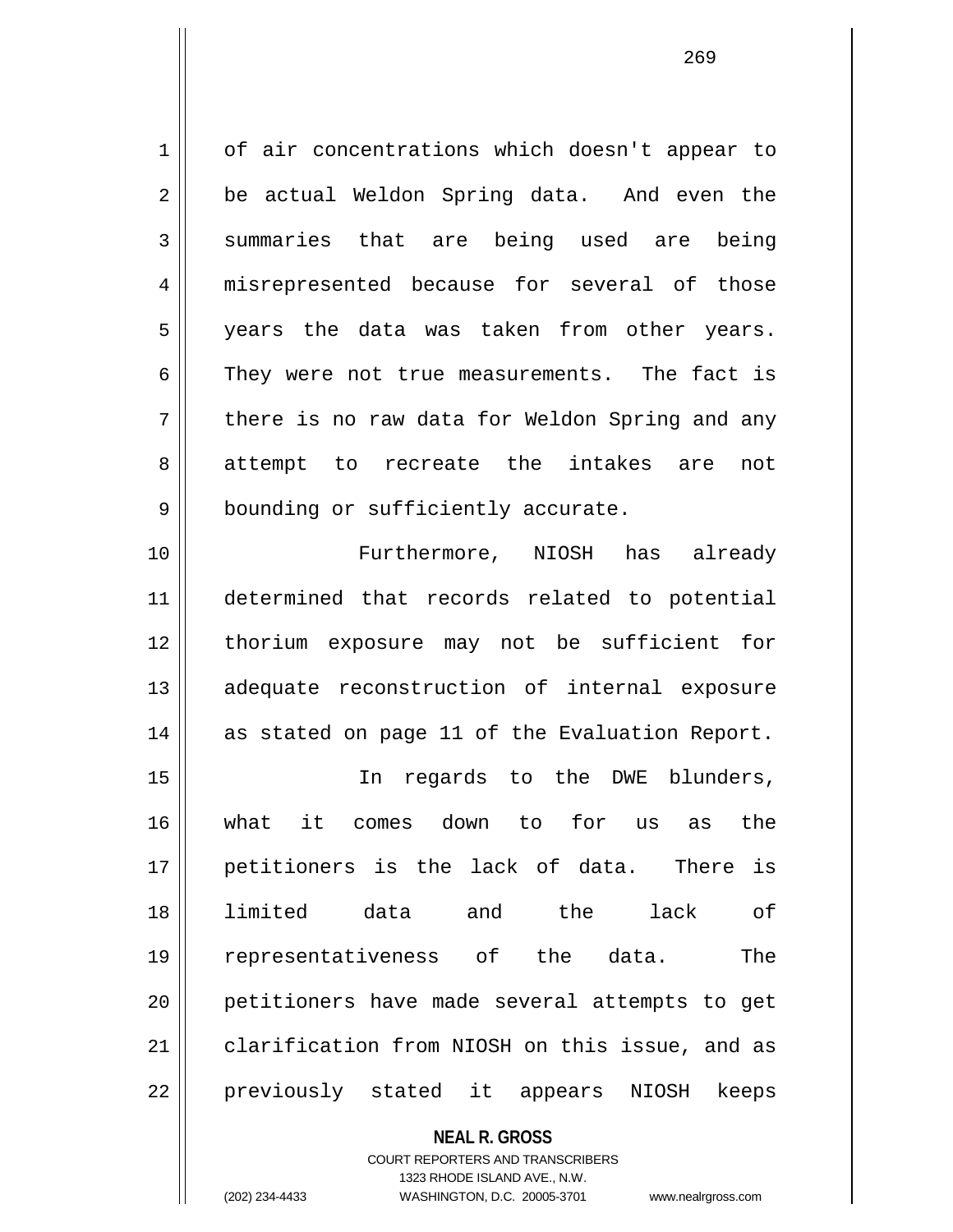of air concentrations which doesn't appear to be actual Weldon Spring data. And even the summaries that are being used are being misrepresented because for several of those years the data was taken from other years. They were not true measurements. The fact is there is no raw data for Weldon Spring and any attempt to recreate the intakes are not bounding or sufficiently accurate.

Furthermore, NIOSH has already determined that records related to potential thorium exposure may not be sufficient for adequate reconstruction of internal exposure as stated on page 11 of the Evaluation Report.

In regards to the DWE blunders, what it comes down to for us as the petitioners is the lack of data. There is limited data and the lack of representativeness of the data. The petitioners have made several attempts to get clarification from NIOSH on this issue, and as previously stated it appears NIOSH keeps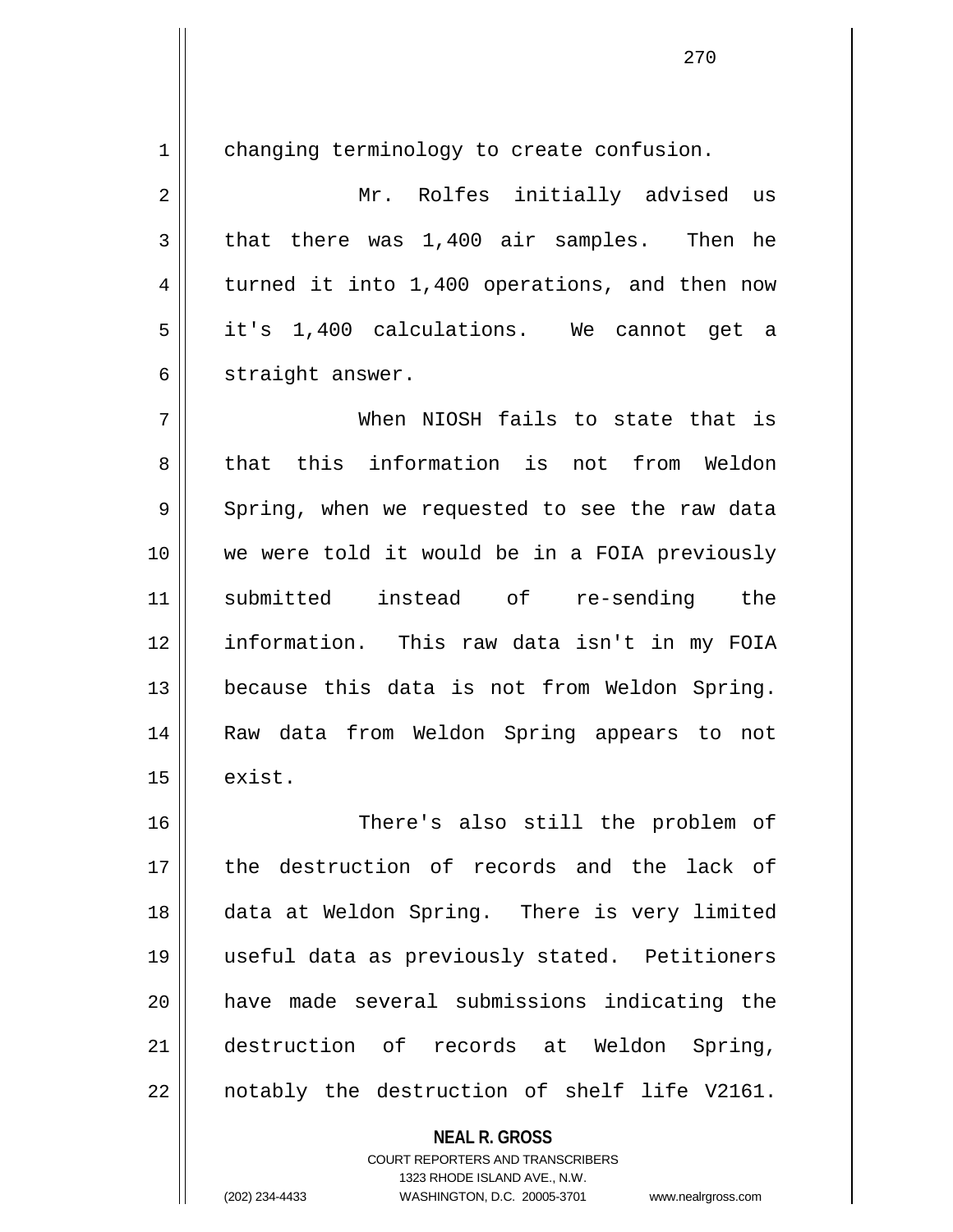changing terminology to create confusion.

Mr. Rolfes initially advised us that there was 1,400 air samples. Then he turned it into 1,400 operations, and then now it's 1,400 calculations. We cannot get a straight answer.

When NIOSH fails to state that is that this information is not from Weldon Spring, when we requested to see the raw data we were told it would be in a FOIA previously submitted instead of re-sending the information. This raw data isn't in my FOIA because this data is not from Weldon Spring. Raw data from Weldon Spring appears to not exist.

There's also still the problem of the destruction of records and the lack of data at Weldon Spring. There is very limited useful data as previously stated. Petitioners have made several submissions indicating the destruction of records at Weldon Spring, notably the destruction of shelf life V2161.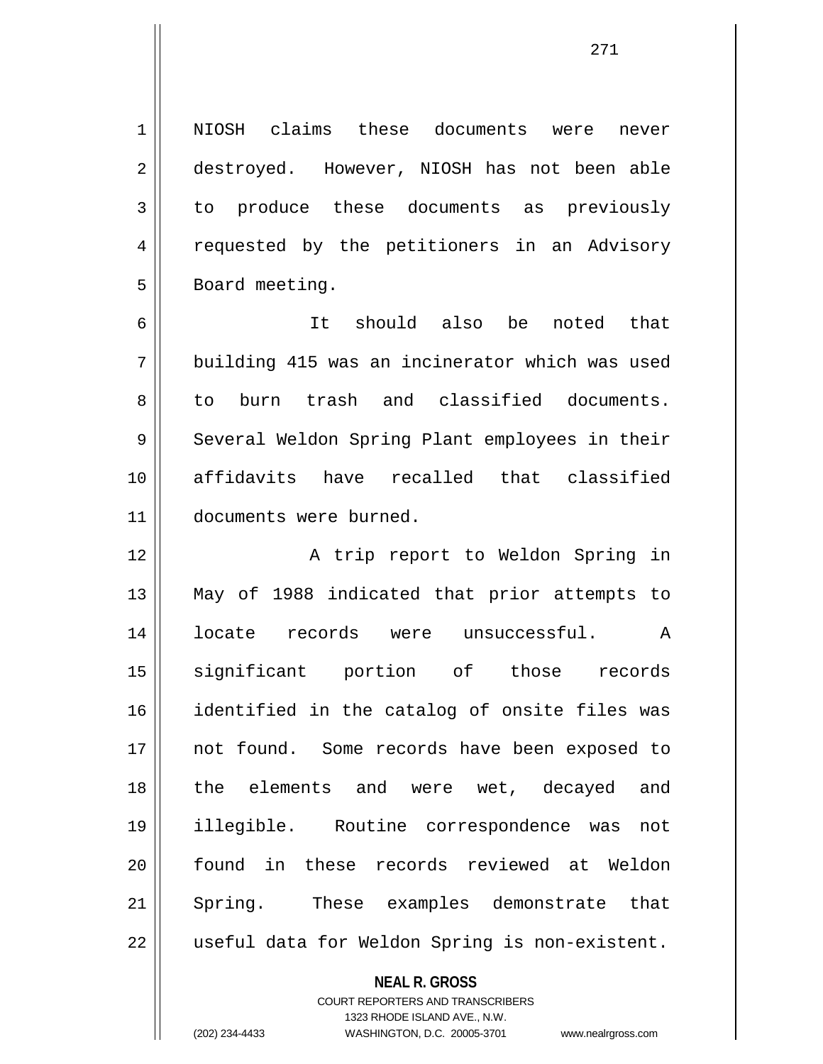NIOSH claims these documents were never destroyed. However, NIOSH has not been able to produce these documents as previously requested by the petitioners in an Advisory Board meeting.

It should also be noted that building 415 was an incinerator which was used to burn trash and classified documents. Several Weldon Spring Plant employees in their affidavits have recalled that classified documents were burned.

A trip report to Weldon Spring in May of 1988 indicated that prior attempts to locate records were unsuccessful. A significant portion of those records identified in the catalog of onsite files was not found. Some records have been exposed to the elements and were wet, decayed and illegible. Routine correspondence was not found in these records reviewed at Weldon Spring. These examples demonstrate that useful data for Weldon Spring is non-existent.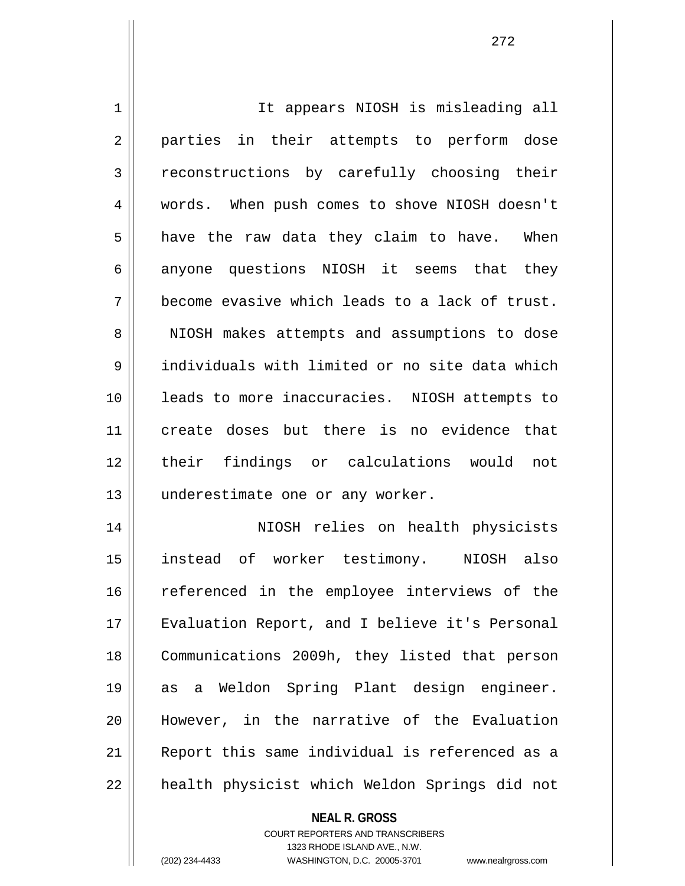It appears NIOSH is misleading all parties in their attempts to perform dose reconstructions by carefully choosing their words. When push comes to shove NIOSH doesn't have the raw data they claim to have. When anyone questions NIOSH it seems that they become evasive which leads to a lack of trust. NIOSH makes attempts and assumptions to dose individuals with limited or no site data which leads to more inaccuracies. NIOSH attempts to create doses but there is no evidence that their findings or calculations would not underestimate one or any worker.

NIOSH relies on health physicists instead of worker testimony. NIOSH also referenced in the employee interviews of the Evaluation Report, and I believe it's Personal Communications 2009h, they listed that person as a Weldon Spring Plant design engineer. However, in the narrative of the Evaluation Report this same individual is referenced as a health physicist which Weldon Springs did not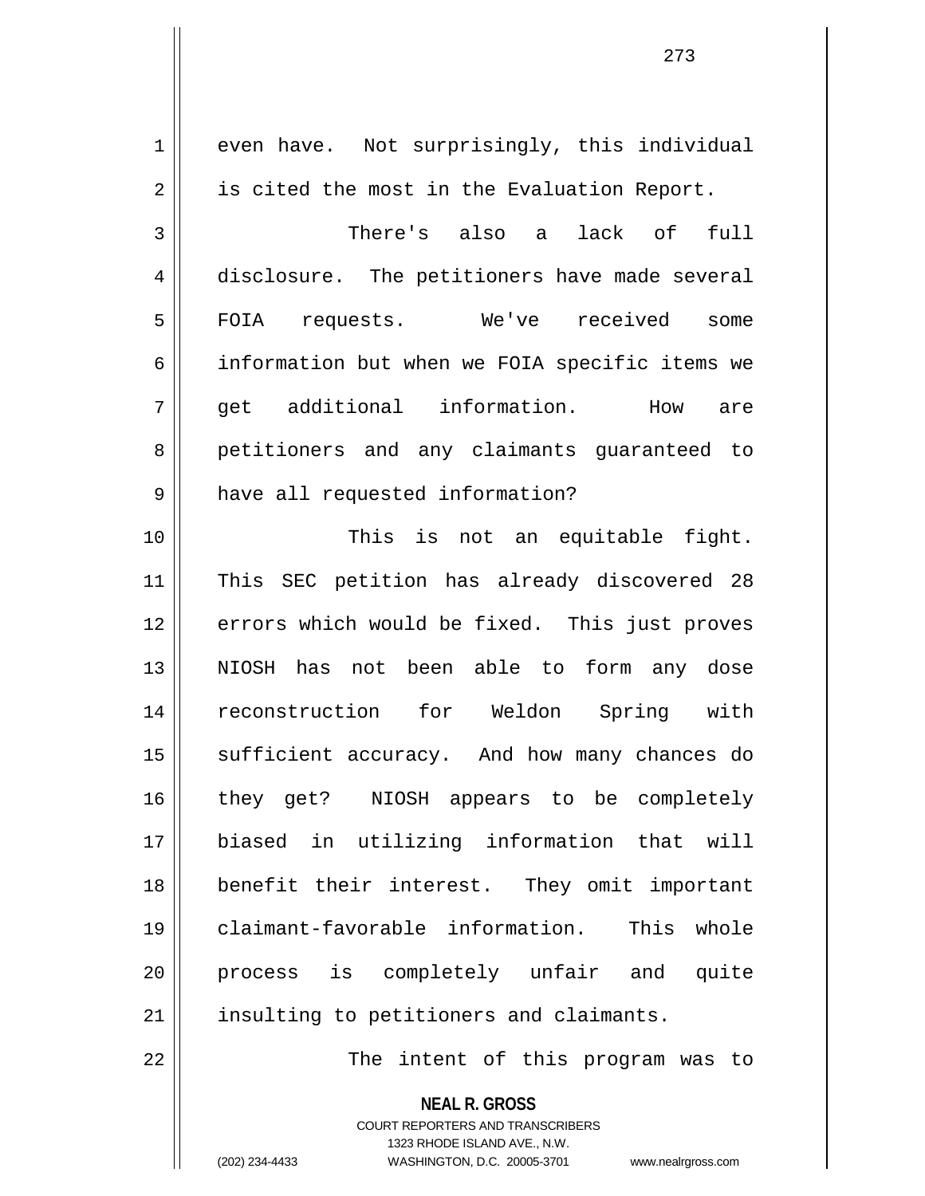even have. Not surprisingly, this individual is cited the most in the Evaluation Report.

There's also a lack of full disclosure. The petitioners have made several FOIA requests. We've received some information but when we FOIA specific items we get additional information. How are petitioners and any claimants guaranteed to have all requested information?

This is not an equitable fight. This SEC petition has already discovered 28 errors which would be fixed. This just proves NIOSH has not been able to form any dose reconstruction for Weldon Spring with sufficient accuracy. And how many chances do they get? NIOSH appears to be completely biased in utilizing information that will benefit their interest. They omit important claimant-favorable information. This whole process is completely unfair and quite insulting to petitioners and claimants.

The intent of this program was to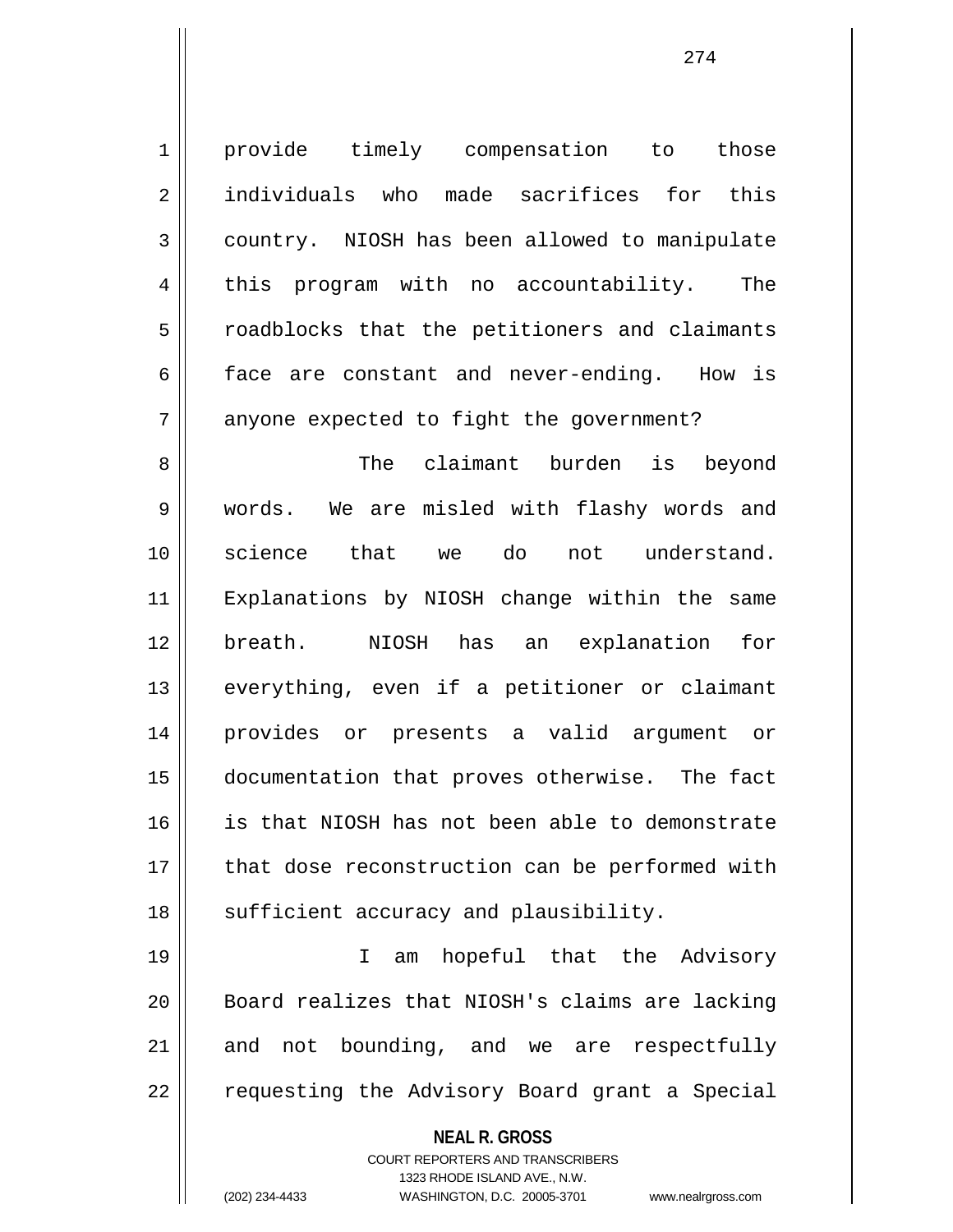provide timely compensation to those individuals who made sacrifices for this country. NIOSH has been allowed to manipulate this program with no accountability. The roadblocks that the petitioners and claimants face are constant and never-ending. How is anyone expected to fight the government?

The claimant burden is beyond words. We are misled with flashy words and science that we do not understand. Explanations by NIOSH change within the same breath. NIOSH has an explanation for everything, even if a petitioner or claimant provides or presents a valid argument or documentation that proves otherwise. The fact is that NIOSH has not been able to demonstrate that dose reconstruction can be performed with sufficient accuracy and plausibility.

I am hopeful that the Advisory Board realizes that NIOSH's claims are lacking and not bounding, and we are respectfully requesting the Advisory Board grant a Special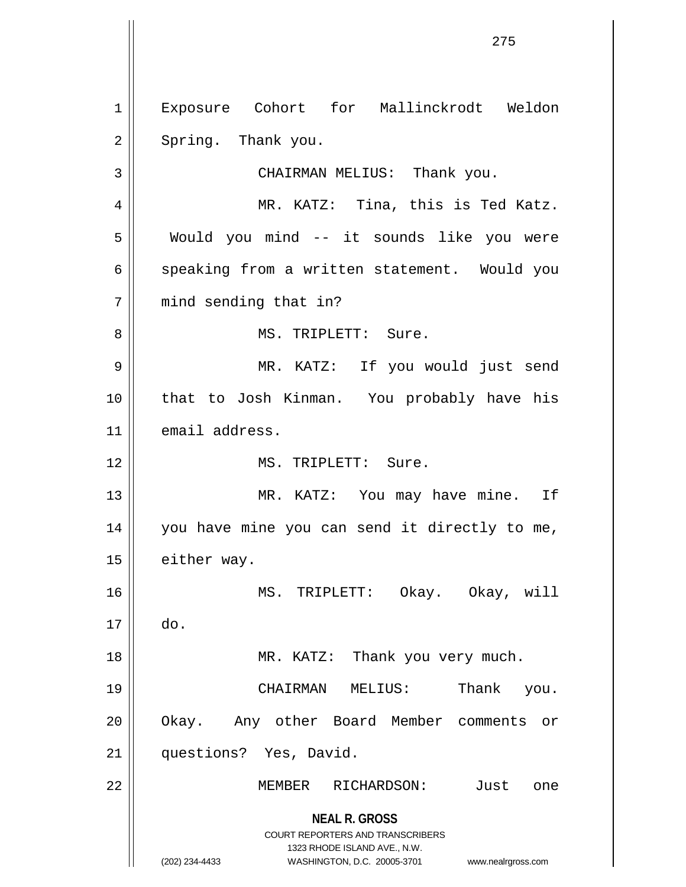Exposure Cohort for Mallinckrodt Weldon Spring. Thank you.

CHAIRMAN MELIUS: Thank you.

MR. KATZ: Tina, this is Ted Katz. Would you mind -- it sounds like you were speaking from a written statement. Would you mind sending that in?

MS. TRIPLETT: Sure.

MR. KATZ: If you would just send that to Josh Kinman. You probably have his email address.

MS. TRIPLETT: Sure.

MR. KATZ: You may have mine. If you have mine you can send it directly to me, either way.

MS. TRIPLETT: Okay. Okay, will do.

MR. KATZ: Thank you very much.

CHAIRMAN MELIUS: Thank you. Okay. Any other Board Member comments or questions? Yes, David.

MEMBER RICHARDSON: Just one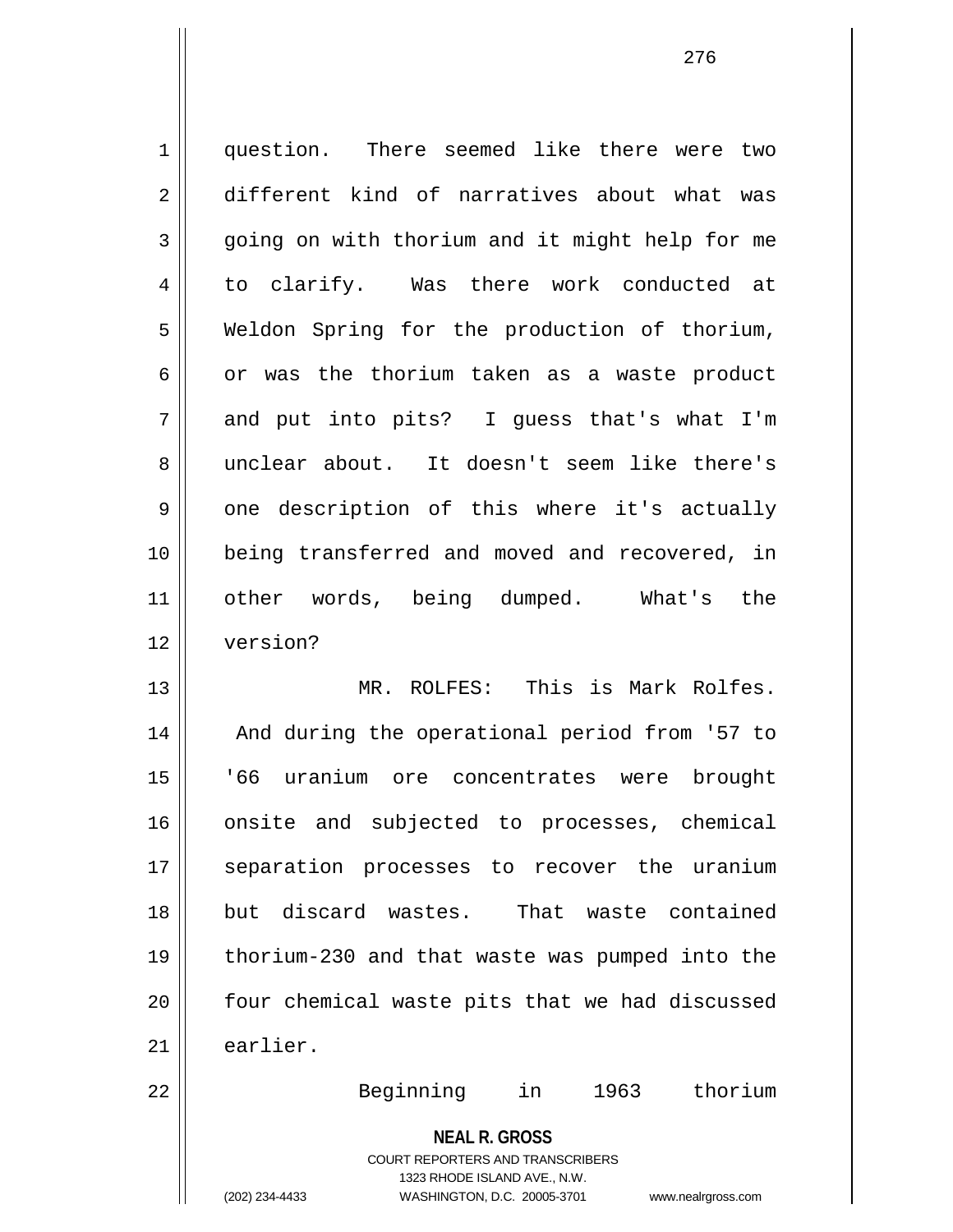question. There seemed like there were two different kind of narratives about what was going on with thorium and it might help for me to clarify. Was there work conducted at Weldon Spring for the production of thorium, or was the thorium taken as a waste product and put into pits? I guess that's what I'm unclear about. It doesn't seem like there's one description of this where it's actually being transferred and moved and recovered, in other words, being dumped. What's the version?

MR. ROLFES: This is Mark Rolfes. And during the operational period from '57 to '66 uranium ore concentrates were brought onsite and subjected to processes, chemical separation processes to recover the uranium but discard wastes. That waste contained thorium-230 and that waste was pumped into the four chemical waste pits that we had discussed earlier.

Beginning in 1963 thorium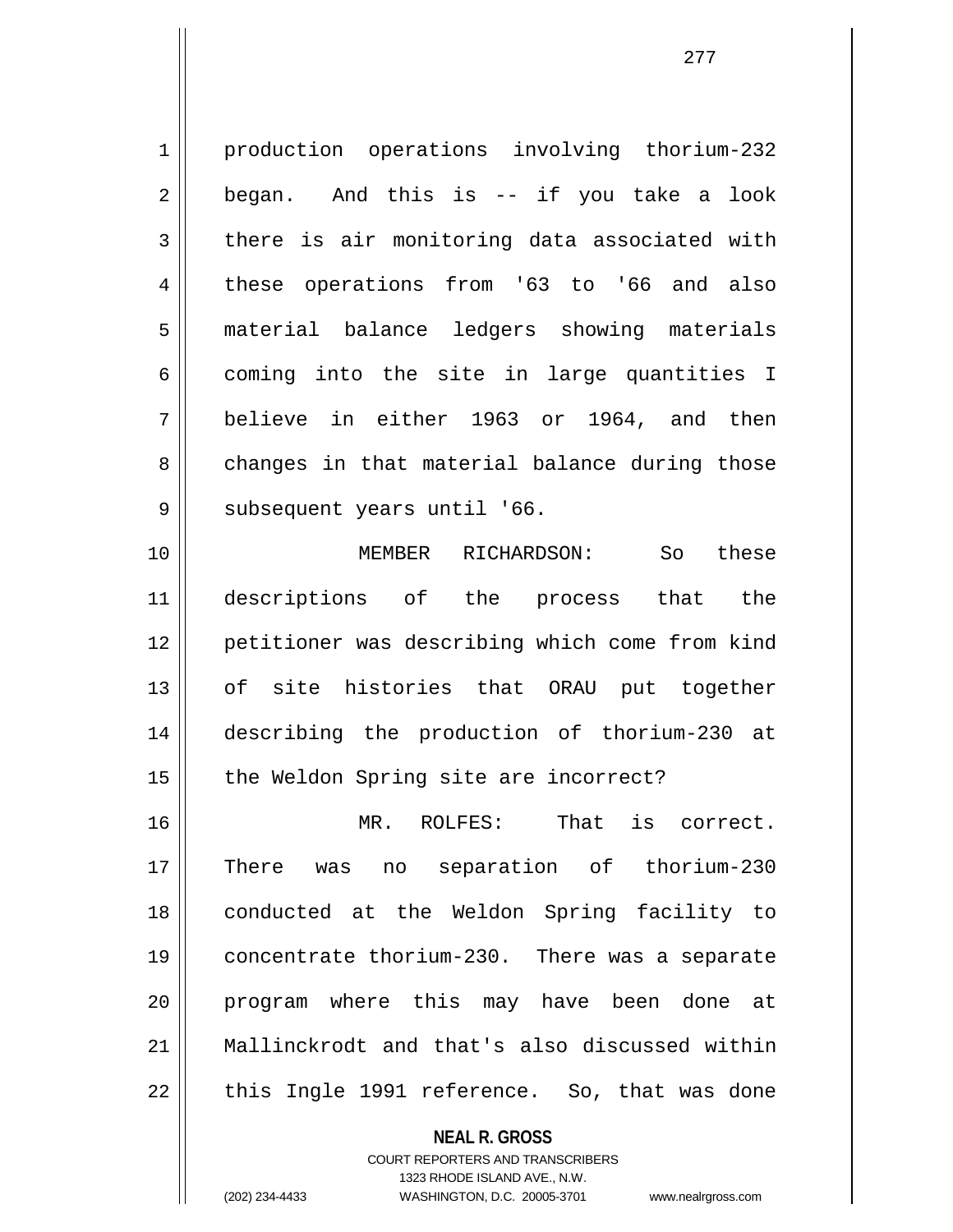production operations involving thorium-232 began. And this is -- if you take a look there is air monitoring data associated with these operations from '63 to '66 and also material balance ledgers showing materials coming into the site in large quantities I believe in either 1963 or 1964, and then changes in that material balance during those subsequent years until '66.

MEMBER RICHARDSON: So these descriptions of the process that the petitioner was describing which come from kind of site histories that ORAU put together describing the production of thorium-230 at the Weldon Spring site are incorrect?

MR. ROLFES: That is correct. There was no separation of thorium-230 conducted at the Weldon Spring facility to concentrate thorium-230. There was a separate program where this may have been done at Mallinckrodt and that's also discussed within this Ingle 1991 reference. So, that was done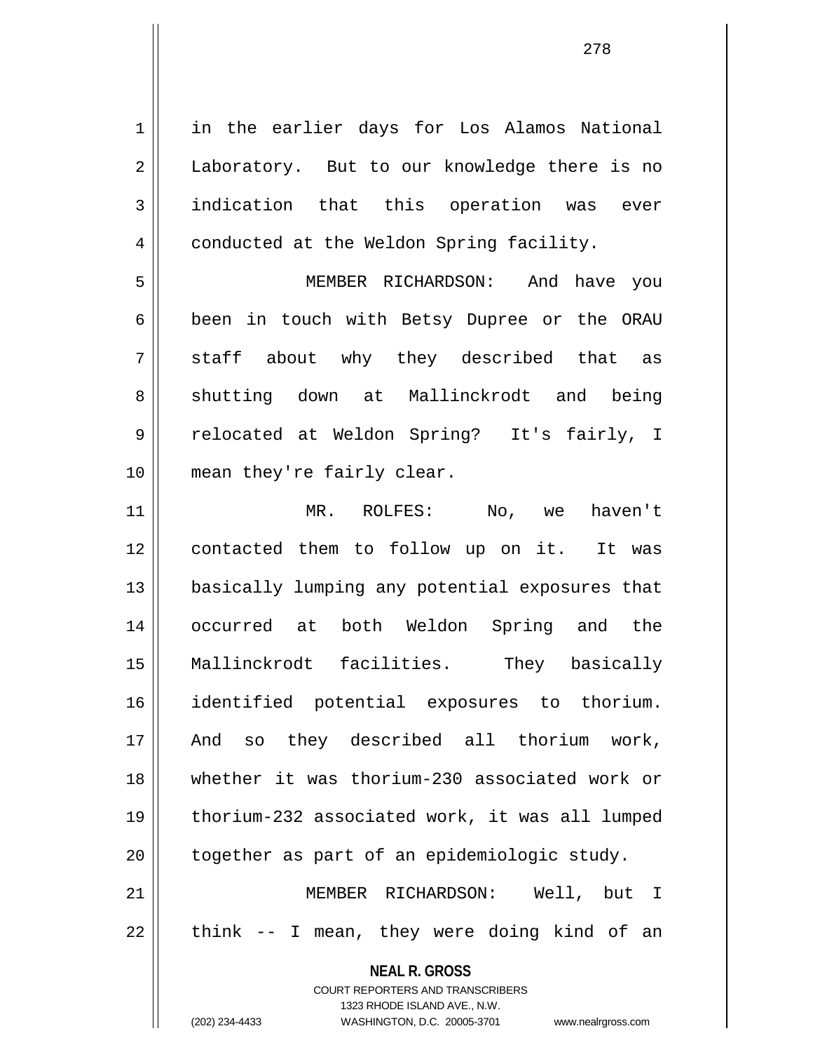in the earlier days for Los Alamos National Laboratory. But to our knowledge there is no indication that this operation was ever conducted at the Weldon Spring facility.

MEMBER RICHARDSON: And have you been in touch with Betsy Dupree or the ORAU staff about why they described that as shutting down at Mallinckrodt and being relocated at Weldon Spring? It's fairly, I mean they're fairly clear.

MR. ROLFES: No, we haven't contacted them to follow up on it. It was basically lumping any potential exposures that occurred at both Weldon Spring and the Mallinckrodt facilities. They basically identified potential exposures to thorium. And so they described all thorium work, whether it was thorium-230 associated work or thorium-232 associated work, it was all lumped together as part of an epidemiologic study.

MEMBER RICHARDSON: Well, but I think -- I mean, they were doing kind of an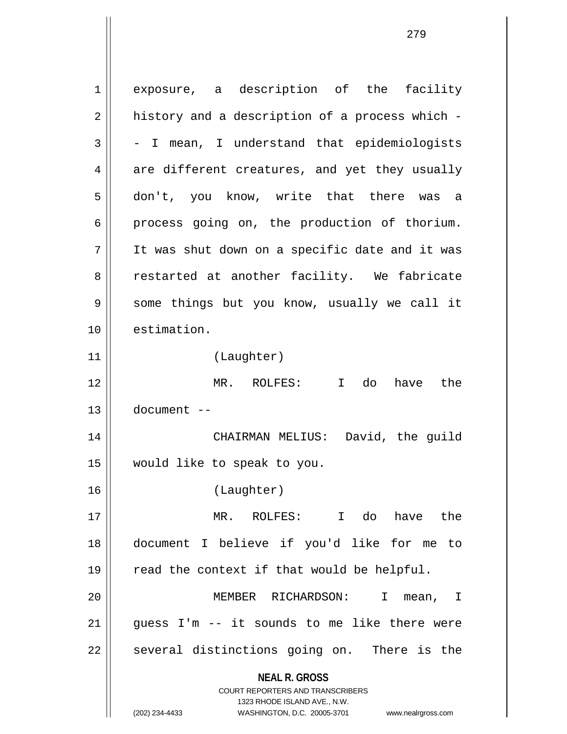exposure, a description of the facility history and a description of a process which -- - I mean, I understand that epidemiologists are different creatures, and yet they usually don't, you know, write that there was a process going on, the production of thorium. It was shut down on a specific date and it was restarted at another facility. We fabricate some things but you know, usually we call it estimation.

(Laughter)

MR. ROLFES: I do have the document --

CHAIRMAN MELIUS: David, the guild would like to speak to you.

(Laughter)

MR. ROLFES: I do have the document I believe if you'd like for me to read the context if that would be helpful.

MEMBER RICHARDSON: I mean, I guess I'm -- it sounds to me like there were several distinctions going on. There is the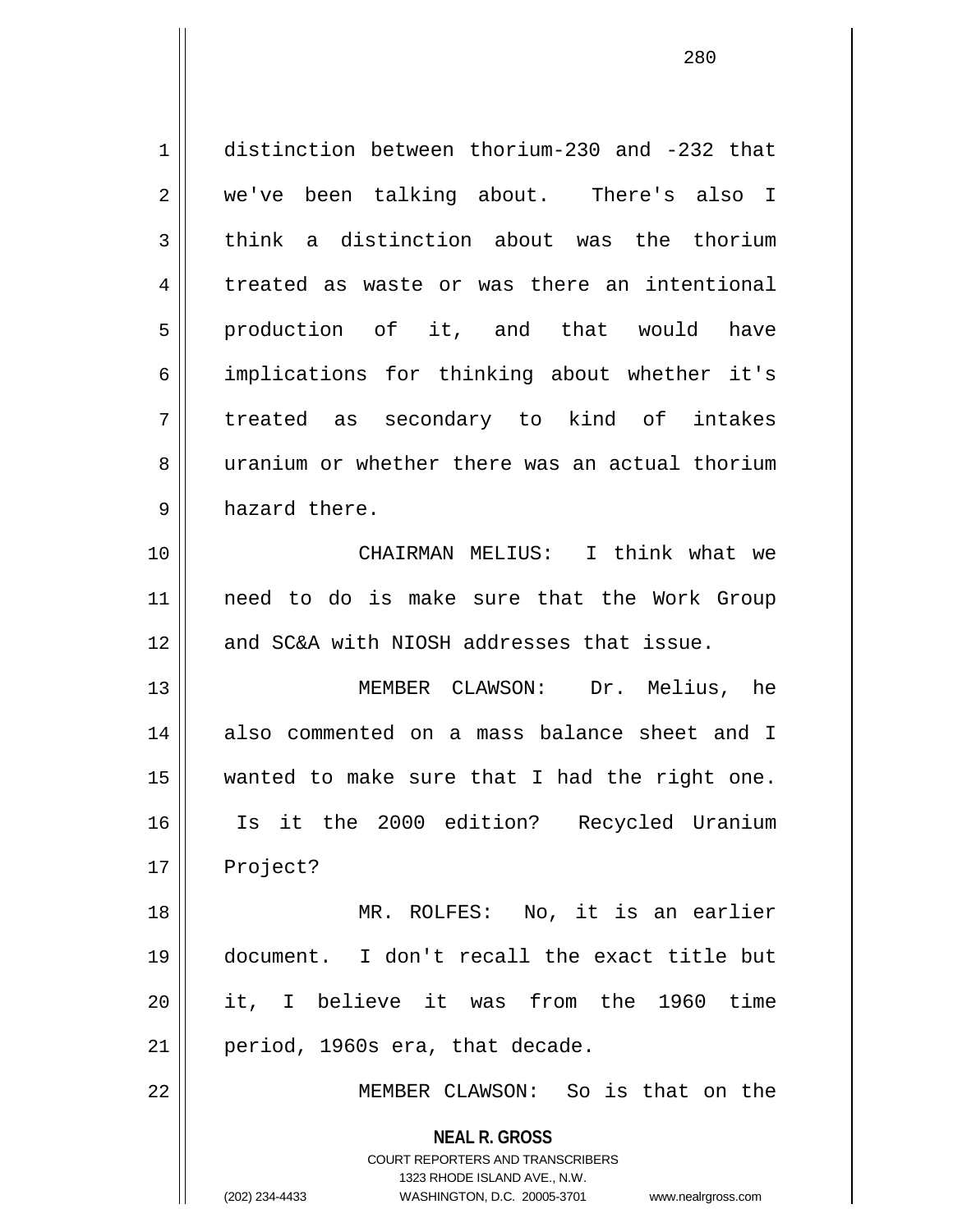distinction between thorium-230 and -232 that we've been talking about. There's also I think a distinction about was the thorium treated as waste or was there an intentional production of it, and that would have implications for thinking about whether it's treated as secondary to kind of intakes uranium or whether there was an actual thorium hazard there.

CHAIRMAN MELIUS: I think what we need to do is make sure that the Work Group and SC&A with NIOSH addresses that issue.

MEMBER CLAWSON: Dr. Melius, he also commented on a mass balance sheet and I wanted to make sure that I had the right one. Is it the 2000 edition? Recycled Uranium Project?

MR. ROLFES: No, it is an earlier document. I don't recall the exact title but it, I believe it was from the 1960 time period, 1960s era, that decade.

MEMBER CLAWSON: So is that on the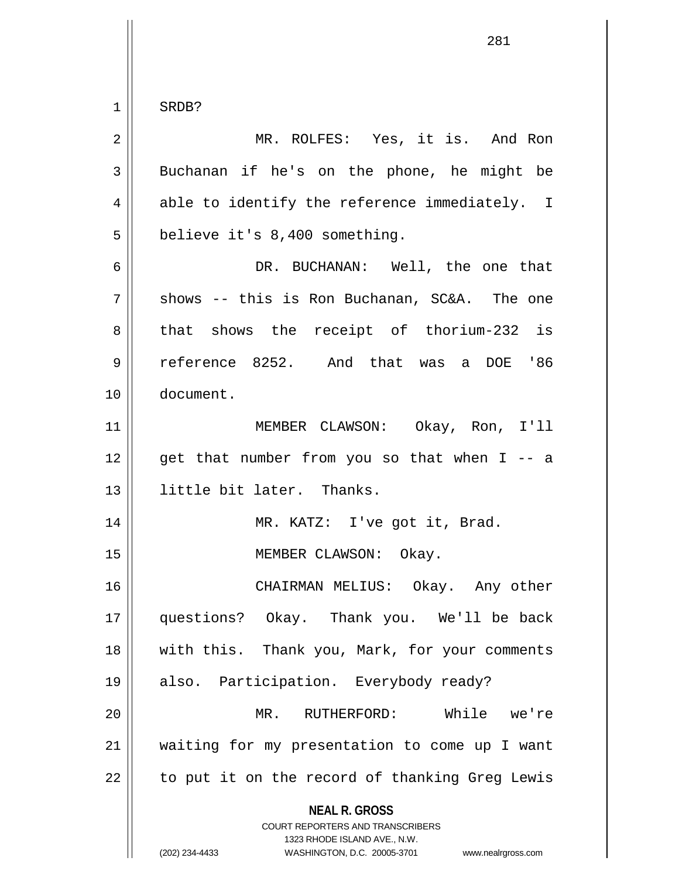SRDB?

MR. ROLFES: Yes, it is. And Ron Buchanan if he's on the phone, he might be able to identify the reference immediately. I believe it's 8,400 something.

DR. BUCHANAN: Well, the one that shows -- this is Ron Buchanan, SC&A. The one that shows the receipt of thorium-232 is reference 8252. And that was a DOE '86 document.

MEMBER CLAWSON: Okay, Ron, I'll get that number from you so that when I -- a little bit later. Thanks.

MR. KATZ: I've got it, Brad.

MEMBER CLAWSON: Okay.

CHAIRMAN MELIUS: Okay. Any other questions? Okay. Thank you. We'll be back with this. Thank you, Mark, for your comments also. Participation. Everybody ready?

MR. RUTHERFORD: While we're waiting for my presentation to come up I want to put it on the record of thanking Greg Lewis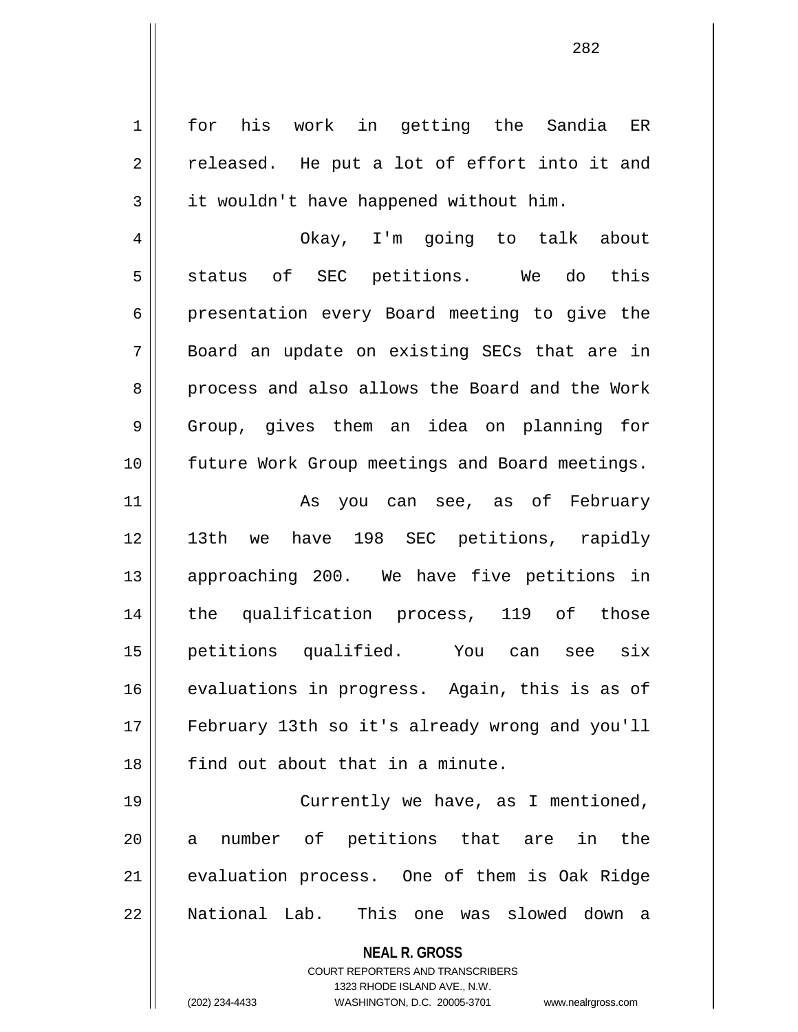for his work in getting the Sandia ER released. He put a lot of effort into it and it wouldn't have happened without him.

Okay, I'm going to talk about status of SEC petitions. We do this presentation every Board meeting to give the Board an update on existing SECs that are in process and also allows the Board and the Work Group, gives them an idea on planning for future Work Group meetings and Board meetings.

As you can see, as of February 13th we have 198 SEC petitions, rapidly approaching 200. We have five petitions in the qualification process, 119 of those petitions qualified. You can see six evaluations in progress. Again, this is as of February 13th so it's already wrong and you'll find out about that in a minute.

Currently we have, as I mentioned, a number of petitions that are in the evaluation process. One of them is Oak Ridge National Lab. This one was slowed down a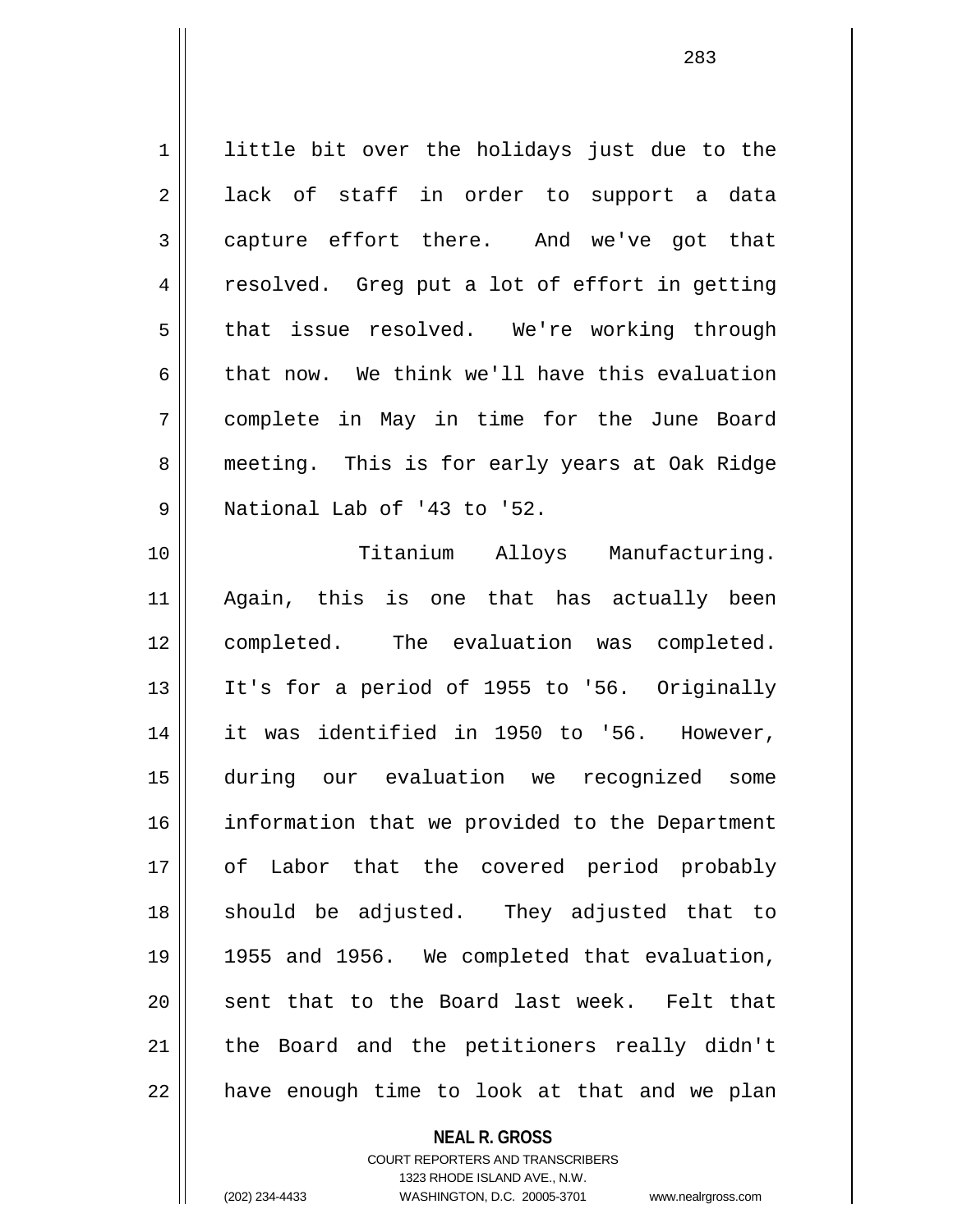little bit over the holidays just due to the lack of staff in order to support a data capture effort there. And we've got that resolved. Greg put a lot of effort in getting that issue resolved. We're working through that now. We think we'll have this evaluation complete in May in time for the June Board meeting. This is for early years at Oak Ridge National Lab of '43 to '52.

Titanium Alloys Manufacturing. Again, this is one that has actually been completed. The evaluation was completed. It's for a period of 1955 to '56. Originally it was identified in 1950 to '56. However, during our evaluation we recognized some information that we provided to the Department of Labor that the covered period probably should be adjusted. They adjusted that to 1955 and 1956. We completed that evaluation, sent that to the Board last week. Felt that the Board and the petitioners really didn't have enough time to look at that and we plan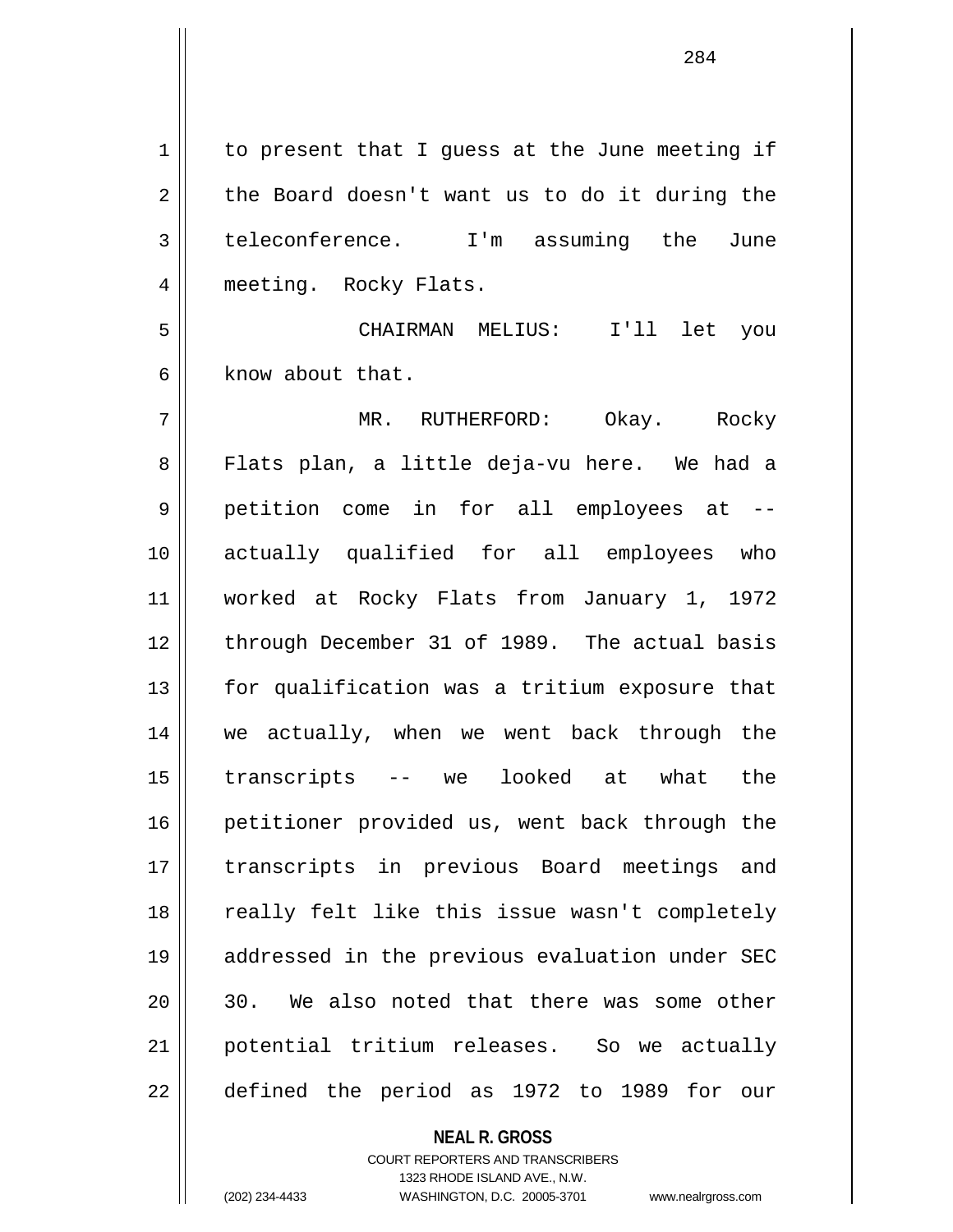to present that I guess at the June meeting if the Board doesn't want us to do it during the teleconference. I'm assuming the June meeting. Rocky Flats.

CHAIRMAN MELIUS: I'll let you know about that.

MR. RUTHERFORD: Okay. Rocky Flats plan, a little deja-vu here. We had a petition come in for all employees at -- actually qualified for all employees who worked at Rocky Flats from January 1, 1972 through December 31 of 1989. The actual basis for qualification was a tritium exposure that we actually, when we went back through the transcripts -- we looked at what the petitioner provided us, went back through the transcripts in previous Board meetings and really felt like this issue wasn't completely addressed in the previous evaluation under SEC 30. We also noted that there was some other potential tritium releases. So we actually defined the period as 1972 to 1989 for our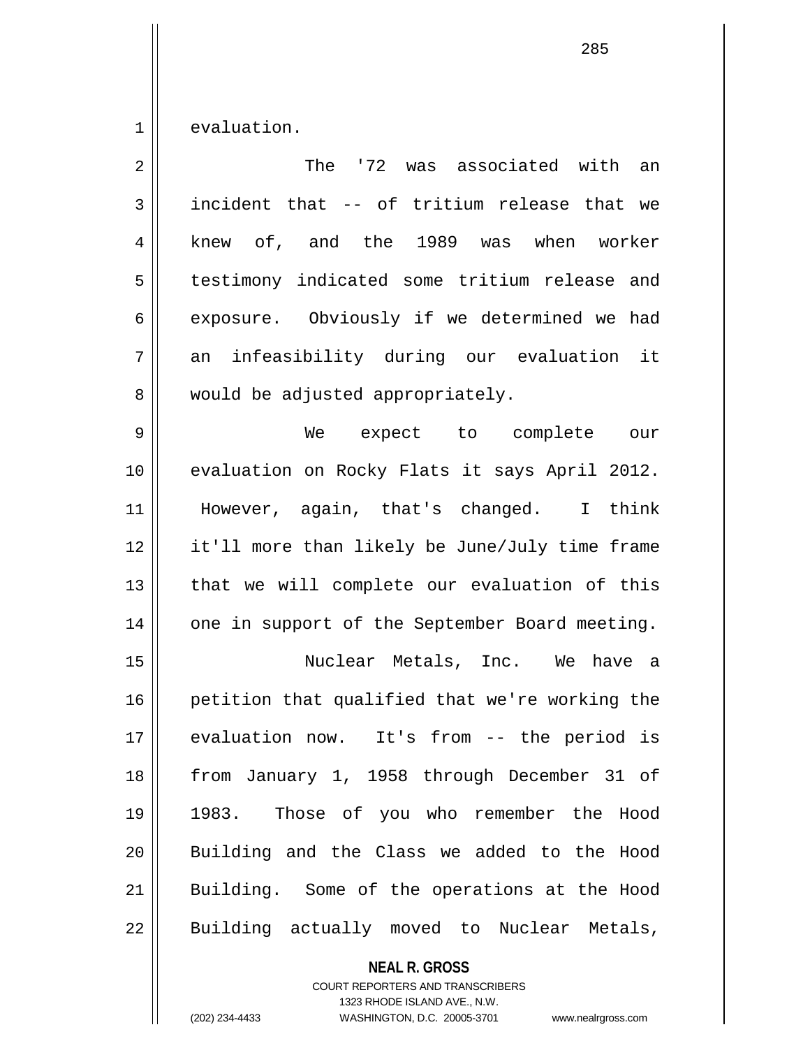evaluation.

The '72 was associated with an incident that -- of tritium release that we knew of, and the 1989 was when worker testimony indicated some tritium release and exposure. Obviously if we determined we had an infeasibility during our evaluation it would be adjusted appropriately.

We expect to complete our evaluation on Rocky Flats it says April 2012. However, again, that's changed. I think it'll more than likely be June/July time frame that we will complete our evaluation of this one in support of the September Board meeting.

Nuclear Metals, Inc. We have a petition that qualified that we're working the evaluation now. It's from -- the period is from January 1, 1958 through December 31 of 1983. Those of you who remember the Hood Building and the Class we added to the Hood Building. Some of the operations at the Hood Building actually moved to Nuclear Metals,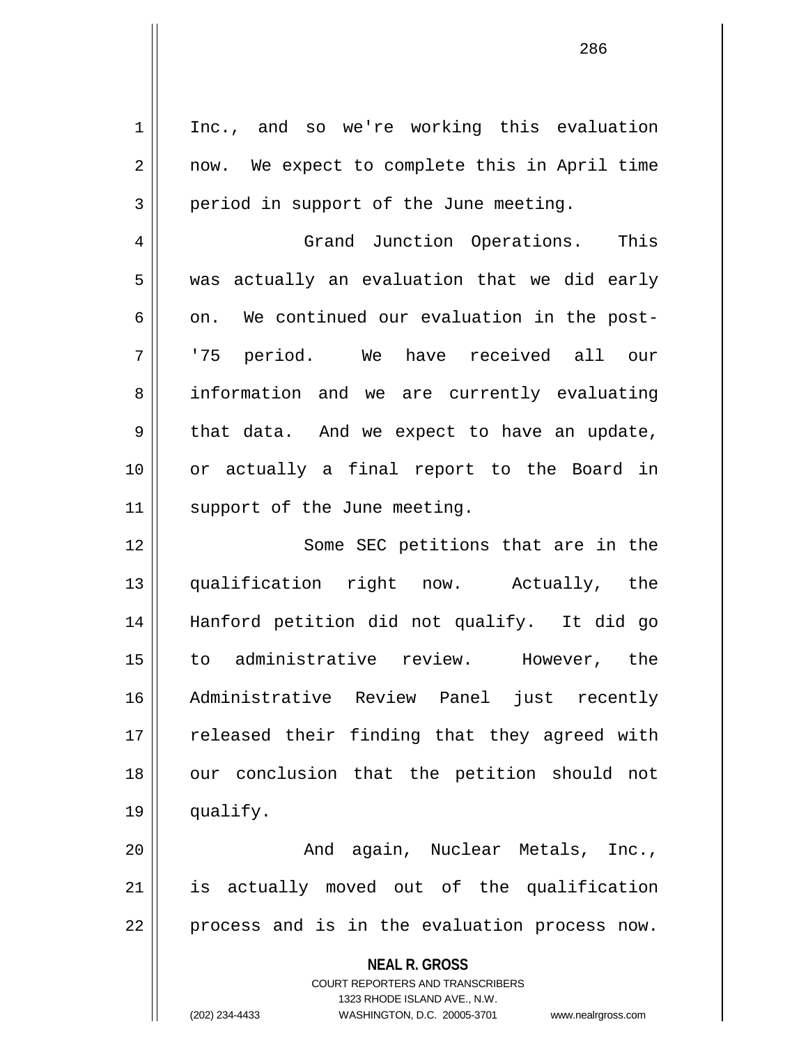Inc., and so we're working this evaluation now. We expect to complete this in April time period in support of the June meeting.

Grand Junction Operations. This was actually an evaluation that we did early on. We continued our evaluation in the post-'75 period. We have received all our information and we are currently evaluating that data. And we expect to have an update, or actually a final report to the Board in support of the June meeting.

Some SEC petitions that are in the qualification right now. Actually, the Hanford petition did not qualify. It did go to administrative review. However, the Administrative Review Panel just recently released their finding that they agreed with our conclusion that the petition should not qualify.

And again, Nuclear Metals, Inc., is actually moved out of the qualification process and is in the evaluation process now.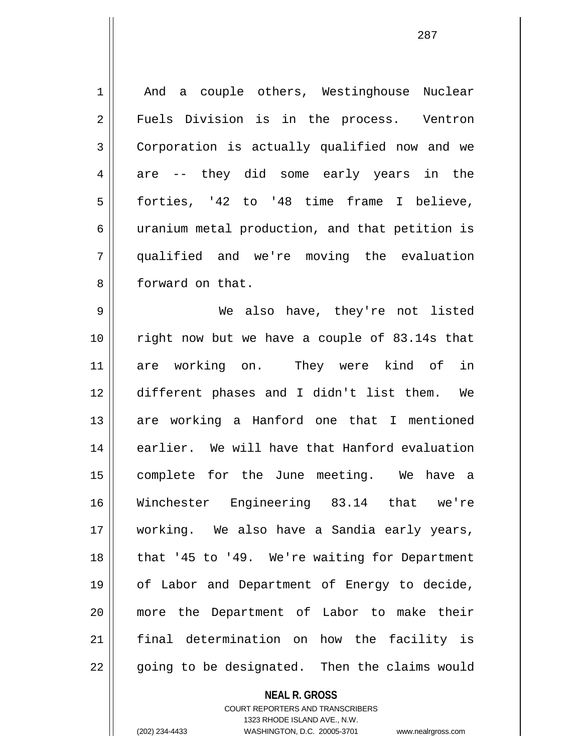And a couple others, Westinghouse Nuclear Fuels Division is in the process. Ventron Corporation is actually qualified now and we are -- they did some early years in the forties, '42 to '48 time frame I believe, uranium metal production, and that petition is qualified and we're moving the evaluation forward on that.

We also have, they're not listed right now but we have a couple of 83.14s that are working on. They were kind of in different phases and I didn't list them. We are working a Hanford one that I mentioned earlier. We will have that Hanford evaluation complete for the June meeting. We have a Winchester Engineering 83.14 that we're working. We also have a Sandia early years, that '45 to '49. We're waiting for Department of Labor and Department of Energy to decide, more the Department of Labor to make their final determination on how the facility is going to be designated. Then the claims would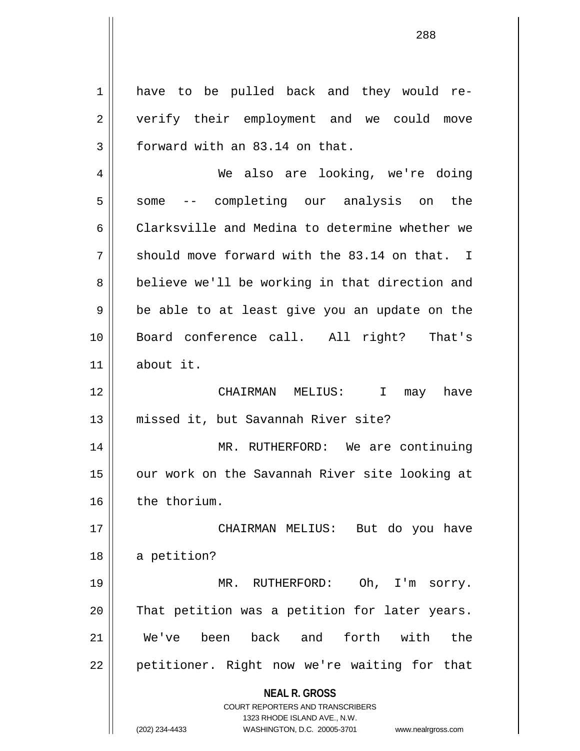have to be pulled back and they would re-verify their employment and we could move forward with an 83.14 on that.

We also are looking, we're doing some -- completing our analysis on the Clarksville and Medina to determine whether we should move forward with the 83.14 on that. I believe we'll be working in that direction and be able to at least give you an update on the Board conference call. All right? That's about it.

CHAIRMAN MELIUS: I may have missed it, but Savannah River site?

MR. RUTHERFORD: We are continuing our work on the Savannah River site looking at the thorium.

CHAIRMAN MELIUS: But do you have a petition?

MR. RUTHERFORD: Oh, I'm sorry. That petition was a petition for later years. We've been back and forth with the petitioner. Right now we're waiting for that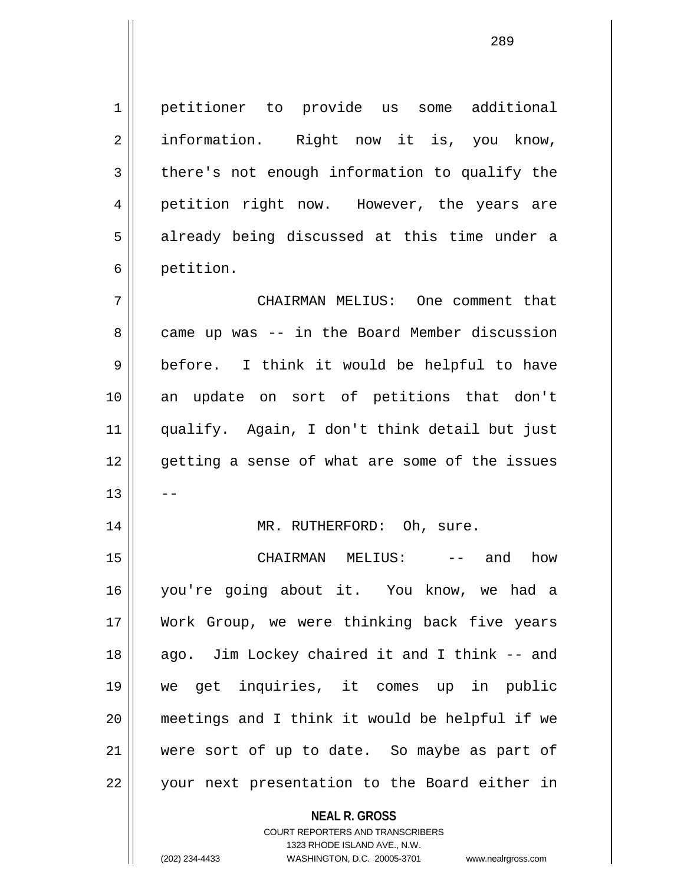petitioner to provide us some additional information. Right now it is, you know, there's not enough information to qualify the petition right now. However, the years are already being discussed at this time under a petition.

CHAIRMAN MELIUS: One comment that came up was -- in the Board Member discussion before. I think it would be helpful to have an update on sort of petitions that don't qualify. Again, I don't think detail but just getting a sense of what are some of the issues --

MR. RUTHERFORD: Oh, sure.

CHAIRMAN MELIUS: -- and how you're going about it. You know, we had a Work Group, we were thinking back five years ago. Jim Lockey chaired it and I think -- and we get inquiries, it comes up in public meetings and I think it would be helpful if we were sort of up to date. So maybe as part of your next presentation to the Board either in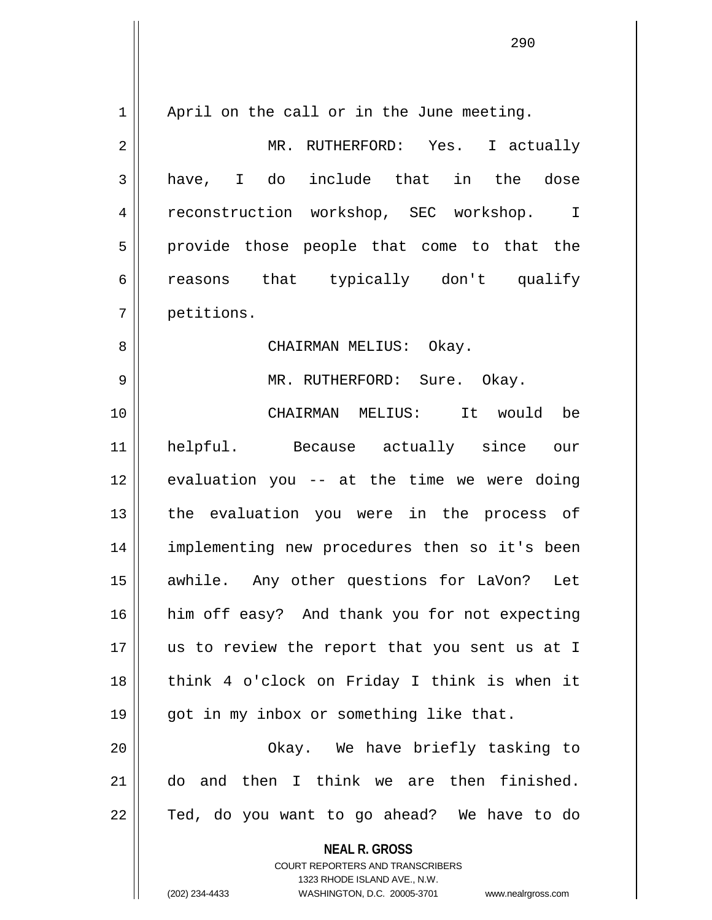April on the call or in the June meeting.

MR. RUTHERFORD: Yes. I actually have, I do include that in the dose reconstruction workshop, SEC workshop. I provide those people that come to that the reasons that typically don't qualify petitions.

CHAIRMAN MELIUS: Okay.

MR. RUTHERFORD: Sure. Okay.

CHAIRMAN MELIUS: It would be helpful. Because actually since our evaluation you -- at the time we were doing the evaluation you were in the process of implementing new procedures then so it's been awhile. Any other questions for LaVon? Let him off easy? And thank you for not expecting us to review the report that you sent us at I think 4 o'clock on Friday I think is when it got in my inbox or something like that.

Okay. We have briefly tasking to do and then I think we are then finished. Ted, do you want to go ahead? We have to do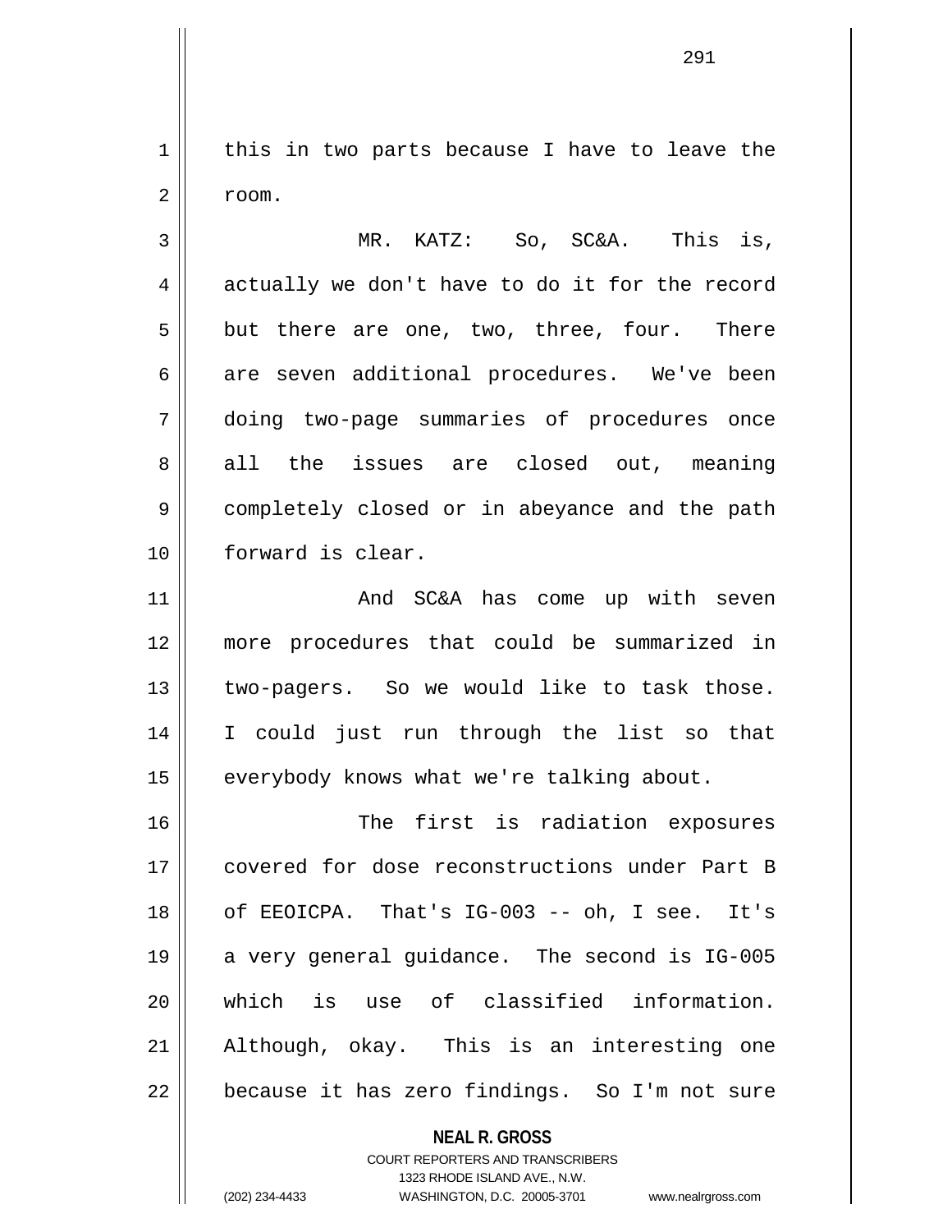this in two parts because I have to leave the room.

MR. KATZ: So, SC&A. This is, actually we don't have to do it for the record but there are one, two, three, four. There are seven additional procedures. We've been doing two-page summaries of procedures once all the issues are closed out, meaning completely closed or in abeyance and the path forward is clear.

And SC&A has come up with seven more procedures that could be summarized in two-pagers. So we would like to task those. I could just run through the list so that everybody knows what we're talking about.

The first is radiation exposures covered for dose reconstructions under Part B of EEOICPA. That's IG-003 -- oh, I see. It's a very general guidance. The second is IG-005 which is use of classified information. Although, okay. This is an interesting one because it has zero findings. So I'm not sure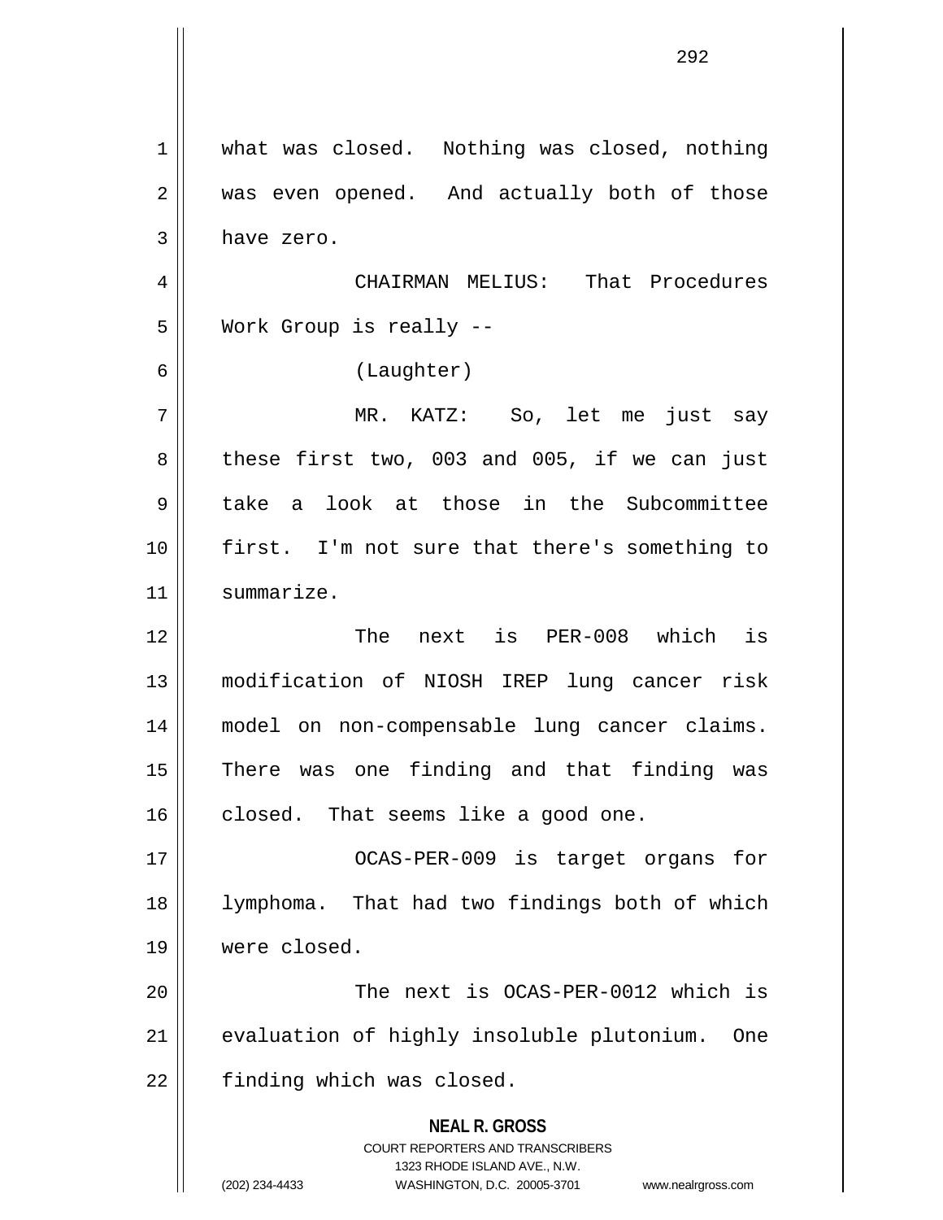what was closed. Nothing was closed, nothing was even opened. And actually both of those have zero.

CHAIRMAN MELIUS: That Procedures Work Group is really --

(Laughter)

MR. KATZ: So, let me just say these first two, 003 and 005, if we can just take a look at those in the Subcommittee first. I'm not sure that there's something to summarize.

The next is PER-008 which is modification of NIOSH IREP lung cancer risk model on non-compensable lung cancer claims. There was one finding and that finding was closed. That seems like a good one.

OCAS-PER-009 is target organs for lymphoma. That had two findings both of which were closed.

The next is OCAS-PER-0012 which is evaluation of highly insoluble plutonium. One finding which was closed.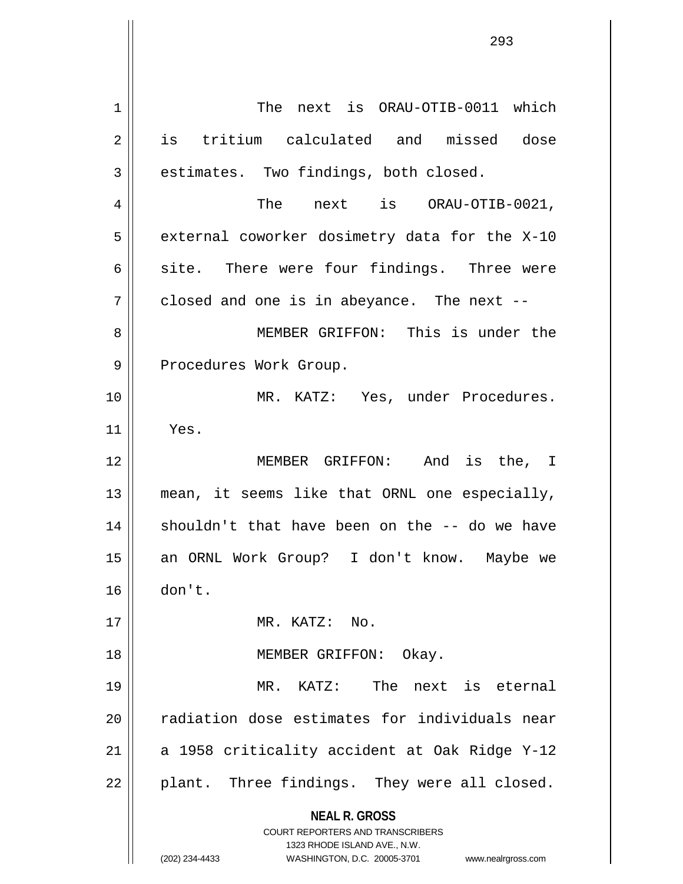The next is ORAU-OTIB-0011 which is tritium calculated and missed dose estimates. Two findings, both closed.

The next is ORAU-OTIB-0021, external coworker dosimetry data for the X-10 site. There were four findings. Three were closed and one is in abeyance. The next --

MEMBER GRIFFON: This is under the Procedures Work Group.

MR. KATZ: Yes, under Procedures. Yes.

MEMBER GRIFFON: And is the, I mean, it seems like that ORNL one especially, shouldn't that have been on the -- do we have an ORNL Work Group? I don't know. Maybe we don't.

MR. KATZ: No.

MEMBER GRIFFON: Okay.

MR. KATZ: The next is eternal radiation dose estimates for individuals near a 1958 criticality accident at Oak Ridge Y-12 plant. Three findings. They were all closed.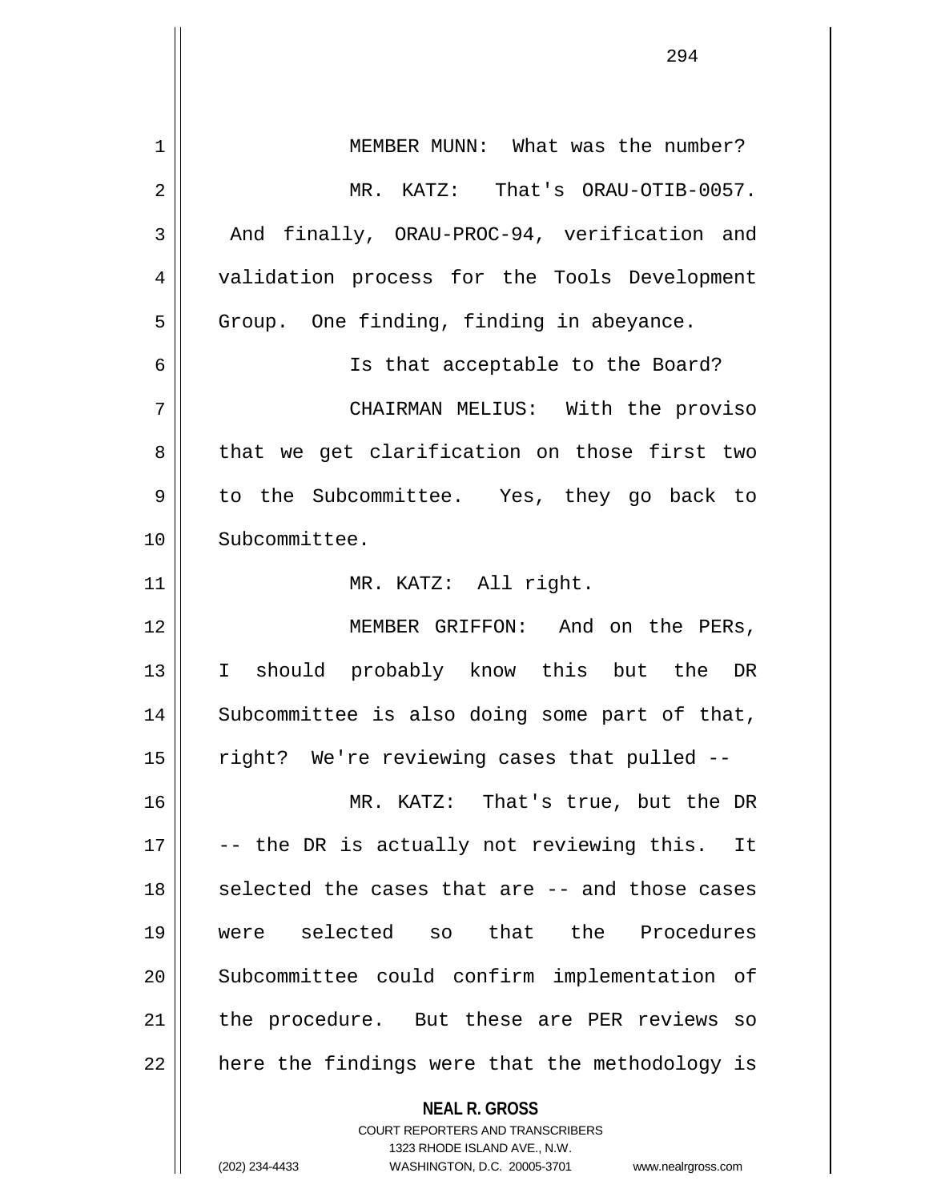MEMBER MUNN: What was the number?

MR. KATZ: That's ORAU-OTIB-0057. And finally, ORAU-PROC-94, verification and validation process for the Tools Development Group. One finding, finding in abeyance.

Is that acceptable to the Board?

CHAIRMAN MELIUS: With the proviso that we get clarification on those first two to the Subcommittee. Yes, they go back to Subcommittee.

MR. KATZ: All right.

MEMBER GRIFFON: And on the PERs, I should probably know this but the DR Subcommittee is also doing some part of that, right? We're reviewing cases that pulled --

MR. KATZ: That's true, but the DR -- the DR is actually not reviewing this. It selected the cases that are -- and those cases were selected so that the Procedures Subcommittee could confirm implementation of the procedure. But these are PER reviews so here the findings were that the methodology is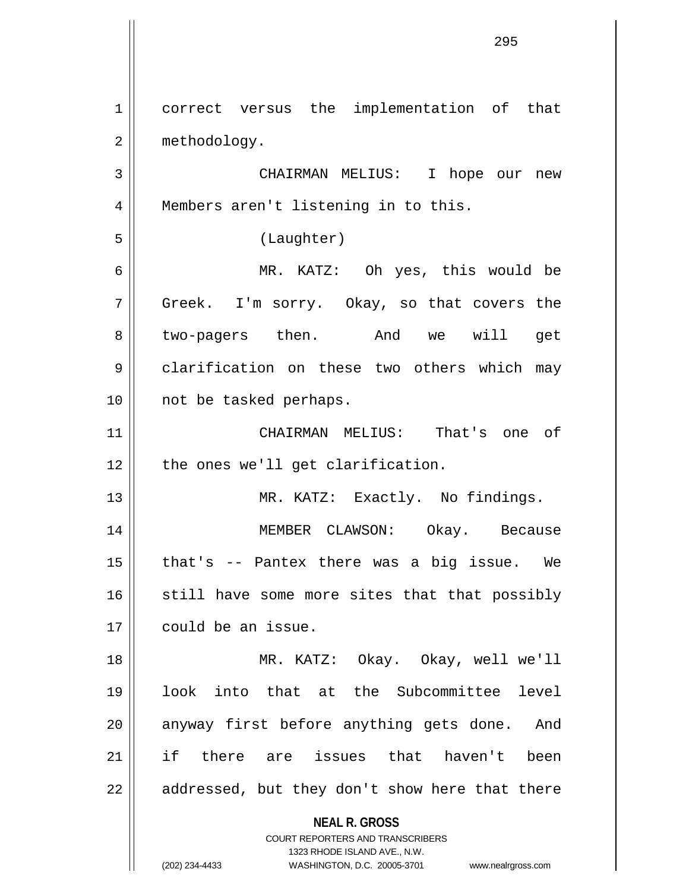correct versus the implementation of that methodology.

CHAIRMAN MELIUS: I hope our new Members aren't listening in to this.

(Laughter)

MR. KATZ: Oh yes, this would be Greek. I'm sorry. Okay, so that covers the two-pagers then. And we will get clarification on these two others which may not be tasked perhaps.

CHAIRMAN MELIUS: That's one of the ones we'll get clarification.

MR. KATZ: Exactly. No findings.

MEMBER CLAWSON: Okay. Because that's -- Pantex there was a big issue. We still have some more sites that that possibly could be an issue.

MR. KATZ: Okay. Okay, well we'll look into that at the Subcommittee level anyway first before anything gets done. And if there are issues that haven't been addressed, but they don't show here that there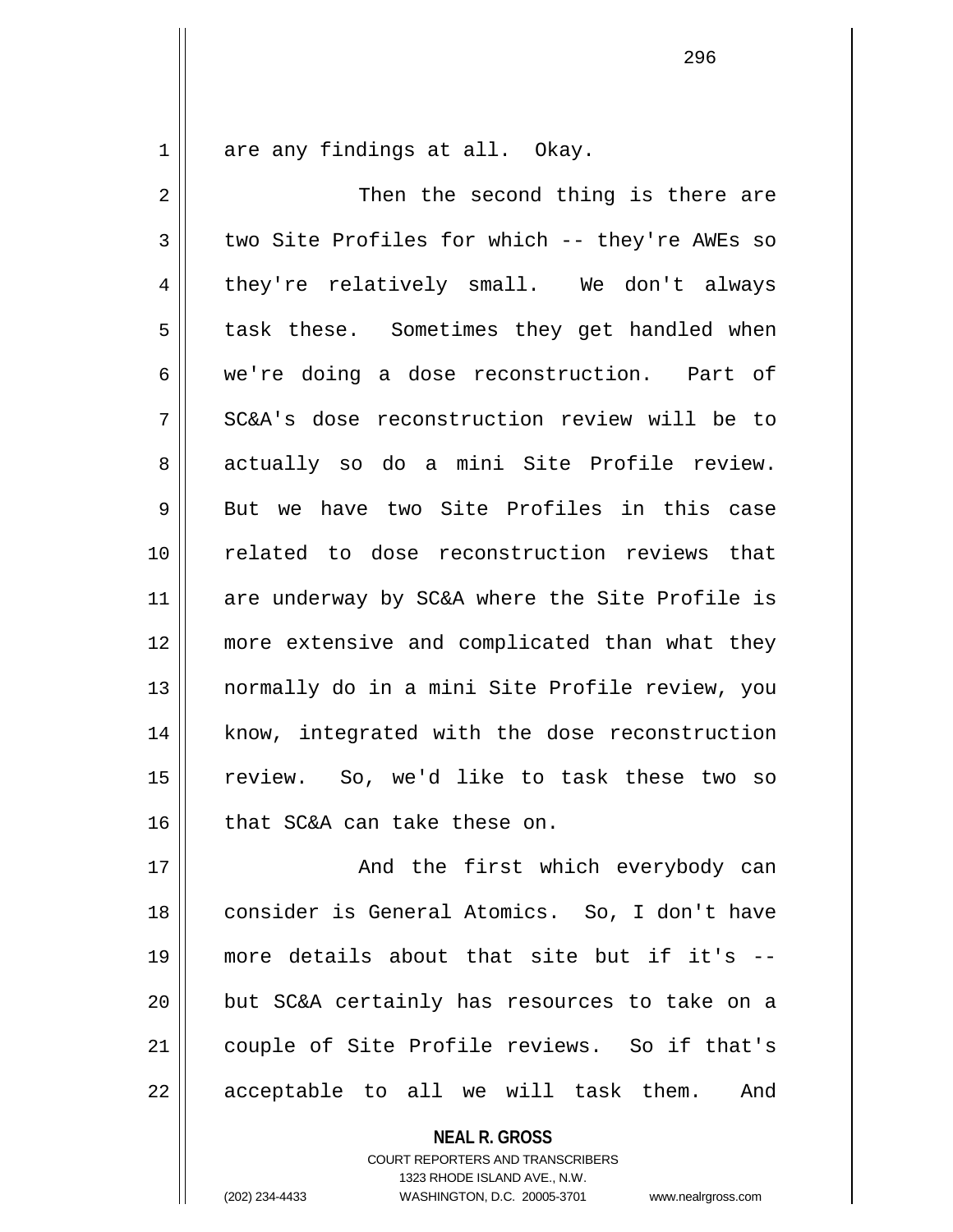are any findings at all. Okay.

Then the second thing is there are two Site Profiles for which -- they're AWEs so they're relatively small. We don't always task these. Sometimes they get handled when we're doing a dose reconstruction. Part of SC&A's dose reconstruction review will be to actually so do a mini Site Profile review. But we have two Site Profiles in this case related to dose reconstruction reviews that are underway by SC&A where the Site Profile is more extensive and complicated than what they normally do in a mini Site Profile review, you know, integrated with the dose reconstruction review. So, we'd like to task these two so that SC&A can take these on.

And the first which everybody can consider is General Atomics. So, I don't have more details about that site but if it's -- but SC&A certainly has resources to take on a couple of Site Profile reviews. So if that's acceptable to all we will task them. And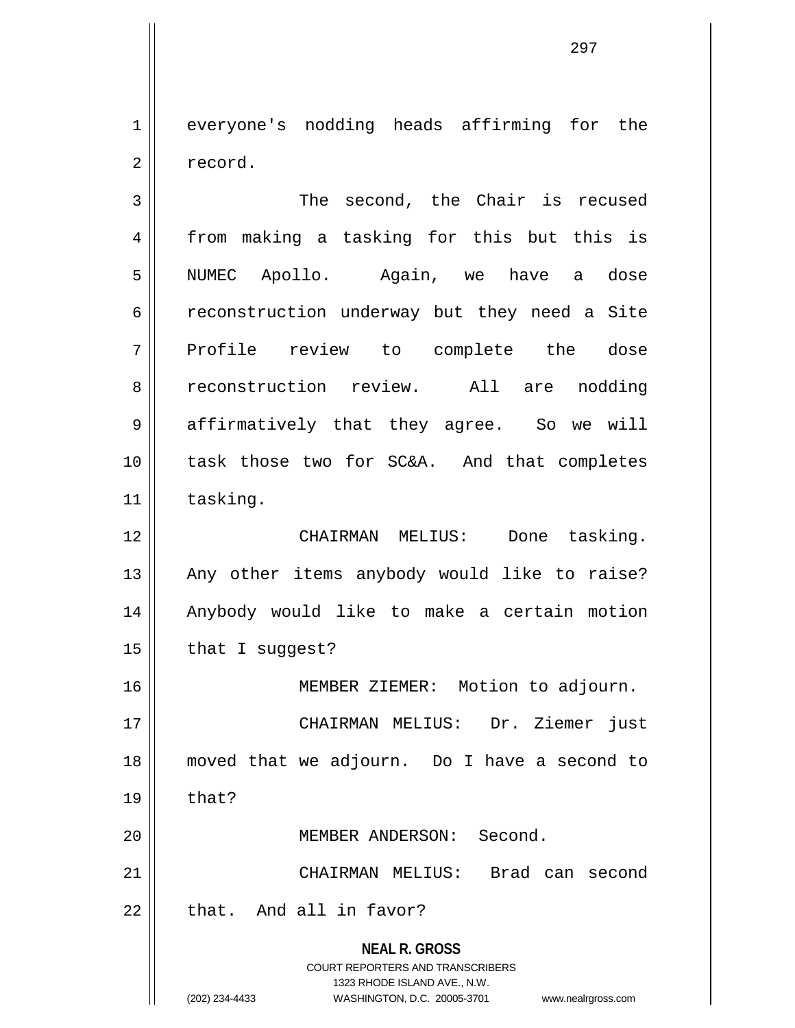everyone's nodding heads affirming for the record.

The second, the Chair is recused from making a tasking for this but this is NUMEC Apollo. Again, we have a dose reconstruction underway but they need a Site Profile review to complete the dose reconstruction review. All are nodding affirmatively that they agree. So we will task those two for SC&A. And that completes tasking.

CHAIRMAN MELIUS: Done tasking. Any other items anybody would like to raise? Anybody would like to make a certain motion that I suggest?

MEMBER ZIEMER: Motion to adjourn.

CHAIRMAN MELIUS: Dr. Ziemer just moved that we adjourn. Do I have a second to that?

MEMBER ANDERSON: Second.

CHAIRMAN MELIUS: Brad can second that. And all in favor?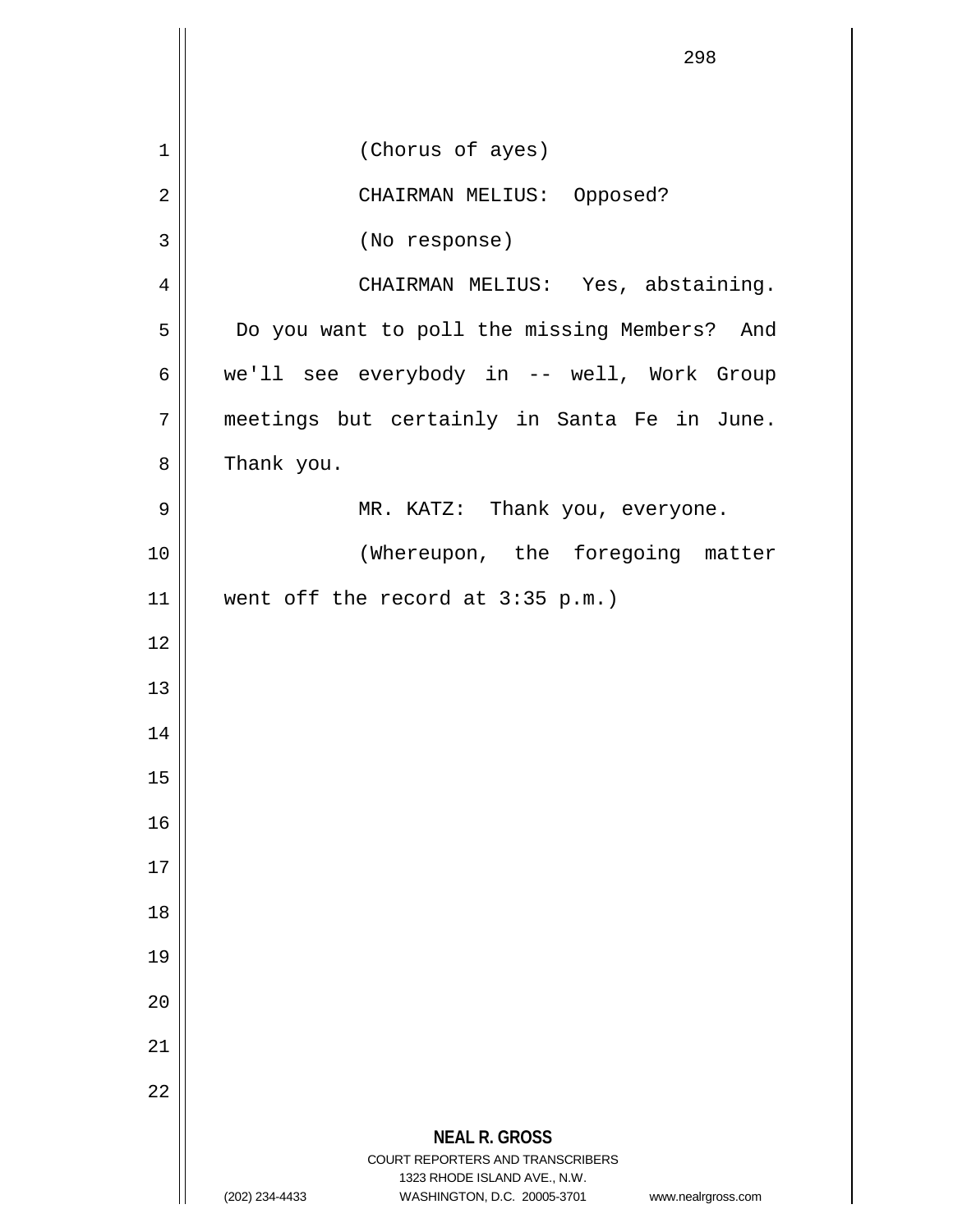(Chorus of ayes)

CHAIRMAN MELIUS: Opposed?

(No response)

CHAIRMAN MELIUS: Yes, abstaining. Do you want to poll the missing Members? And we'll see everybody in -- well, Work Group meetings but certainly in Santa Fe in June. Thank you.

MR. KATZ: Thank you, everyone.

(Whereupon, the foregoing matter went off the record at 3:35 p.m.)